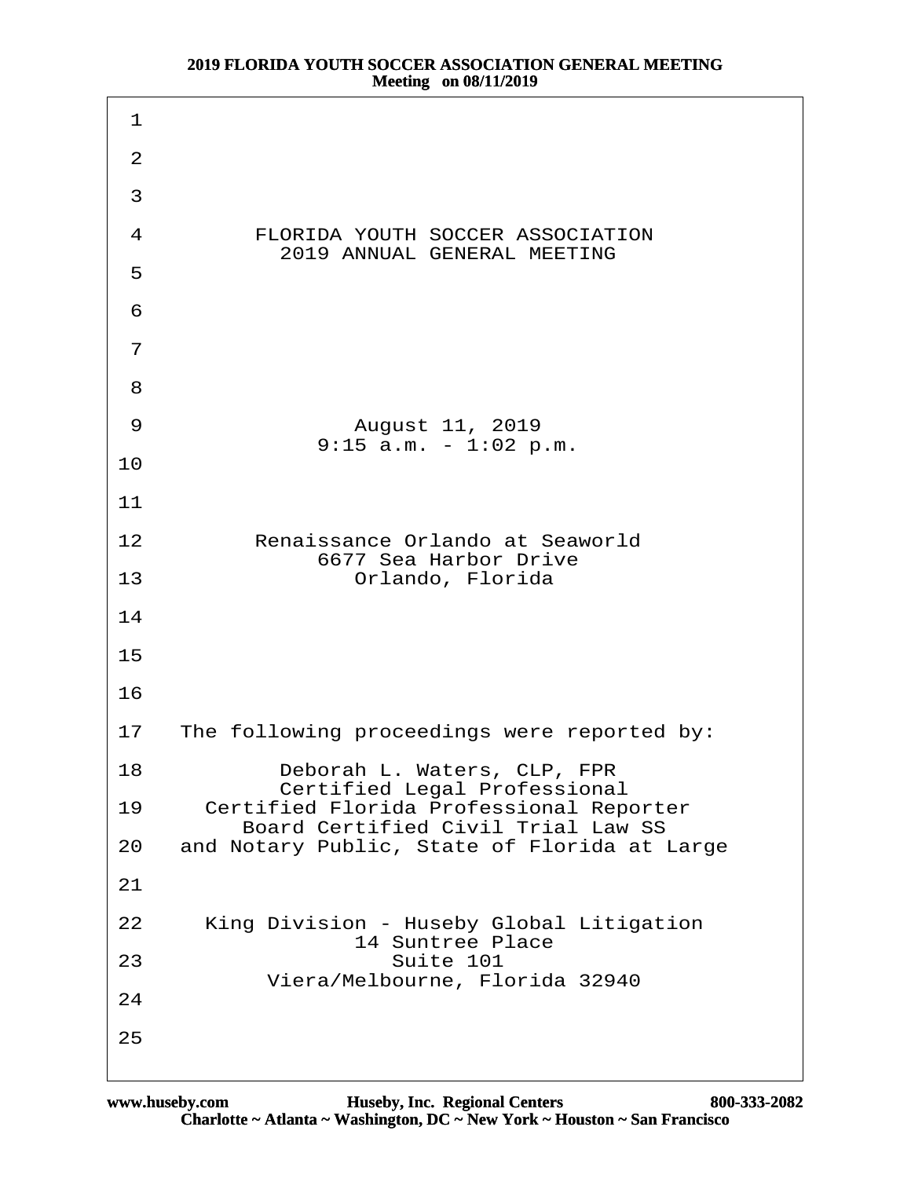# FLORIDA YOUTH SOCCER ASSOCIATION
## 2019 ANNUAL GENERAL MEETING

August 11, 2019
9:15 a.m. - 1:02 p.m.

Renaissance Orlando at Seaworld
6677 Sea Harbor Drive
Orlando, Florida

The following proceedings were reported by:

Deborah L. Waters, CLP, FPR
Certified Legal Professional
Certified Florida Professional Reporter
Board Certified Civil Trial Law SS
and Notary Public, State of Florida at Large

King Division - Huseby Global Litigation
14 Suntree Place
Suite 101
Viera/Melbourne, Florida 32940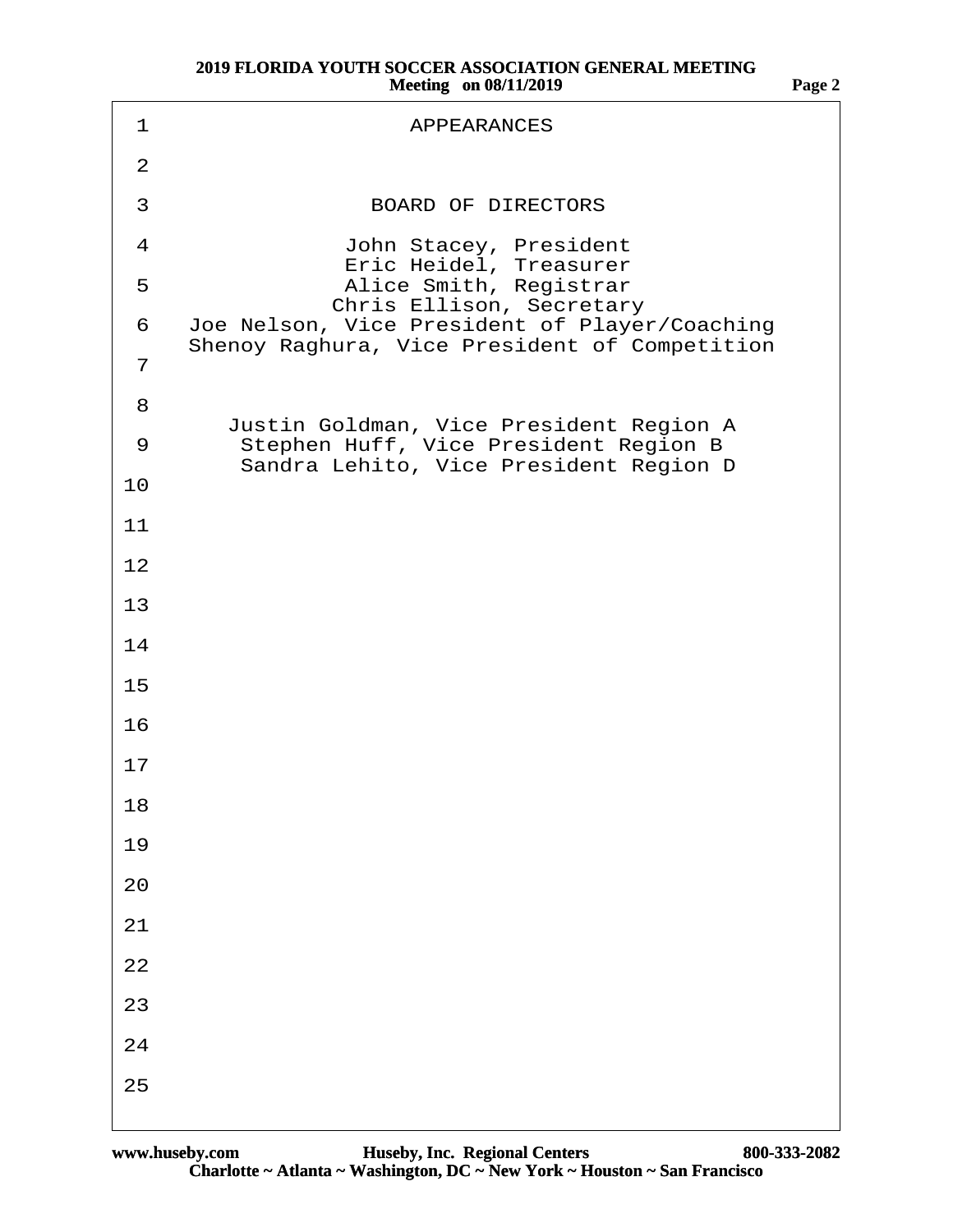## APPEARANCES

### BOARD OF DIRECTORS

John Stacey, President
Eric Heidel, Treasurer
Alice Smith, Registrar
Chris Ellison, Secretary
Joe Nelson, Vice President of Player/Coaching
Shenoy Raghura, Vice President of Competition

Justin Goldman, Vice President Region A
Stephen Huff, Vice President Region B
Sandra Lehito, Vice President Region D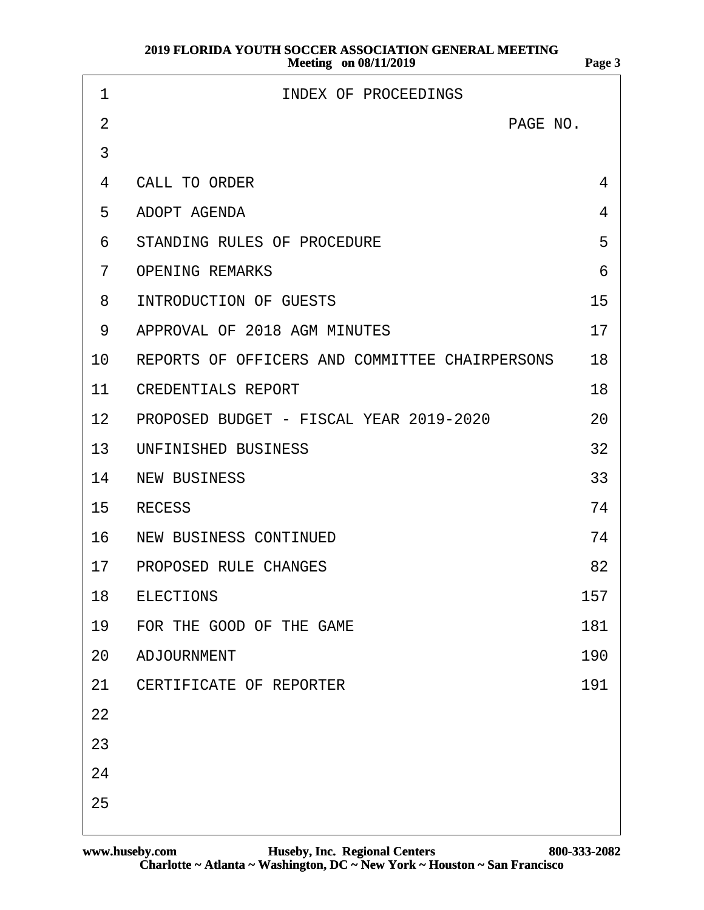# INDEX OF PROCEEDINGS

| | PAGE NO. |
|---|---|
| CALL TO ORDER | 4 |
| ADOPT AGENDA | 4 |
| STANDING RULES OF PROCEDURE | 5 |
| OPENING REMARKS | 6 |
| INTRODUCTION OF GUESTS | 15 |
| APPROVAL OF 2018 AGM MINUTES | 17 |
| REPORTS OF OFFICERS AND COMMITTEE CHAIRPERSONS | 18 |
| CREDENTIALS REPORT | 18 |
| PROPOSED BUDGET - FISCAL YEAR 2019-2020 | 20 |
| UNFINISHED BUSINESS | 32 |
| NEW BUSINESS | 33 |
| RECESS | 74 |
| NEW BUSINESS CONTINUED | 74 |
| PROPOSED RULE CHANGES | 82 |
| ELECTIONS | 157 |
| FOR THE GOOD OF THE GAME | 181 |
| ADJOURNMENT | 190 |
| CERTIFICATE OF REPORTER | 191 |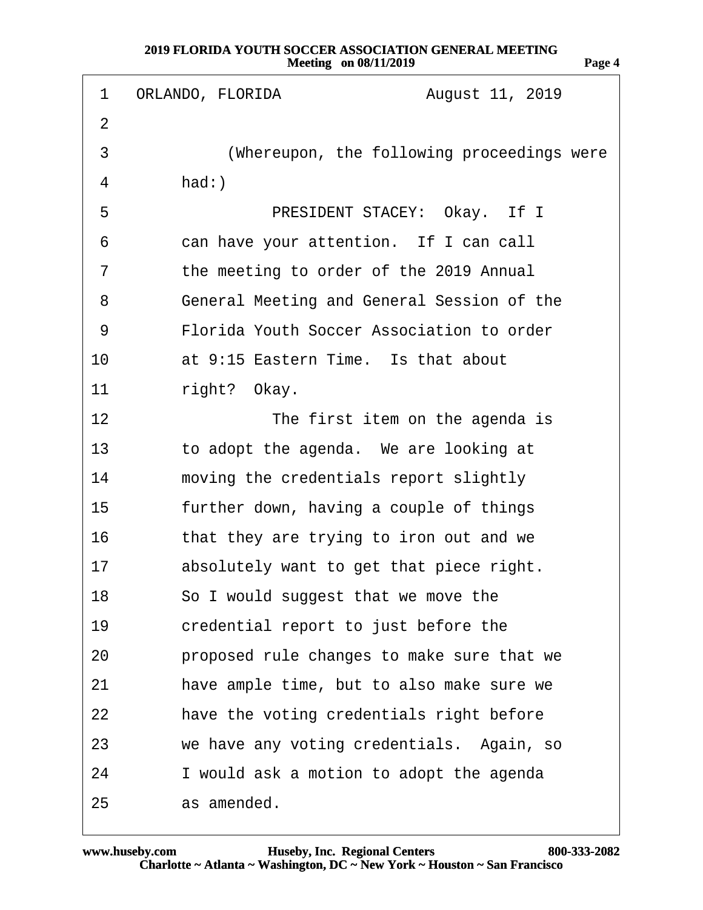ORLANDO, FLORIDA August 11, 2019

(Whereupon, the following proceedings were had:)

PRESIDENT STACEY: Okay. If I can have your attention. If I can call the meeting to order of the 2019 Annual General Meeting and General Session of the Florida Youth Soccer Association to order at 9:15 Eastern Time. Is that about right? Okay.

The first item on the agenda is to adopt the agenda. We are looking at moving the credentials report slightly further down, having a couple of things that they are trying to iron out and we absolutely want to get that piece right. So I would suggest that we move the credential report to just before the proposed rule changes to make sure that we have ample time, but to also make sure we have the voting credentials right before we have any voting credentials. Again, so I would ask a motion to adopt the agenda as amended.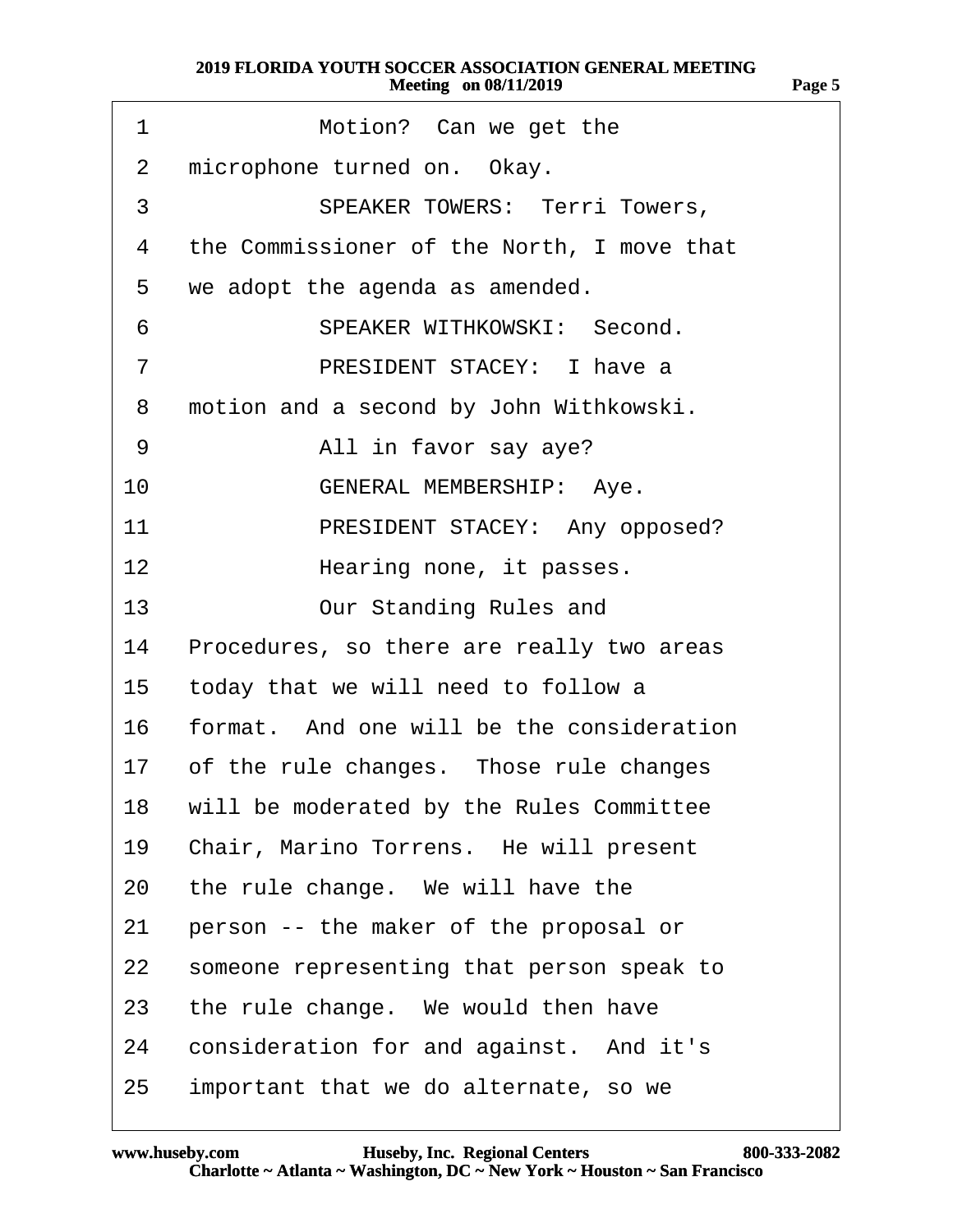1 Motion? Can we get the
2 microphone turned on. Okay.
3 SPEAKER TOWERS: Terri Towers,
4 the Commissioner of the North, I move that
5 we adopt the agenda as amended.
6 SPEAKER WITHKOWSKI: Second.
7 PRESIDENT STACEY: I have a
8 motion and a second by John Withkowski.
9 All in favor say aye?
10 GENERAL MEMBERSHIP: Aye.
11 PRESIDENT STACEY: Any opposed?
12 Hearing none, it passes.
13 Our Standing Rules and
14 Procedures, so there are really two areas
15 today that we will need to follow a
16 format. And one will be the consideration
17 of the rule changes. Those rule changes
18 will be moderated by the Rules Committee
19 Chair, Marino Torrens. He will present
20 the rule change. We will have the
21 person -- the maker of the proposal or
22 someone representing that person speak to
23 the rule change. We would then have
24 consideration for and against. And it's
25 important that we do alternate, so we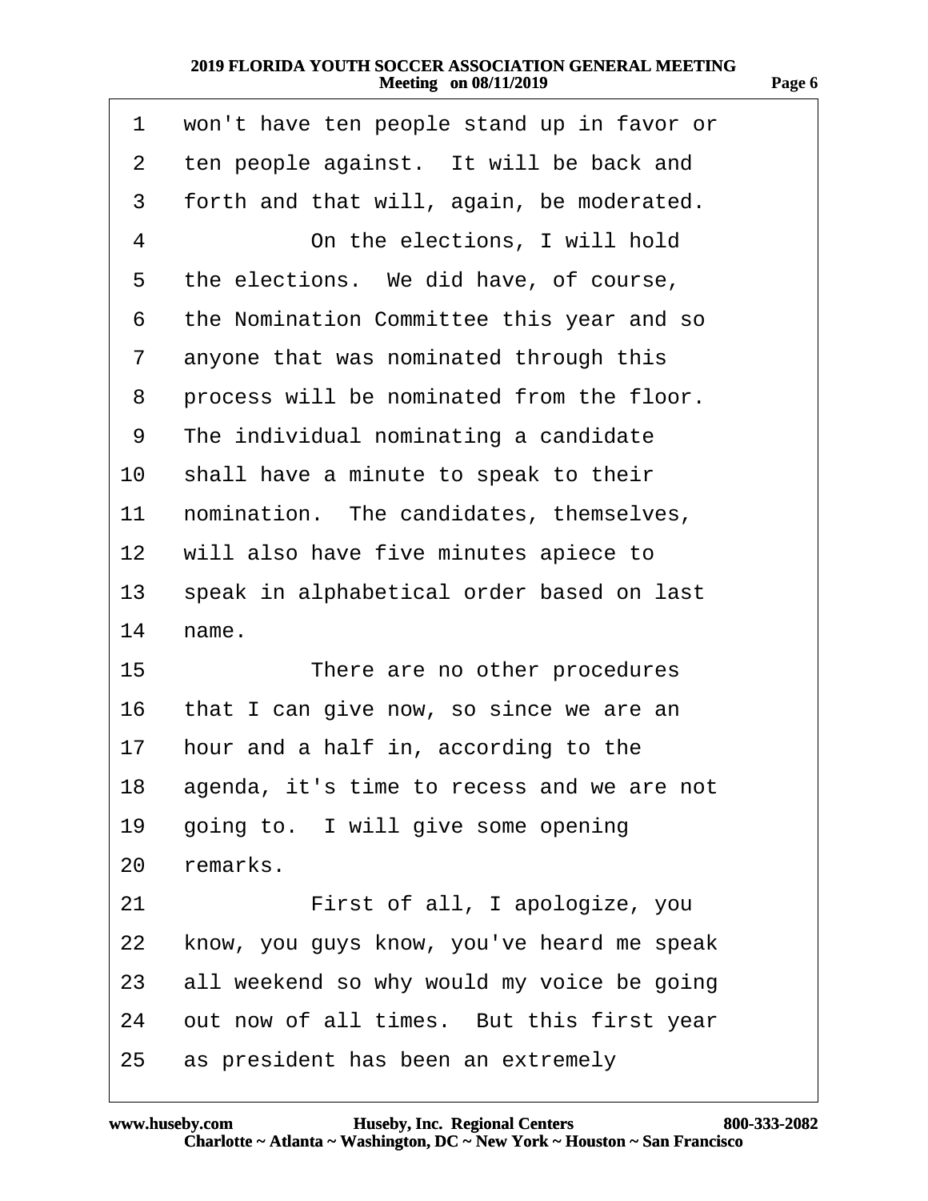1 won't have ten people stand up in favor or
2 ten people against. It will be back and
3 forth and that will, again, be moderated.
4 On the elections, I will hold
5 the elections. We did have, of course,
6 the Nomination Committee this year and so
7 anyone that was nominated through this
8 process will be nominated from the floor.
9 The individual nominating a candidate
10 shall have a minute to speak to their
11 nomination. The candidates, themselves,
12 will also have five minutes apiece to
13 speak in alphabetical order based on last
14 name.
15 There are no other procedures
16 that I can give now, so since we are an
17 hour and a half in, according to the
18 agenda, it's time to recess and we are not
19 going to. I will give some opening
20 remarks.
21 First of all, I apologize, you
22 know, you guys know, you've heard me speak
23 all weekend so why would my voice be going
24 out now of all times. But this first year
25 as president has been an extremely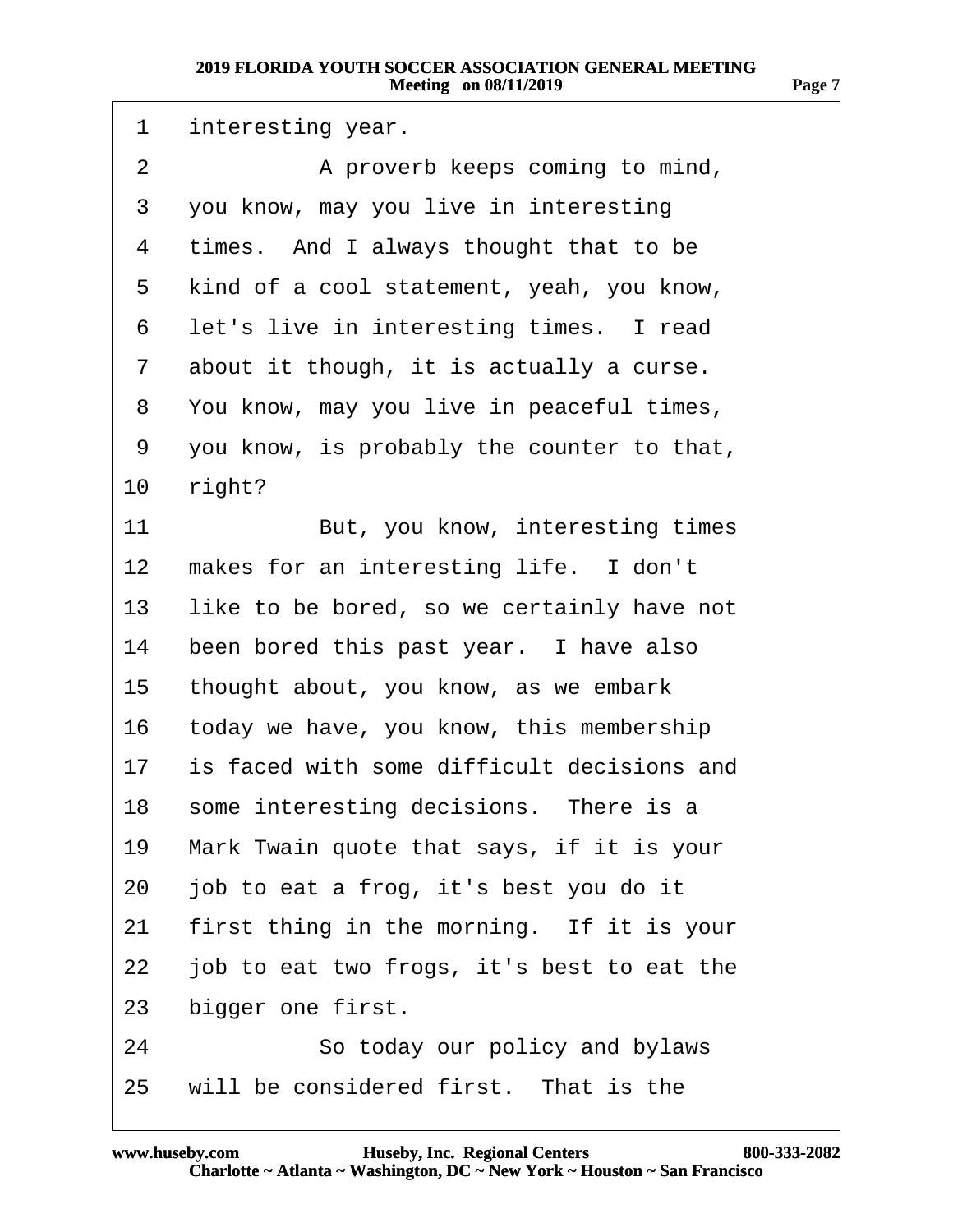1 interesting year.

2 A proverb keeps coming to mind,

3 you know, may you live in interesting

4 times. And I always thought that to be

5 kind of a cool statement, yeah, you know,

6 let's live in interesting times. I read

7 about it though, it is actually a curse.

8 You know, may you live in peaceful times,

9 you know, is probably the counter to that,

10 right?

11 But, you know, interesting times

12 makes for an interesting life. I don't

13 like to be bored, so we certainly have not

14 been bored this past year. I have also

15 thought about, you know, as we embark

16 today we have, you know, this membership

17 is faced with some difficult decisions and

18 some interesting decisions. There is a

19 Mark Twain quote that says, if it is your

20 job to eat a frog, it's best you do it

21 first thing in the morning. If it is your

22 job to eat two frogs, it's best to eat the

23 bigger one first.

24 So today our policy and bylaws

25 will be considered first. That is the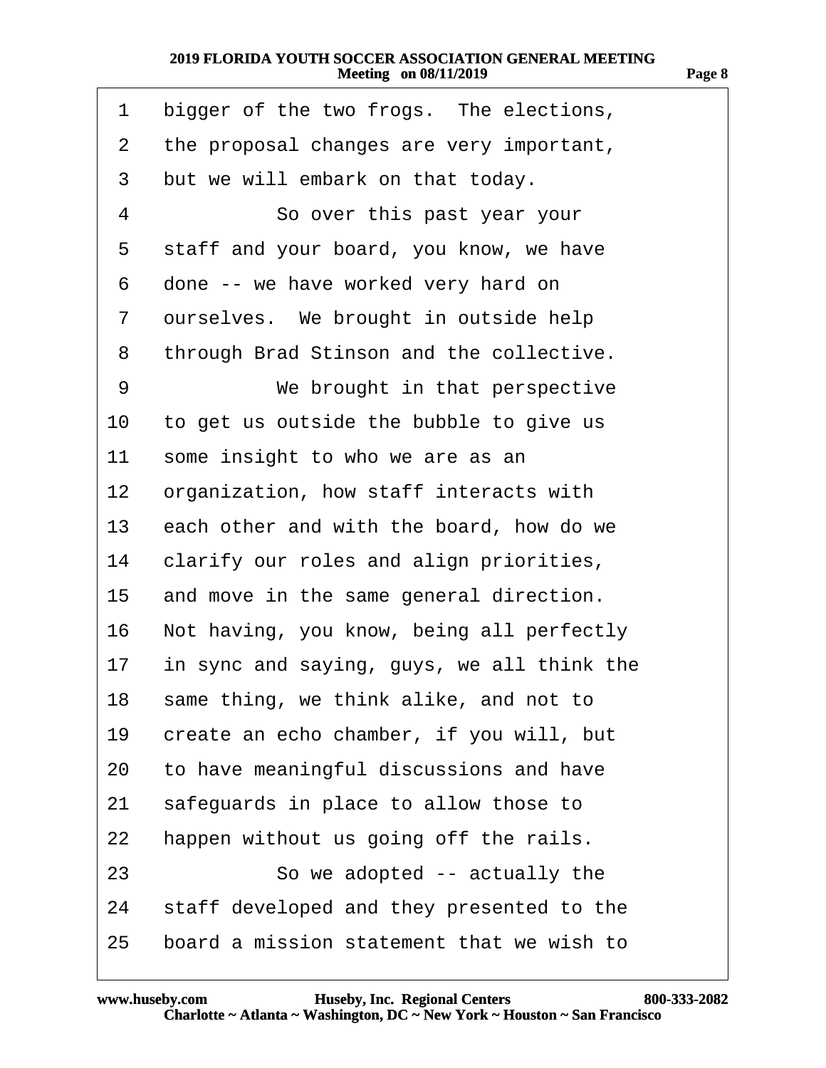1 bigger of the two frogs. The elections,
2 the proposal changes are very important,
3 but we will embark on that today.
4 So over this past year your
5 staff and your board, you know, we have
6 done -- we have worked very hard on
7 ourselves. We brought in outside help
8 through Brad Stinson and the collective.
9 We brought in that perspective
10 to get us outside the bubble to give us
11 some insight to who we are as an
12 organization, how staff interacts with
13 each other and with the board, how do we
14 clarify our roles and align priorities,
15 and move in the same general direction.
16 Not having, you know, being all perfectly
17 in sync and saying, guys, we all think the
18 same thing, we think alike, and not to
19 create an echo chamber, if you will, but
20 to have meaningful discussions and have
21 safeguards in place to allow those to
22 happen without us going off the rails.
23 So we adopted -- actually the
24 staff developed and they presented to the
25 board a mission statement that we wish to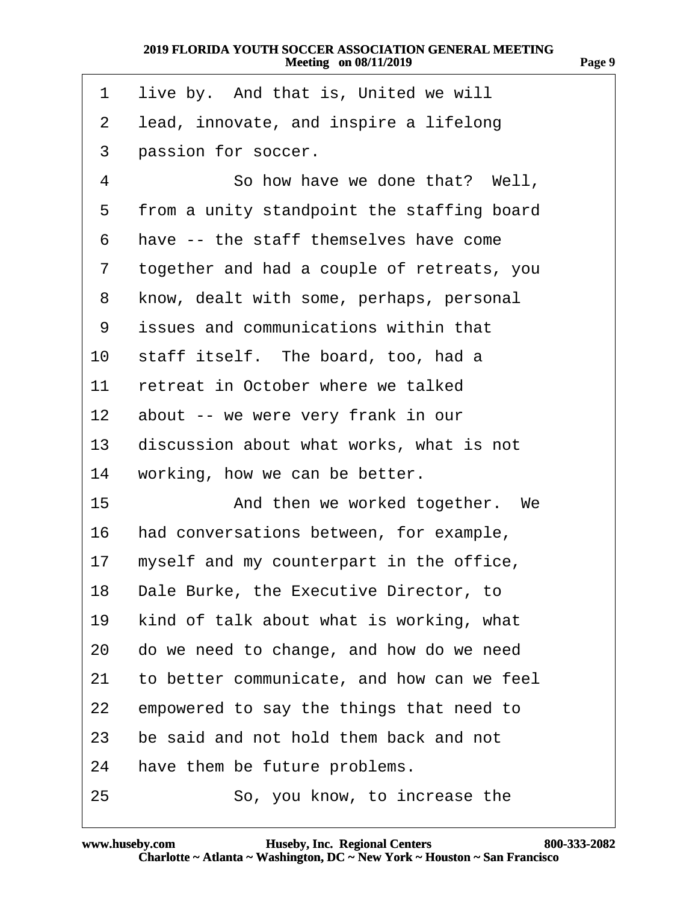1 live by. And that is, United we will
2 lead, innovate, and inspire a lifelong
3 passion for soccer.
4 So how have we done that? Well,
5 from a unity standpoint the staffing board
6 have -- the staff themselves have come
7 together and had a couple of retreats, you
8 know, dealt with some, perhaps, personal
9 issues and communications within that
10 staff itself. The board, too, had a
11 retreat in October where we talked
12 about -- we were very frank in our
13 discussion about what works, what is not
14 working, how we can be better.
15 And then we worked together. We
16 had conversations between, for example,
17 myself and my counterpart in the office,
18 Dale Burke, the Executive Director, to
19 kind of talk about what is working, what
20 do we need to change, and how do we need
21 to better communicate, and how can we feel
22 empowered to say the things that need to
23 be said and not hold them back and not
24 have them be future problems.
25 So, you know, to increase the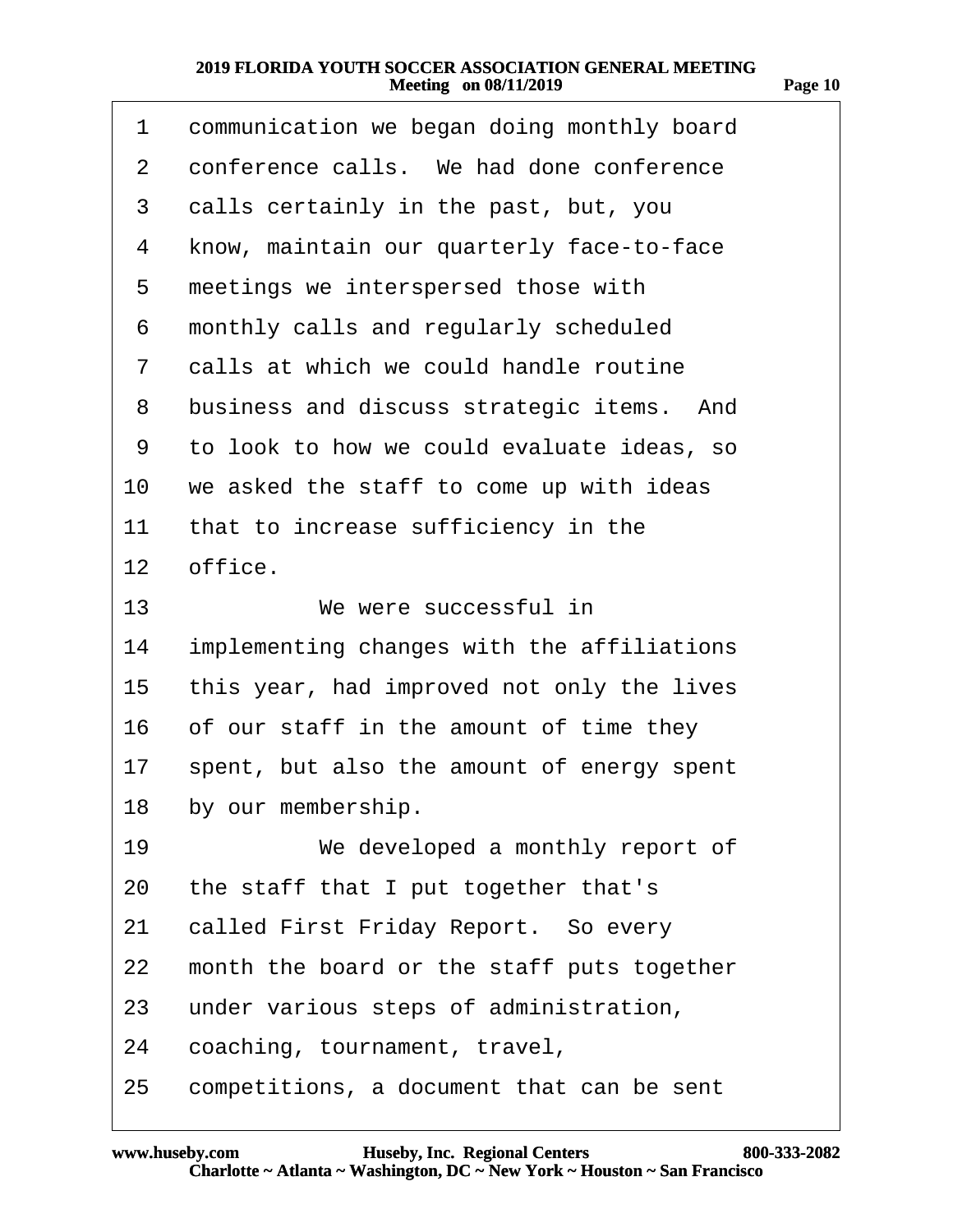1 communication we began doing monthly board
2 conference calls.  We had done conference
3 calls certainly in the past, but, you
4 know, maintain our quarterly face-to-face
5 meetings we interspersed those with
6 monthly calls and regularly scheduled
7 calls at which we could handle routine
8 business and discuss strategic items.  And
9 to look to how we could evaluate ideas, so
10 we asked the staff to come up with ideas
11 that to increase sufficiency in the
12 office.
13 We were successful in
14 implementing changes with the affiliations
15 this year, had improved not only the lives
16 of our staff in the amount of time they
17 spent, but also the amount of energy spent
18 by our membership.
19 We developed a monthly report of
20 the staff that I put together that's
21 called First Friday Report.  So every
22 month the board or the staff puts together
23 under various steps of administration,
24 coaching, tournament, travel,
25 competitions, a document that can be sent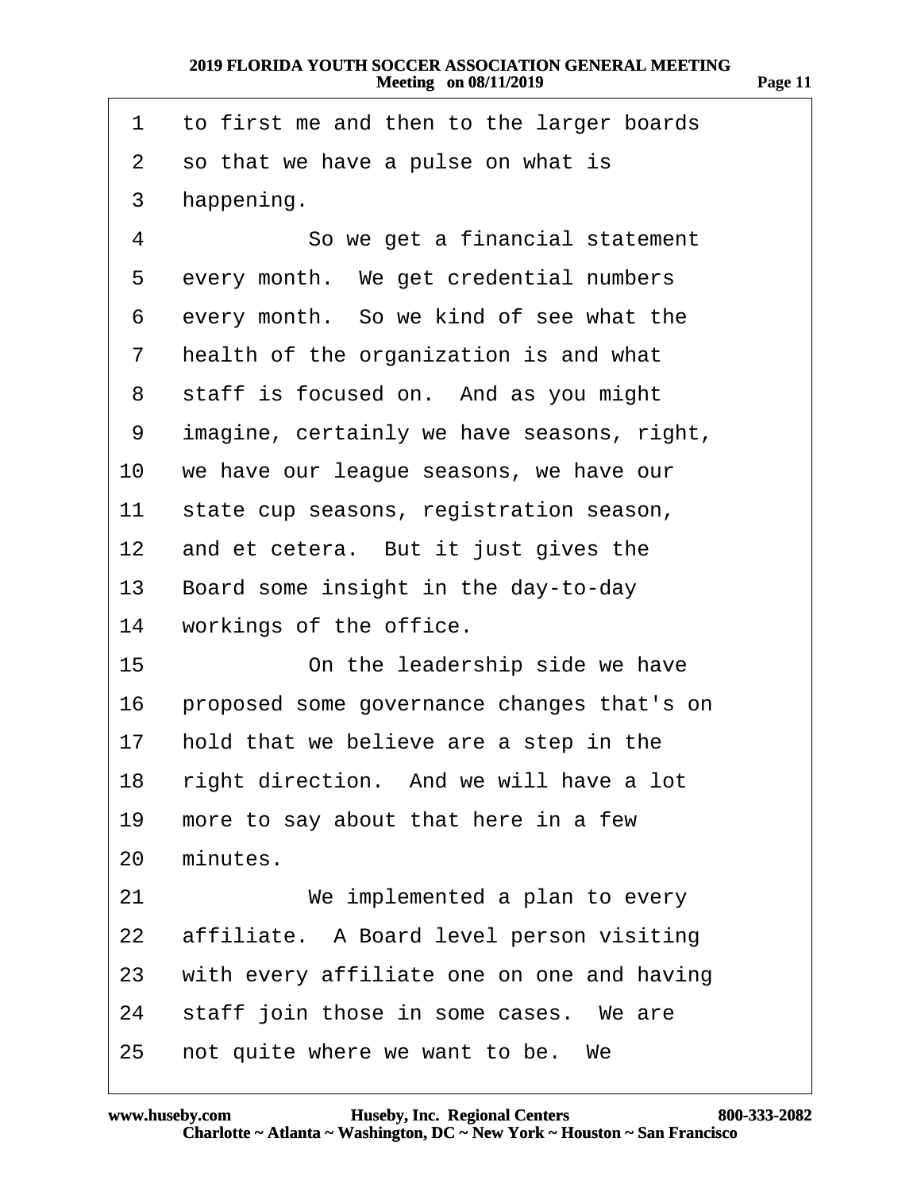1 to first me and then to the larger boards
2 so that we have a pulse on what is
3 happening.
4 So we get a financial statement
5 every month. We get credential numbers
6 every month. So we kind of see what the
7 health of the organization is and what
8 staff is focused on. And as you might
9 imagine, certainly we have seasons, right,
10 we have our league seasons, we have our
11 state cup seasons, registration season,
12 and et cetera. But it just gives the
13 Board some insight in the day-to-day
14 workings of the office.
15 On the leadership side we have
16 proposed some governance changes that's on
17 hold that we believe are a step in the
18 right direction. And we will have a lot
19 more to say about that here in a few
20 minutes.
21 We implemented a plan to every
22 affiliate. A Board level person visiting
23 with every affiliate one on one and having
24 staff join those in some cases. We are
25 not quite where we want to be. We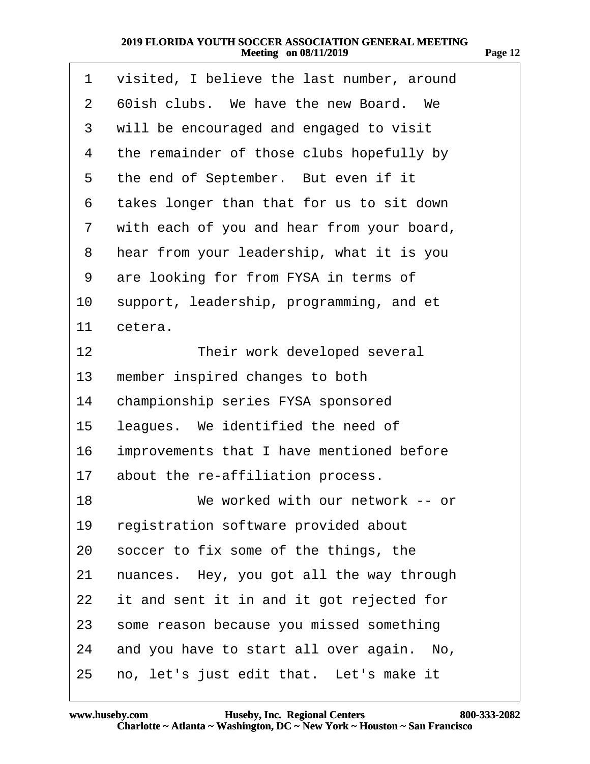1 visited, I believe the last number, around
2 60ish clubs. We have the new Board. We
3 will be encouraged and engaged to visit
4 the remainder of those clubs hopefully by
5 the end of September. But even if it
6 takes longer than that for us to sit down
7 with each of you and hear from your board,
8 hear from your leadership, what it is you
9 are looking for from FYSA in terms of
10 support, leadership, programming, and et
11 cetera.
12 Their work developed several
13 member inspired changes to both
14 championship series FYSA sponsored
15 leagues. We identified the need of
16 improvements that I have mentioned before
17 about the re-affiliation process.
18 We worked with our network -- or
19 registration software provided about
20 soccer to fix some of the things, the
21 nuances. Hey, you got all the way through
22 it and sent it in and it got rejected for
23 some reason because you missed something
24 and you have to start all over again. No,
25 no, let's just edit that. Let's make it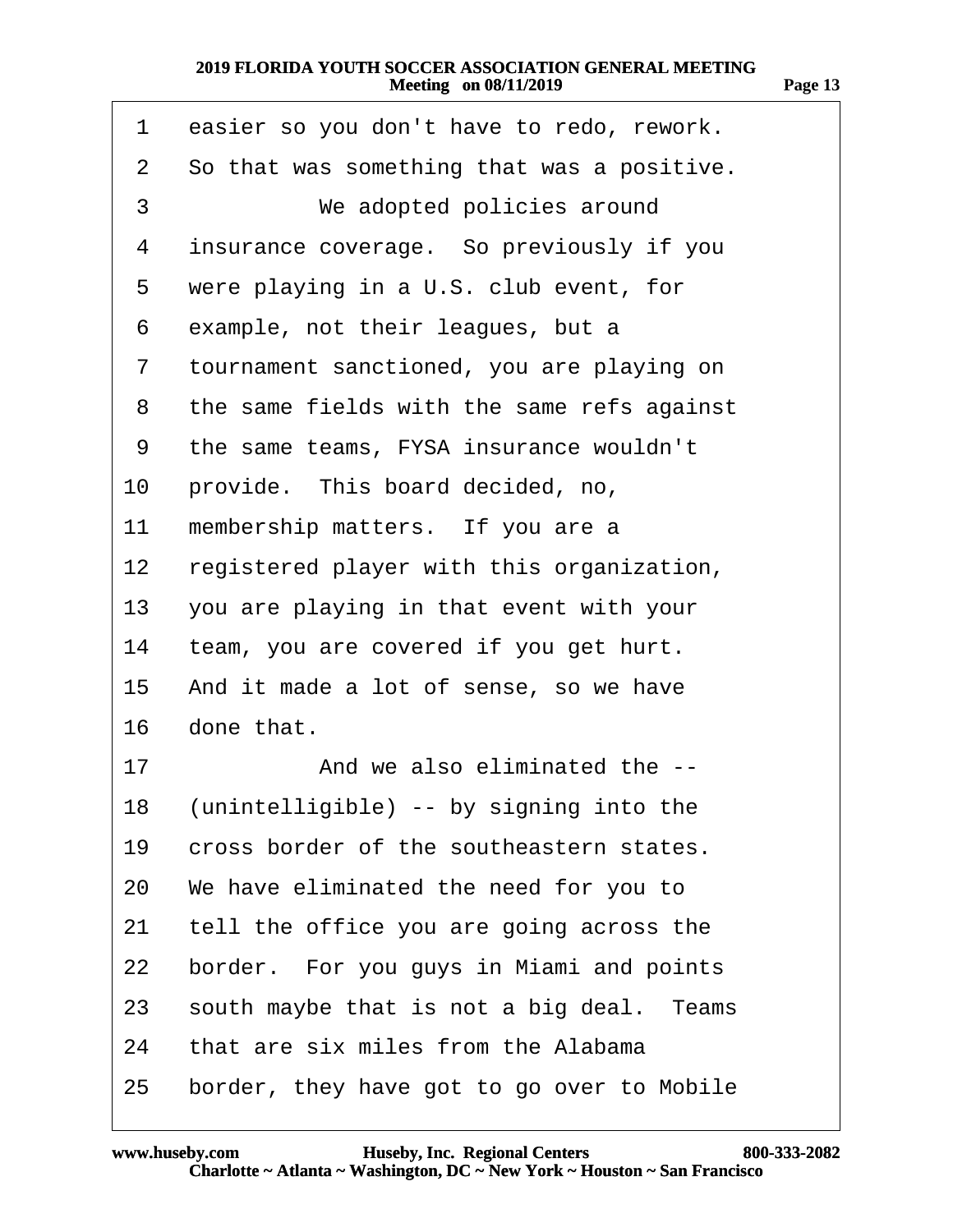easier so you don't have to redo, rework. So that was something that was a positive.

We adopted policies around insurance coverage. So previously if you were playing in a U.S. club event, for example, not their leagues, but a tournament sanctioned, you are playing on the same fields with the same refs against the same teams, FYSA insurance wouldn't provide. This board decided, no, membership matters. If you are a registered player with this organization, you are playing in that event with your team, you are covered if you get hurt. And it made a lot of sense, so we have done that.

And we also eliminated the -- (unintelligible) -- by signing into the cross border of the southeastern states. We have eliminated the need for you to tell the office you are going across the border. For you guys in Miami and points south maybe that is not a big deal. Teams that are six miles from the Alabama border, they have got to go over to Mobile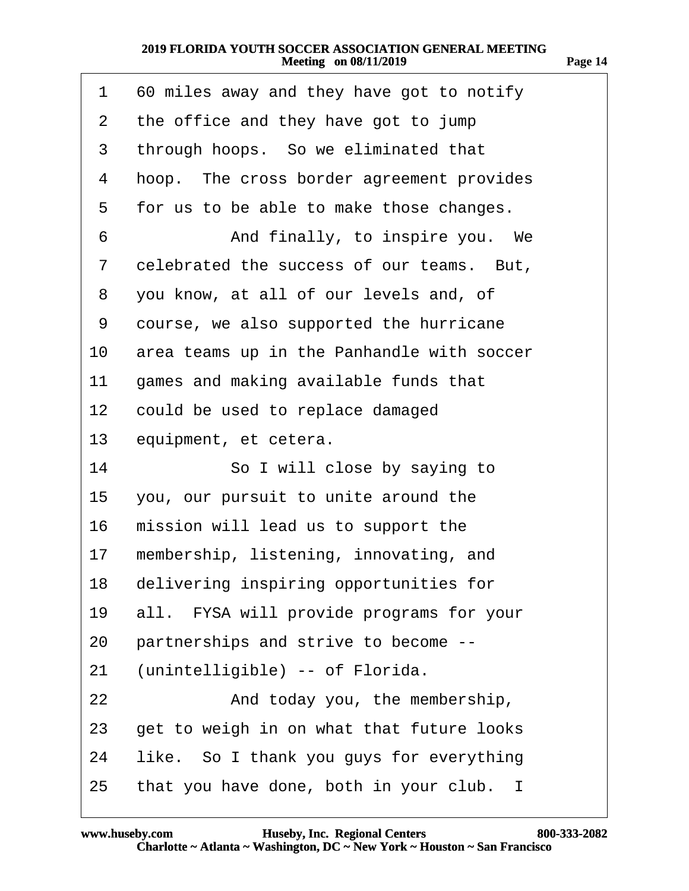1 60 miles away and they have got to notify
2 the office and they have got to jump
3 through hoops. So we eliminated that
4 hoop. The cross border agreement provides
5 for us to be able to make those changes.
6 And finally, to inspire you. We
7 celebrated the success of our teams. But,
8 you know, at all of our levels and, of
9 course, we also supported the hurricane
10 area teams up in the Panhandle with soccer
11 games and making available funds that
12 could be used to replace damaged
13 equipment, et cetera.
14 So I will close by saying to
15 you, our pursuit to unite around the
16 mission will lead us to support the
17 membership, listening, innovating, and
18 delivering inspiring opportunities for
19 all. FYSA will provide programs for your
20 partnerships and strive to become --
21 (unintelligible) -- of Florida.
22 And today you, the membership,
23 get to weigh in on what that future looks
24 like. So I thank you guys for everything
25 that you have done, both in your club. I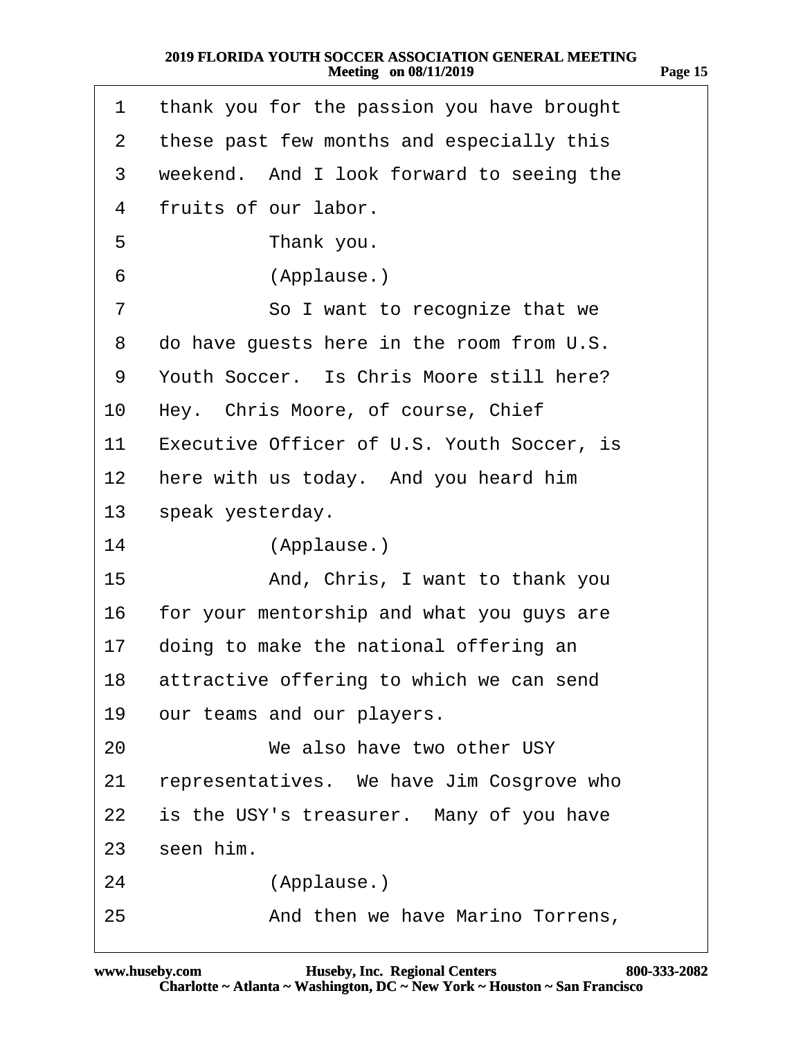1 thank you for the passion you have brought
2 these past few months and especially this
3 weekend. And I look forward to seeing the
4 fruits of our labor.
5 Thank you.
6 (Applause.)
7 So I want to recognize that we
8 do have guests here in the room from U.S.
9 Youth Soccer. Is Chris Moore still here?
10 Hey. Chris Moore, of course, Chief
11 Executive Officer of U.S. Youth Soccer, is
12 here with us today. And you heard him
13 speak yesterday.
14 (Applause.)
15 And, Chris, I want to thank you
16 for your mentorship and what you guys are
17 doing to make the national offering an
18 attractive offering to which we can send
19 our teams and our players.
20 We also have two other USY
21 representatives. We have Jim Cosgrove who
22 is the USY's treasurer. Many of you have
23 seen him.
24 (Applause.)
25 And then we have Marino Torrens,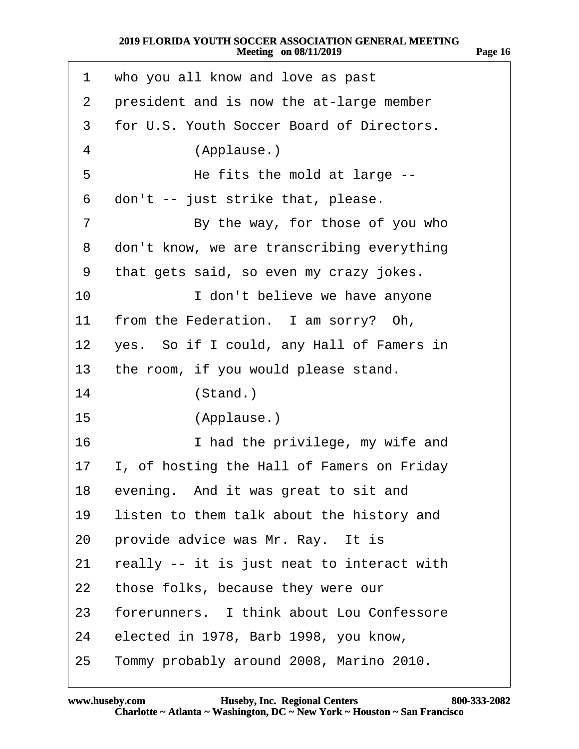1 who you all know and love as past
2 president and is now the at-large member
3 for U.S. Youth Soccer Board of Directors.
4 (Applause.)
5 He fits the mold at large --
6 don't -- just strike that, please.
7 By the way, for those of you who
8 don't know, we are transcribing everything
9 that gets said, so even my crazy jokes.
10 I don't believe we have anyone
11 from the Federation. I am sorry? Oh,
12 yes. So if I could, any Hall of Famers in
13 the room, if you would please stand.
14 (Stand.)
15 (Applause.)
16 I had the privilege, my wife and
17 I, of hosting the Hall of Famers on Friday
18 evening. And it was great to sit and
19 listen to them talk about the history and
20 provide advice was Mr. Ray. It is
21 really -- it is just neat to interact with
22 those folks, because they were our
23 forerunners. I think about Lou Confessore
24 elected in 1978, Barb 1998, you know,
25 Tommy probably around 2008, Marino 2010.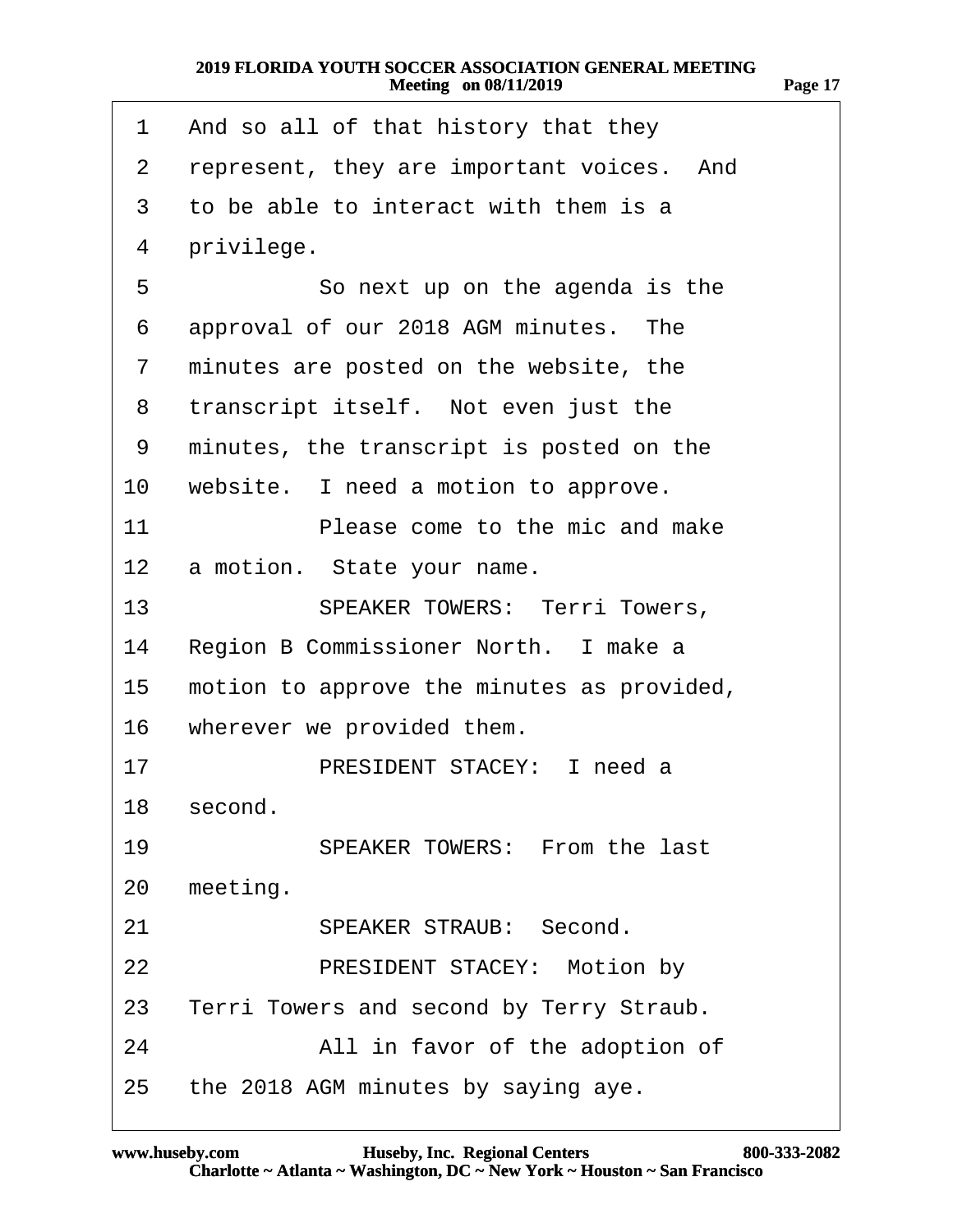1 And so all of that history that they

2 represent, they are important voices. And

3 to be able to interact with them is a

4 privilege.

5 So next up on the agenda is the

6 approval of our 2018 AGM minutes. The

7 minutes are posted on the website, the

8 transcript itself. Not even just the

9 minutes, the transcript is posted on the

10 website. I need a motion to approve.

11 Please come to the mic and make

12 a motion. State your name.

13 SPEAKER TOWERS: Terri Towers,

14 Region B Commissioner North. I make a

15 motion to approve the minutes as provided,

16 wherever we provided them.

17 PRESIDENT STACEY: I need a

18 second.

19 SPEAKER TOWERS: From the last

20 meeting.

21 SPEAKER STRAUB: Second.

22 PRESIDENT STACEY: Motion by

23 Terri Towers and second by Terry Straub.

24 All in favor of the adoption of

25 the 2018 AGM minutes by saying aye.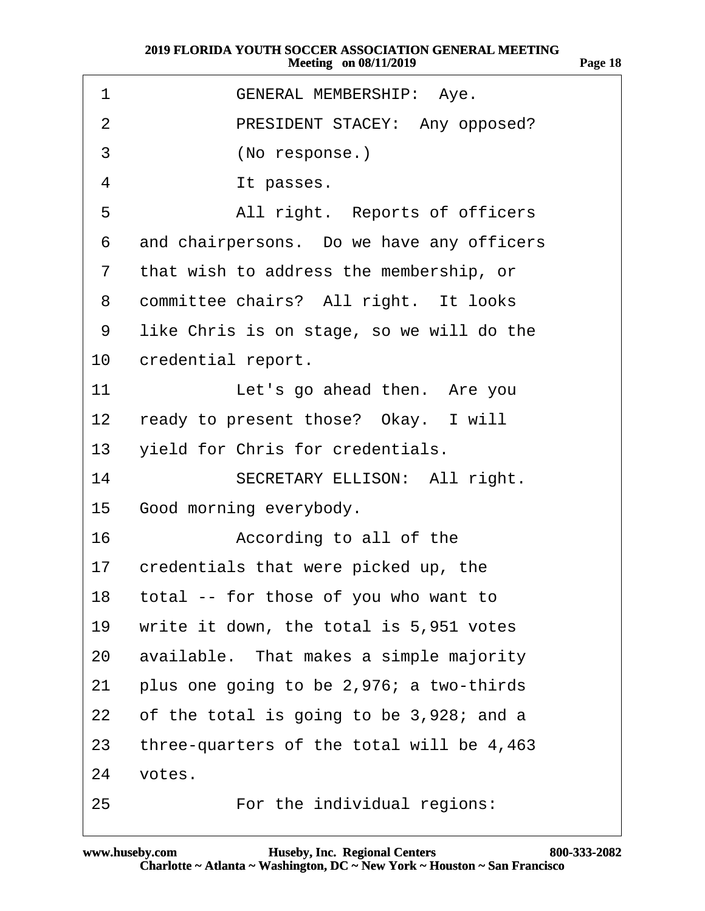GENERAL MEMBERSHIP: Aye.

PRESIDENT STACEY: Any opposed?

(No response.)

It passes.

All right. Reports of officers and chairpersons. Do we have any officers that wish to address the membership, or committee chairs? All right. It looks like Chris is on stage, so we will do the credential report.

Let's go ahead then. Are you ready to present those? Okay. I will yield for Chris for credentials.

SECRETARY ELLISON: All right. Good morning everybody.

According to all of the credentials that were picked up, the total -- for those of you who want to write it down, the total is 5,951 votes available. That makes a simple majority plus one going to be 2,976; a two-thirds of the total is going to be 3,928; and a three-quarters of the total will be 4,463 votes.

For the individual regions: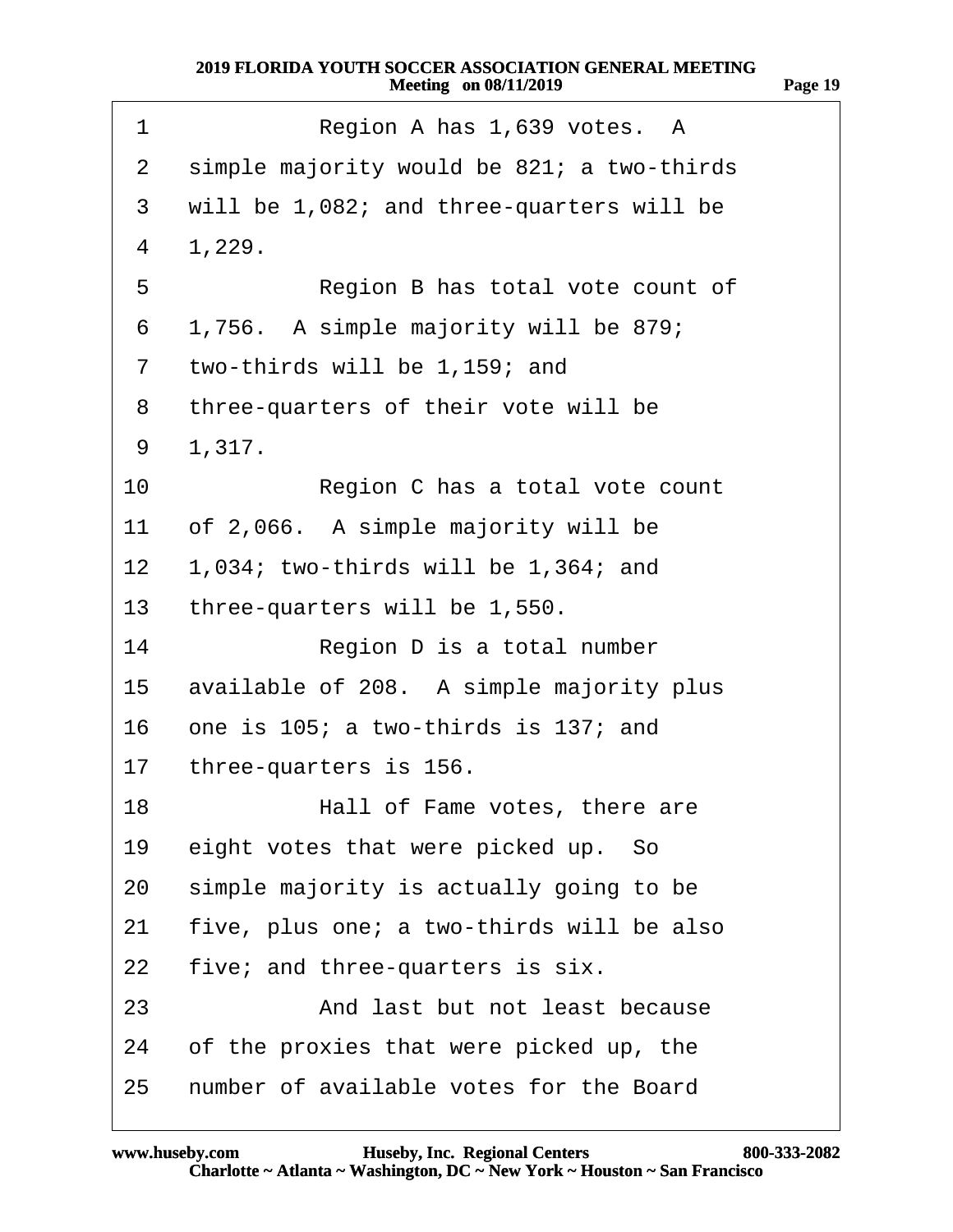1 Region A has 1,639 votes. A
2 simple majority would be 821; a two-thirds
3 will be 1,082; and three-quarters will be
4 1,229.
5 Region B has total vote count of
6 1,756. A simple majority will be 879;
7 two-thirds will be 1,159; and
8 three-quarters of their vote will be
9 1,317.
10 Region C has a total vote count
11 of 2,066. A simple majority will be
12 1,034; two-thirds will be 1,364; and
13 three-quarters will be 1,550.
14 Region D is a total number
15 available of 208. A simple majority plus
16 one is 105; a two-thirds is 137; and
17 three-quarters is 156.
18 Hall of Fame votes, there are
19 eight votes that were picked up. So
20 simple majority is actually going to be
21 five, plus one; a two-thirds will be also
22 five; and three-quarters is six.
23 And last but not least because
24 of the proxies that were picked up, the
25 number of available votes for the Board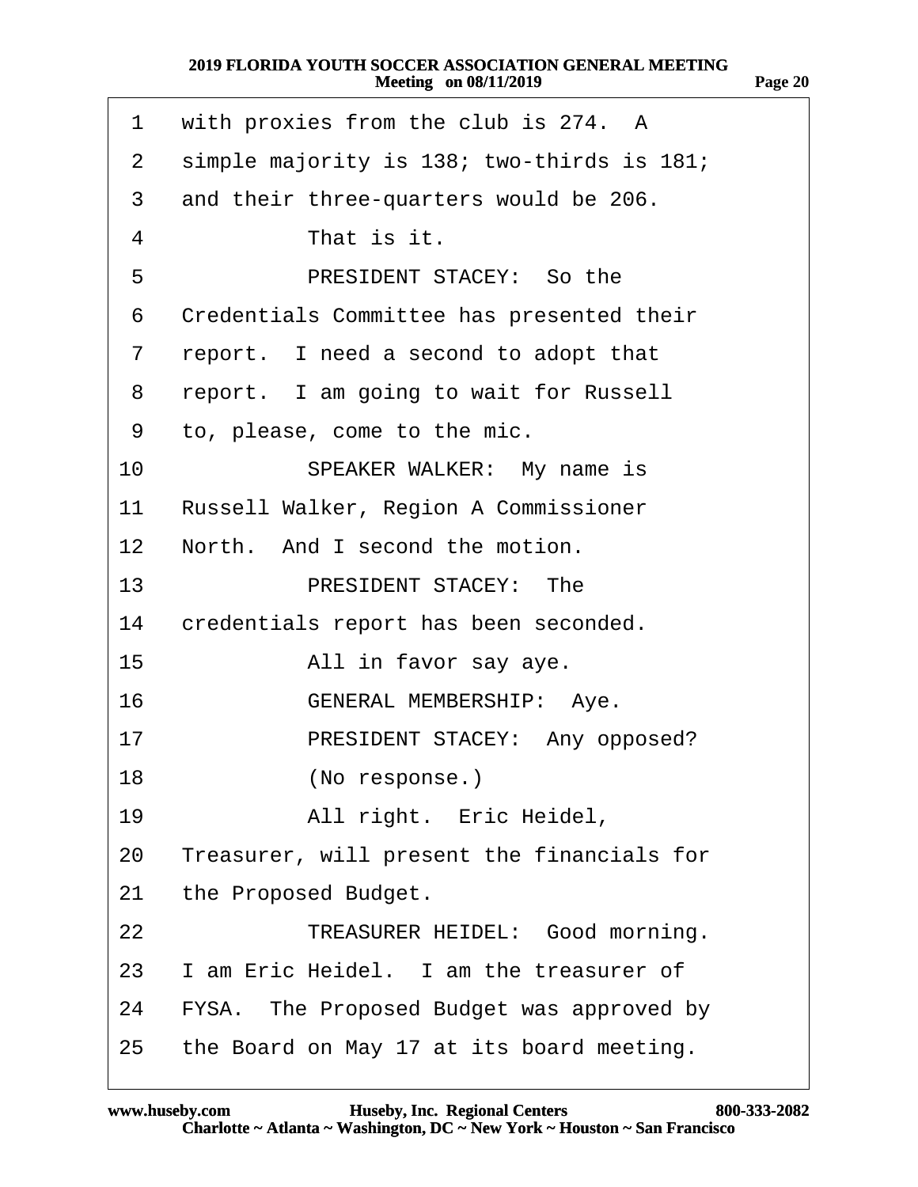1 with proxies from the club is 274. A
2 simple majority is 138; two-thirds is 181;
3 and their three-quarters would be 206.
4 That is it.
5 PRESIDENT STACEY: So the
6 Credentials Committee has presented their
7 report. I need a second to adopt that
8 report. I am going to wait for Russell
9 to, please, come to the mic.
10 SPEAKER WALKER: My name is
11 Russell Walker, Region A Commissioner
12 North. And I second the motion.
13 PRESIDENT STACEY: The
14 credentials report has been seconded.
15 All in favor say aye.
16 GENERAL MEMBERSHIP: Aye.
17 PRESIDENT STACEY: Any opposed?
18 (No response.)
19 All right. Eric Heidel,
20 Treasurer, will present the financials for
21 the Proposed Budget.
22 TREASURER HEIDEL: Good morning.
23 I am Eric Heidel. I am the treasurer of
24 FYSA. The Proposed Budget was approved by
25 the Board on May 17 at its board meeting.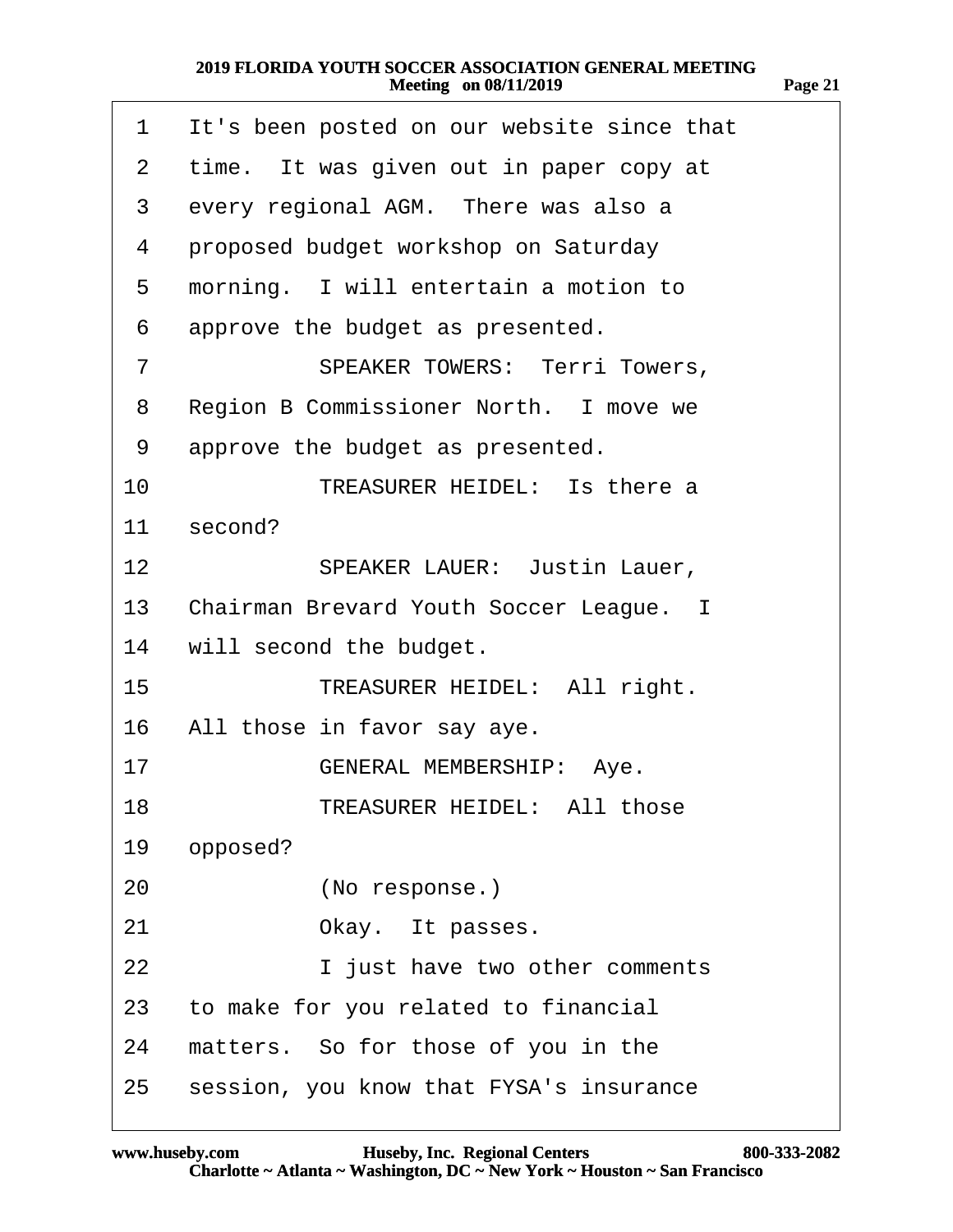1 It's been posted on our website since that
2 time. It was given out in paper copy at
3 every regional AGM. There was also a
4 proposed budget workshop on Saturday
5 morning. I will entertain a motion to
6 approve the budget as presented.
7 SPEAKER TOWERS: Terri Towers,
8 Region B Commissioner North. I move we
9 approve the budget as presented.
10 TREASURER HEIDEL: Is there a
11 second?
12 SPEAKER LAUER: Justin Lauer,
13 Chairman Brevard Youth Soccer League. I
14 will second the budget.
15 TREASURER HEIDEL: All right.
16 All those in favor say aye.
17 GENERAL MEMBERSHIP: Aye.
18 TREASURER HEIDEL: All those
19 opposed?
20 (No response.)
21 Okay. It passes.
22 I just have two other comments
23 to make for you related to financial
24 matters. So for those of you in the
25 session, you know that FYSA's insurance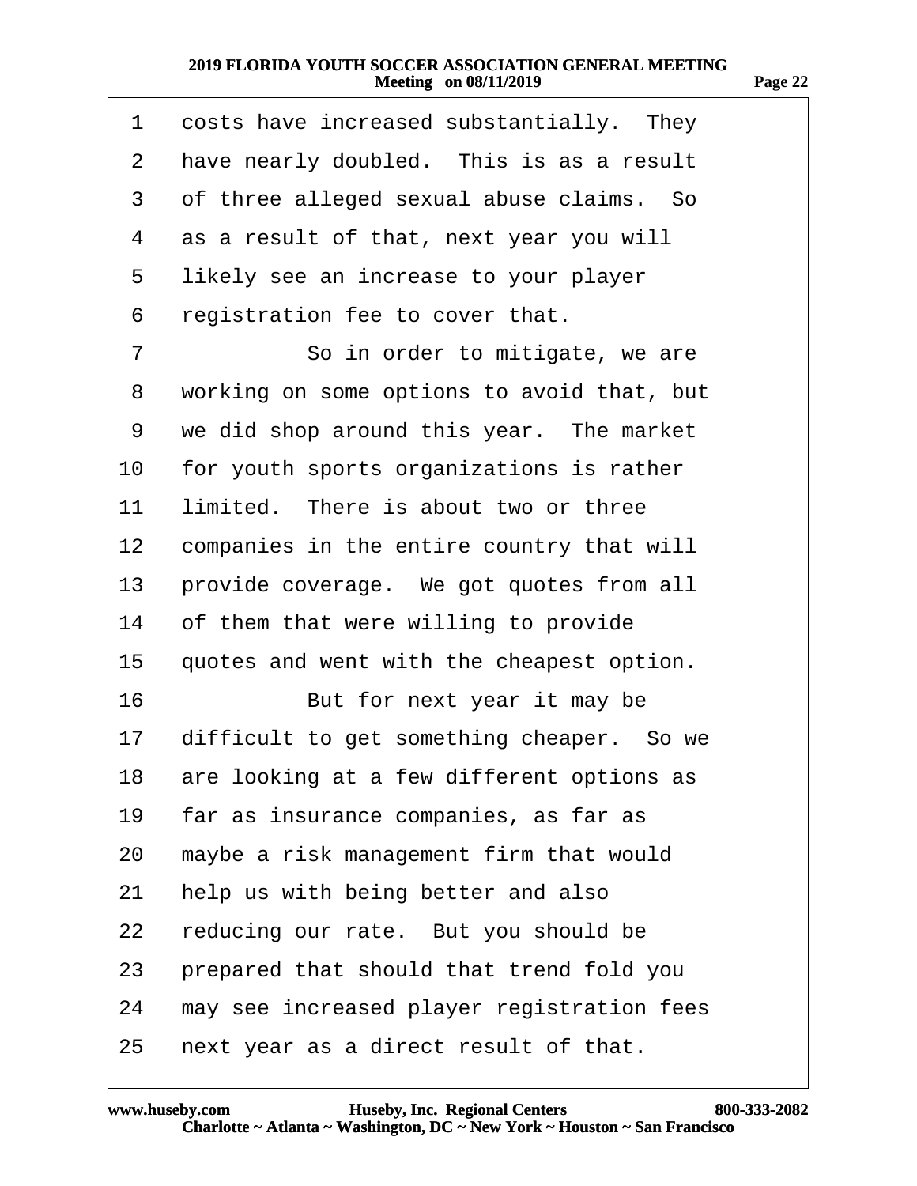costs have increased substantially. They have nearly doubled. This is as a result of three alleged sexual abuse claims. So as a result of that, next year you will likely see an increase to your player registration fee to cover that.

So in order to mitigate, we are working on some options to avoid that, but we did shop around this year. The market for youth sports organizations is rather limited. There is about two or three companies in the entire country that will provide coverage. We got quotes from all of them that were willing to provide quotes and went with the cheapest option.

But for next year it may be difficult to get something cheaper. So we are looking at a few different options as far as insurance companies, as far as maybe a risk management firm that would help us with being better and also reducing our rate. But you should be prepared that should that trend fold you may see increased player registration fees next year as a direct result of that.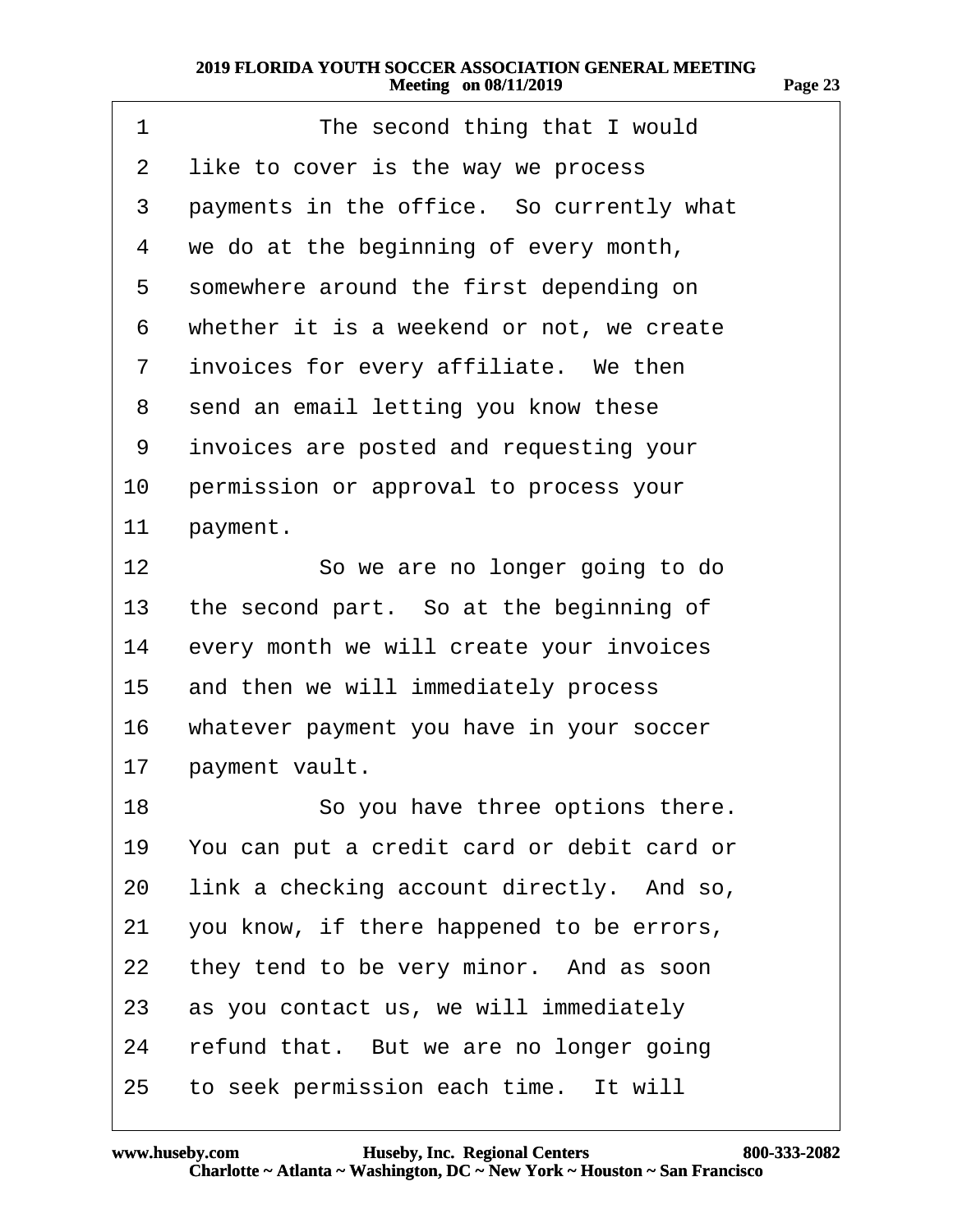The second thing that I would like to cover is the way we process payments in the office. So currently what we do at the beginning of every month, somewhere around the first depending on whether it is a weekend or not, we create invoices for every affiliate. We then send an email letting you know these invoices are posted and requesting your permission or approval to process your payment.

So we are no longer going to do the second part. So at the beginning of every month we will create your invoices and then we will immediately process whatever payment you have in your soccer payment vault.

So you have three options there. You can put a credit card or debit card or link a checking account directly. And so, you know, if there happened to be errors, they tend to be very minor. And as soon as you contact us, we will immediately refund that. But we are no longer going to seek permission each time. It will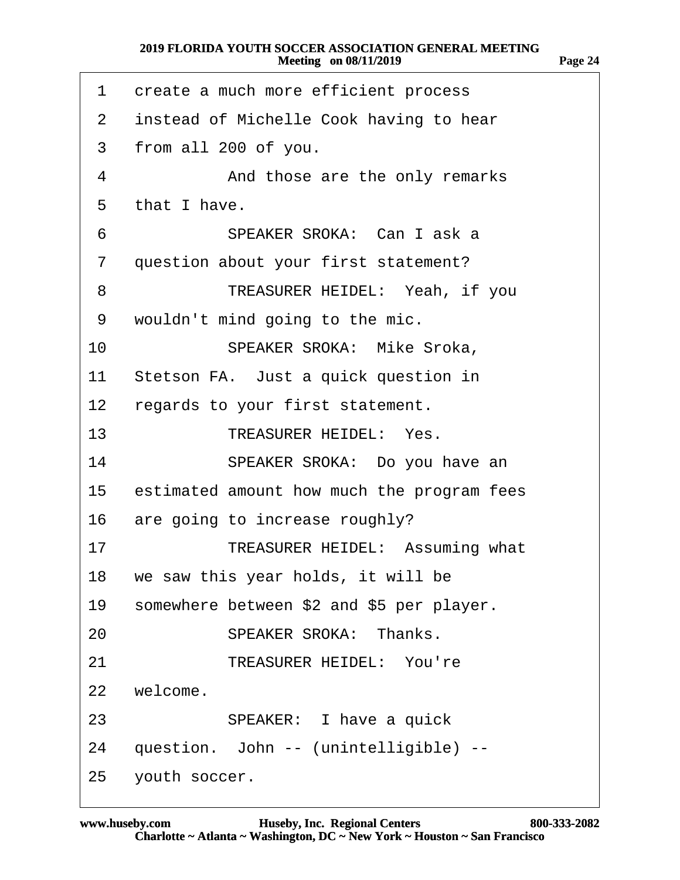1 create a much more efficient process

2 instead of Michelle Cook having to hear

3 from all 200 of you.

4 And those are the only remarks

5 that I have.

6 SPEAKER SROKA: Can I ask a

7 question about your first statement?

8 TREASURER HEIDEL: Yeah, if you

9 wouldn't mind going to the mic.

10 SPEAKER SROKA: Mike Sroka,

11 Stetson FA. Just a quick question in

12 regards to your first statement.

13 TREASURER HEIDEL: Yes.

14 SPEAKER SROKA: Do you have an

15 estimated amount how much the program fees

16 are going to increase roughly?

17 TREASURER HEIDEL: Assuming what

18 we saw this year holds, it will be

19 somewhere between $2 and $5 per player.

20 SPEAKER SROKA: Thanks.

21 TREASURER HEIDEL: You're

22 welcome.

23 SPEAKER: I have a quick

24 question. John -- (unintelligible) --

25 youth soccer.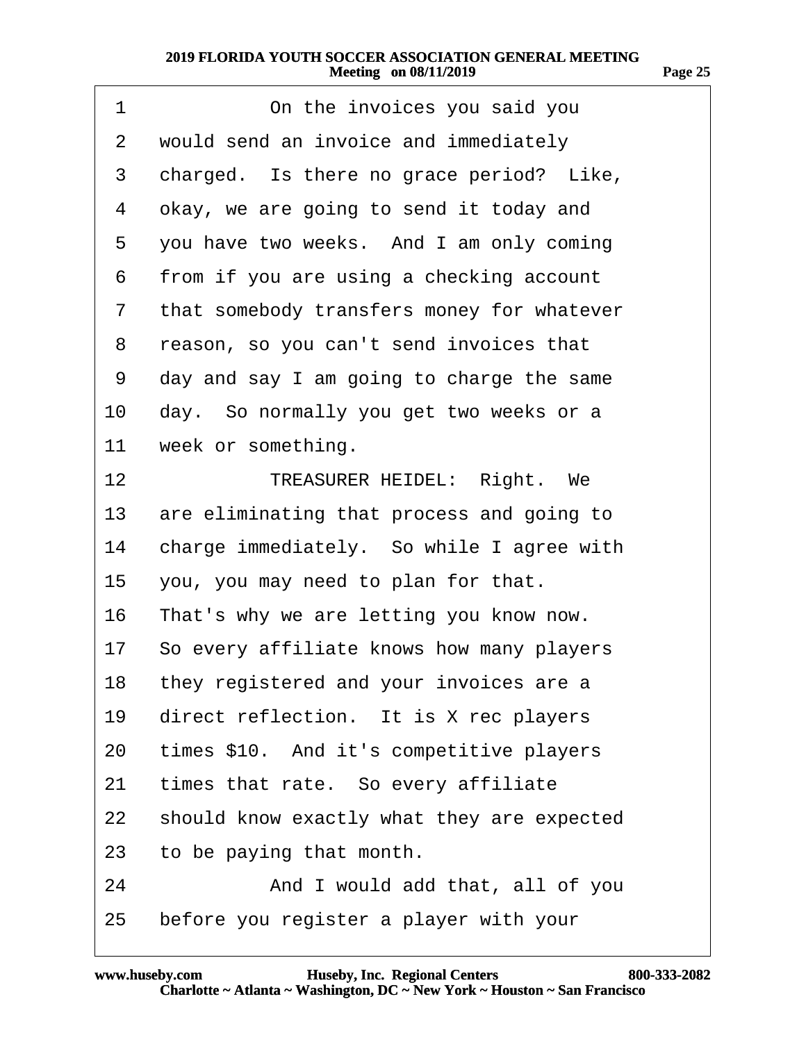1 On the invoices you said you
2 would send an invoice and immediately
3 charged. Is there no grace period? Like,
4 okay, we are going to send it today and
5 you have two weeks. And I am only coming
6 from if you are using a checking account
7 that somebody transfers money for whatever
8 reason, so you can't send invoices that
9 day and say I am going to charge the same
10 day. So normally you get two weeks or a
11 week or something.
12 TREASURER HEIDEL: Right. We
13 are eliminating that process and going to
14 charge immediately. So while I agree with
15 you, you may need to plan for that.
16 That's why we are letting you know now.
17 So every affiliate knows how many players
18 they registered and your invoices are a
19 direct reflection. It is X rec players
20 times $10. And it's competitive players
21 times that rate. So every affiliate
22 should know exactly what they are expected
23 to be paying that month.
24 And I would add that, all of you
25 before you register a player with your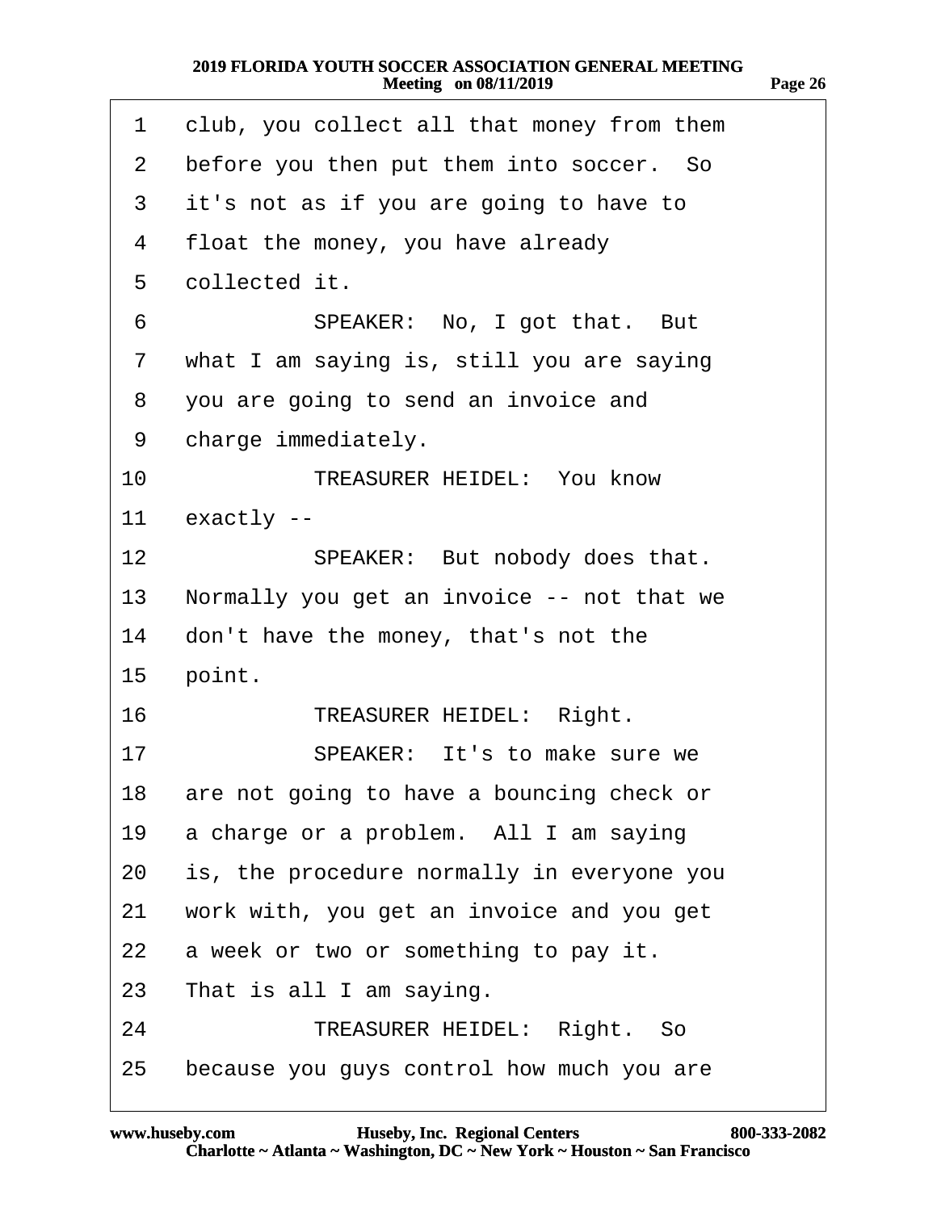1 club, you collect all that money from them
2 before you then put them into soccer. So
3 it's not as if you are going to have to
4 float the money, you have already
5 collected it.
6 SPEAKER: No, I got that. But
7 what I am saying is, still you are saying
8 you are going to send an invoice and
9 charge immediately.
10 TREASURER HEIDEL: You know
11 exactly --
12 SPEAKER: But nobody does that.
13 Normally you get an invoice -- not that we
14 don't have the money, that's not the
15 point.
16 TREASURER HEIDEL: Right.
17 SPEAKER: It's to make sure we
18 are not going to have a bouncing check or
19 a charge or a problem. All I am saying
20 is, the procedure normally in everyone you
21 work with, you get an invoice and you get
22 a week or two or something to pay it.
23 That is all I am saying.
24 TREASURER HEIDEL: Right. So
25 because you guys control how much you are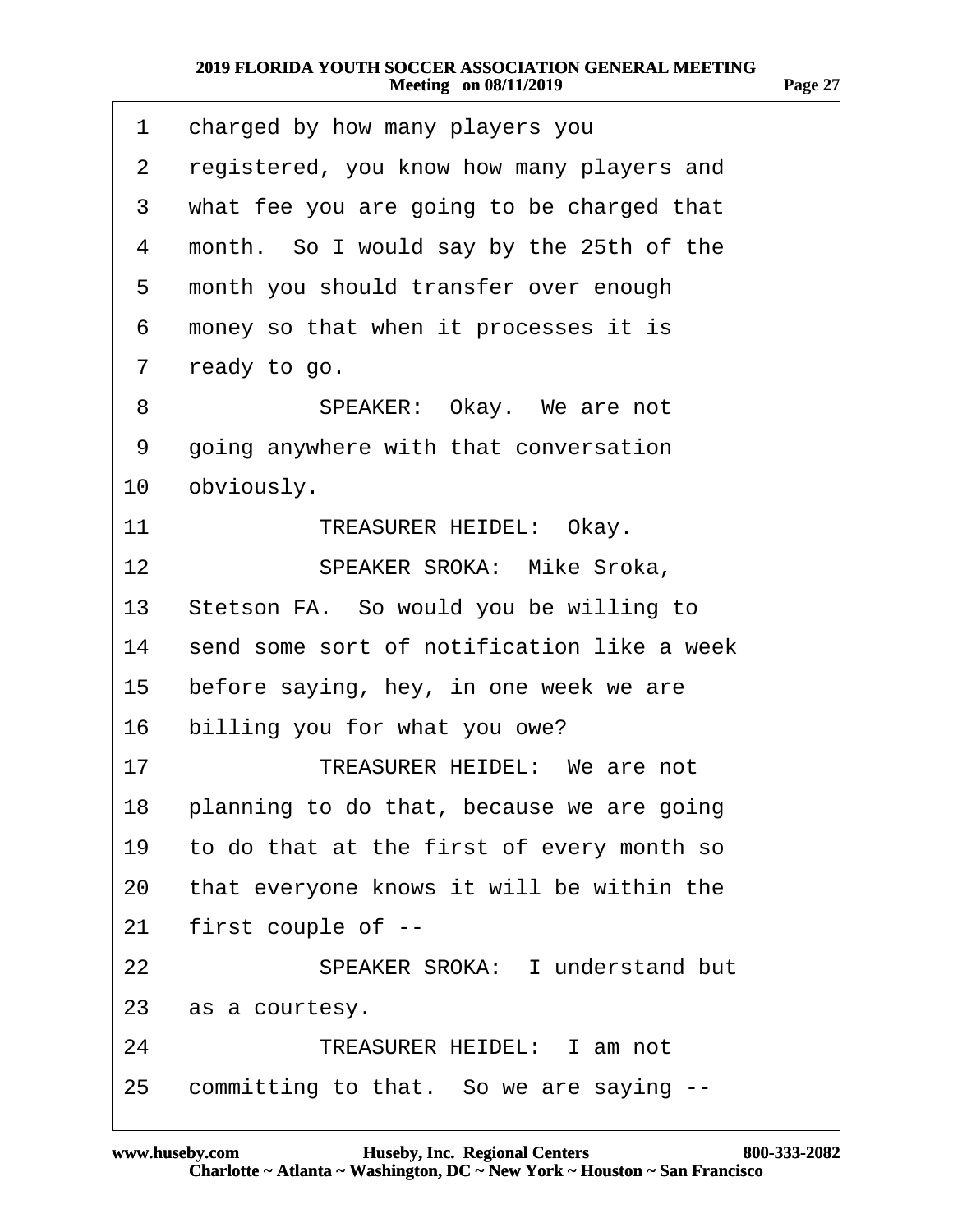1 charged by how many players you
2 registered, you know how many players and
3 what fee you are going to be charged that
4 month. So I would say by the 25th of the
5 month you should transfer over enough
6 money so that when it processes it is
7 ready to go.
8 SPEAKER: Okay. We are not
9 going anywhere with that conversation
10 obviously.
11 TREASURER HEIDEL: Okay.
12 SPEAKER SROKA: Mike Sroka,
13 Stetson FA. So would you be willing to
14 send some sort of notification like a week
15 before saying, hey, in one week we are
16 billing you for what you owe?
17 TREASURER HEIDEL: We are not
18 planning to do that, because we are going
19 to do that at the first of every month so
20 that everyone knows it will be within the
21 first couple of --
22 SPEAKER SROKA: I understand but
23 as a courtesy.
24 TREASURER HEIDEL: I am not
25 committing to that. So we are saying --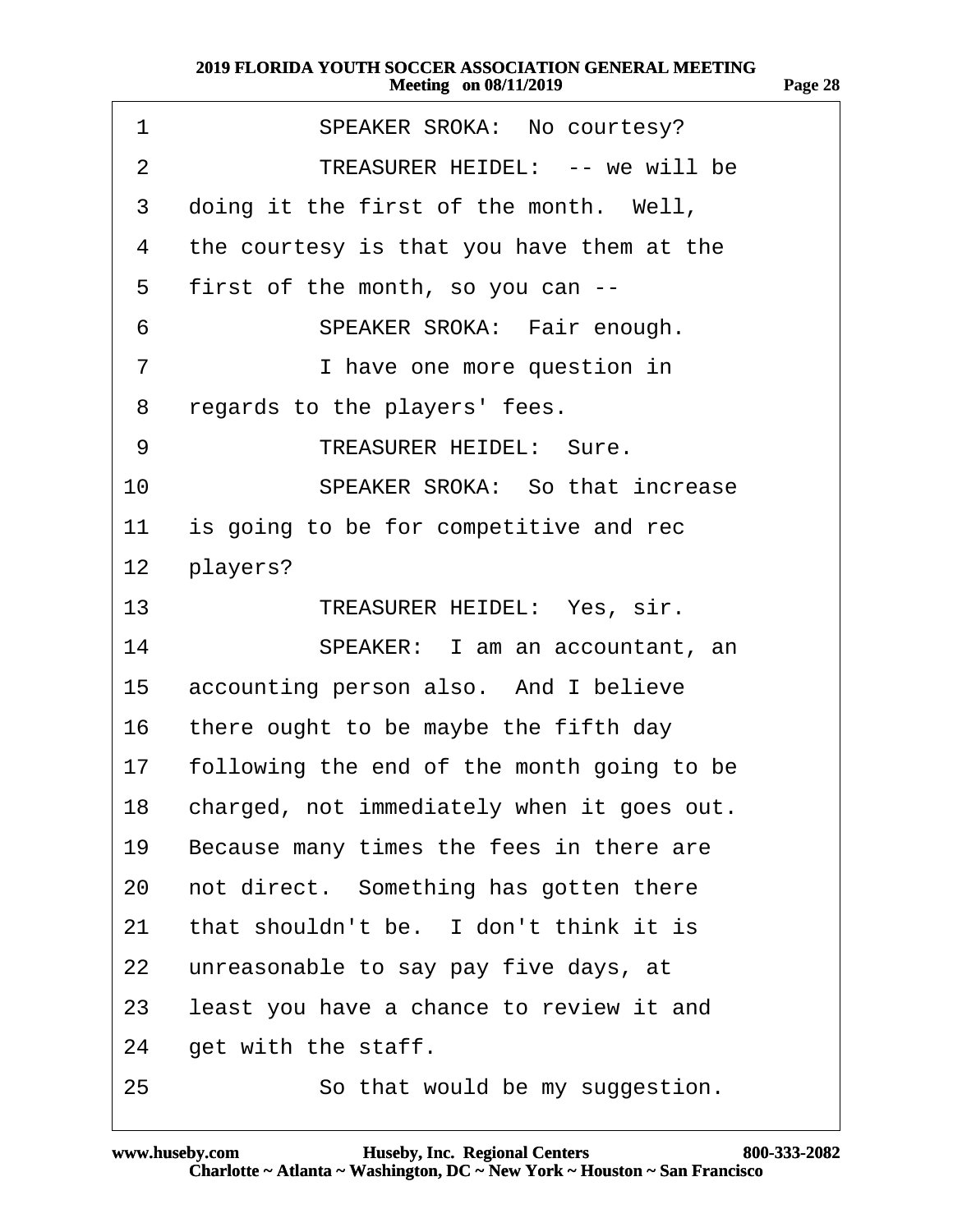1 SPEAKER SROKA: No courtesy?

2 TREASURER HEIDEL: -- we will be

3 doing it the first of the month. Well,

4 the courtesy is that you have them at the

5 first of the month, so you can --

6 SPEAKER SROKA: Fair enough.

7 I have one more question in

8 regards to the players' fees.

9 TREASURER HEIDEL: Sure.

10 SPEAKER SROKA: So that increase

11 is going to be for competitive and rec

12 players?

13 TREASURER HEIDEL: Yes, sir.

14 SPEAKER: I am an accountant, an

15 accounting person also. And I believe

16 there ought to be maybe the fifth day

17 following the end of the month going to be

18 charged, not immediately when it goes out.

19 Because many times the fees in there are

20 not direct. Something has gotten there

21 that shouldn't be. I don't think it is

22 unreasonable to say pay five days, at

23 least you have a chance to review it and

24 get with the staff.

25 So that would be my suggestion.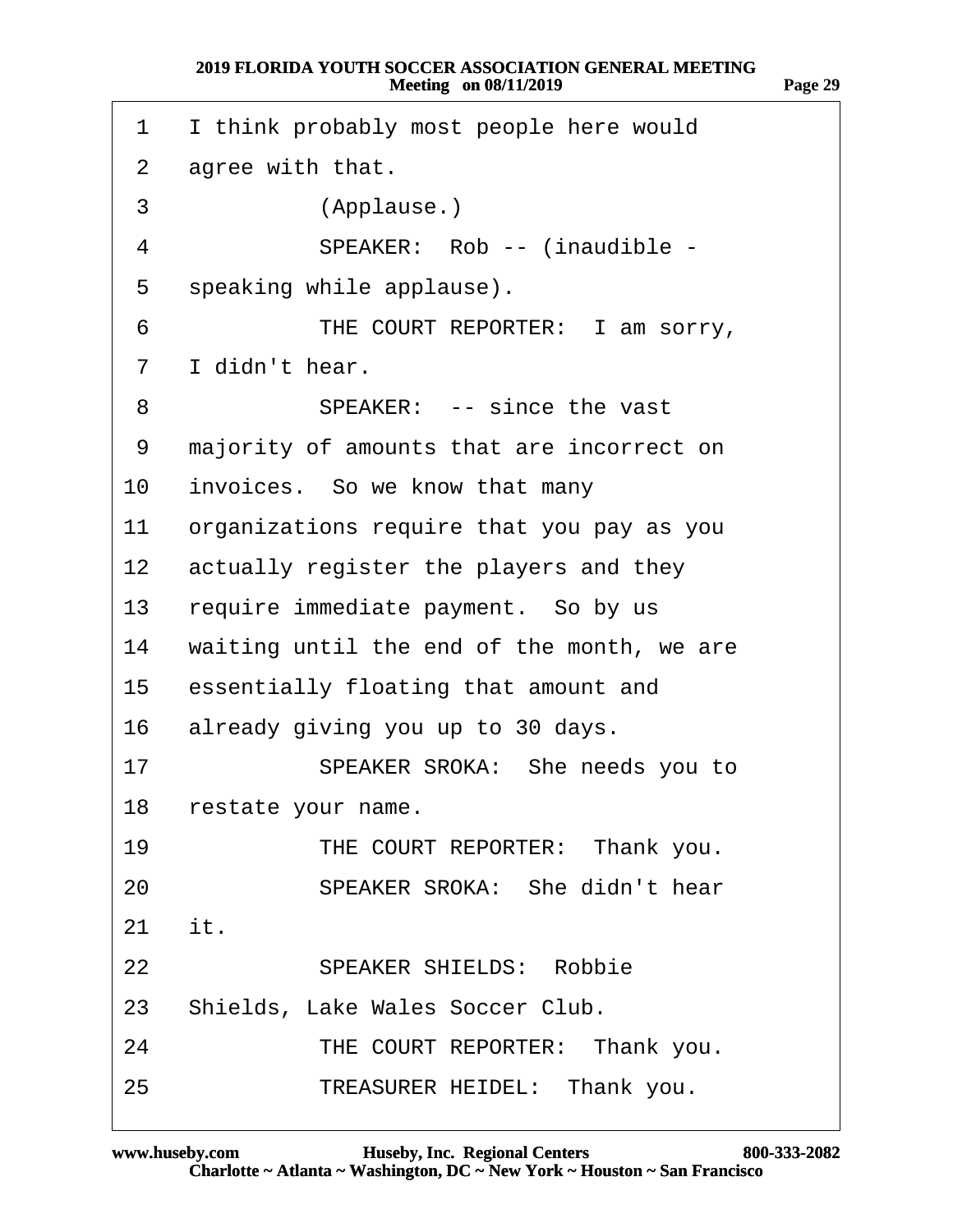1 I think probably most people here would
2 agree with that.
3 (Applause.)
4 SPEAKER: Rob -- (inaudible -
5 speaking while applause).
6 THE COURT REPORTER: I am sorry,
7 I didn't hear.
8 SPEAKER: -- since the vast
9 majority of amounts that are incorrect on
10 invoices. So we know that many
11 organizations require that you pay as you
12 actually register the players and they
13 require immediate payment. So by us
14 waiting until the end of the month, we are
15 essentially floating that amount and
16 already giving you up to 30 days.
17 SPEAKER SROKA: She needs you to
18 restate your name.
19 THE COURT REPORTER: Thank you.
20 SPEAKER SROKA: She didn't hear
21 it.
22 SPEAKER SHIELDS: Robbie
23 Shields, Lake Wales Soccer Club.
24 THE COURT REPORTER: Thank you.
25 TREASURER HEIDEL: Thank you.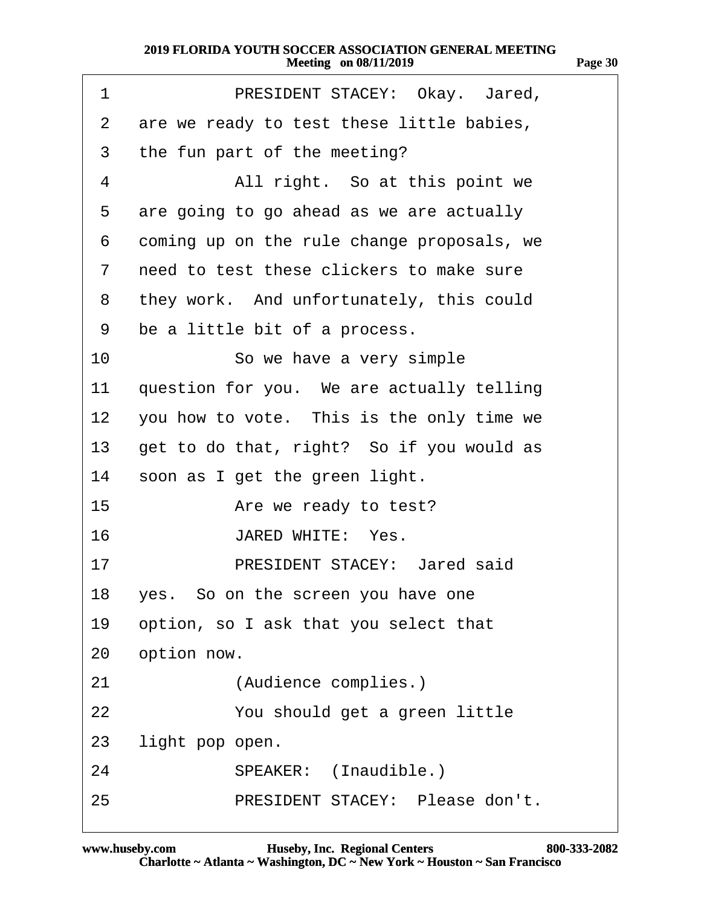1 PRESIDENT STACEY: Okay. Jared,
2 are we ready to test these little babies,
3 the fun part of the meeting?
4 All right. So at this point we
5 are going to go ahead as we are actually
6 coming up on the rule change proposals, we
7 need to test these clickers to make sure
8 they work. And unfortunately, this could
9 be a little bit of a process.
10 So we have a very simple
11 question for you. We are actually telling
12 you how to vote. This is the only time we
13 get to do that, right? So if you would as
14 soon as I get the green light.
15 Are we ready to test?
16 JARED WHITE: Yes.
17 PRESIDENT STACEY: Jared said
18 yes. So on the screen you have one
19 option, so I ask that you select that
20 option now.
21 (Audience complies.)
22 You should get a green little
23 light pop open.
24 SPEAKER: (Inaudible.)
25 PRESIDENT STACEY: Please don't.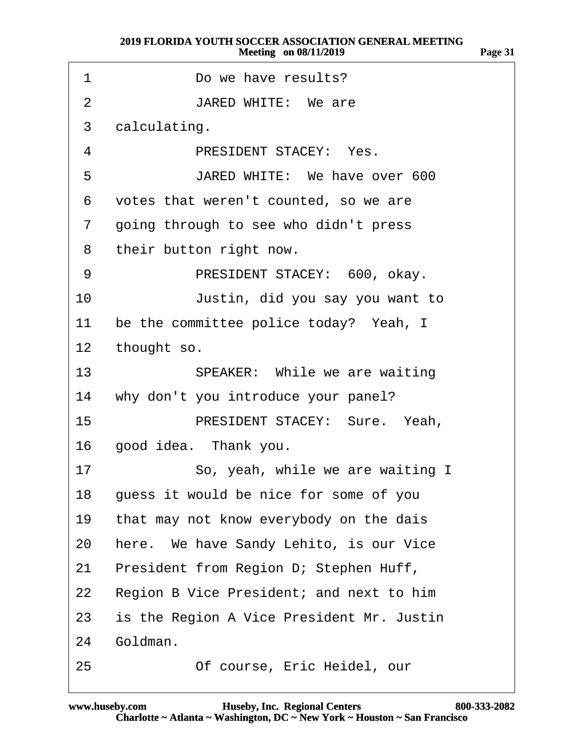1 Do we have results?

2 JARED WHITE: We are

3 calculating.

4 PRESIDENT STACEY: Yes.

5 JARED WHITE: We have over 600

6 votes that weren't counted, so we are

7 going through to see who didn't press

8 their button right now.

9 PRESIDENT STACEY: 600, okay.

10 Justin, did you say you want to

11 be the committee police today? Yeah, I

12 thought so.

13 SPEAKER: While we are waiting

14 why don't you introduce your panel?

15 PRESIDENT STACEY: Sure. Yeah,

16 good idea. Thank you.

17 So, yeah, while we are waiting I

18 guess it would be nice for some of you

19 that may not know everybody on the dais

20 here. We have Sandy Lehito, is our Vice

21 President from Region D; Stephen Huff,

22 Region B Vice President; and next to him

23 is the Region A Vice President Mr. Justin

24 Goldman.

25 Of course, Eric Heidel, our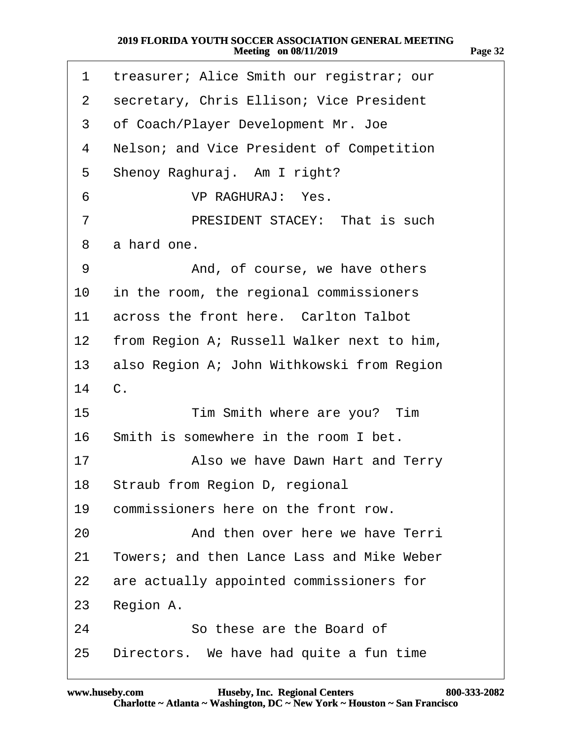1 treasurer; Alice Smith our registrar; our
2 secretary, Chris Ellison; Vice President
3 of Coach/Player Development Mr. Joe
4 Nelson; and Vice President of Competition
5 Shenoy Raghuraj. Am I right?
6 VP RAGHURAJ: Yes.
7 PRESIDENT STACEY: That is such
8 a hard one.
9 And, of course, we have others
10 in the room, the regional commissioners
11 across the front here. Carlton Talbot
12 from Region A; Russell Walker next to him,
13 also Region A; John Withkowski from Region
14 C.
15 Tim Smith where are you? Tim
16 Smith is somewhere in the room I bet.
17 Also we have Dawn Hart and Terry
18 Straub from Region D, regional
19 commissioners here on the front row.
20 And then over here we have Terri
21 Towers; and then Lance Lass and Mike Weber
22 are actually appointed commissioners for
23 Region A.
24 So these are the Board of
25 Directors. We have had quite a fun time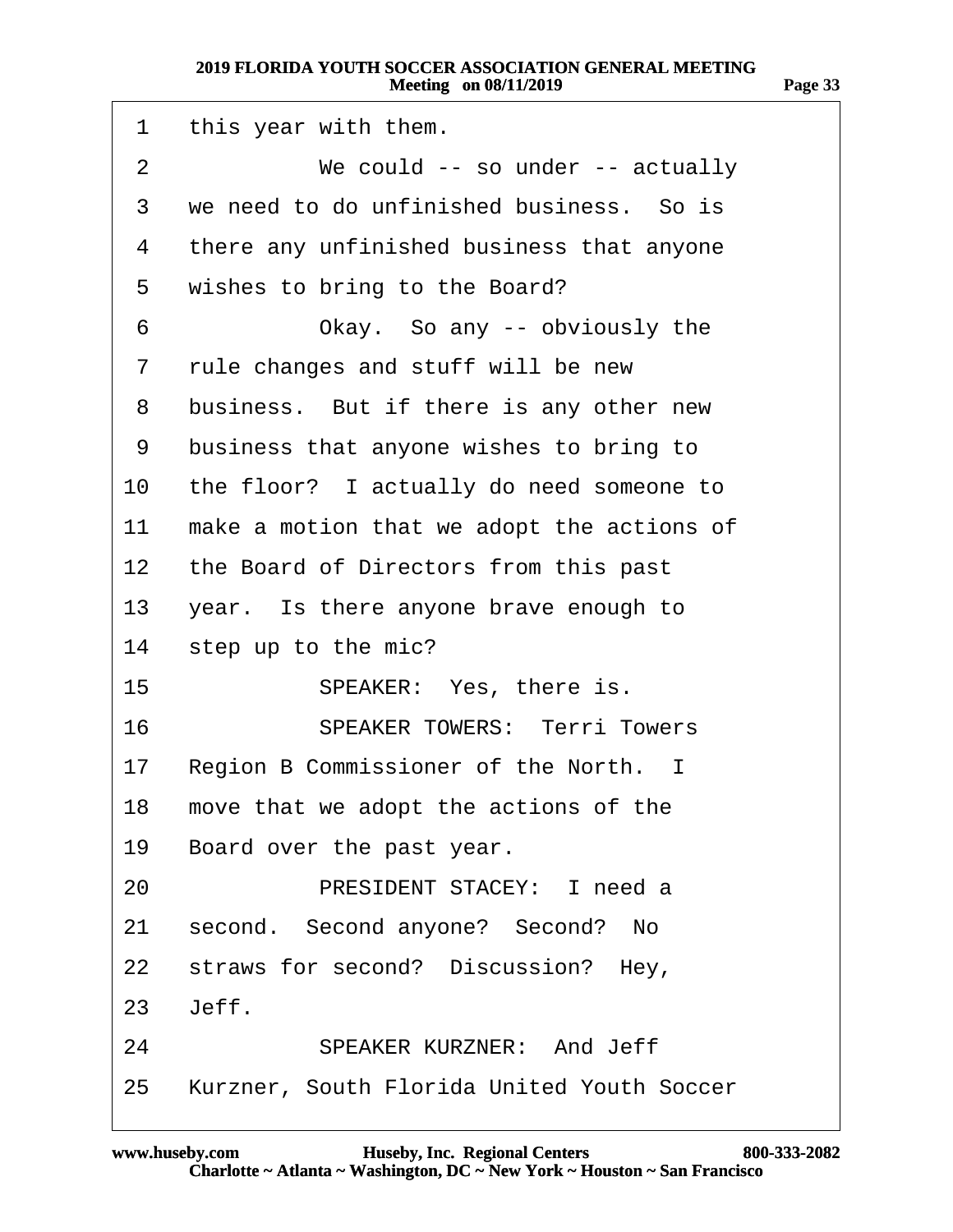1 this year with them.

2 We could -- so under -- actually

3 we need to do unfinished business. So is

4 there any unfinished business that anyone

5 wishes to bring to the Board?

6 Okay. So any -- obviously the

7 rule changes and stuff will be new

8 business. But if there is any other new

9 business that anyone wishes to bring to

10 the floor? I actually do need someone to

11 make a motion that we adopt the actions of

12 the Board of Directors from this past

13 year. Is there anyone brave enough to

14 step up to the mic?

15 SPEAKER: Yes, there is.

16 SPEAKER TOWERS: Terri Towers

17 Region B Commissioner of the North. I

18 move that we adopt the actions of the

19 Board over the past year.

20 PRESIDENT STACEY: I need a

21 second. Second anyone? Second? No

22 straws for second? Discussion? Hey,

23 Jeff.

24 SPEAKER KURZNER: And Jeff

25 Kurzner, South Florida United Youth Soccer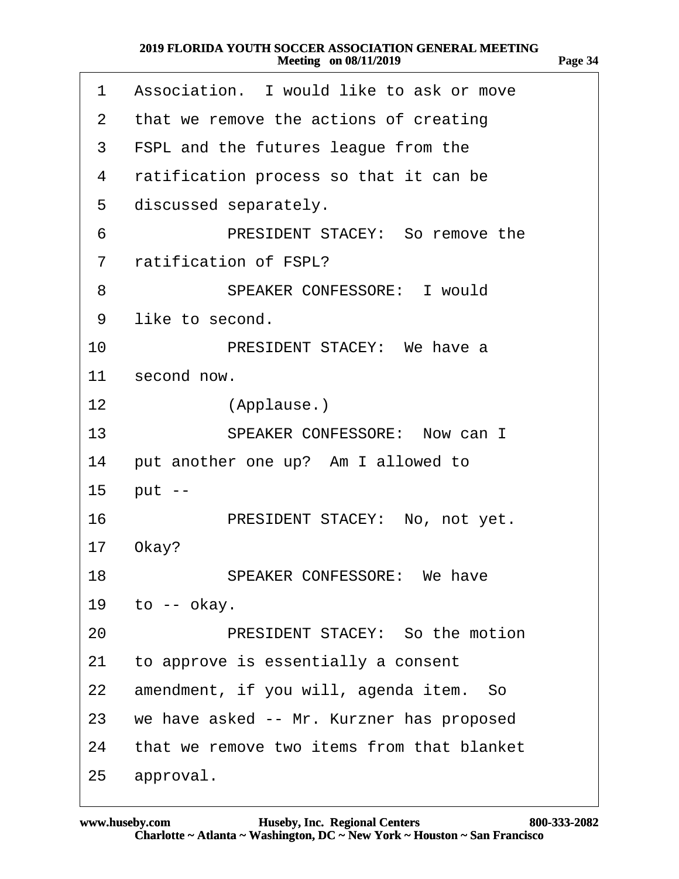1 Association. I would like to ask or move
2 that we remove the actions of creating
3 FSPL and the futures league from the
4 ratification process so that it can be
5 discussed separately.
6 PRESIDENT STACEY: So remove the
7 ratification of FSPL?
8 SPEAKER CONFESSORE: I would
9 like to second.
10 PRESIDENT STACEY: We have a
11 second now.
12 (Applause.)
13 SPEAKER CONFESSORE: Now can I
14 put another one up? Am I allowed to
15 put --
16 PRESIDENT STACEY: No, not yet.
17 Okay?
18 SPEAKER CONFESSORE: We have
19 to -- okay.
20 PRESIDENT STACEY: So the motion
21 to approve is essentially a consent
22 amendment, if you will, agenda item. So
23 we have asked -- Mr. Kurzner has proposed
24 that we remove two items from that blanket
25 approval.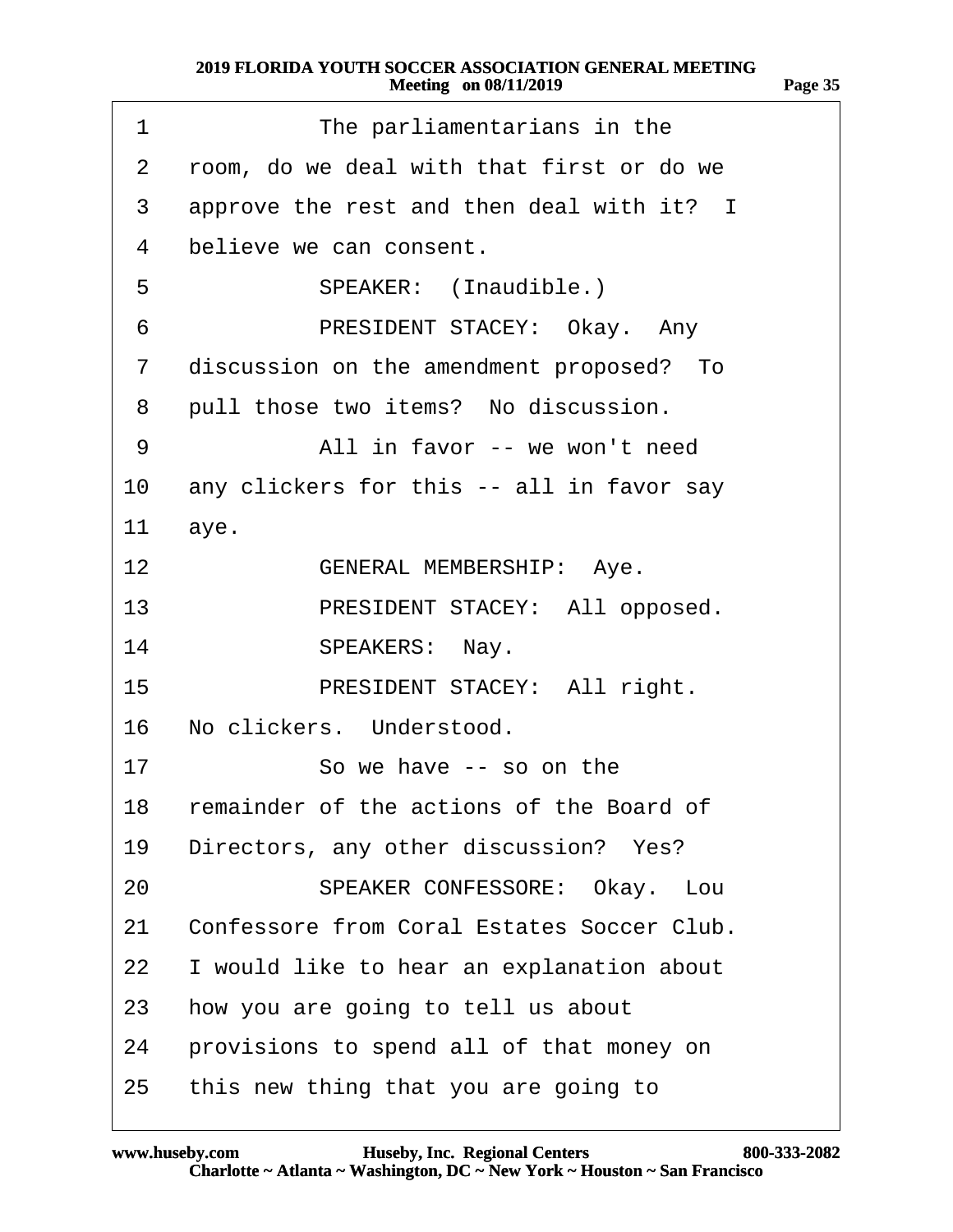1 The parliamentarians in the
2 room, do we deal with that first or do we
3 approve the rest and then deal with it? I
4 believe we can consent.
5 SPEAKER: (Inaudible.)
6 PRESIDENT STACEY: Okay. Any
7 discussion on the amendment proposed? To
8 pull those two items? No discussion.
9 All in favor -- we won't need
10 any clickers for this -- all in favor say
11 aye.
12 GENERAL MEMBERSHIP: Aye.
13 PRESIDENT STACEY: All opposed.
14 SPEAKERS: Nay.
15 PRESIDENT STACEY: All right.
16 No clickers. Understood.
17 So we have -- so on the
18 remainder of the actions of the Board of
19 Directors, any other discussion? Yes?
20 SPEAKER CONFESSORE: Okay. Lou
21 Confessore from Coral Estates Soccer Club.
22 I would like to hear an explanation about
23 how you are going to tell us about
24 provisions to spend all of that money on
25 this new thing that you are going to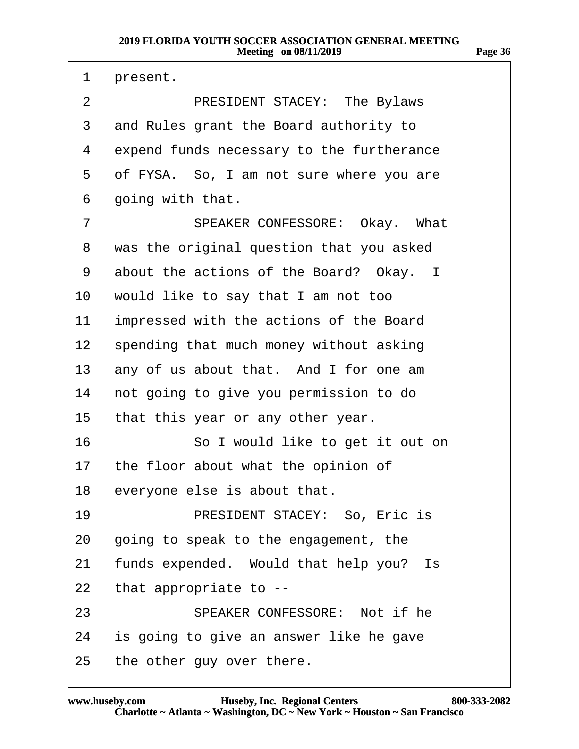1 present.

2 PRESIDENT STACEY: The Bylaws

3 and Rules grant the Board authority to

4 expend funds necessary to the furtherance

5 of FYSA. So, I am not sure where you are

6 going with that.

7 SPEAKER CONFESSORE: Okay. What

8 was the original question that you asked

9 about the actions of the Board? Okay. I

10 would like to say that I am not too

11 impressed with the actions of the Board

12 spending that much money without asking

13 any of us about that. And I for one am

14 not going to give you permission to do

15 that this year or any other year.

16 So I would like to get it out on

17 the floor about what the opinion of

18 everyone else is about that.

19 PRESIDENT STACEY: So, Eric is

20 going to speak to the engagement, the

21 funds expended. Would that help you? Is

22 that appropriate to --

23 SPEAKER CONFESSORE: Not if he

24 is going to give an answer like he gave

25 the other guy over there.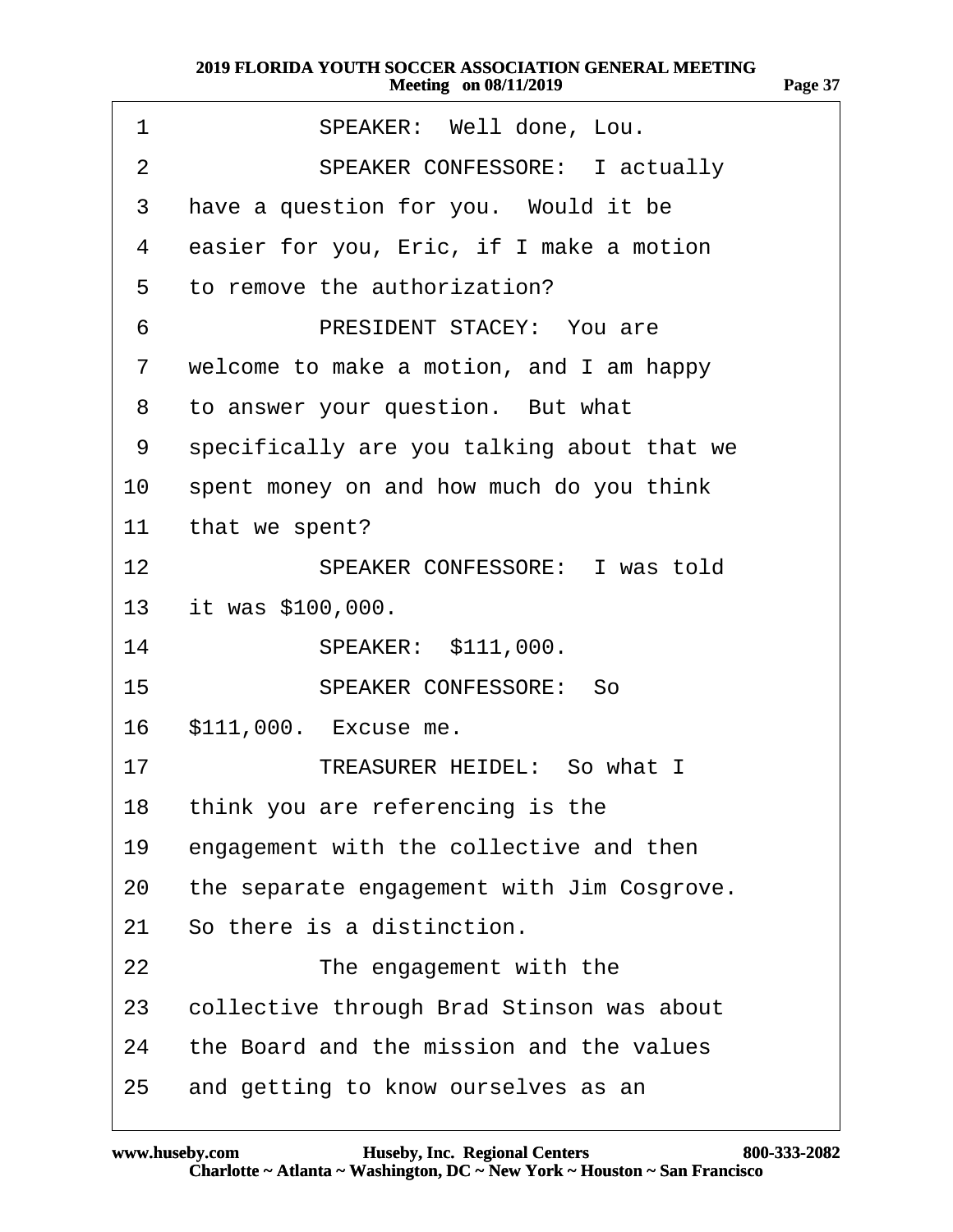SPEAKER: Well done, Lou.

SPEAKER CONFESSORE: I actually have a question for you. Would it be easier for you, Eric, if I make a motion to remove the authorization?

PRESIDENT STACEY: You are welcome to make a motion, and I am happy to answer your question. But what specifically are you talking about that we spent money on and how much do you think that we spent?

SPEAKER CONFESSORE: I was told it was $100,000.

SPEAKER: $111,000.

SPEAKER CONFESSORE: So $111,000. Excuse me.

TREASURER HEIDEL: So what I think you are referencing is the engagement with the collective and then the separate engagement with Jim Cosgrove. So there is a distinction.

The engagement with the collective through Brad Stinson was about the Board and the mission and the values and getting to know ourselves as an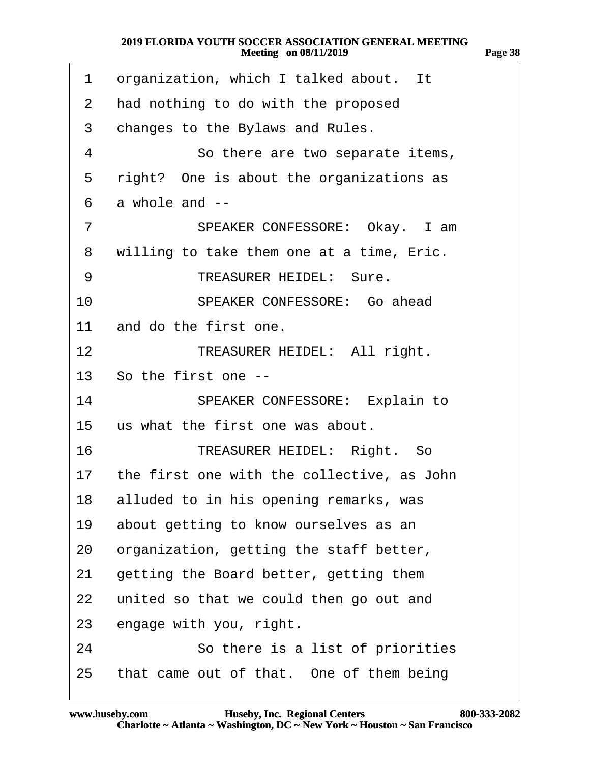1 organization, which I talked about. It
2 had nothing to do with the proposed
3 changes to the Bylaws and Rules.
4 So there are two separate items,
5 right? One is about the organizations as
6 a whole and --
7 SPEAKER CONFESSORE: Okay. I am
8 willing to take them one at a time, Eric.
9 TREASURER HEIDEL: Sure.
10 SPEAKER CONFESSORE: Go ahead
11 and do the first one.
12 TREASURER HEIDEL: All right.
13 So the first one --
14 SPEAKER CONFESSORE: Explain to
15 us what the first one was about.
16 TREASURER HEIDEL: Right. So
17 the first one with the collective, as John
18 alluded to in his opening remarks, was
19 about getting to know ourselves as an
20 organization, getting the staff better,
21 getting the Board better, getting them
22 united so that we could then go out and
23 engage with you, right.
24 So there is a list of priorities
25 that came out of that. One of them being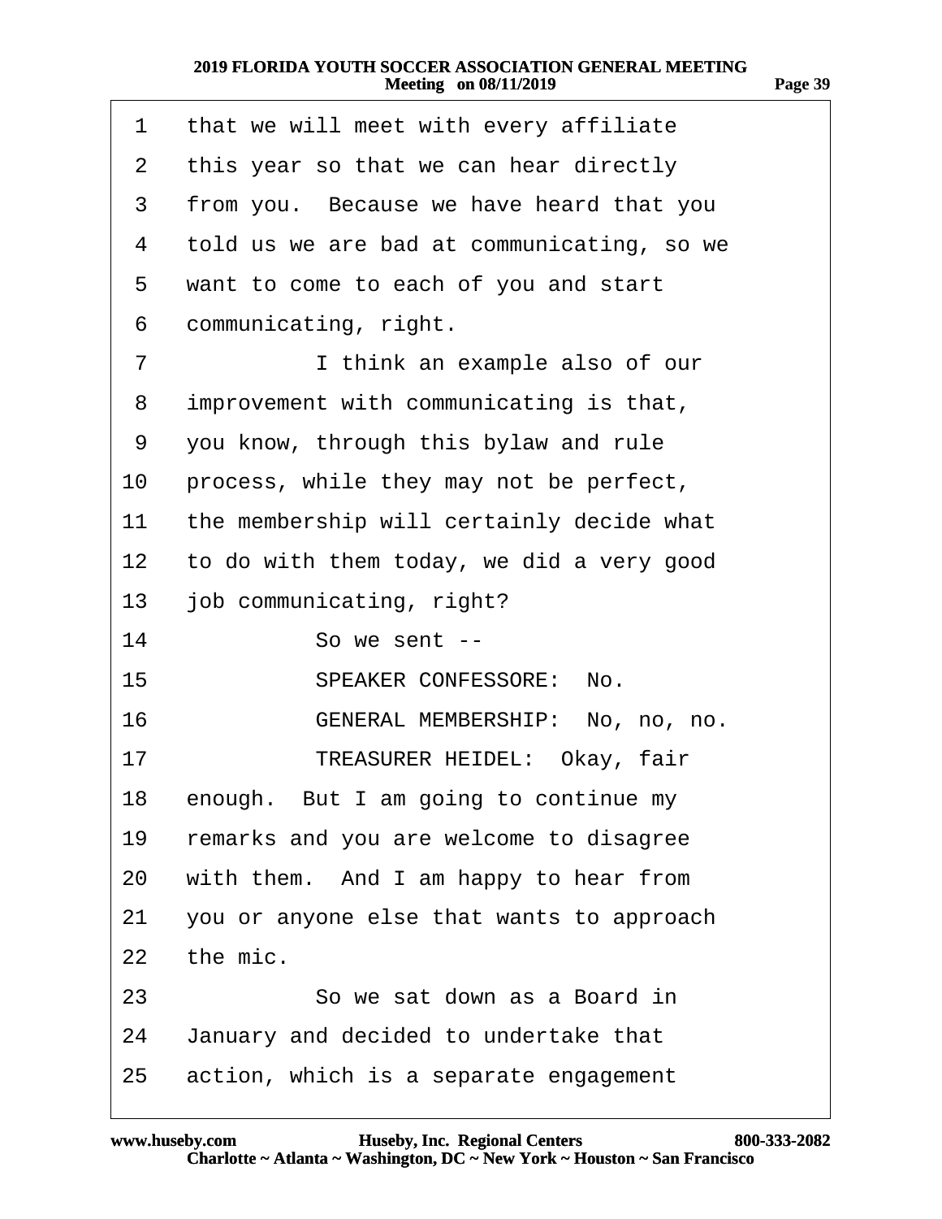1 that we will meet with every affiliate
2 this year so that we can hear directly
3 from you. Because we have heard that you
4 told us we are bad at communicating, so we
5 want to come to each of you and start
6 communicating, right.
7 I think an example also of our
8 improvement with communicating is that,
9 you know, through this bylaw and rule
10 process, while they may not be perfect,
11 the membership will certainly decide what
12 to do with them today, we did a very good
13 job communicating, right?
14 So we sent --
15 SPEAKER CONFESSORE: No.
16 GENERAL MEMBERSHIP: No, no, no.
17 TREASURER HEIDEL: Okay, fair
18 enough. But I am going to continue my
19 remarks and you are welcome to disagree
20 with them. And I am happy to hear from
21 you or anyone else that wants to approach
22 the mic.
23 So we sat down as a Board in
24 January and decided to undertake that
25 action, which is a separate engagement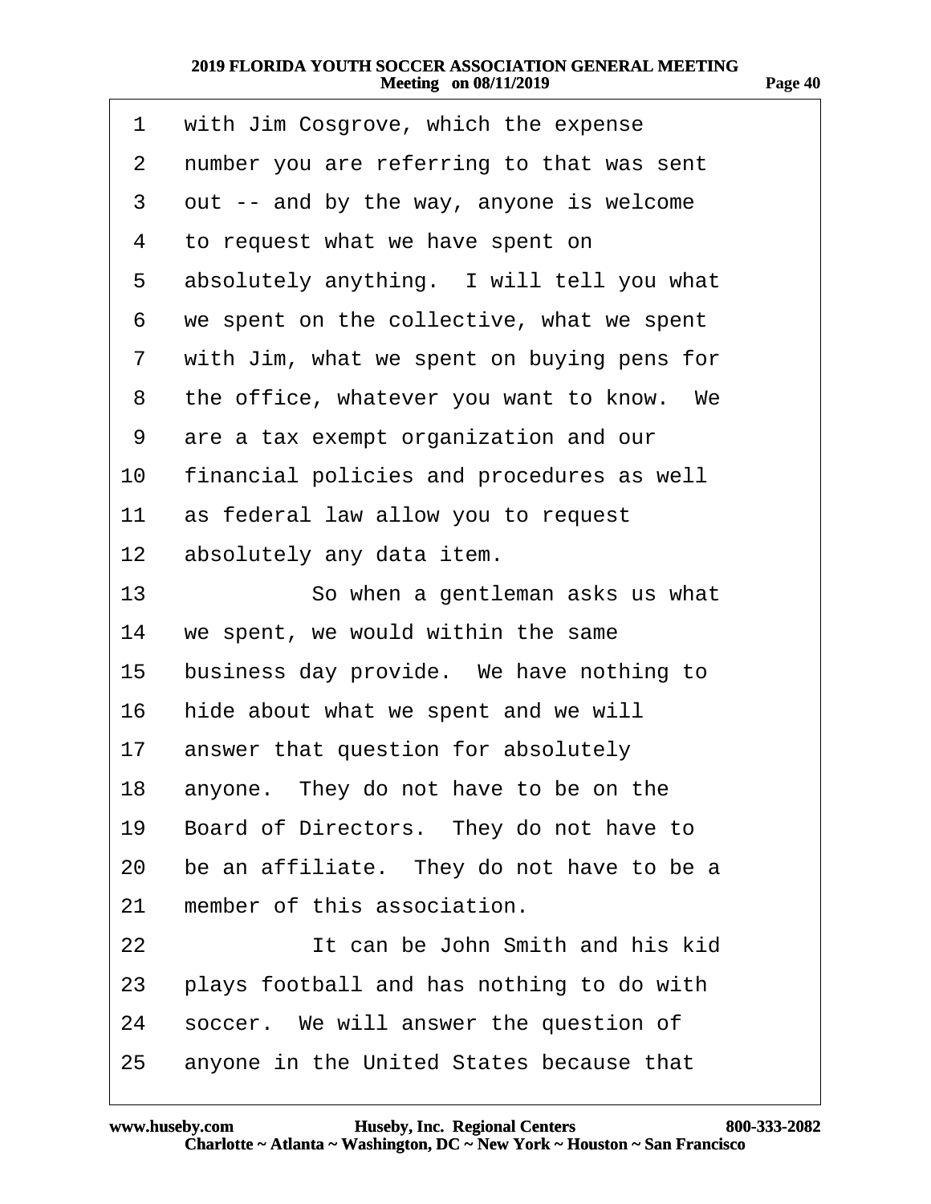1 with Jim Cosgrove, which the expense
2 number you are referring to that was sent
3 out -- and by the way, anyone is welcome
4 to request what we have spent on
5 absolutely anything. I will tell you what
6 we spent on the collective, what we spent
7 with Jim, what we spent on buying pens for
8 the office, whatever you want to know. We
9 are a tax exempt organization and our
10 financial policies and procedures as well
11 as federal law allow you to request
12 absolutely any data item.
13 So when a gentleman asks us what
14 we spent, we would within the same
15 business day provide. We have nothing to
16 hide about what we spent and we will
17 answer that question for absolutely
18 anyone. They do not have to be on the
19 Board of Directors. They do not have to
20 be an affiliate. They do not have to be a
21 member of this association.
22 It can be John Smith and his kid
23 plays football and has nothing to do with
24 soccer. We will answer the question of
25 anyone in the United States because that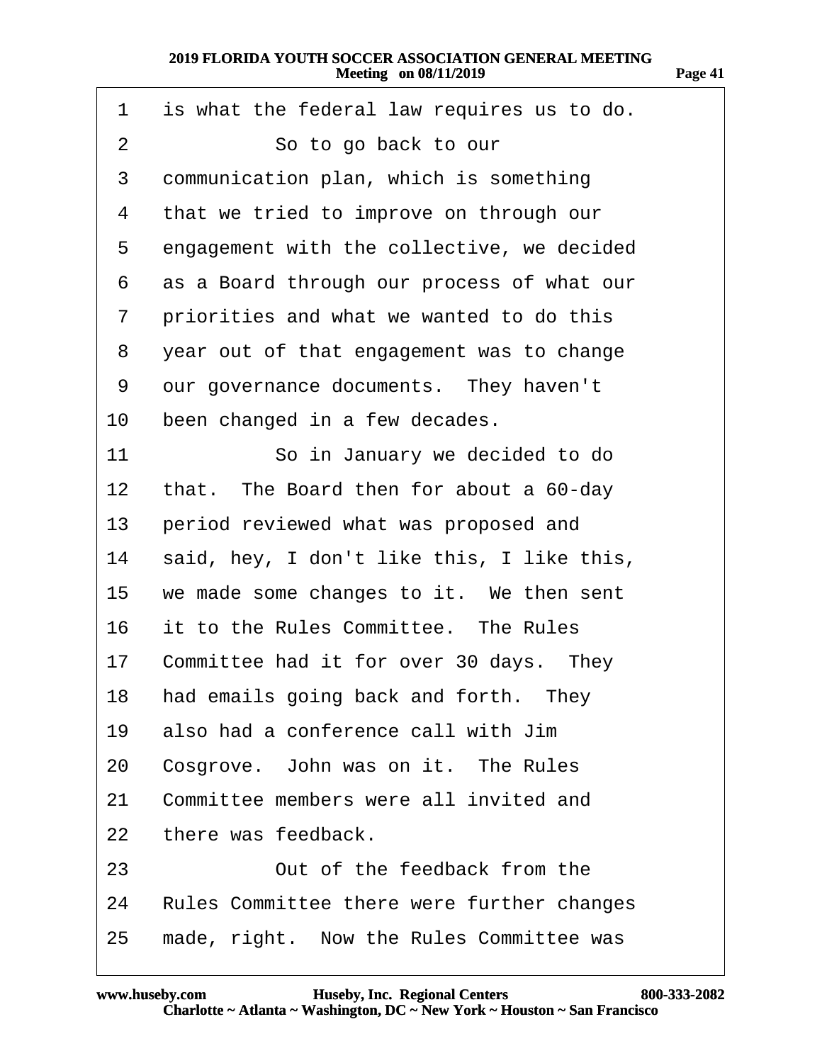1 is what the federal law requires us to do.

2 So to go back to our

3 communication plan, which is something

4 that we tried to improve on through our

5 engagement with the collective, we decided

6 as a Board through our process of what our

7 priorities and what we wanted to do this

8 year out of that engagement was to change

9 our governance documents. They haven't

10 been changed in a few decades.

11 So in January we decided to do

12 that. The Board then for about a 60-day

13 period reviewed what was proposed and

14 said, hey, I don't like this, I like this,

15 we made some changes to it. We then sent

16 it to the Rules Committee. The Rules

17 Committee had it for over 30 days. They

18 had emails going back and forth. They

19 also had a conference call with Jim

20 Cosgrove. John was on it. The Rules

21 Committee members were all invited and

22 there was feedback.

23 Out of the feedback from the

24 Rules Committee there were further changes

25 made, right. Now the Rules Committee was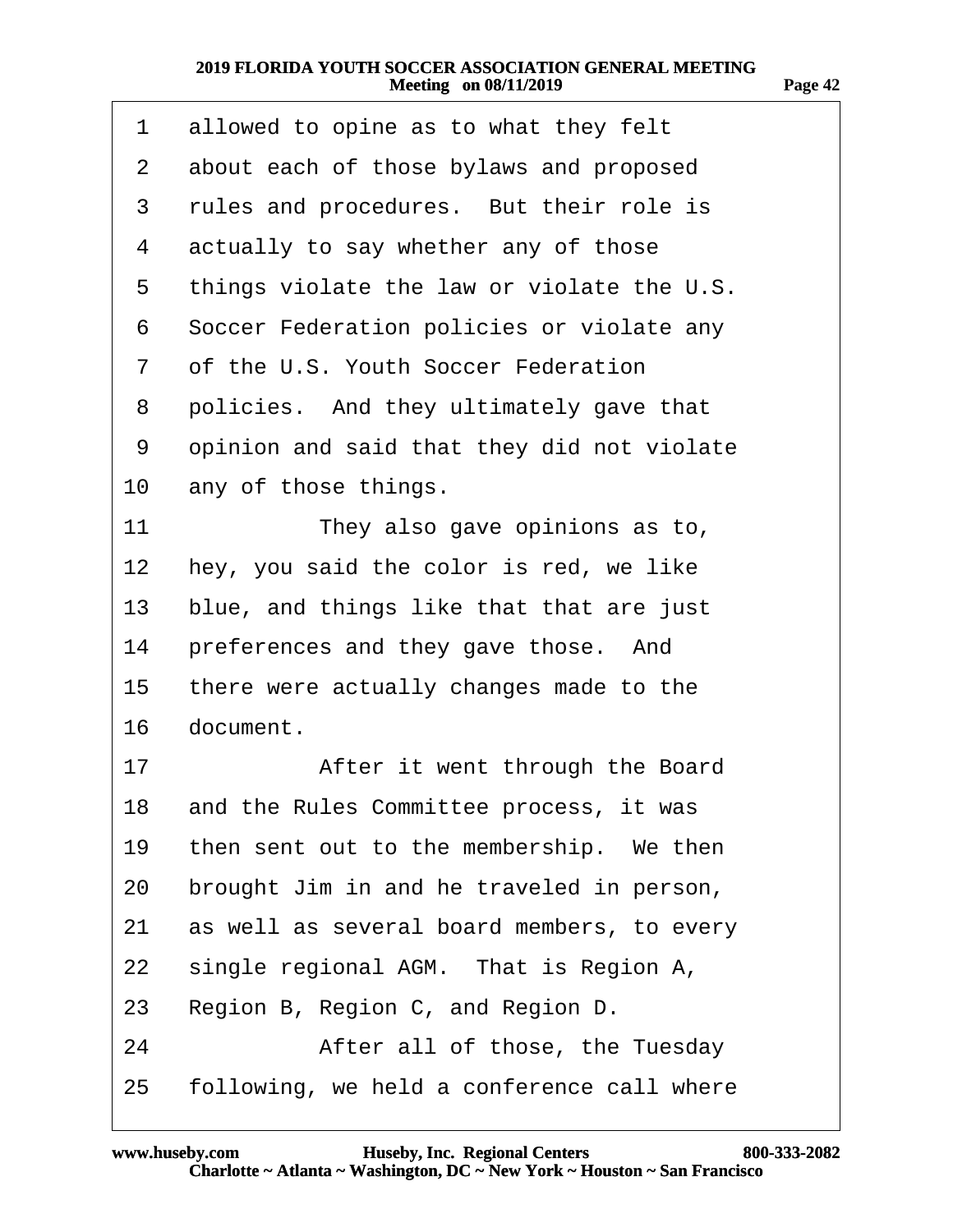1 allowed to opine as to what they felt
2 about each of those bylaws and proposed
3 rules and procedures. But their role is
4 actually to say whether any of those
5 things violate the law or violate the U.S.
6 Soccer Federation policies or violate any
7 of the U.S. Youth Soccer Federation
8 policies. And they ultimately gave that
9 opinion and said that they did not violate
10 any of those things.
11 They also gave opinions as to,
12 hey, you said the color is red, we like
13 blue, and things like that that are just
14 preferences and they gave those. And
15 there were actually changes made to the
16 document.
17 After it went through the Board
18 and the Rules Committee process, it was
19 then sent out to the membership. We then
20 brought Jim in and he traveled in person,
21 as well as several board members, to every
22 single regional AGM. That is Region A,
23 Region B, Region C, and Region D.
24 After all of those, the Tuesday
25 following, we held a conference call where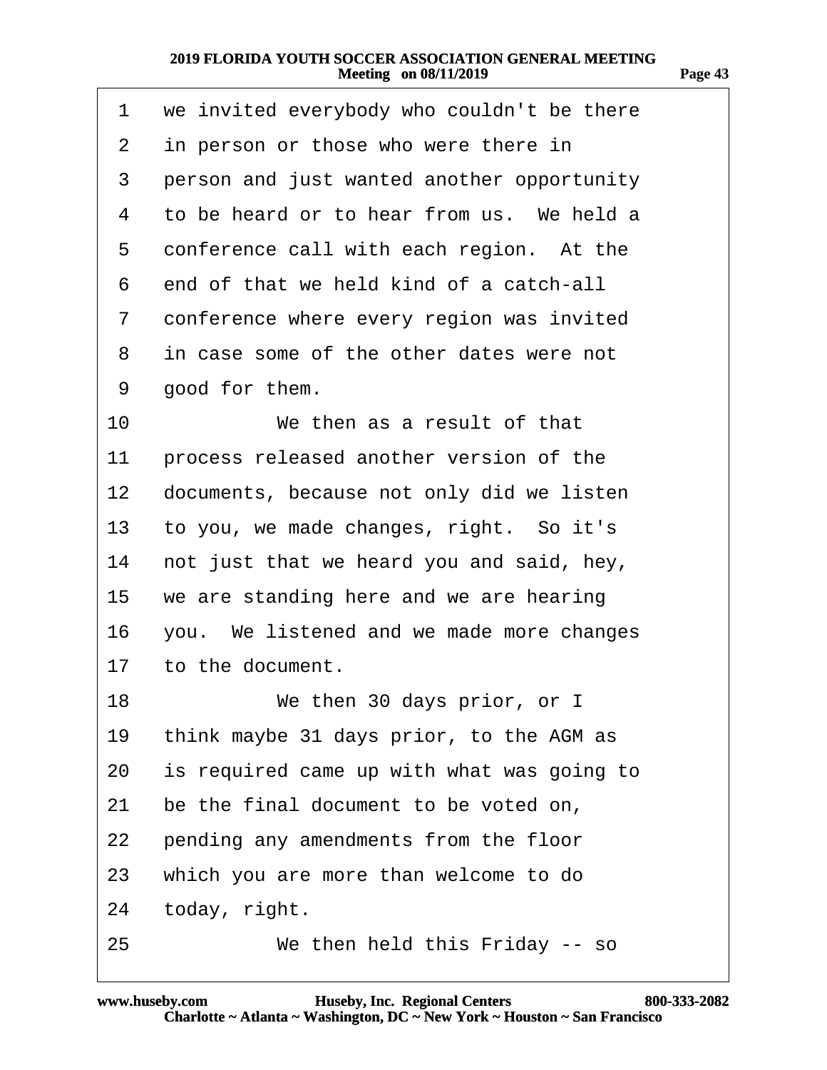1 we invited everybody who couldn't be there
2 in person or those who were there in
3 person and just wanted another opportunity
4 to be heard or to hear from us. We held a
5 conference call with each region. At the
6 end of that we held kind of a catch-all
7 conference where every region was invited
8 in case some of the other dates were not
9 good for them.
10 We then as a result of that
11 process released another version of the
12 documents, because not only did we listen
13 to you, we made changes, right. So it's
14 not just that we heard you and said, hey,
15 we are standing here and we are hearing
16 you. We listened and we made more changes
17 to the document.
18 We then 30 days prior, or I
19 think maybe 31 days prior, to the AGM as
20 is required came up with what was going to
21 be the final document to be voted on,
22 pending any amendments from the floor
23 which you are more than welcome to do
24 today, right.
25 We then held this Friday -- so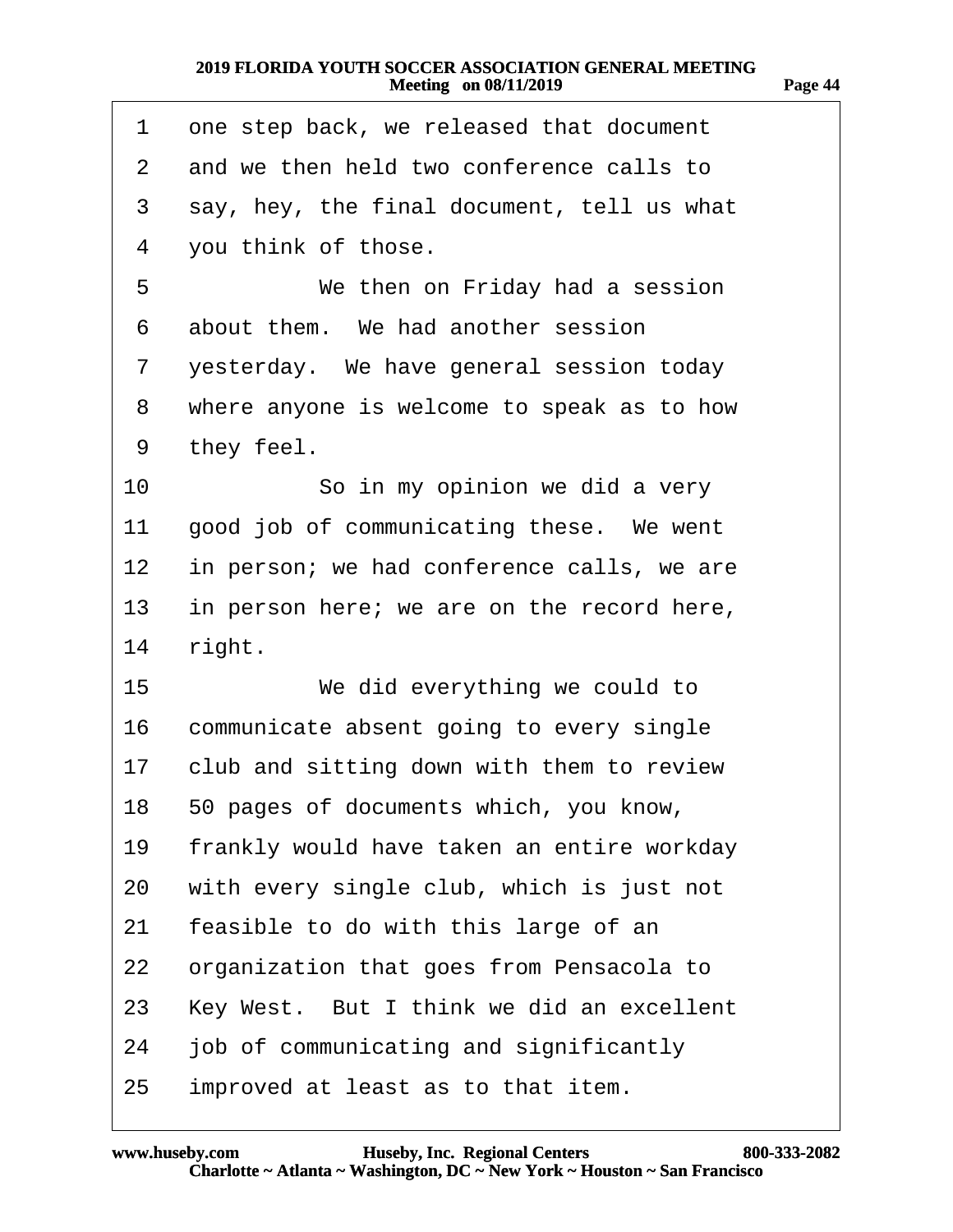1 one step back, we released that document
2 and we then held two conference calls to
3 say, hey, the final document, tell us what
4 you think of those.
5 We then on Friday had a session
6 about them. We had another session
7 yesterday. We have general session today
8 where anyone is welcome to speak as to how
9 they feel.
10 So in my opinion we did a very
11 good job of communicating these. We went
12 in person; we had conference calls, we are
13 in person here; we are on the record here,
14 right.
15 We did everything we could to
16 communicate absent going to every single
17 club and sitting down with them to review
18 50 pages of documents which, you know,
19 frankly would have taken an entire workday
20 with every single club, which is just not
21 feasible to do with this large of an
22 organization that goes from Pensacola to
23 Key West. But I think we did an excellent
24 job of communicating and significantly
25 improved at least as to that item.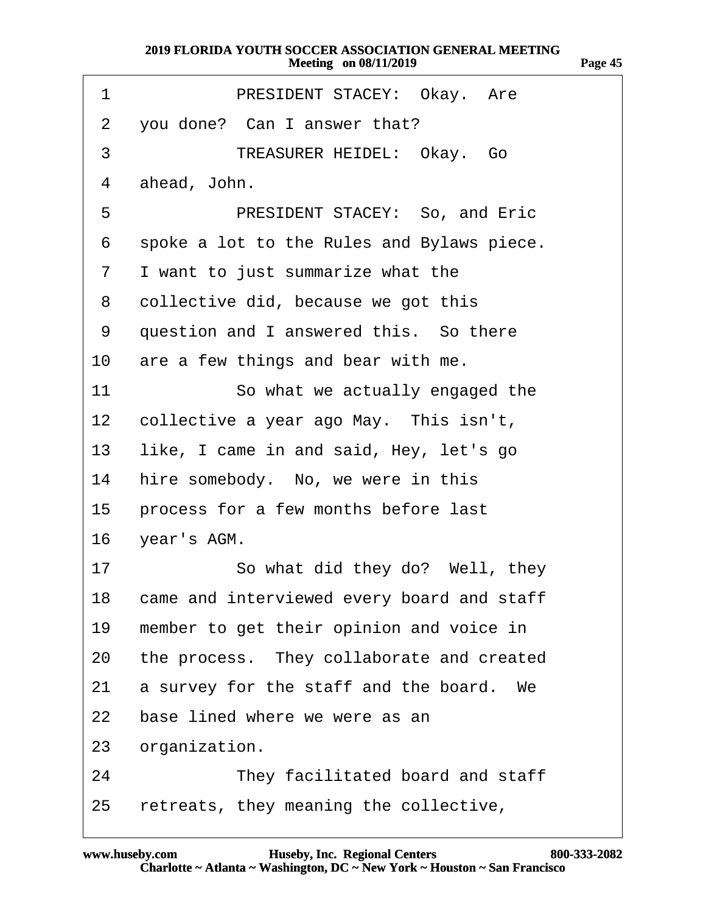PRESIDENT STACEY: Okay. Are you done? Can I answer that?

TREASURER HEIDEL: Okay. Go ahead, John.

PRESIDENT STACEY: So, and Eric spoke a lot to the Rules and Bylaws piece. I want to just summarize what the collective did, because we got this question and I answered this. So there are a few things and bear with me.

So what we actually engaged the collective a year ago May. This isn't, like, I came in and said, Hey, let's go hire somebody. No, we were in this process for a few months before last year's AGM.

So what did they do? Well, they came and interviewed every board and staff member to get their opinion and voice in the process. They collaborate and created a survey for the staff and the board. We base lined where we were as an organization.

They facilitated board and staff retreats, they meaning the collective,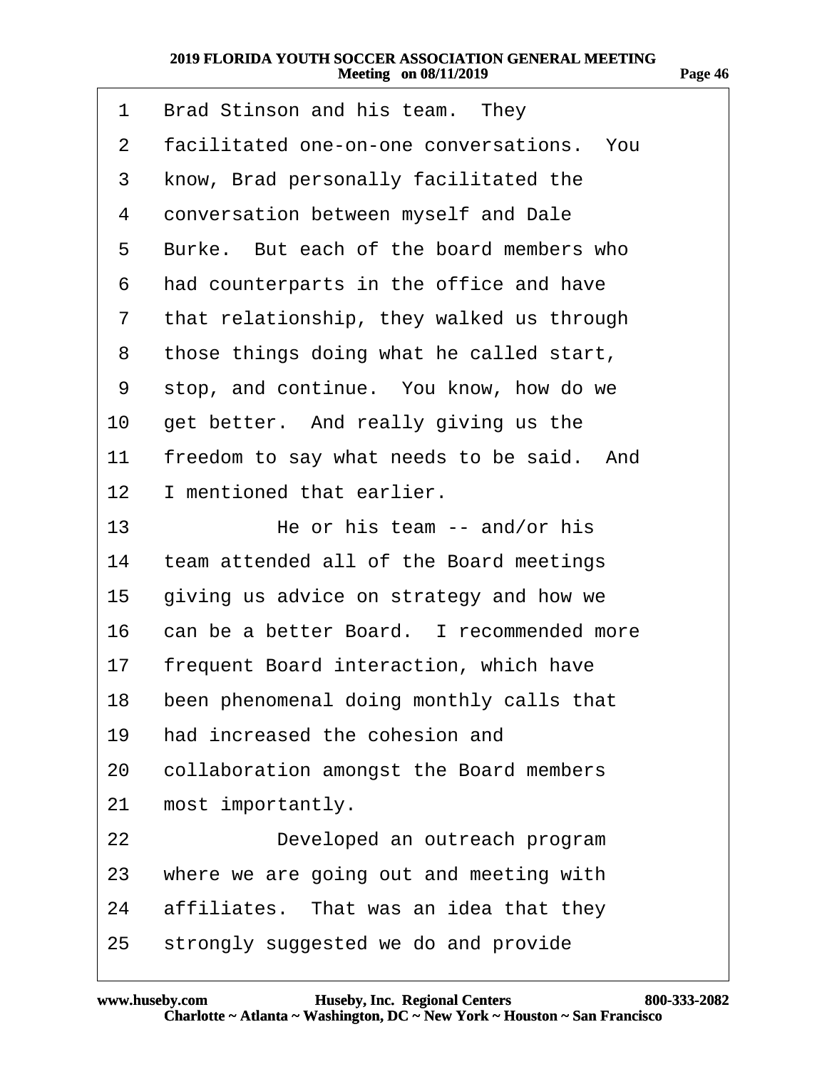1 Brad Stinson and his team. They
2 facilitated one-on-one conversations. You
3 know, Brad personally facilitated the
4 conversation between myself and Dale
5 Burke. But each of the board members who
6 had counterparts in the office and have
7 that relationship, they walked us through
8 those things doing what he called start,
9 stop, and continue. You know, how do we
10 get better. And really giving us the
11 freedom to say what needs to be said. And
12 I mentioned that earlier.
13 He or his team -- and/or his
14 team attended all of the Board meetings
15 giving us advice on strategy and how we
16 can be a better Board. I recommended more
17 frequent Board interaction, which have
18 been phenomenal doing monthly calls that
19 had increased the cohesion and
20 collaboration amongst the Board members
21 most importantly.
22 Developed an outreach program
23 where we are going out and meeting with
24 affiliates. That was an idea that they
25 strongly suggested we do and provide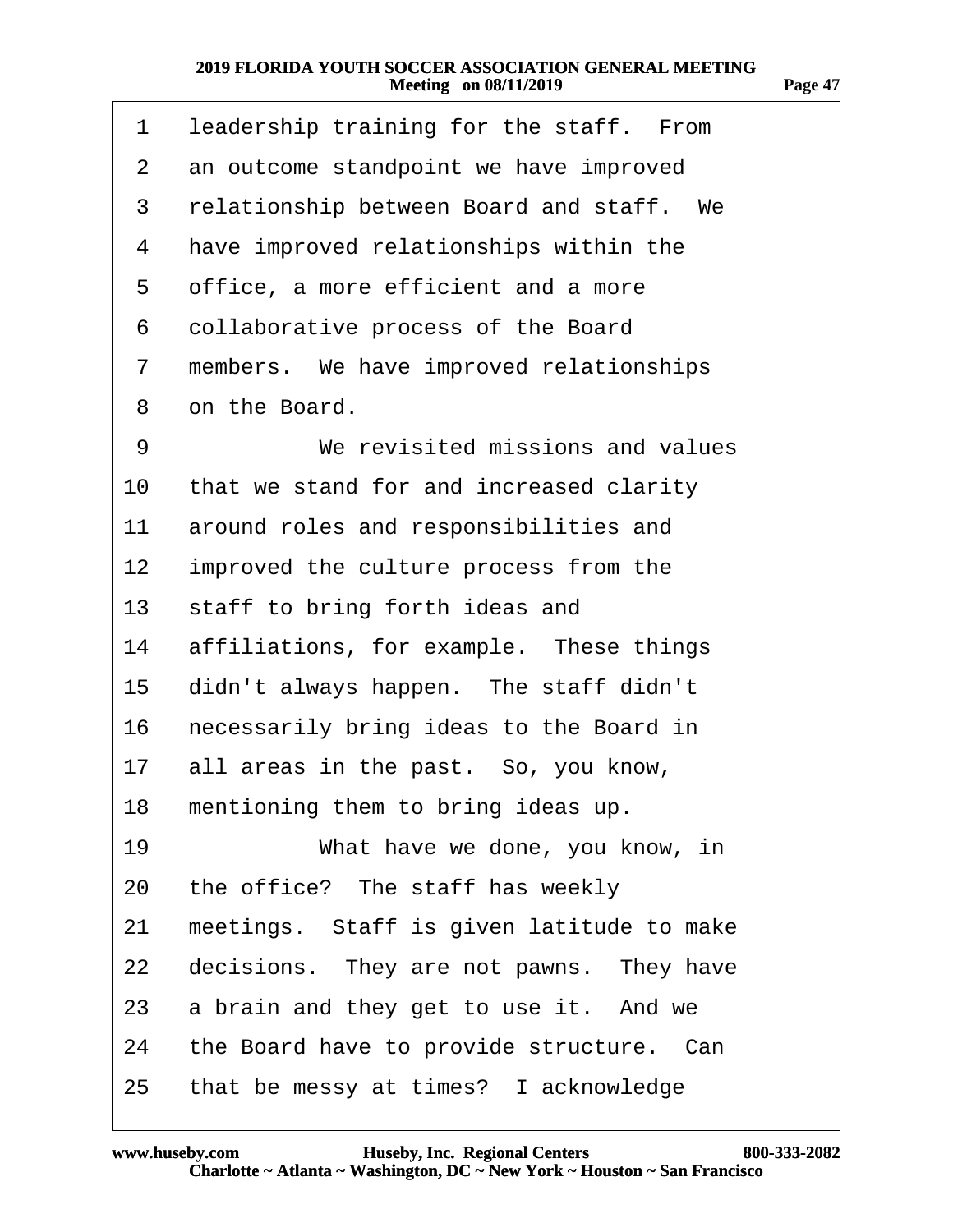1 leadership training for the staff. From
2 an outcome standpoint we have improved
3 relationship between Board and staff. We
4 have improved relationships within the
5 office, a more efficient and a more
6 collaborative process of the Board
7 members. We have improved relationships
8 on the Board.
9 We revisited missions and values
10 that we stand for and increased clarity
11 around roles and responsibilities and
12 improved the culture process from the
13 staff to bring forth ideas and
14 affiliations, for example. These things
15 didn't always happen. The staff didn't
16 necessarily bring ideas to the Board in
17 all areas in the past. So, you know,
18 mentioning them to bring ideas up.
19 What have we done, you know, in
20 the office? The staff has weekly
21 meetings. Staff is given latitude to make
22 decisions. They are not pawns. They have
23 a brain and they get to use it. And we
24 the Board have to provide structure. Can
25 that be messy at times? I acknowledge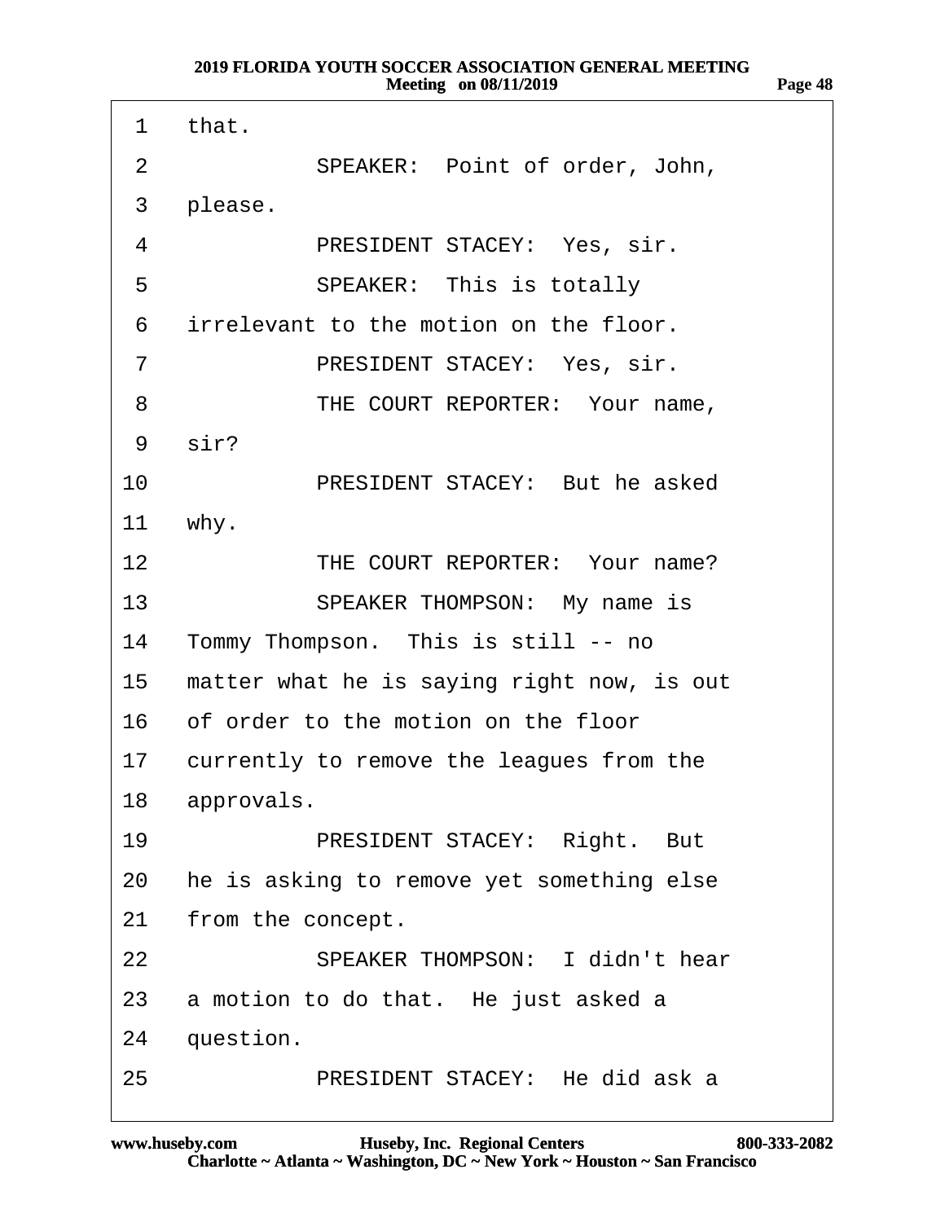1 that.

2 SPEAKER: Point of order, John,

3 please.

4 PRESIDENT STACEY: Yes, sir.

5 SPEAKER: This is totally

6 irrelevant to the motion on the floor.

7 PRESIDENT STACEY: Yes, sir.

8 THE COURT REPORTER: Your name,

9 sir?

10 PRESIDENT STACEY: But he asked

11 why.

12 THE COURT REPORTER: Your name?

13 SPEAKER THOMPSON: My name is

14 Tommy Thompson. This is still -- no

15 matter what he is saying right now, is out

16 of order to the motion on the floor

17 currently to remove the leagues from the

18 approvals.

19 PRESIDENT STACEY: Right. But

20 he is asking to remove yet something else

21 from the concept.

22 SPEAKER THOMPSON: I didn't hear

23 a motion to do that. He just asked a

24 question.

25 PRESIDENT STACEY: He did ask a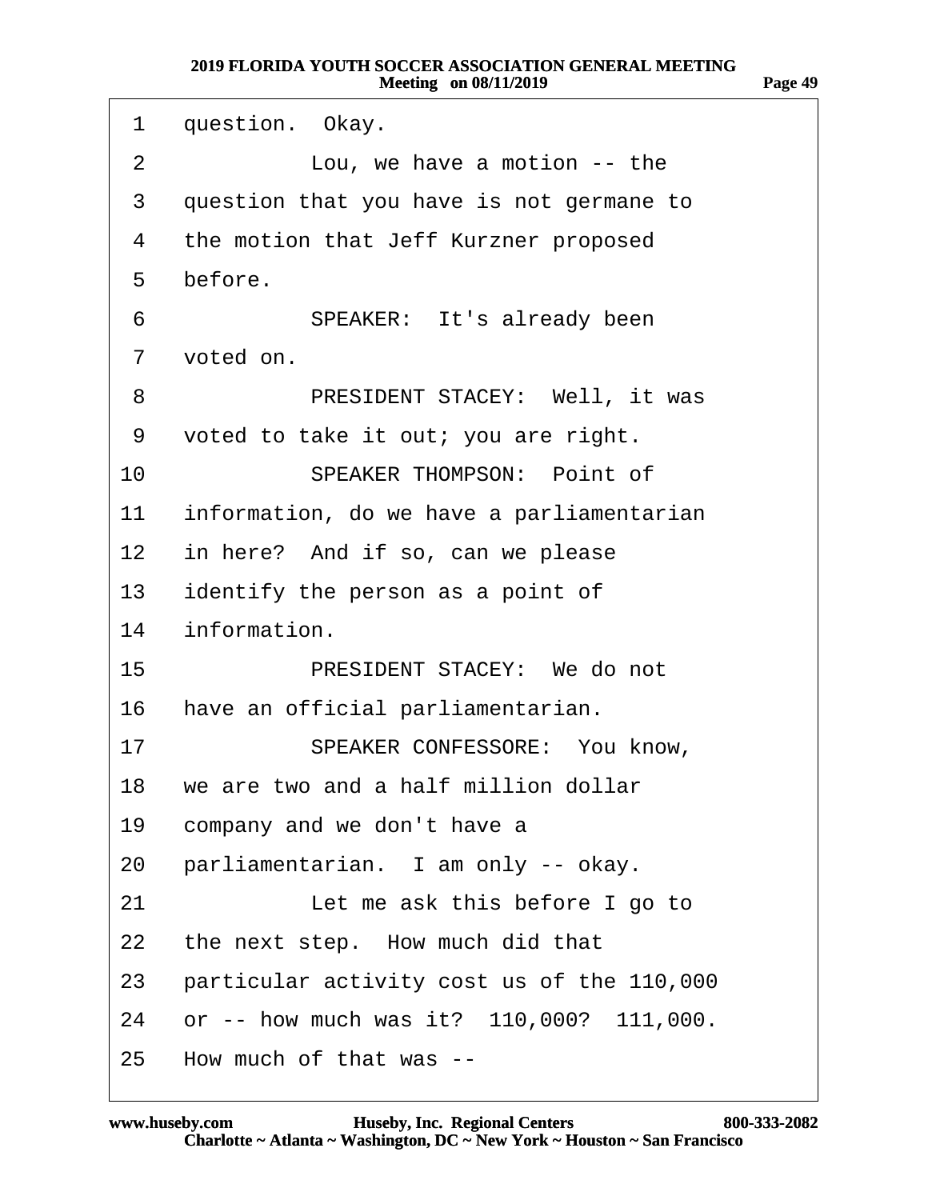1 question. Okay.

2 Lou, we have a motion -- the

3 question that you have is not germane to

4 the motion that Jeff Kurzner proposed

5 before.

6 SPEAKER: It's already been

7 voted on.

8 PRESIDENT STACEY: Well, it was

9 voted to take it out; you are right.

10 SPEAKER THOMPSON: Point of

11 information, do we have a parliamentarian

12 in here? And if so, can we please

13 identify the person as a point of

14 information.

15 PRESIDENT STACEY: We do not

16 have an official parliamentarian.

17 SPEAKER CONFESSORE: You know,

18 we are two and a half million dollar

19 company and we don't have a

20 parliamentarian. I am only -- okay.

21 Let me ask this before I go to

22 the next step. How much did that

23 particular activity cost us of the 110,000

24 or -- how much was it? 110,000? 111,000.

25 How much of that was --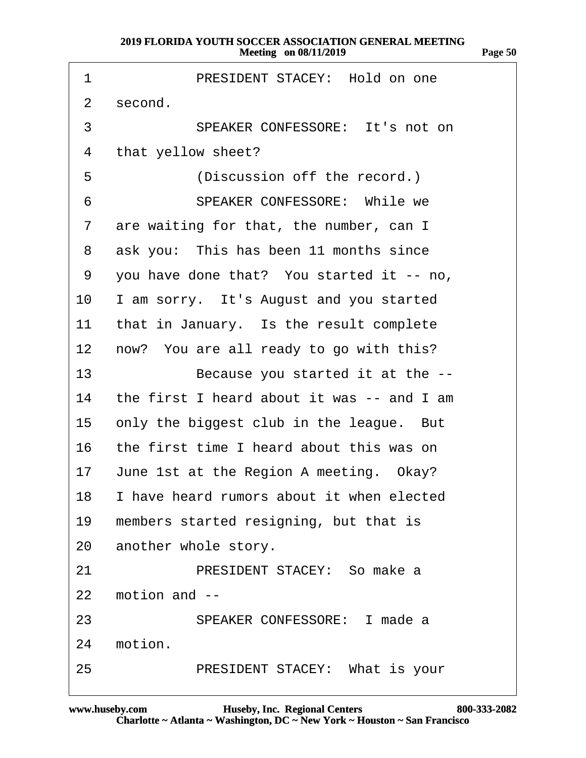1 PRESIDENT STACEY: Hold on one
2 second.
3 SPEAKER CONFESSORE: It's not on
4 that yellow sheet?
5 (Discussion off the record.)
6 SPEAKER CONFESSORE: While we
7 are waiting for that, the number, can I
8 ask you: This has been 11 months since
9 you have done that? You started it -- no,
10 I am sorry. It's August and you started
11 that in January. Is the result complete
12 now? You are all ready to go with this?
13 Because you started it at the --
14 the first I heard about it was -- and I am
15 only the biggest club in the league. But
16 the first time I heard about this was on
17 June 1st at the Region A meeting. Okay?
18 I have heard rumors about it when elected
19 members started resigning, but that is
20 another whole story.
21 PRESIDENT STACEY: So make a
22 motion and --
23 SPEAKER CONFESSORE: I made a
24 motion.
25 PRESIDENT STACEY: What is your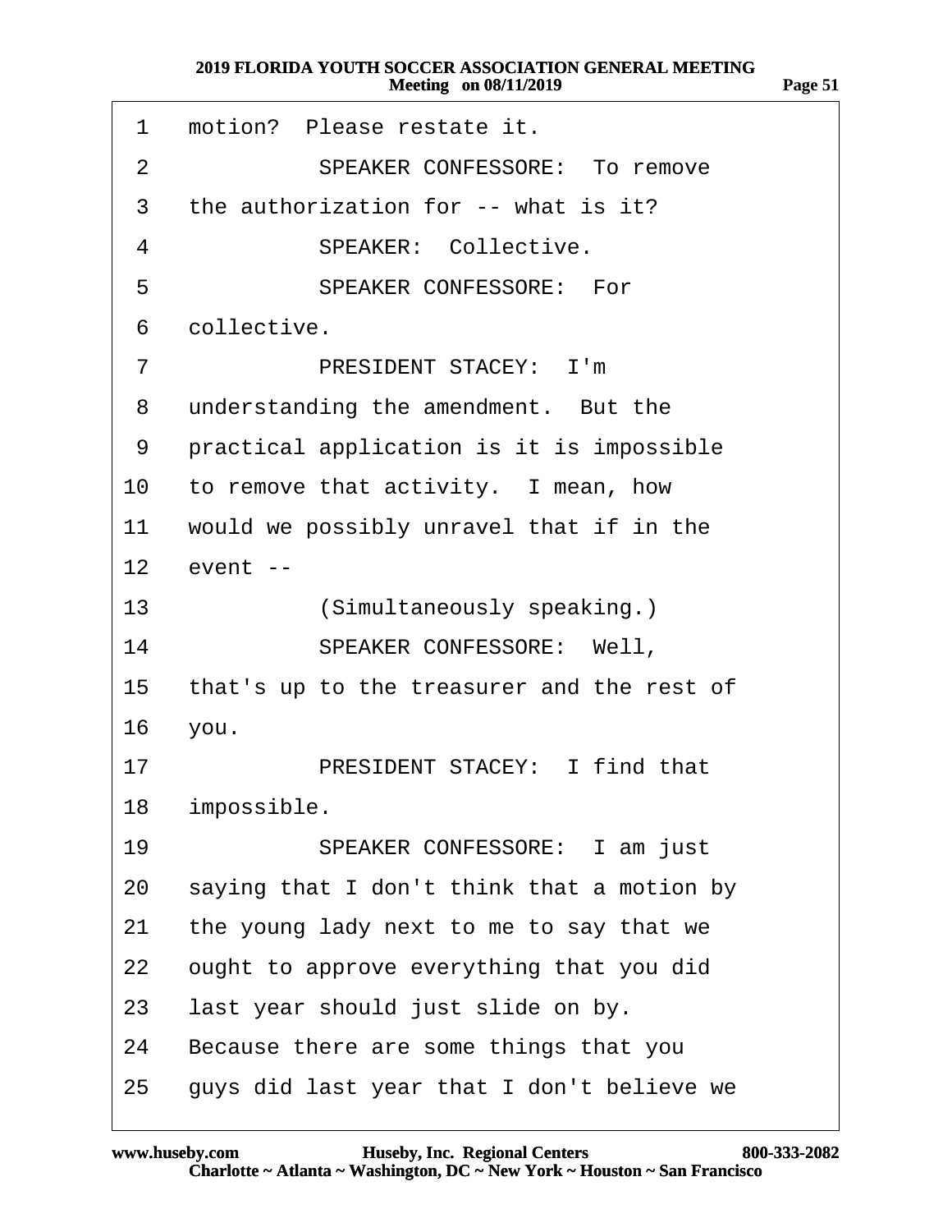1 motion? Please restate it.

2 SPEAKER CONFESSORE: To remove

3 the authorization for -- what is it?

4 SPEAKER: Collective.

5 SPEAKER CONFESSORE: For

6 collective.

7 PRESIDENT STACEY: I'm

8 understanding the amendment. But the

9 practical application is it is impossible

10 to remove that activity. I mean, how

11 would we possibly unravel that if in the

12 event --

13 (Simultaneously speaking.)

14 SPEAKER CONFESSORE: Well,

15 that's up to the treasurer and the rest of

16 you.

17 PRESIDENT STACEY: I find that

18 impossible.

19 SPEAKER CONFESSORE: I am just

20 saying that I don't think that a motion by

21 the young lady next to me to say that we

22 ought to approve everything that you did

23 last year should just slide on by.

24 Because there are some things that you

25 guys did last year that I don't believe we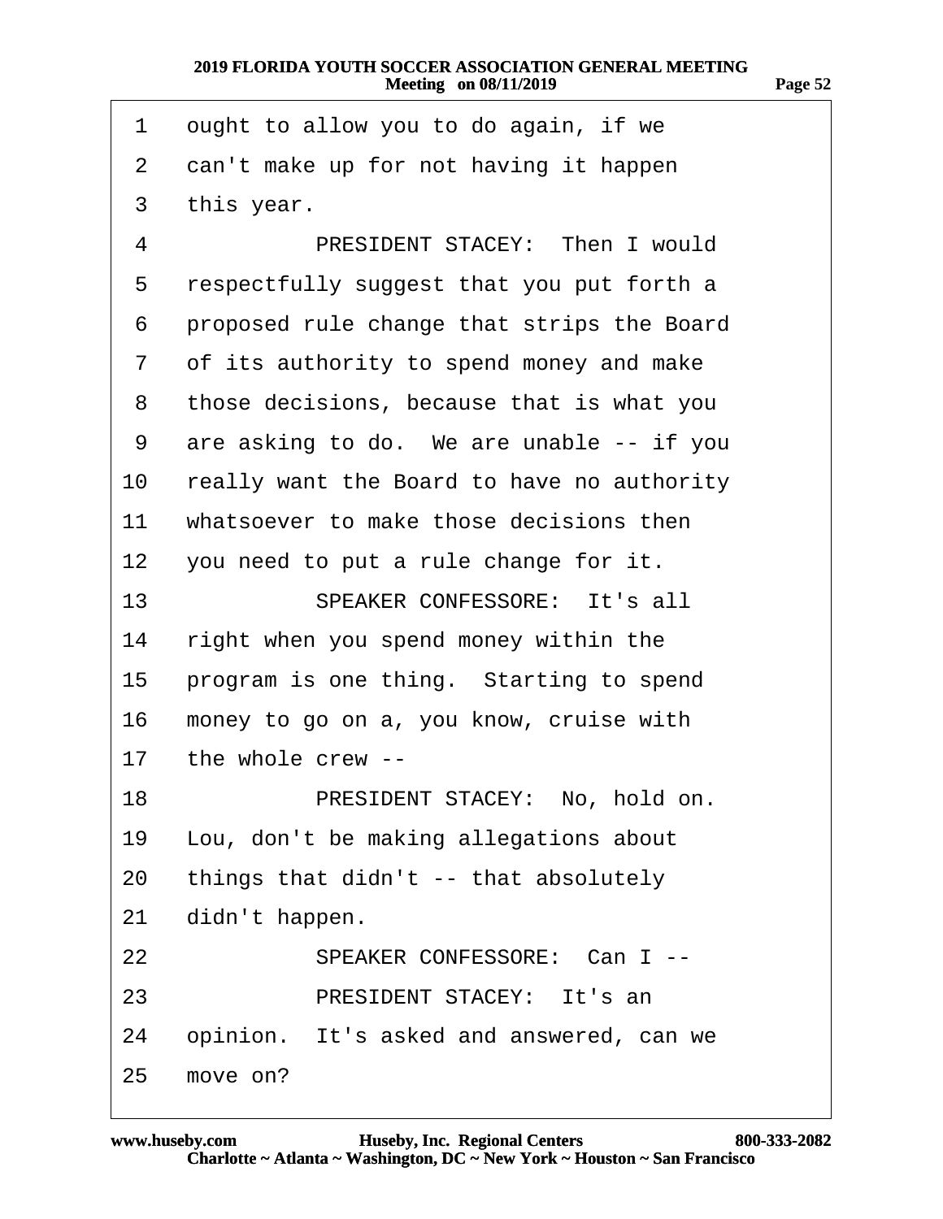1 ought to allow you to do again, if we
2 can't make up for not having it happen
3 this year.
4 PRESIDENT STACEY: Then I would
5 respectfully suggest that you put forth a
6 proposed rule change that strips the Board
7 of its authority to spend money and make
8 those decisions, because that is what you
9 are asking to do. We are unable -- if you
10 really want the Board to have no authority
11 whatsoever to make those decisions then
12 you need to put a rule change for it.
13 SPEAKER CONFESSORE: It's all
14 right when you spend money within the
15 program is one thing. Starting to spend
16 money to go on a, you know, cruise with
17 the whole crew --
18 PRESIDENT STACEY: No, hold on.
19 Lou, don't be making allegations about
20 things that didn't -- that absolutely
21 didn't happen.
22 SPEAKER CONFESSORE: Can I --
23 PRESIDENT STACEY: It's an
24 opinion. It's asked and answered, can we
25 move on?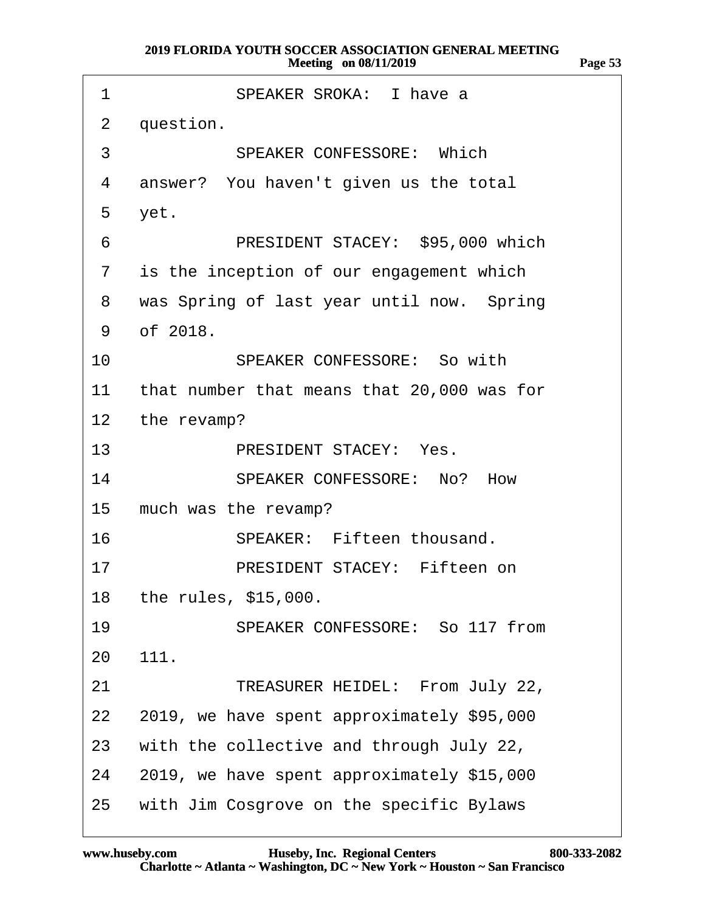1 SPEAKER SROKA: I have a
2 question.
3 SPEAKER CONFESSORE: Which
4 answer? You haven't given us the total
5 yet.
6 PRESIDENT STACEY: $95,000 which
7 is the inception of our engagement which
8 was Spring of last year until now. Spring
9 of 2018.
10 SPEAKER CONFESSORE: So with
11 that number that means that 20,000 was for
12 the revamp?
13 PRESIDENT STACEY: Yes.
14 SPEAKER CONFESSORE: No? How
15 much was the revamp?
16 SPEAKER: Fifteen thousand.
17 PRESIDENT STACEY: Fifteen on
18 the rules, $15,000.
19 SPEAKER CONFESSORE: So 117 from
20 111.
21 TREASURER HEIDEL: From July 22,
22 2019, we have spent approximately $95,000
23 with the collective and through July 22,
24 2019, we have spent approximately $15,000
25 with Jim Cosgrove on the specific Bylaws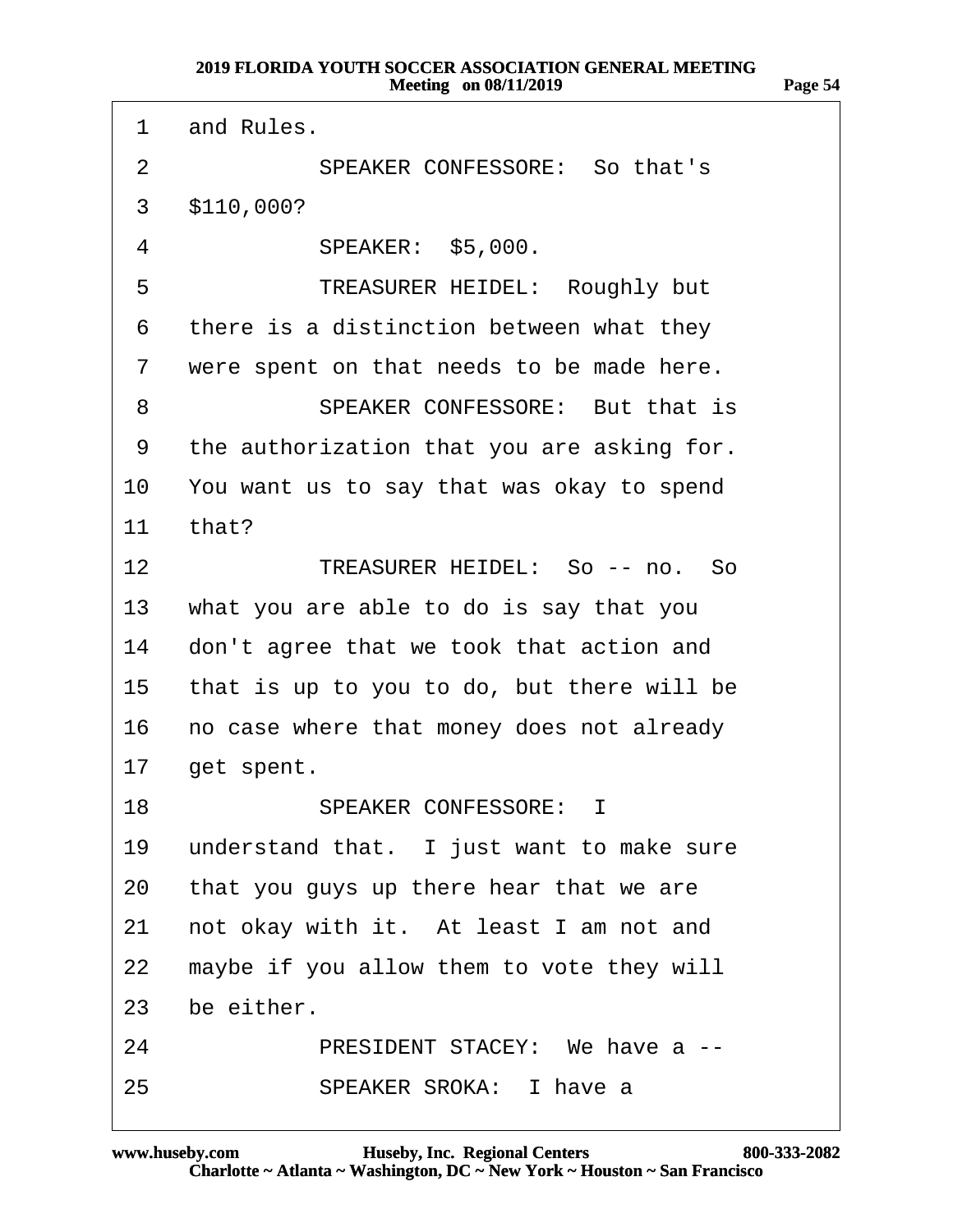1 and Rules.

2 SPEAKER CONFESSORE: So that's

3 $110,000?

4 SPEAKER: $5,000.

5 TREASURER HEIDEL: Roughly but

6 there is a distinction between what they

7 were spent on that needs to be made here.

8 SPEAKER CONFESSORE: But that is

9 the authorization that you are asking for.

10 You want us to say that was okay to spend

11 that?

12 TREASURER HEIDEL: So -- no. So

13 what you are able to do is say that you

14 don't agree that we took that action and

15 that is up to you to do, but there will be

16 no case where that money does not already

17 get spent.

18 SPEAKER CONFESSORE: I

19 understand that. I just want to make sure

20 that you guys up there hear that we are

21 not okay with it. At least I am not and

22 maybe if you allow them to vote they will

23 be either.

24 PRESIDENT STACEY: We have a --

25 SPEAKER SROKA: I have a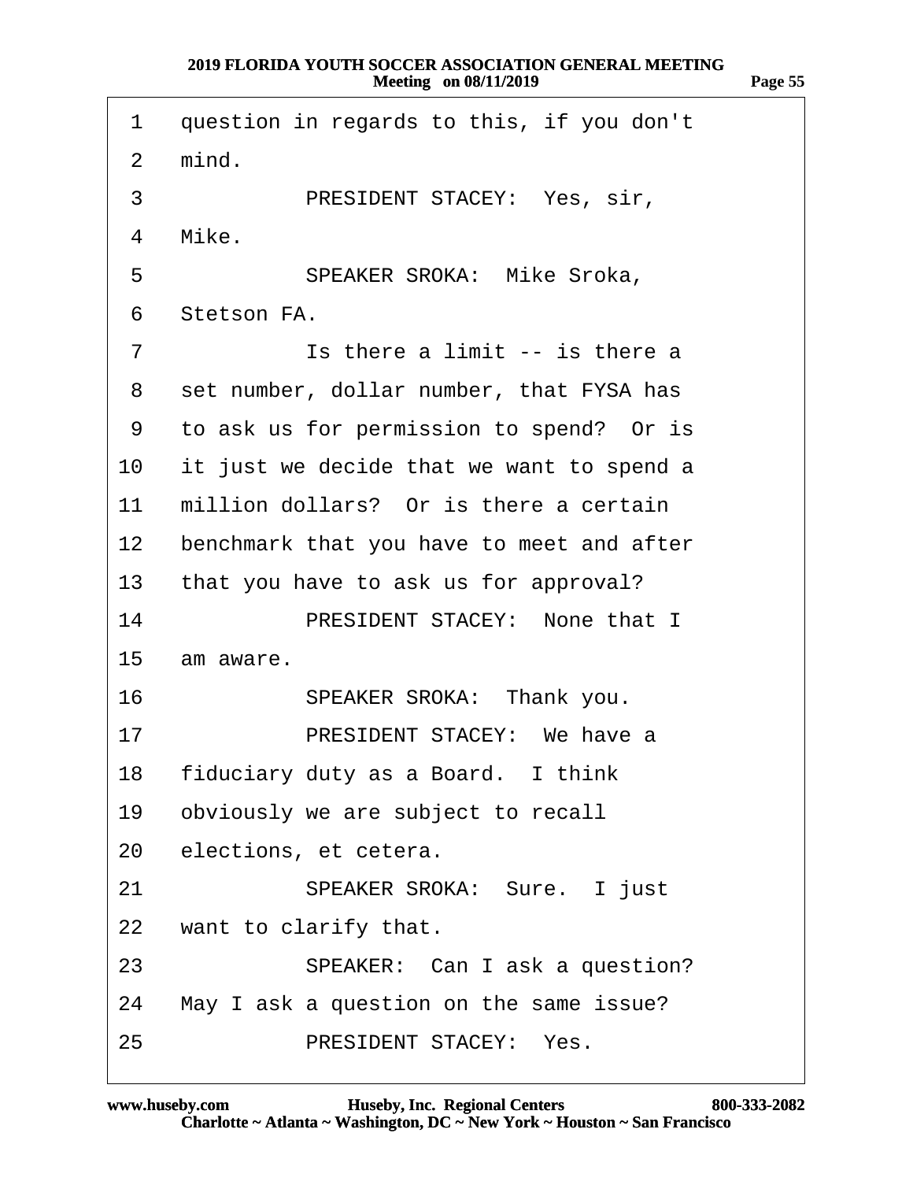1 question in regards to this, if you don't
2 mind.
3 PRESIDENT STACEY: Yes, sir,
4 Mike.
5 SPEAKER SROKA: Mike Sroka,
6 Stetson FA.
7 Is there a limit -- is there a
8 set number, dollar number, that FYSA has
9 to ask us for permission to spend? Or is
10 it just we decide that we want to spend a
11 million dollars? Or is there a certain
12 benchmark that you have to meet and after
13 that you have to ask us for approval?
14 PRESIDENT STACEY: None that I
15 am aware.
16 SPEAKER SROKA: Thank you.
17 PRESIDENT STACEY: We have a
18 fiduciary duty as a Board. I think
19 obviously we are subject to recall
20 elections, et cetera.
21 SPEAKER SROKA: Sure. I just
22 want to clarify that.
23 SPEAKER: Can I ask a question?
24 May I ask a question on the same issue?
25 PRESIDENT STACEY: Yes.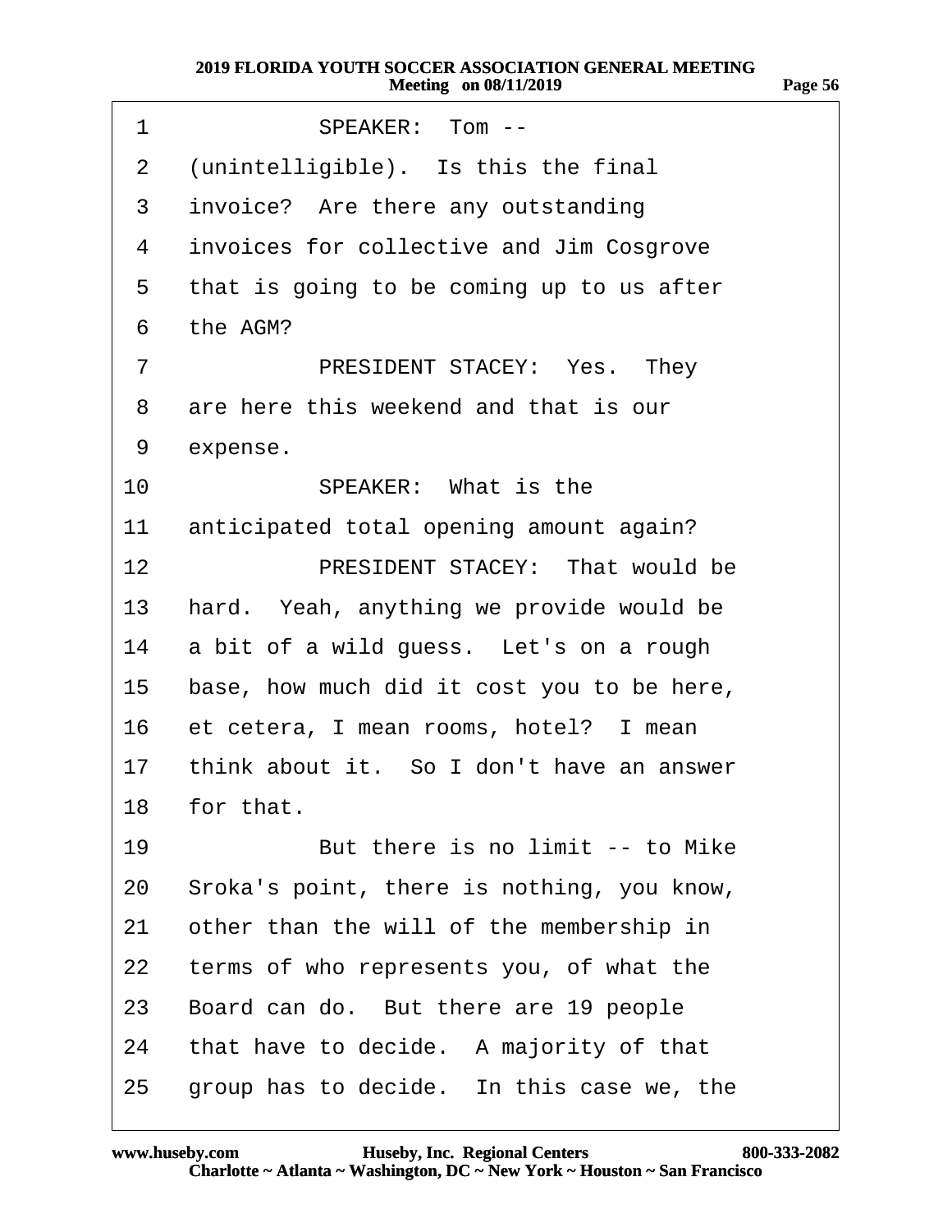1 SPEAKER: Tom --
2 (unintelligible). Is this the final
3 invoice? Are there any outstanding
4 invoices for collective and Jim Cosgrove
5 that is going to be coming up to us after
6 the AGM?
7 PRESIDENT STACEY: Yes. They
8 are here this weekend and that is our
9 expense.
10 SPEAKER: What is the
11 anticipated total opening amount again?
12 PRESIDENT STACEY: That would be
13 hard. Yeah, anything we provide would be
14 a bit of a wild guess. Let's on a rough
15 base, how much did it cost you to be here,
16 et cetera, I mean rooms, hotel? I mean
17 think about it. So I don't have an answer
18 for that.
19 But there is no limit -- to Mike
20 Sroka's point, there is nothing, you know,
21 other than the will of the membership in
22 terms of who represents you, of what the
23 Board can do. But there are 19 people
24 that have to decide. A majority of that
25 group has to decide. In this case we, the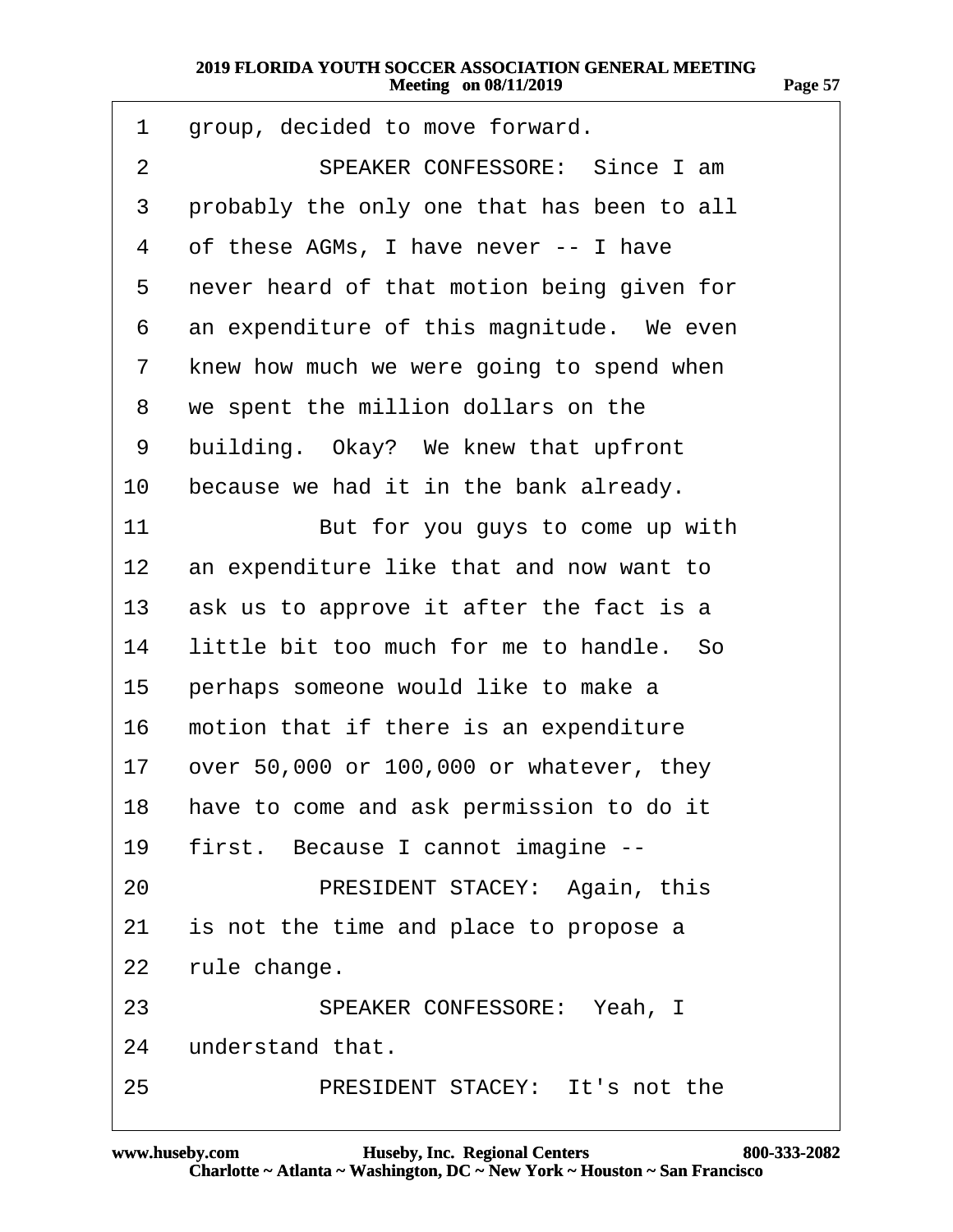1 group, decided to move forward.

2 SPEAKER CONFESSORE: Since I am

3 probably the only one that has been to all

4 of these AGMs, I have never -- I have

5 never heard of that motion being given for

6 an expenditure of this magnitude. We even

7 knew how much we were going to spend when

8 we spent the million dollars on the

9 building. Okay? We knew that upfront

10 because we had it in the bank already.

11 But for you guys to come up with

12 an expenditure like that and now want to

13 ask us to approve it after the fact is a

14 little bit too much for me to handle. So

15 perhaps someone would like to make a

16 motion that if there is an expenditure

17 over 50,000 or 100,000 or whatever, they

18 have to come and ask permission to do it

19 first. Because I cannot imagine --

20 PRESIDENT STACEY: Again, this

21 is not the time and place to propose a

22 rule change.

23 SPEAKER CONFESSORE: Yeah, I

24 understand that.

25 PRESIDENT STACEY: It's not the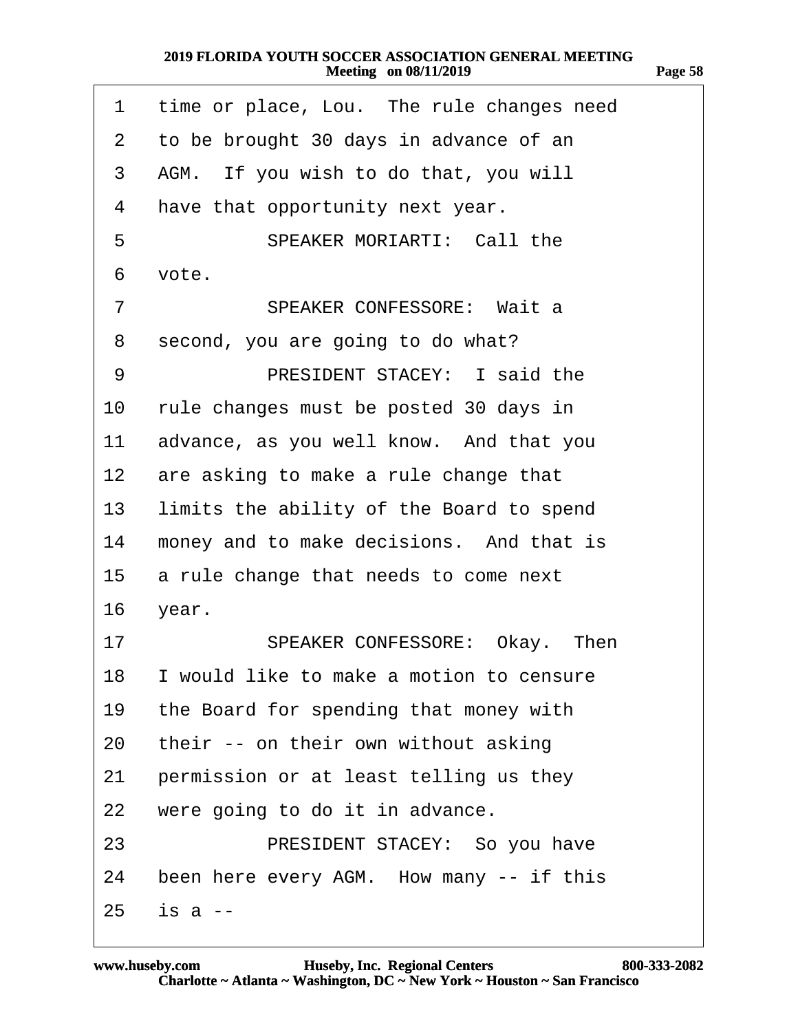1 time or place, Lou. The rule changes need
2 to be brought 30 days in advance of an
3 AGM. If you wish to do that, you will
4 have that opportunity next year.
5 SPEAKER MORIARTI: Call the
6 vote.
7 SPEAKER CONFESSORE: Wait a
8 second, you are going to do what?
9 PRESIDENT STACEY: I said the
10 rule changes must be posted 30 days in
11 advance, as you well know. And that you
12 are asking to make a rule change that
13 limits the ability of the Board to spend
14 money and to make decisions. And that is
15 a rule change that needs to come next
16 year.
17 SPEAKER CONFESSORE: Okay. Then
18 I would like to make a motion to censure
19 the Board for spending that money with
20 their -- on their own without asking
21 permission or at least telling us they
22 were going to do it in advance.
23 PRESIDENT STACEY: So you have
24 been here every AGM. How many -- if this
25 is a --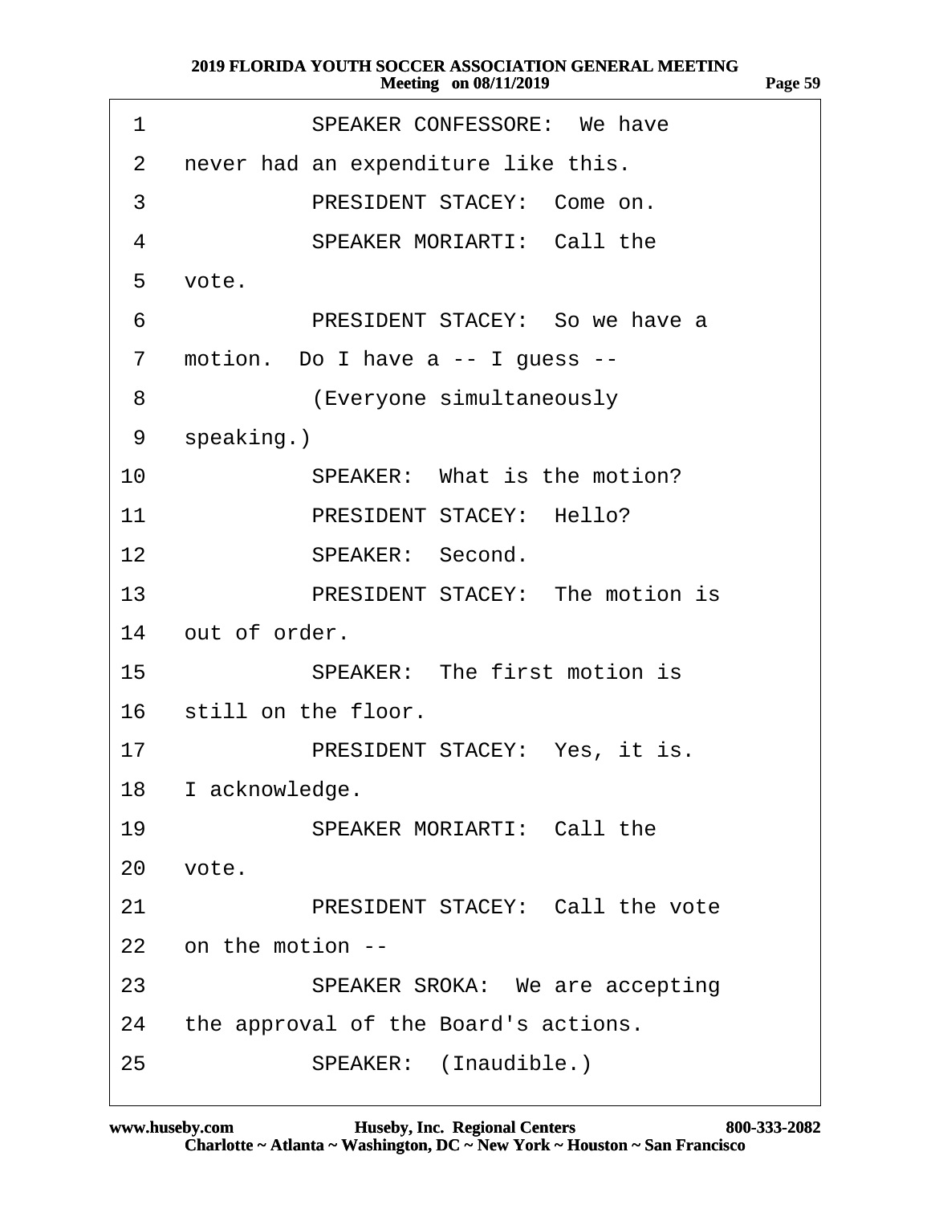1 SPEAKER CONFESSORE: We have
2 never had an expenditure like this.
3 PRESIDENT STACEY: Come on.
4 SPEAKER MORIARTI: Call the
5 vote.
6 PRESIDENT STACEY: So we have a
7 motion. Do I have a -- I guess --
8 (Everyone simultaneously
9 speaking.)
10 SPEAKER: What is the motion?
11 PRESIDENT STACEY: Hello?
12 SPEAKER: Second.
13 PRESIDENT STACEY: The motion is
14 out of order.
15 SPEAKER: The first motion is
16 still on the floor.
17 PRESIDENT STACEY: Yes, it is.
18 I acknowledge.
19 SPEAKER MORIARTI: Call the
20 vote.
21 PRESIDENT STACEY: Call the vote
22 on the motion --
23 SPEAKER SROKA: We are accepting
24 the approval of the Board's actions.
25 SPEAKER: (Inaudible.)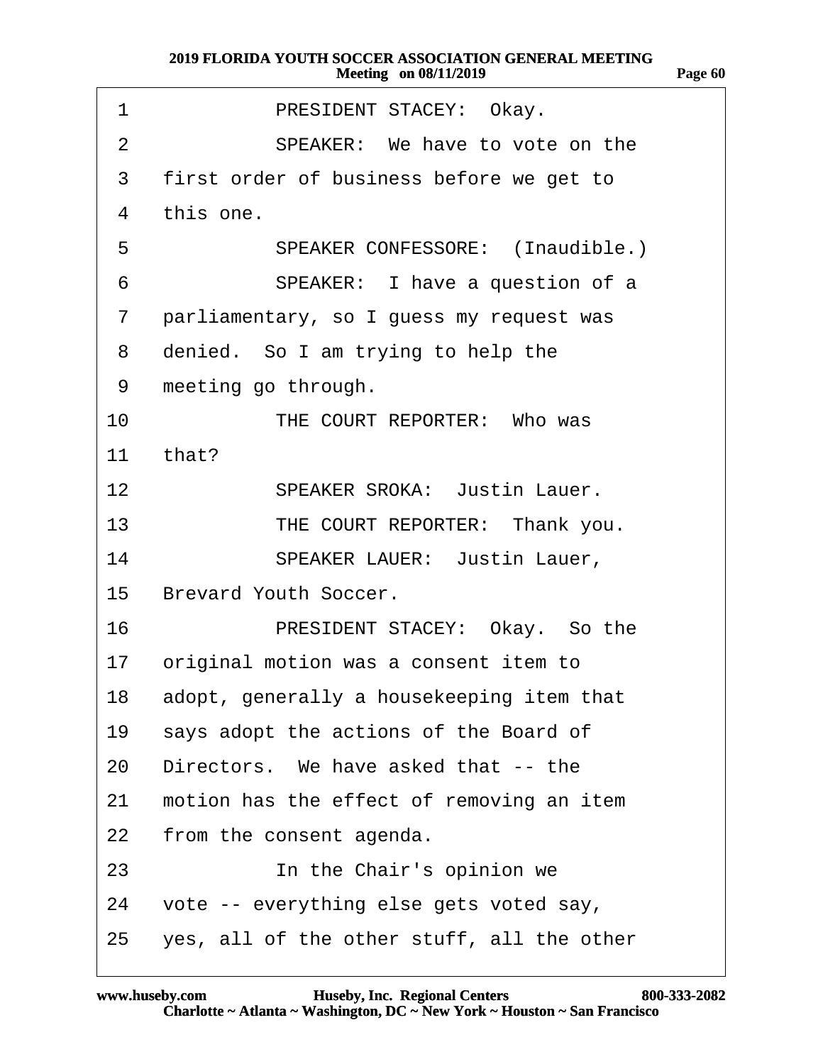1 PRESIDENT STACEY: Okay.

2 SPEAKER: We have to vote on the

3 first order of business before we get to

4 this one.

5 SPEAKER CONFESSORE: (Inaudible.)

6 SPEAKER: I have a question of a

7 parliamentary, so I guess my request was

8 denied. So I am trying to help the

9 meeting go through.

10 THE COURT REPORTER: Who was

11 that?

12 SPEAKER SROKA: Justin Lauer.

13 THE COURT REPORTER: Thank you.

14 SPEAKER LAUER: Justin Lauer,

15 Brevard Youth Soccer.

16 PRESIDENT STACEY: Okay. So the

17 original motion was a consent item to

18 adopt, generally a housekeeping item that

19 says adopt the actions of the Board of

20 Directors. We have asked that -- the

21 motion has the effect of removing an item

22 from the consent agenda.

23 In the Chair's opinion we

24 vote -- everything else gets voted say,

25 yes, all of the other stuff, all the other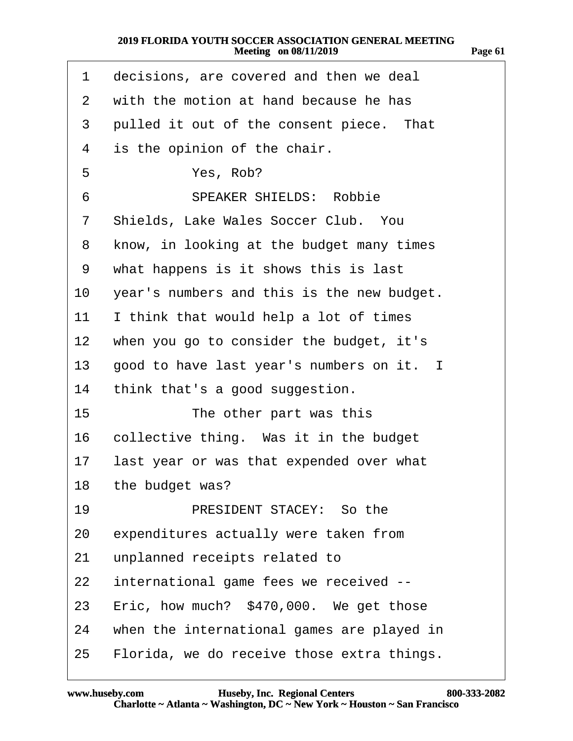1 decisions, are covered and then we deal
2 with the motion at hand because he has
3 pulled it out of the consent piece. That
4 is the opinion of the chair.
5 Yes, Rob?
6 SPEAKER SHIELDS: Robbie
7 Shields, Lake Wales Soccer Club. You
8 know, in looking at the budget many times
9 what happens is it shows this is last
10 year's numbers and this is the new budget.
11 I think that would help a lot of times
12 when you go to consider the budget, it's
13 good to have last year's numbers on it. I
14 think that's a good suggestion.
15 The other part was this
16 collective thing. Was it in the budget
17 last year or was that expended over what
18 the budget was?
19 PRESIDENT STACEY: So the
20 expenditures actually were taken from
21 unplanned receipts related to
22 international game fees we received --
23 Eric, how much? $470,000. We get those
24 when the international games are played in
25 Florida, we do receive those extra things.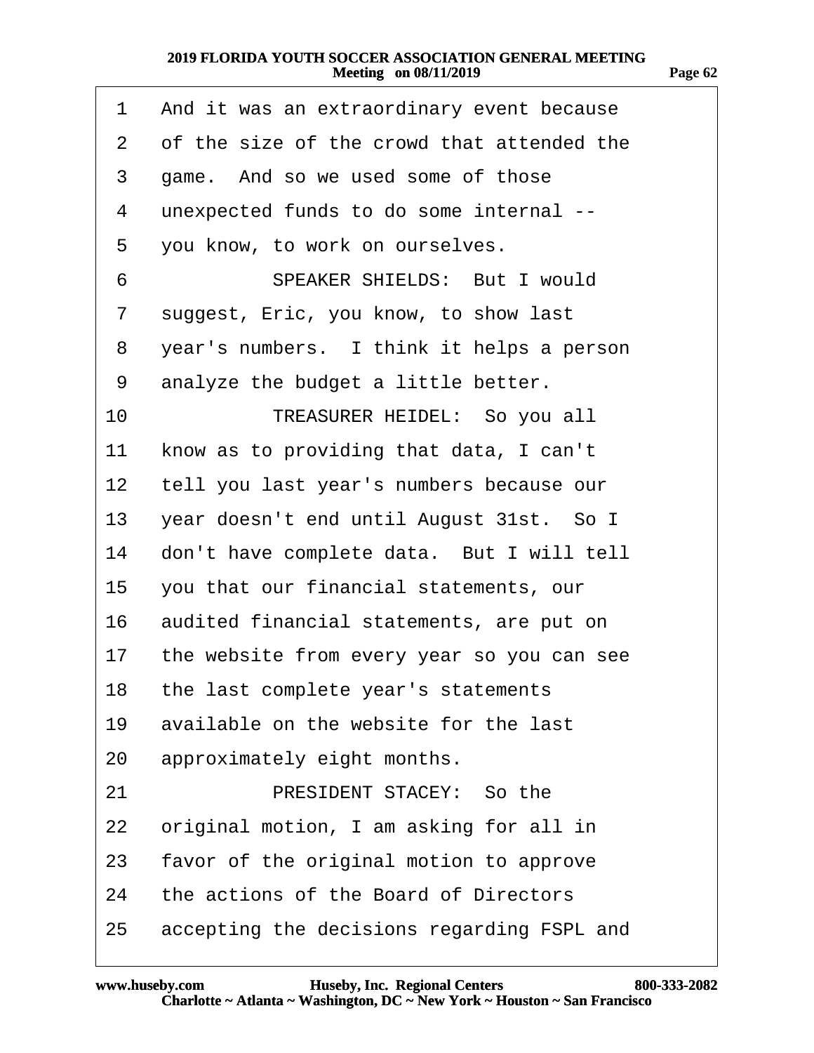1 And it was an extraordinary event because
2 of the size of the crowd that attended the
3 game. And so we used some of those
4 unexpected funds to do some internal --
5 you know, to work on ourselves.
6 SPEAKER SHIELDS: But I would
7 suggest, Eric, you know, to show last
8 year's numbers. I think it helps a person
9 analyze the budget a little better.
10 TREASURER HEIDEL: So you all
11 know as to providing that data, I can't
12 tell you last year's numbers because our
13 year doesn't end until August 31st. So I
14 don't have complete data. But I will tell
15 you that our financial statements, our
16 audited financial statements, are put on
17 the website from every year so you can see
18 the last complete year's statements
19 available on the website for the last
20 approximately eight months.
21 PRESIDENT STACEY: So the
22 original motion, I am asking for all in
23 favor of the original motion to approve
24 the actions of the Board of Directors
25 accepting the decisions regarding FSPL and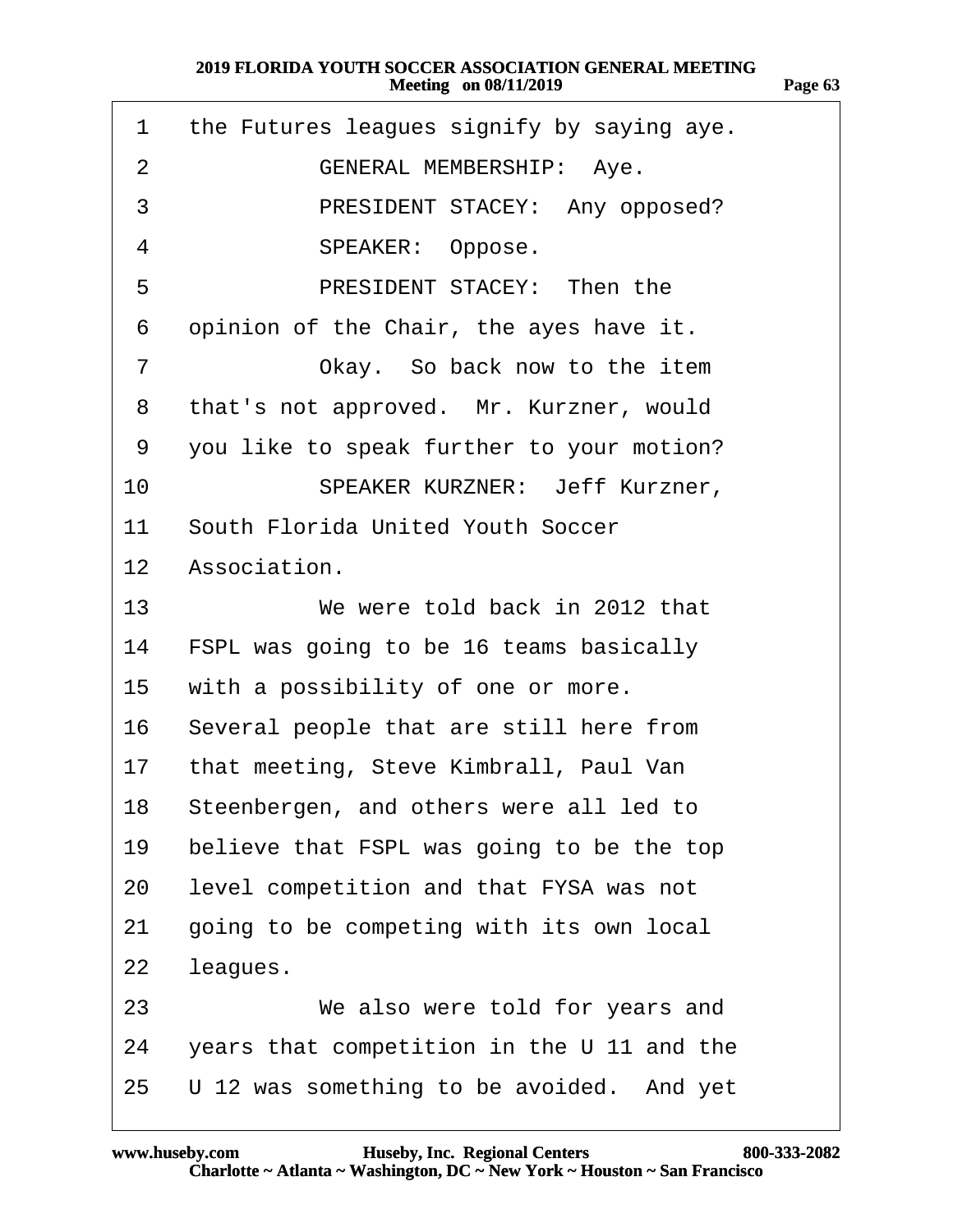1 the Futures leagues signify by saying aye.

2 GENERAL MEMBERSHIP: Aye.

3 PRESIDENT STACEY: Any opposed?

4 SPEAKER: Oppose.

5 PRESIDENT STACEY: Then the

6 opinion of the Chair, the ayes have it.

7 Okay. So back now to the item

8 that's not approved. Mr. Kurzner, would

9 you like to speak further to your motion?

10 SPEAKER KURZNER: Jeff Kurzner,

11 South Florida United Youth Soccer

12 Association.

13 We were told back in 2012 that

14 FSPL was going to be 16 teams basically

15 with a possibility of one or more.

16 Several people that are still here from

17 that meeting, Steve Kimbrall, Paul Van

18 Steenbergen, and others were all led to

19 believe that FSPL was going to be the top

20 level competition and that FYSA was not

21 going to be competing with its own local

22 leagues.

23 We also were told for years and

24 years that competition in the U 11 and the

25 U 12 was something to be avoided. And yet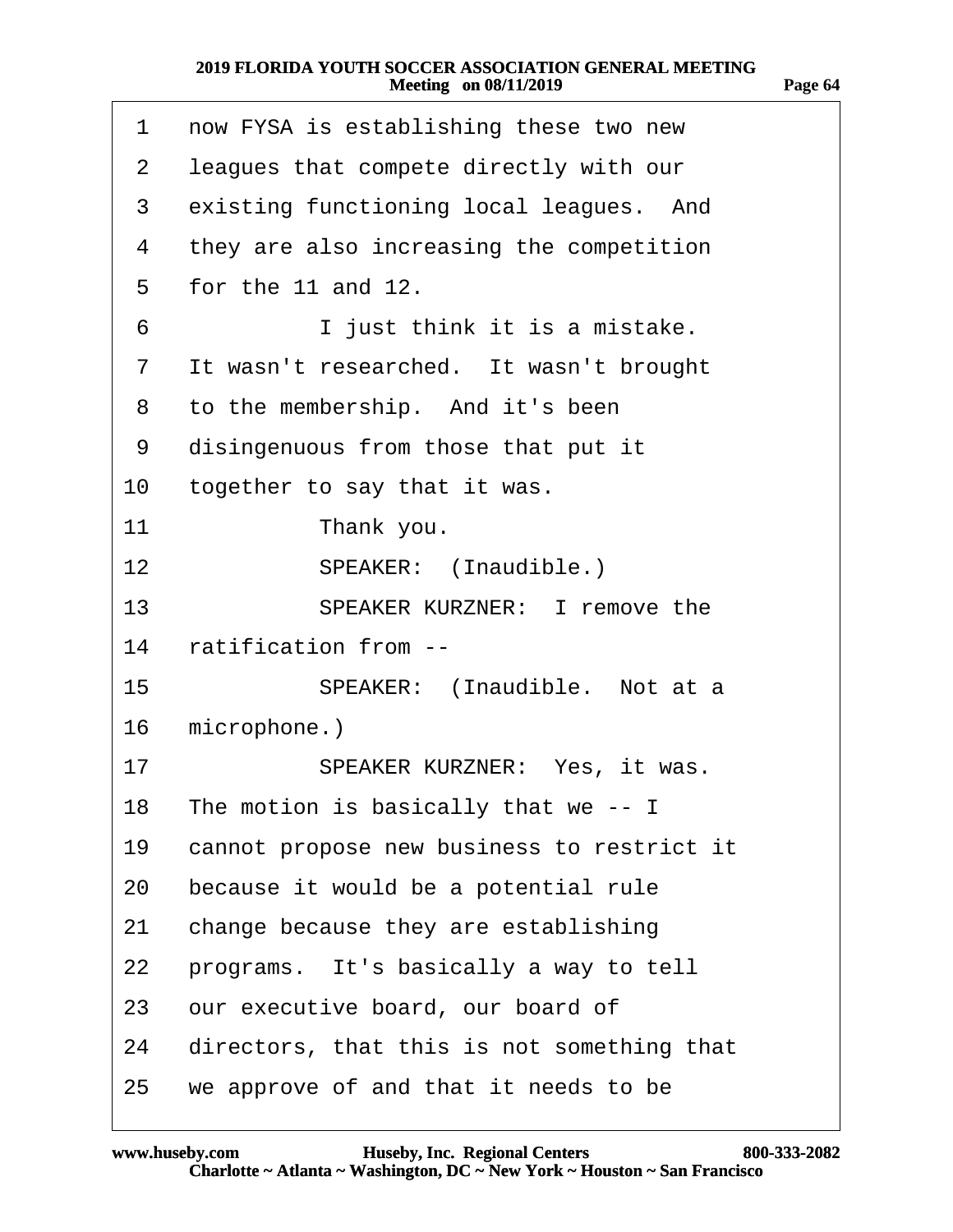1 now FYSA is establishing these two new
2 leagues that compete directly with our
3 existing functioning local leagues. And
4 they are also increasing the competition
5 for the 11 and 12.
6 I just think it is a mistake.
7 It wasn't researched. It wasn't brought
8 to the membership. And it's been
9 disingenuous from those that put it
10 together to say that it was.
11 Thank you.
12 SPEAKER: (Inaudible.)
13 SPEAKER KURZNER: I remove the
14 ratification from --
15 SPEAKER: (Inaudible. Not at a
16 microphone.)
17 SPEAKER KURZNER: Yes, it was.
18 The motion is basically that we -- I
19 cannot propose new business to restrict it
20 because it would be a potential rule
21 change because they are establishing
22 programs. It's basically a way to tell
23 our executive board, our board of
24 directors, that this is not something that
25 we approve of and that it needs to be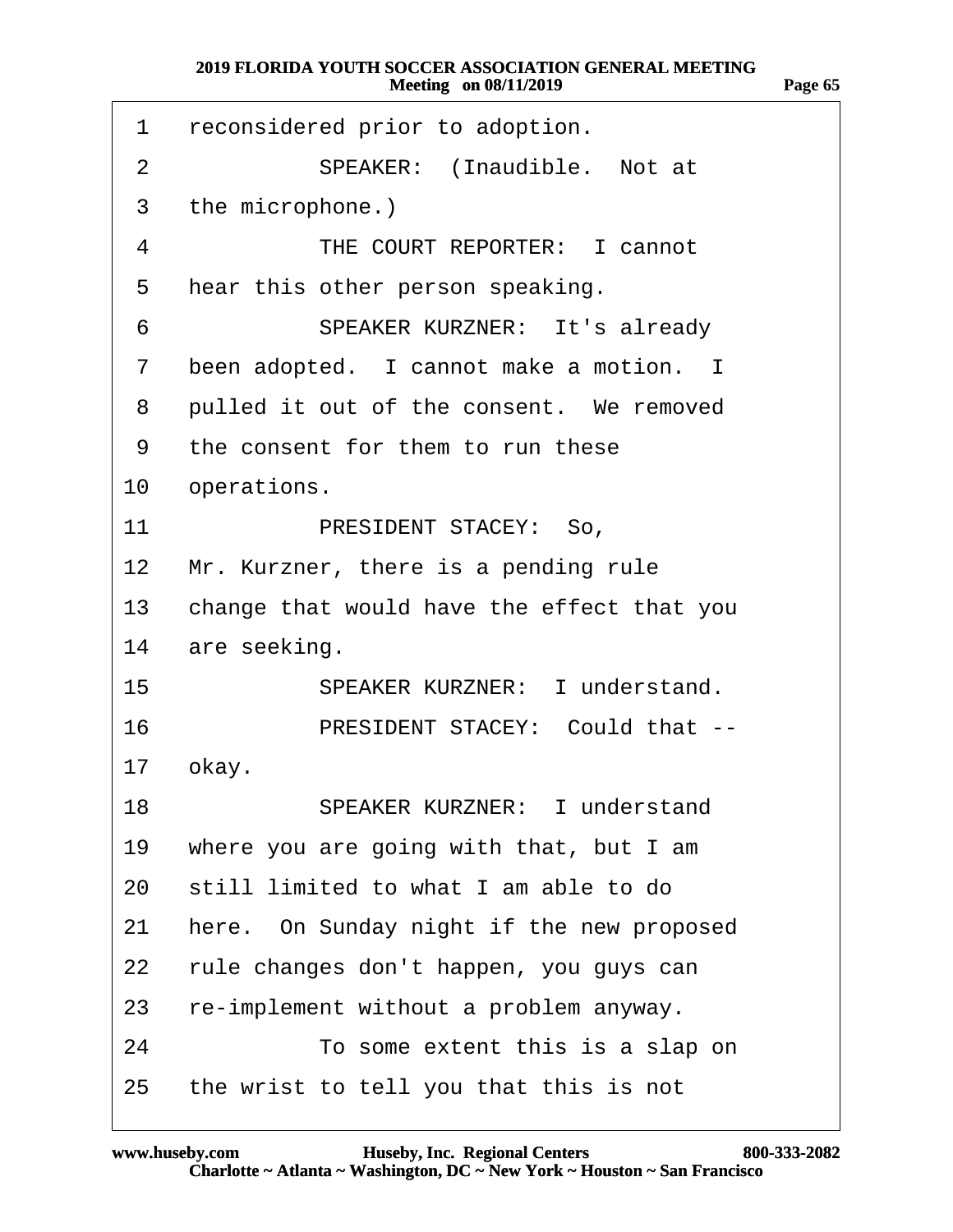1 reconsidered prior to adoption.

2 SPEAKER: (Inaudible. Not at

3 the microphone.)

4 THE COURT REPORTER: I cannot

5 hear this other person speaking.

6 SPEAKER KURZNER: It's already

7 been adopted. I cannot make a motion. I

8 pulled it out of the consent. We removed

9 the consent for them to run these

10 operations.

11 PRESIDENT STACEY: So,

12 Mr. Kurzner, there is a pending rule

13 change that would have the effect that you

14 are seeking.

15 SPEAKER KURZNER: I understand.

16 PRESIDENT STACEY: Could that --

17 okay.

18 SPEAKER KURZNER: I understand

19 where you are going with that, but I am

20 still limited to what I am able to do

21 here. On Sunday night if the new proposed

22 rule changes don't happen, you guys can

23 re-implement without a problem anyway.

24 To some extent this is a slap on

25 the wrist to tell you that this is not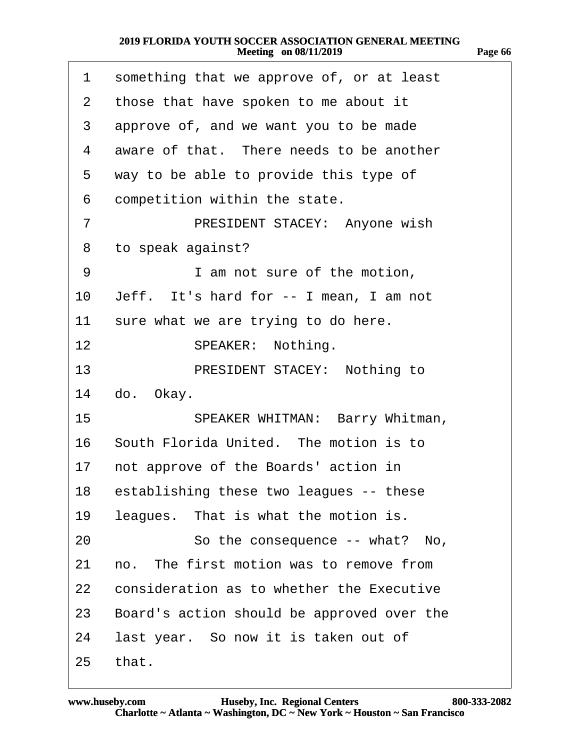1 something that we approve of, or at least
2 those that have spoken to me about it
3 approve of, and we want you to be made
4 aware of that. There needs to be another
5 way to be able to provide this type of
6 competition within the state.
7 PRESIDENT STACEY: Anyone wish
8 to speak against?
9 I am not sure of the motion,
10 Jeff. It's hard for -- I mean, I am not
11 sure what we are trying to do here.
12 SPEAKER: Nothing.
13 PRESIDENT STACEY: Nothing to
14 do. Okay.
15 SPEAKER WHITMAN: Barry Whitman,
16 South Florida United. The motion is to
17 not approve of the Boards' action in
18 establishing these two leagues -- these
19 leagues. That is what the motion is.
20 So the consequence -- what? No,
21 no. The first motion was to remove from
22 consideration as to whether the Executive
23 Board's action should be approved over the
24 last year. So now it is taken out of
25 that.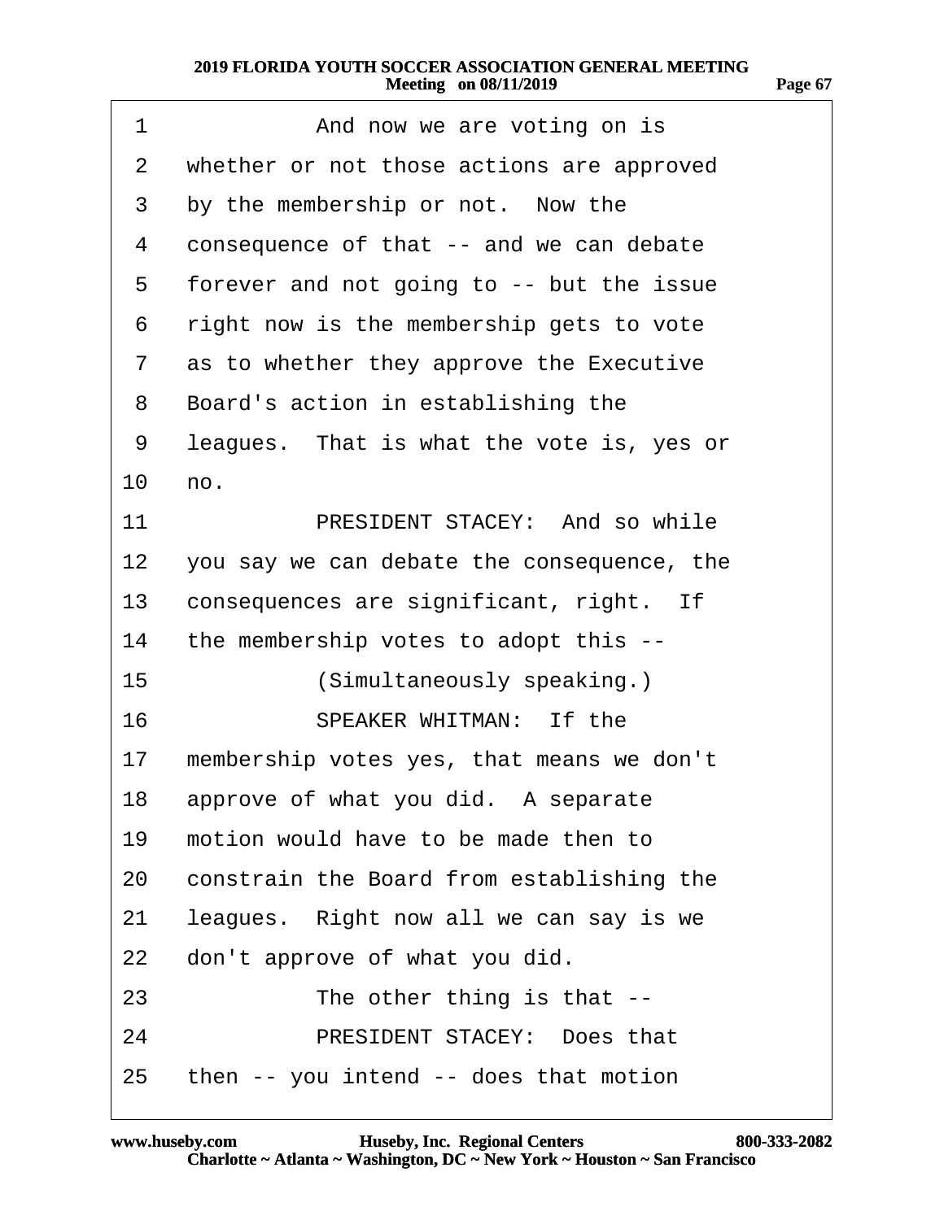1 And now we are voting on is
2 whether or not those actions are approved
3 by the membership or not. Now the
4 consequence of that -- and we can debate
5 forever and not going to -- but the issue
6 right now is the membership gets to vote
7 as to whether they approve the Executive
8 Board's action in establishing the
9 leagues. That is what the vote is, yes or
10 no.
11 PRESIDENT STACEY: And so while
12 you say we can debate the consequence, the
13 consequences are significant, right. If
14 the membership votes to adopt this --
15 (Simultaneously speaking.)
16 SPEAKER WHITMAN: If the
17 membership votes yes, that means we don't
18 approve of what you did. A separate
19 motion would have to be made then to
20 constrain the Board from establishing the
21 leagues. Right now all we can say is we
22 don't approve of what you did.
23 The other thing is that --
24 PRESIDENT STACEY: Does that
25 then -- you intend -- does that motion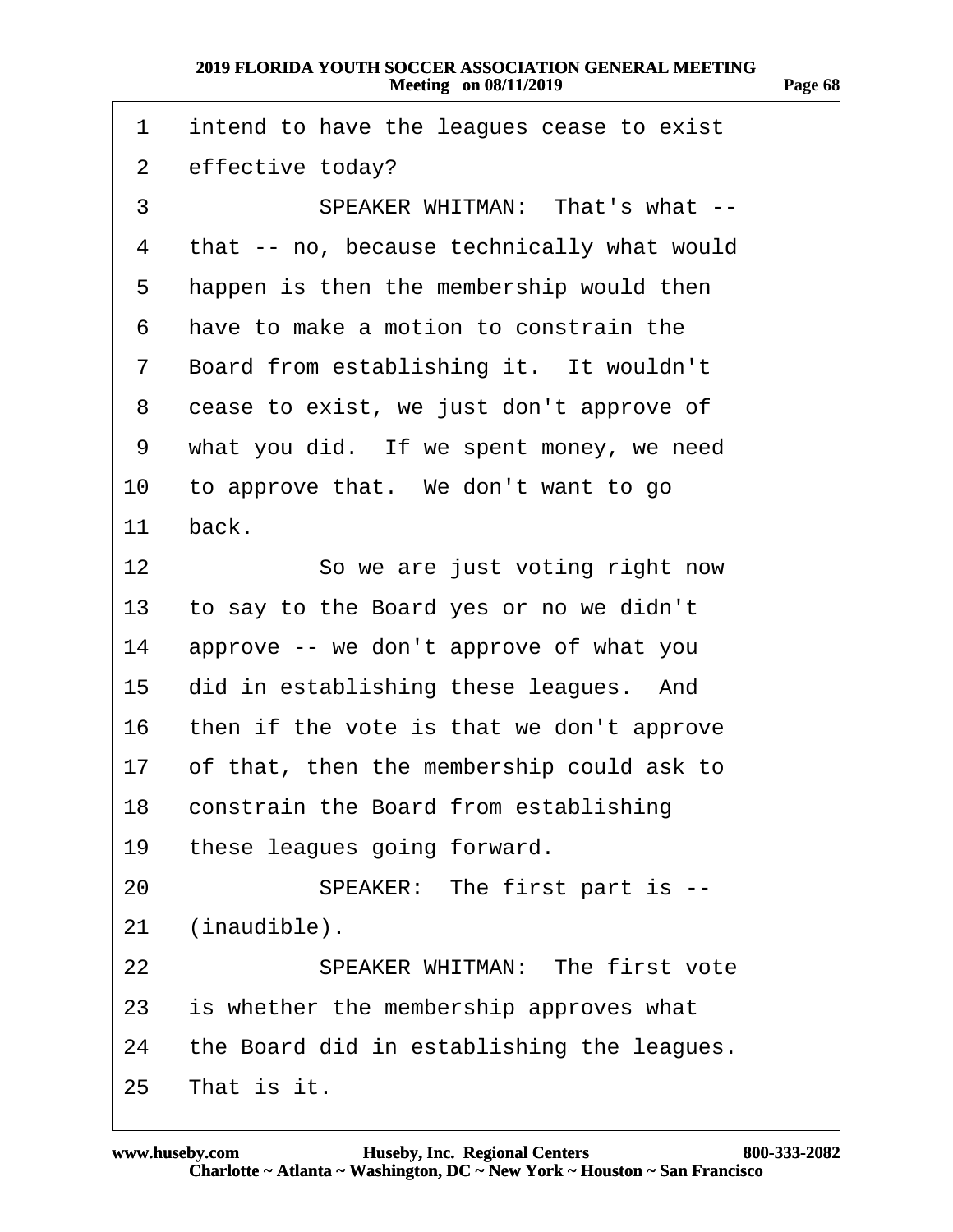1 intend to have the leagues cease to exist
2 effective today?
3 SPEAKER WHITMAN: That's what --
4 that -- no, because technically what would
5 happen is then the membership would then
6 have to make a motion to constrain the
7 Board from establishing it. It wouldn't
8 cease to exist, we just don't approve of
9 what you did. If we spent money, we need
10 to approve that. We don't want to go
11 back.
12 So we are just voting right now
13 to say to the Board yes or no we didn't
14 approve -- we don't approve of what you
15 did in establishing these leagues. And
16 then if the vote is that we don't approve
17 of that, then the membership could ask to
18 constrain the Board from establishing
19 these leagues going forward.
20 SPEAKER: The first part is --
21 (inaudible).
22 SPEAKER WHITMAN: The first vote
23 is whether the membership approves what
24 the Board did in establishing the leagues.
25 That is it.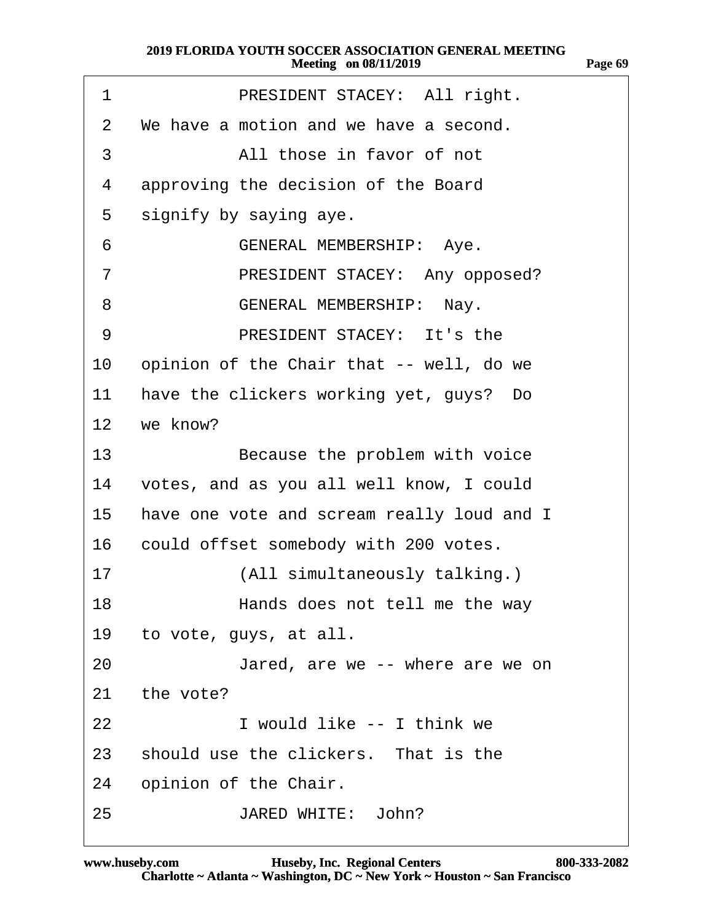PRESIDENT STACEY: All right. We have a motion and we have a second.

All those in favor of not approving the decision of the Board signify by saying aye.

GENERAL MEMBERSHIP: Aye.

PRESIDENT STACEY: Any opposed?

GENERAL MEMBERSHIP: Nay.

PRESIDENT STACEY: It's the opinion of the Chair that -- well, do we have the clickers working yet, guys? Do we know?

Because the problem with voice votes, and as you all well know, I could have one vote and scream really loud and I could offset somebody with 200 votes.

(All simultaneously talking.)

Hands does not tell me the way to vote, guys, at all.

Jared, are we -- where are we on the vote?

I would like -- I think we should use the clickers. That is the opinion of the Chair.

JARED WHITE: John?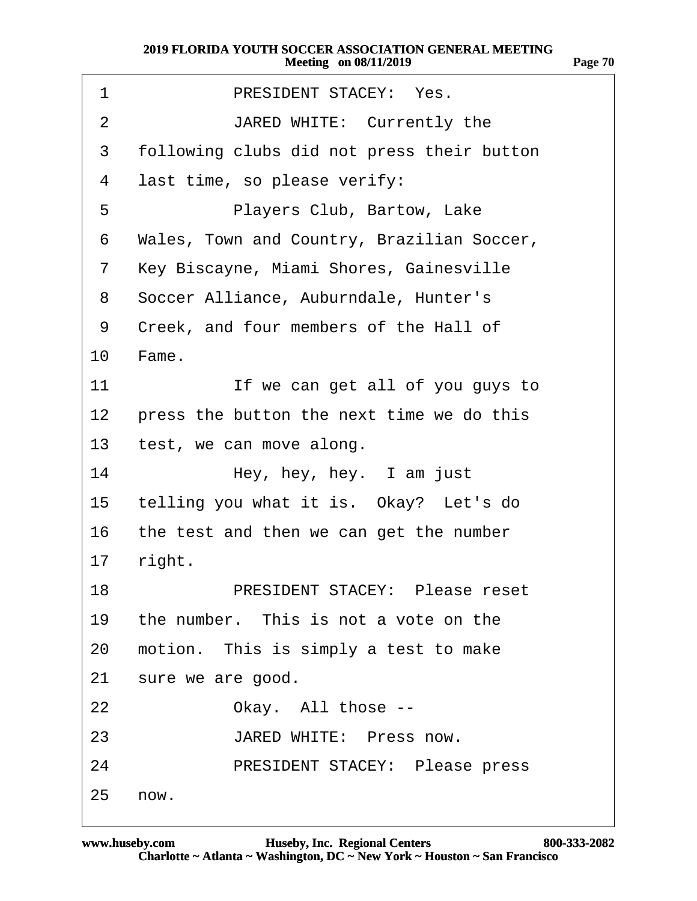1 PRESIDENT STACEY: Yes.

2 JARED WHITE: Currently the

3 following clubs did not press their button

4 last time, so please verify:

5 Players Club, Bartow, Lake

6 Wales, Town and Country, Brazilian Soccer,

7 Key Biscayne, Miami Shores, Gainesville

8 Soccer Alliance, Auburndale, Hunter's

9 Creek, and four members of the Hall of

10 Fame.

11 If we can get all of you guys to

12 press the button the next time we do this

13 test, we can move along.

14 Hey, hey, hey. I am just

15 telling you what it is. Okay? Let's do

16 the test and then we can get the number

17 right.

18 PRESIDENT STACEY: Please reset

19 the number. This is not a vote on the

20 motion. This is simply a test to make

21 sure we are good.

22 Okay. All those --

23 JARED WHITE: Press now.

24 PRESIDENT STACEY: Please press

25 now.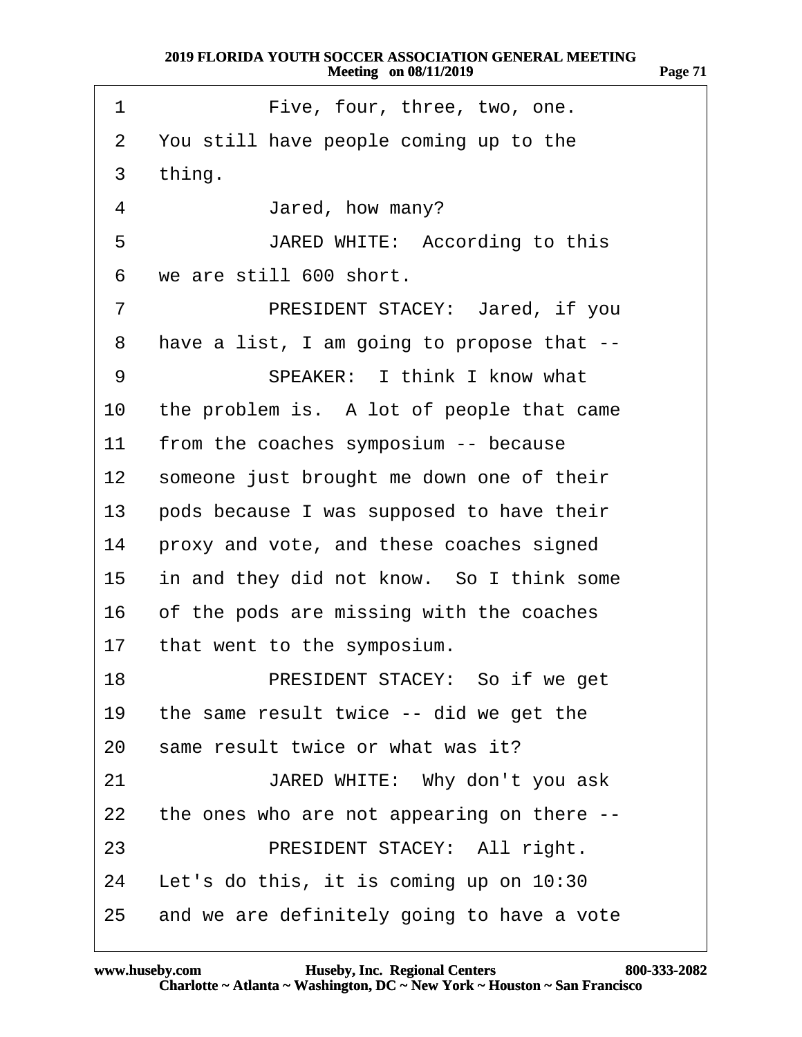1 Five, four, three, two, one.
2 You still have people coming up to the
3 thing.
4 Jared, how many?
5 JARED WHITE: According to this
6 we are still 600 short.
7 PRESIDENT STACEY: Jared, if you
8 have a list, I am going to propose that --
9 SPEAKER: I think I know what
10 the problem is. A lot of people that came
11 from the coaches symposium -- because
12 someone just brought me down one of their
13 pods because I was supposed to have their
14 proxy and vote, and these coaches signed
15 in and they did not know. So I think some
16 of the pods are missing with the coaches
17 that went to the symposium.
18 PRESIDENT STACEY: So if we get
19 the same result twice -- did we get the
20 same result twice or what was it?
21 JARED WHITE: Why don't you ask
22 the ones who are not appearing on there --
23 PRESIDENT STACEY: All right.
24 Let's do this, it is coming up on 10:30
25 and we are definitely going to have a vote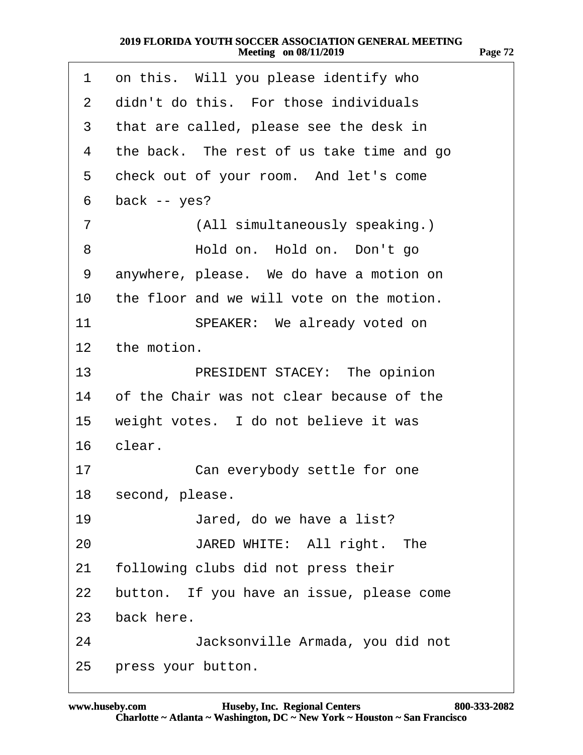1 on this. Will you please identify who
2 didn't do this. For those individuals
3 that are called, please see the desk in
4 the back. The rest of us take time and go
5 check out of your room. And let's come
6 back -- yes?
7 (All simultaneously speaking.)
8 Hold on. Hold on. Don't go
9 anywhere, please. We do have a motion on
10 the floor and we will vote on the motion.
11 SPEAKER: We already voted on
12 the motion.
13 PRESIDENT STACEY: The opinion
14 of the Chair was not clear because of the
15 weight votes. I do not believe it was
16 clear.
17 Can everybody settle for one
18 second, please.
19 Jared, do we have a list?
20 JARED WHITE: All right. The
21 following clubs did not press their
22 button. If you have an issue, please come
23 back here.
24 Jacksonville Armada, you did not
25 press your button.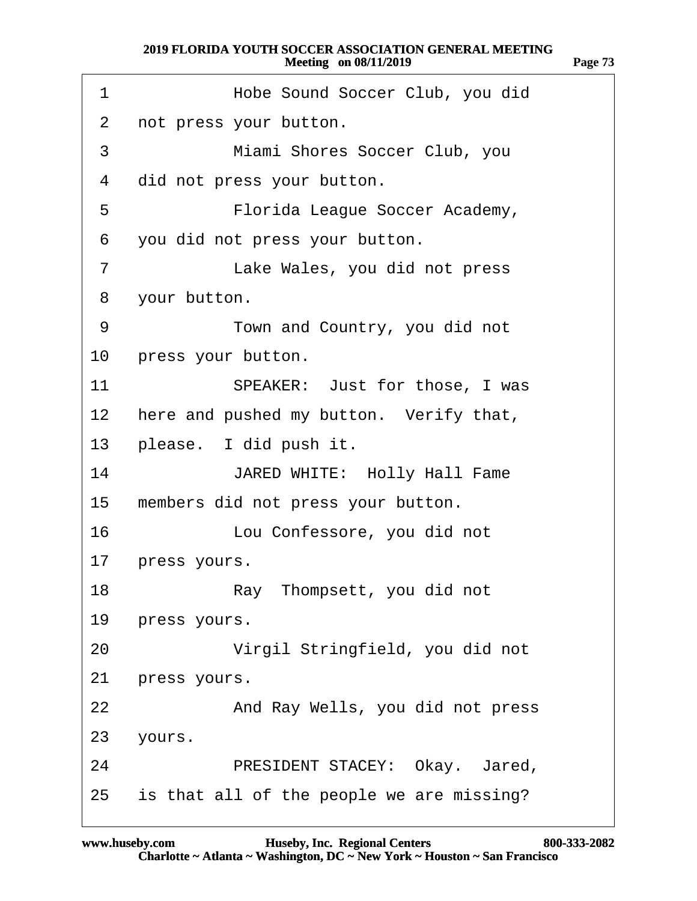1 Hobe Sound Soccer Club, you did
2 not press your button.
3 Miami Shores Soccer Club, you
4 did not press your button.
5 Florida League Soccer Academy,
6 you did not press your button.
7 Lake Wales, you did not press
8 your button.
9 Town and Country, you did not
10 press your button.
11 SPEAKER: Just for those, I was
12 here and pushed my button. Verify that,
13 please. I did push it.
14 JARED WHITE: Holly Hall Fame
15 members did not press your button.
16 Lou Confessore, you did not
17 press yours.
18 Ray Thompsett, you did not
19 press yours.
20 Virgil Stringfield, you did not
21 press yours.
22 And Ray Wells, you did not press
23 yours.
24 PRESIDENT STACEY: Okay. Jared,
25 is that all of the people we are missing?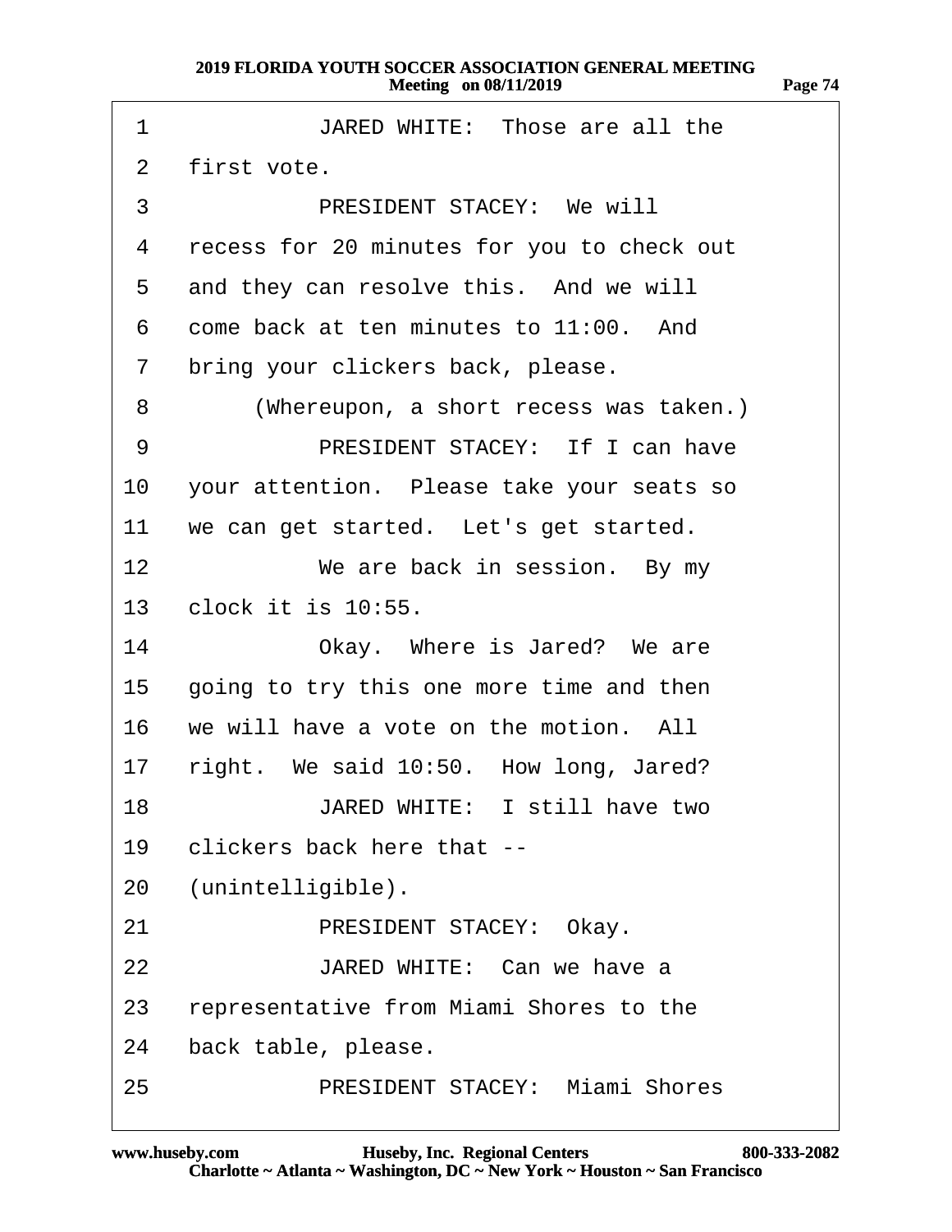1 JARED WHITE: Those are all the
2 first vote.
3 PRESIDENT STACEY: We will
4 recess for 20 minutes for you to check out
5 and they can resolve this. And we will
6 come back at ten minutes to 11:00. And
7 bring your clickers back, please.
8 (Whereupon, a short recess was taken.)
9 PRESIDENT STACEY: If I can have
10 your attention. Please take your seats so
11 we can get started. Let's get started.
12 We are back in session. By my
13 clock it is 10:55.
14 Okay. Where is Jared? We are
15 going to try this one more time and then
16 we will have a vote on the motion. All
17 right. We said 10:50. How long, Jared?
18 JARED WHITE: I still have two
19 clickers back here that --
20 (unintelligible).
21 PRESIDENT STACEY: Okay.
22 JARED WHITE: Can we have a
23 representative from Miami Shores to the
24 back table, please.
25 PRESIDENT STACEY: Miami Shores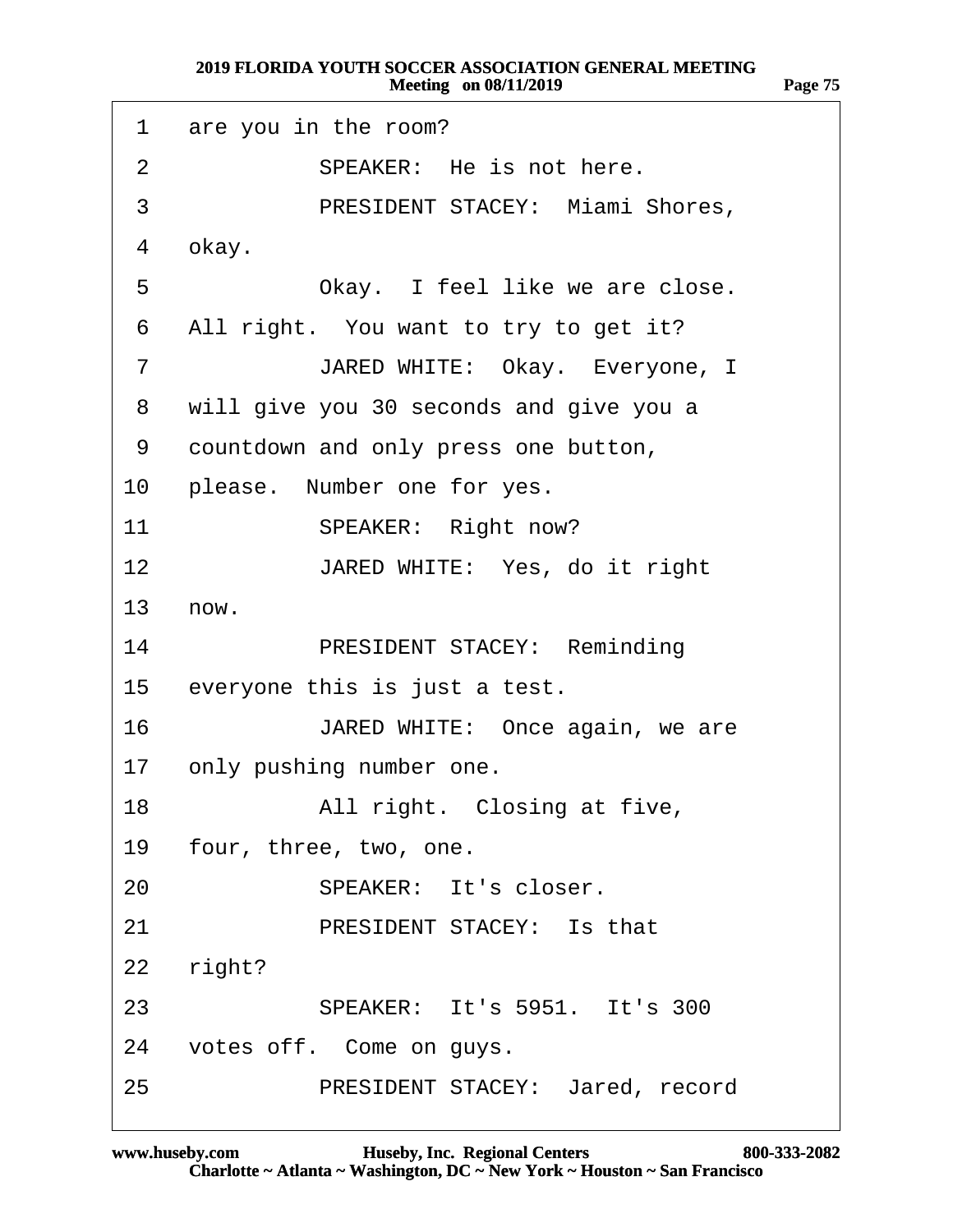1 are you in the room?

2 SPEAKER: He is not here.

3 PRESIDENT STACEY: Miami Shores,

4 okay.

5 Okay. I feel like we are close.

6 All right. You want to try to get it?

7 JARED WHITE: Okay. Everyone, I

8 will give you 30 seconds and give you a

9 countdown and only press one button,

10 please. Number one for yes.

11 SPEAKER: Right now?

12 JARED WHITE: Yes, do it right

13 now.

14 PRESIDENT STACEY: Reminding

15 everyone this is just a test.

16 JARED WHITE: Once again, we are

17 only pushing number one.

18 All right. Closing at five,

19 four, three, two, one.

20 SPEAKER: It's closer.

21 PRESIDENT STACEY: Is that

22 right?

23 SPEAKER: It's 5951. It's 300

24 votes off. Come on guys.

25 PRESIDENT STACEY: Jared, record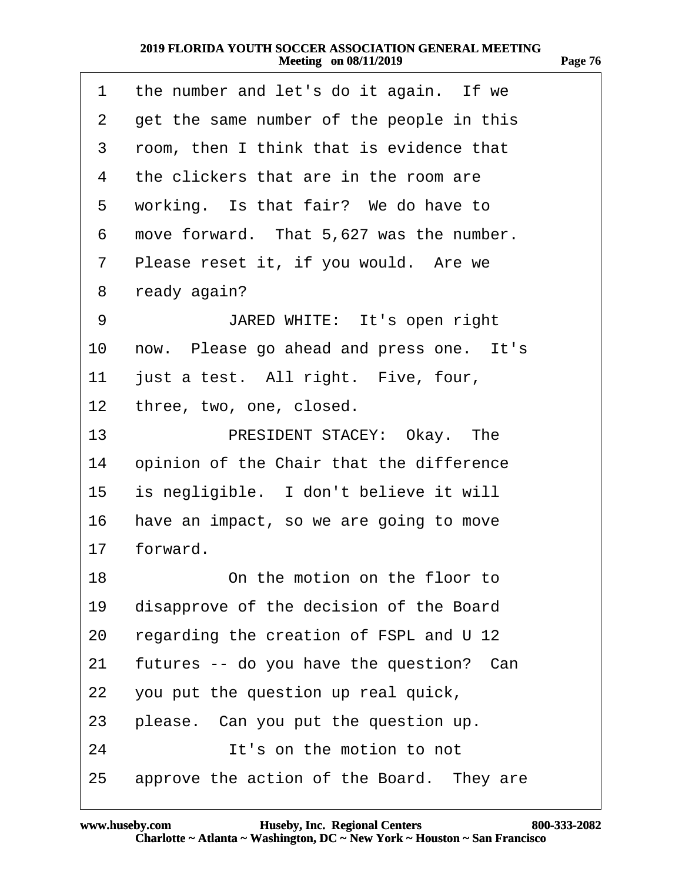1 the number and let's do it again. If we
2 get the same number of the people in this
3 room, then I think that is evidence that
4 the clickers that are in the room are
5 working. Is that fair? We do have to
6 move forward. That 5,627 was the number.
7 Please reset it, if you would. Are we
8 ready again?

9 JARED WHITE: It's open right
10 now. Please go ahead and press one. It's
11 just a test. All right. Five, four,
12 three, two, one, closed.

13 PRESIDENT STACEY: Okay. The
14 opinion of the Chair that the difference
15 is negligible. I don't believe it will
16 have an impact, so we are going to move
17 forward.

18 On the motion on the floor to
19 disapprove of the decision of the Board
20 regarding the creation of FSPL and U 12
21 futures -- do you have the question? Can
22 you put the question up real quick,
23 please. Can you put the question up.

24 It's on the motion to not
25 approve the action of the Board. They are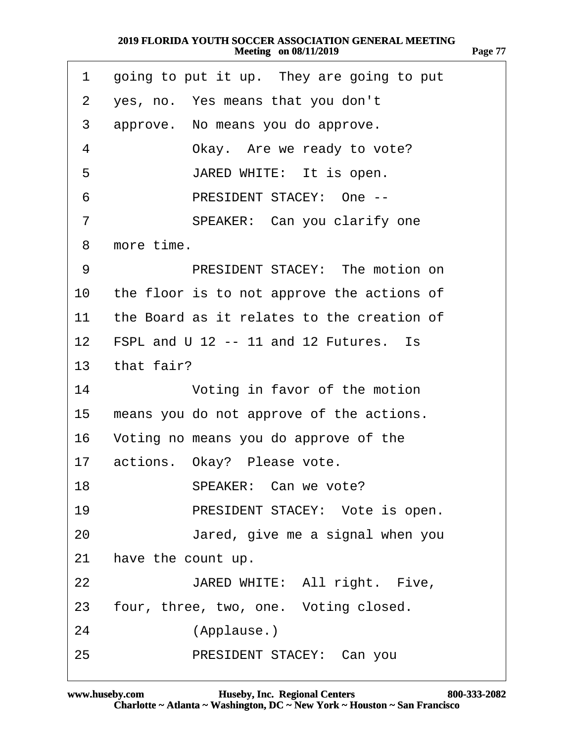1 going to put it up. They are going to put
2 yes, no. Yes means that you don't
3 approve. No means you do approve.
4 Okay. Are we ready to vote?
5 JARED WHITE: It is open.
6 PRESIDENT STACEY: One --
7 SPEAKER: Can you clarify one
8 more time.
9 PRESIDENT STACEY: The motion on
10 the floor is to not approve the actions of
11 the Board as it relates to the creation of
12 FSPL and U 12 -- 11 and 12 Futures. Is
13 that fair?
14 Voting in favor of the motion
15 means you do not approve of the actions.
16 Voting no means you do approve of the
17 actions. Okay? Please vote.
18 SPEAKER: Can we vote?
19 PRESIDENT STACEY: Vote is open.
20 Jared, give me a signal when you
21 have the count up.
22 JARED WHITE: All right. Five,
23 four, three, two, one. Voting closed.
24 (Applause.)
25 PRESIDENT STACEY: Can you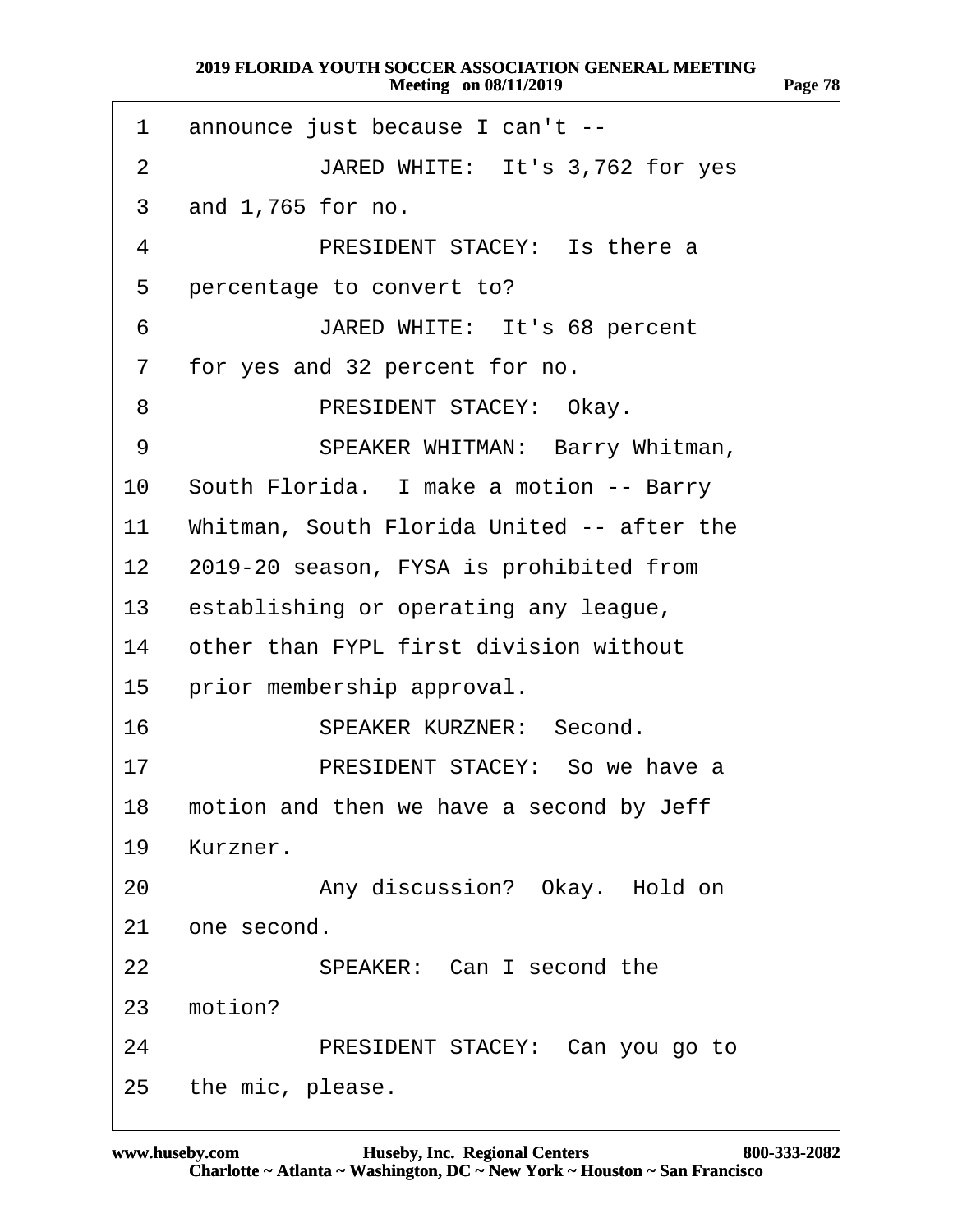1 announce just because I can't --

2 JARED WHITE: It's 3,762 for yes

3 and 1,765 for no.

4 PRESIDENT STACEY: Is there a

5 percentage to convert to?

6 JARED WHITE: It's 68 percent

7 for yes and 32 percent for no.

8 PRESIDENT STACEY: Okay.

9 SPEAKER WHITMAN: Barry Whitman,

10 South Florida. I make a motion -- Barry

11 Whitman, South Florida United -- after the

12 2019-20 season, FYSA is prohibited from

13 establishing or operating any league,

14 other than FYPL first division without

15 prior membership approval.

16 SPEAKER KURZNER: Second.

17 PRESIDENT STACEY: So we have a

18 motion and then we have a second by Jeff

19 Kurzner.

20 Any discussion? Okay. Hold on

21 one second.

22 SPEAKER: Can I second the

23 motion?

24 PRESIDENT STACEY: Can you go to

25 the mic, please.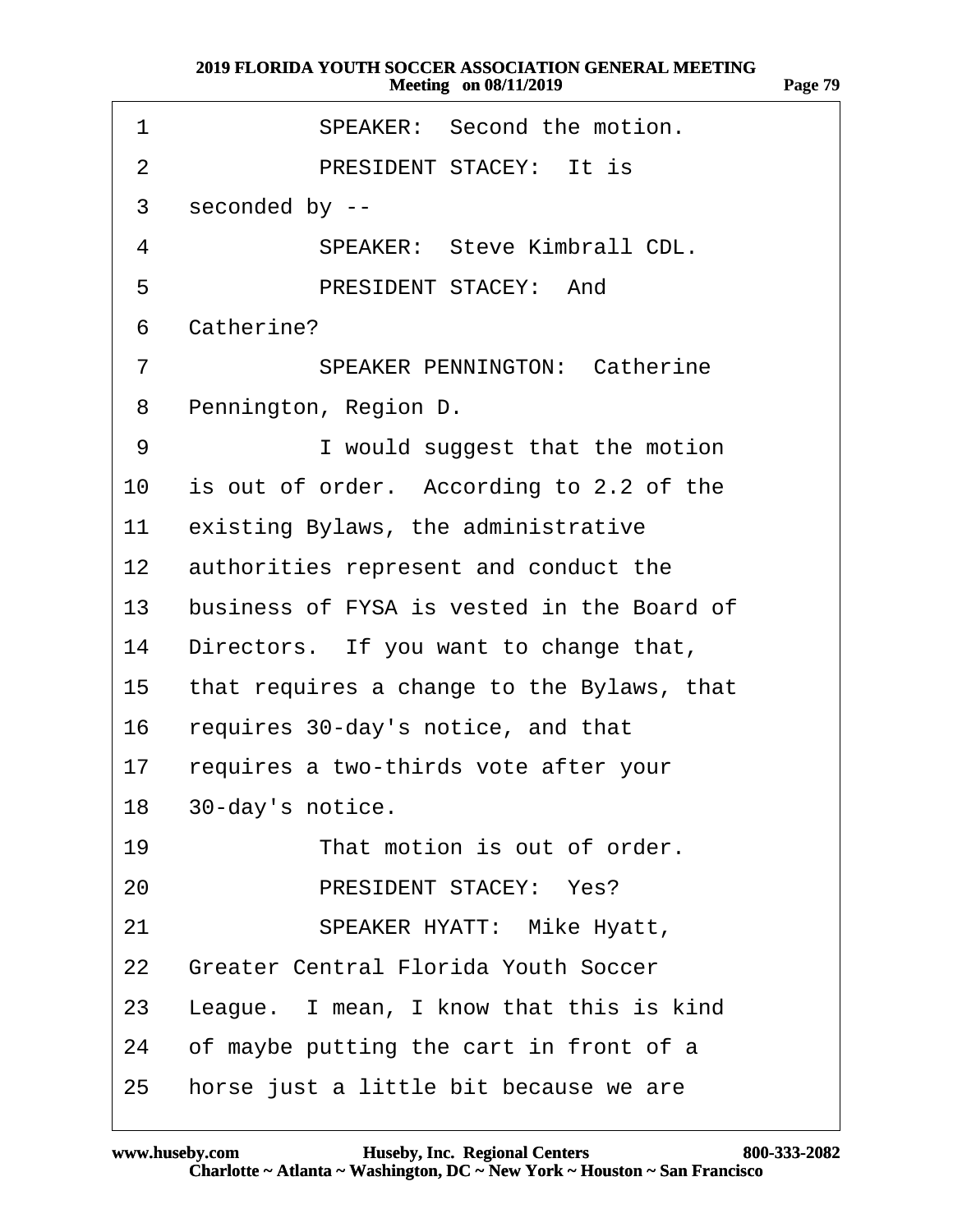1 SPEAKER: Second the motion.

2 PRESIDENT STACEY: It is

3 seconded by --

4 SPEAKER: Steve Kimbrall CDL.

5 PRESIDENT STACEY: And

6 Catherine?

7 SPEAKER PENNINGTON: Catherine

8 Pennington, Region D.

9 I would suggest that the motion

10 is out of order. According to 2.2 of the

11 existing Bylaws, the administrative

12 authorities represent and conduct the

13 business of FYSA is vested in the Board of

14 Directors. If you want to change that,

15 that requires a change to the Bylaws, that

16 requires 30-day's notice, and that

17 requires a two-thirds vote after your

18 30-day's notice.

19 That motion is out of order.

20 PRESIDENT STACEY: Yes?

21 SPEAKER HYATT: Mike Hyatt,

22 Greater Central Florida Youth Soccer

23 League. I mean, I know that this is kind

24 of maybe putting the cart in front of a

25 horse just a little bit because we are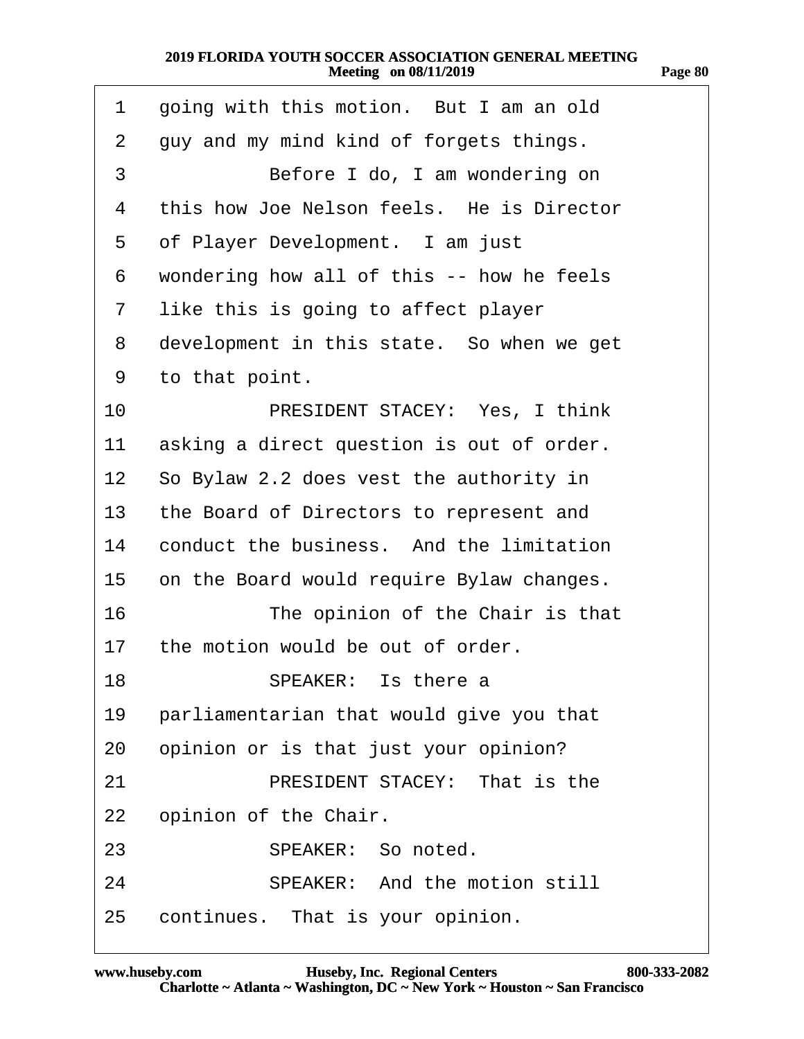1 going with this motion. But I am an old
2 guy and my mind kind of forgets things.
3 Before I do, I am wondering on
4 this how Joe Nelson feels. He is Director
5 of Player Development. I am just
6 wondering how all of this -- how he feels
7 like this is going to affect player
8 development in this state. So when we get
9 to that point.
10 PRESIDENT STACEY: Yes, I think
11 asking a direct question is out of order.
12 So Bylaw 2.2 does vest the authority in
13 the Board of Directors to represent and
14 conduct the business. And the limitation
15 on the Board would require Bylaw changes.
16 The opinion of the Chair is that
17 the motion would be out of order.
18 SPEAKER: Is there a
19 parliamentarian that would give you that
20 opinion or is that just your opinion?
21 PRESIDENT STACEY: That is the
22 opinion of the Chair.
23 SPEAKER: So noted.
24 SPEAKER: And the motion still
25 continues. That is your opinion.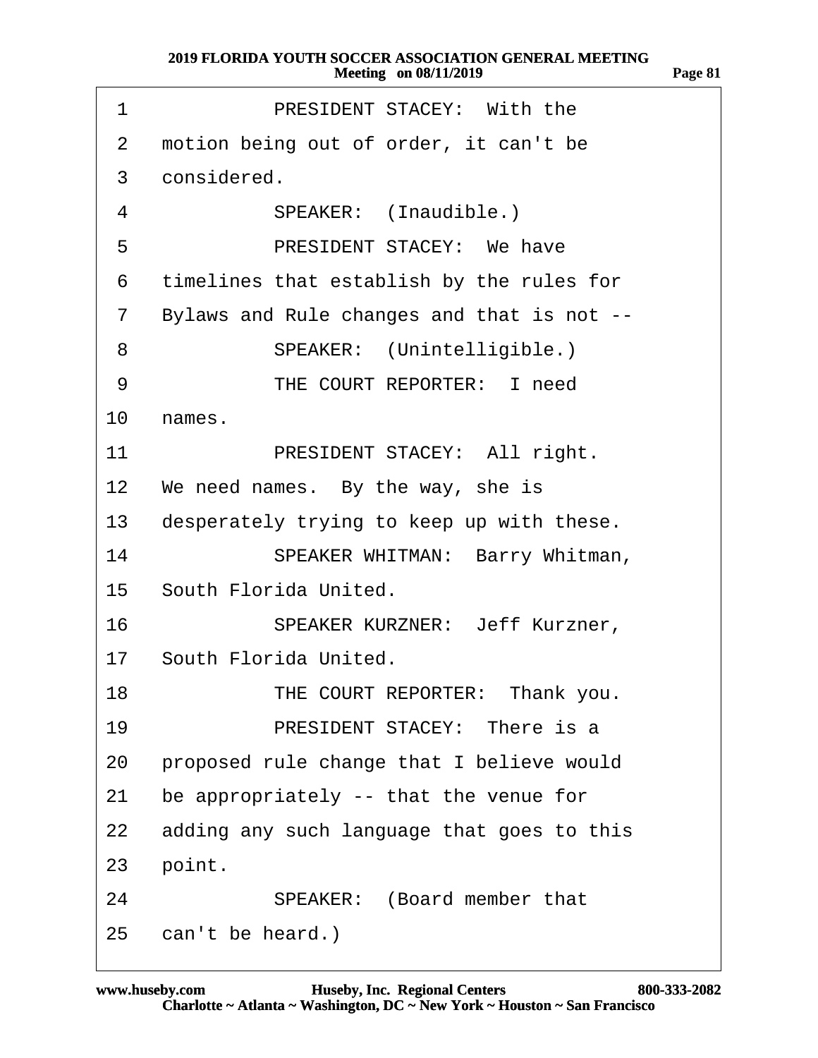1 PRESIDENT STACEY: With the
2 motion being out of order, it can't be
3 considered.
4 SPEAKER: (Inaudible.)
5 PRESIDENT STACEY: We have
6 timelines that establish by the rules for
7 Bylaws and Rule changes and that is not --
8 SPEAKER: (Unintelligible.)
9 THE COURT REPORTER: I need
10 names.
11 PRESIDENT STACEY: All right.
12 We need names. By the way, she is
13 desperately trying to keep up with these.
14 SPEAKER WHITMAN: Barry Whitman,
15 South Florida United.
16 SPEAKER KURZNER: Jeff Kurzner,
17 South Florida United.
18 THE COURT REPORTER: Thank you.
19 PRESIDENT STACEY: There is a
20 proposed rule change that I believe would
21 be appropriately -- that the venue for
22 adding any such language that goes to this
23 point.
24 SPEAKER: (Board member that
25 can't be heard.)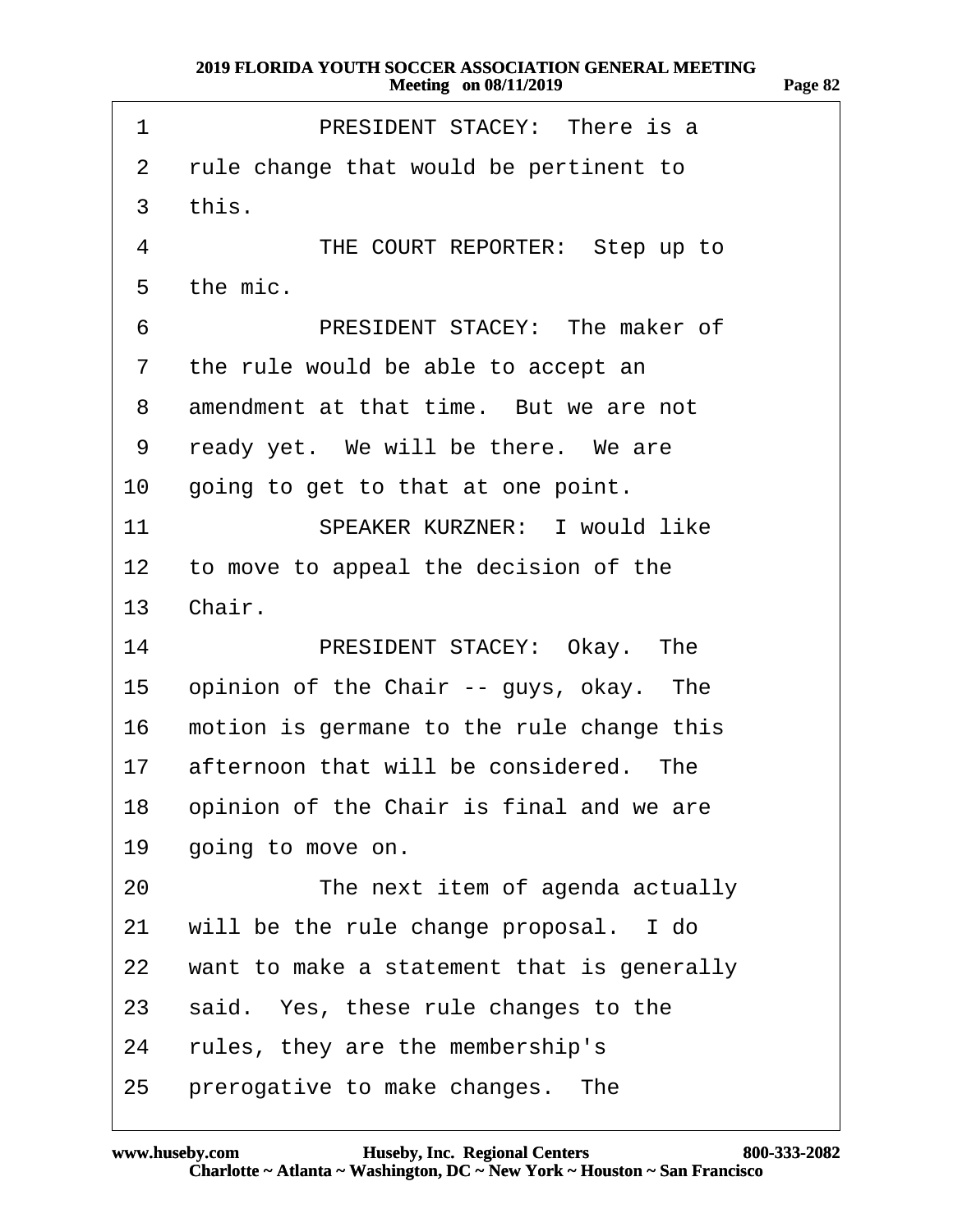PRESIDENT STACEY: There is a rule change that would be pertinent to this.

THE COURT REPORTER: Step up to the mic.

PRESIDENT STACEY: The maker of the rule would be able to accept an amendment at that time. But we are not ready yet. We will be there. We are going to get to that at one point.

SPEAKER KURZNER: I would like to move to appeal the decision of the Chair.

PRESIDENT STACEY: Okay. The opinion of the Chair -- guys, okay. The motion is germane to the rule change this afternoon that will be considered. The opinion of the Chair is final and we are going to move on.

The next item of agenda actually will be the rule change proposal. I do want to make a statement that is generally said. Yes, these rule changes to the rules, they are the membership's prerogative to make changes. The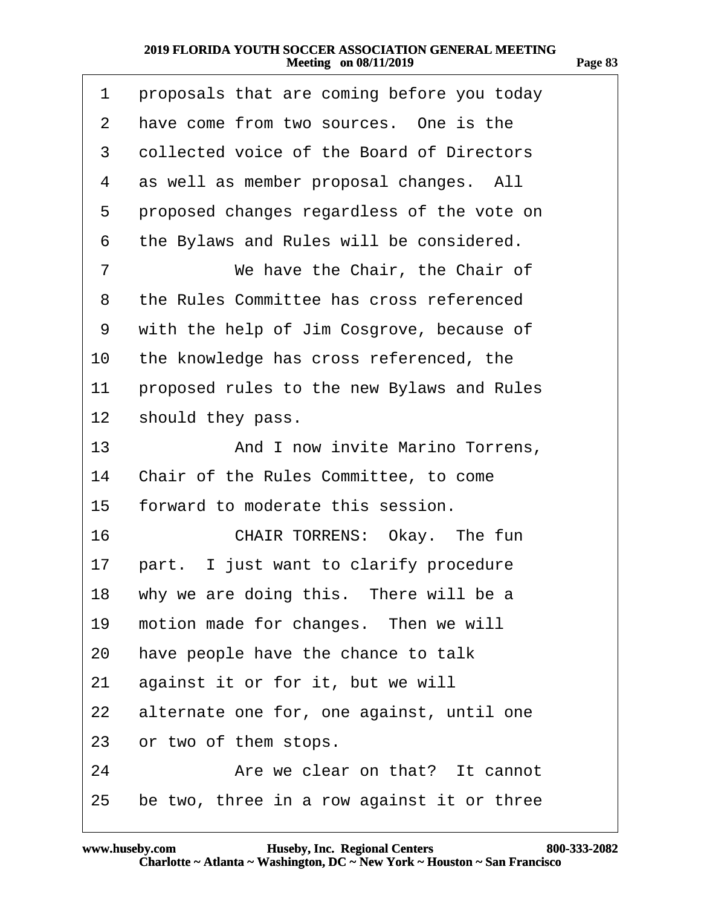1 proposals that are coming before you today
2 have come from two sources. One is the
3 collected voice of the Board of Directors
4 as well as member proposal changes. All
5 proposed changes regardless of the vote on
6 the Bylaws and Rules will be considered.
7 We have the Chair, the Chair of
8 the Rules Committee has cross referenced
9 with the help of Jim Cosgrove, because of
10 the knowledge has cross referenced, the
11 proposed rules to the new Bylaws and Rules
12 should they pass.
13 And I now invite Marino Torrens,
14 Chair of the Rules Committee, to come
15 forward to moderate this session.
16 CHAIR TORRENS: Okay. The fun
17 part. I just want to clarify procedure
18 why we are doing this. There will be a
19 motion made for changes. Then we will
20 have people have the chance to talk
21 against it or for it, but we will
22 alternate one for, one against, until one
23 or two of them stops.
24 Are we clear on that? It cannot
25 be two, three in a row against it or three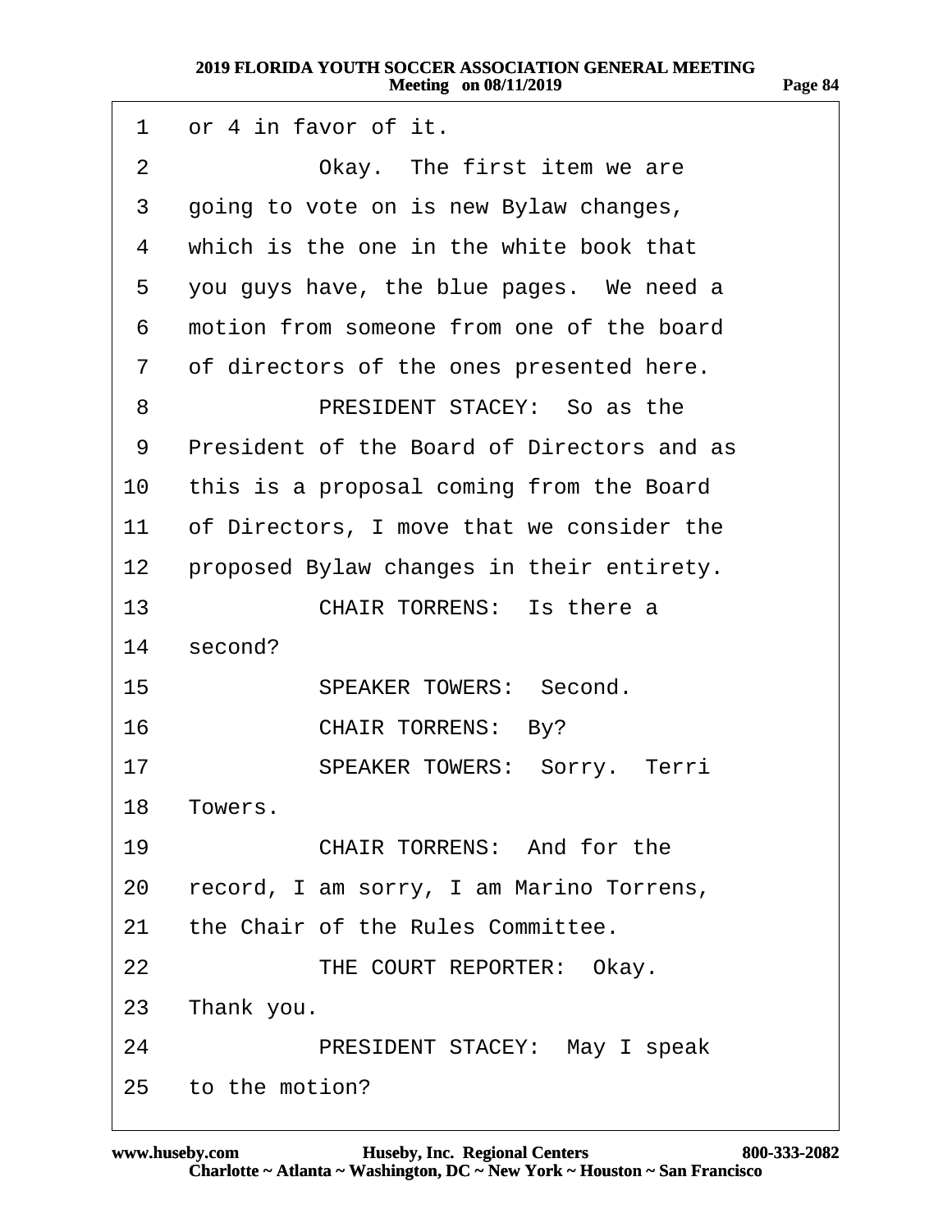1 or 4 in favor of it.

2 Okay. The first item we are

3 going to vote on is new Bylaw changes,

4 which is the one in the white book that

5 you guys have, the blue pages. We need a

6 motion from someone from one of the board

7 of directors of the ones presented here.

8 PRESIDENT STACEY: So as the

9 President of the Board of Directors and as

10 this is a proposal coming from the Board

11 of Directors, I move that we consider the

12 proposed Bylaw changes in their entirety.

13 CHAIR TORRENS: Is there a

14 second?

15 SPEAKER TOWERS: Second.

16 CHAIR TORRENS: By?

17 SPEAKER TOWERS: Sorry. Terri

18 Towers.

19 CHAIR TORRENS: And for the

20 record, I am sorry, I am Marino Torrens,

21 the Chair of the Rules Committee.

22 THE COURT REPORTER: Okay.

23 Thank you.

24 PRESIDENT STACEY: May I speak

25 to the motion?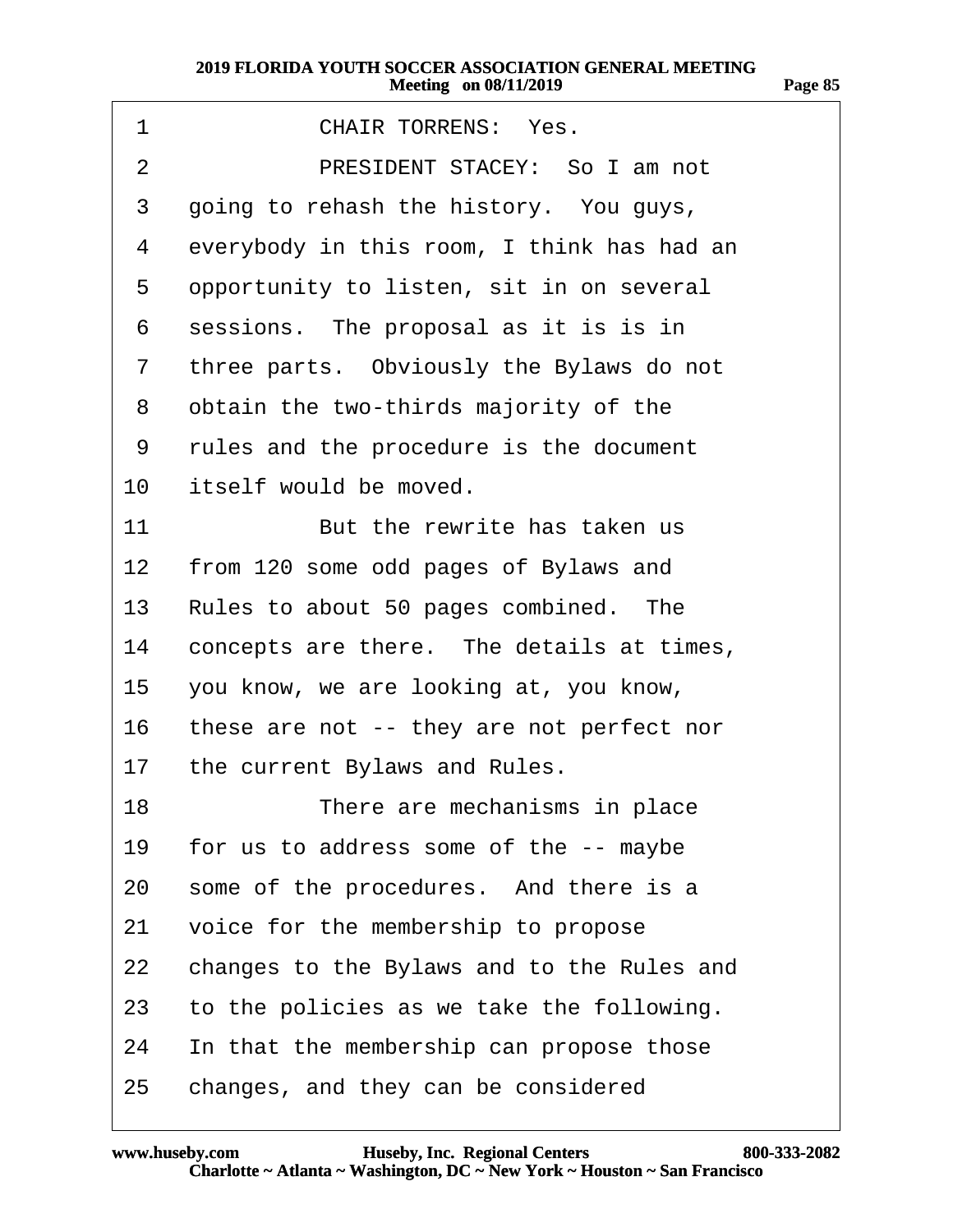1 CHAIR TORRENS: Yes.

2 PRESIDENT STACEY: So I am not

3 going to rehash the history. You guys,

4 everybody in this room, I think has had an

5 opportunity to listen, sit in on several

6 sessions. The proposal as it is is in

7 three parts. Obviously the Bylaws do not

8 obtain the two-thirds majority of the

9 rules and the procedure is the document

10 itself would be moved.

11 But the rewrite has taken us

12 from 120 some odd pages of Bylaws and

13 Rules to about 50 pages combined. The

14 concepts are there. The details at times,

15 you know, we are looking at, you know,

16 these are not -- they are not perfect nor

17 the current Bylaws and Rules.

18 There are mechanisms in place

19 for us to address some of the -- maybe

20 some of the procedures. And there is a

21 voice for the membership to propose

22 changes to the Bylaws and to the Rules and

23 to the policies as we take the following.

24 In that the membership can propose those

25 changes, and they can be considered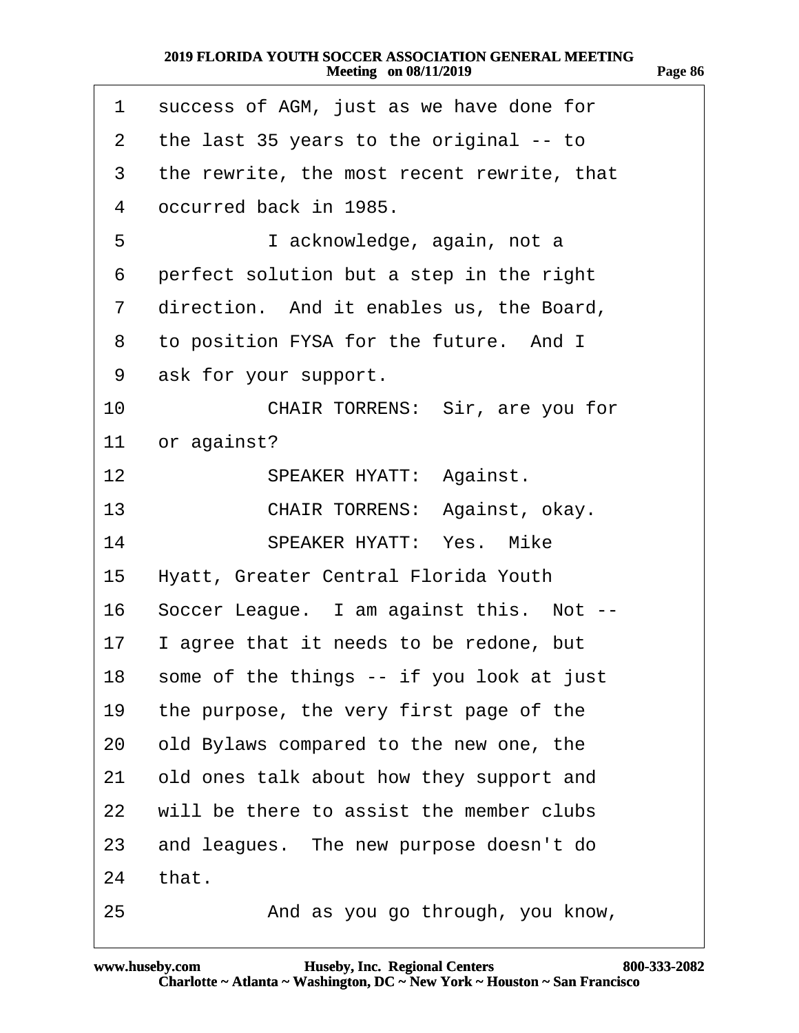1 success of AGM, just as we have done for
2 the last 35 years to the original -- to
3 the rewrite, the most recent rewrite, that
4 occurred back in 1985.
5 I acknowledge, again, not a
6 perfect solution but a step in the right
7 direction. And it enables us, the Board,
8 to position FYSA for the future. And I
9 ask for your support.
10 CHAIR TORRENS: Sir, are you for
11 or against?
12 SPEAKER HYATT: Against.
13 CHAIR TORRENS: Against, okay.
14 SPEAKER HYATT: Yes. Mike
15 Hyatt, Greater Central Florida Youth
16 Soccer League. I am against this. Not --
17 I agree that it needs to be redone, but
18 some of the things -- if you look at just
19 the purpose, the very first page of the
20 old Bylaws compared to the new one, the
21 old ones talk about how they support and
22 will be there to assist the member clubs
23 and leagues. The new purpose doesn't do
24 that.
25 And as you go through, you know,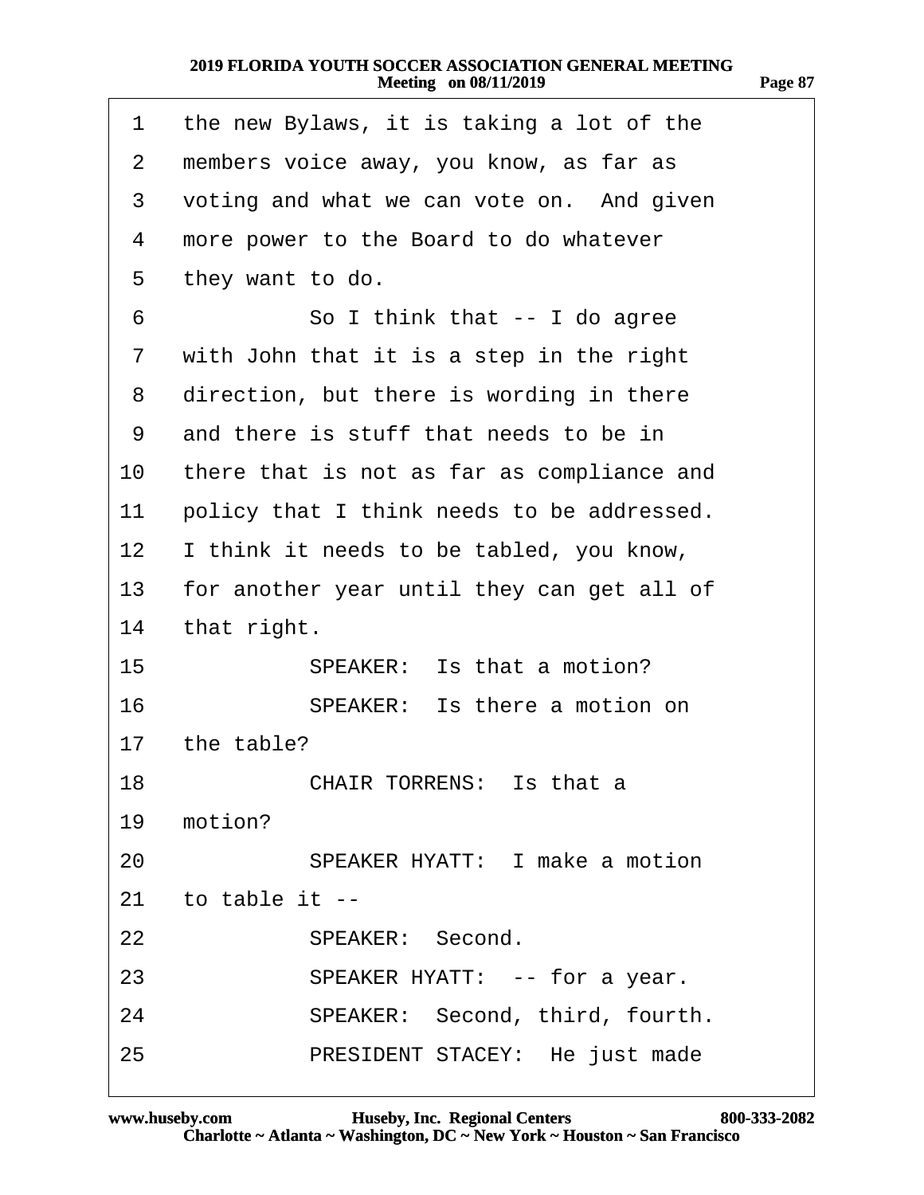1 the new Bylaws, it is taking a lot of the
2 members voice away, you know, as far as
3 voting and what we can vote on. And given
4 more power to the Board to do whatever
5 they want to do.
6 So I think that -- I do agree
7 with John that it is a step in the right
8 direction, but there is wording in there
9 and there is stuff that needs to be in
10 there that is not as far as compliance and
11 policy that I think needs to be addressed.
12 I think it needs to be tabled, you know,
13 for another year until they can get all of
14 that right.
15 SPEAKER: Is that a motion?
16 SPEAKER: Is there a motion on
17 the table?
18 CHAIR TORRENS: Is that a
19 motion?
20 SPEAKER HYATT: I make a motion
21 to table it --
22 SPEAKER: Second.
23 SPEAKER HYATT: -- for a year.
24 SPEAKER: Second, third, fourth.
25 PRESIDENT STACEY: He just made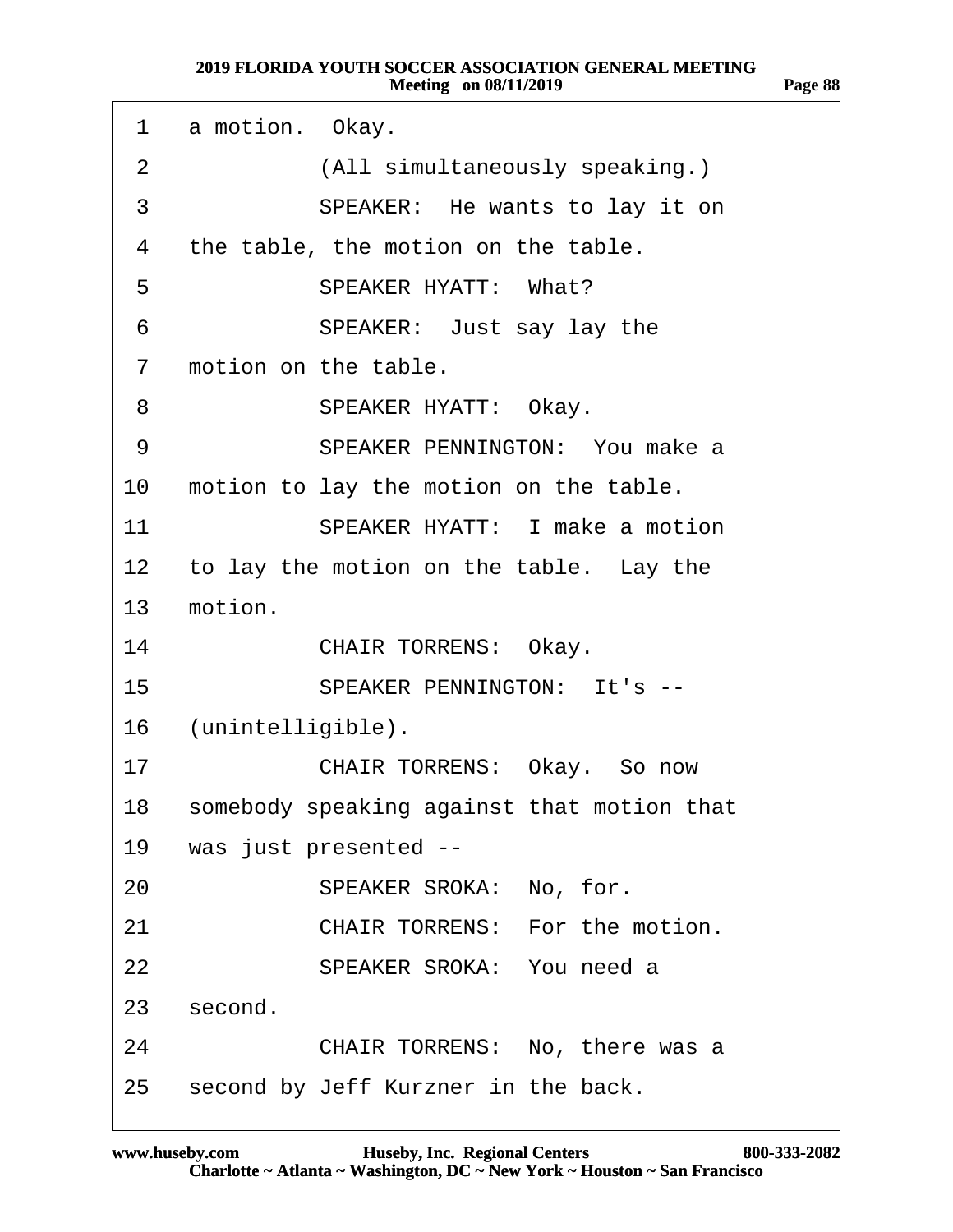1 a motion. Okay.

2 (All simultaneously speaking.)

3 SPEAKER: He wants to lay it on

4 the table, the motion on the table.

5 SPEAKER HYATT: What?

6 SPEAKER: Just say lay the

7 motion on the table.

8 SPEAKER HYATT: Okay.

9 SPEAKER PENNINGTON: You make a

10 motion to lay the motion on the table.

11 SPEAKER HYATT: I make a motion

12 to lay the motion on the table. Lay the

13 motion.

14 CHAIR TORRENS: Okay.

15 SPEAKER PENNINGTON: It's --

16 (unintelligible).

17 CHAIR TORRENS: Okay. So now

18 somebody speaking against that motion that

19 was just presented --

20 SPEAKER SROKA: No, for.

21 CHAIR TORRENS: For the motion.

22 SPEAKER SROKA: You need a

23 second.

24 CHAIR TORRENS: No, there was a

25 second by Jeff Kurzner in the back.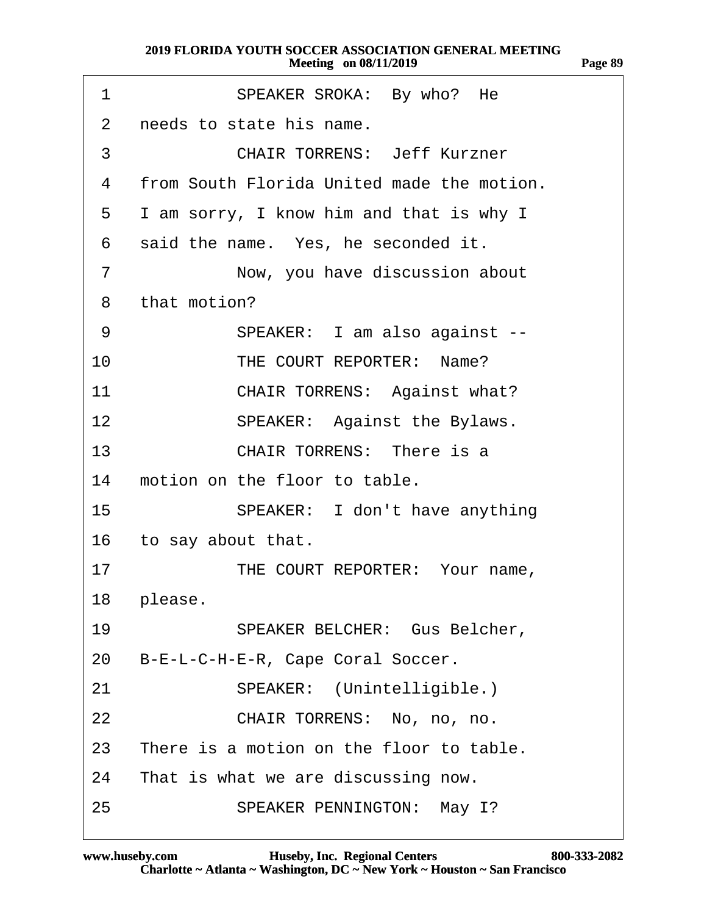1 SPEAKER SROKA: By who? He
2 needs to state his name.
3 CHAIR TORRENS: Jeff Kurzner
4 from South Florida United made the motion.
5 I am sorry, I know him and that is why I
6 said the name. Yes, he seconded it.
7 Now, you have discussion about
8 that motion?
9 SPEAKER: I am also against --
10 THE COURT REPORTER: Name?
11 CHAIR TORRENS: Against what?
12 SPEAKER: Against the Bylaws.
13 CHAIR TORRENS: There is a
14 motion on the floor to table.
15 SPEAKER: I don't have anything
16 to say about that.
17 THE COURT REPORTER: Your name,
18 please.
19 SPEAKER BELCHER: Gus Belcher,
20 B-E-L-C-H-E-R, Cape Coral Soccer.
21 SPEAKER: (Unintelligible.)
22 CHAIR TORRENS: No, no, no.
23 There is a motion on the floor to table.
24 That is what we are discussing now.
25 SPEAKER PENNINGTON: May I?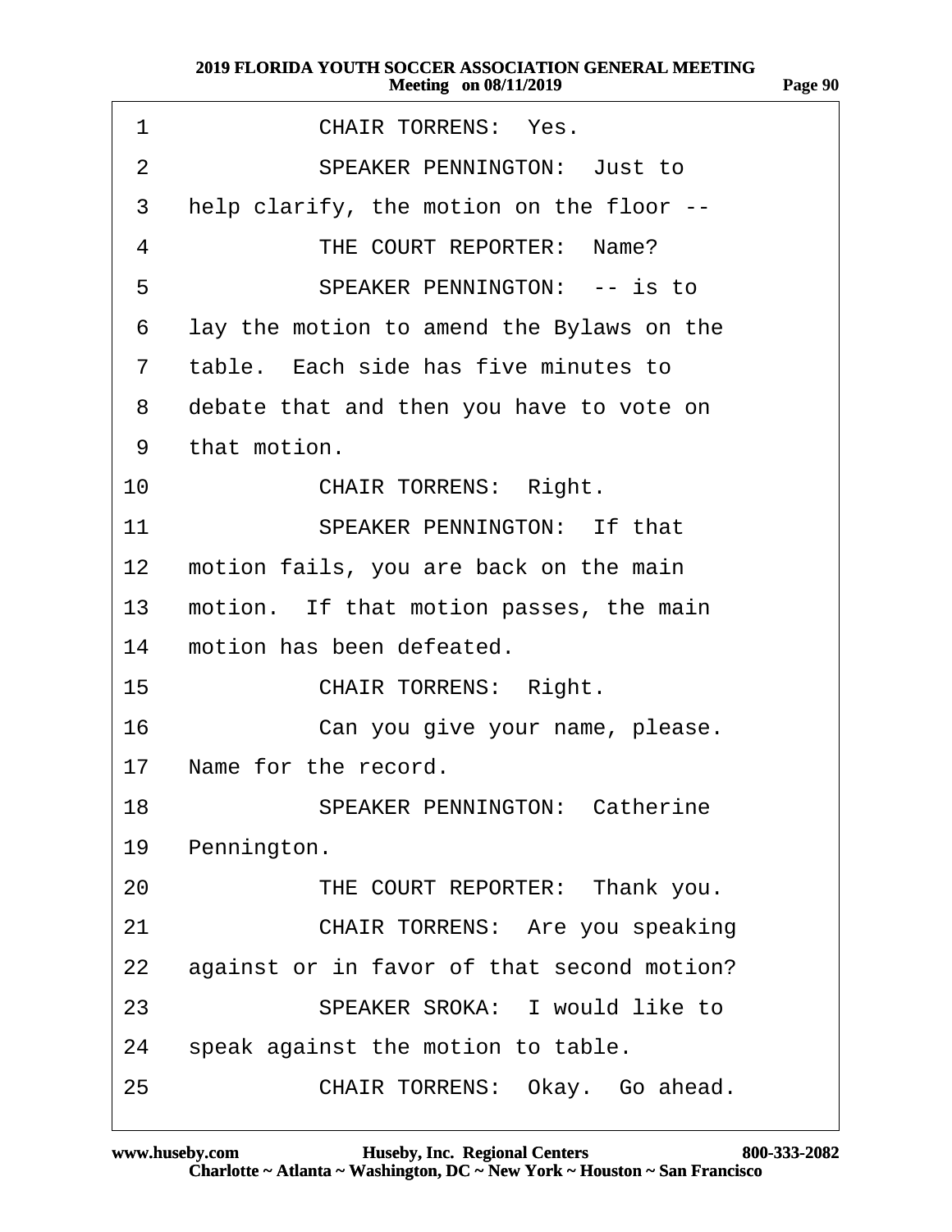1 CHAIR TORRENS: Yes.
2 SPEAKER PENNINGTON: Just to
3 help clarify, the motion on the floor --
4 THE COURT REPORTER: Name?
5 SPEAKER PENNINGTON: -- is to
6 lay the motion to amend the Bylaws on the
7 table. Each side has five minutes to
8 debate that and then you have to vote on
9 that motion.
10 CHAIR TORRENS: Right.
11 SPEAKER PENNINGTON: If that
12 motion fails, you are back on the main
13 motion. If that motion passes, the main
14 motion has been defeated.
15 CHAIR TORRENS: Right.
16 Can you give your name, please.
17 Name for the record.
18 SPEAKER PENNINGTON: Catherine
19 Pennington.
20 THE COURT REPORTER: Thank you.
21 CHAIR TORRENS: Are you speaking
22 against or in favor of that second motion?
23 SPEAKER SROKA: I would like to
24 speak against the motion to table.
25 CHAIR TORRENS: Okay. Go ahead.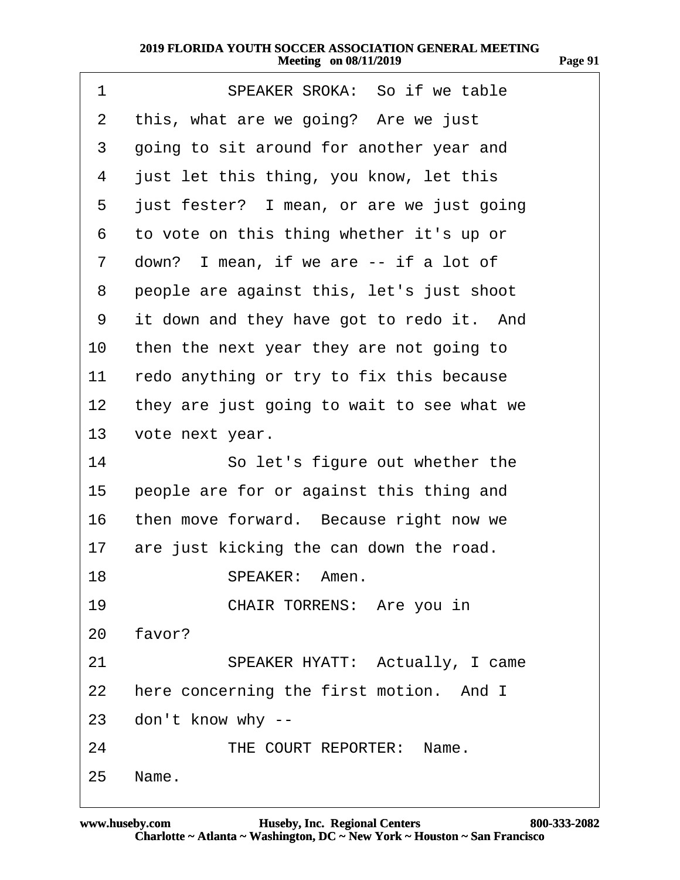1 SPEAKER SROKA: So if we table
2 this, what are we going? Are we just
3 going to sit around for another year and
4 just let this thing, you know, let this
5 just fester? I mean, or are we just going
6 to vote on this thing whether it's up or
7 down? I mean, if we are -- if a lot of
8 people are against this, let's just shoot
9 it down and they have got to redo it. And
10 then the next year they are not going to
11 redo anything or try to fix this because
12 they are just going to wait to see what we
13 vote next year.
14 So let's figure out whether the
15 people are for or against this thing and
16 then move forward. Because right now we
17 are just kicking the can down the road.
18 SPEAKER: Amen.
19 CHAIR TORRENS: Are you in
20 favor?
21 SPEAKER HYATT: Actually, I came
22 here concerning the first motion. And I
23 don't know why --
24 THE COURT REPORTER: Name.
25 Name.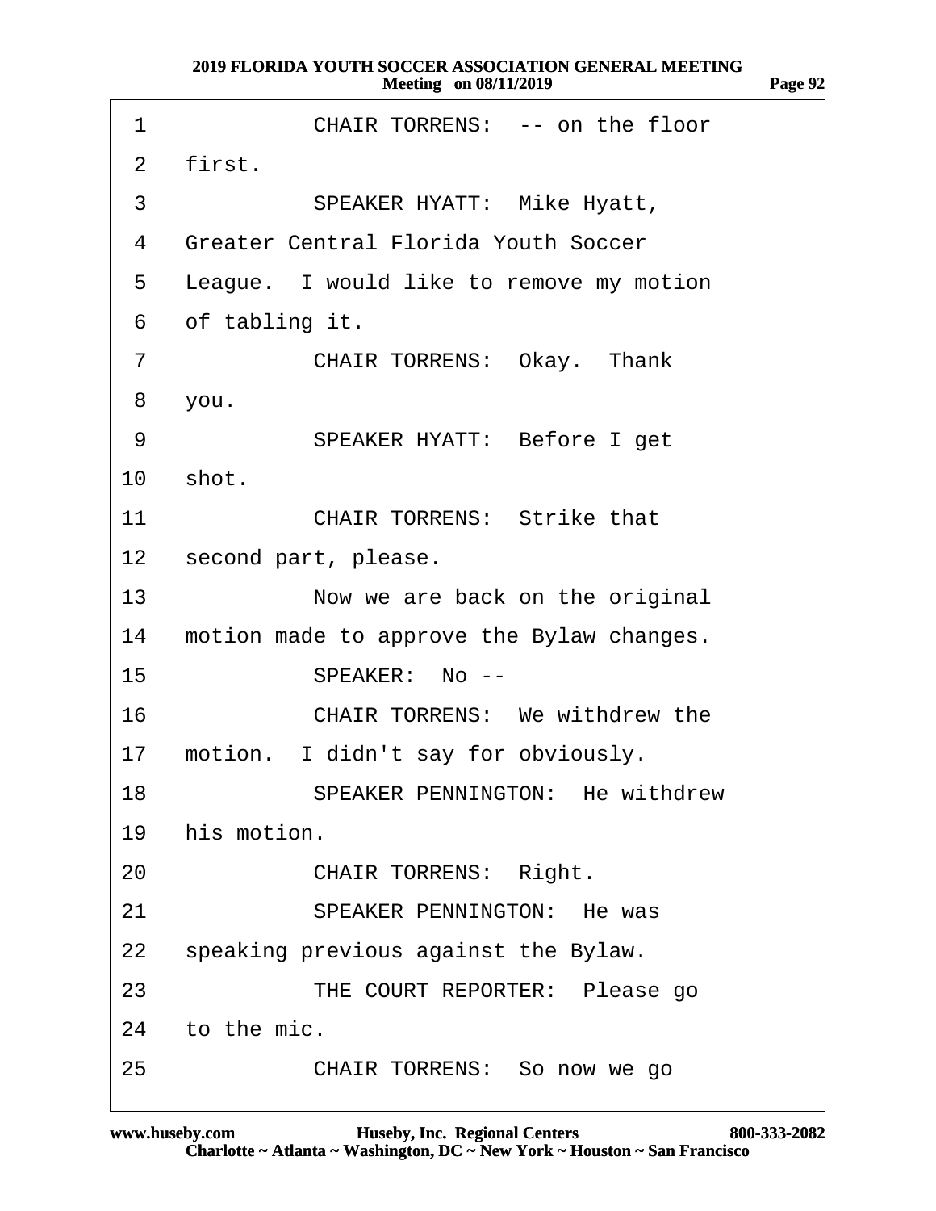1 CHAIR TORRENS: -- on the floor
2 first.
3 SPEAKER HYATT: Mike Hyatt,
4 Greater Central Florida Youth Soccer
5 League. I would like to remove my motion
6 of tabling it.
7 CHAIR TORRENS: Okay. Thank
8 you.
9 SPEAKER HYATT: Before I get
10 shot.
11 CHAIR TORRENS: Strike that
12 second part, please.
13 Now we are back on the original
14 motion made to approve the Bylaw changes.
15 SPEAKER: No --
16 CHAIR TORRENS: We withdrew the
17 motion. I didn't say for obviously.
18 SPEAKER PENNINGTON: He withdrew
19 his motion.
20 CHAIR TORRENS: Right.
21 SPEAKER PENNINGTON: He was
22 speaking previous against the Bylaw.
23 THE COURT REPORTER: Please go
24 to the mic.
25 CHAIR TORRENS: So now we go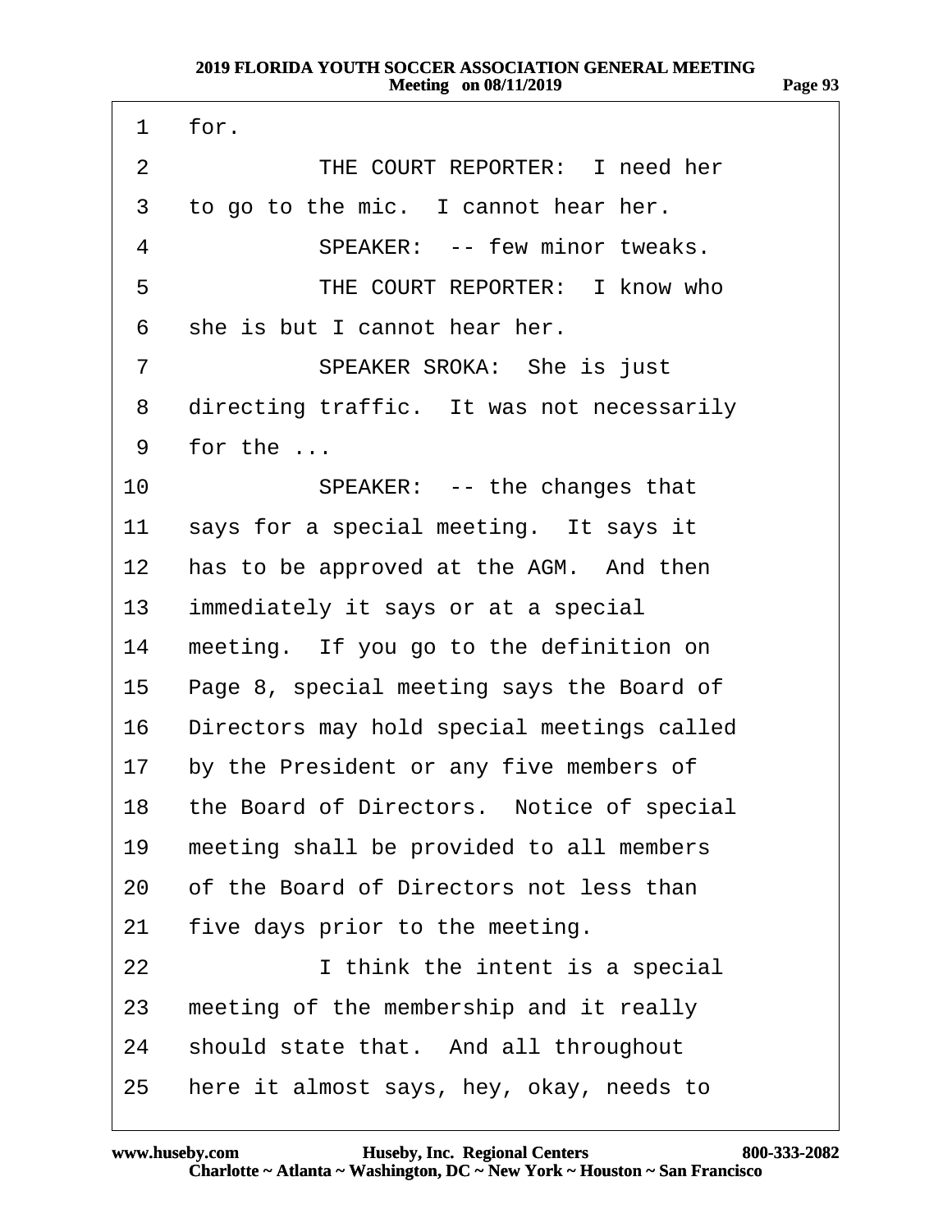1 for.

2 THE COURT REPORTER: I need her

3 to go to the mic. I cannot hear her.

4 SPEAKER: -- few minor tweaks.

5 THE COURT REPORTER: I know who

6 she is but I cannot hear her.

7 SPEAKER SROKA: She is just

8 directing traffic. It was not necessarily

9 for the ...

10 SPEAKER: -- the changes that

11 says for a special meeting. It says it

12 has to be approved at the AGM. And then

13 immediately it says or at a special

14 meeting. If you go to the definition on

15 Page 8, special meeting says the Board of

16 Directors may hold special meetings called

17 by the President or any five members of

18 the Board of Directors. Notice of special

19 meeting shall be provided to all members

20 of the Board of Directors not less than

21 five days prior to the meeting.

22 I think the intent is a special

23 meeting of the membership and it really

24 should state that. And all throughout

25 here it almost says, hey, okay, needs to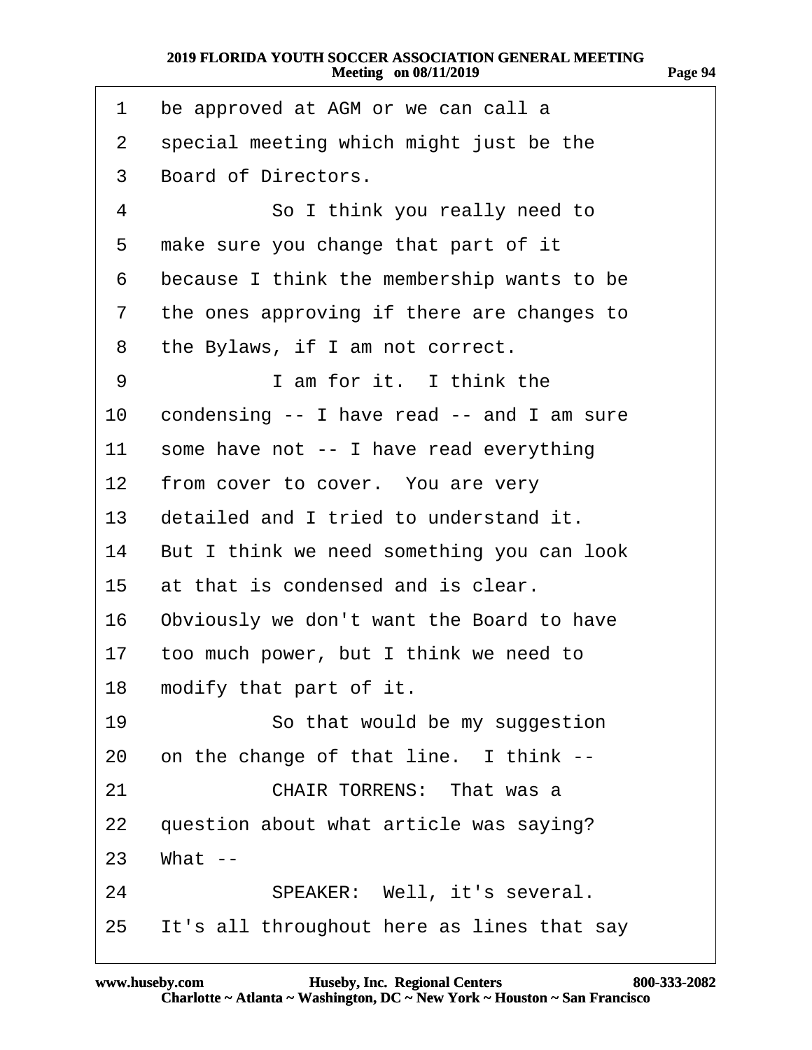1 be approved at AGM or we can call a
2 special meeting which might just be the
3 Board of Directors.
4 So I think you really need to
5 make sure you change that part of it
6 because I think the membership wants to be
7 the ones approving if there are changes to
8 the Bylaws, if I am not correct.
9 I am for it. I think the
10 condensing -- I have read -- and I am sure
11 some have not -- I have read everything
12 from cover to cover. You are very
13 detailed and I tried to understand it.
14 But I think we need something you can look
15 at that is condensed and is clear.
16 Obviously we don't want the Board to have
17 too much power, but I think we need to
18 modify that part of it.
19 So that would be my suggestion
20 on the change of that line. I think --
21 CHAIR TORRENS: That was a
22 question about what article was saying?
23 What --
24 SPEAKER: Well, it's several.
25 It's all throughout here as lines that say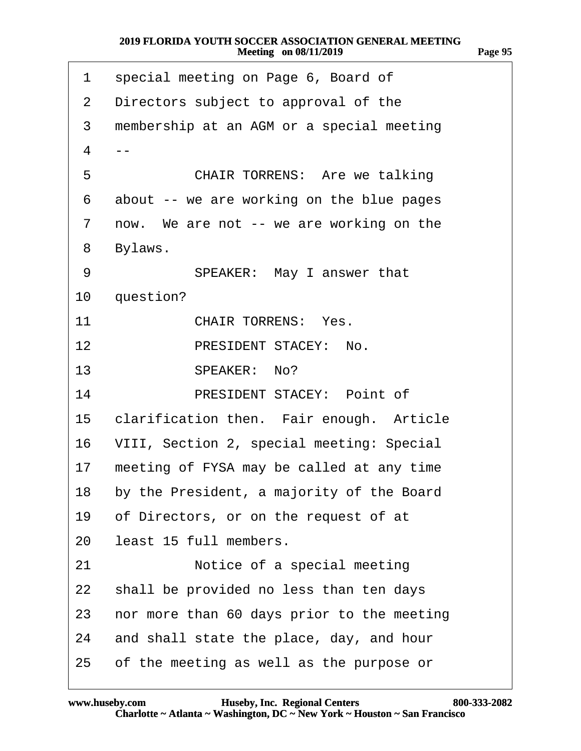1 special meeting on Page 6, Board of
2 Directors subject to approval of the
3 membership at an AGM or a special meeting
4 --
5 CHAIR TORRENS: Are we talking
6 about -- we are working on the blue pages
7 now. We are not -- we are working on the
8 Bylaws.
9 SPEAKER: May I answer that
10 question?
11 CHAIR TORRENS: Yes.
12 PRESIDENT STACEY: No.
13 SPEAKER: No?
14 PRESIDENT STACEY: Point of
15 clarification then. Fair enough. Article
16 VIII, Section 2, special meeting: Special
17 meeting of FYSA may be called at any time
18 by the President, a majority of the Board
19 of Directors, or on the request of at
20 least 15 full members.
21 Notice of a special meeting
22 shall be provided no less than ten days
23 nor more than 60 days prior to the meeting
24 and shall state the place, day, and hour
25 of the meeting as well as the purpose or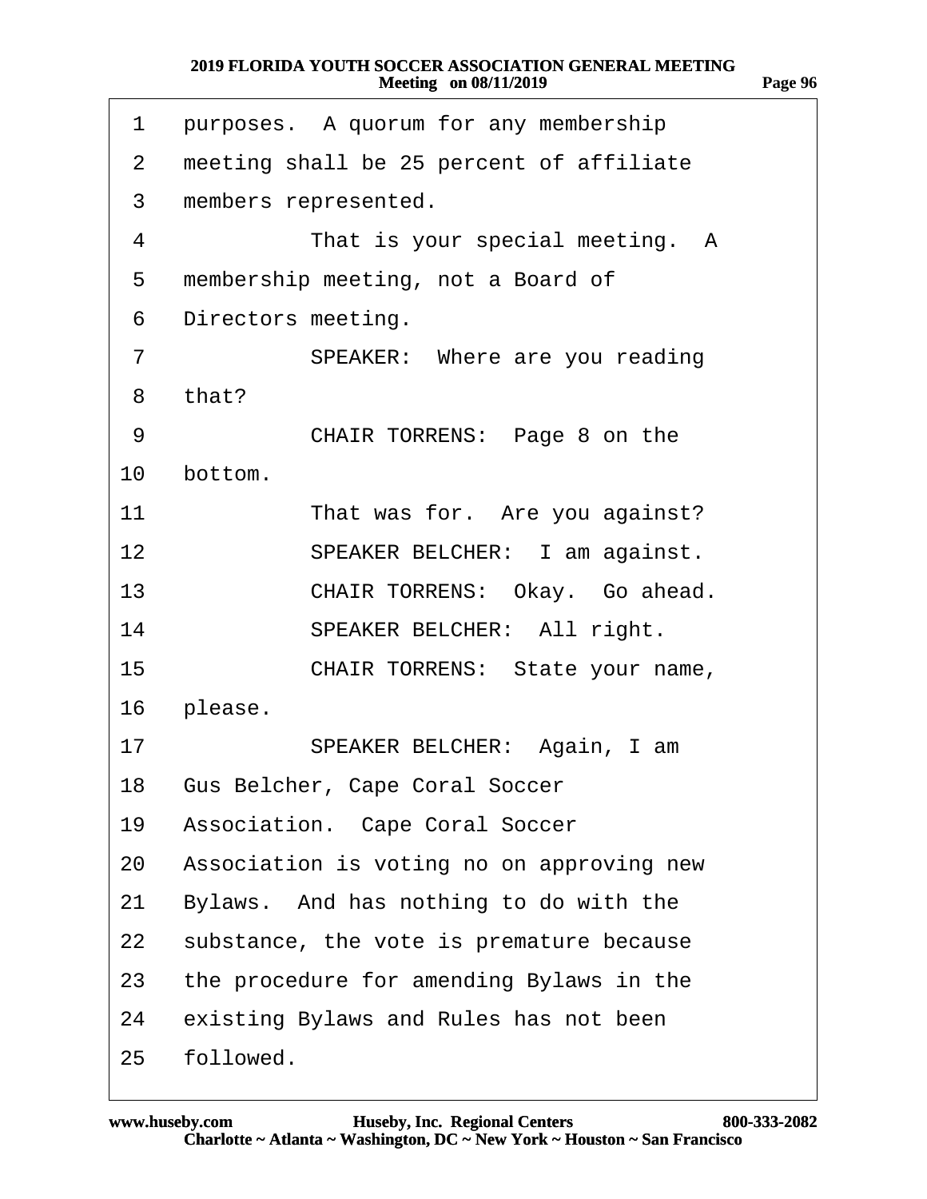1 purposes. A quorum for any membership
2 meeting shall be 25 percent of affiliate
3 members represented.
4 That is your special meeting. A
5 membership meeting, not a Board of
6 Directors meeting.
7 SPEAKER: Where are you reading
8 that?
9 CHAIR TORRENS: Page 8 on the
10 bottom.
11 That was for. Are you against?
12 SPEAKER BELCHER: I am against.
13 CHAIR TORRENS: Okay. Go ahead.
14 SPEAKER BELCHER: All right.
15 CHAIR TORRENS: State your name,
16 please.
17 SPEAKER BELCHER: Again, I am
18 Gus Belcher, Cape Coral Soccer
19 Association. Cape Coral Soccer
20 Association is voting no on approving new
21 Bylaws. And has nothing to do with the
22 substance, the vote is premature because
23 the procedure for amending Bylaws in the
24 existing Bylaws and Rules has not been
25 followed.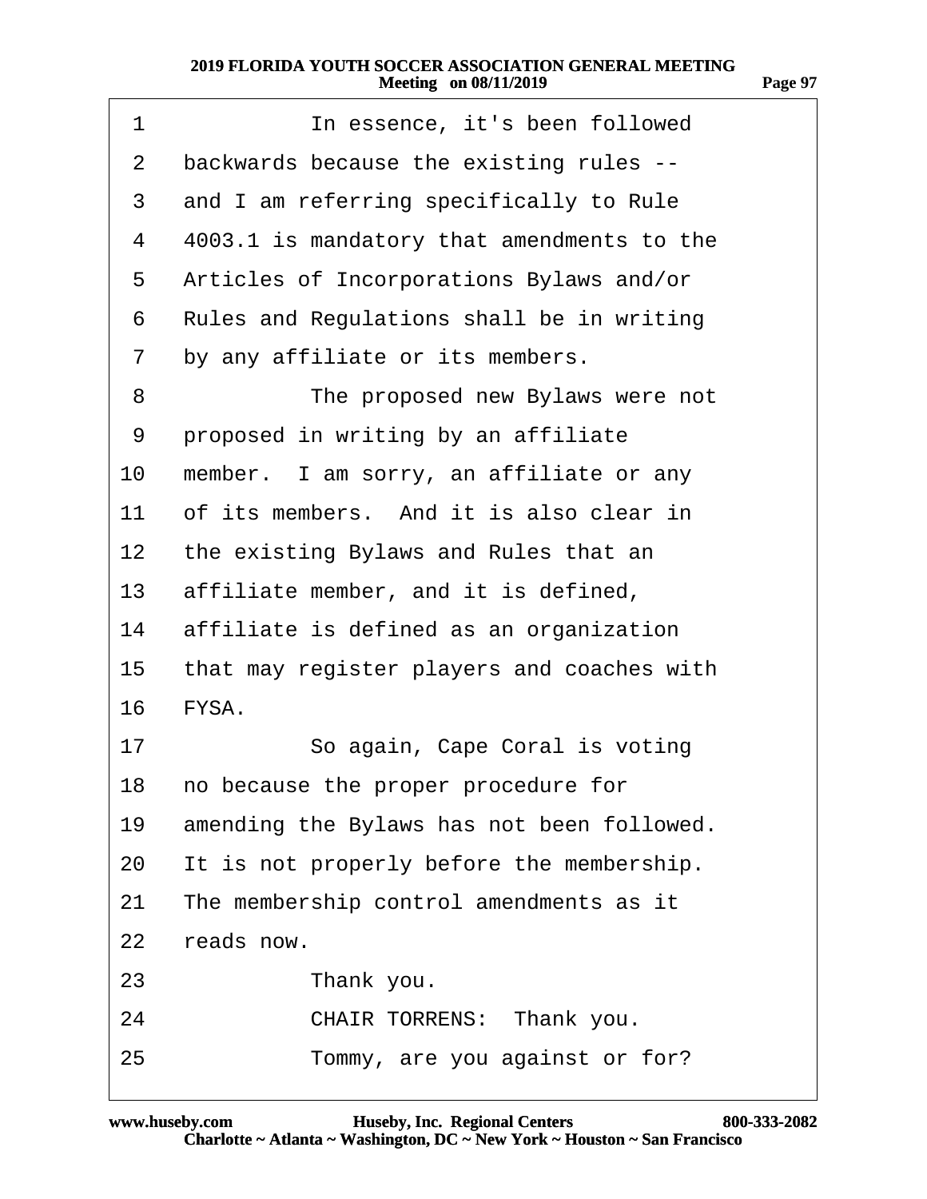In essence, it's been followed backwards because the existing rules -- and I am referring specifically to Rule 4003.1 is mandatory that amendments to the Articles of Incorporations Bylaws and/or Rules and Regulations shall be in writing by any affiliate or its members.

The proposed new Bylaws were not proposed in writing by an affiliate member. I am sorry, an affiliate or any of its members. And it is also clear in the existing Bylaws and Rules that an affiliate member, and it is defined, affiliate is defined as an organization that may register players and coaches with FYSA.

So again, Cape Coral is voting no because the proper procedure for amending the Bylaws has not been followed. It is not properly before the membership. The membership control amendments as it reads now.

Thank you.

CHAIR TORRENS: Thank you.

Tommy, are you against or for?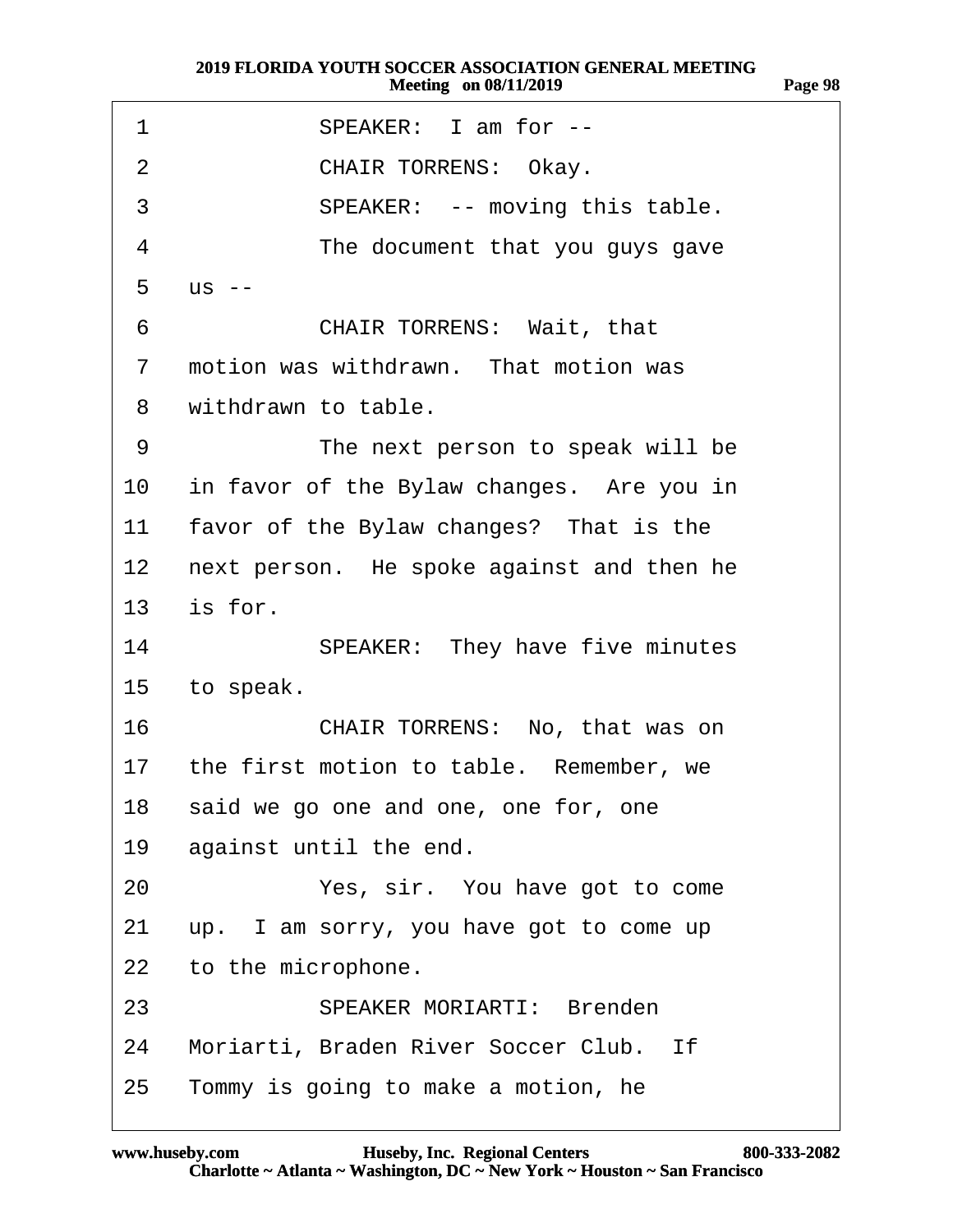1 SPEAKER: I am for --

2 CHAIR TORRENS: Okay.

3 SPEAKER: -- moving this table.

4 The document that you guys gave

5 us --

6 CHAIR TORRENS: Wait, that

7 motion was withdrawn. That motion was

8 withdrawn to table.

9 The next person to speak will be

10 in favor of the Bylaw changes. Are you in

11 favor of the Bylaw changes? That is the

12 next person. He spoke against and then he

13 is for.

14 SPEAKER: They have five minutes

15 to speak.

16 CHAIR TORRENS: No, that was on

17 the first motion to table. Remember, we

18 said we go one and one, one for, one

19 against until the end.

20 Yes, sir. You have got to come

21 up. I am sorry, you have got to come up

22 to the microphone.

23 SPEAKER MORIARTI: Brenden

24 Moriarti, Braden River Soccer Club. If

25 Tommy is going to make a motion, he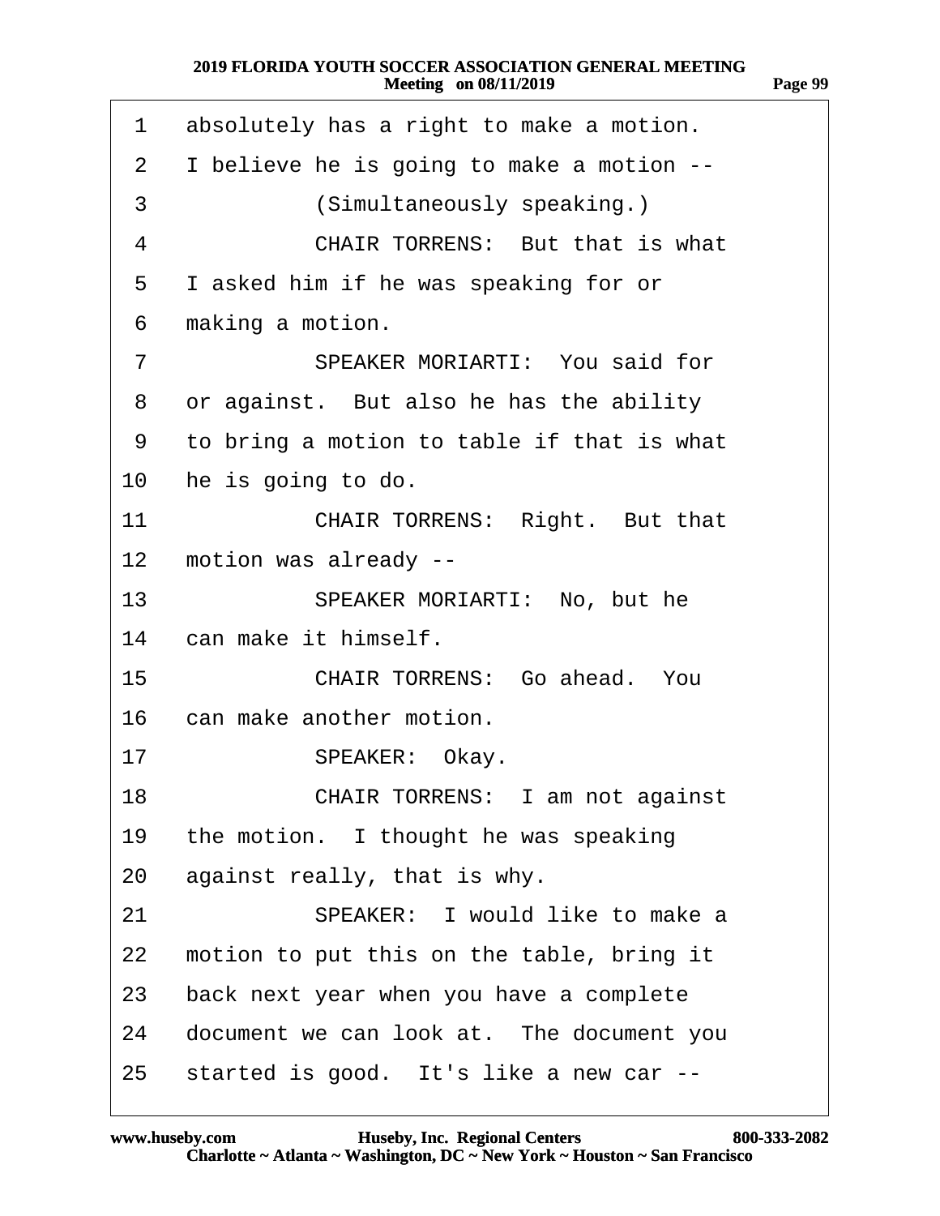1 absolutely has a right to make a motion.
2 I believe he is going to make a motion --
3 (Simultaneously speaking.)
4 CHAIR TORRENS: But that is what
5 I asked him if he was speaking for or
6 making a motion.
7 SPEAKER MORIARTI: You said for
8 or against. But also he has the ability
9 to bring a motion to table if that is what
10 he is going to do.
11 CHAIR TORRENS: Right. But that
12 motion was already --
13 SPEAKER MORIARTI: No, but he
14 can make it himself.
15 CHAIR TORRENS: Go ahead. You
16 can make another motion.
17 SPEAKER: Okay.
18 CHAIR TORRENS: I am not against
19 the motion. I thought he was speaking
20 against really, that is why.
21 SPEAKER: I would like to make a
22 motion to put this on the table, bring it
23 back next year when you have a complete
24 document we can look at. The document you
25 started is good. It's like a new car --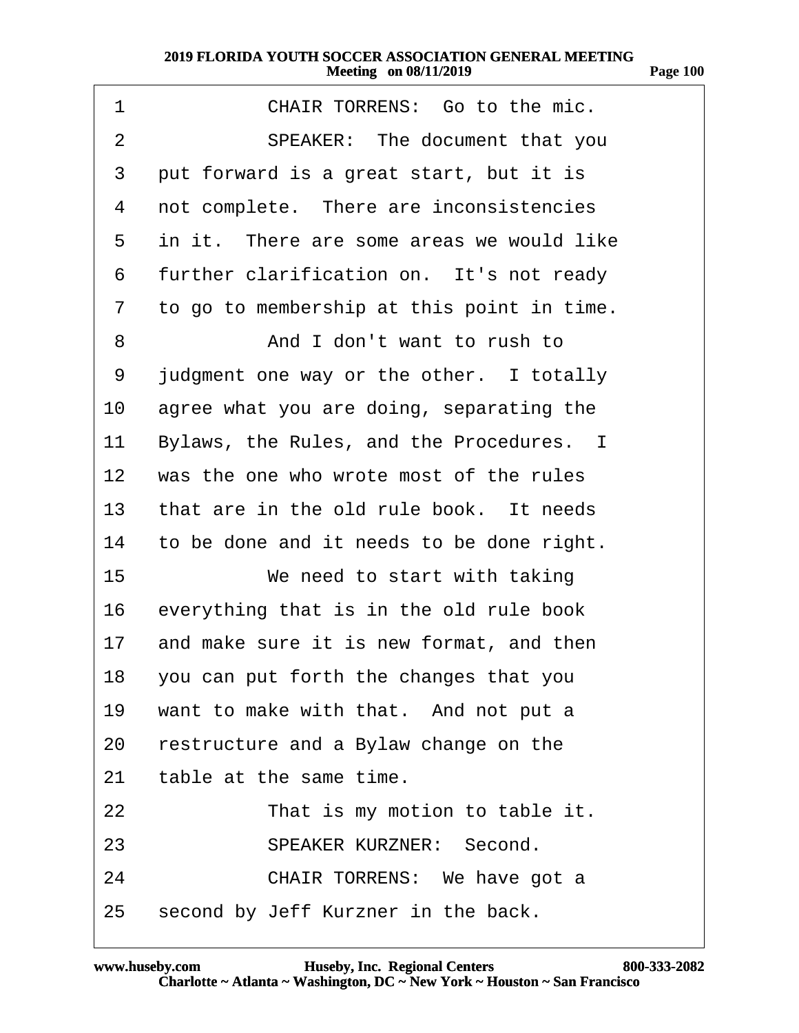CHAIR TORRENS: Go to the mic.

SPEAKER: The document that you put forward is a great start, but it is not complete. There are inconsistencies in it. There are some areas we would like further clarification on. It's not ready to go to membership at this point in time.

And I don't want to rush to judgment one way or the other. I totally agree what you are doing, separating the Bylaws, the Rules, and the Procedures. I was the one who wrote most of the rules that are in the old rule book. It needs to be done and it needs to be done right.

We need to start with taking everything that is in the old rule book and make sure it is new format, and then you can put forth the changes that you want to make with that. And not put a restructure and a Bylaw change on the table at the same time.

That is my motion to table it.

SPEAKER KURZNER: Second.

CHAIR TORRENS: We have got a second by Jeff Kurzner in the back.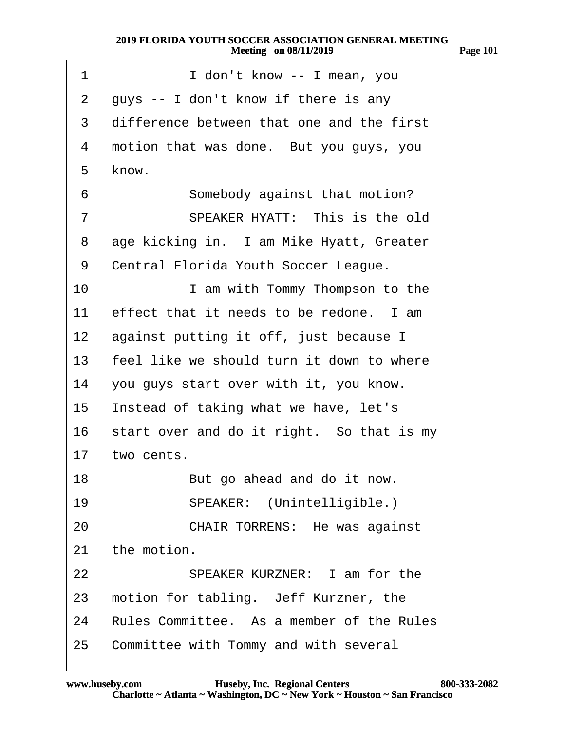I don't know -- I mean, you guys -- I don't know if there is any difference between that one and the first motion that was done. But you guys, you know.

Somebody against that motion?

SPEAKER HYATT: This is the old age kicking in. I am Mike Hyatt, Greater Central Florida Youth Soccer League.

I am with Tommy Thompson to the effect that it needs to be redone. I am against putting it off, just because I feel like we should turn it down to where you guys start over with it, you know. Instead of taking what we have, let's start over and do it right. So that is my two cents.

But go ahead and do it now.

SPEAKER: (Unintelligible.)

CHAIR TORRENS: He was against the motion.

SPEAKER KURZNER: I am for the motion for tabling. Jeff Kurzner, the Rules Committee. As a member of the Rules Committee with Tommy and with several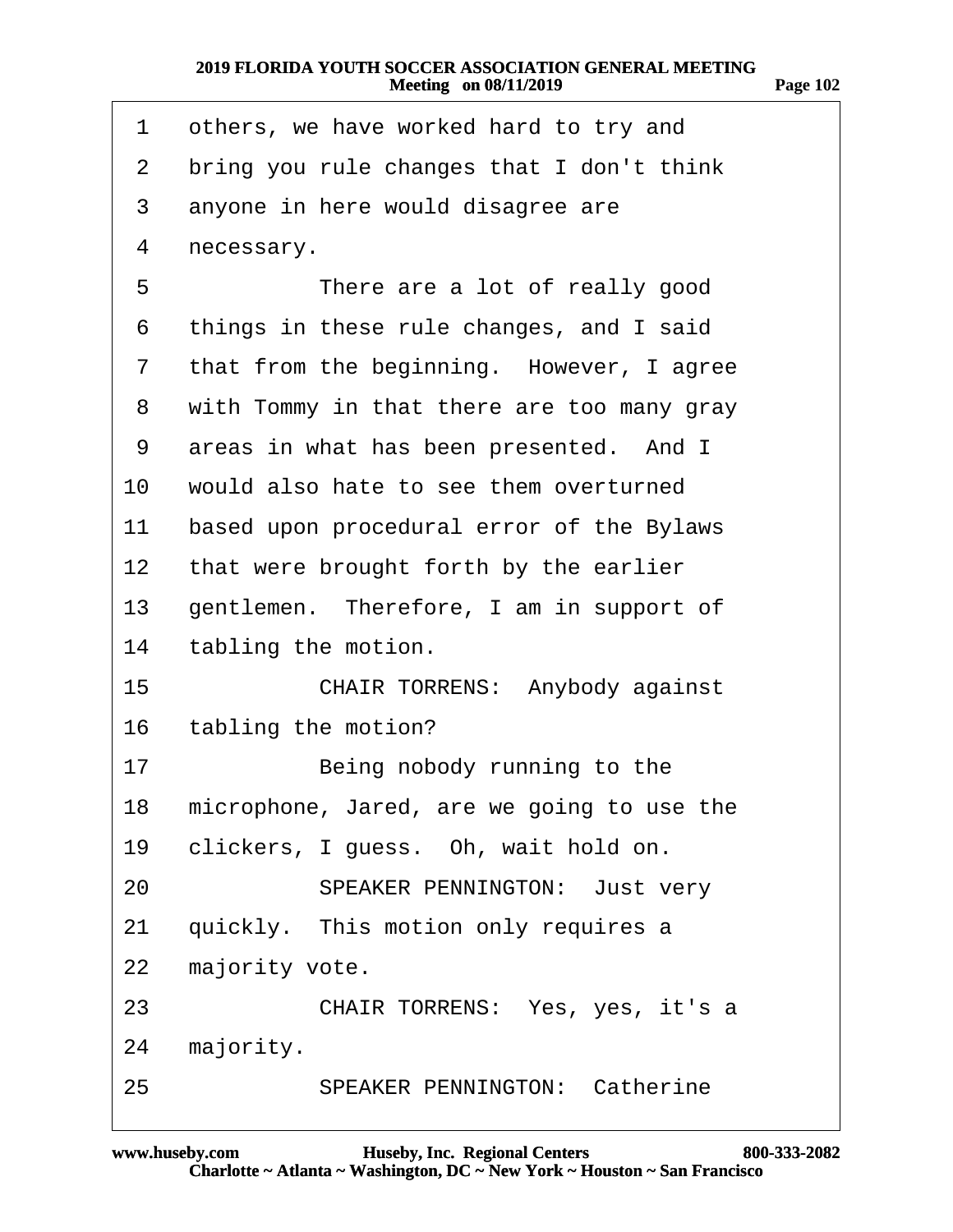1 others, we have worked hard to try and
2 bring you rule changes that I don't think
3 anyone in here would disagree are
4 necessary.
5 There are a lot of really good
6 things in these rule changes, and I said
7 that from the beginning. However, I agree
8 with Tommy in that there are too many gray
9 areas in what has been presented. And I
10 would also hate to see them overturned
11 based upon procedural error of the Bylaws
12 that were brought forth by the earlier
13 gentlemen. Therefore, I am in support of
14 tabling the motion.
15 CHAIR TORRENS: Anybody against
16 tabling the motion?
17 Being nobody running to the
18 microphone, Jared, are we going to use the
19 clickers, I guess. Oh, wait hold on.
20 SPEAKER PENNINGTON: Just very
21 quickly. This motion only requires a
22 majority vote.
23 CHAIR TORRENS: Yes, yes, it's a
24 majority.
25 SPEAKER PENNINGTON: Catherine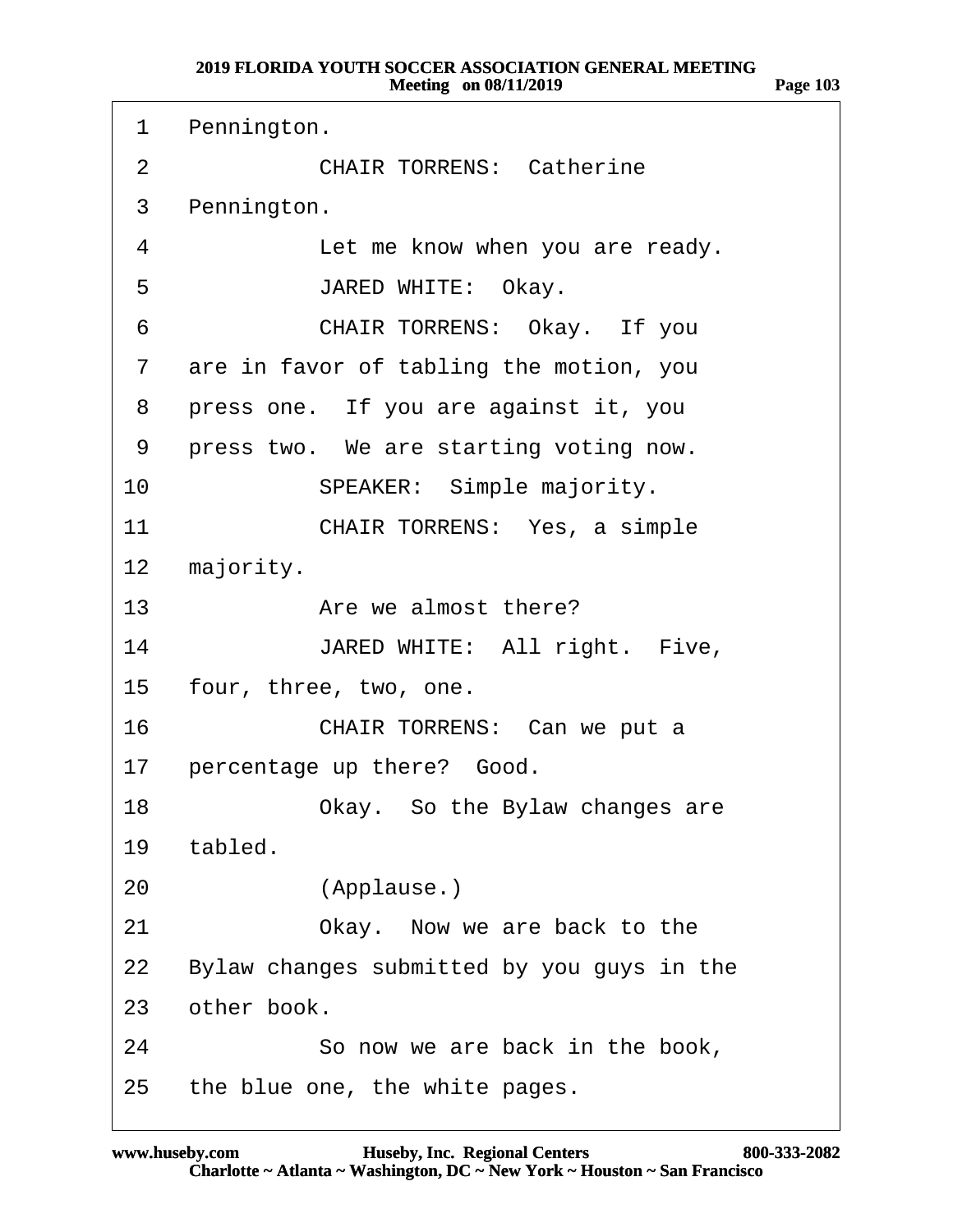1 Pennington.

2 CHAIR TORRENS: Catherine

3 Pennington.

4 Let me know when you are ready.

5 JARED WHITE: Okay.

6 CHAIR TORRENS: Okay. If you

7 are in favor of tabling the motion, you

8 press one. If you are against it, you

9 press two. We are starting voting now.

10 SPEAKER: Simple majority.

11 CHAIR TORRENS: Yes, a simple

12 majority.

13 Are we almost there?

14 JARED WHITE: All right. Five,

15 four, three, two, one.

16 CHAIR TORRENS: Can we put a

17 percentage up there? Good.

18 Okay. So the Bylaw changes are

19 tabled.

20 (Applause.)

21 Okay. Now we are back to the

22 Bylaw changes submitted by you guys in the

23 other book.

24 So now we are back in the book,

25 the blue one, the white pages.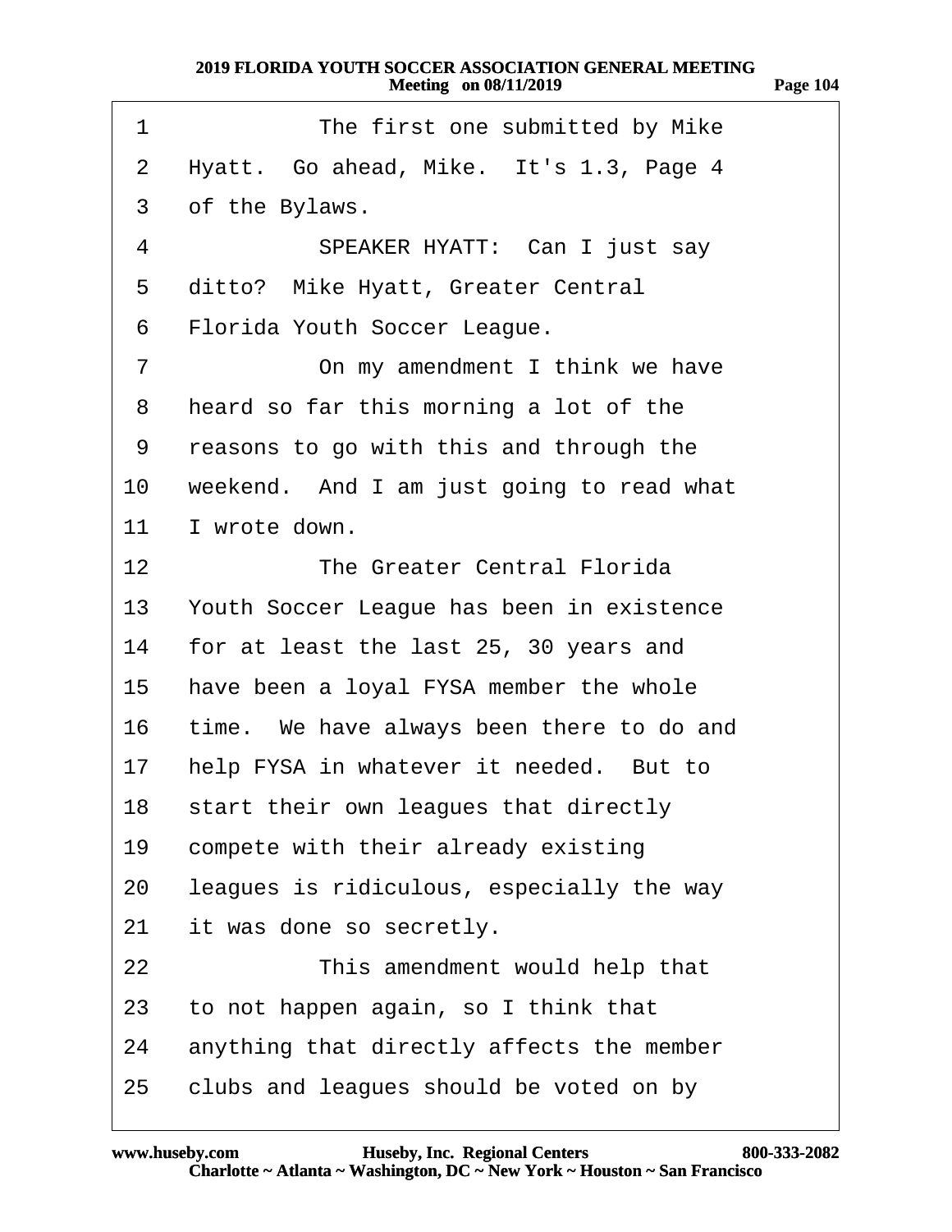1 The first one submitted by Mike
2 Hyatt. Go ahead, Mike. It's 1.3, Page 4
3 of the Bylaws.
4 SPEAKER HYATT: Can I just say
5 ditto? Mike Hyatt, Greater Central
6 Florida Youth Soccer League.
7 On my amendment I think we have
8 heard so far this morning a lot of the
9 reasons to go with this and through the
10 weekend. And I am just going to read what
11 I wrote down.
12 The Greater Central Florida
13 Youth Soccer League has been in existence
14 for at least the last 25, 30 years and
15 have been a loyal FYSA member the whole
16 time. We have always been there to do and
17 help FYSA in whatever it needed. But to
18 start their own leagues that directly
19 compete with their already existing
20 leagues is ridiculous, especially the way
21 it was done so secretly.
22 This amendment would help that
23 to not happen again, so I think that
24 anything that directly affects the member
25 clubs and leagues should be voted on by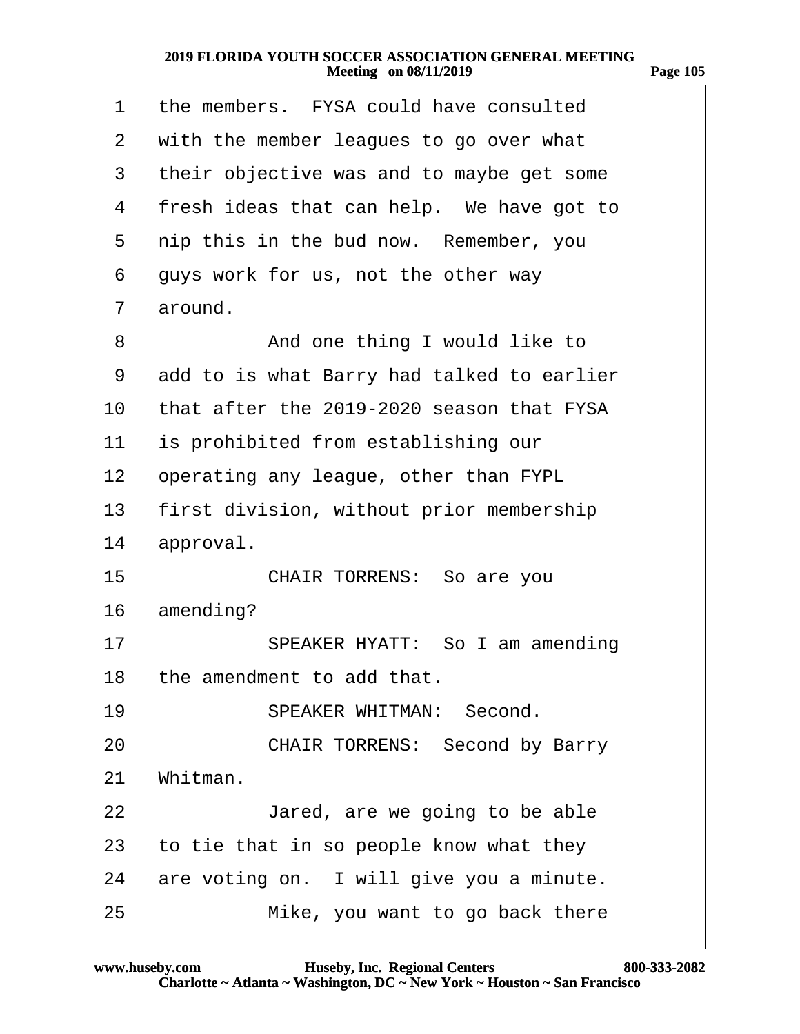1 the members. FYSA could have consulted
2 with the member leagues to go over what
3 their objective was and to maybe get some
4 fresh ideas that can help. We have got to
5 nip this in the bud now. Remember, you
6 guys work for us, not the other way
7 around.
8 And one thing I would like to
9 add to is what Barry had talked to earlier
10 that after the 2019-2020 season that FYSA
11 is prohibited from establishing our
12 operating any league, other than FYPL
13 first division, without prior membership
14 approval.
15 CHAIR TORRENS: So are you
16 amending?
17 SPEAKER HYATT: So I am amending
18 the amendment to add that.
19 SPEAKER WHITMAN: Second.
20 CHAIR TORRENS: Second by Barry
21 Whitman.
22 Jared, are we going to be able
23 to tie that in so people know what they
24 are voting on. I will give you a minute.
25 Mike, you want to go back there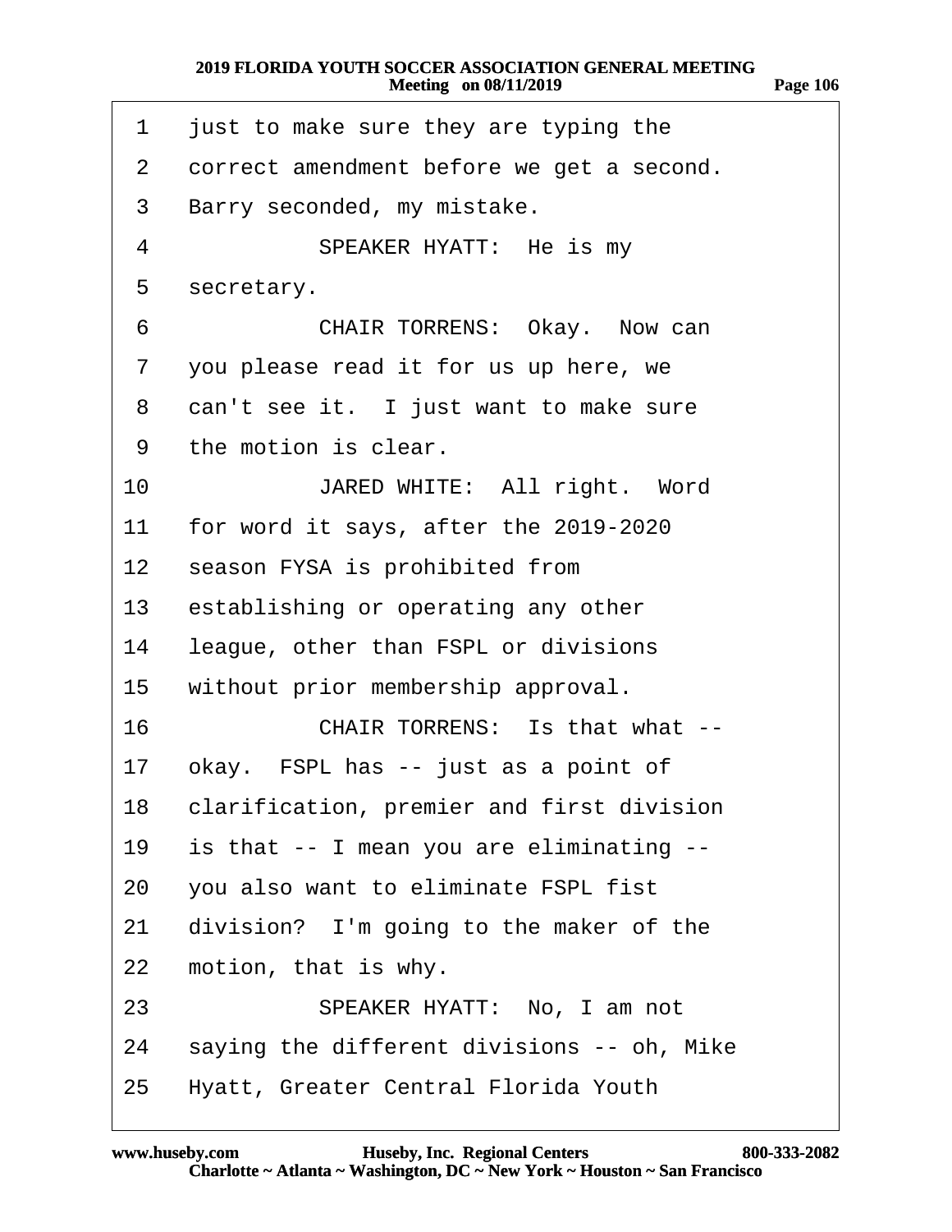1 just to make sure they are typing the
2 correct amendment before we get a second.
3 Barry seconded, my mistake.
4 SPEAKER HYATT: He is my
5 secretary.
6 CHAIR TORRENS: Okay. Now can
7 you please read it for us up here, we
8 can't see it. I just want to make sure
9 the motion is clear.
10 JARED WHITE: All right. Word
11 for word it says, after the 2019-2020
12 season FYSA is prohibited from
13 establishing or operating any other
14 league, other than FSPL or divisions
15 without prior membership approval.
16 CHAIR TORRENS: Is that what --
17 okay. FSPL has -- just as a point of
18 clarification, premier and first division
19 is that -- I mean you are eliminating --
20 you also want to eliminate FSPL fist
21 division? I'm going to the maker of the
22 motion, that is why.
23 SPEAKER HYATT: No, I am not
24 saying the different divisions -- oh, Mike
25 Hyatt, Greater Central Florida Youth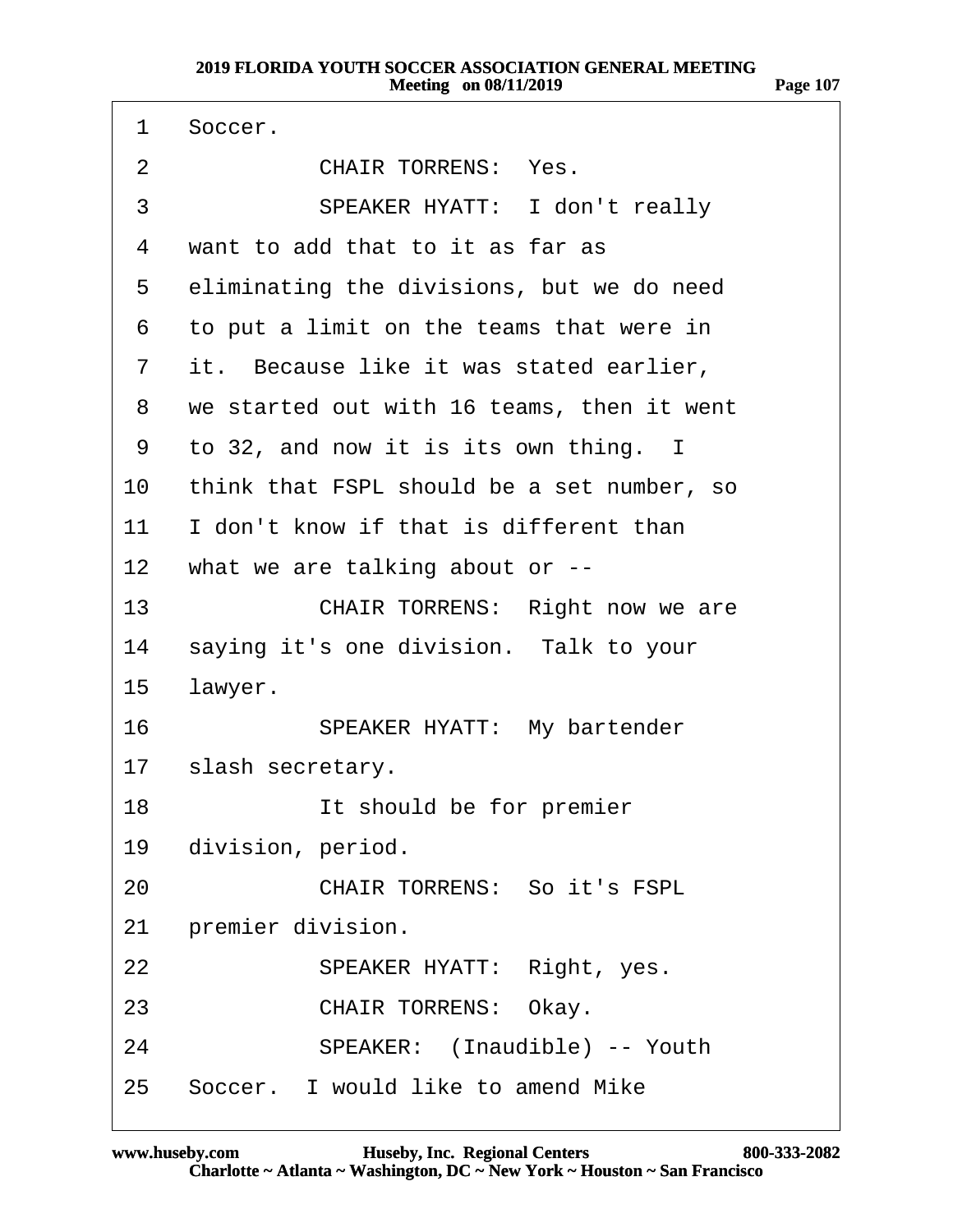1 Soccer.

2 CHAIR TORRENS: Yes.

3 SPEAKER HYATT: I don't really

4 want to add that to it as far as

5 eliminating the divisions, but we do need

6 to put a limit on the teams that were in

7 it. Because like it was stated earlier,

8 we started out with 16 teams, then it went

9 to 32, and now it is its own thing. I

10 think that FSPL should be a set number, so

11 I don't know if that is different than

12 what we are talking about or --

13 CHAIR TORRENS: Right now we are

14 saying it's one division. Talk to your

15 lawyer.

16 SPEAKER HYATT: My bartender

17 slash secretary.

18 It should be for premier

19 division, period.

20 CHAIR TORRENS: So it's FSPL

21 premier division.

22 SPEAKER HYATT: Right, yes.

23 CHAIR TORRENS: Okay.

24 SPEAKER: (Inaudible) -- Youth

25 Soccer. I would like to amend Mike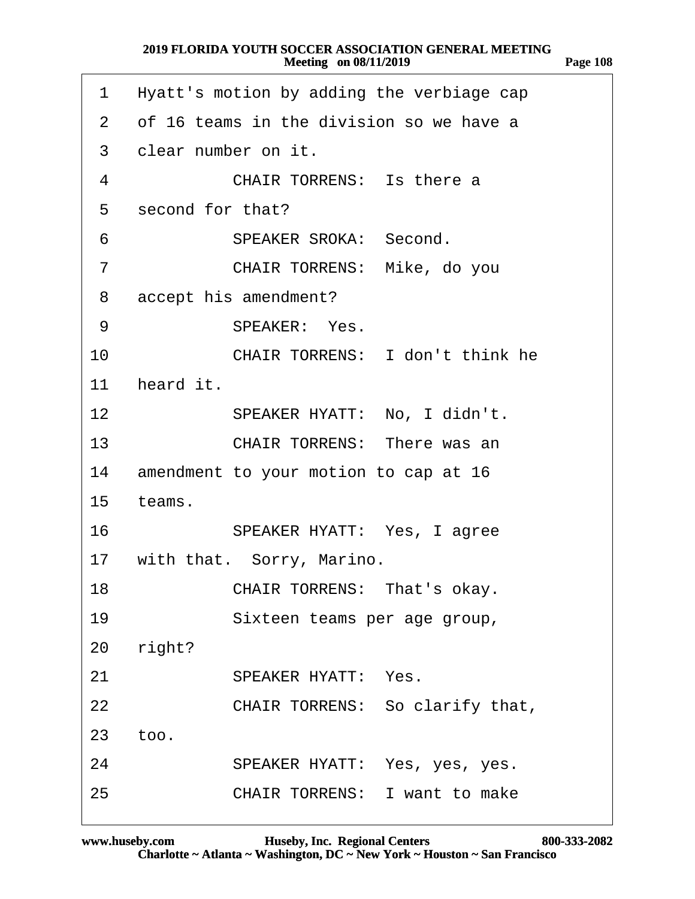1 Hyatt's motion by adding the verbiage cap

2 of 16 teams in the division so we have a

3 clear number on it.

4 CHAIR TORRENS: Is there a

5 second for that?

6 SPEAKER SROKA: Second.

7 CHAIR TORRENS: Mike, do you

8 accept his amendment?

9 SPEAKER: Yes.

10 CHAIR TORRENS: I don't think he

11 heard it.

12 SPEAKER HYATT: No, I didn't.

13 CHAIR TORRENS: There was an

14 amendment to your motion to cap at 16

15 teams.

16 SPEAKER HYATT: Yes, I agree

17 with that. Sorry, Marino.

18 CHAIR TORRENS: That's okay.

19 Sixteen teams per age group,

20 right?

21 SPEAKER HYATT: Yes.

22 CHAIR TORRENS: So clarify that,

23 too.

24 SPEAKER HYATT: Yes, yes, yes.

25 CHAIR TORRENS: I want to make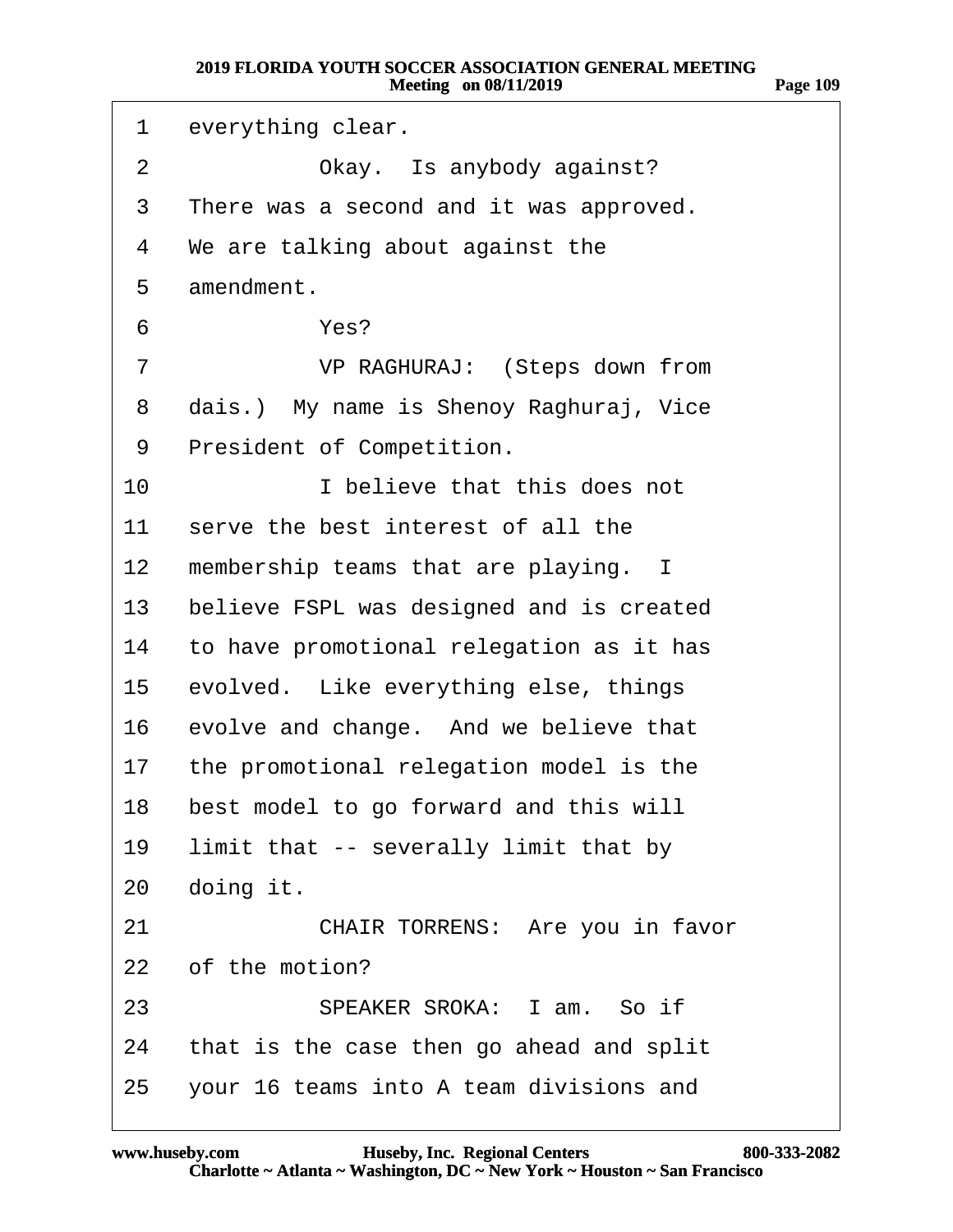1 everything clear.

2 Okay. Is anybody against?

3 There was a second and it was approved.

4 We are talking about against the

5 amendment.

6 Yes?

7 VP RAGHURAJ: (Steps down from

8 dais.) My name is Shenoy Raghuraj, Vice

9 President of Competition.

10 I believe that this does not

11 serve the best interest of all the

12 membership teams that are playing. I

13 believe FSPL was designed and is created

14 to have promotional relegation as it has

15 evolved. Like everything else, things

16 evolve and change. And we believe that

17 the promotional relegation model is the

18 best model to go forward and this will

19 limit that -- severally limit that by

20 doing it.

21 CHAIR TORRENS: Are you in favor

22 of the motion?

23 SPEAKER SROKA: I am. So if

24 that is the case then go ahead and split

25 your 16 teams into A team divisions and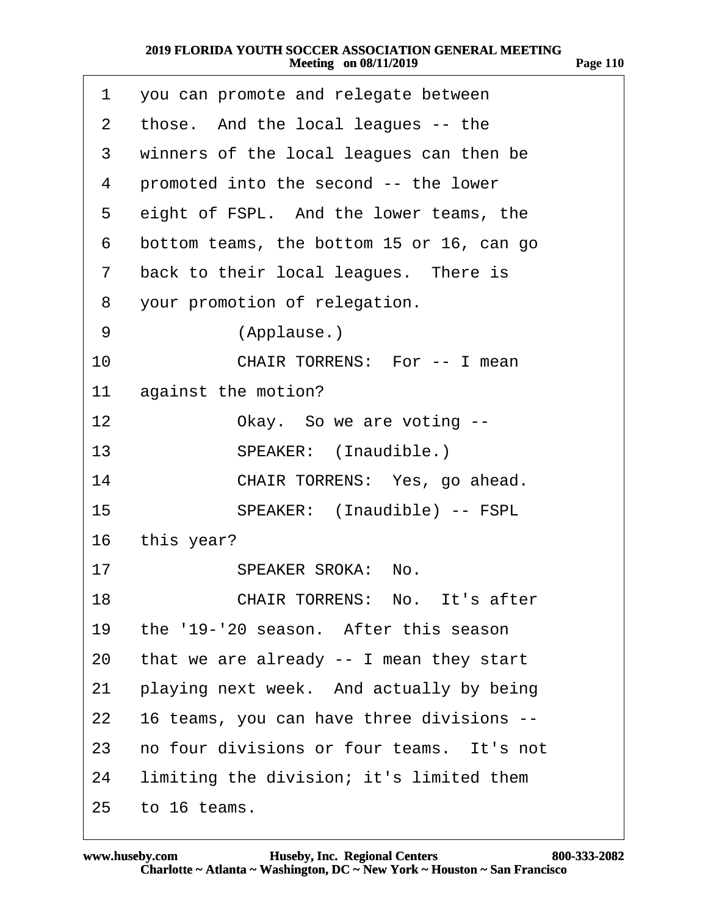1 you can promote and relegate between
2 those. And the local leagues -- the
3 winners of the local leagues can then be
4 promoted into the second -- the lower
5 eight of FSPL. And the lower teams, the
6 bottom teams, the bottom 15 or 16, can go
7 back to their local leagues. There is
8 your promotion of relegation.
9 (Applause.)
10 CHAIR TORRENS: For -- I mean
11 against the motion?
12 Okay. So we are voting --
13 SPEAKER: (Inaudible.)
14 CHAIR TORRENS: Yes, go ahead.
15 SPEAKER: (Inaudible) -- FSPL
16 this year?
17 SPEAKER SROKA: No.
18 CHAIR TORRENS: No. It's after
19 the '19-'20 season. After this season
20 that we are already -- I mean they start
21 playing next week. And actually by being
22 16 teams, you can have three divisions --
23 no four divisions or four teams. It's not
24 limiting the division; it's limited them
25 to 16 teams.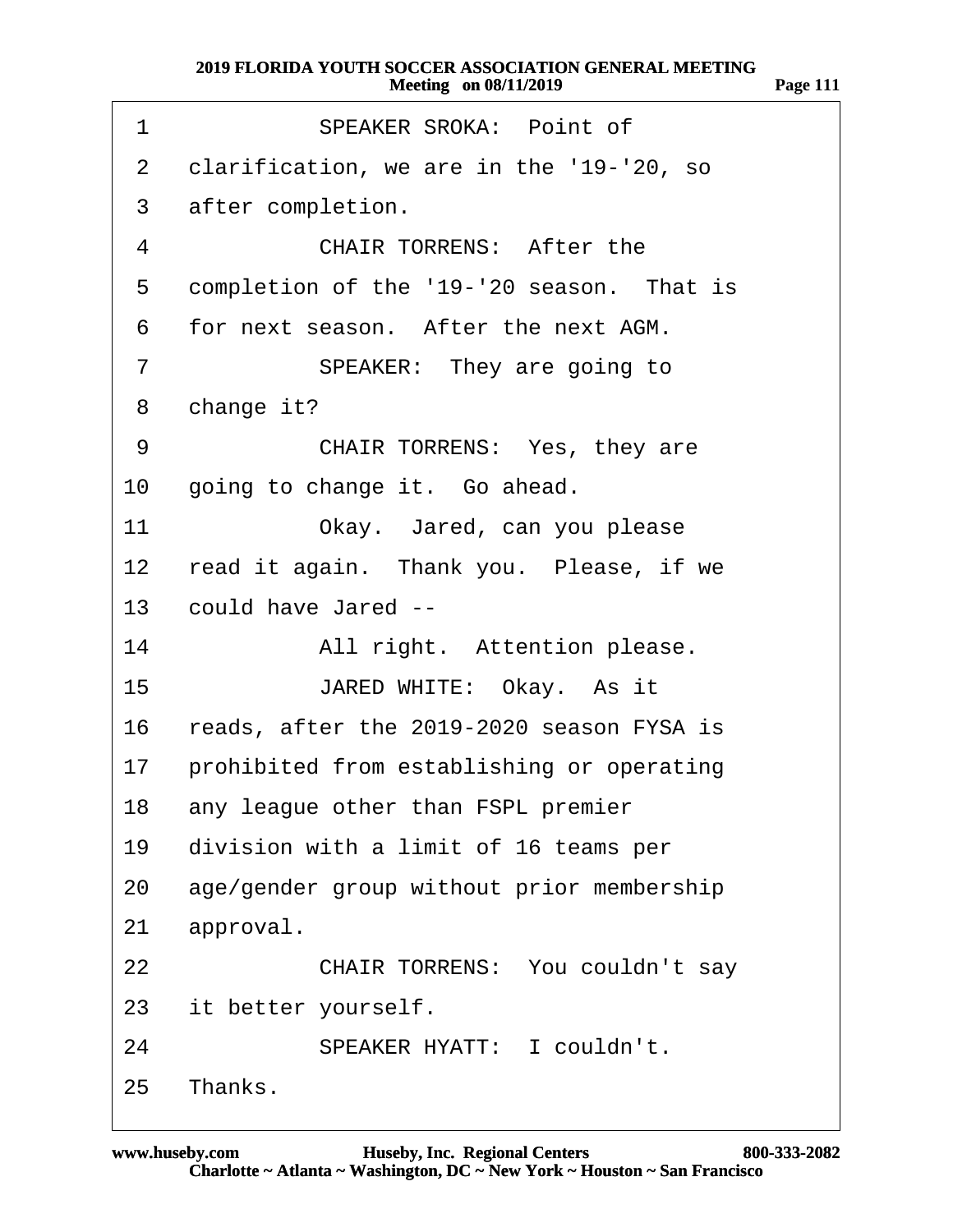1 SPEAKER SROKA: Point of
2 clarification, we are in the '19-'20, so
3 after completion.
4 CHAIR TORRENS: After the
5 completion of the '19-'20 season. That is
6 for next season. After the next AGM.
7 SPEAKER: They are going to
8 change it?
9 CHAIR TORRENS: Yes, they are
10 going to change it. Go ahead.
11 Okay. Jared, can you please
12 read it again. Thank you. Please, if we
13 could have Jared --
14 All right. Attention please.
15 JARED WHITE: Okay. As it
16 reads, after the 2019-2020 season FYSA is
17 prohibited from establishing or operating
18 any league other than FSPL premier
19 division with a limit of 16 teams per
20 age/gender group without prior membership
21 approval.
22 CHAIR TORRENS: You couldn't say
23 it better yourself.
24 SPEAKER HYATT: I couldn't.
25 Thanks.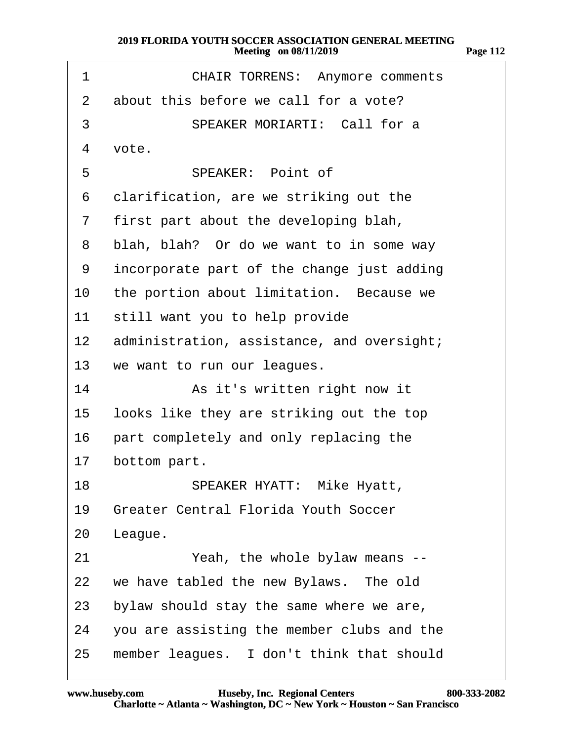1 CHAIR TORRENS: Anymore comments
2 about this before we call for a vote?
3 SPEAKER MORIARTI: Call for a
4 vote.
5 SPEAKER: Point of
6 clarification, are we striking out the
7 first part about the developing blah,
8 blah, blah? Or do we want to in some way
9 incorporate part of the change just adding
10 the portion about limitation. Because we
11 still want you to help provide
12 administration, assistance, and oversight;
13 we want to run our leagues.
14 As it's written right now it
15 looks like they are striking out the top
16 part completely and only replacing the
17 bottom part.
18 SPEAKER HYATT: Mike Hyatt,
19 Greater Central Florida Youth Soccer
20 League.
21 Yeah, the whole bylaw means --
22 we have tabled the new Bylaws. The old
23 bylaw should stay the same where we are,
24 you are assisting the member clubs and the
25 member leagues. I don't think that should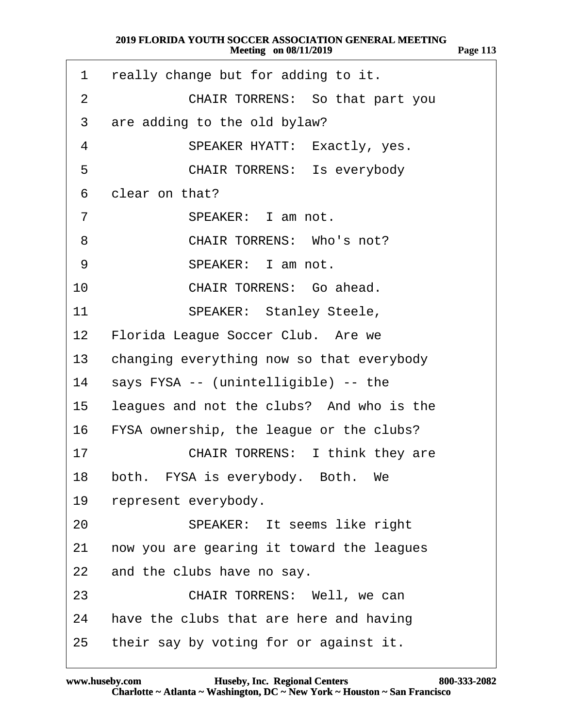1 really change but for adding to it.

2 CHAIR TORRENS: So that part you

3 are adding to the old bylaw?

4 SPEAKER HYATT: Exactly, yes.

5 CHAIR TORRENS: Is everybody

6 clear on that?

7 SPEAKER: I am not.

8 CHAIR TORRENS: Who's not?

9 SPEAKER: I am not.

10 CHAIR TORRENS: Go ahead.

11 SPEAKER: Stanley Steele,

12 Florida League Soccer Club. Are we

13 changing everything now so that everybody

14 says FYSA -- (unintelligible) -- the

15 leagues and not the clubs? And who is the

16 FYSA ownership, the league or the clubs?

17 CHAIR TORRENS: I think they are

18 both. FYSA is everybody. Both. We

19 represent everybody.

20 SPEAKER: It seems like right

21 now you are gearing it toward the leagues

22 and the clubs have no say.

23 CHAIR TORRENS: Well, we can

24 have the clubs that are here and having

25 their say by voting for or against it.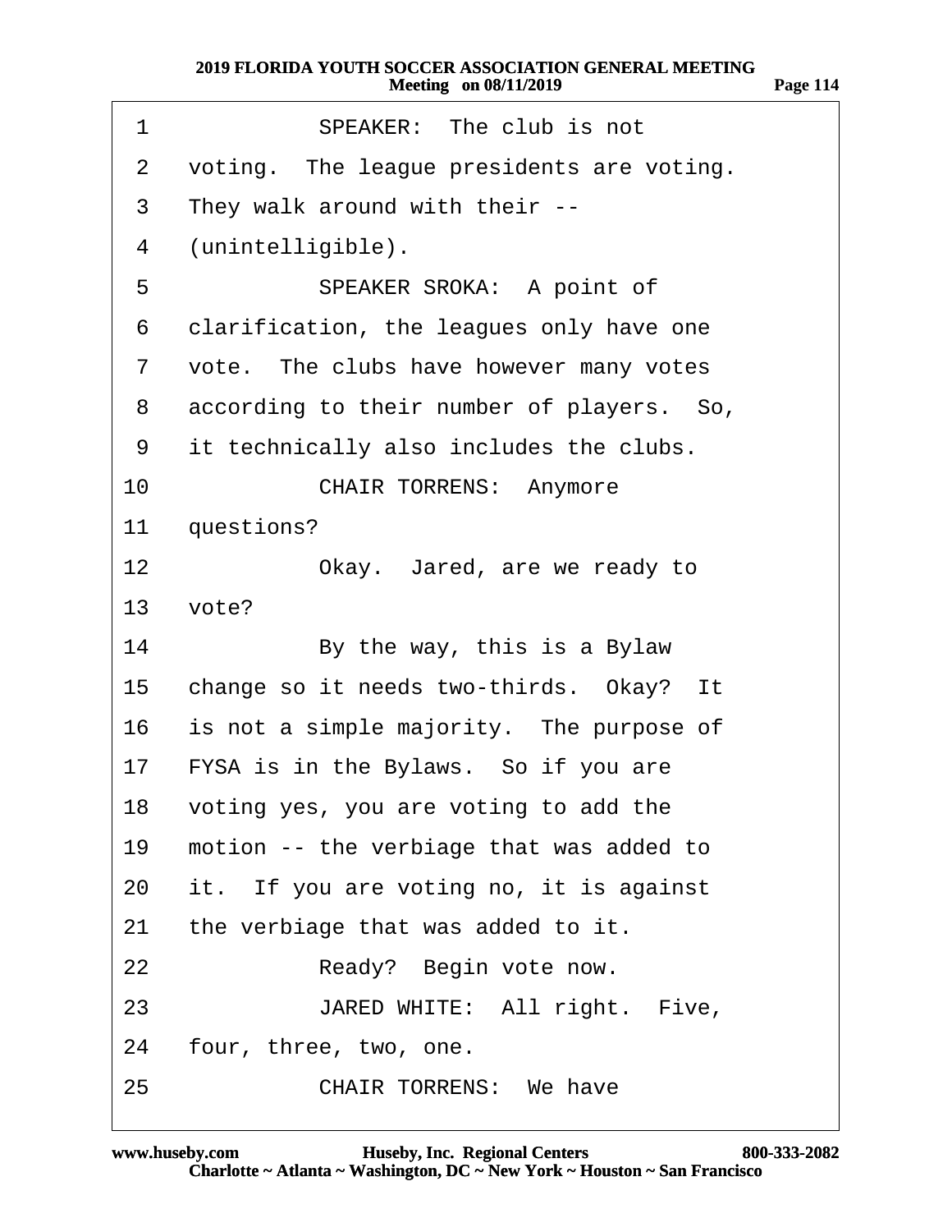1 SPEAKER: The club is not
2 voting. The league presidents are voting.
3 They walk around with their --
4 (unintelligible).
5 SPEAKER SROKA: A point of
6 clarification, the leagues only have one
7 vote. The clubs have however many votes
8 according to their number of players. So,
9 it technically also includes the clubs.
10 CHAIR TORRENS: Anymore
11 questions?
12 Okay. Jared, are we ready to
13 vote?
14 By the way, this is a Bylaw
15 change so it needs two-thirds. Okay? It
16 is not a simple majority. The purpose of
17 FYSA is in the Bylaws. So if you are
18 voting yes, you are voting to add the
19 motion -- the verbiage that was added to
20 it. If you are voting no, it is against
21 the verbiage that was added to it.
22 Ready? Begin vote now.
23 JARED WHITE: All right. Five,
24 four, three, two, one.
25 CHAIR TORRENS: We have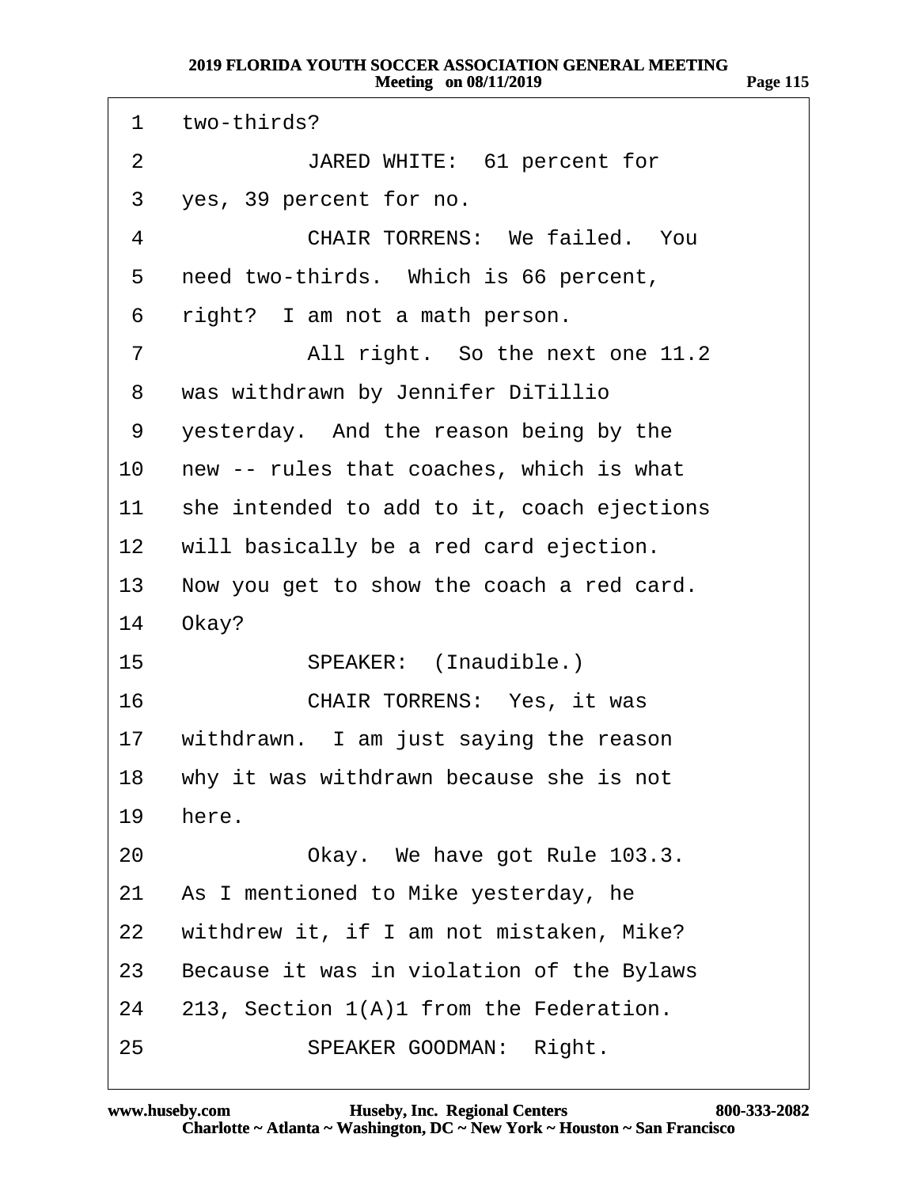1 two-thirds?

2 JARED WHITE: 61 percent for

3 yes, 39 percent for no.

4 CHAIR TORRENS: We failed. You

5 need two-thirds. Which is 66 percent,

6 right? I am not a math person.

7 All right. So the next one 11.2

8 was withdrawn by Jennifer DiTillio

9 yesterday. And the reason being by the

10 new -- rules that coaches, which is what

11 she intended to add to it, coach ejections

12 will basically be a red card ejection.

13 Now you get to show the coach a red card.

14 Okay?

15 SPEAKER: (Inaudible.)

16 CHAIR TORRENS: Yes, it was

17 withdrawn. I am just saying the reason

18 why it was withdrawn because she is not

19 here.

20 Okay. We have got Rule 103.3.

21 As I mentioned to Mike yesterday, he

22 withdrew it, if I am not mistaken, Mike?

23 Because it was in violation of the Bylaws

24 213, Section 1(A)1 from the Federation.

25 SPEAKER GOODMAN: Right.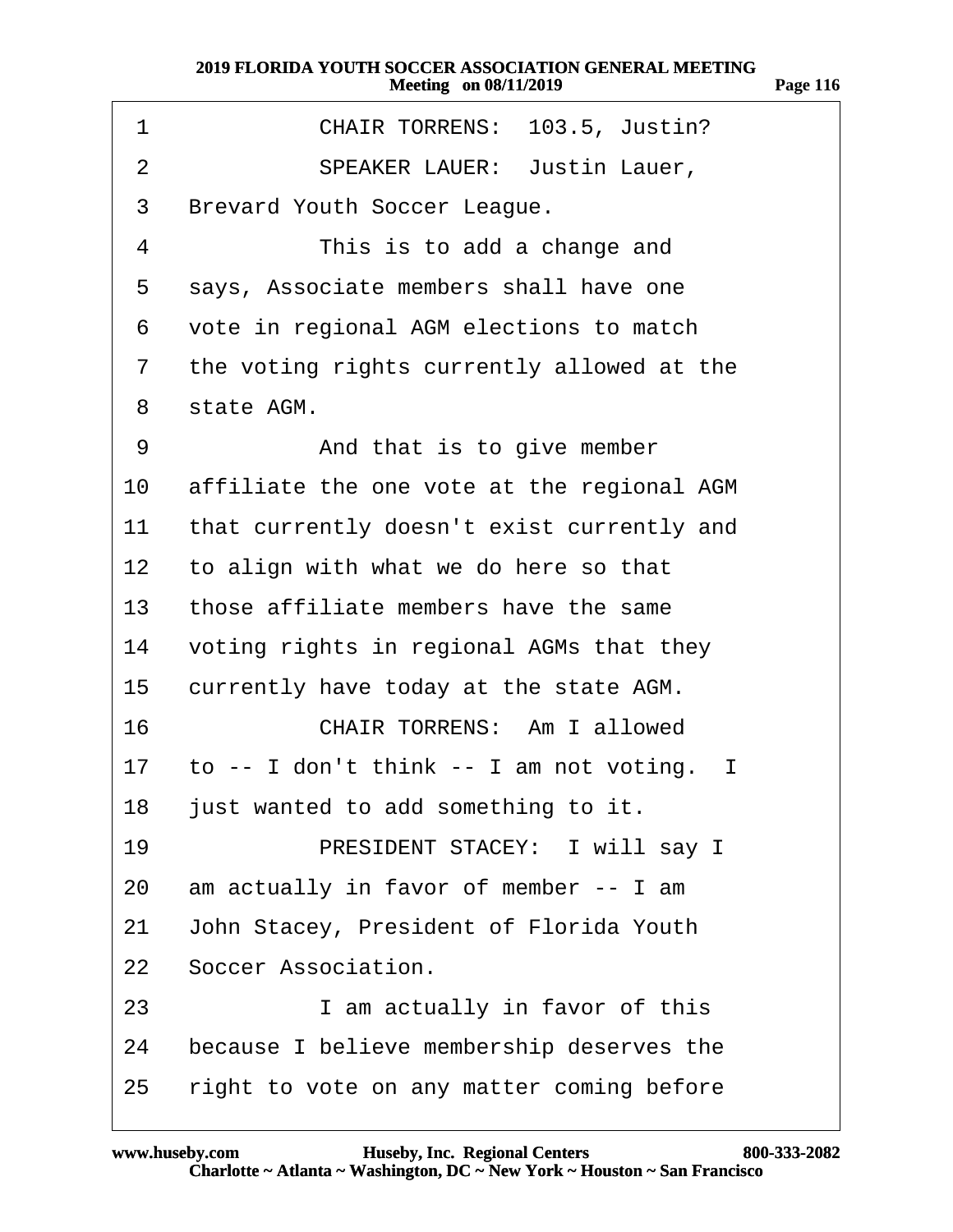1 CHAIR TORRENS: 103.5, Justin?

2 SPEAKER LAUER: Justin Lauer,

3 Brevard Youth Soccer League.

4 This is to add a change and

5 says, Associate members shall have one

6 vote in regional AGM elections to match

7 the voting rights currently allowed at the

8 state AGM.

9 And that is to give member

10 affiliate the one vote at the regional AGM

11 that currently doesn't exist currently and

12 to align with what we do here so that

13 those affiliate members have the same

14 voting rights in regional AGMs that they

15 currently have today at the state AGM.

16 CHAIR TORRENS: Am I allowed

17 to -- I don't think -- I am not voting. I

18 just wanted to add something to it.

19 PRESIDENT STACEY: I will say I

20 am actually in favor of member -- I am

21 John Stacey, President of Florida Youth

22 Soccer Association.

23 I am actually in favor of this

24 because I believe membership deserves the

25 right to vote on any matter coming before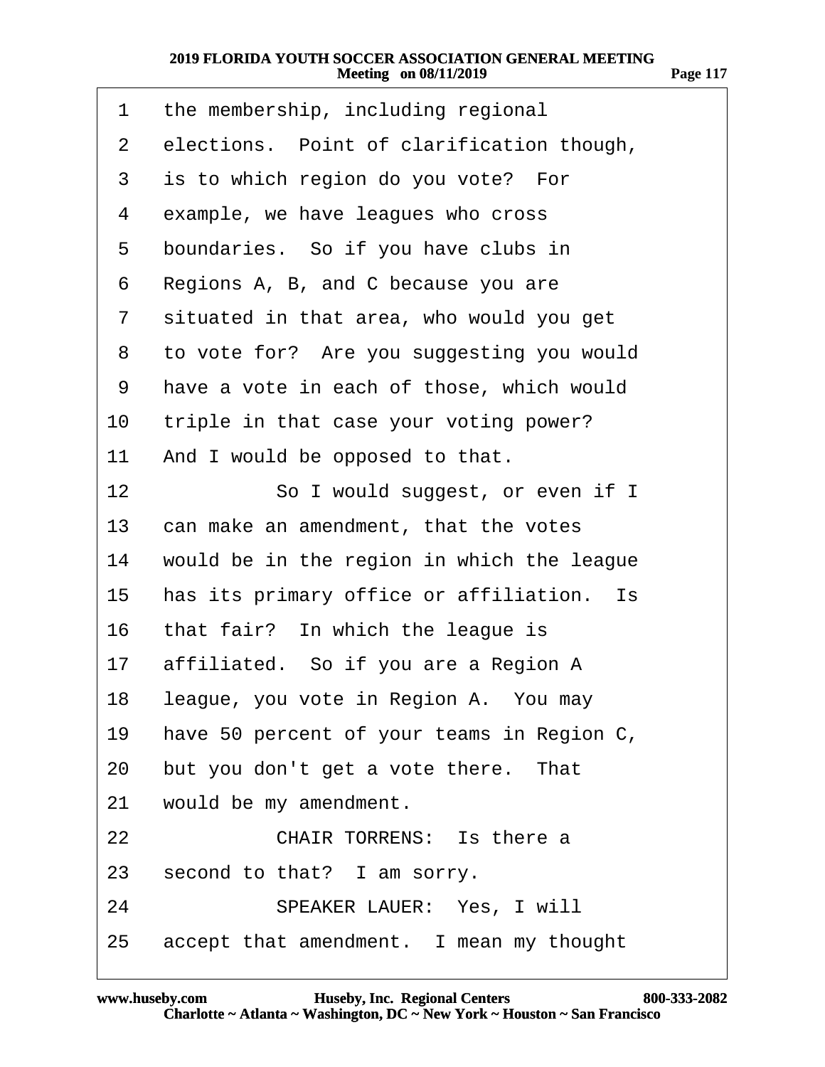1 the membership, including regional
2 elections. Point of clarification though,
3 is to which region do you vote? For
4 example, we have leagues who cross
5 boundaries. So if you have clubs in
6 Regions A, B, and C because you are
7 situated in that area, who would you get
8 to vote for? Are you suggesting you would
9 have a vote in each of those, which would
10 triple in that case your voting power?
11 And I would be opposed to that.
12 So I would suggest, or even if I
13 can make an amendment, that the votes
14 would be in the region in which the league
15 has its primary office or affiliation. Is
16 that fair? In which the league is
17 affiliated. So if you are a Region A
18 league, you vote in Region A. You may
19 have 50 percent of your teams in Region C,
20 but you don't get a vote there. That
21 would be my amendment.
22 CHAIR TORRENS: Is there a
23 second to that? I am sorry.
24 SPEAKER LAUER: Yes, I will
25 accept that amendment. I mean my thought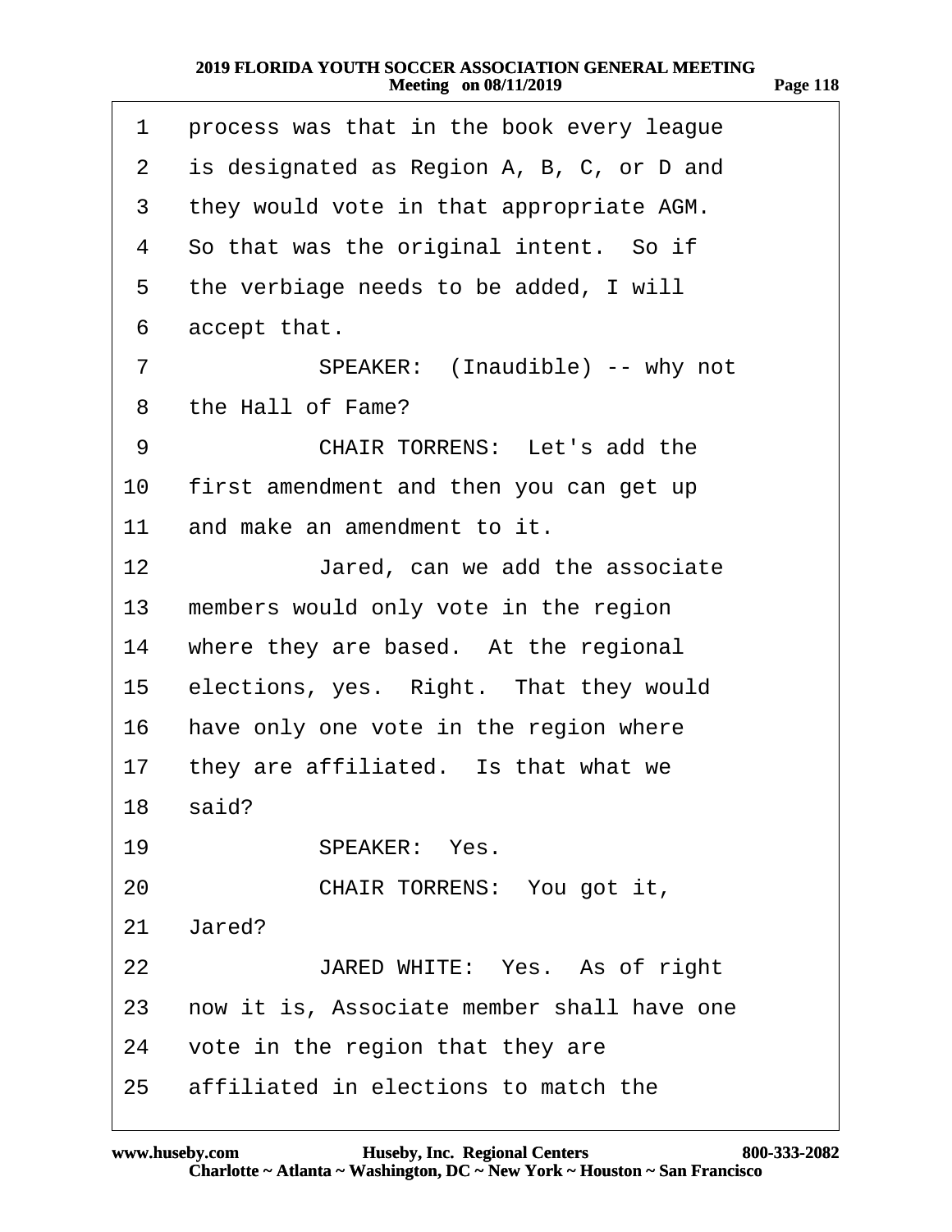1 process was that in the book every league
2 is designated as Region A, B, C, or D and
3 they would vote in that appropriate AGM.
4 So that was the original intent. So if
5 the verbiage needs to be added, I will
6 accept that.
7 SPEAKER: (Inaudible) -- why not
8 the Hall of Fame?
9 CHAIR TORRENS: Let's add the
10 first amendment and then you can get up
11 and make an amendment to it.
12 Jared, can we add the associate
13 members would only vote in the region
14 where they are based. At the regional
15 elections, yes. Right. That they would
16 have only one vote in the region where
17 they are affiliated. Is that what we
18 said?
19 SPEAKER: Yes.
20 CHAIR TORRENS: You got it,
21 Jared?
22 JARED WHITE: Yes. As of right
23 now it is, Associate member shall have one
24 vote in the region that they are
25 affiliated in elections to match the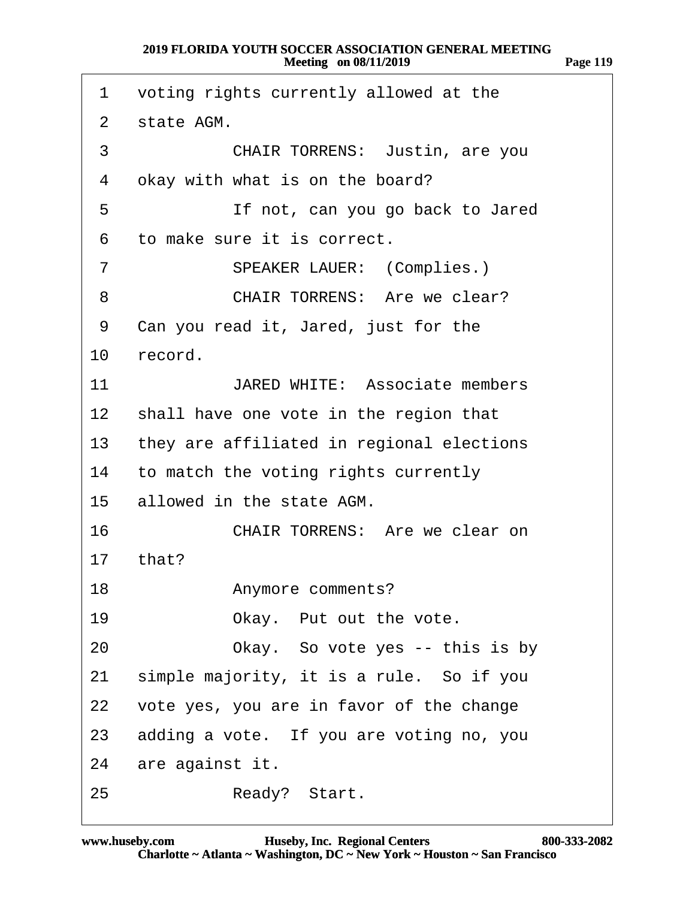1 voting rights currently allowed at the
2 state AGM.
3 CHAIR TORRENS: Justin, are you
4 okay with what is on the board?
5 If not, can you go back to Jared
6 to make sure it is correct.
7 SPEAKER LAUER: (Complies.)
8 CHAIR TORRENS: Are we clear?
9 Can you read it, Jared, just for the
10 record.
11 JARED WHITE: Associate members
12 shall have one vote in the region that
13 they are affiliated in regional elections
14 to match the voting rights currently
15 allowed in the state AGM.
16 CHAIR TORRENS: Are we clear on
17 that?
18 Anymore comments?
19 Okay. Put out the vote.
20 Okay. So vote yes -- this is by
21 simple majority, it is a rule. So if you
22 vote yes, you are in favor of the change
23 adding a vote. If you are voting no, you
24 are against it.
25 Ready? Start.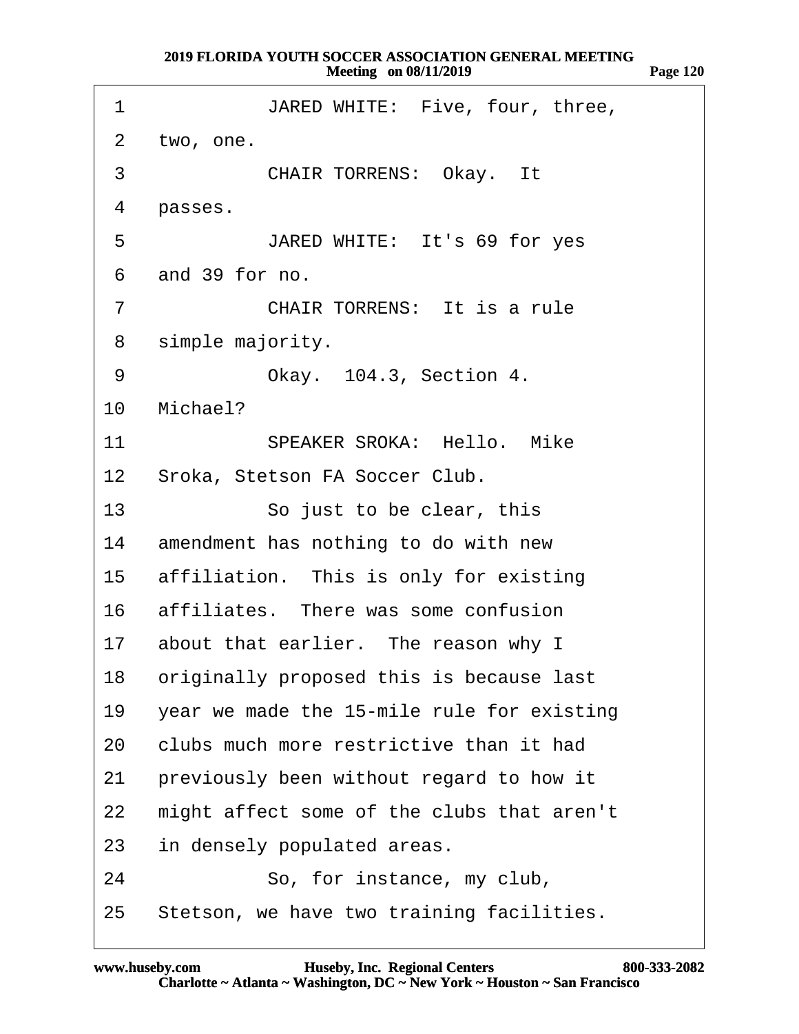1 JARED WHITE: Five, four, three,
2 two, one.
3 CHAIR TORRENS: Okay. It
4 passes.
5 JARED WHITE: It's 69 for yes
6 and 39 for no.
7 CHAIR TORRENS: It is a rule
8 simple majority.
9 Okay. 104.3, Section 4.
10 Michael?
11 SPEAKER SROKA: Hello. Mike
12 Sroka, Stetson FA Soccer Club.
13 So just to be clear, this
14 amendment has nothing to do with new
15 affiliation. This is only for existing
16 affiliates. There was some confusion
17 about that earlier. The reason why I
18 originally proposed this is because last
19 year we made the 15-mile rule for existing
20 clubs much more restrictive than it had
21 previously been without regard to how it
22 might affect some of the clubs that aren't
23 in densely populated areas.
24 So, for instance, my club,
25 Stetson, we have two training facilities.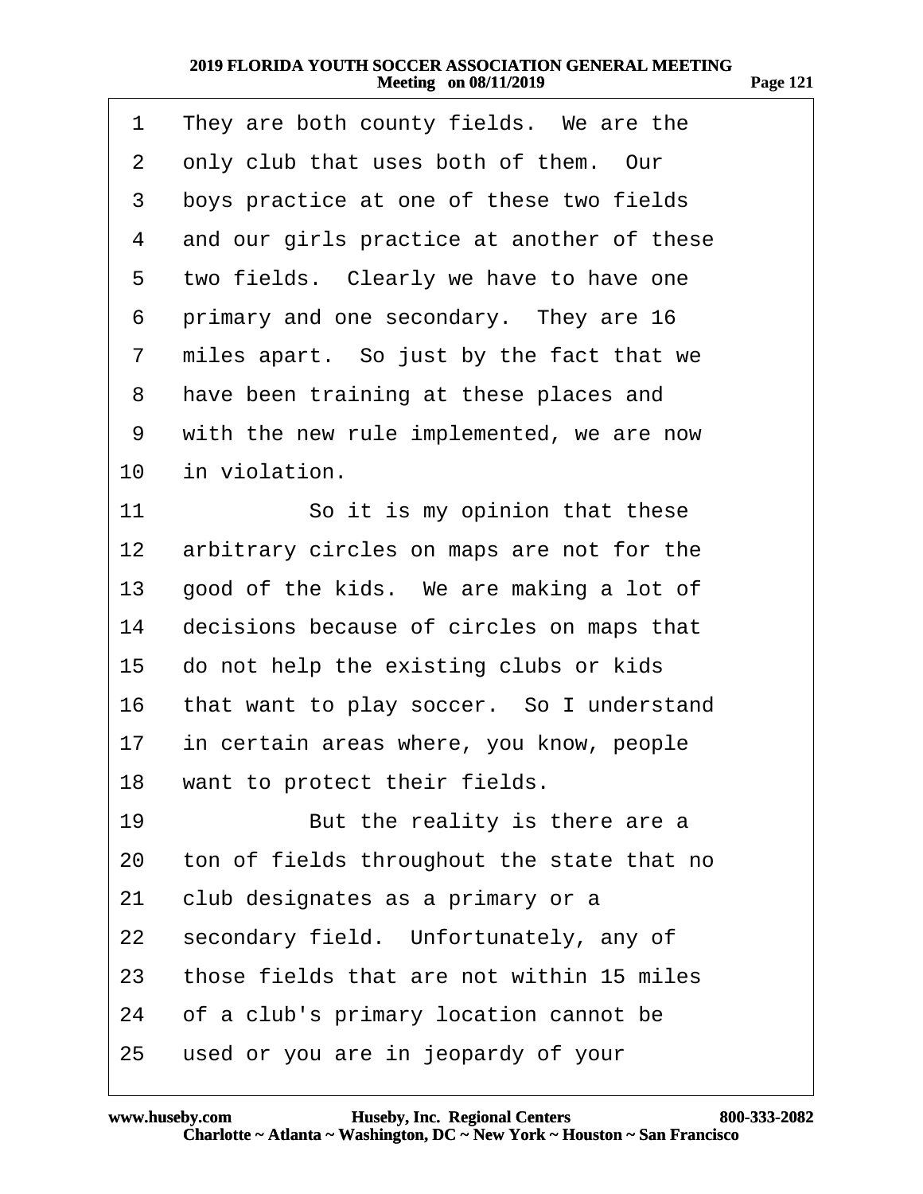1 They are both county fields. We are the
2 only club that uses both of them. Our
3 boys practice at one of these two fields
4 and our girls practice at another of these
5 two fields. Clearly we have to have one
6 primary and one secondary. They are 16
7 miles apart. So just by the fact that we
8 have been training at these places and
9 with the new rule implemented, we are now
10 in violation.
11 So it is my opinion that these
12 arbitrary circles on maps are not for the
13 good of the kids. We are making a lot of
14 decisions because of circles on maps that
15 do not help the existing clubs or kids
16 that want to play soccer. So I understand
17 in certain areas where, you know, people
18 want to protect their fields.
19 But the reality is there are a
20 ton of fields throughout the state that no
21 club designates as a primary or a
22 secondary field. Unfortunately, any of
23 those fields that are not within 15 miles
24 of a club's primary location cannot be
25 used or you are in jeopardy of your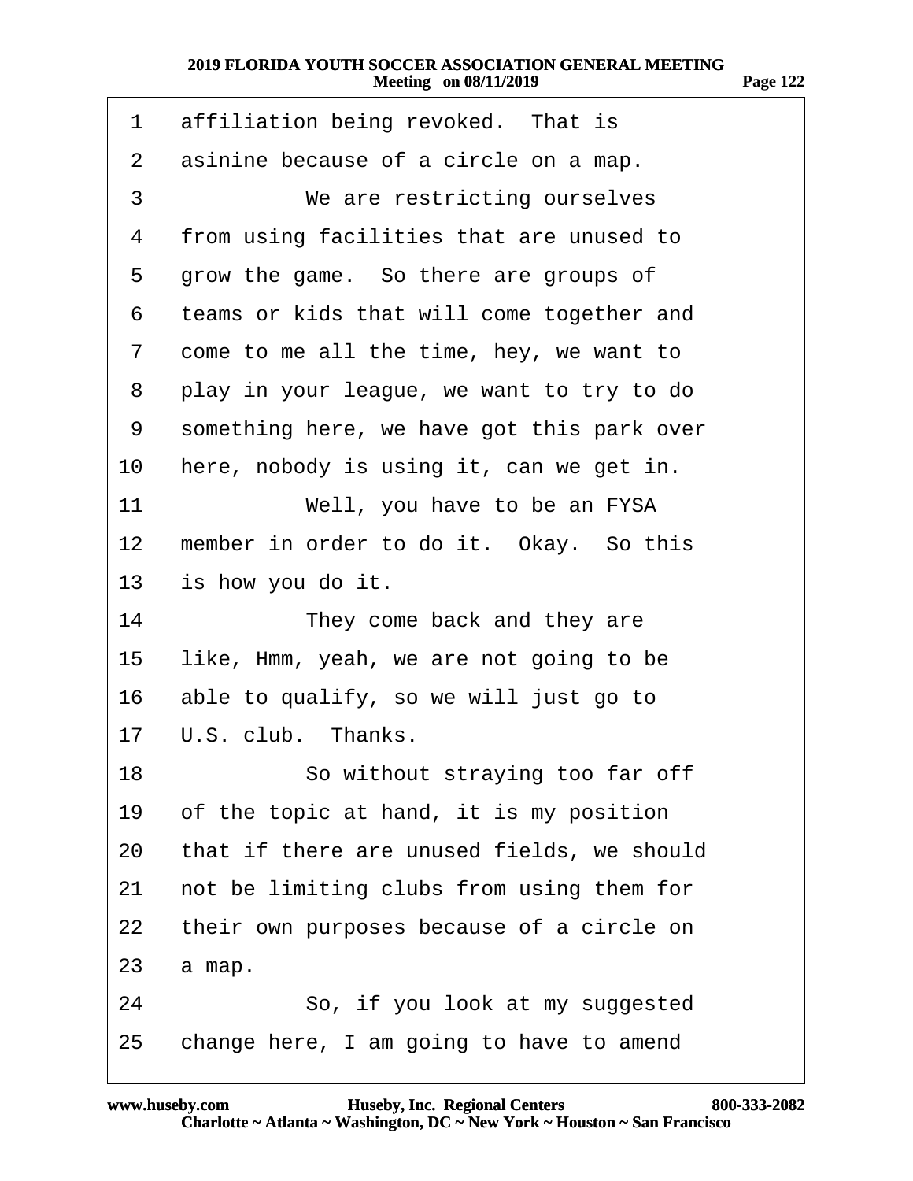1 affiliation being revoked. That is
2 asinine because of a circle on a map.
3 We are restricting ourselves
4 from using facilities that are unused to
5 grow the game. So there are groups of
6 teams or kids that will come together and
7 come to me all the time, hey, we want to
8 play in your league, we want to try to do
9 something here, we have got this park over
10 here, nobody is using it, can we get in.
11 Well, you have to be an FYSA
12 member in order to do it. Okay. So this
13 is how you do it.
14 They come back and they are
15 like, Hmm, yeah, we are not going to be
16 able to qualify, so we will just go to
17 U.S. club. Thanks.
18 So without straying too far off
19 of the topic at hand, it is my position
20 that if there are unused fields, we should
21 not be limiting clubs from using them for
22 their own purposes because of a circle on
23 a map.
24 So, if you look at my suggested
25 change here, I am going to have to amend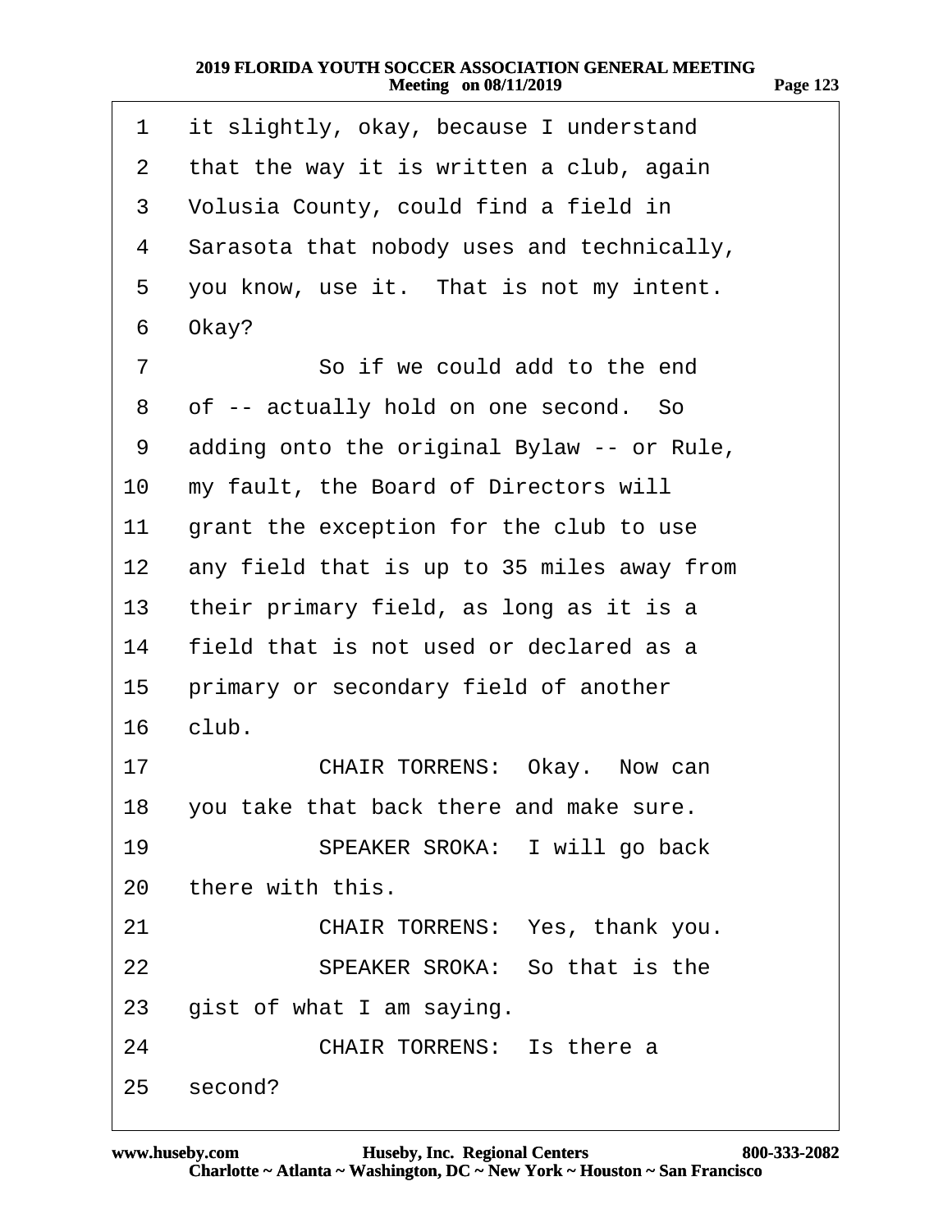1 it slightly, okay, because I understand
2 that the way it is written a club, again
3 Volusia County, could find a field in
4 Sarasota that nobody uses and technically,
5 you know, use it. That is not my intent.
6 Okay?
7 So if we could add to the end
8 of -- actually hold on one second. So
9 adding onto the original Bylaw -- or Rule,
10 my fault, the Board of Directors will
11 grant the exception for the club to use
12 any field that is up to 35 miles away from
13 their primary field, as long as it is a
14 field that is not used or declared as a
15 primary or secondary field of another
16 club.
17 CHAIR TORRENS: Okay. Now can
18 you take that back there and make sure.
19 SPEAKER SROKA: I will go back
20 there with this.
21 CHAIR TORRENS: Yes, thank you.
22 SPEAKER SROKA: So that is the
23 gist of what I am saying.
24 CHAIR TORRENS: Is there a
25 second?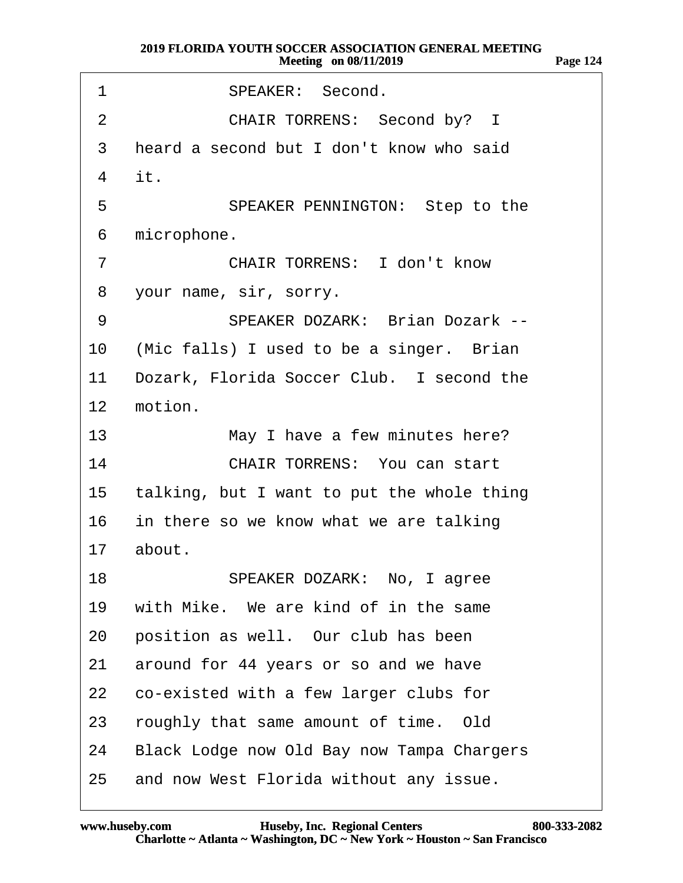1 SPEAKER: Second.

2 CHAIR TORRENS: Second by? I

3 heard a second but I don't know who said

4 it.

5 SPEAKER PENNINGTON: Step to the

6 microphone.

7 CHAIR TORRENS: I don't know

8 your name, sir, sorry.

9 SPEAKER DOZARK: Brian Dozark --

10 (Mic falls) I used to be a singer. Brian

11 Dozark, Florida Soccer Club. I second the

12 motion.

13 May I have a few minutes here?

14 CHAIR TORRENS: You can start

15 talking, but I want to put the whole thing

16 in there so we know what we are talking

17 about.

18 SPEAKER DOZARK: No, I agree

19 with Mike. We are kind of in the same

20 position as well. Our club has been

21 around for 44 years or so and we have

22 co-existed with a few larger clubs for

23 roughly that same amount of time. Old

24 Black Lodge now Old Bay now Tampa Chargers

25 and now West Florida without any issue.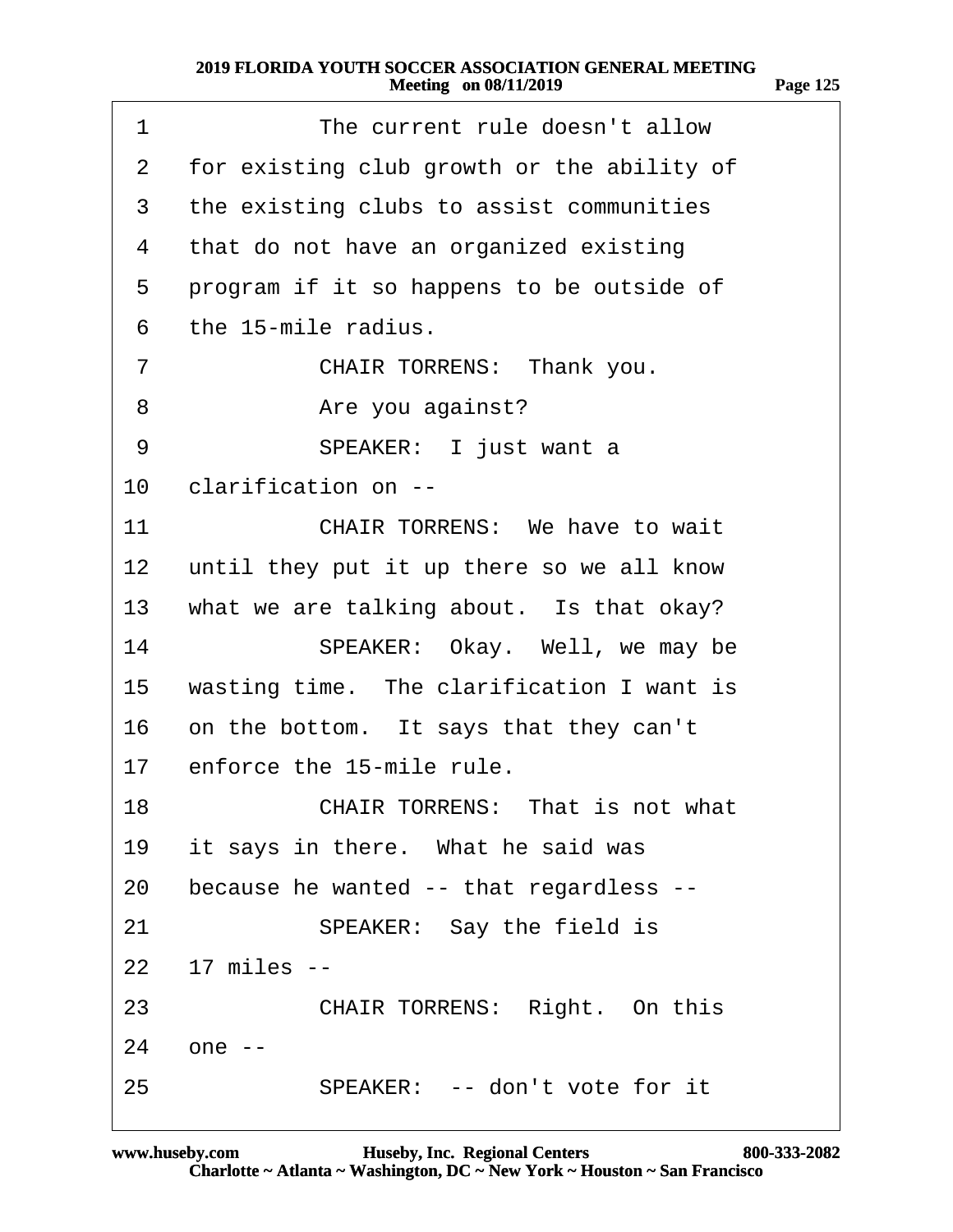1 The current rule doesn't allow
2 for existing club growth or the ability of
3 the existing clubs to assist communities
4 that do not have an organized existing
5 program if it so happens to be outside of
6 the 15-mile radius.
7 CHAIR TORRENS: Thank you.
8 Are you against?
9 SPEAKER: I just want a
10 clarification on --
11 CHAIR TORRENS: We have to wait
12 until they put it up there so we all know
13 what we are talking about. Is that okay?
14 SPEAKER: Okay. Well, we may be
15 wasting time. The clarification I want is
16 on the bottom. It says that they can't
17 enforce the 15-mile rule.
18 CHAIR TORRENS: That is not what
19 it says in there. What he said was
20 because he wanted -- that regardless --
21 SPEAKER: Say the field is
22 17 miles --
23 CHAIR TORRENS: Right. On this
24 one --
25 SPEAKER: -- don't vote for it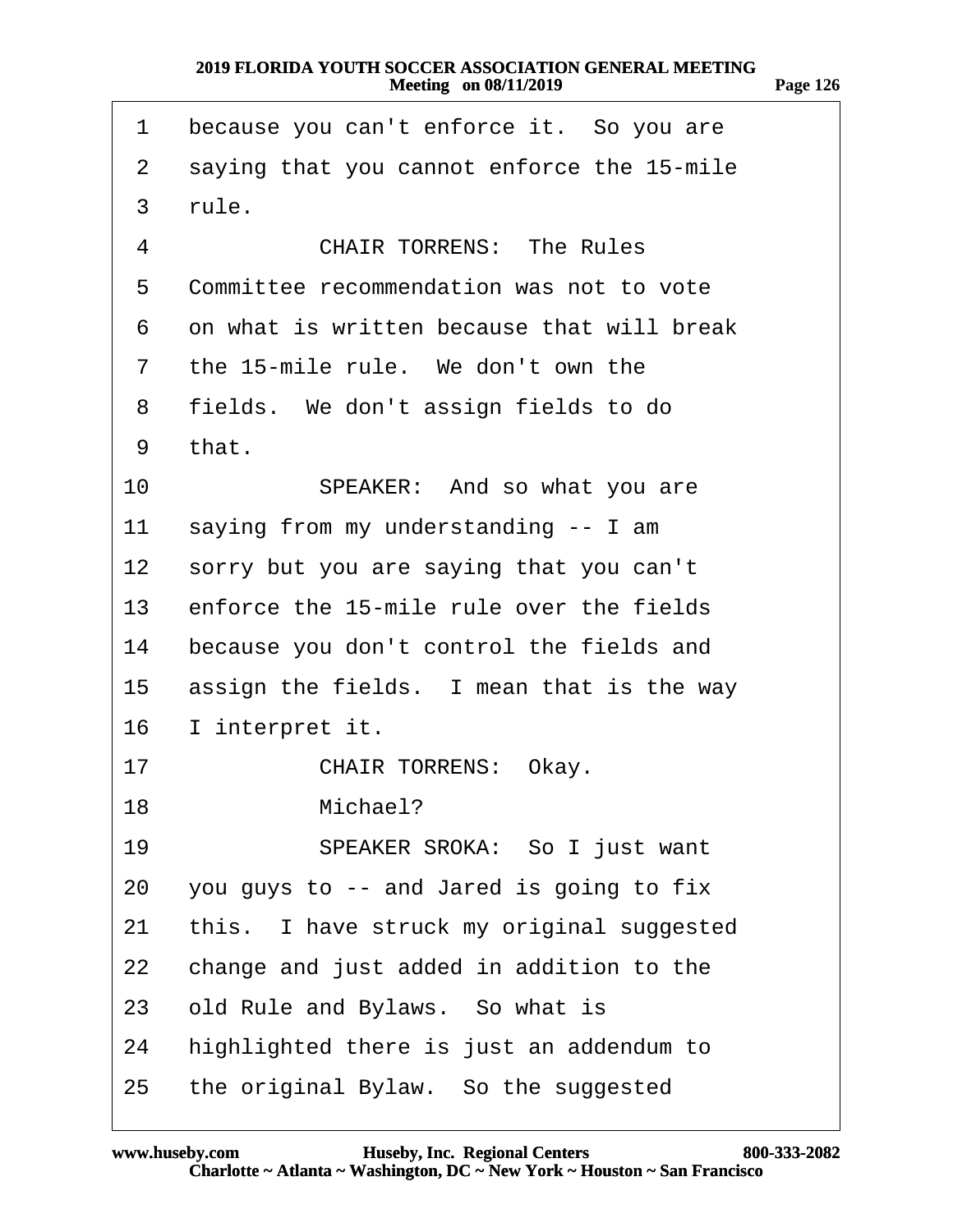because you can't enforce it. So you are saying that you cannot enforce the 15-mile rule.

CHAIR TORRENS: The Rules Committee recommendation was not to vote on what is written because that will break the 15-mile rule. We don't own the fields. We don't assign fields to do that.

SPEAKER: And so what you are saying from my understanding -- I am sorry but you are saying that you can't enforce the 15-mile rule over the fields because you don't control the fields and assign the fields. I mean that is the way I interpret it.

CHAIR TORRENS: Okay.

Michael?

SPEAKER SROKA: So I just want you guys to -- and Jared is going to fix this. I have struck my original suggested change and just added in addition to the old Rule and Bylaws. So what is highlighted there is just an addendum to the original Bylaw. So the suggested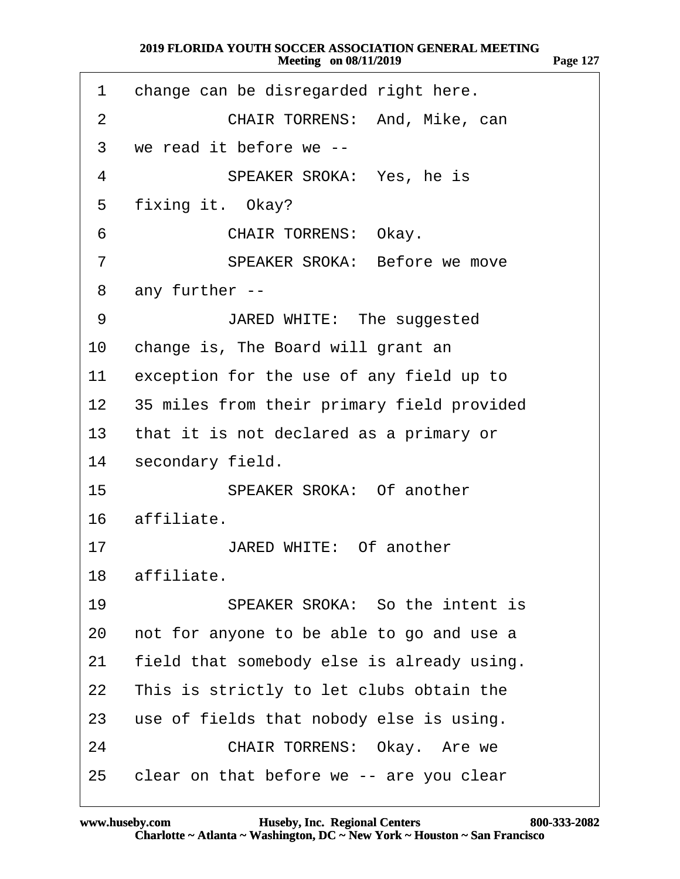change can be disregarded right here.

CHAIR TORRENS: And, Mike, can we read it before we --

SPEAKER SROKA: Yes, he is fixing it. Okay?

CHAIR TORRENS: Okay.

SPEAKER SROKA: Before we move any further --

JARED WHITE: The suggested change is, The Board will grant an exception for the use of any field up to 35 miles from their primary field provided that it is not declared as a primary or secondary field.

SPEAKER SROKA: Of another affiliate.

JARED WHITE: Of another affiliate.

SPEAKER SROKA: So the intent is not for anyone to be able to go and use a field that somebody else is already using. This is strictly to let clubs obtain the use of fields that nobody else is using.

CHAIR TORRENS: Okay. Are we clear on that before we -- are you clear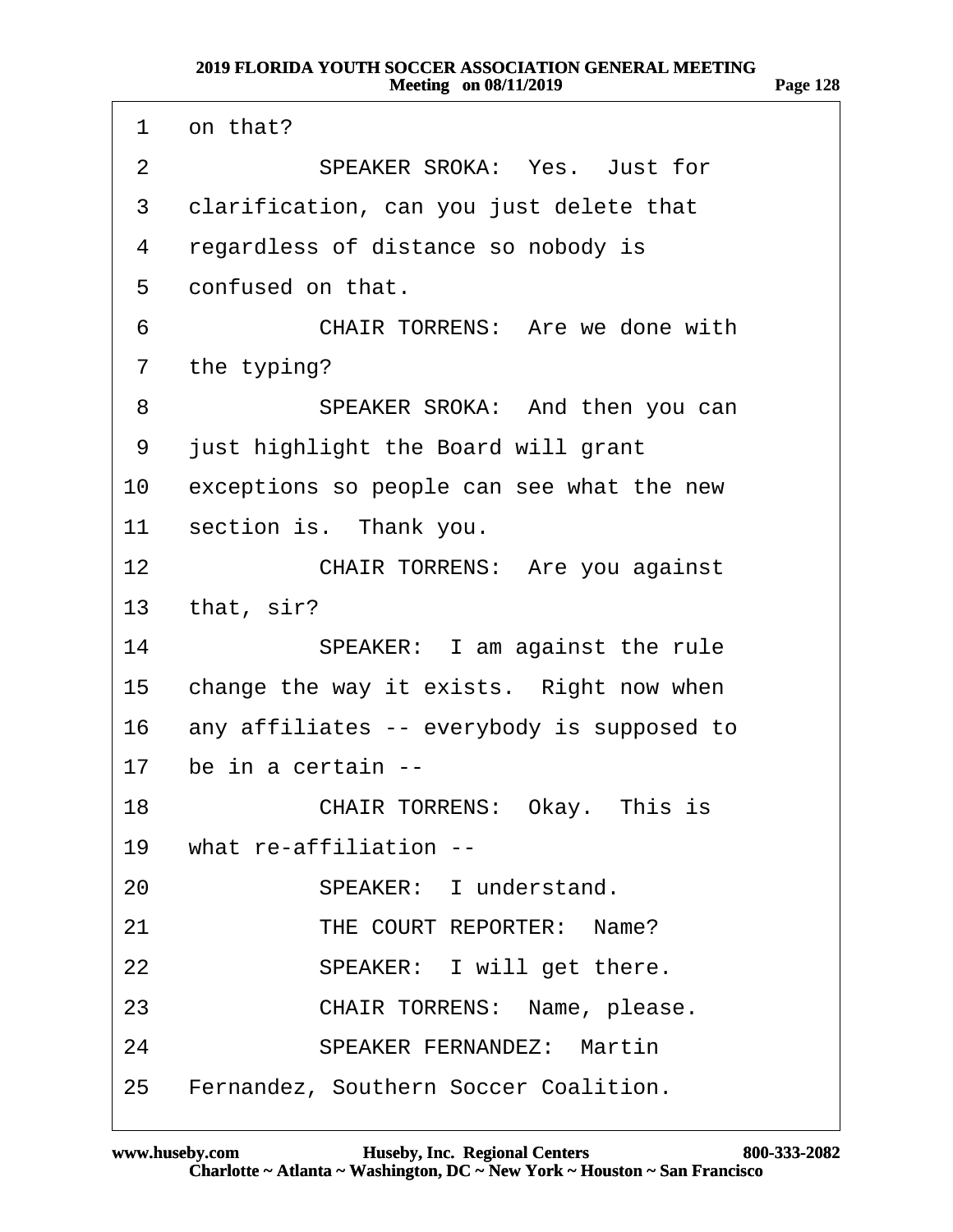1 on that?

2 SPEAKER SROKA: Yes. Just for

3 clarification, can you just delete that

4 regardless of distance so nobody is

5 confused on that.

6 CHAIR TORRENS: Are we done with

7 the typing?

8 SPEAKER SROKA: And then you can

9 just highlight the Board will grant

10 exceptions so people can see what the new

11 section is. Thank you.

12 CHAIR TORRENS: Are you against

13 that, sir?

14 SPEAKER: I am against the rule

15 change the way it exists. Right now when

16 any affiliates -- everybody is supposed to

17 be in a certain --

18 CHAIR TORRENS: Okay. This is

19 what re-affiliation --

20 SPEAKER: I understand.

21 THE COURT REPORTER: Name?

22 SPEAKER: I will get there.

23 CHAIR TORRENS: Name, please.

24 SPEAKER FERNANDEZ: Martin

25 Fernandez, Southern Soccer Coalition.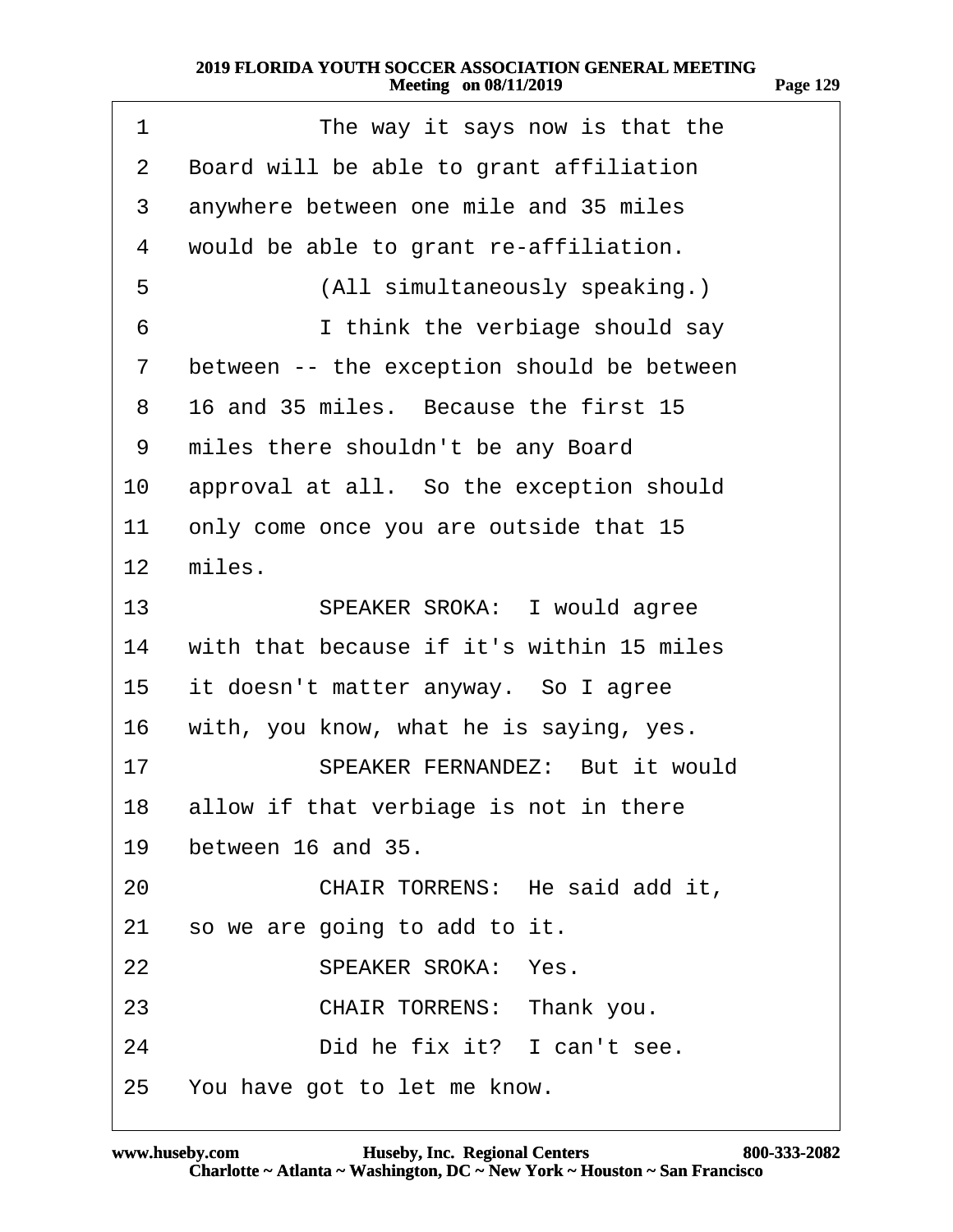1 The way it says now is that the
2 Board will be able to grant affiliation
3 anywhere between one mile and 35 miles
4 would be able to grant re-affiliation.
5 (All simultaneously speaking.)
6 I think the verbiage should say
7 between -- the exception should be between
8 16 and 35 miles. Because the first 15
9 miles there shouldn't be any Board
10 approval at all. So the exception should
11 only come once you are outside that 15
12 miles.
13 SPEAKER SROKA: I would agree
14 with that because if it's within 15 miles
15 it doesn't matter anyway. So I agree
16 with, you know, what he is saying, yes.
17 SPEAKER FERNANDEZ: But it would
18 allow if that verbiage is not in there
19 between 16 and 35.
20 CHAIR TORRENS: He said add it,
21 so we are going to add to it.
22 SPEAKER SROKA: Yes.
23 CHAIR TORRENS: Thank you.
24 Did he fix it? I can't see.
25 You have got to let me know.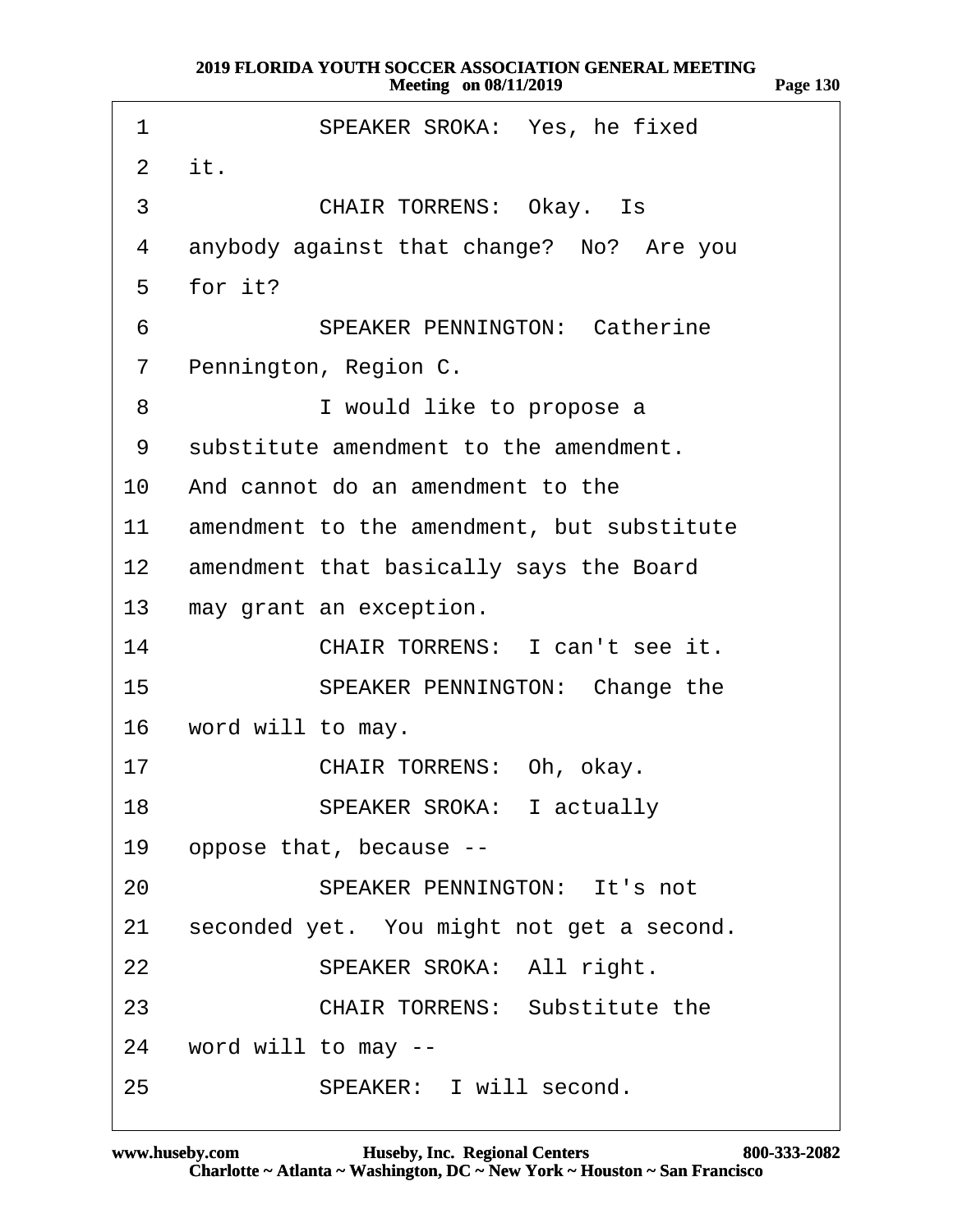1 SPEAKER SROKA: Yes, he fixed
2 it.
3 CHAIR TORRENS: Okay. Is
4 anybody against that change? No? Are you
5 for it?
6 SPEAKER PENNINGTON: Catherine
7 Pennington, Region C.
8 I would like to propose a
9 substitute amendment to the amendment.
10 And cannot do an amendment to the
11 amendment to the amendment, but substitute
12 amendment that basically says the Board
13 may grant an exception.
14 CHAIR TORRENS: I can't see it.
15 SPEAKER PENNINGTON: Change the
16 word will to may.
17 CHAIR TORRENS: Oh, okay.
18 SPEAKER SROKA: I actually
19 oppose that, because --
20 SPEAKER PENNINGTON: It's not
21 seconded yet. You might not get a second.
22 SPEAKER SROKA: All right.
23 CHAIR TORRENS: Substitute the
24 word will to may --
25 SPEAKER: I will second.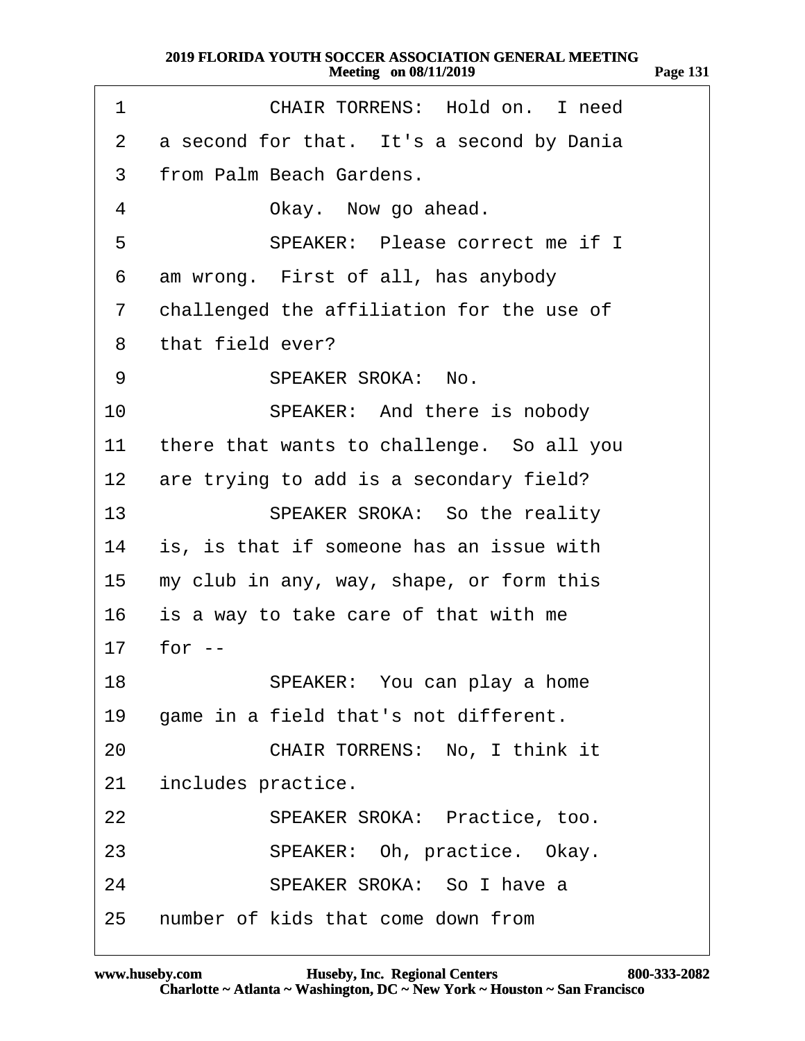1 CHAIR TORRENS: Hold on. I need
2 a second for that. It's a second by Dania
3 from Palm Beach Gardens.
4 Okay. Now go ahead.
5 SPEAKER: Please correct me if I
6 am wrong. First of all, has anybody
7 challenged the affiliation for the use of
8 that field ever?
9 SPEAKER SROKA: No.
10 SPEAKER: And there is nobody
11 there that wants to challenge. So all you
12 are trying to add is a secondary field?
13 SPEAKER SROKA: So the reality
14 is, is that if someone has an issue with
15 my club in any, way, shape, or form this
16 is a way to take care of that with me
17 for --
18 SPEAKER: You can play a home
19 game in a field that's not different.
20 CHAIR TORRENS: No, I think it
21 includes practice.
22 SPEAKER SROKA: Practice, too.
23 SPEAKER: Oh, practice. Okay.
24 SPEAKER SROKA: So I have a
25 number of kids that come down from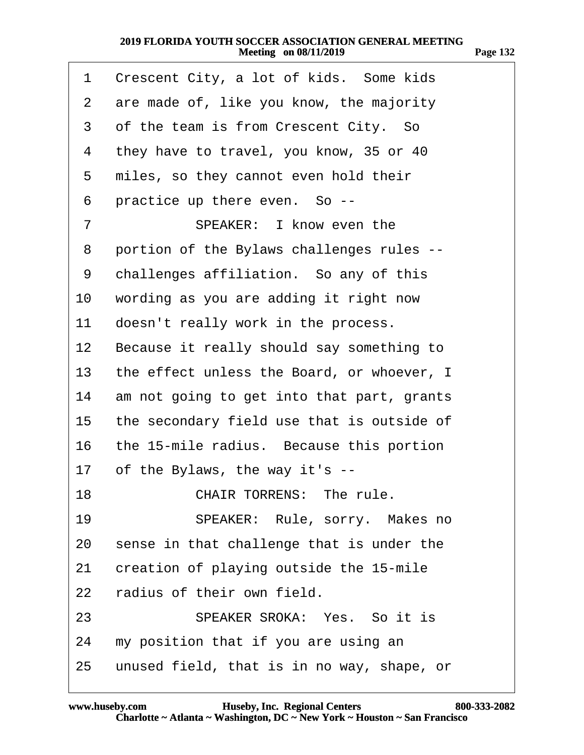1 Crescent City, a lot of kids. Some kids
2 are made of, like you know, the majority
3 of the team is from Crescent City. So
4 they have to travel, you know, 35 or 40
5 miles, so they cannot even hold their
6 practice up there even. So --
7 SPEAKER: I know even the
8 portion of the Bylaws challenges rules --
9 challenges affiliation. So any of this
10 wording as you are adding it right now
11 doesn't really work in the process.
12 Because it really should say something to
13 the effect unless the Board, or whoever, I
14 am not going to get into that part, grants
15 the secondary field use that is outside of
16 the 15-mile radius. Because this portion
17 of the Bylaws, the way it's --
18 CHAIR TORRENS: The rule.
19 SPEAKER: Rule, sorry. Makes no
20 sense in that challenge that is under the
21 creation of playing outside the 15-mile
22 radius of their own field.
23 SPEAKER SROKA: Yes. So it is
24 my position that if you are using an
25 unused field, that is in no way, shape, or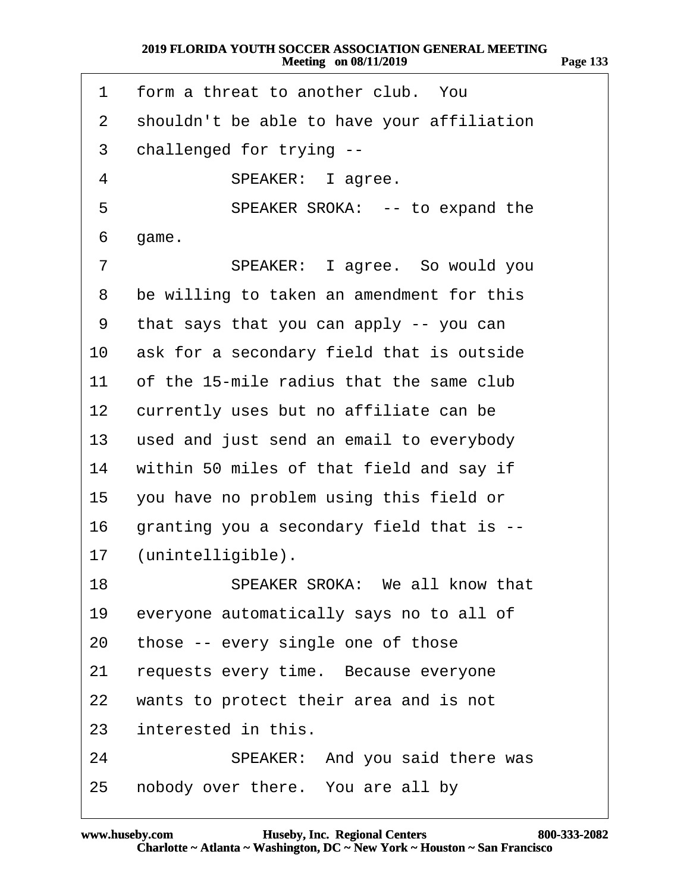1 form a threat to another club. You
2 shouldn't be able to have your affiliation
3 challenged for trying --
4 SPEAKER: I agree.
5 SPEAKER SROKA: -- to expand the
6 game.
7 SPEAKER: I agree. So would you
8 be willing to taken an amendment for this
9 that says that you can apply -- you can
10 ask for a secondary field that is outside
11 of the 15-mile radius that the same club
12 currently uses but no affiliate can be
13 used and just send an email to everybody
14 within 50 miles of that field and say if
15 you have no problem using this field or
16 granting you a secondary field that is --
17 (unintelligible).
18 SPEAKER SROKA: We all know that
19 everyone automatically says no to all of
20 those -- every single one of those
21 requests every time. Because everyone
22 wants to protect their area and is not
23 interested in this.
24 SPEAKER: And you said there was
25 nobody over there. You are all by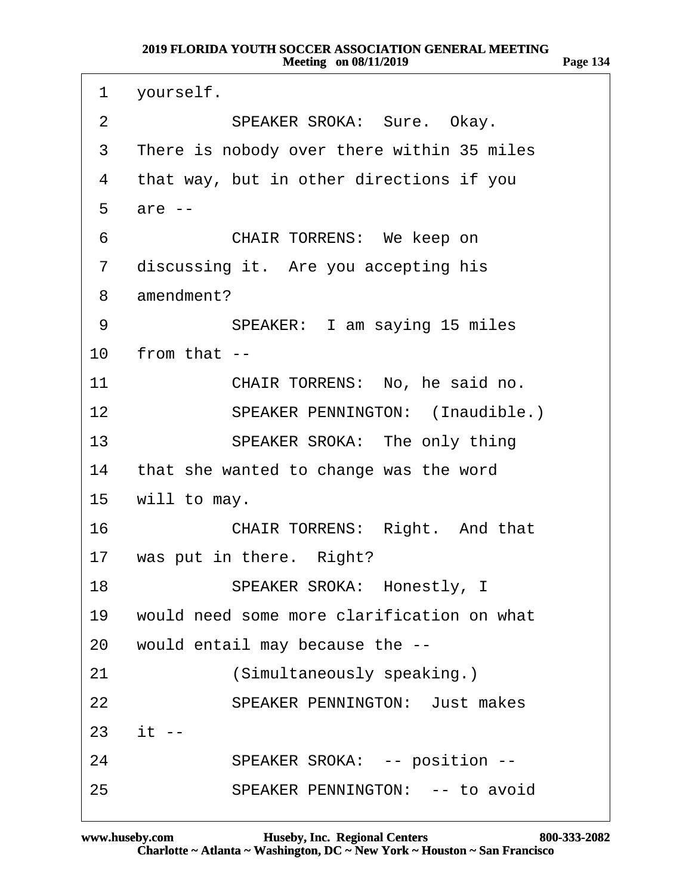1 yourself.

2 SPEAKER SROKA: Sure. Okay.

3 There is nobody over there within 35 miles

4 that way, but in other directions if you

5 are --

6 CHAIR TORRENS: We keep on

7 discussing it. Are you accepting his

8 amendment?

9 SPEAKER: I am saying 15 miles

10 from that --

11 CHAIR TORRENS: No, he said no.

12 SPEAKER PENNINGTON: (Inaudible.)

13 SPEAKER SROKA: The only thing

14 that she wanted to change was the word

15 will to may.

16 CHAIR TORRENS: Right. And that

17 was put in there. Right?

18 SPEAKER SROKA: Honestly, I

19 would need some more clarification on what

20 would entail may because the --

21 (Simultaneously speaking.)

22 SPEAKER PENNINGTON: Just makes

23 it --

24 SPEAKER SROKA: -- position --

25 SPEAKER PENNINGTON: -- to avoid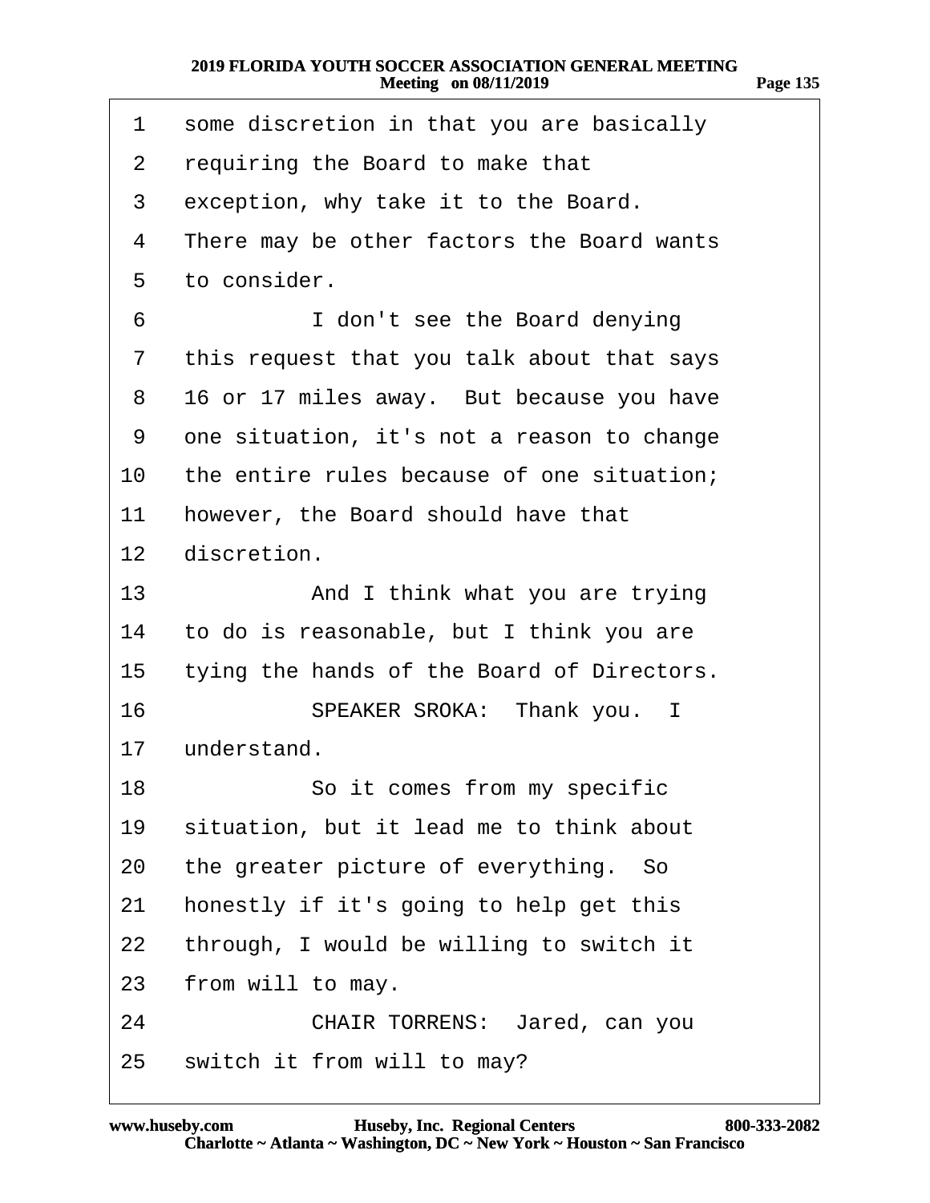1 some discretion in that you are basically
2 requiring the Board to make that
3 exception, why take it to the Board.
4 There may be other factors the Board wants
5 to consider.
6 I don't see the Board denying
7 this request that you talk about that says
8 16 or 17 miles away. But because you have
9 one situation, it's not a reason to change
10 the entire rules because of one situation;
11 however, the Board should have that
12 discretion.
13 And I think what you are trying
14 to do is reasonable, but I think you are
15 tying the hands of the Board of Directors.
16 SPEAKER SROKA: Thank you. I
17 understand.
18 So it comes from my specific
19 situation, but it lead me to think about
20 the greater picture of everything. So
21 honestly if it's going to help get this
22 through, I would be willing to switch it
23 from will to may.
24 CHAIR TORRENS: Jared, can you
25 switch it from will to may?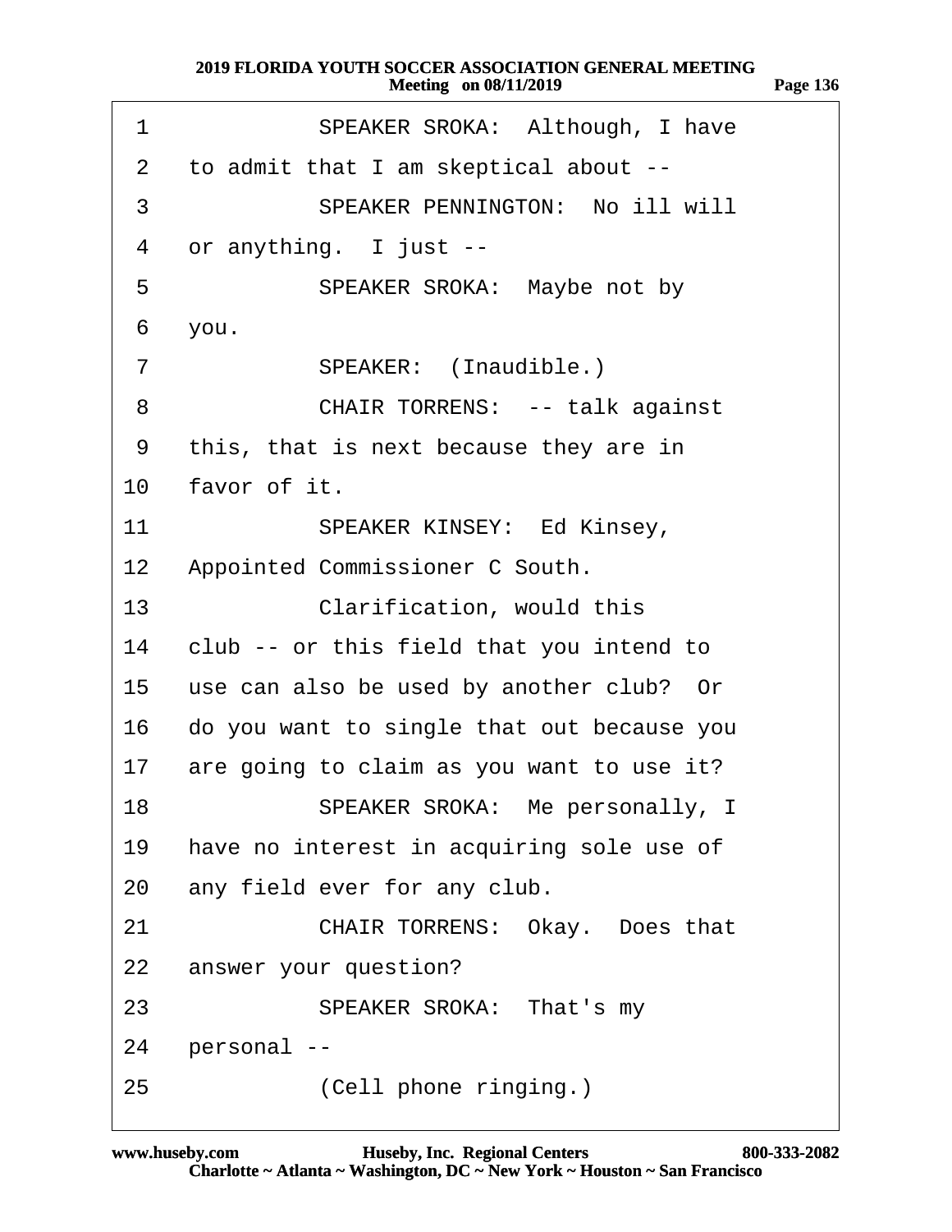1 SPEAKER SROKA: Although, I have
2 to admit that I am skeptical about --
3 SPEAKER PENNINGTON: No ill will
4 or anything. I just --
5 SPEAKER SROKA: Maybe not by
6 you.
7 SPEAKER: (Inaudible.)
8 CHAIR TORRENS: -- talk against
9 this, that is next because they are in
10 favor of it.
11 SPEAKER KINSEY: Ed Kinsey,
12 Appointed Commissioner C South.
13 Clarification, would this
14 club -- or this field that you intend to
15 use can also be used by another club? Or
16 do you want to single that out because you
17 are going to claim as you want to use it?
18 SPEAKER SROKA: Me personally, I
19 have no interest in acquiring sole use of
20 any field ever for any club.
21 CHAIR TORRENS: Okay. Does that
22 answer your question?
23 SPEAKER SROKA: That's my
24 personal --
25 (Cell phone ringing.)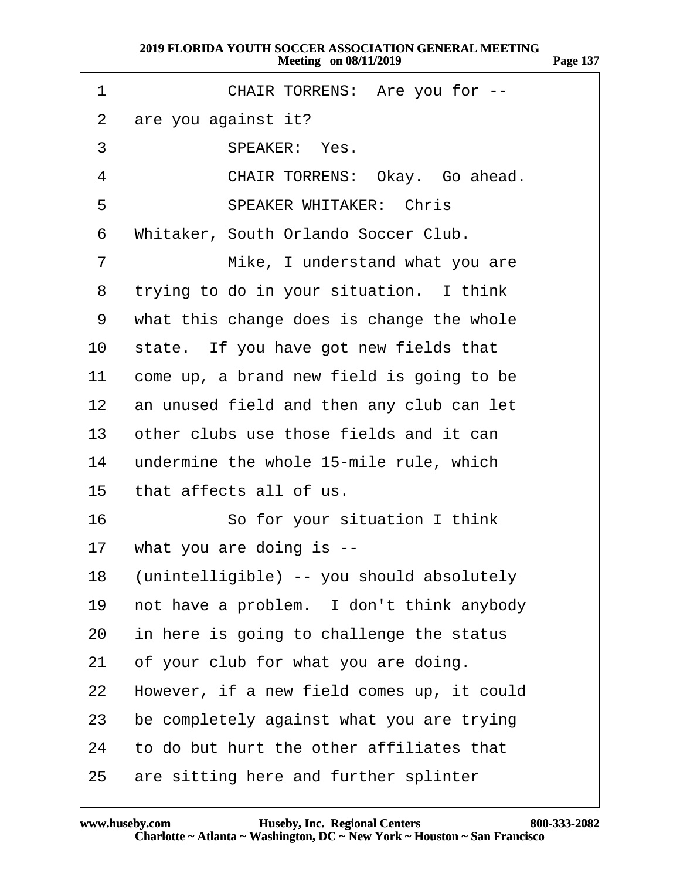1 CHAIR TORRENS: Are you for --
2 are you against it?
3 SPEAKER: Yes.
4 CHAIR TORRENS: Okay. Go ahead.
5 SPEAKER WHITAKER: Chris
6 Whitaker, South Orlando Soccer Club.
7 Mike, I understand what you are
8 trying to do in your situation. I think
9 what this change does is change the whole
10 state. If you have got new fields that
11 come up, a brand new field is going to be
12 an unused field and then any club can let
13 other clubs use those fields and it can
14 undermine the whole 15-mile rule, which
15 that affects all of us.
16 So for your situation I think
17 what you are doing is --
18 (unintelligible) -- you should absolutely
19 not have a problem. I don't think anybody
20 in here is going to challenge the status
21 of your club for what you are doing.
22 However, if a new field comes up, it could
23 be completely against what you are trying
24 to do but hurt the other affiliates that
25 are sitting here and further splinter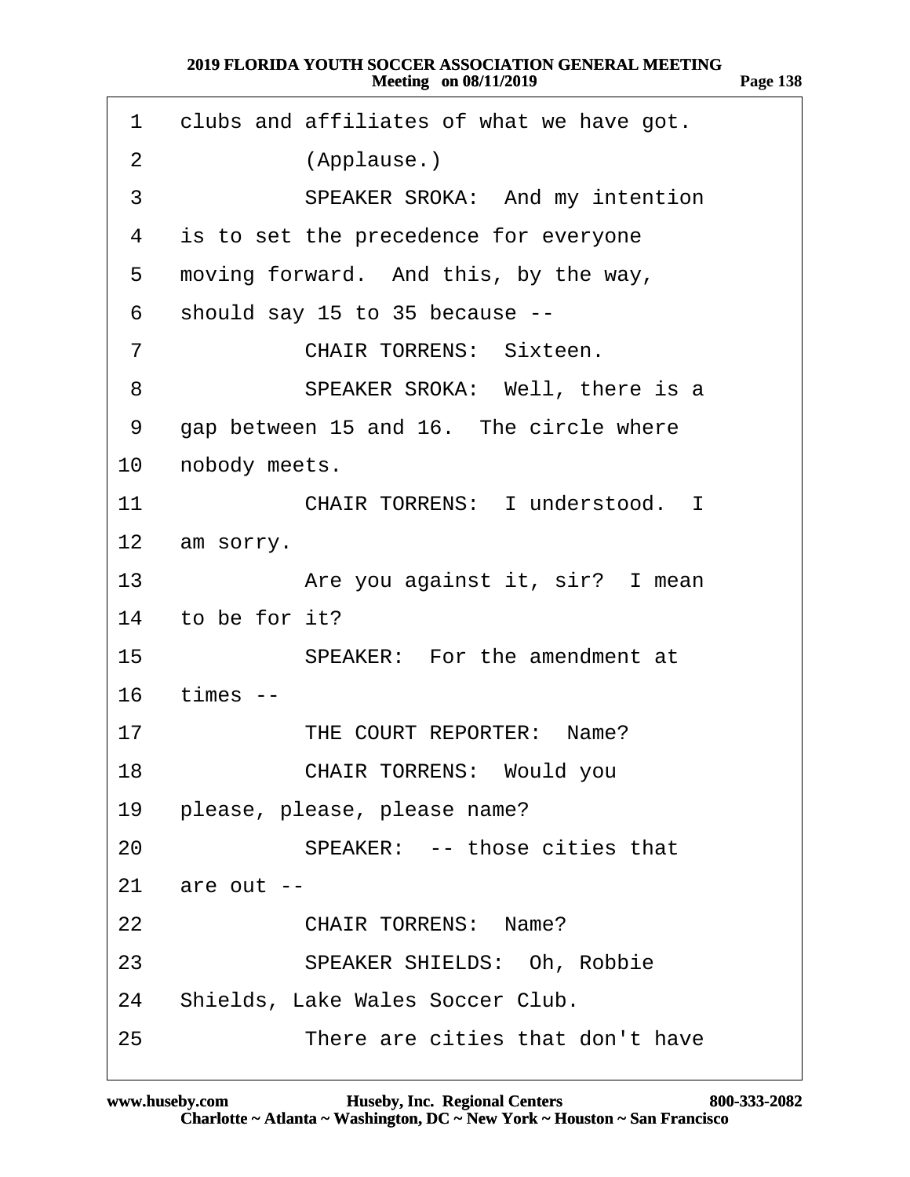1 clubs and affiliates of what we have got.

2 (Applause.)

3 SPEAKER SROKA: And my intention

4 is to set the precedence for everyone

5 moving forward. And this, by the way,

6 should say 15 to 35 because --

7 CHAIR TORRENS: Sixteen.

8 SPEAKER SROKA: Well, there is a

9 gap between 15 and 16. The circle where

10 nobody meets.

11 CHAIR TORRENS: I understood. I

12 am sorry.

13 Are you against it, sir? I mean

14 to be for it?

15 SPEAKER: For the amendment at

16 times --

17 THE COURT REPORTER: Name?

18 CHAIR TORRENS: Would you

19 please, please, please name?

20 SPEAKER: -- those cities that

21 are out --

22 CHAIR TORRENS: Name?

23 SPEAKER SHIELDS: Oh, Robbie

24 Shields, Lake Wales Soccer Club.

25 There are cities that don't have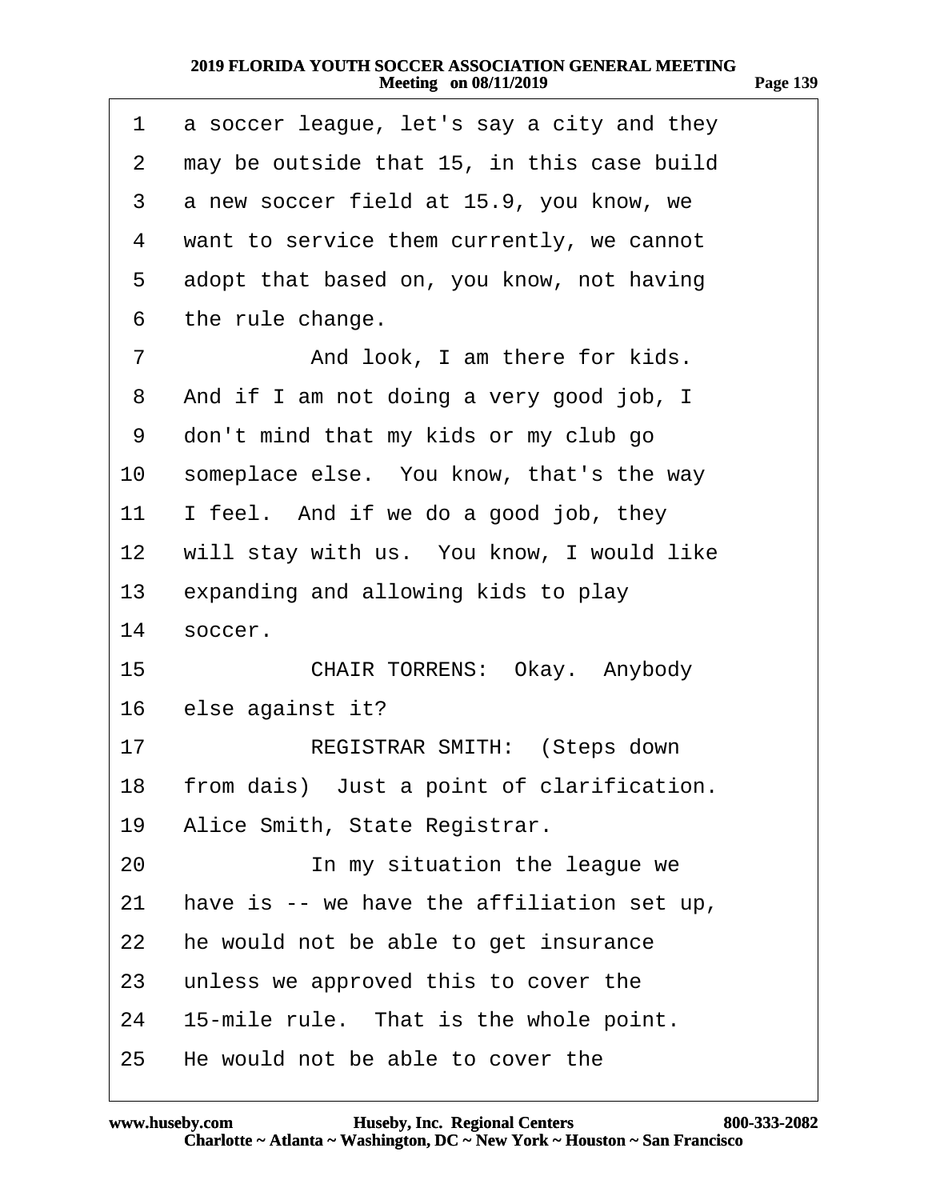1 a soccer league, let's say a city and they
2 may be outside that 15, in this case build
3 a new soccer field at 15.9, you know, we
4 want to service them currently, we cannot
5 adopt that based on, you know, not having
6 the rule change.
7 And look, I am there for kids.
8 And if I am not doing a very good job, I
9 don't mind that my kids or my club go
10 someplace else. You know, that's the way
11 I feel. And if we do a good job, they
12 will stay with us. You know, I would like
13 expanding and allowing kids to play
14 soccer.
15 CHAIR TORRENS: Okay. Anybody
16 else against it?
17 REGISTRAR SMITH: (Steps down
18 from dais) Just a point of clarification.
19 Alice Smith, State Registrar.
20 In my situation the league we
21 have is -- we have the affiliation set up,
22 he would not be able to get insurance
23 unless we approved this to cover the
24 15-mile rule. That is the whole point.
25 He would not be able to cover the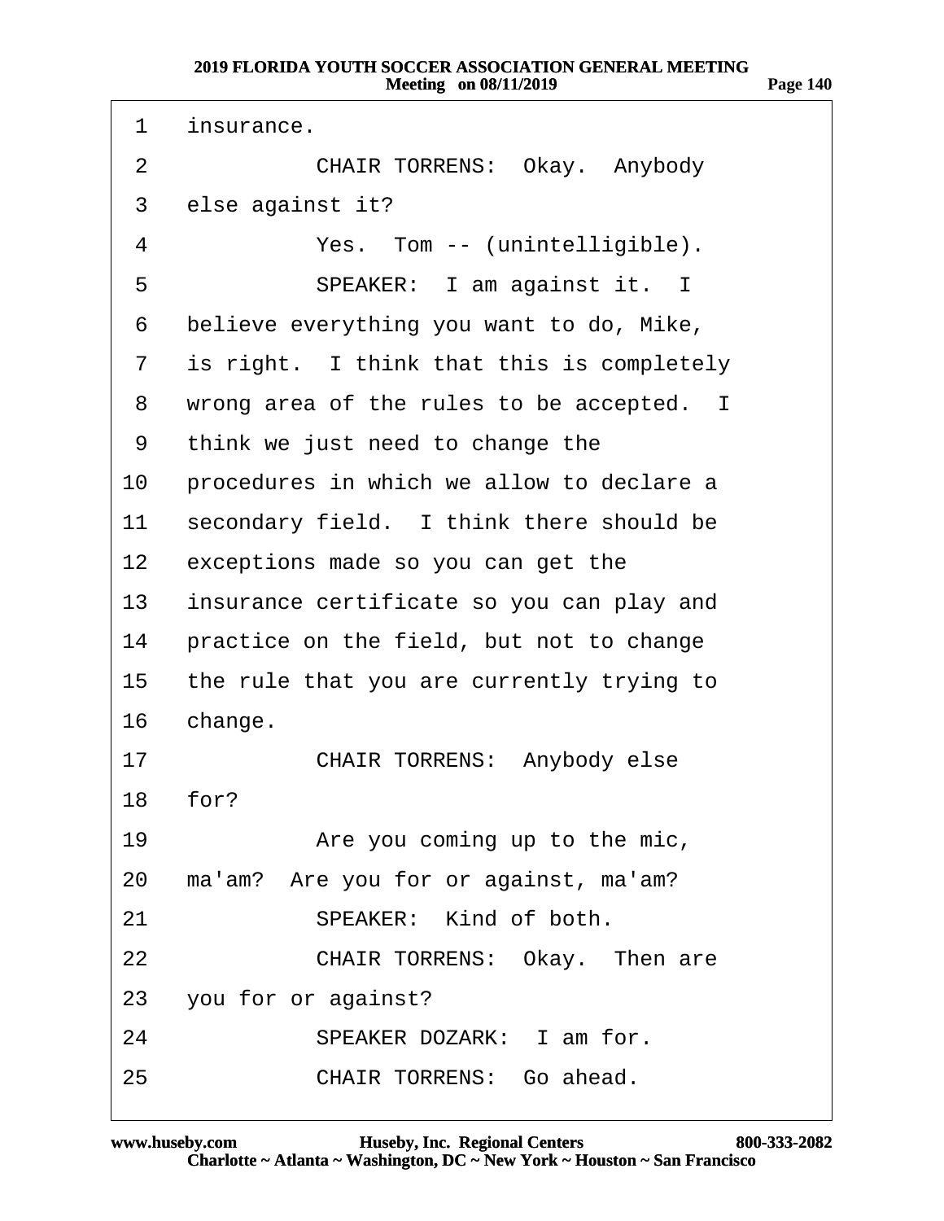1 insurance.

2 CHAIR TORRENS: Okay. Anybody

3 else against it?

4 Yes. Tom -- (unintelligible).

5 SPEAKER: I am against it. I

6 believe everything you want to do, Mike,

7 is right. I think that this is completely

8 wrong area of the rules to be accepted. I

9 think we just need to change the

10 procedures in which we allow to declare a

11 secondary field. I think there should be

12 exceptions made so you can get the

13 insurance certificate so you can play and

14 practice on the field, but not to change

15 the rule that you are currently trying to

16 change.

17 CHAIR TORRENS: Anybody else

18 for?

19 Are you coming up to the mic,

20 ma'am? Are you for or against, ma'am?

21 SPEAKER: Kind of both.

22 CHAIR TORRENS: Okay. Then are

23 you for or against?

24 SPEAKER DOZARK: I am for.

25 CHAIR TORRENS: Go ahead.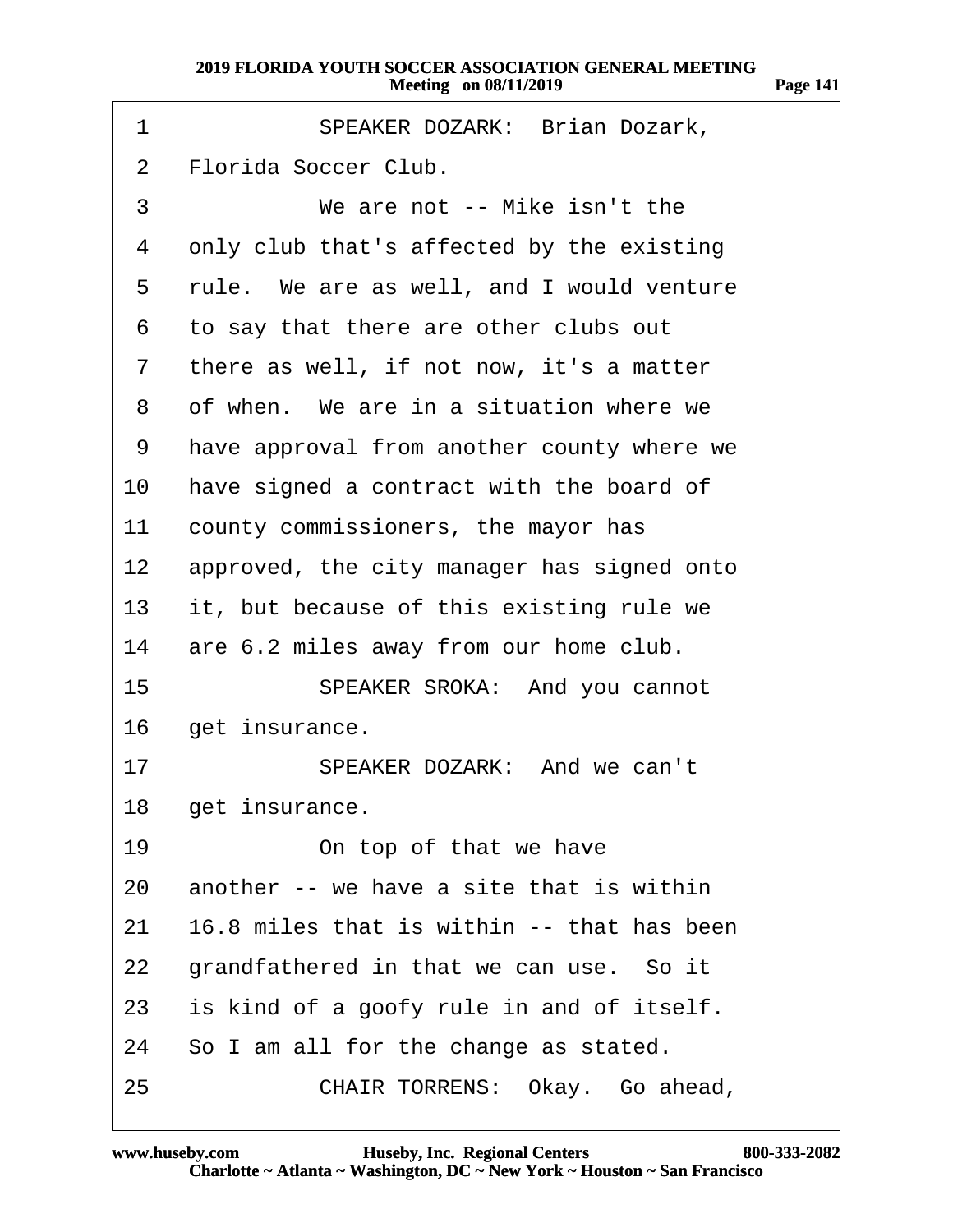1 SPEAKER DOZARK: Brian Dozark,
2 Florida Soccer Club.
3 We are not -- Mike isn't the
4 only club that's affected by the existing
5 rule. We are as well, and I would venture
6 to say that there are other clubs out
7 there as well, if not now, it's a matter
8 of when. We are in a situation where we
9 have approval from another county where we
10 have signed a contract with the board of
11 county commissioners, the mayor has
12 approved, the city manager has signed onto
13 it, but because of this existing rule we
14 are 6.2 miles away from our home club.
15 SPEAKER SROKA: And you cannot
16 get insurance.
17 SPEAKER DOZARK: And we can't
18 get insurance.
19 On top of that we have
20 another -- we have a site that is within
21 16.8 miles that is within -- that has been
22 grandfathered in that we can use. So it
23 is kind of a goofy rule in and of itself.
24 So I am all for the change as stated.
25 CHAIR TORRENS: Okay. Go ahead,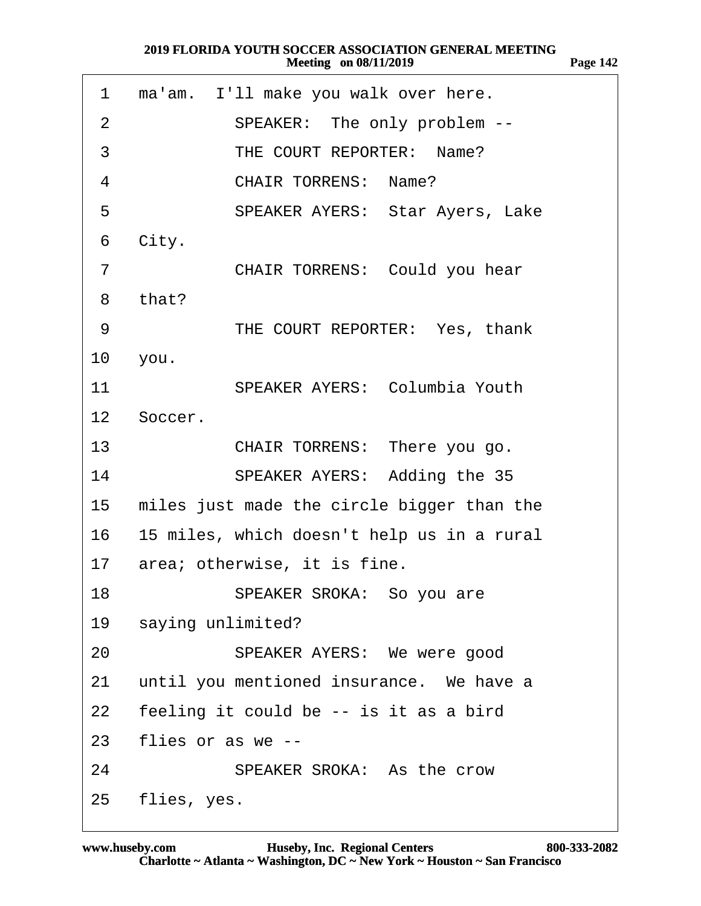1 ma'am. I'll make you walk over here.

2 SPEAKER: The only problem --

3 THE COURT REPORTER: Name?

4 CHAIR TORRENS: Name?

5 SPEAKER AYERS: Star Ayers, Lake

6 City.

7 CHAIR TORRENS: Could you hear

8 that?

9 THE COURT REPORTER: Yes, thank

10 you.

11 SPEAKER AYERS: Columbia Youth

12 Soccer.

13 CHAIR TORRENS: There you go.

14 SPEAKER AYERS: Adding the 35

15 miles just made the circle bigger than the

16 15 miles, which doesn't help us in a rural

17 area; otherwise, it is fine.

18 SPEAKER SROKA: So you are

19 saying unlimited?

20 SPEAKER AYERS: We were good

21 until you mentioned insurance. We have a

22 feeling it could be -- is it as a bird

23 flies or as we --

24 SPEAKER SROKA: As the crow

25 flies, yes.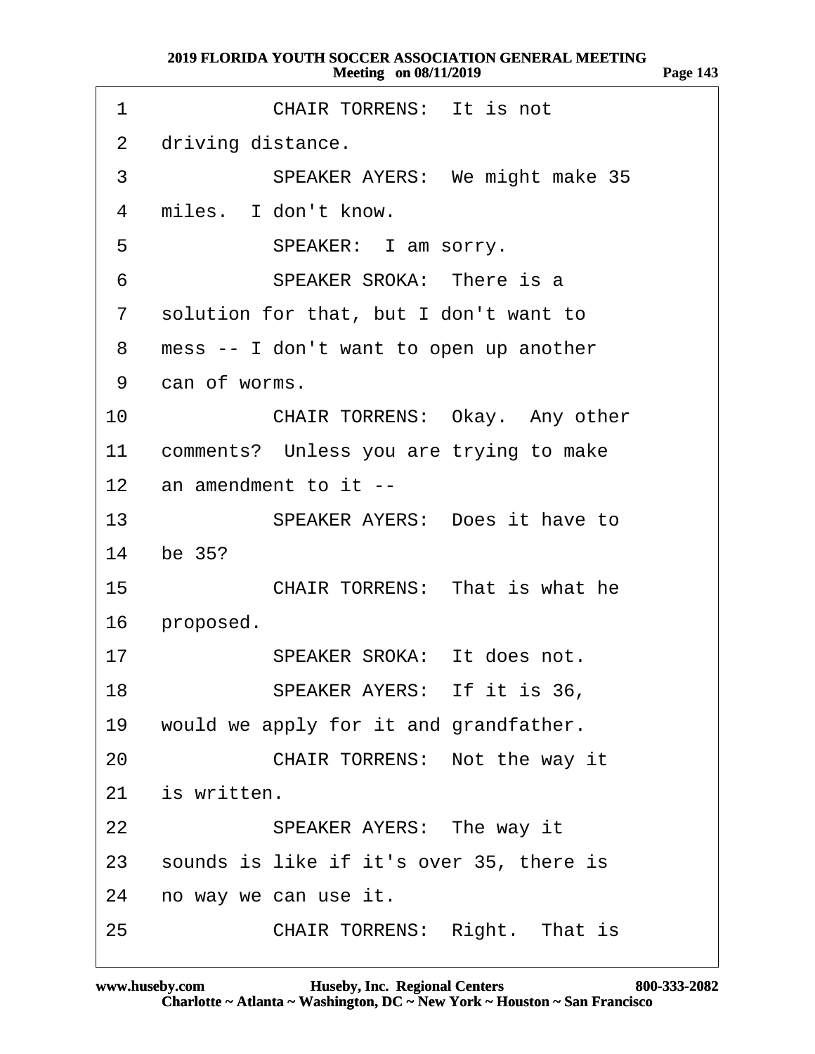1 CHAIR TORRENS: It is not
2 driving distance.
3 SPEAKER AYERS: We might make 35
4 miles. I don't know.
5 SPEAKER: I am sorry.
6 SPEAKER SROKA: There is a
7 solution for that, but I don't want to
8 mess -- I don't want to open up another
9 can of worms.
10 CHAIR TORRENS: Okay. Any other
11 comments? Unless you are trying to make
12 an amendment to it --
13 SPEAKER AYERS: Does it have to
14 be 35?
15 CHAIR TORRENS: That is what he
16 proposed.
17 SPEAKER SROKA: It does not.
18 SPEAKER AYERS: If it is 36,
19 would we apply for it and grandfather.
20 CHAIR TORRENS: Not the way it
21 is written.
22 SPEAKER AYERS: The way it
23 sounds is like if it's over 35, there is
24 no way we can use it.
25 CHAIR TORRENS: Right. That is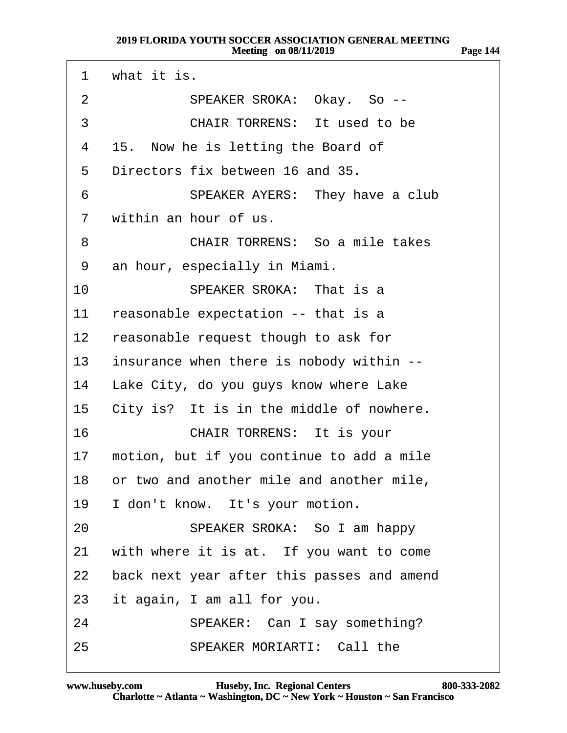1 what it is.

2 SPEAKER SROKA: Okay. So --

3 CHAIR TORRENS: It used to be

4 15. Now he is letting the Board of

5 Directors fix between 16 and 35.

6 SPEAKER AYERS: They have a club

7 within an hour of us.

8 CHAIR TORRENS: So a mile takes

9 an hour, especially in Miami.

10 SPEAKER SROKA: That is a

11 reasonable expectation -- that is a

12 reasonable request though to ask for

13 insurance when there is nobody within --

14 Lake City, do you guys know where Lake

15 City is? It is in the middle of nowhere.

16 CHAIR TORRENS: It is your

17 motion, but if you continue to add a mile

18 or two and another mile and another mile,

19 I don't know. It's your motion.

20 SPEAKER SROKA: So I am happy

21 with where it is at. If you want to come

22 back next year after this passes and amend

23 it again, I am all for you.

24 SPEAKER: Can I say something?

25 SPEAKER MORIARTI: Call the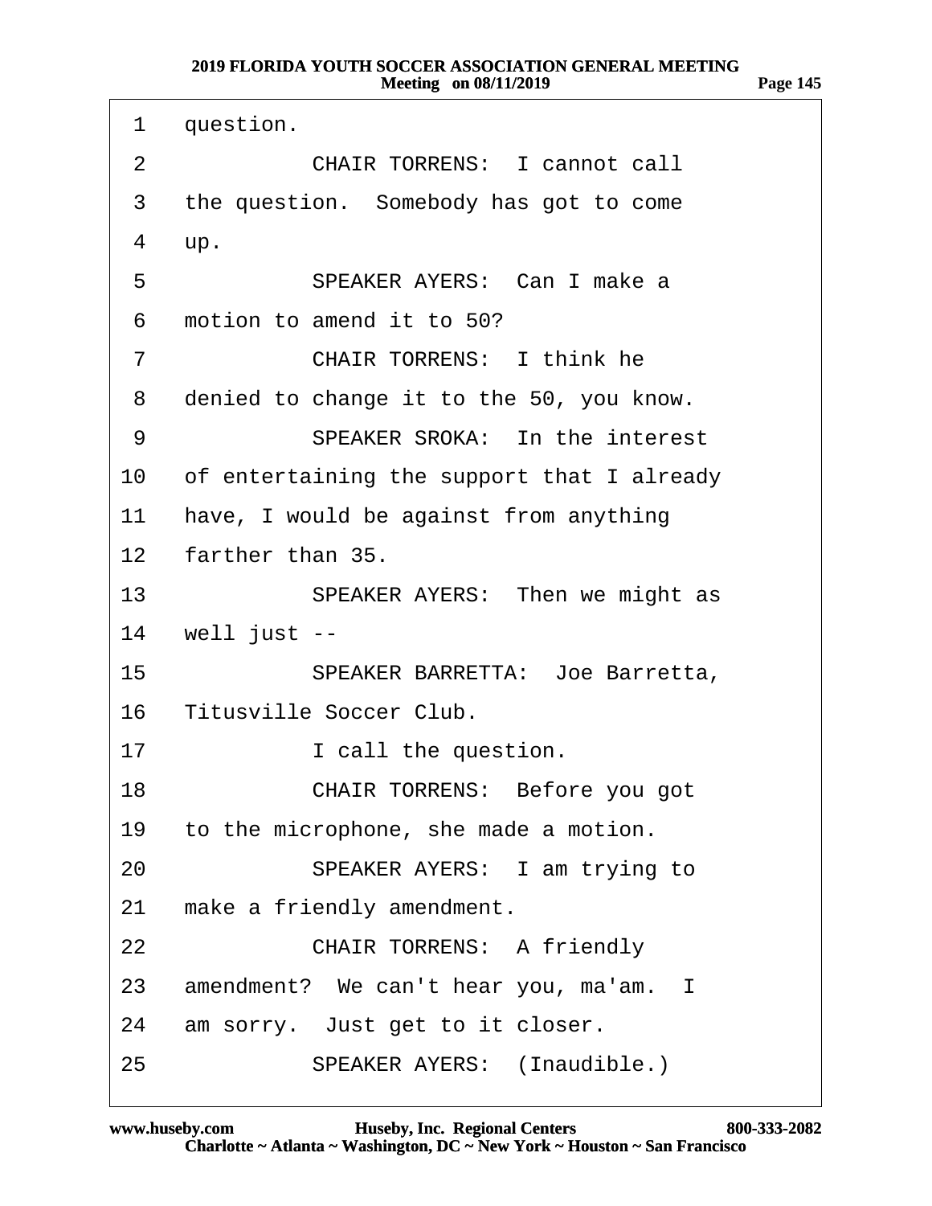1 question.

2 CHAIR TORRENS: I cannot call

3 the question. Somebody has got to come

4 up.

5 SPEAKER AYERS: Can I make a

6 motion to amend it to 50?

7 CHAIR TORRENS: I think he

8 denied to change it to the 50, you know.

9 SPEAKER SROKA: In the interest

10 of entertaining the support that I already

11 have, I would be against from anything

12 farther than 35.

13 SPEAKER AYERS: Then we might as

14 well just --

15 SPEAKER BARRETTA: Joe Barretta,

16 Titusville Soccer Club.

17 I call the question.

18 CHAIR TORRENS: Before you got

19 to the microphone, she made a motion.

20 SPEAKER AYERS: I am trying to

21 make a friendly amendment.

22 CHAIR TORRENS: A friendly

23 amendment? We can't hear you, ma'am. I

24 am sorry. Just get to it closer.

25 SPEAKER AYERS: (Inaudible.)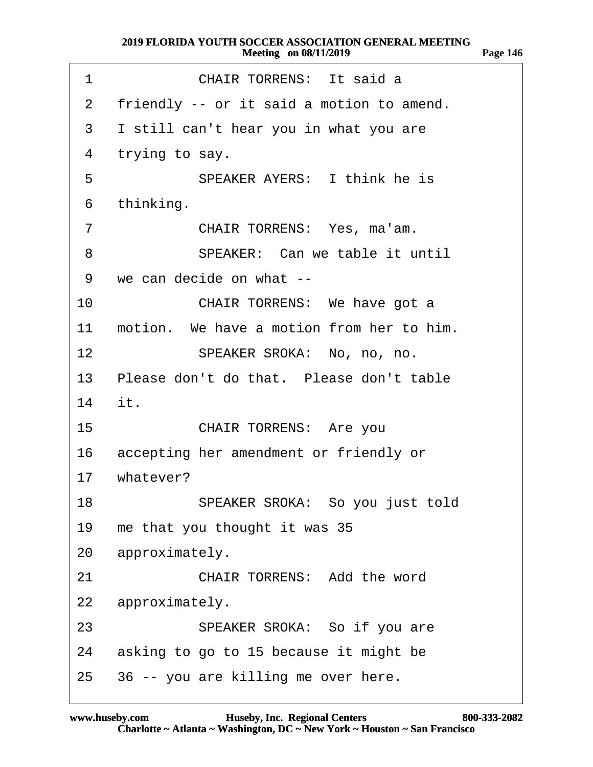1 CHAIR TORRENS: It said a
2 friendly -- or it said a motion to amend.
3 I still can't hear you in what you are
4 trying to say.
5 SPEAKER AYERS: I think he is
6 thinking.
7 CHAIR TORRENS: Yes, ma'am.
8 SPEAKER: Can we table it until
9 we can decide on what --
10 CHAIR TORRENS: We have got a
11 motion. We have a motion from her to him.
12 SPEAKER SROKA: No, no, no.
13 Please don't do that. Please don't table
14 it.
15 CHAIR TORRENS: Are you
16 accepting her amendment or friendly or
17 whatever?
18 SPEAKER SROKA: So you just told
19 me that you thought it was 35
20 approximately.
21 CHAIR TORRENS: Add the word
22 approximately.
23 SPEAKER SROKA: So if you are
24 asking to go to 15 because it might be
25 36 -- you are killing me over here.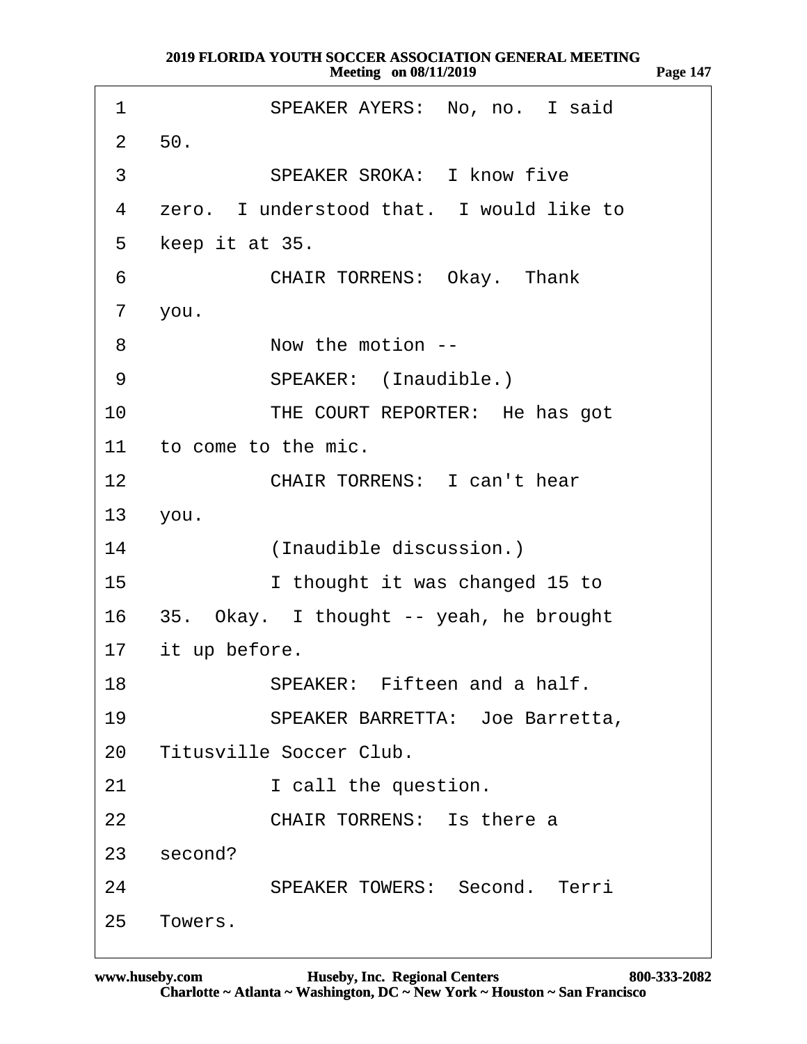1 SPEAKER AYERS: No, no. I said
2 50.
3 SPEAKER SROKA: I know five
4 zero. I understood that. I would like to
5 keep it at 35.
6 CHAIR TORRENS: Okay. Thank
7 you.
8 Now the motion --
9 SPEAKER: (Inaudible.)
10 THE COURT REPORTER: He has got
11 to come to the mic.
12 CHAIR TORRENS: I can't hear
13 you.
14 (Inaudible discussion.)
15 I thought it was changed 15 to
16 35. Okay. I thought -- yeah, he brought
17 it up before.
18 SPEAKER: Fifteen and a half.
19 SPEAKER BARRETTA: Joe Barretta,
20 Titusville Soccer Club.
21 I call the question.
22 CHAIR TORRENS: Is there a
23 second?
24 SPEAKER TOWERS: Second. Terri
25 Towers.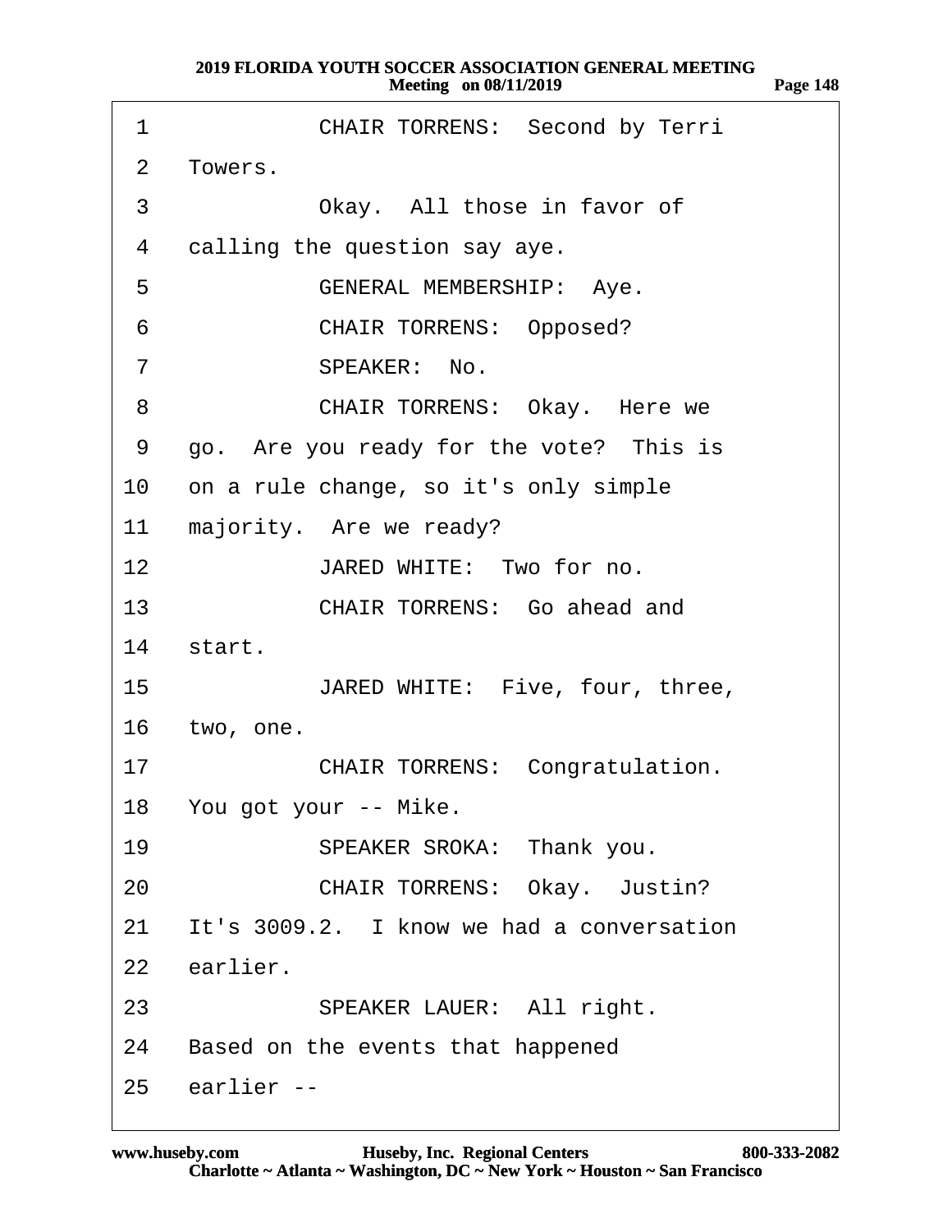1 CHAIR TORRENS: Second by Terri
2 Towers.
3 Okay. All those in favor of
4 calling the question say aye.
5 GENERAL MEMBERSHIP: Aye.
6 CHAIR TORRENS: Opposed?
7 SPEAKER: No.
8 CHAIR TORRENS: Okay. Here we
9 go. Are you ready for the vote? This is
10 on a rule change, so it's only simple
11 majority. Are we ready?
12 JARED WHITE: Two for no.
13 CHAIR TORRENS: Go ahead and
14 start.
15 JARED WHITE: Five, four, three,
16 two, one.
17 CHAIR TORRENS: Congratulation.
18 You got your -- Mike.
19 SPEAKER SROKA: Thank you.
20 CHAIR TORRENS: Okay. Justin?
21 It's 3009.2. I know we had a conversation
22 earlier.
23 SPEAKER LAUER: All right.
24 Based on the events that happened
25 earlier --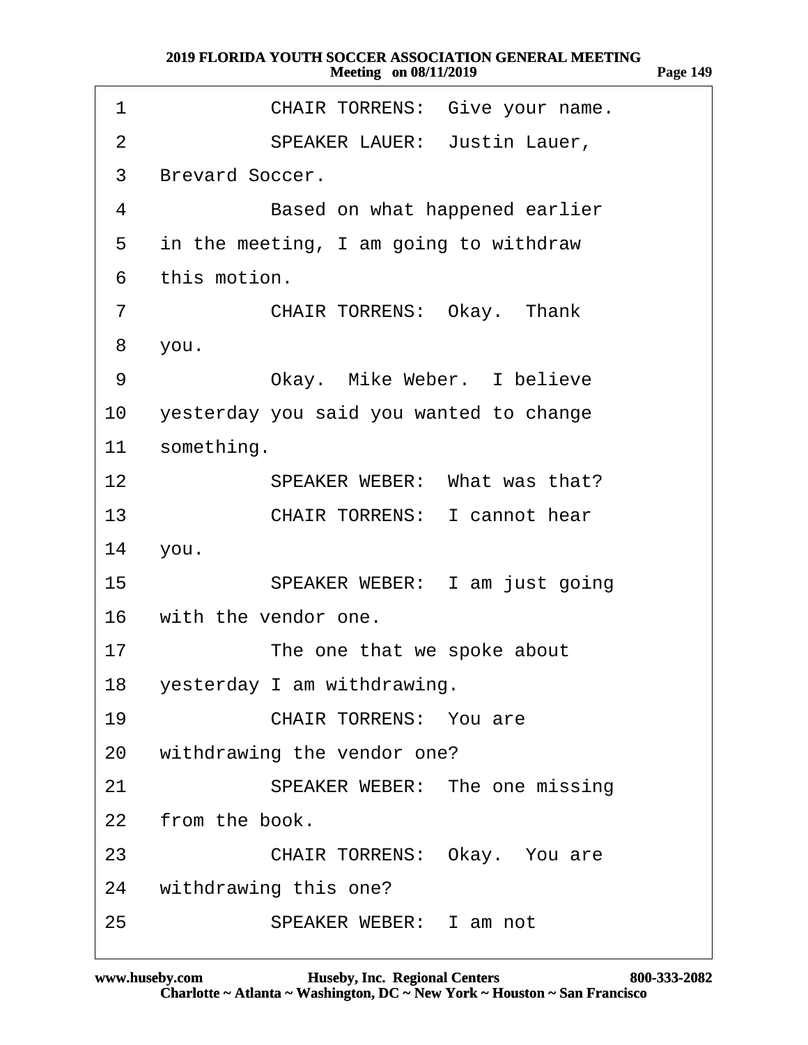1 CHAIR TORRENS: Give your name.

2 SPEAKER LAUER: Justin Lauer,

3 Brevard Soccer.

4 Based on what happened earlier

5 in the meeting, I am going to withdraw

6 this motion.

7 CHAIR TORRENS: Okay. Thank

8 you.

9 Okay. Mike Weber. I believe

10 yesterday you said you wanted to change

11 something.

12 SPEAKER WEBER: What was that?

13 CHAIR TORRENS: I cannot hear

14 you.

15 SPEAKER WEBER: I am just going

16 with the vendor one.

17 The one that we spoke about

18 yesterday I am withdrawing.

19 CHAIR TORRENS: You are

20 withdrawing the vendor one?

21 SPEAKER WEBER: The one missing

22 from the book.

23 CHAIR TORRENS: Okay. You are

24 withdrawing this one?

25 SPEAKER WEBER: I am not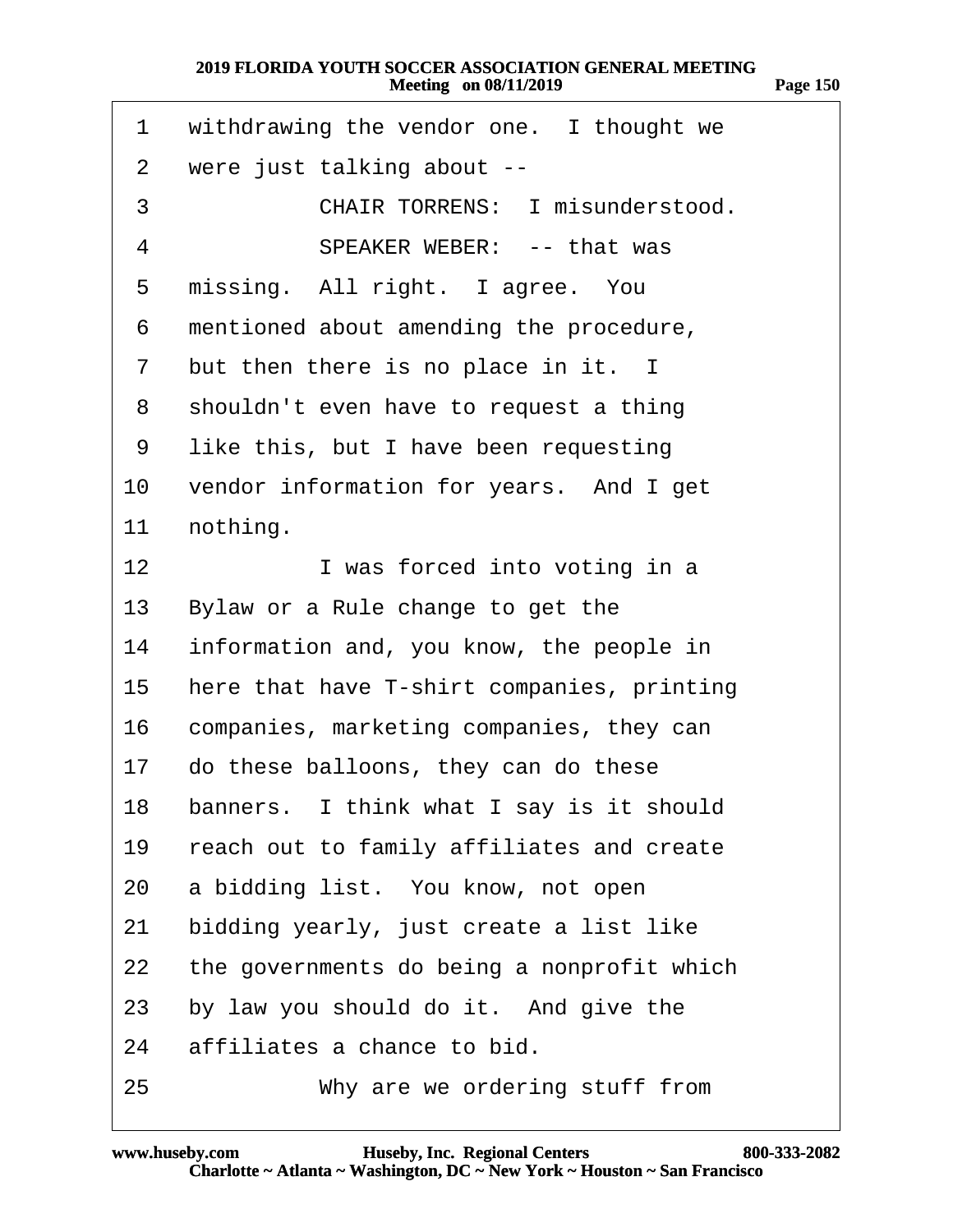withdrawing the vendor one. I thought we were just talking about --

CHAIR TORRENS: I misunderstood.

SPEAKER WEBER: -- that was missing. All right. I agree. You mentioned about amending the procedure, but then there is no place in it. I shouldn't even have to request a thing like this, but I have been requesting vendor information for years. And I get nothing.

I was forced into voting in a Bylaw or a Rule change to get the information and, you know, the people in here that have T-shirt companies, printing companies, marketing companies, they can do these balloons, they can do these banners. I think what I say is it should reach out to family affiliates and create a bidding list. You know, not open bidding yearly, just create a list like the governments do being a nonprofit which by law you should do it. And give the affiliates a chance to bid.

Why are we ordering stuff from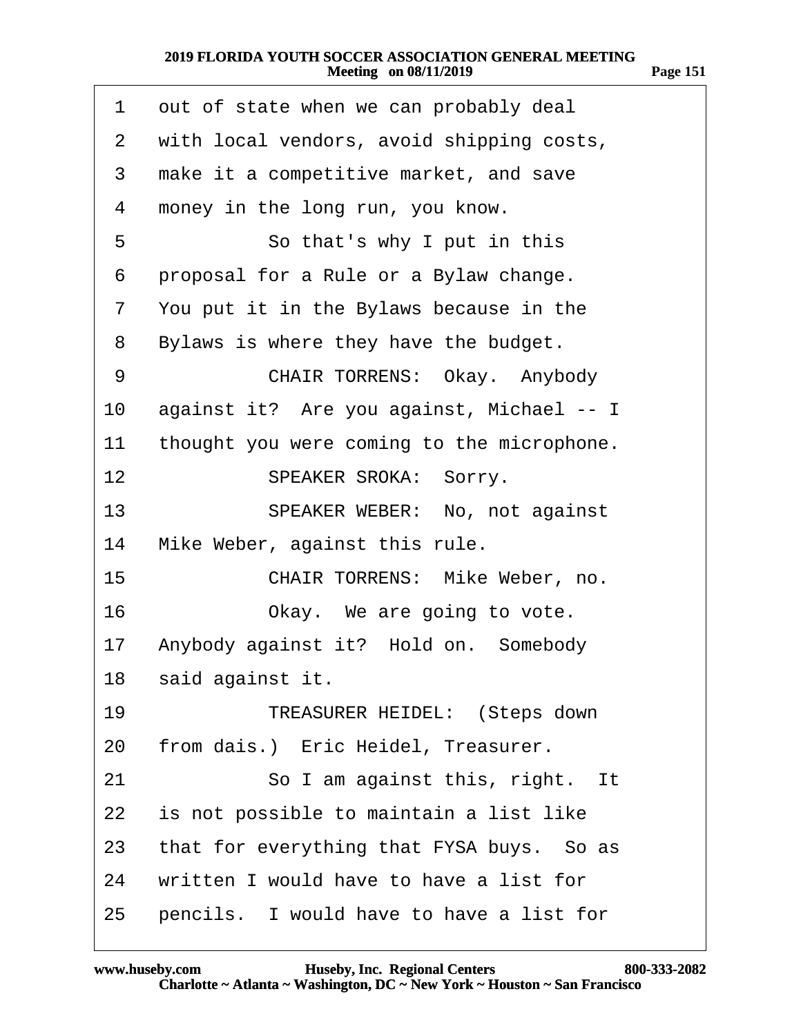1 out of state when we can probably deal
2 with local vendors, avoid shipping costs,
3 make it a competitive market, and save
4 money in the long run, you know.
5 So that's why I put in this
6 proposal for a Rule or a Bylaw change.
7 You put it in the Bylaws because in the
8 Bylaws is where they have the budget.
9 CHAIR TORRENS: Okay. Anybody
10 against it? Are you against, Michael -- I
11 thought you were coming to the microphone.
12 SPEAKER SROKA: Sorry.
13 SPEAKER WEBER: No, not against
14 Mike Weber, against this rule.
15 CHAIR TORRENS: Mike Weber, no.
16 Okay. We are going to vote.
17 Anybody against it? Hold on. Somebody
18 said against it.
19 TREASURER HEIDEL: (Steps down
20 from dais.) Eric Heidel, Treasurer.
21 So I am against this, right. It
22 is not possible to maintain a list like
23 that for everything that FYSA buys. So as
24 written I would have to have a list for
25 pencils. I would have to have a list for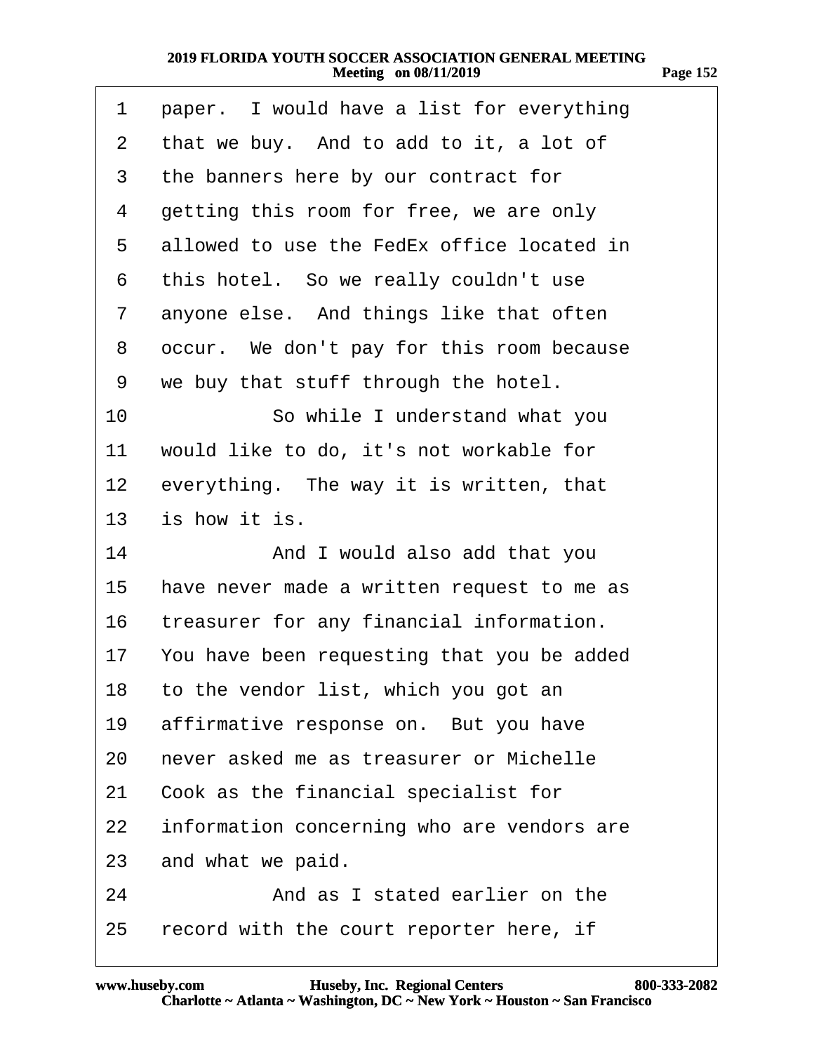1 paper. I would have a list for everything
2 that we buy. And to add to it, a lot of
3 the banners here by our contract for
4 getting this room for free, we are only
5 allowed to use the FedEx office located in
6 this hotel. So we really couldn't use
7 anyone else. And things like that often
8 occur. We don't pay for this room because
9 we buy that stuff through the hotel.
10 So while I understand what you
11 would like to do, it's not workable for
12 everything. The way it is written, that
13 is how it is.
14 And I would also add that you
15 have never made a written request to me as
16 treasurer for any financial information.
17 You have been requesting that you be added
18 to the vendor list, which you got an
19 affirmative response on. But you have
20 never asked me as treasurer or Michelle
21 Cook as the financial specialist for
22 information concerning who are vendors are
23 and what we paid.
24 And as I stated earlier on the
25 record with the court reporter here, if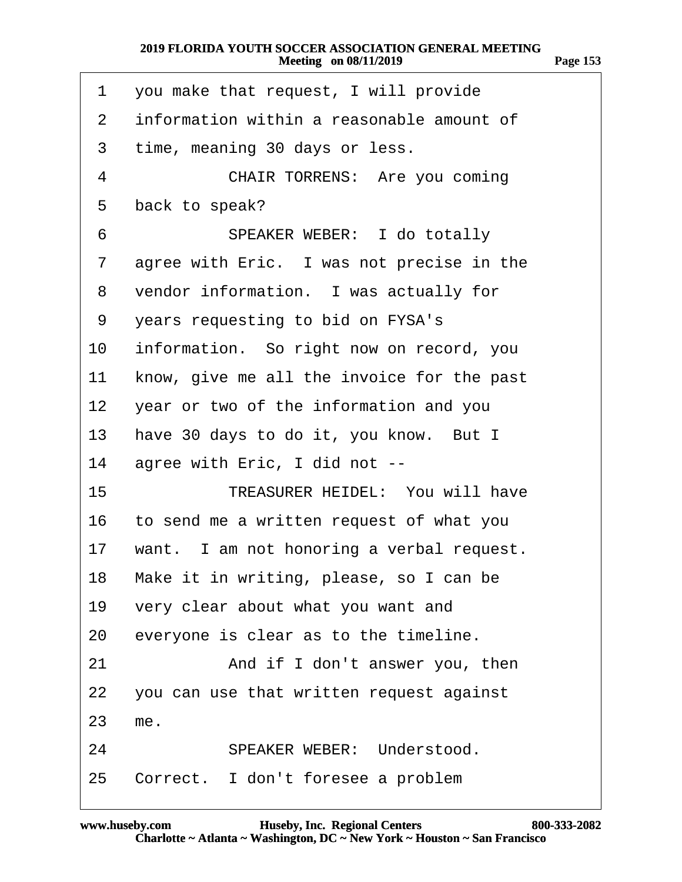1 you make that request, I will provide
2 information within a reasonable amount of
3 time, meaning 30 days or less.
4 CHAIR TORRENS: Are you coming
5 back to speak?
6 SPEAKER WEBER: I do totally
7 agree with Eric. I was not precise in the
8 vendor information. I was actually for
9 years requesting to bid on FYSA's
10 information. So right now on record, you
11 know, give me all the invoice for the past
12 year or two of the information and you
13 have 30 days to do it, you know. But I
14 agree with Eric, I did not --
15 TREASURER HEIDEL: You will have
16 to send me a written request of what you
17 want. I am not honoring a verbal request.
18 Make it in writing, please, so I can be
19 very clear about what you want and
20 everyone is clear as to the timeline.
21 And if I don't answer you, then
22 you can use that written request against
23 me.
24 SPEAKER WEBER: Understood.
25 Correct. I don't foresee a problem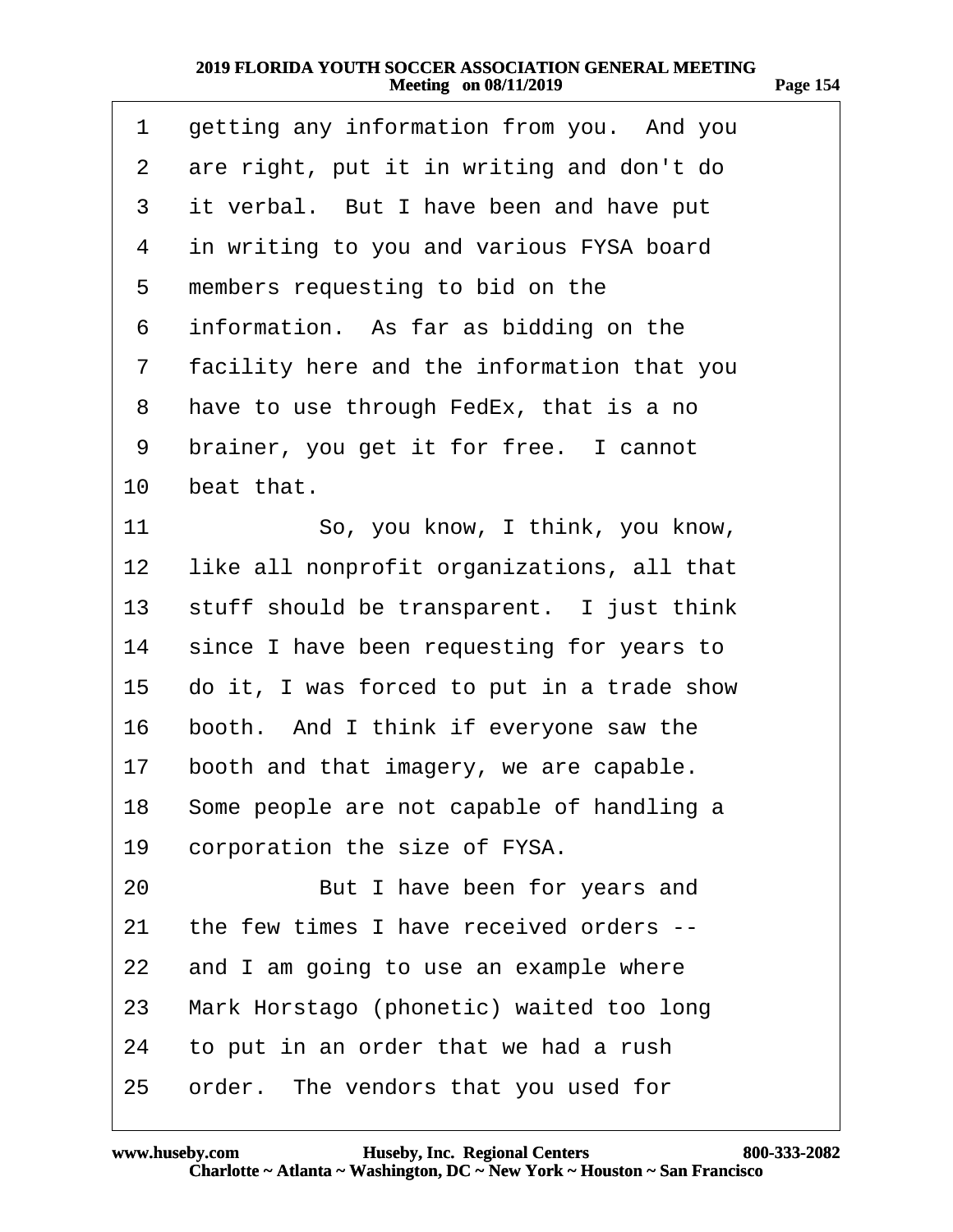1 getting any information from you. And you
2 are right, put it in writing and don't do
3 it verbal. But I have been and have put
4 in writing to you and various FYSA board
5 members requesting to bid on the
6 information. As far as bidding on the
7 facility here and the information that you
8 have to use through FedEx, that is a no
9 brainer, you get it for free. I cannot
10 beat that.
11 So, you know, I think, you know,
12 like all nonprofit organizations, all that
13 stuff should be transparent. I just think
14 since I have been requesting for years to
15 do it, I was forced to put in a trade show
16 booth. And I think if everyone saw the
17 booth and that imagery, we are capable.
18 Some people are not capable of handling a
19 corporation the size of FYSA.
20 But I have been for years and
21 the few times I have received orders --
22 and I am going to use an example where
23 Mark Horstago (phonetic) waited too long
24 to put in an order that we had a rush
25 order. The vendors that you used for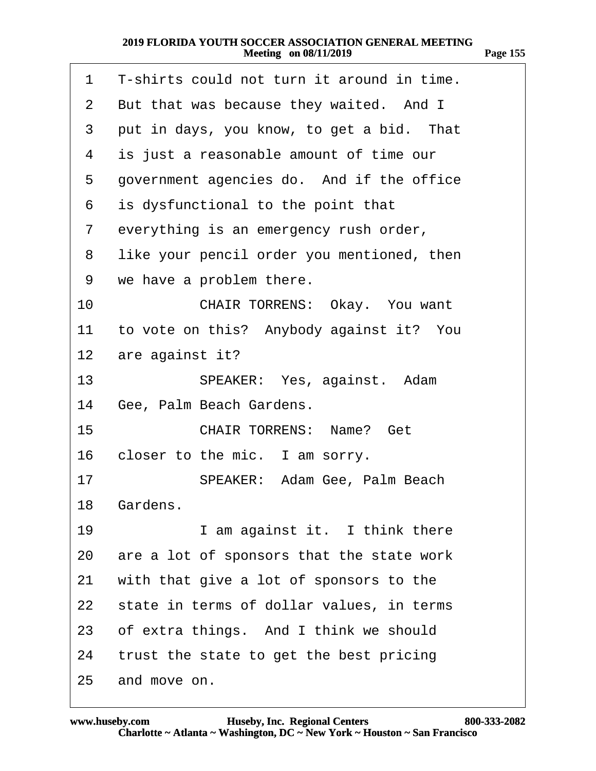T-shirts could not turn it around in time. But that was because they waited. And I put in days, you know, to get a bid. That is just a reasonable amount of time our government agencies do. And if the office is dysfunctional to the point that everything is an emergency rush order, like your pencil order you mentioned, then we have a problem there.

CHAIR TORRENS: Okay. You want to vote on this? Anybody against it? You are against it?

SPEAKER: Yes, against. Adam Gee, Palm Beach Gardens.

CHAIR TORRENS: Name? Get closer to the mic. I am sorry.

SPEAKER: Adam Gee, Palm Beach Gardens.

I am against it. I think there are a lot of sponsors that the state work with that give a lot of sponsors to the state in terms of dollar values, in terms of extra things. And I think we should trust the state to get the best pricing and move on.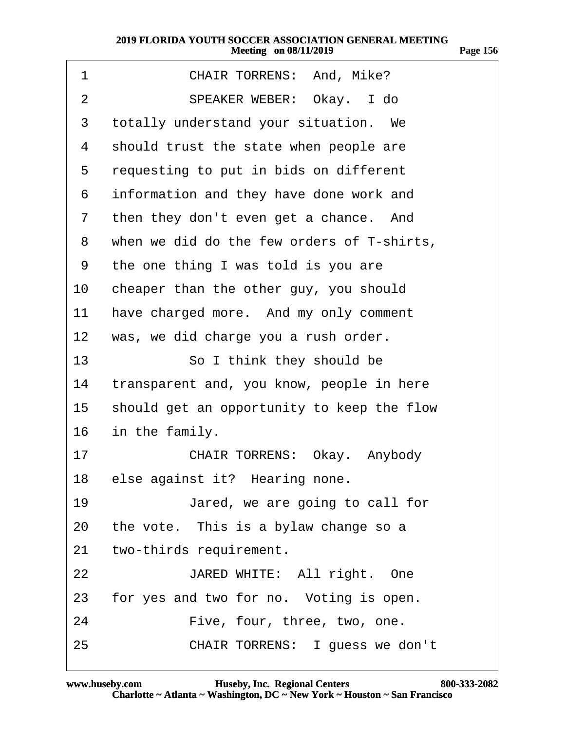1 CHAIR TORRENS: And, Mike?
2 SPEAKER WEBER: Okay. I do
3 totally understand your situation. We
4 should trust the state when people are
5 requesting to put in bids on different
6 information and they have done work and
7 then they don't even get a chance. And
8 when we did do the few orders of T-shirts,
9 the one thing I was told is you are
10 cheaper than the other guy, you should
11 have charged more. And my only comment
12 was, we did charge you a rush order.
13 So I think they should be
14 transparent and, you know, people in here
15 should get an opportunity to keep the flow
16 in the family.
17 CHAIR TORRENS: Okay. Anybody
18 else against it? Hearing none.
19 Jared, we are going to call for
20 the vote. This is a bylaw change so a
21 two-thirds requirement.
22 JARED WHITE: All right. One
23 for yes and two for no. Voting is open.
24 Five, four, three, two, one.
25 CHAIR TORRENS: I guess we don't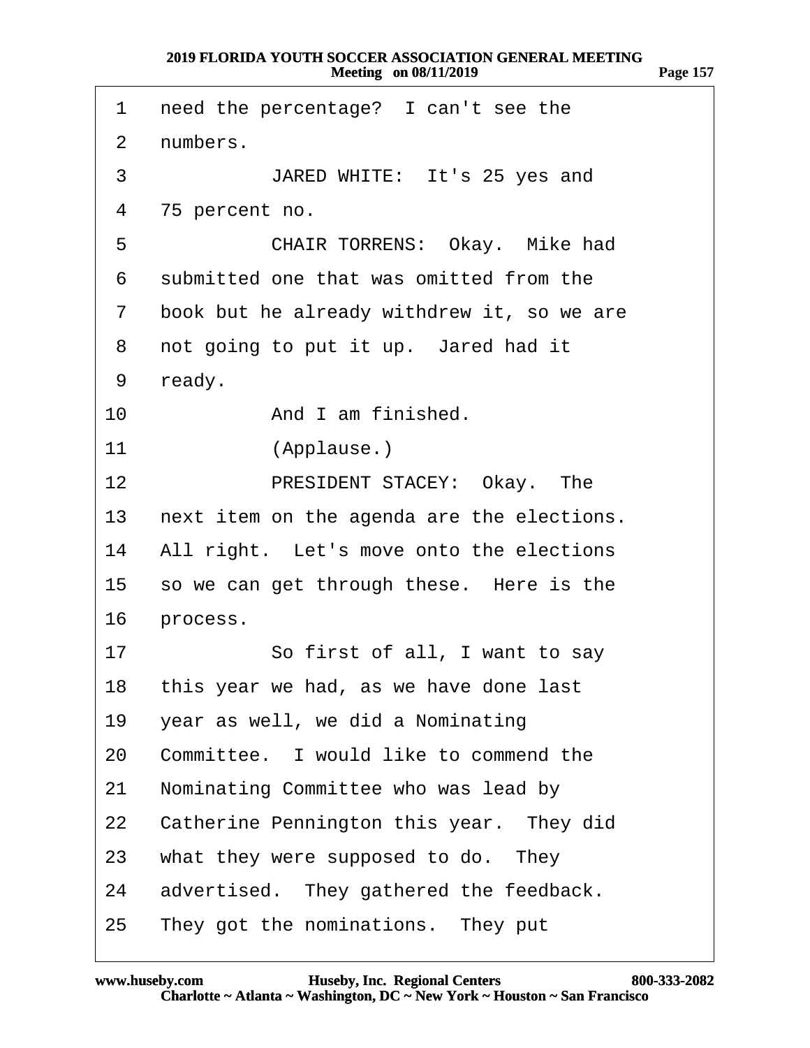1 need the percentage? I can't see the
2 numbers.
3 JARED WHITE: It's 25 yes and
4 75 percent no.
5 CHAIR TORRENS: Okay. Mike had
6 submitted one that was omitted from the
7 book but he already withdrew it, so we are
8 not going to put it up. Jared had it
9 ready.
10 And I am finished.
11 (Applause.)
12 PRESIDENT STACEY: Okay. The
13 next item on the agenda are the elections.
14 All right. Let's move onto the elections
15 so we can get through these. Here is the
16 process.
17 So first of all, I want to say
18 this year we had, as we have done last
19 year as well, we did a Nominating
20 Committee. I would like to commend the
21 Nominating Committee who was lead by
22 Catherine Pennington this year. They did
23 what they were supposed to do. They
24 advertised. They gathered the feedback.
25 They got the nominations. They put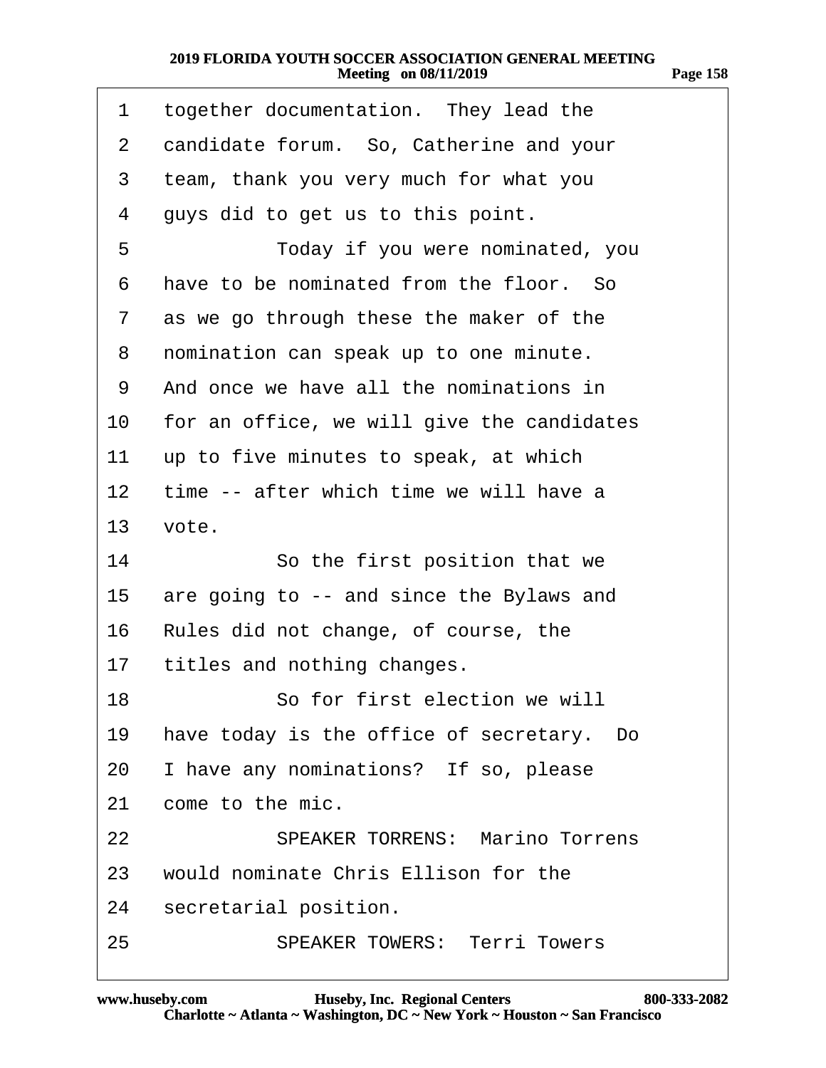1 together documentation. They lead the
2 candidate forum. So, Catherine and your
3 team, thank you very much for what you
4 guys did to get us to this point.

5 Today if you were nominated, you
6 have to be nominated from the floor. So
7 as we go through these the maker of the
8 nomination can speak up to one minute.
9 And once we have all the nominations in
10 for an office, we will give the candidates
11 up to five minutes to speak, at which
12 time -- after which time we will have a
13 vote.

14 So the first position that we
15 are going to -- and since the Bylaws and
16 Rules did not change, of course, the
17 titles and nothing changes.

18 So for first election we will
19 have today is the office of secretary. Do
20 I have any nominations? If so, please
21 come to the mic.

22 SPEAKER TORRENS: Marino Torrens
23 would nominate Chris Ellison for the
24 secretarial position.

25 SPEAKER TOWERS: Terri Towers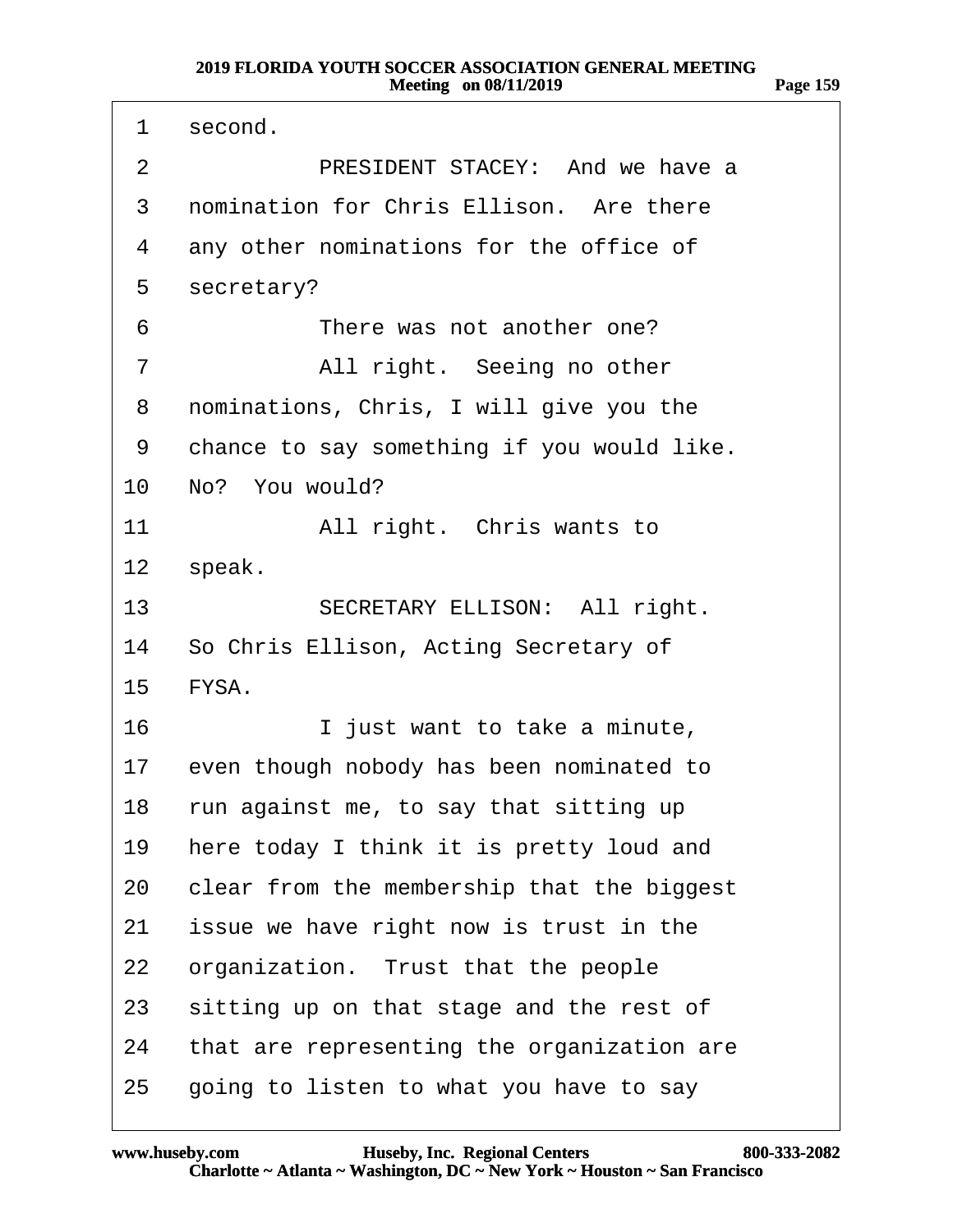1 second.

2 PRESIDENT STACEY: And we have a

3 nomination for Chris Ellison. Are there

4 any other nominations for the office of

5 secretary?

6 There was not another one?

7 All right. Seeing no other

8 nominations, Chris, I will give you the

9 chance to say something if you would like.

10 No? You would?

11 All right. Chris wants to

12 speak.

13 SECRETARY ELLISON: All right.

14 So Chris Ellison, Acting Secretary of

15 FYSA.

16 I just want to take a minute,

17 even though nobody has been nominated to

18 run against me, to say that sitting up

19 here today I think it is pretty loud and

20 clear from the membership that the biggest

21 issue we have right now is trust in the

22 organization. Trust that the people

23 sitting up on that stage and the rest of

24 that are representing the organization are

25 going to listen to what you have to say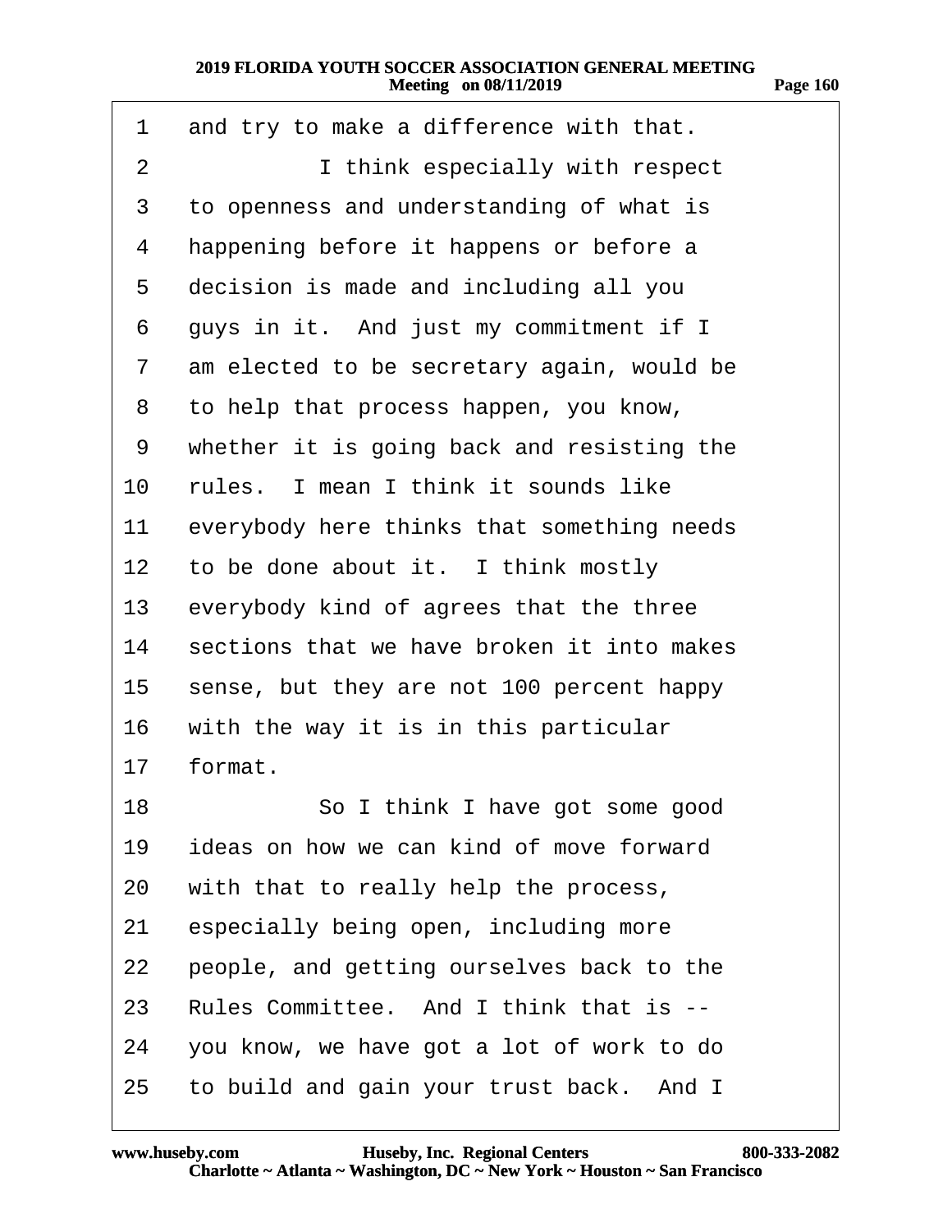1 and try to make a difference with that.

2 I think especially with respect

3 to openness and understanding of what is

4 happening before it happens or before a

5 decision is made and including all you

6 guys in it. And just my commitment if I

7 am elected to be secretary again, would be

8 to help that process happen, you know,

9 whether it is going back and resisting the

10 rules. I mean I think it sounds like

11 everybody here thinks that something needs

12 to be done about it. I think mostly

13 everybody kind of agrees that the three

14 sections that we have broken it into makes

15 sense, but they are not 100 percent happy

16 with the way it is in this particular

17 format.

18 So I think I have got some good

19 ideas on how we can kind of move forward

20 with that to really help the process,

21 especially being open, including more

22 people, and getting ourselves back to the

23 Rules Committee. And I think that is --

24 you know, we have got a lot of work to do

25 to build and gain your trust back. And I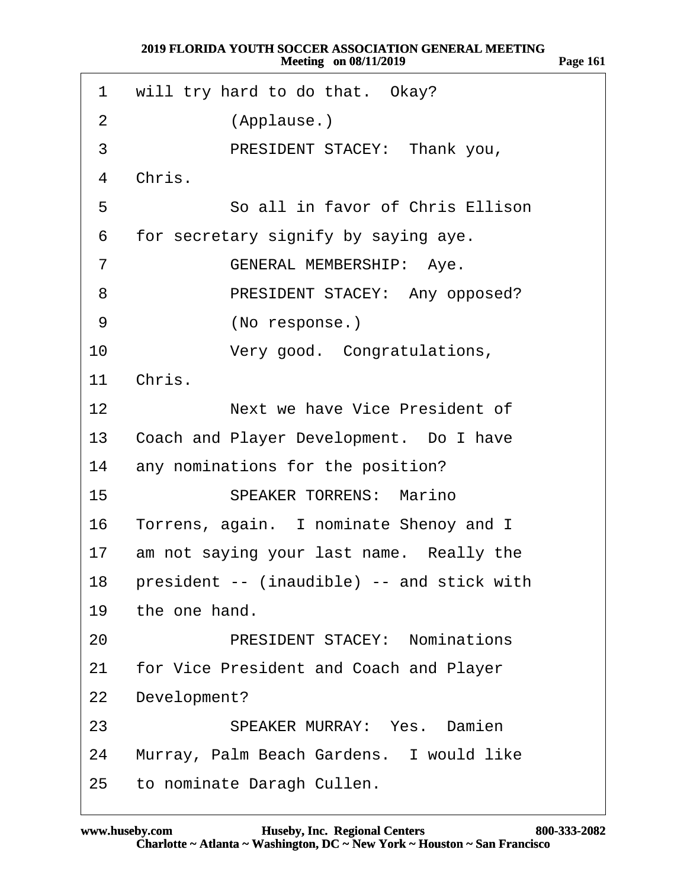1 will try hard to do that. Okay?

2 (Applause.)

3 PRESIDENT STACEY: Thank you,

4 Chris.

5 So all in favor of Chris Ellison

6 for secretary signify by saying aye.

7 GENERAL MEMBERSHIP: Aye.

8 PRESIDENT STACEY: Any opposed?

9 (No response.)

10 Very good. Congratulations,

11 Chris.

12 Next we have Vice President of

13 Coach and Player Development. Do I have

14 any nominations for the position?

15 SPEAKER TORRENS: Marino

16 Torrens, again. I nominate Shenoy and I

17 am not saying your last name. Really the

18 president -- (inaudible) -- and stick with

19 the one hand.

20 PRESIDENT STACEY: Nominations

21 for Vice President and Coach and Player

22 Development?

23 SPEAKER MURRAY: Yes. Damien

24 Murray, Palm Beach Gardens. I would like

25 to nominate Daragh Cullen.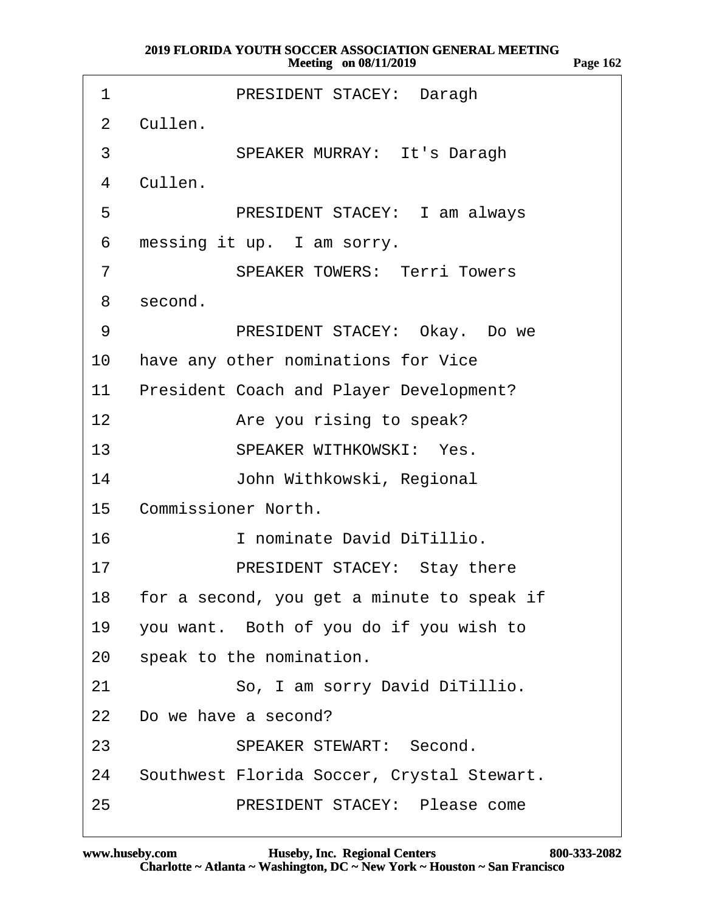1 PRESIDENT STACEY: Daragh
2 Cullen.
3 SPEAKER MURRAY: It's Daragh
4 Cullen.
5 PRESIDENT STACEY: I am always
6 messing it up. I am sorry.
7 SPEAKER TOWERS: Terri Towers
8 second.
9 PRESIDENT STACEY: Okay. Do we
10 have any other nominations for Vice
11 President Coach and Player Development?
12 Are you rising to speak?
13 SPEAKER WITHKOWSKI: Yes.
14 John Withkowski, Regional
15 Commissioner North.
16 I nominate David DiTillio.
17 PRESIDENT STACEY: Stay there
18 for a second, you get a minute to speak if
19 you want. Both of you do if you wish to
20 speak to the nomination.
21 So, I am sorry David DiTillio.
22 Do we have a second?
23 SPEAKER STEWART: Second.
24 Southwest Florida Soccer, Crystal Stewart.
25 PRESIDENT STACEY: Please come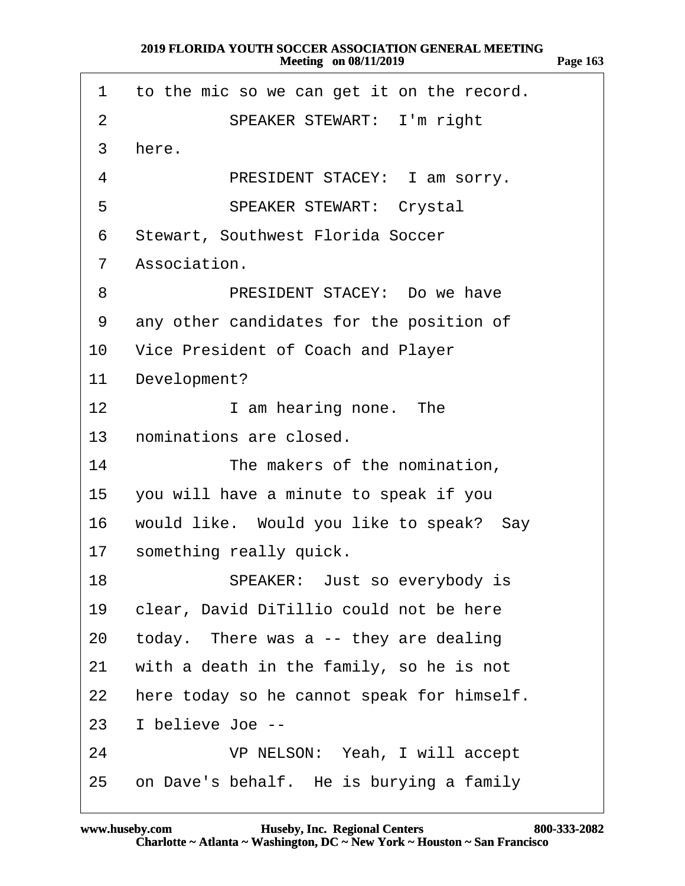1 to the mic so we can get it on the record.

2 SPEAKER STEWART: I'm right

3 here.

4 PRESIDENT STACEY: I am sorry.

5 SPEAKER STEWART: Crystal

6 Stewart, Southwest Florida Soccer

7 Association.

8 PRESIDENT STACEY: Do we have

9 any other candidates for the position of

10 Vice President of Coach and Player

11 Development?

12 I am hearing none. The

13 nominations are closed.

14 The makers of the nomination,

15 you will have a minute to speak if you

16 would like. Would you like to speak? Say

17 something really quick.

18 SPEAKER: Just so everybody is

19 clear, David DiTillio could not be here

20 today. There was a -- they are dealing

21 with a death in the family, so he is not

22 here today so he cannot speak for himself.

23 I believe Joe --

24 VP NELSON: Yeah, I will accept

25 on Dave's behalf. He is burying a family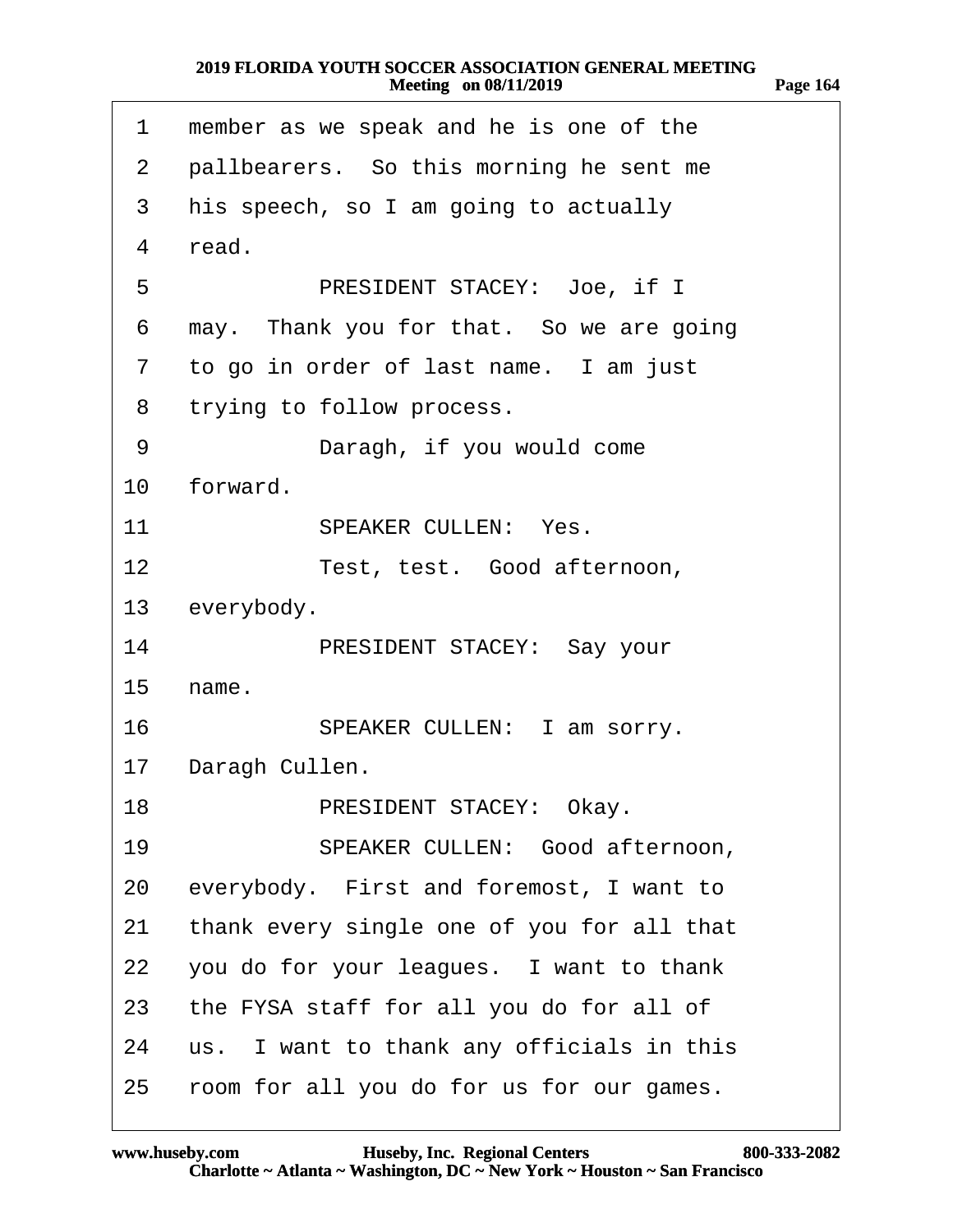member as we speak and he is one of the pallbearers. So this morning he sent me his speech, so I am going to actually read.

PRESIDENT STACEY: Joe, if I may. Thank you for that. So we are going to go in order of last name. I am just trying to follow process.

Daragh, if you would come forward.

SPEAKER CULLEN: Yes.

Test, test. Good afternoon, everybody.

PRESIDENT STACEY: Say your name.

SPEAKER CULLEN: I am sorry. Daragh Cullen.

PRESIDENT STACEY: Okay.

SPEAKER CULLEN: Good afternoon, everybody. First and foremost, I want to thank every single one of you for all that you do for your leagues. I want to thank the FYSA staff for all you do for all of us. I want to thank any officials in this room for all you do for us for our games.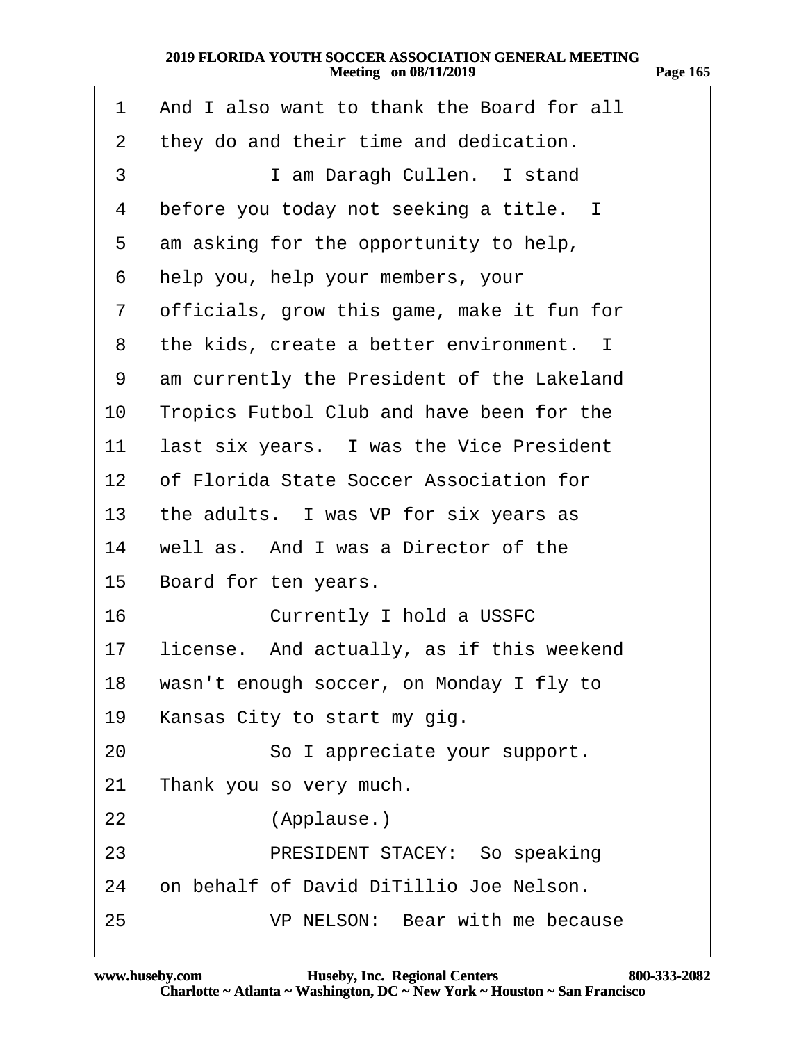1 And I also want to thank the Board for all
2 they do and their time and dedication.
3 I am Daragh Cullen. I stand
4 before you today not seeking a title. I
5 am asking for the opportunity to help,
6 help you, help your members, your
7 officials, grow this game, make it fun for
8 the kids, create a better environment. I
9 am currently the President of the Lakeland
10 Tropics Futbol Club and have been for the
11 last six years. I was the Vice President
12 of Florida State Soccer Association for
13 the adults. I was VP for six years as
14 well as. And I was a Director of the
15 Board for ten years.
16 Currently I hold a USSFC
17 license. And actually, as if this weekend
18 wasn't enough soccer, on Monday I fly to
19 Kansas City to start my gig.
20 So I appreciate your support.
21 Thank you so very much.
22 (Applause.)
23 PRESIDENT STACEY: So speaking
24 on behalf of David DiTillio Joe Nelson.
25 VP NELSON: Bear with me because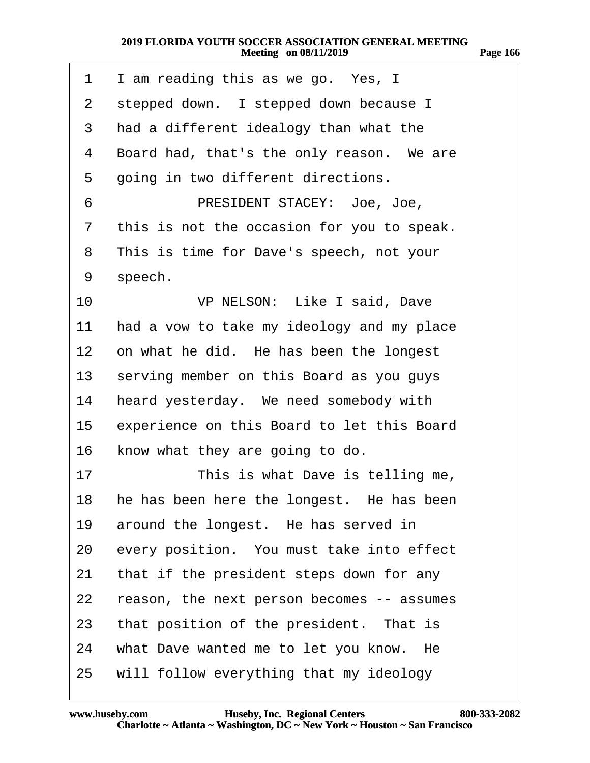1 I am reading this as we go. Yes, I
2 stepped down. I stepped down because I
3 had a different idealogy than what the
4 Board had, that's the only reason. We are
5 going in two different directions.
6 PRESIDENT STACEY: Joe, Joe,
7 this is not the occasion for you to speak.
8 This is time for Dave's speech, not your
9 speech.
10 VP NELSON: Like I said, Dave
11 had a vow to take my ideology and my place
12 on what he did. He has been the longest
13 serving member on this Board as you guys
14 heard yesterday. We need somebody with
15 experience on this Board to let this Board
16 know what they are going to do.
17 This is what Dave is telling me,
18 he has been here the longest. He has been
19 around the longest. He has served in
20 every position. You must take into effect
21 that if the president steps down for any
22 reason, the next person becomes -- assumes
23 that position of the president. That is
24 what Dave wanted me to let you know. He
25 will follow everything that my ideology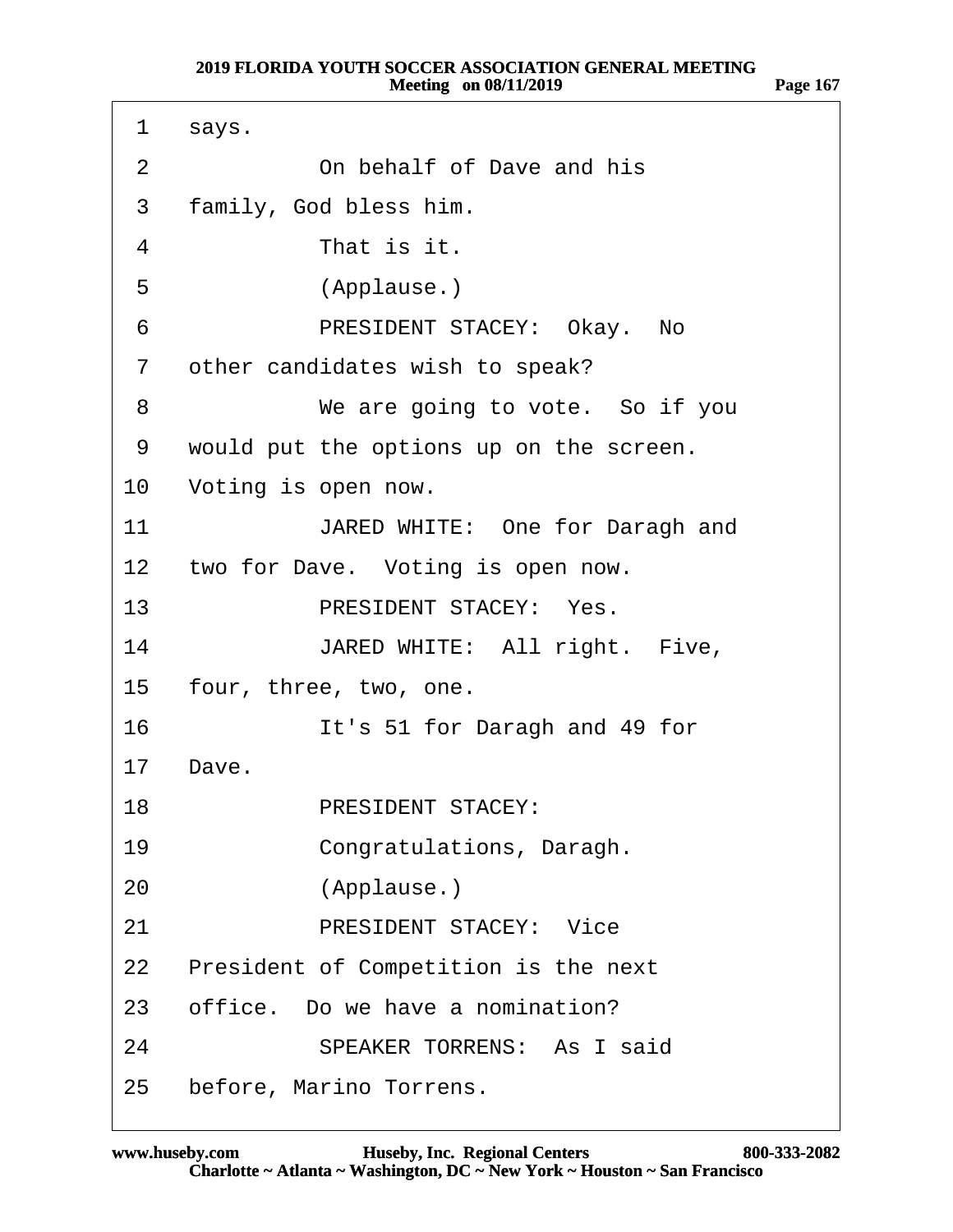1 says.

2 On behalf of Dave and his

3 family, God bless him.

4 That is it.

5 (Applause.)

6 PRESIDENT STACEY: Okay. No

7 other candidates wish to speak?

8 We are going to vote. So if you

9 would put the options up on the screen.

10 Voting is open now.

11 JARED WHITE: One for Daragh and

12 two for Dave. Voting is open now.

13 PRESIDENT STACEY: Yes.

14 JARED WHITE: All right. Five,

15 four, three, two, one.

16 It's 51 for Daragh and 49 for

17 Dave.

18 PRESIDENT STACEY:

19 Congratulations, Daragh.

20 (Applause.)

21 PRESIDENT STACEY: Vice

22 President of Competition is the next

23 office. Do we have a nomination?

24 SPEAKER TORRENS: As I said

25 before, Marino Torrens.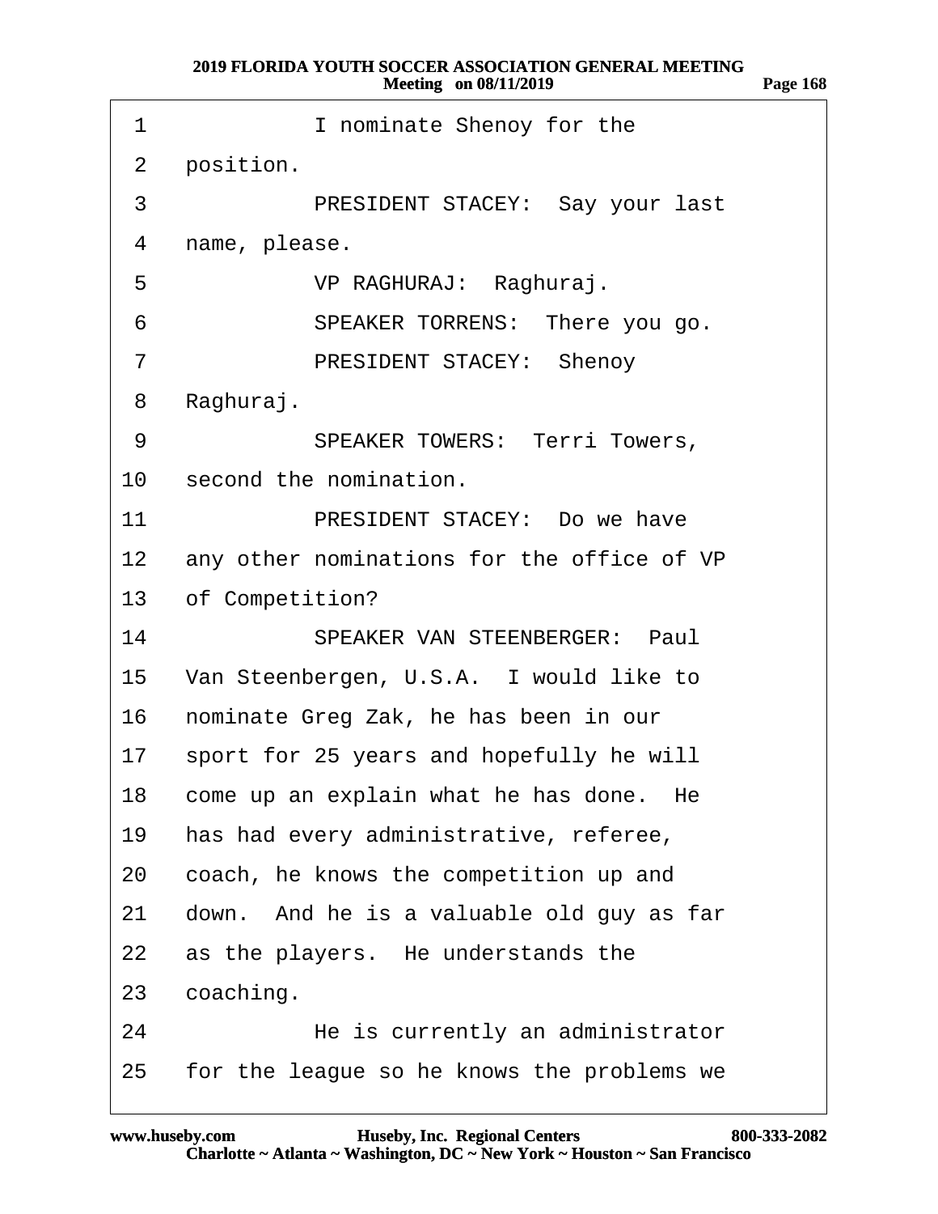1 I nominate Shenoy for the
2 position.
3 PRESIDENT STACEY: Say your last
4 name, please.
5 VP RAGHURAJ: Raghuraj.
6 SPEAKER TORRENS: There you go.
7 PRESIDENT STACEY: Shenoy
8 Raghuraj.
9 SPEAKER TOWERS: Terri Towers,
10 second the nomination.
11 PRESIDENT STACEY: Do we have
12 any other nominations for the office of VP
13 of Competition?
14 SPEAKER VAN STEENBERGER: Paul
15 Van Steenbergen, U.S.A. I would like to
16 nominate Greg Zak, he has been in our
17 sport for 25 years and hopefully he will
18 come up an explain what he has done. He
19 has had every administrative, referee,
20 coach, he knows the competition up and
21 down. And he is a valuable old guy as far
22 as the players. He understands the
23 coaching.
24 He is currently an administrator
25 for the league so he knows the problems we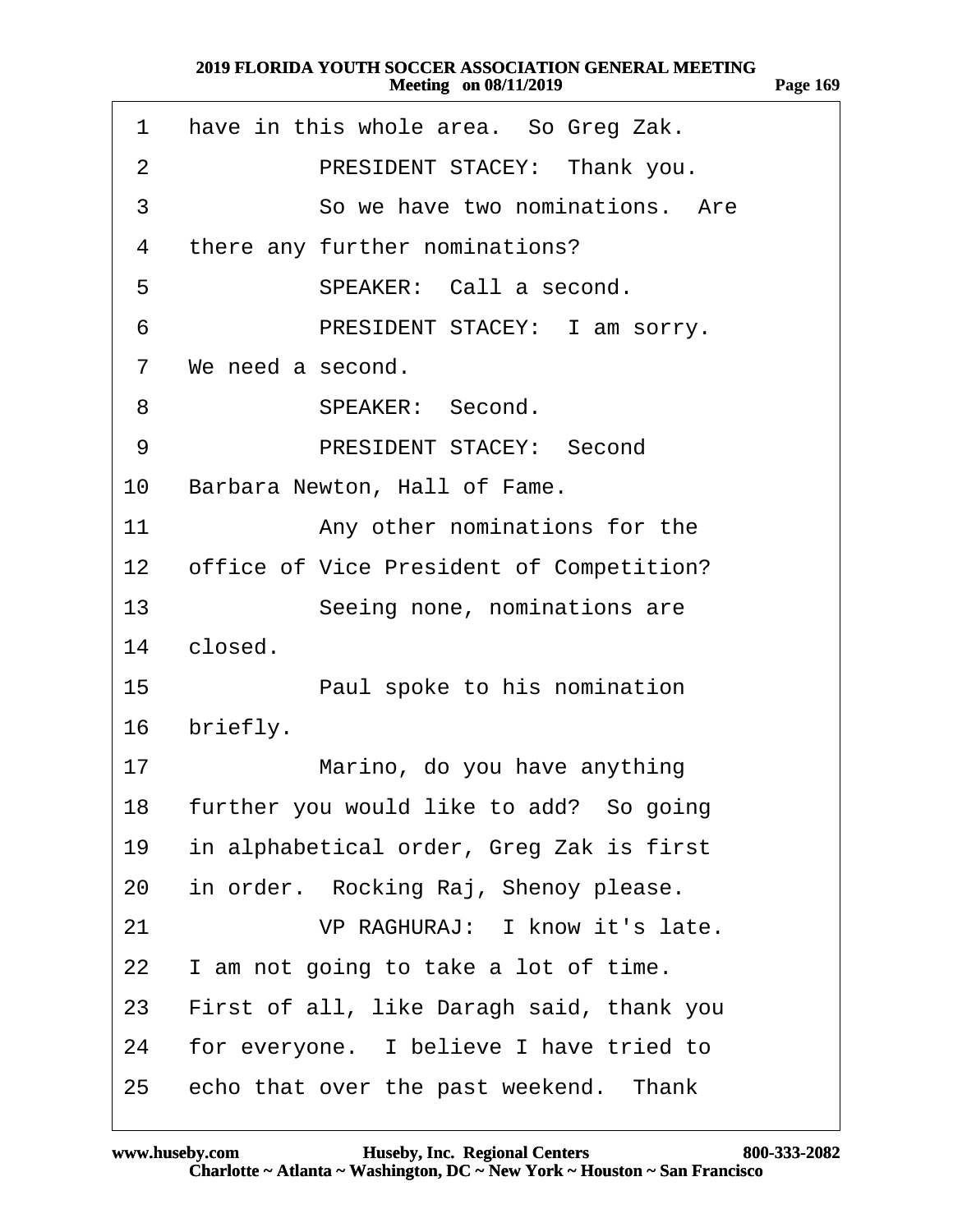1 have in this whole area. So Greg Zak.

2 PRESIDENT STACEY: Thank you.

3 So we have two nominations. Are

4 there any further nominations?

5 SPEAKER: Call a second.

6 PRESIDENT STACEY: I am sorry.

7 We need a second.

8 SPEAKER: Second.

9 PRESIDENT STACEY: Second

10 Barbara Newton, Hall of Fame.

11 Any other nominations for the

12 office of Vice President of Competition?

13 Seeing none, nominations are

14 closed.

15 Paul spoke to his nomination

16 briefly.

17 Marino, do you have anything

18 further you would like to add? So going

19 in alphabetical order, Greg Zak is first

20 in order. Rocking Raj, Shenoy please.

21 VP RAGHURAJ: I know it's late.

22 I am not going to take a lot of time.

23 First of all, like Daragh said, thank you

24 for everyone. I believe I have tried to

25 echo that over the past weekend. Thank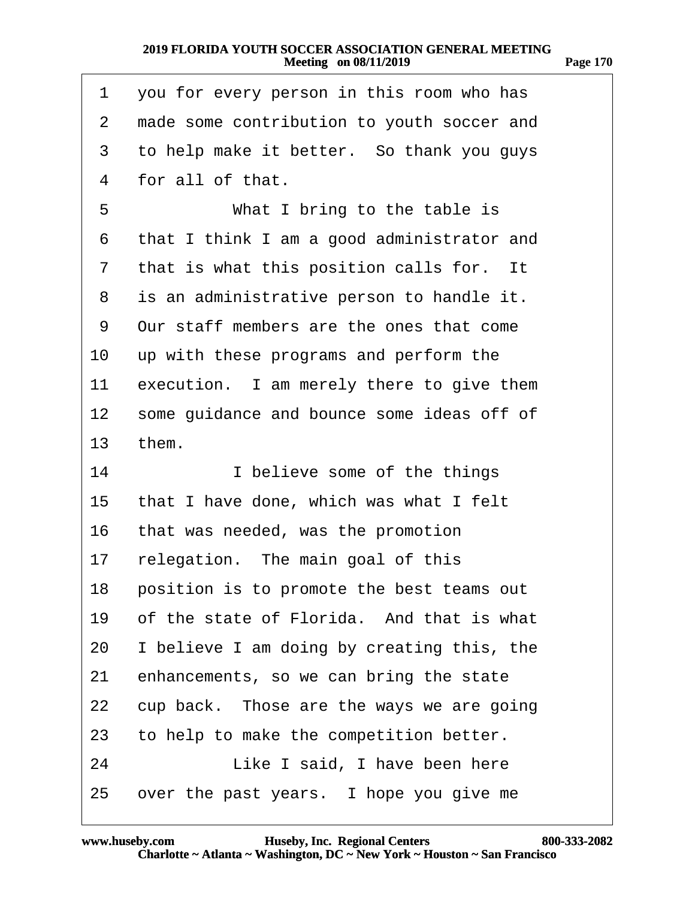1 you for every person in this room who has
2 made some contribution to youth soccer and
3 to help make it better. So thank you guys
4 for all of that.
5 What I bring to the table is
6 that I think I am a good administrator and
7 that is what this position calls for. It
8 is an administrative person to handle it.
9 Our staff members are the ones that come
10 up with these programs and perform the
11 execution. I am merely there to give them
12 some guidance and bounce some ideas off of
13 them.
14 I believe some of the things
15 that I have done, which was what I felt
16 that was needed, was the promotion
17 relegation. The main goal of this
18 position is to promote the best teams out
19 of the state of Florida. And that is what
20 I believe I am doing by creating this, the
21 enhancements, so we can bring the state
22 cup back. Those are the ways we are going
23 to help to make the competition better.
24 Like I said, I have been here
25 over the past years. I hope you give me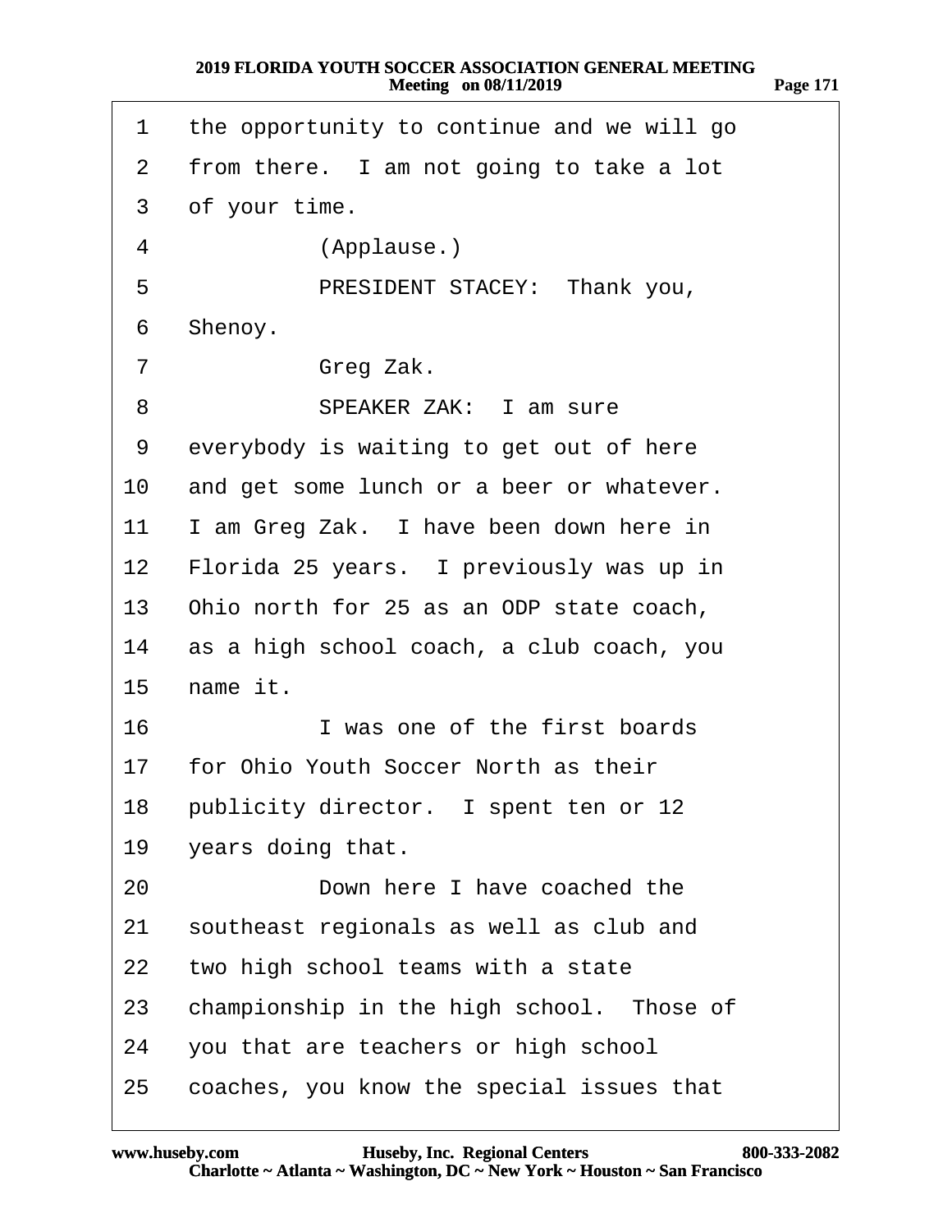1 the opportunity to continue and we will go
2 from there. I am not going to take a lot
3 of your time.
4 (Applause.)
5 PRESIDENT STACEY: Thank you,
6 Shenoy.
7 Greg Zak.
8 SPEAKER ZAK: I am sure
9 everybody is waiting to get out of here
10 and get some lunch or a beer or whatever.
11 I am Greg Zak. I have been down here in
12 Florida 25 years. I previously was up in
13 Ohio north for 25 as an ODP state coach,
14 as a high school coach, a club coach, you
15 name it.
16 I was one of the first boards
17 for Ohio Youth Soccer North as their
18 publicity director. I spent ten or 12
19 years doing that.
20 Down here I have coached the
21 southeast regionals as well as club and
22 two high school teams with a state
23 championship in the high school. Those of
24 you that are teachers or high school
25 coaches, you know the special issues that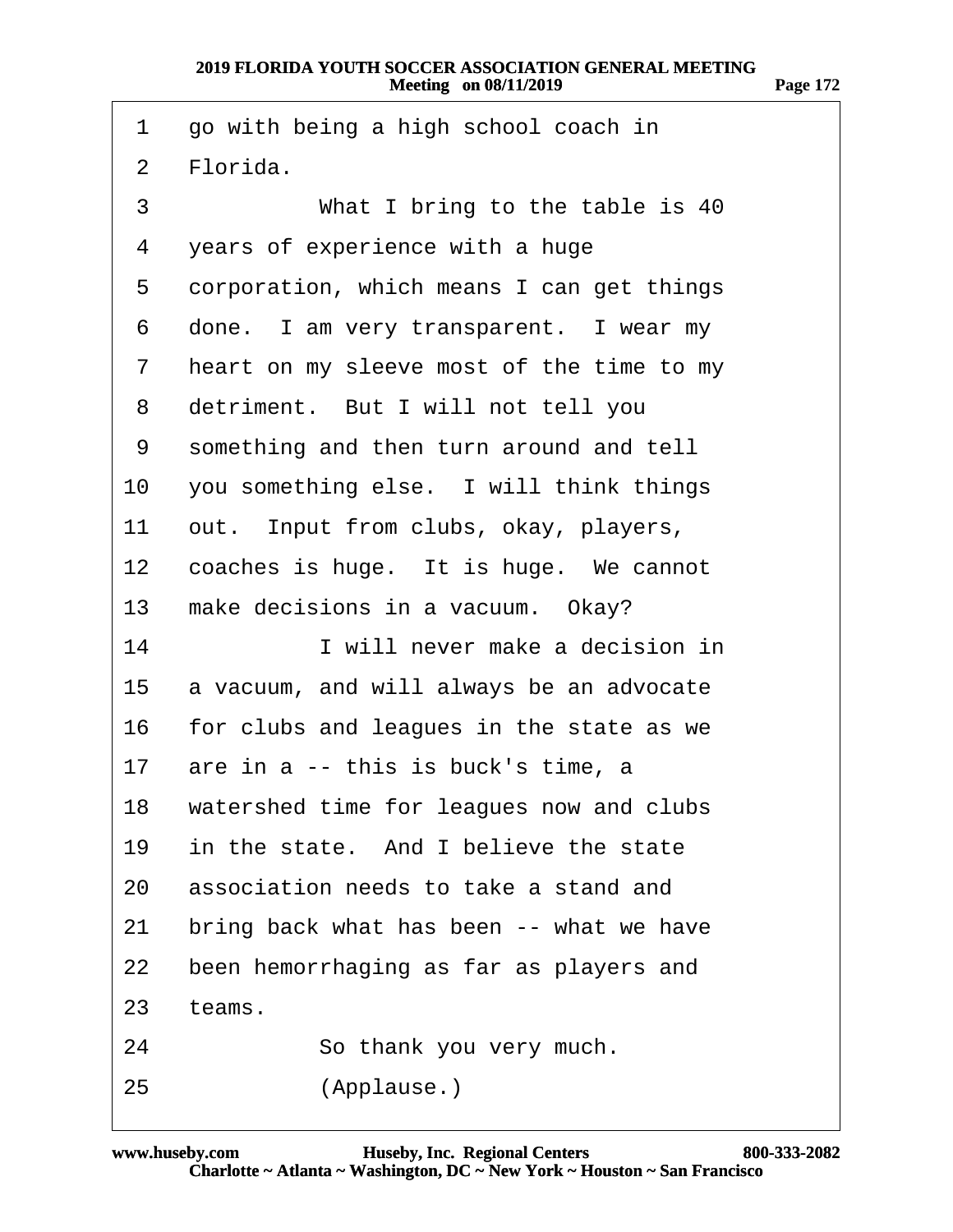1 go with being a high school coach in
2 Florida.
3 What I bring to the table is 40
4 years of experience with a huge
5 corporation, which means I can get things
6 done. I am very transparent. I wear my
7 heart on my sleeve most of the time to my
8 detriment. But I will not tell you
9 something and then turn around and tell
10 you something else. I will think things
11 out. Input from clubs, okay, players,
12 coaches is huge. It is huge. We cannot
13 make decisions in a vacuum. Okay?
14 I will never make a decision in
15 a vacuum, and will always be an advocate
16 for clubs and leagues in the state as we
17 are in a -- this is buck's time, a
18 watershed time for leagues now and clubs
19 in the state. And I believe the state
20 association needs to take a stand and
21 bring back what has been -- what we have
22 been hemorrhaging as far as players and
23 teams.
24 So thank you very much.
25 (Applause.)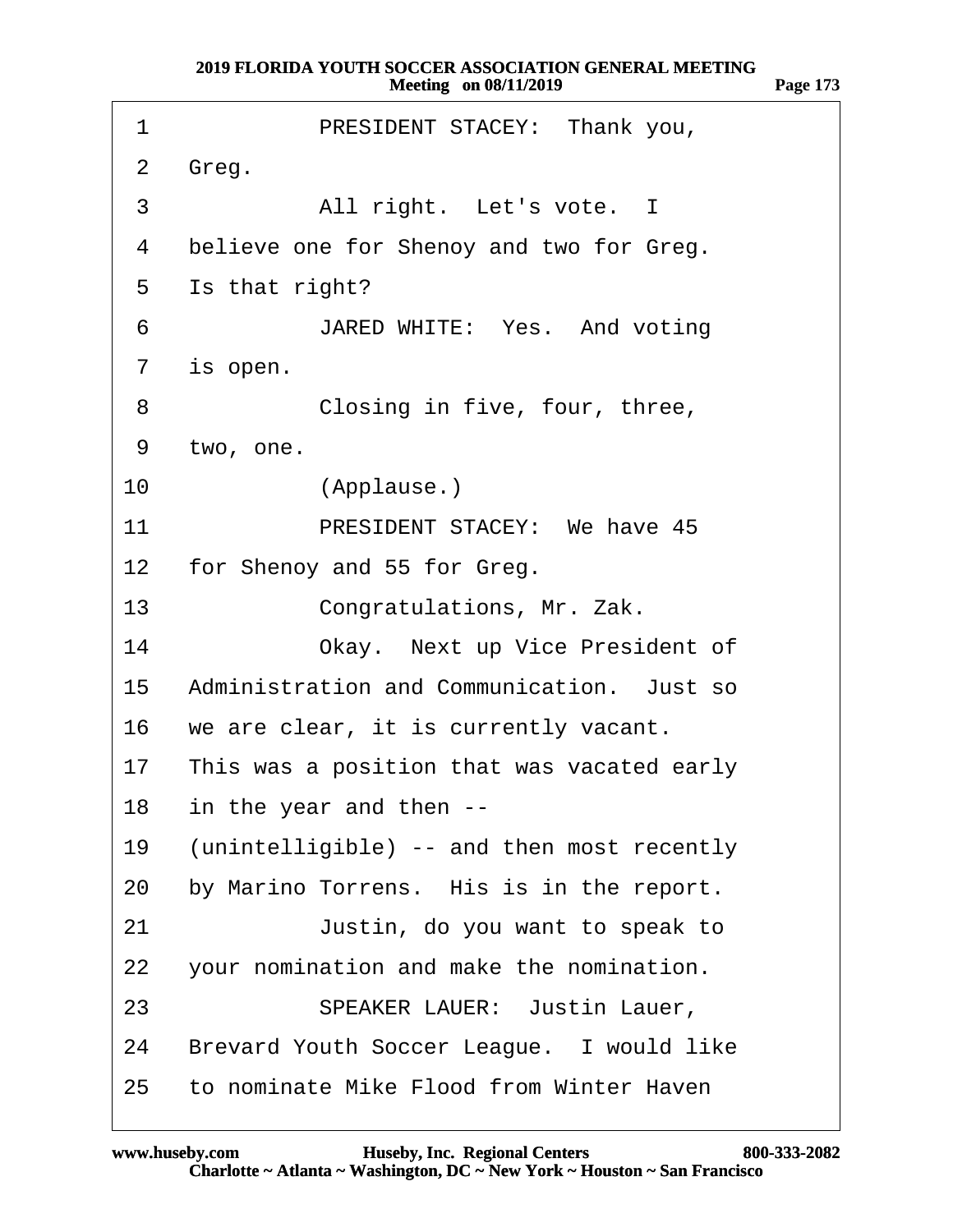1 PRESIDENT STACEY: Thank you,
2 Greg.
3 All right. Let's vote. I
4 believe one for Shenoy and two for Greg.
5 Is that right?
6 JARED WHITE: Yes. And voting
7 is open.
8 Closing in five, four, three,
9 two, one.
10 (Applause.)
11 PRESIDENT STACEY: We have 45
12 for Shenoy and 55 for Greg.
13 Congratulations, Mr. Zak.
14 Okay. Next up Vice President of
15 Administration and Communication. Just so
16 we are clear, it is currently vacant.
17 This was a position that was vacated early
18 in the year and then --
19 (unintelligible) -- and then most recently
20 by Marino Torrens. His is in the report.
21 Justin, do you want to speak to
22 your nomination and make the nomination.
23 SPEAKER LAUER: Justin Lauer,
24 Brevard Youth Soccer League. I would like
25 to nominate Mike Flood from Winter Haven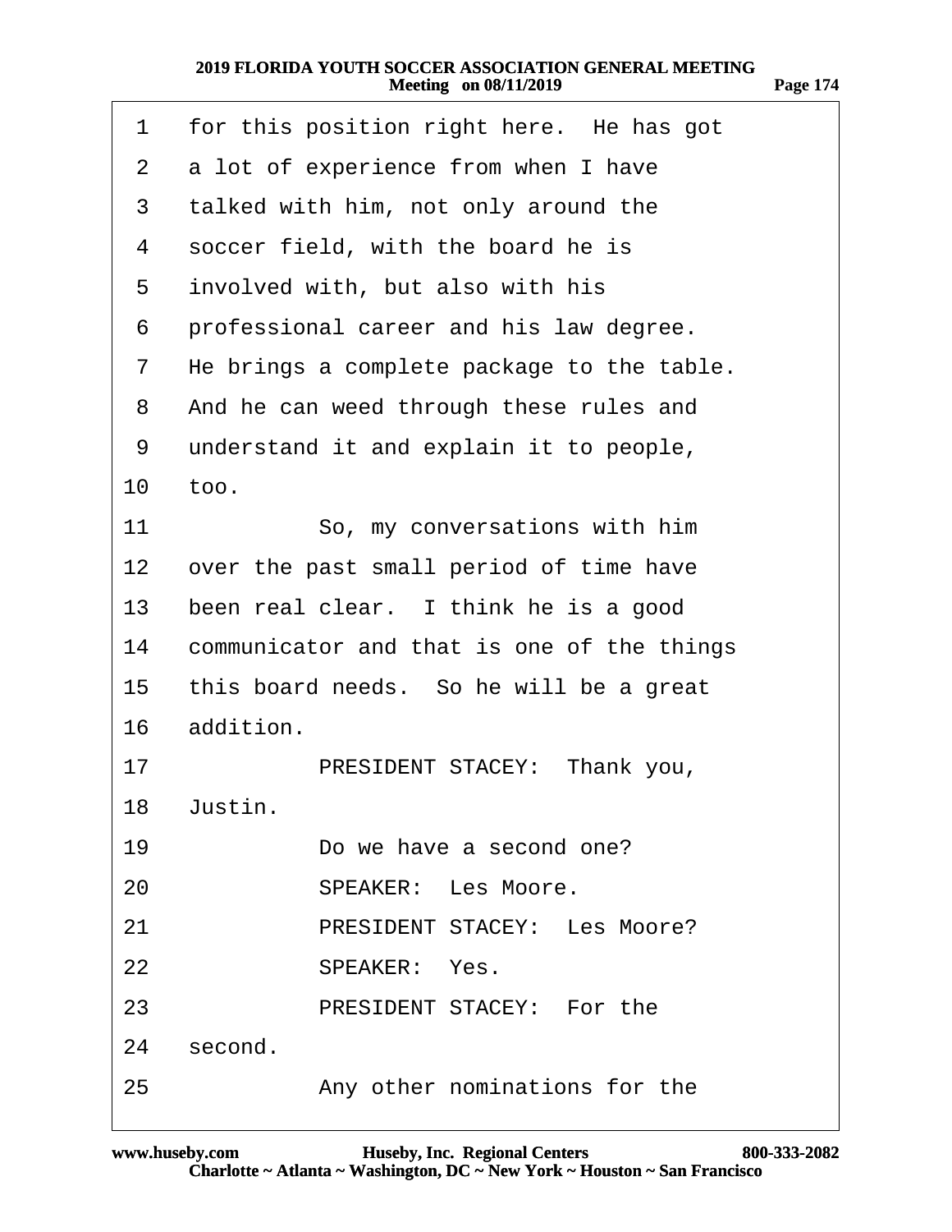1 for this position right here. He has got
2 a lot of experience from when I have
3 talked with him, not only around the
4 soccer field, with the board he is
5 involved with, but also with his
6 professional career and his law degree.
7 He brings a complete package to the table.
8 And he can weed through these rules and
9 understand it and explain it to people,
10 too.
11 So, my conversations with him
12 over the past small period of time have
13 been real clear. I think he is a good
14 communicator and that is one of the things
15 this board needs. So he will be a great
16 addition.
17 PRESIDENT STACEY: Thank you,
18 Justin.
19 Do we have a second one?
20 SPEAKER: Les Moore.
21 PRESIDENT STACEY: Les Moore?
22 SPEAKER: Yes.
23 PRESIDENT STACEY: For the
24 second.
25 Any other nominations for the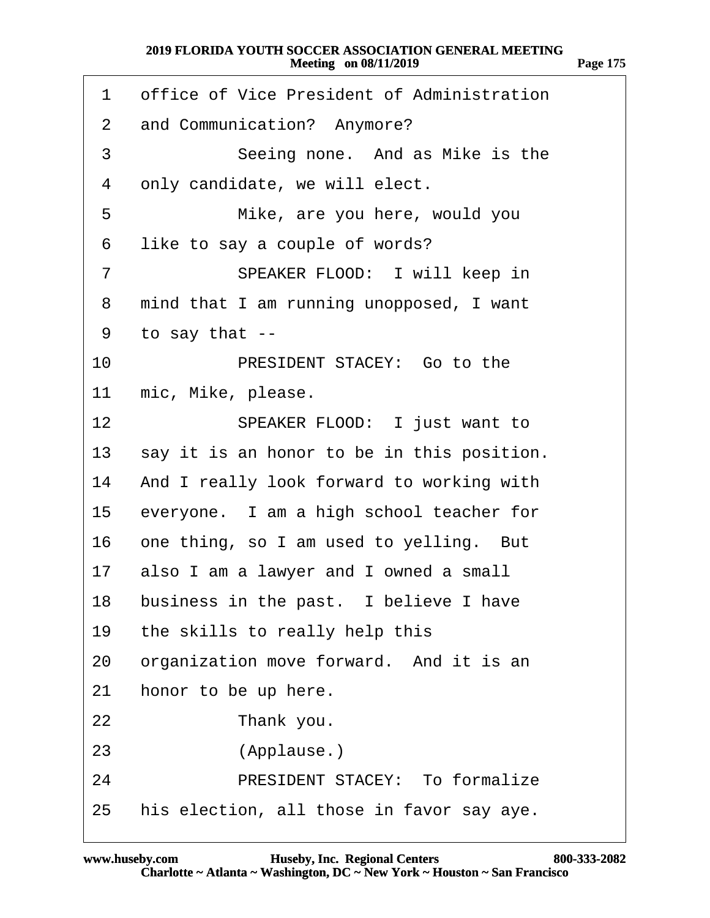1 office of Vice President of Administration
2 and Communication? Anymore?
3 Seeing none. And as Mike is the
4 only candidate, we will elect.
5 Mike, are you here, would you
6 like to say a couple of words?
7 SPEAKER FLOOD: I will keep in
8 mind that I am running unopposed, I want
9 to say that --
10 PRESIDENT STACEY: Go to the
11 mic, Mike, please.
12 SPEAKER FLOOD: I just want to
13 say it is an honor to be in this position.
14 And I really look forward to working with
15 everyone. I am a high school teacher for
16 one thing, so I am used to yelling. But
17 also I am a lawyer and I owned a small
18 business in the past. I believe I have
19 the skills to really help this
20 organization move forward. And it is an
21 honor to be up here.
22 Thank you.
23 (Applause.)
24 PRESIDENT STACEY: To formalize
25 his election, all those in favor say aye.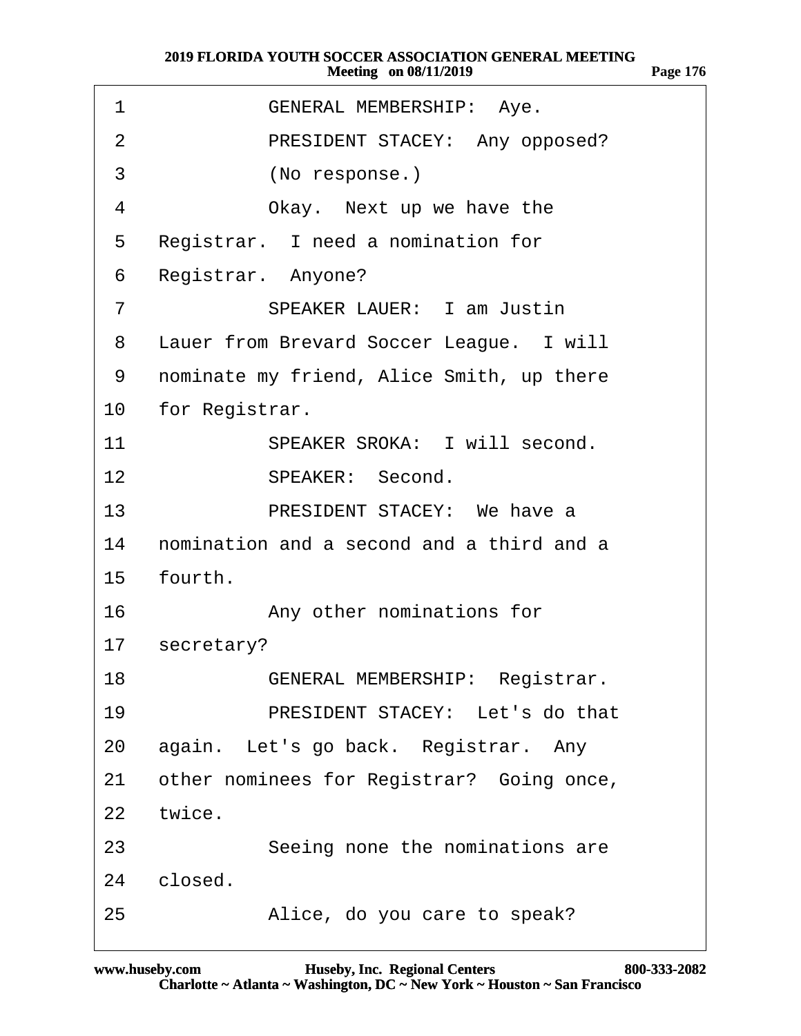1 GENERAL MEMBERSHIP: Aye.

2 PRESIDENT STACEY: Any opposed?

3 (No response.)

4 Okay. Next up we have the

5 Registrar. I need a nomination for

6 Registrar. Anyone?

7 SPEAKER LAUER: I am Justin

8 Lauer from Brevard Soccer League. I will

9 nominate my friend, Alice Smith, up there

10 for Registrar.

11 SPEAKER SROKA: I will second.

12 SPEAKER: Second.

13 PRESIDENT STACEY: We have a

14 nomination and a second and a third and a

15 fourth.

16 Any other nominations for

17 secretary?

18 GENERAL MEMBERSHIP: Registrar.

19 PRESIDENT STACEY: Let's do that

20 again. Let's go back. Registrar. Any

21 other nominees for Registrar? Going once,

22 twice.

23 Seeing none the nominations are

24 closed.

25 Alice, do you care to speak?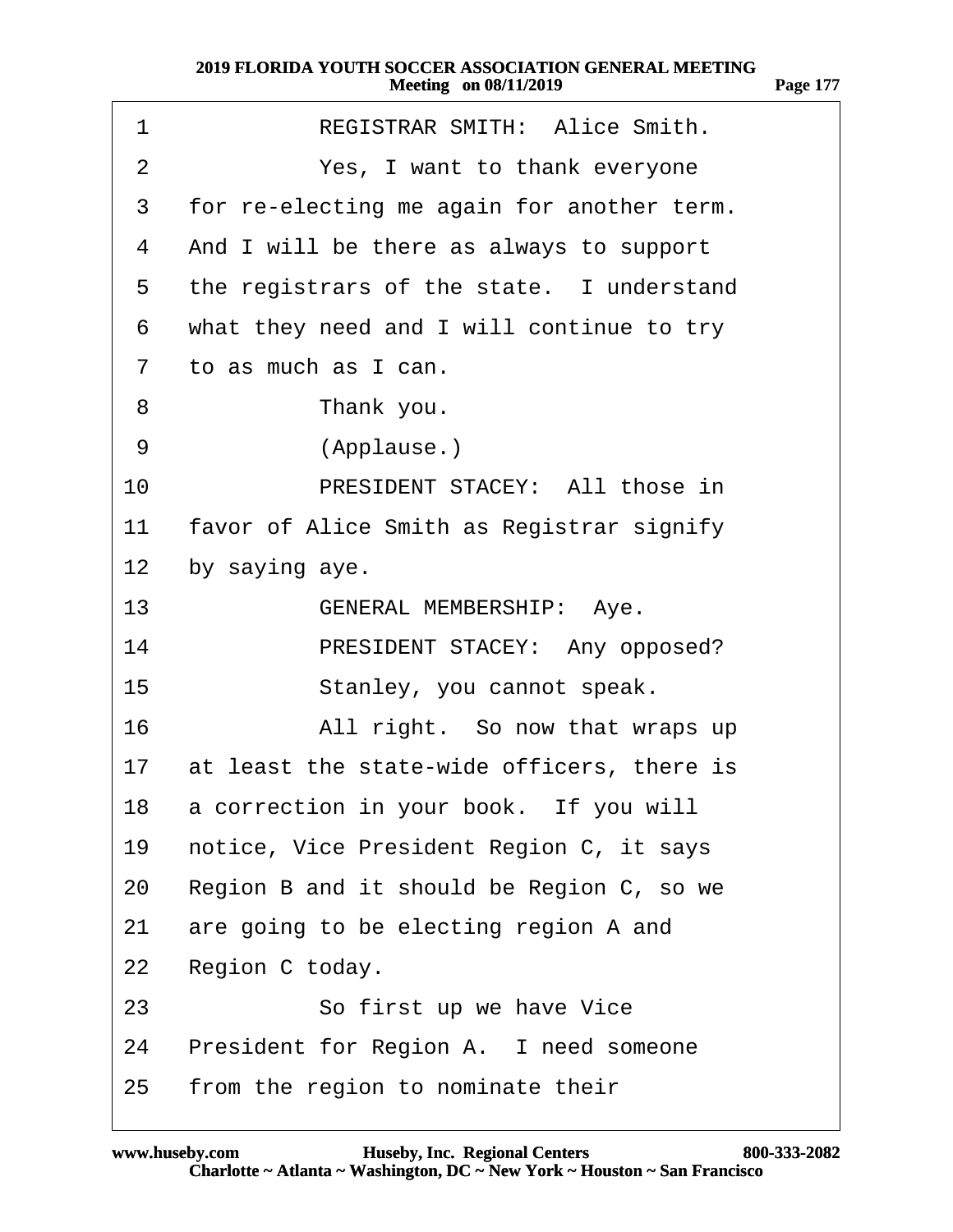1 REGISTRAR SMITH: Alice Smith.

2 Yes, I want to thank everyone

3 for re-electing me again for another term.

4 And I will be there as always to support

5 the registrars of the state. I understand

6 what they need and I will continue to try

7 to as much as I can.

8 Thank you.

9 (Applause.)

10 PRESIDENT STACEY: All those in

11 favor of Alice Smith as Registrar signify

12 by saying aye.

13 GENERAL MEMBERSHIP: Aye.

14 PRESIDENT STACEY: Any opposed?

15 Stanley, you cannot speak.

16 All right. So now that wraps up

17 at least the state-wide officers, there is

18 a correction in your book. If you will

19 notice, Vice President Region C, it says

20 Region B and it should be Region C, so we

21 are going to be electing region A and

22 Region C today.

23 So first up we have Vice

24 President for Region A. I need someone

25 from the region to nominate their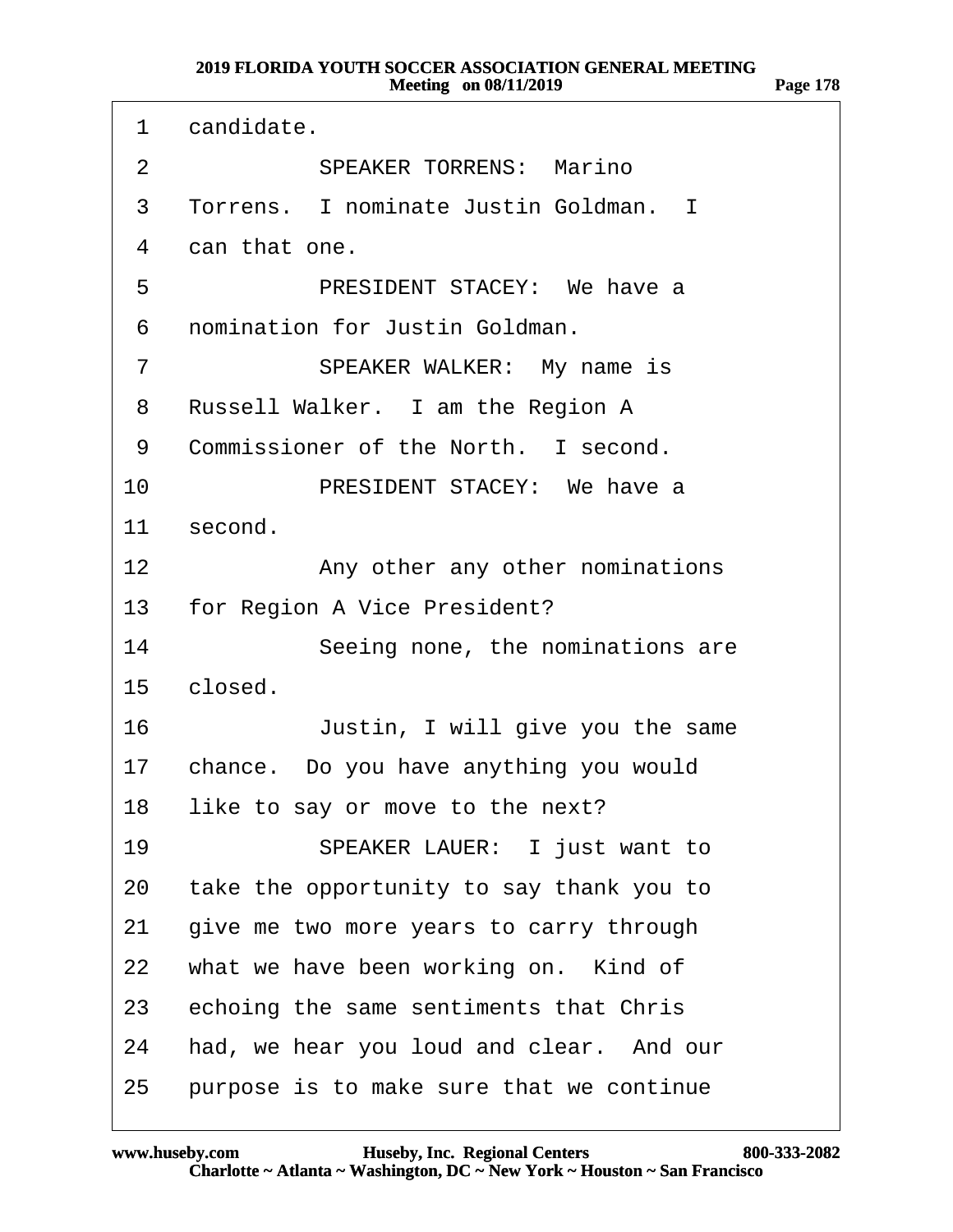1 candidate.

2 SPEAKER TORRENS: Marino

3 Torrens. I nominate Justin Goldman. I

4 can that one.

5 PRESIDENT STACEY: We have a

6 nomination for Justin Goldman.

7 SPEAKER WALKER: My name is

8 Russell Walker. I am the Region A

9 Commissioner of the North. I second.

10 PRESIDENT STACEY: We have a

11 second.

12 Any other any other nominations

13 for Region A Vice President?

14 Seeing none, the nominations are

15 closed.

16 Justin, I will give you the same

17 chance. Do you have anything you would

18 like to say or move to the next?

19 SPEAKER LAUER: I just want to

20 take the opportunity to say thank you to

21 give me two more years to carry through

22 what we have been working on. Kind of

23 echoing the same sentiments that Chris

24 had, we hear you loud and clear. And our

25 purpose is to make sure that we continue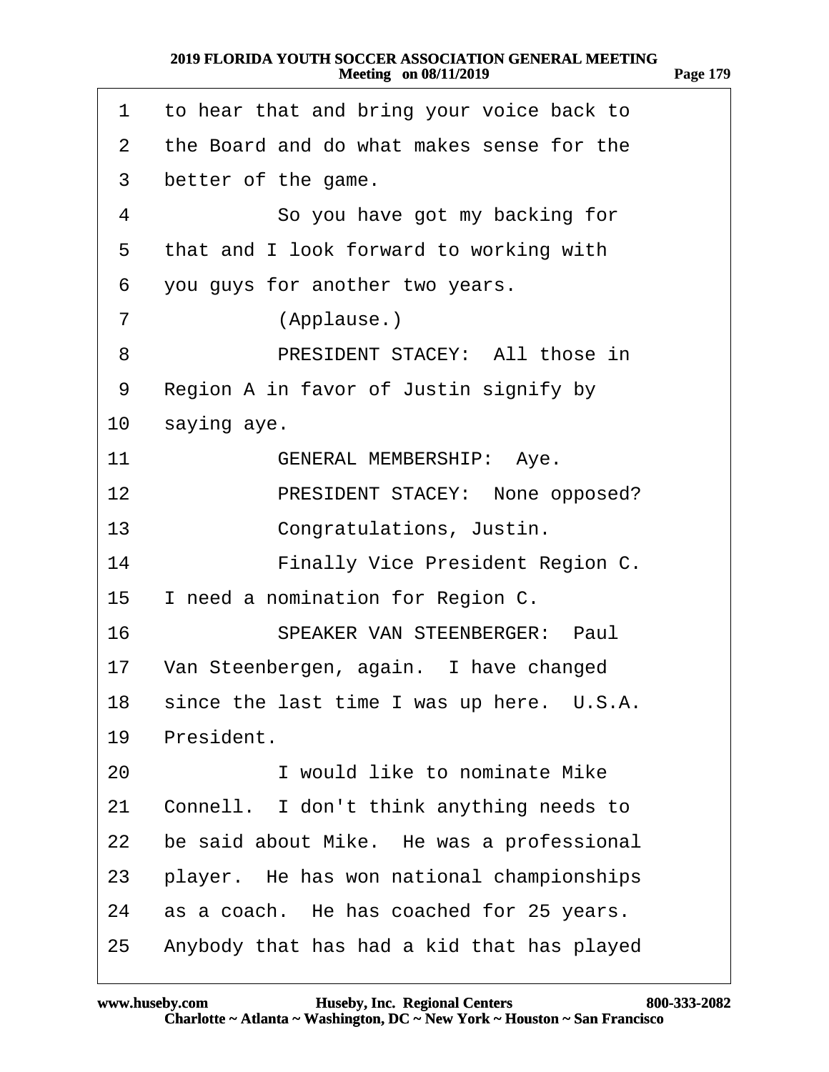1 to hear that and bring your voice back to
2 the Board and do what makes sense for the
3 better of the game.
4 So you have got my backing for
5 that and I look forward to working with
6 you guys for another two years.
7 (Applause.)
8 PRESIDENT STACEY: All those in
9 Region A in favor of Justin signify by
10 saying aye.
11 GENERAL MEMBERSHIP: Aye.
12 PRESIDENT STACEY: None opposed?
13 Congratulations, Justin.
14 Finally Vice President Region C.
15 I need a nomination for Region C.
16 SPEAKER VAN STEENBERGER: Paul
17 Van Steenbergen, again. I have changed
18 since the last time I was up here. U.S.A.
19 President.
20 I would like to nominate Mike
21 Connell. I don't think anything needs to
22 be said about Mike. He was a professional
23 player. He has won national championships
24 as a coach. He has coached for 25 years.
25 Anybody that has had a kid that has played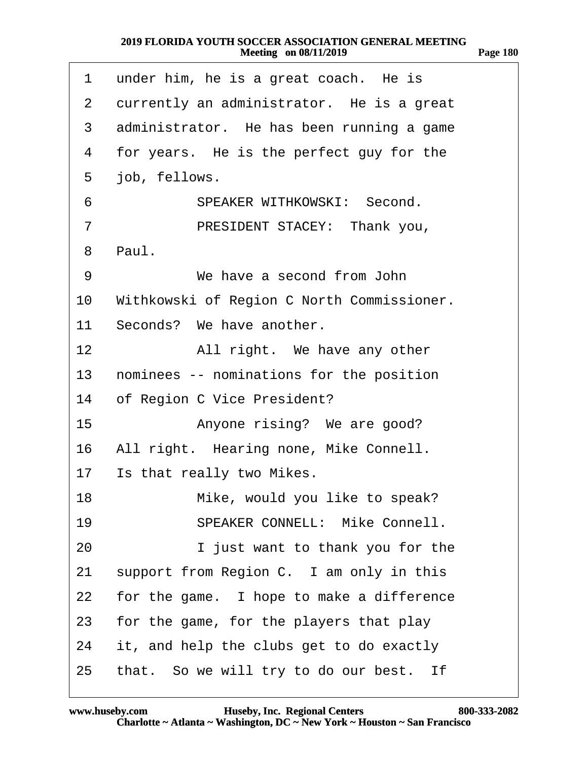1 under him, he is a great coach. He is
2 currently an administrator. He is a great
3 administrator. He has been running a game
4 for years. He is the perfect guy for the
5 job, fellows.
6 SPEAKER WITHKOWSKI: Second.
7 PRESIDENT STACEY: Thank you,
8 Paul.
9 We have a second from John
10 Withkowski of Region C North Commissioner.
11 Seconds? We have another.
12 All right. We have any other
13 nominees -- nominations for the position
14 of Region C Vice President?
15 Anyone rising? We are good?
16 All right. Hearing none, Mike Connell.
17 Is that really two Mikes.
18 Mike, would you like to speak?
19 SPEAKER CONNELL: Mike Connell.
20 I just want to thank you for the
21 support from Region C. I am only in this
22 for the game. I hope to make a difference
23 for the game, for the players that play
24 it, and help the clubs get to do exactly
25 that. So we will try to do our best. If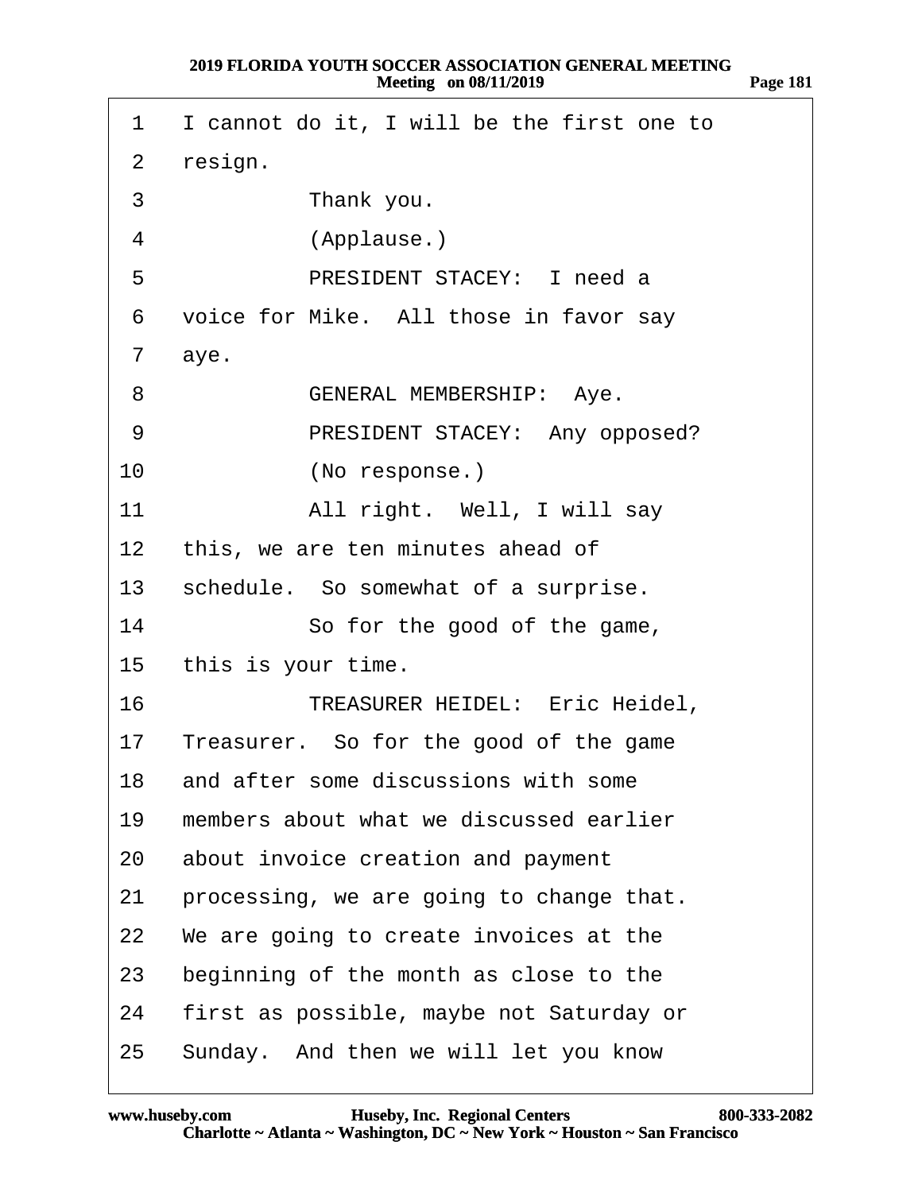1 I cannot do it, I will be the first one to
2 resign.
3 Thank you.
4 (Applause.)
5 PRESIDENT STACEY: I need a
6 voice for Mike. All those in favor say
7 aye.
8 GENERAL MEMBERSHIP: Aye.
9 PRESIDENT STACEY: Any opposed?
10 (No response.)
11 All right. Well, I will say
12 this, we are ten minutes ahead of
13 schedule. So somewhat of a surprise.
14 So for the good of the game,
15 this is your time.
16 TREASURER HEIDEL: Eric Heidel,
17 Treasurer. So for the good of the game
18 and after some discussions with some
19 members about what we discussed earlier
20 about invoice creation and payment
21 processing, we are going to change that.
22 We are going to create invoices at the
23 beginning of the month as close to the
24 first as possible, maybe not Saturday or
25 Sunday. And then we will let you know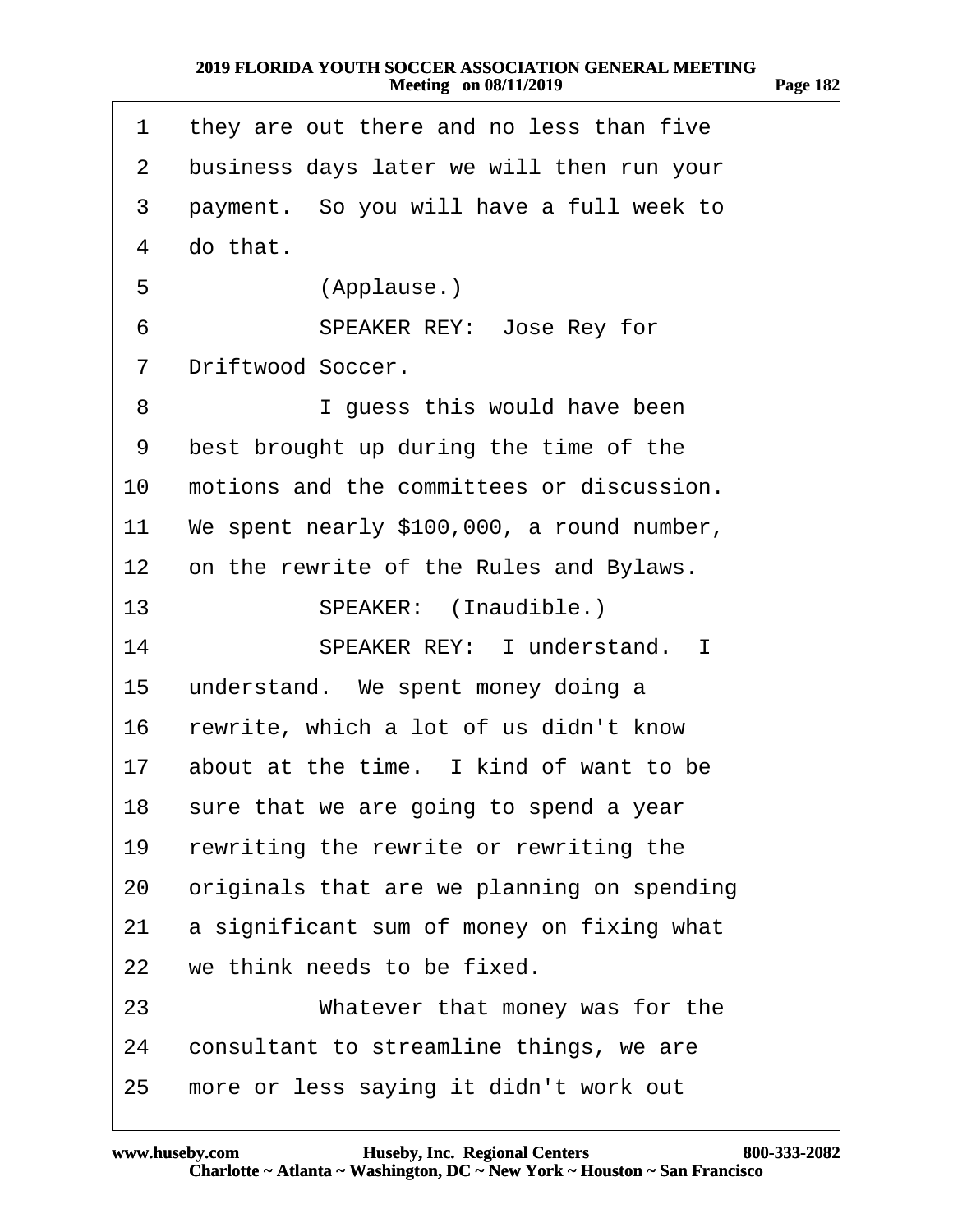1 they are out there and no less than five
2 business days later we will then run your
3 payment. So you will have a full week to
4 do that.
5 (Applause.)
6 SPEAKER REY: Jose Rey for
7 Driftwood Soccer.
8 I guess this would have been
9 best brought up during the time of the
10 motions and the committees or discussion.
11 We spent nearly $100,000, a round number,
12 on the rewrite of the Rules and Bylaws.
13 SPEAKER: (Inaudible.)
14 SPEAKER REY: I understand. I
15 understand. We spent money doing a
16 rewrite, which a lot of us didn't know
17 about at the time. I kind of want to be
18 sure that we are going to spend a year
19 rewriting the rewrite or rewriting the
20 originals that are we planning on spending
21 a significant sum of money on fixing what
22 we think needs to be fixed.
23 Whatever that money was for the
24 consultant to streamline things, we are
25 more or less saying it didn't work out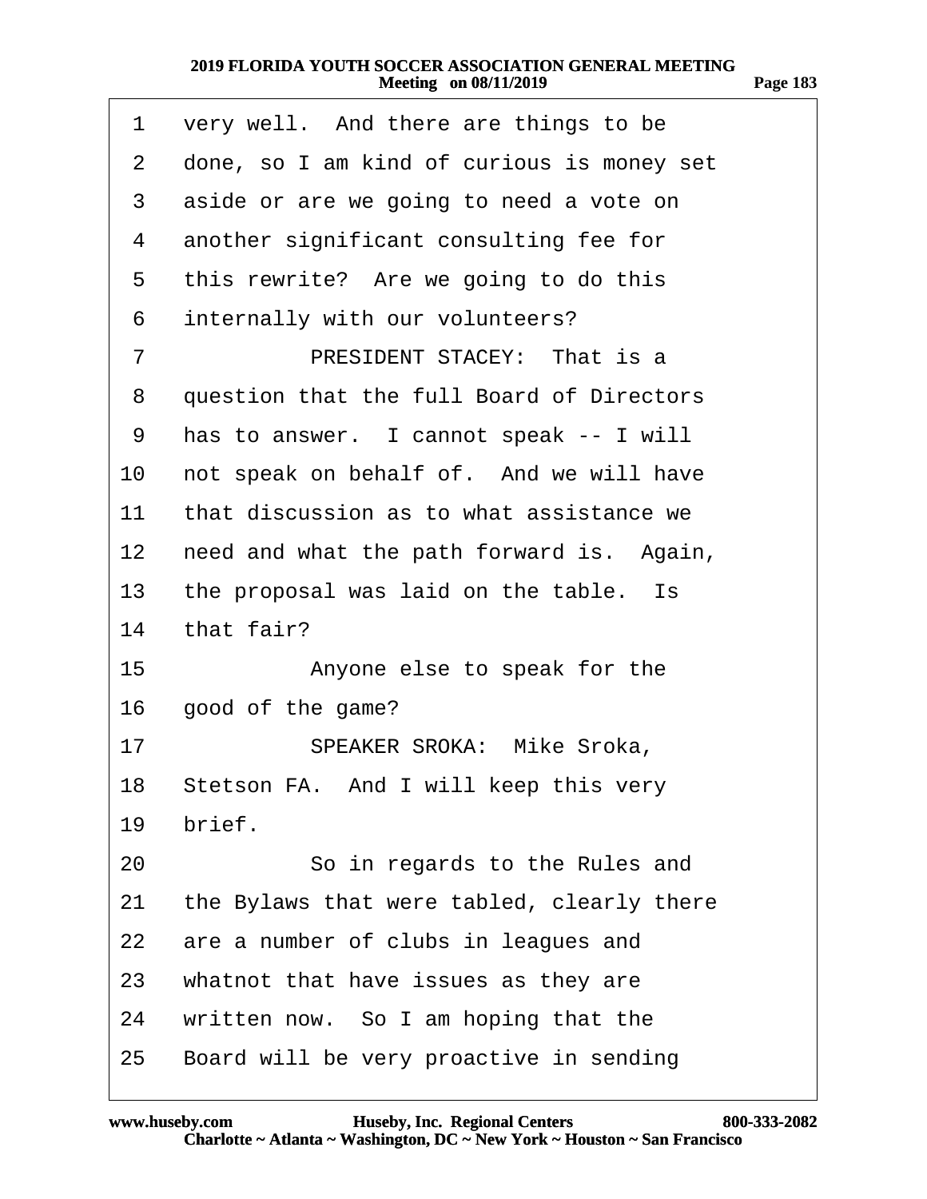very well. And there are things to be done, so I am kind of curious is money set aside or are we going to need a vote on another significant consulting fee for this rewrite? Are we going to do this internally with our volunteers?

PRESIDENT STACEY: That is a question that the full Board of Directors has to answer. I cannot speak -- I will not speak on behalf of. And we will have that discussion as to what assistance we need and what the path forward is. Again, the proposal was laid on the table. Is that fair?

Anyone else to speak for the good of the game?

SPEAKER SROKA: Mike Sroka, Stetson FA. And I will keep this very brief.

So in regards to the Rules and the Bylaws that were tabled, clearly there are a number of clubs in leagues and whatnot that have issues as they are written now. So I am hoping that the Board will be very proactive in sending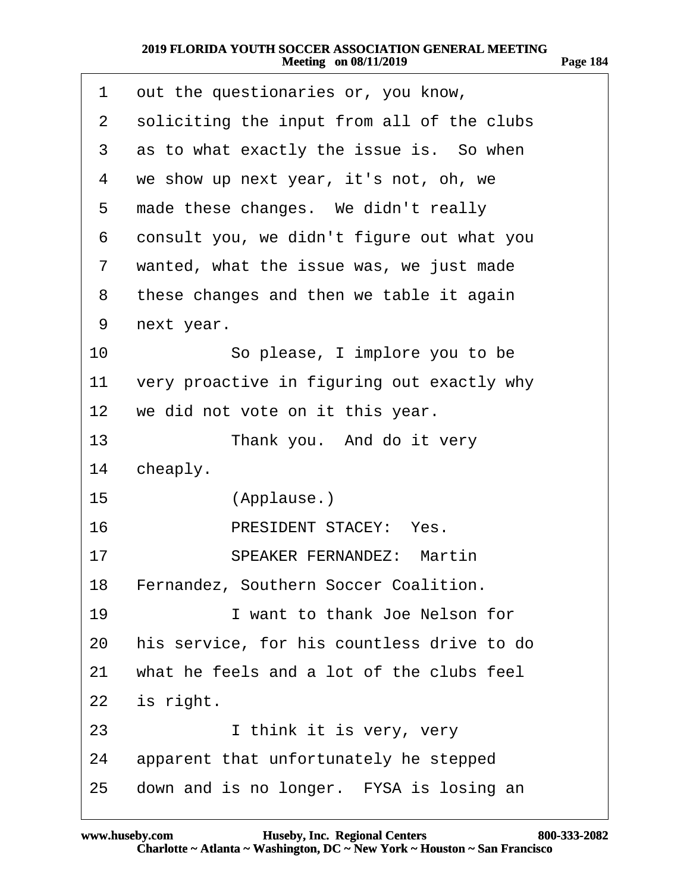out the questionaries or, you know, soliciting the input from all of the clubs as to what exactly the issue is. So when we show up next year, it's not, oh, we made these changes. We didn't really consult you, we didn't figure out what you wanted, what the issue was, we just made these changes and then we table it again next year.

So please, I implore you to be very proactive in figuring out exactly why we did not vote on it this year.

Thank you. And do it very cheaply.

(Applause.)

PRESIDENT STACEY: Yes.

SPEAKER FERNANDEZ: Martin Fernandez, Southern Soccer Coalition.

I want to thank Joe Nelson for his service, for his countless drive to do what he feels and a lot of the clubs feel is right.

I think it is very, very apparent that unfortunately he stepped down and is no longer. FYSA is losing an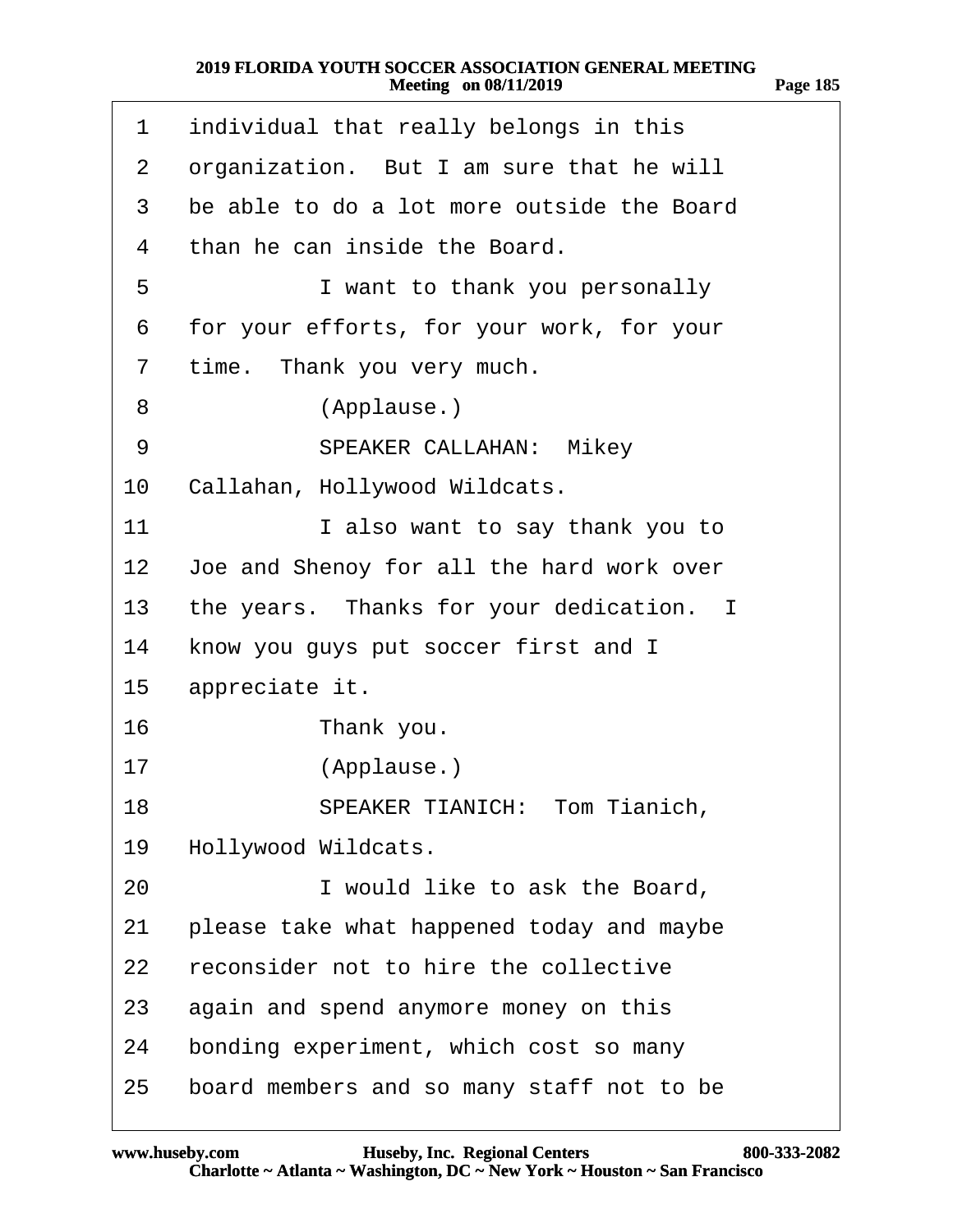1 individual that really belongs in this
2 organization. But I am sure that he will
3 be able to do a lot more outside the Board
4 than he can inside the Board.
5 I want to thank you personally
6 for your efforts, for your work, for your
7 time. Thank you very much.
8 (Applause.)
9 SPEAKER CALLAHAN: Mikey
10 Callahan, Hollywood Wildcats.
11 I also want to say thank you to
12 Joe and Shenoy for all the hard work over
13 the years. Thanks for your dedication. I
14 know you guys put soccer first and I
15 appreciate it.
16 Thank you.
17 (Applause.)
18 SPEAKER TIANICH: Tom Tianich,
19 Hollywood Wildcats.
20 I would like to ask the Board,
21 please take what happened today and maybe
22 reconsider not to hire the collective
23 again and spend anymore money on this
24 bonding experiment, which cost so many
25 board members and so many staff not to be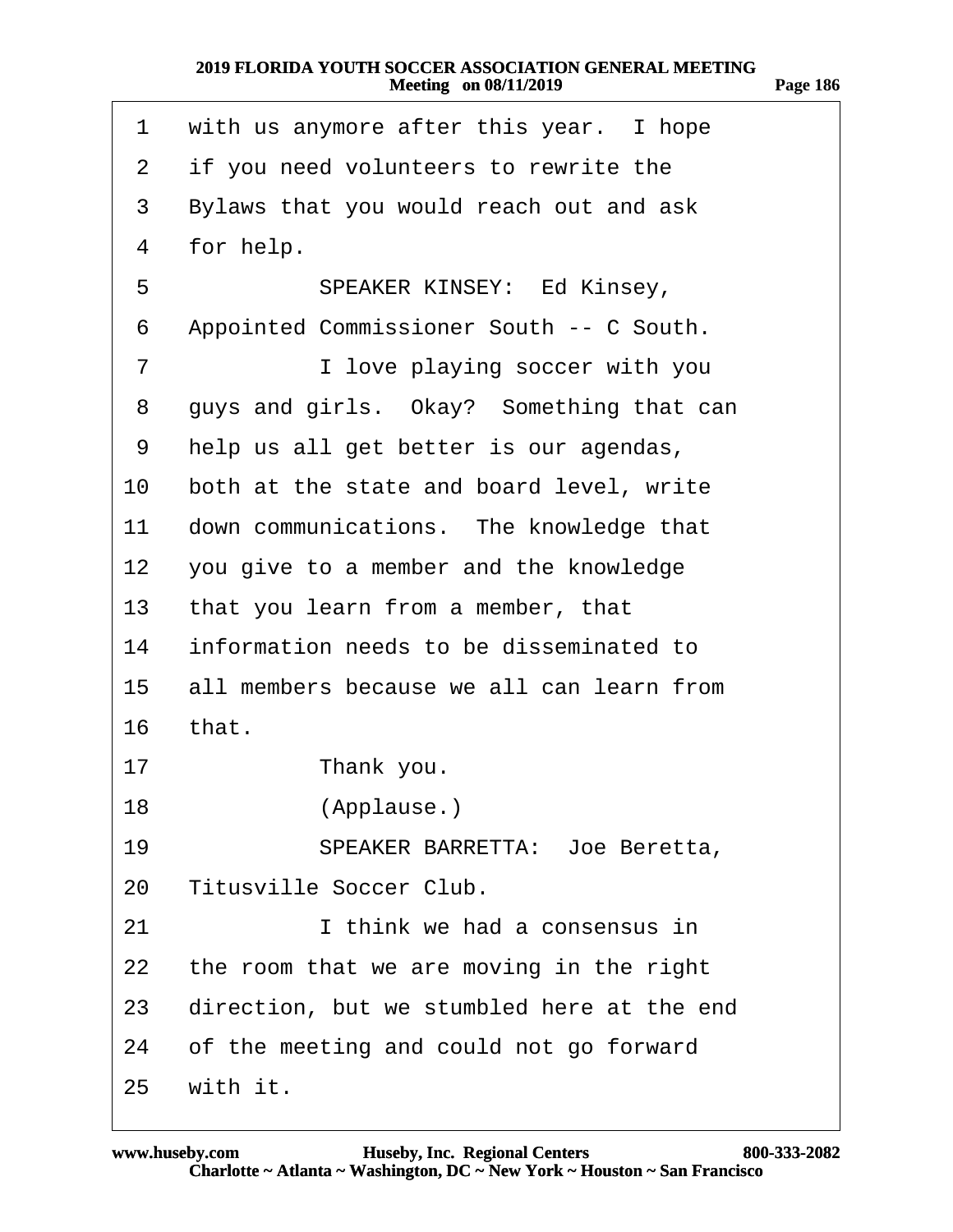1 with us anymore after this year. I hope
2 if you need volunteers to rewrite the
3 Bylaws that you would reach out and ask
4 for help.
5 SPEAKER KINSEY: Ed Kinsey,
6 Appointed Commissioner South -- C South.
7 I love playing soccer with you
8 guys and girls. Okay? Something that can
9 help us all get better is our agendas,
10 both at the state and board level, write
11 down communications. The knowledge that
12 you give to a member and the knowledge
13 that you learn from a member, that
14 information needs to be disseminated to
15 all members because we all can learn from
16 that.
17 Thank you.
18 (Applause.)
19 SPEAKER BARRETTA: Joe Beretta,
20 Titusville Soccer Club.
21 I think we had a consensus in
22 the room that we are moving in the right
23 direction, but we stumbled here at the end
24 of the meeting and could not go forward
25 with it.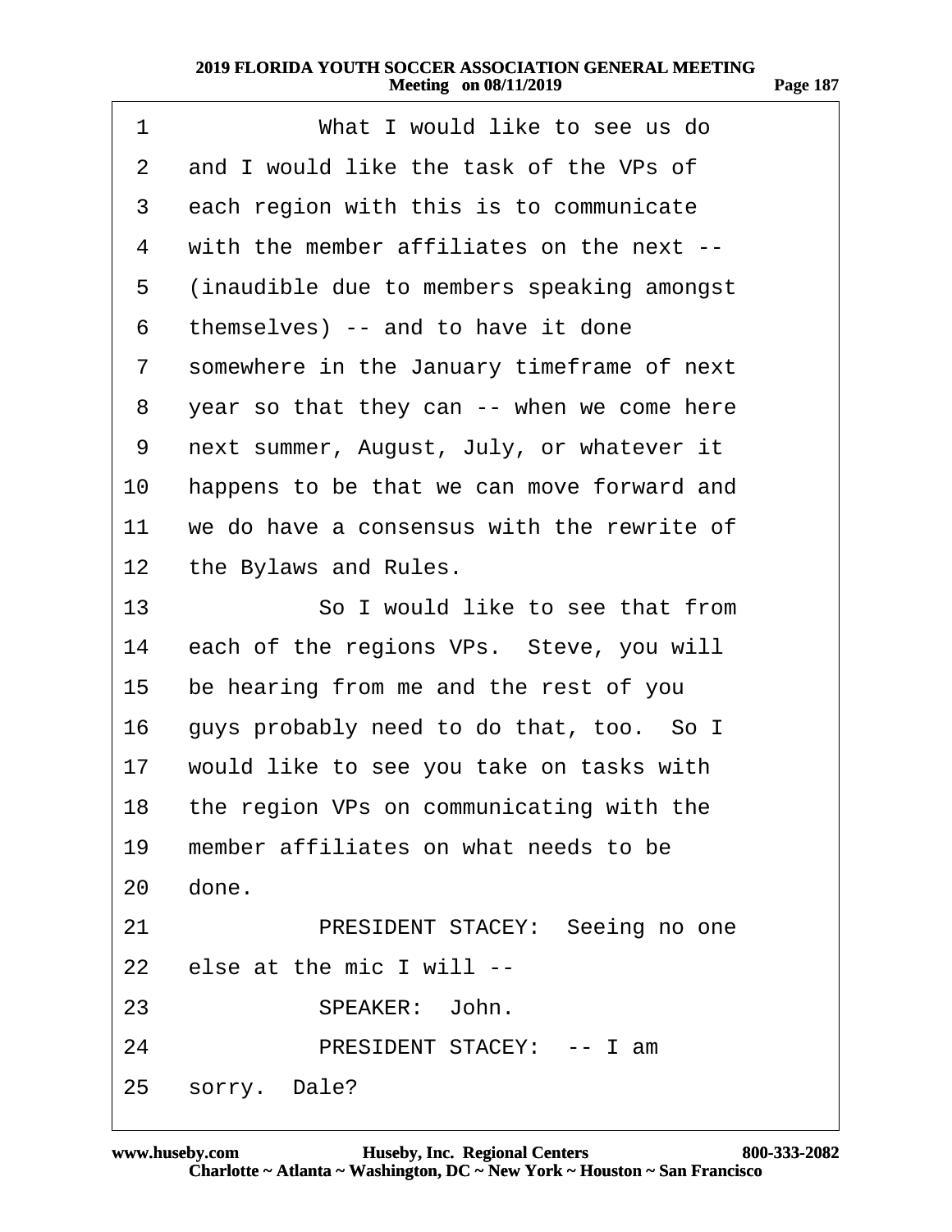1 What I would like to see us do
2 and I would like the task of the VPs of
3 each region with this is to communicate
4 with the member affiliates on the next --
5 (inaudible due to members speaking amongst
6 themselves) -- and to have it done
7 somewhere in the January timeframe of next
8 year so that they can -- when we come here
9 next summer, August, July, or whatever it
10 happens to be that we can move forward and
11 we do have a consensus with the rewrite of
12 the Bylaws and Rules.
13 So I would like to see that from
14 each of the regions VPs. Steve, you will
15 be hearing from me and the rest of you
16 guys probably need to do that, too. So I
17 would like to see you take on tasks with
18 the region VPs on communicating with the
19 member affiliates on what needs to be
20 done.
21 PRESIDENT STACEY: Seeing no one
22 else at the mic I will --
23 SPEAKER: John.
24 PRESIDENT STACEY: -- I am
25 sorry. Dale?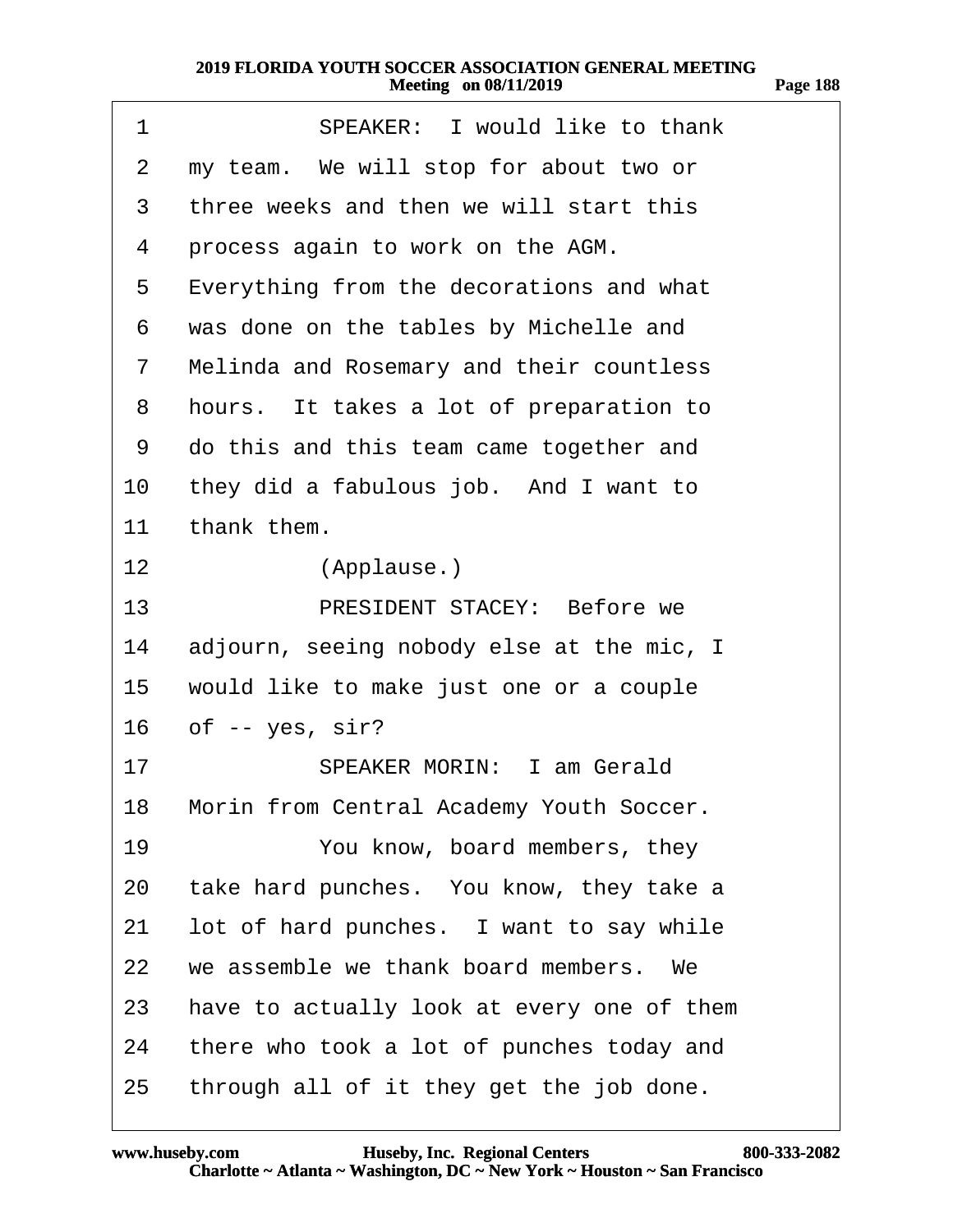1 SPEAKER: I would like to thank
2 my team. We will stop for about two or
3 three weeks and then we will start this
4 process again to work on the AGM.
5 Everything from the decorations and what
6 was done on the tables by Michelle and
7 Melinda and Rosemary and their countless
8 hours. It takes a lot of preparation to
9 do this and this team came together and
10 they did a fabulous job. And I want to
11 thank them.
12 (Applause.)
13 PRESIDENT STACEY: Before we
14 adjourn, seeing nobody else at the mic, I
15 would like to make just one or a couple
16 of -- yes, sir?
17 SPEAKER MORIN: I am Gerald
18 Morin from Central Academy Youth Soccer.
19 You know, board members, they
20 take hard punches. You know, they take a
21 lot of hard punches. I want to say while
22 we assemble we thank board members. We
23 have to actually look at every one of them
24 there who took a lot of punches today and
25 through all of it they get the job done.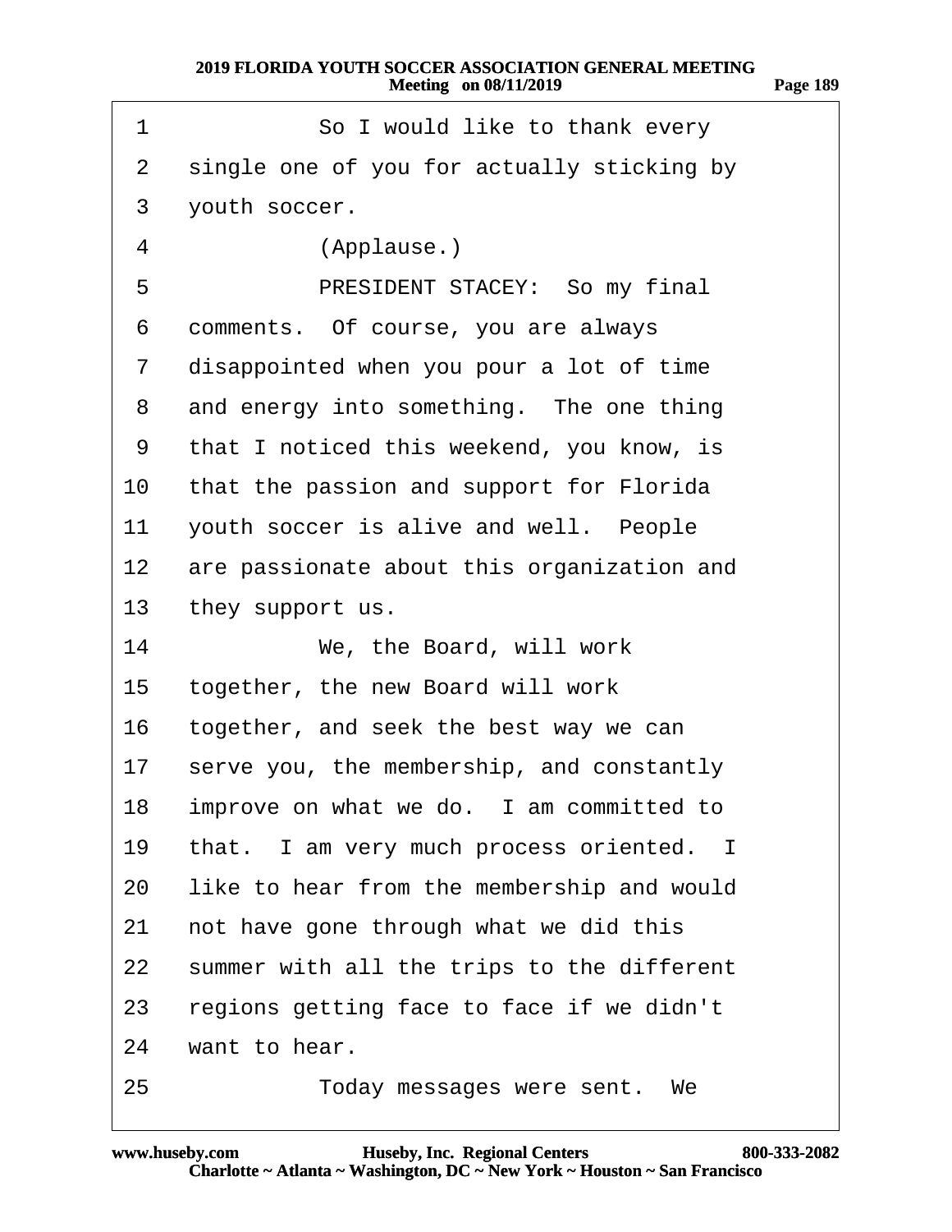1 So I would like to thank every
2 single one of you for actually sticking by
3 youth soccer.
4 (Applause.)
5 PRESIDENT STACEY: So my final
6 comments. Of course, you are always
7 disappointed when you pour a lot of time
8 and energy into something. The one thing
9 that I noticed this weekend, you know, is
10 that the passion and support for Florida
11 youth soccer is alive and well. People
12 are passionate about this organization and
13 they support us.
14 We, the Board, will work
15 together, the new Board will work
16 together, and seek the best way we can
17 serve you, the membership, and constantly
18 improve on what we do. I am committed to
19 that. I am very much process oriented. I
20 like to hear from the membership and would
21 not have gone through what we did this
22 summer with all the trips to the different
23 regions getting face to face if we didn't
24 want to hear.
25 Today messages were sent. We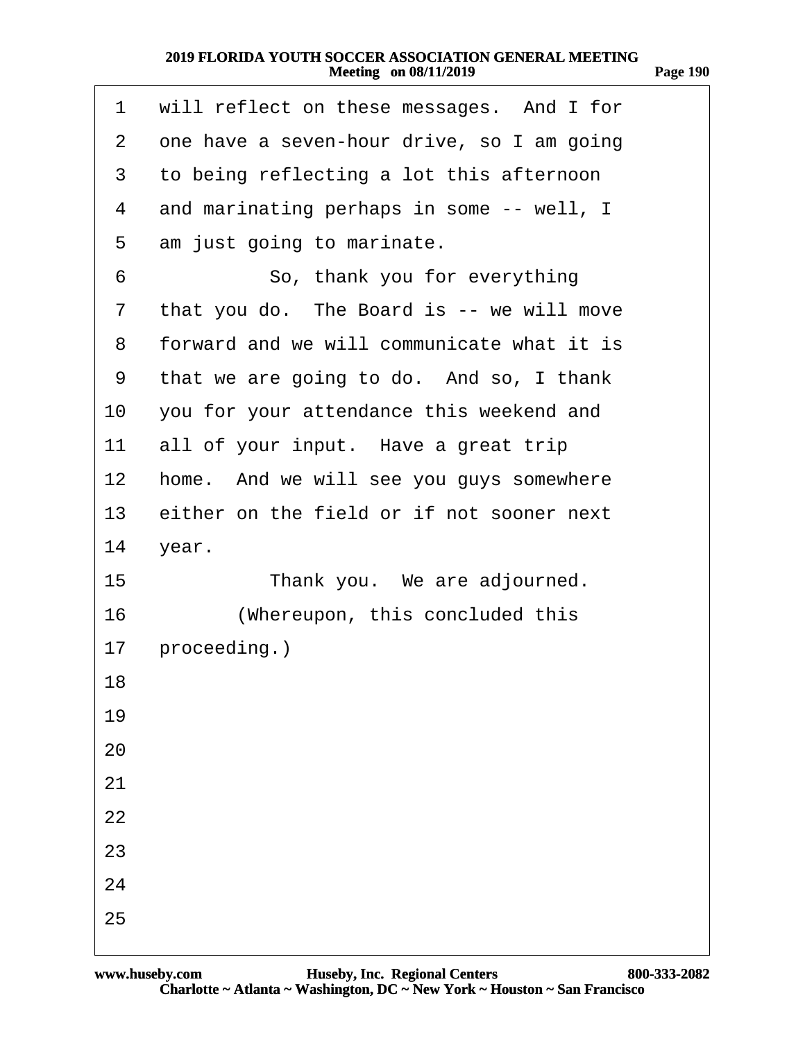1 will reflect on these messages. And I for
2 one have a seven-hour drive, so I am going
3 to being reflecting a lot this afternoon
4 and marinating perhaps in some -- well, I
5 am just going to marinate.
6 So, thank you for everything
7 that you do. The Board is -- we will move
8 forward and we will communicate what it is
9 that we are going to do. And so, I thank
10 you for your attendance this weekend and
11 all of your input. Have a great trip
12 home. And we will see you guys somewhere
13 either on the field or if not sooner next
14 year.
15 Thank you. We are adjourned.
16 (Whereupon, this concluded this
17 proceeding.)
18
19
20
21
22
23
24
25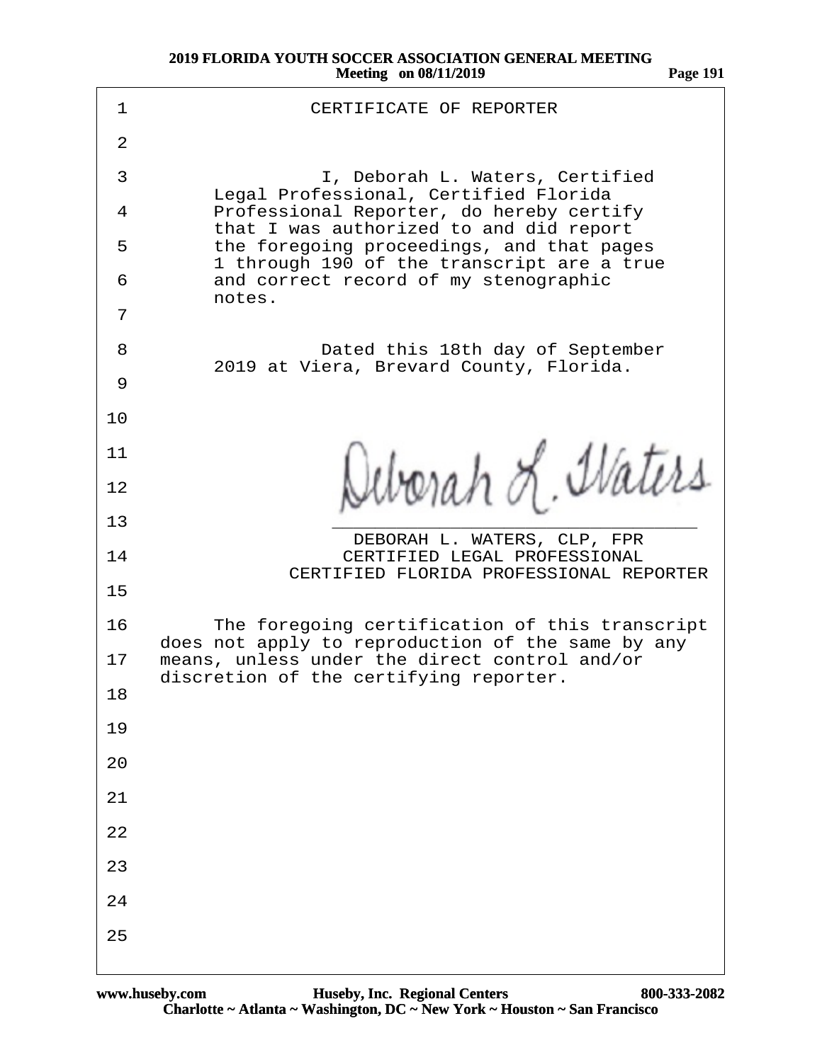# CERTIFICATE OF REPORTER

I, Deborah L. Waters, Certified Legal Professional, Certified Florida Professional Reporter, do hereby certify that I was authorized to and did report the foregoing proceedings, and that pages 1 through 190 of the transcript are a true and correct record of my stenographic notes.

Dated this 18th day of September 2019 at Viera, Brevard County, Florida.

Deborah L. Waters

DEBORAH L. WATERS, CLP, FPR
CERTIFIED LEGAL PROFESSIONAL
CERTIFIED FLORIDA PROFESSIONAL REPORTER

The foregoing certification of this transcript does not apply to reproduction of the same by any means, unless under the direct control and/or discretion of the certifying reporter.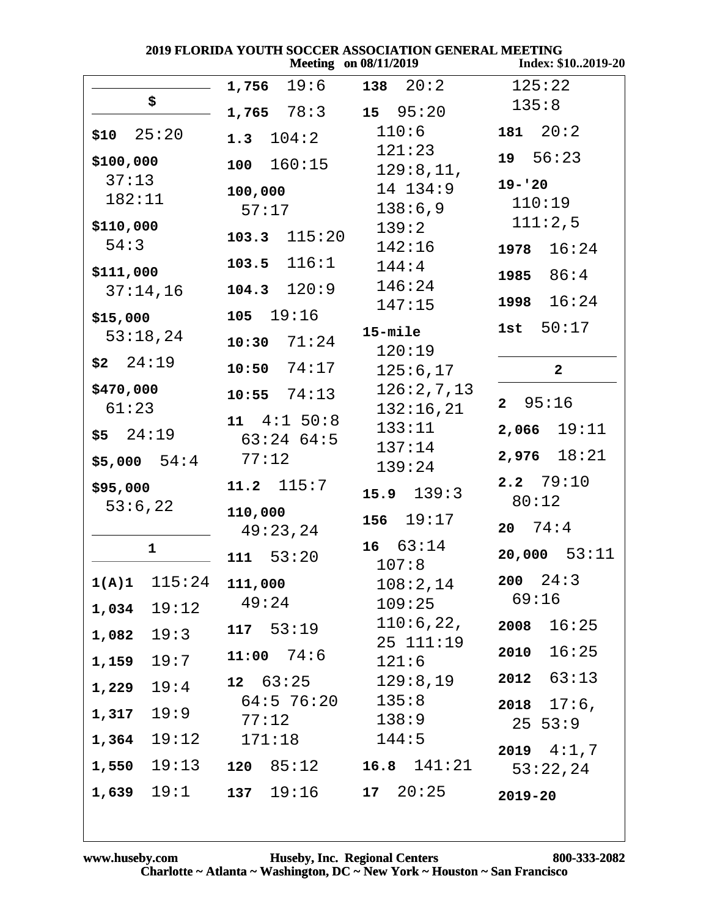## $

**$10** 25:20

**$100,000** 37:13 182:11

**$110,000** 54:3

**$111,000** 37:14,16

**$15,000** 53:18,24

**$2** 24:19

**$470,000** 61:23

**$5** 24:19

**$5,000** 54:4

**$95,000** 53:6,22

## 1

**1(A)1** 115:24

**1,034** 19:12

**1,082** 19:3

**1,159** 19:7

**1,229** 19:4

**1,317** 19:9

**1,364** 19:12

**1,550** 19:13

**1,639** 19:1

**1,756** 19:6

**1,765** 78:3

**1.3** 104:2

**100** 160:15

**100,000** 57:17

**103.3** 115:20

**103.5** 116:1

**104.3** 120:9

**105** 19:16

**10:30** 71:24

**10:50** 74:17

**10:55** 74:13

**11** 4:1 50:8 63:24 64:5 77:12

**11.2** 115:7

**110,000** 49:23,24

**111** 53:20

**111,000** 49:24

**117** 53:19

**11:00** 74:6

**12** 63:25 64:5 76:20 77:12 171:18

**120** 85:12

**137** 19:16

**138** 20:2

**15** 95:20 110:6 121:23 129:8,11, 14 134:9 138:6,9 139:2 142:16 144:4 146:24 147:15

**15-mile** 120:19 125:6,17 126:2,7,13 132:16,21 133:11 137:14 139:24

**15.9** 139:3

**156** 19:17

**16** 63:14 107:8 108:2,14 109:25 110:6,22, 25 111:19 121:6 129:8,19 135:8 138:9 144:5

**16.8** 141:21

**17** 20:25 125:22 135:8

**181** 20:2

**19** 56:23

**19-'20** 110:19 111:2,5

**1978** 16:24

**1985** 86:4

**1998** 16:24

**1st** 50:17

## 2

**2** 95:16

**2,066** 19:11

**2,976** 18:21

**2.2** 79:10 80:12

**20** 74:4

**20,000** 53:11

**200** 24:3 69:16

**2008** 16:25

**2010** 16:25

**2012** 63:13

**2018** 17:6, 25 53:9

**2019** 4:1,7 53:22,24

**2019-20**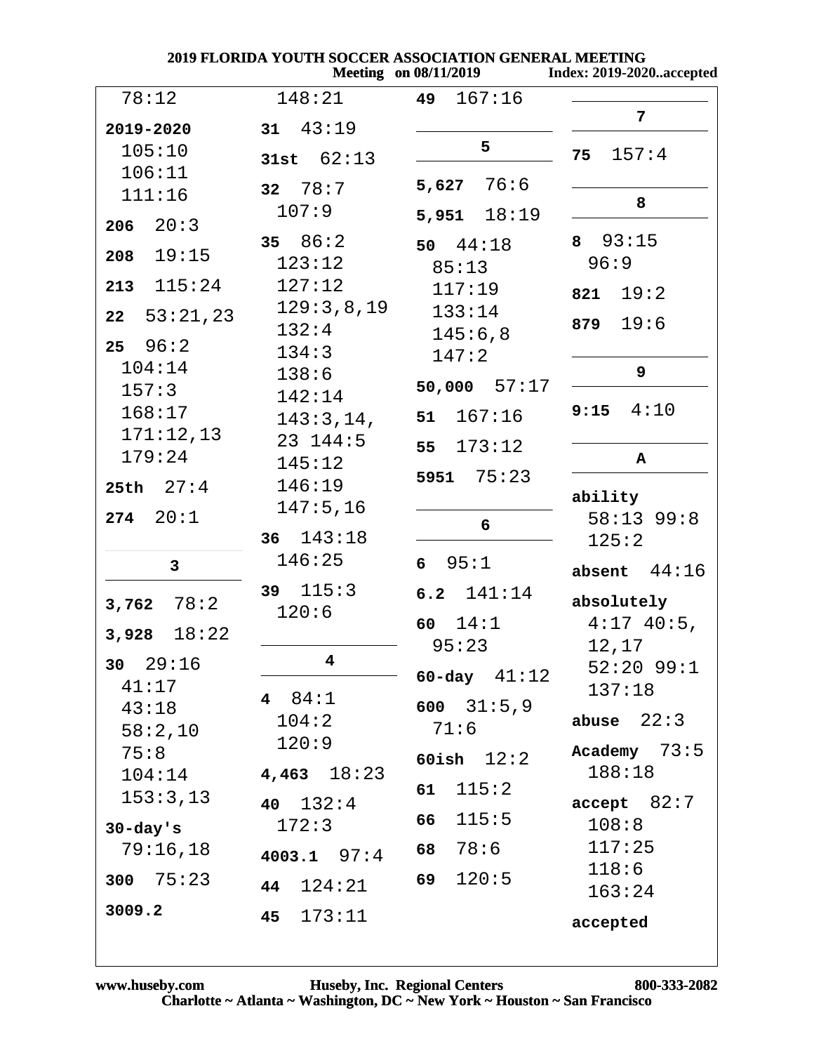78:12

**2019-2020** 105:10 106:11 111:16

**206** 20:3

**208** 19:15

**213** 115:24

**22** 53:21,23

**25** 96:2 104:14 157:3 168:17 171:12,13 179:24

**25th** 27:4

**274** 20:1

### 3

**3,762** 78:2

**3,928** 18:22

**30** 29:16 41:17 43:18 58:2,10 75:8 104:14 153:3,13

**30-day's** 79:16,18

**300** 75:23

**3009.2** 148:21

**31** 43:19

**31st** 62:13

**32** 78:7 107:9

**35** 86:2 123:12 127:12 129:3,8,19 132:4 134:3 138:6 142:14 143:3,14, 23 144:5 145:12 146:19 147:5,16

**36** 143:18 146:25

**39** 115:3 120:6

### 4

**4** 84:1 104:2 120:9

**4,463** 18:23

**40** 132:4 172:3

**4003.1** 97:4

**44** 124:21

**45** 173:11

**49** 167:16

### 5

**5,627** 76:6

**5,951** 18:19

**50** 44:18 85:13 117:19 133:14 145:6,8 147:2

**50,000** 57:17

**51** 167:16

**55** 173:12

**5951** 75:23

### 6

**6** 95:1

**6.2** 141:14

**60** 14:1 95:23

**60-day** 41:12

**600** 31:5,9 71:6

**60ish** 12:2

**61** 115:2

**66** 115:5

**68** 78:6

**69** 120:5

### 7

**75** 157:4

### 8

**8** 93:15 96:9

**821** 19:2

**879** 19:6

### 9

**9:15** 4:10

### A

**ability** 58:13 99:8 125:2

**absent** 44:16

**absolutely** 4:17 40:5, 12,17 52:20 99:1 137:18

**abuse** 22:3

**Academy** 73:5 188:18

**accept** 82:7 108:8 117:25 118:6 163:24

**accepted**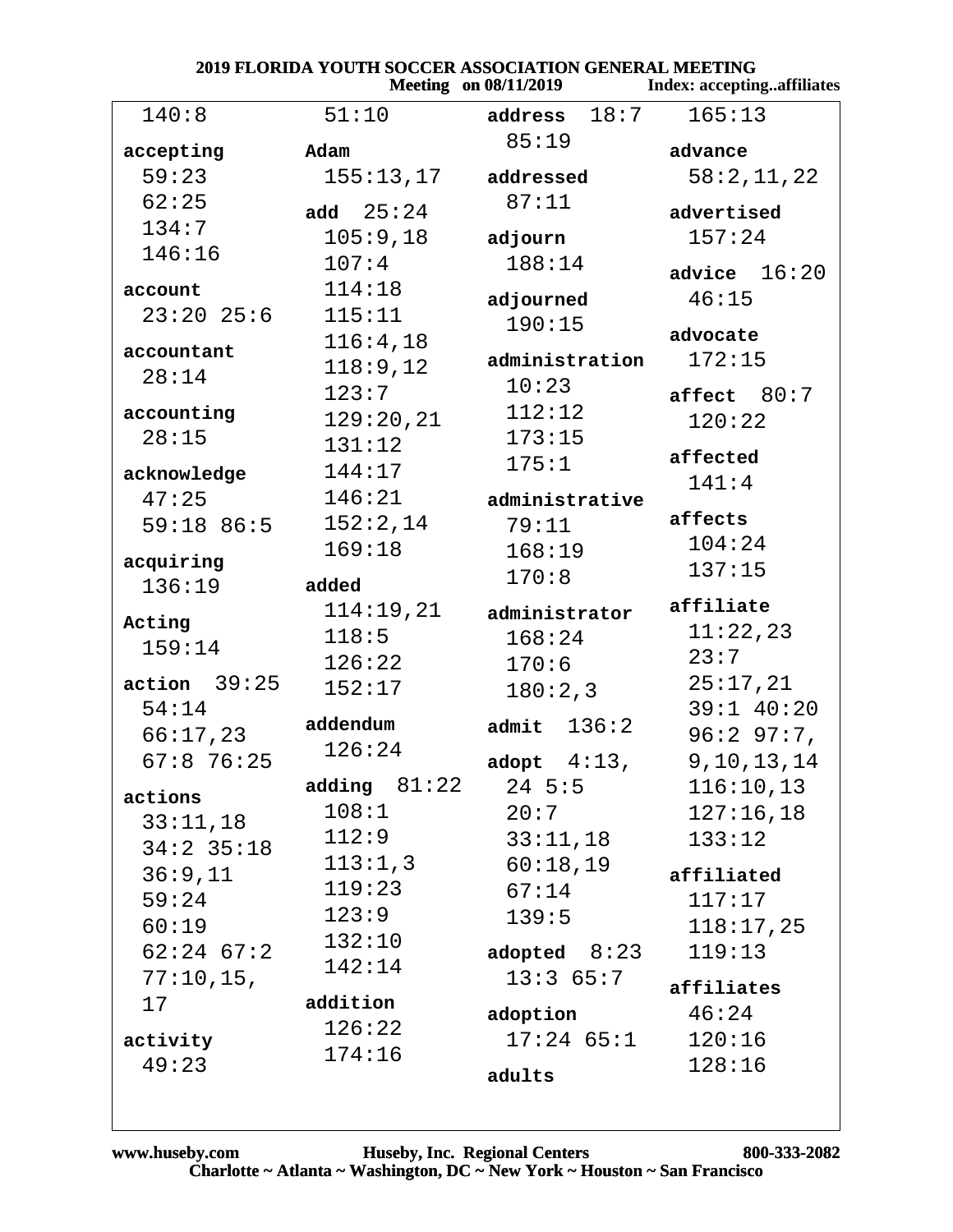140:8

**accepting** 59:23 62:25 134:7 146:16

**account** 23:20 25:6

**accountant** 28:14

**accounting** 28:15

**acknowledge** 47:25 59:18 86:5

**acquiring** 136:19

**Acting** 159:14

**action** 39:25 54:14 66:17,23 67:8 76:25

**actions** 33:11,18 34:2 35:18 36:9,11 59:24 60:19 62:24 67:2 77:10,15, 17

**activity** 49:23

51:10

**Adam** 155:13,17

**add** 25:24 105:9,18 107:4 114:18 115:11 116:4,18 118:9,12 123:7 129:20,21 131:12 144:17 146:21 152:2,14 169:18

**added** 114:19,21 118:5 126:22 152:17

**addendum** 126:24

**adding** 81:22 108:1 112:9 113:1,3 119:23 123:9 132:10 142:14

**addition** 126:22 174:16

**address** 18:7 85:19

**addressed** 87:11

**adjourn** 188:14

**adjourned** 190:15

**administration** 10:23 112:12 173:15 175:1

**administrative** 79:11 168:19 170:8

**administrator** 168:24 170:6 180:2,3

**admit** 136:2

**adopt** 4:13, 24 5:5 20:7 33:11,18 60:18,19 67:14 139:5

**adopted** 8:23 13:3 65:7

**adoption** 17:24 65:1

**adults**

165:13

**advance** 58:2,11,22

**advertised** 157:24

**advice** 16:20 46:15

**advocate** 172:15

**affect** 80:7 120:22

**affected** 141:4

**affects** 104:24 137:15

**affiliate** 11:22,23 23:7 25:17,21 39:1 40:20 96:2 97:7, 9,10,13,14 116:10,13 127:16,18 133:12

**affiliated** 117:17 118:17,25 119:13

**affiliates** 46:24 120:16 128:16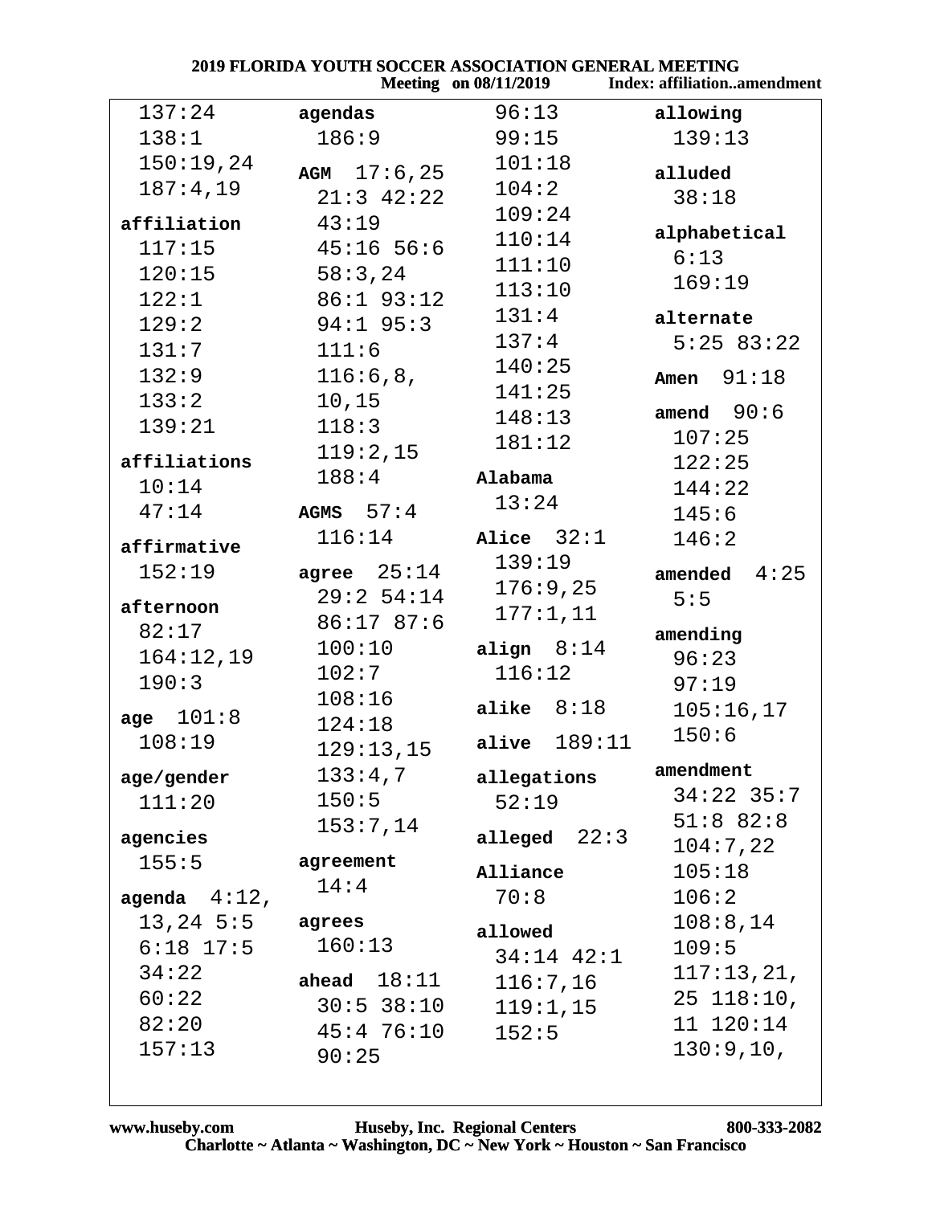137:24
138:1
150:19,24
187:4,19

**affiliation**
117:15
120:15
122:1
129:2
131:7
132:9
133:2
139:21

**affiliations**
10:14
47:14

**affirmative**
152:19

**afternoon**
82:17
164:12,19
190:3

**age** 101:8
108:19

**age/gender**
111:20

**agencies**
155:5

**agenda** 4:12,
13,24 5:5
6:18 17:5
34:22
60:22
82:20
157:13

**agendas**
186:9

**AGM** 17:6,25
21:3 42:22
43:19
45:16 56:6
58:3,24
86:1 93:12
94:1 95:3
111:6
116:6,8,
10,15
118:3
119:2,15
188:4

**AGMS** 57:4
116:14

**agree** 25:14
29:2 54:14
86:17 87:6
100:10
102:7
108:16
124:18
129:13,15
133:4,7
150:5
153:7,14

**agreement**
14:4

**agrees**
160:13

**ahead** 18:11
30:5 38:10
45:4 76:10
90:25

96:13
99:15
101:18
104:2
109:24
110:14
111:10
113:10
131:4
137:4
140:25
141:25
148:13
181:12

**Alabama**
13:24

**Alice** 32:1
139:19
176:9,25
177:1,11

**align** 8:14
116:12

**alike** 8:18

**alive** 189:11

**allegations**
52:19

**alleged** 22:3

**Alliance**
70:8

**allowed**
34:14 42:1
116:7,16
119:1,15
152:5

**allowing**
139:13

**alluded**
38:18

**alphabetical**
6:13
169:19

**alternate**
5:25 83:22

**Amen** 91:18

**amend** 90:6
107:25
122:25
144:22
145:6
146:2

**amended** 4:25
5:5

**amending**
96:23
97:19
105:16,17
150:6

**amendment**
34:22 35:7
51:8 82:8
104:7,22
105:18
106:2
108:8,14
109:5
117:13,21,
25 118:10,
11 120:14
130:9,10,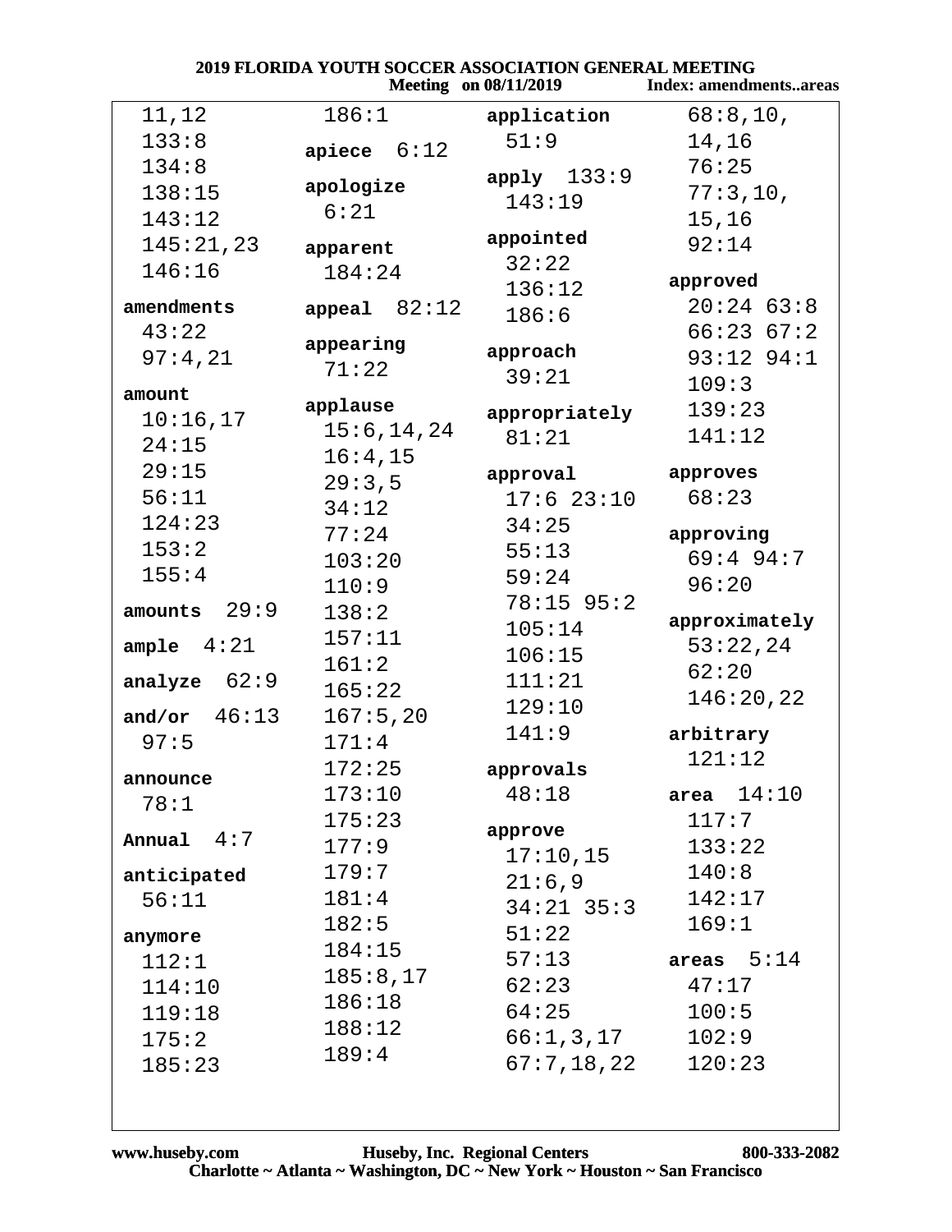11,12
133:8
134:8
138:15
143:12
145:21,23
146:16

**amendments**
43:22
97:4,21

**amount**
10:16,17
24:15
29:15
56:11
124:23
153:2
155:4

**amounts** 29:9

**ample** 4:21

**analyze** 62:9

**and/or** 46:13
97:5

**announce**
78:1

**Annual** 4:7

**anticipated**
56:11

**anymore**
112:1
114:10
119:18
175:2
185:23

186:1

**apiece** 6:12

**apologize**
6:21

**apparent**
184:24

**appeal** 82:12

**appearing**
71:22

**applause**
15:6,14,24
16:4,15
29:3,5
34:12
77:24
103:20
110:9
138:2
157:11
161:2
165:22
167:5,20
171:4
172:25
173:10
175:23
177:9
179:7
181:4
182:5
184:15
185:8,17
186:18
188:12
189:4

**application**
51:9

**apply** 133:9
143:19

**appointed**
32:22
136:12
186:6

**approach**
39:21

**appropriately**
81:21

**approval**
17:6 23:10
34:25
55:13
59:24
78:15 95:2
105:14
106:15
111:21
129:10
141:9

**approvals**
48:18

**approve**
17:10,15
21:6,9
34:21 35:3
51:22
57:13
62:23
64:25
66:1,3,17
67:7,18,22

68:8,10,
14,16
76:25
77:3,10,
15,16
92:14

**approved**
20:24 63:8
66:23 67:2
93:12 94:1
109:3
139:23
141:12

**approves**
68:23

**approving**
69:4 94:7
96:20

**approximately**
53:22,24
62:20
146:20,22

**arbitrary**
121:12

**area** 14:10
117:7
133:22
140:8
142:17
169:1

**areas** 5:14
47:17
100:5
102:9
120:23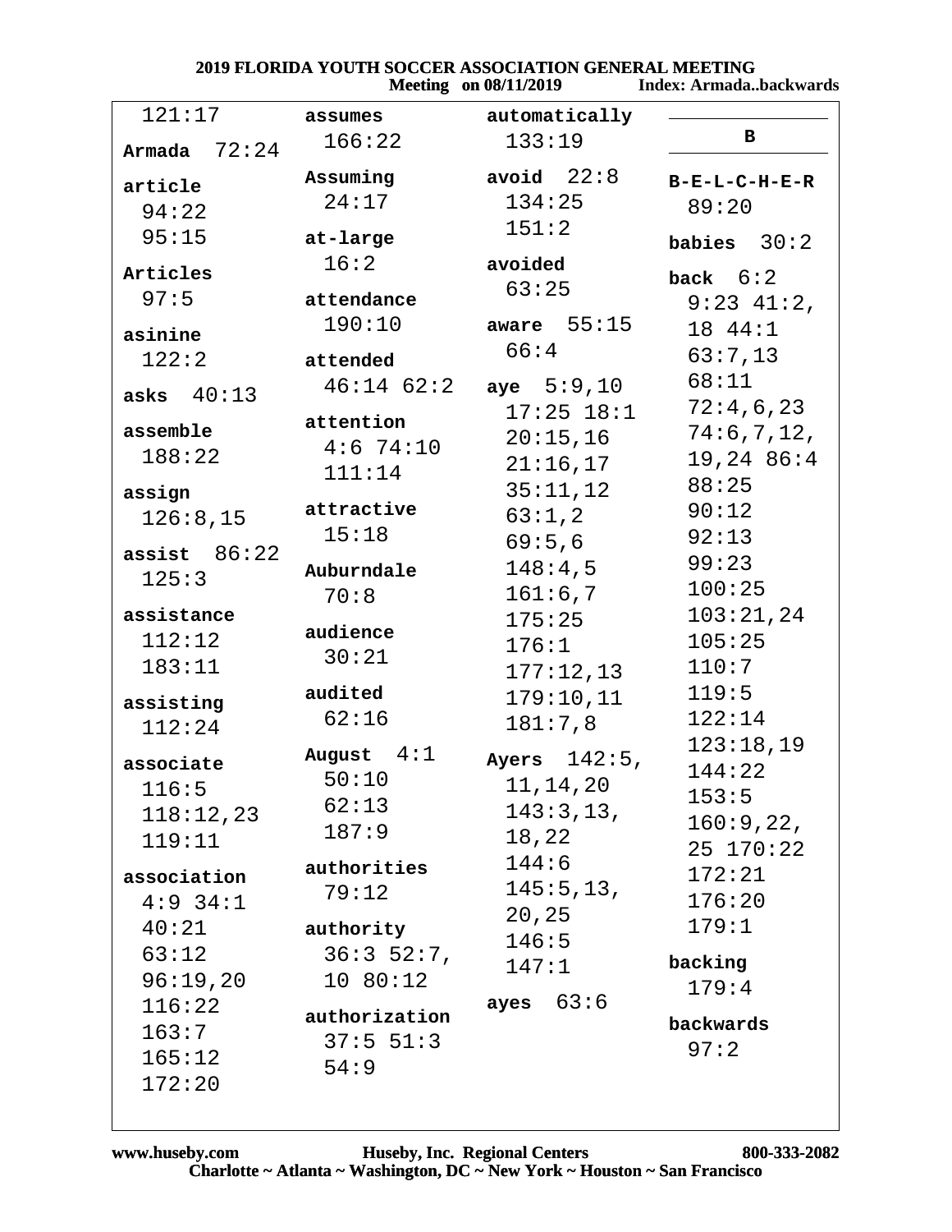121:17

**Armada** 72:24

**article** 94:22 95:15

**Articles** 97:5

**asinine** 122:2

**asks** 40:13

**assemble** 188:22

**assign** 126:8,15

**assist** 86:22 125:3

**assistance** 112:12 183:11

**assisting** 112:24

**associate** 116:5 118:12,23 119:11

**association** 4:9 34:1 40:21 63:12 96:19,20 116:22 163:7 165:12 172:20

**assumes** 166:22

**Assuming** 24:17

**at-large** 16:2

**attendance** 190:10

**attended** 46:14 62:2

**attention** 4:6 74:10 111:14

**attractive** 15:18

**Auburndale** 70:8

**audience** 30:21

**audited** 62:16

**August** 4:1 50:10 62:13 187:9

**authorities** 79:12

**authority** 36:3 52:7, 10 80:12

**authorization** 37:5 51:3 54:9

**automatically** 133:19

**avoid** 22:8 134:25 151:2

**avoided** 63:25

**aware** 55:15 66:4

**aye** 5:9,10 17:25 18:1 20:15,16 21:16,17 35:11,12 63:1,2 69:5,6 148:4,5 161:6,7 175:25 176:1 177:12,13 179:10,11 181:7,8

**Ayers** 142:5, 11,14,20 143:3,13, 18,22 144:6 145:5,13, 20,25 146:5 147:1

**ayes** 63:6

## B

**B-E-L-C-H-E-R** 89:20

**babies** 30:2

**back** 6:2 9:23 41:2, 18 44:1 63:7,13 68:11 72:4,6,23 74:6,7,12, 19,24 86:4 88:25 90:12 92:13 99:23 100:25 103:21,24 105:25 110:7 119:5 122:14 123:18,19 144:22 153:5 160:9,22, 25 170:22 172:21 176:20 179:1

**backing** 179:4

**backwards** 97:2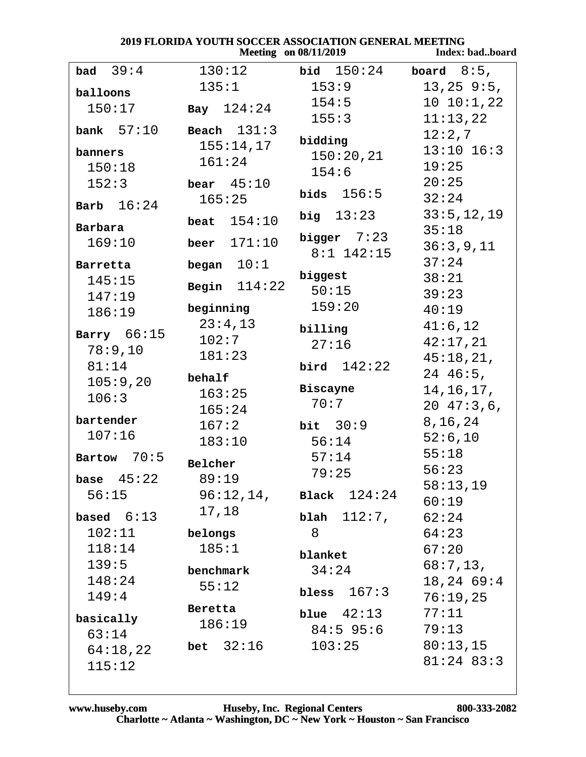**bad** 39:4

**balloons** 150:17

**bank** 57:10

**banners** 150:18 152:3

**Barb** 16:24

**Barbara** 169:10

**Barretta** 145:15 147:19 186:19

**Barry** 66:15 78:9,10 81:14 105:9,20 106:3

**bartender** 107:16

**Bartow** 70:5

**base** 45:22 56:15

**based** 6:13 102:11 118:14 139:5 148:24 149:4

**basically** 63:14 64:18,22 115:12 130:12 135:1

**Bay** 124:24

**Beach** 131:3 155:14,17 161:24

**bear** 45:10 165:25

**beat** 154:10

**beer** 171:10

**began** 10:1

**Begin** 114:22

**beginning** 23:4,13 102:7 181:23

**behalf** 163:25 165:24 167:2 183:10

**Belcher** 89:19 96:12,14, 17,18

**belongs** 185:1

**benchmark** 55:12

**Beretta** 186:19

**bet** 32:16

**bid** 150:24 153:9 154:5 155:3

**bidding** 150:20,21 154:6

**bids** 156:5

**big** 13:23

**bigger** 7:23 8:1 142:15

**biggest** 50:15 159:20

**billing** 27:16

**bird** 142:22

**Biscayne** 70:7

**bit** 30:9 56:14 57:14 79:25

**Black** 124:24

**blah** 112:7, 8

**blanket** 34:24

**bless** 167:3

**blue** 42:13 84:5 95:6 103:25

**board** 8:5, 13,25 9:5, 10 10:1,22 11:13,22 12:2,7 13:10 16:3 19:25 20:25 32:24 33:5,12,19 35:18 36:3,9,11 37:24 38:21 39:23 40:19 41:6,12 42:17,21 45:18,21, 24 46:5, 14,16,17, 20 47:3,6, 8,16,24 52:6,10 55:18 56:23 58:13,19 60:19 62:24 64:23 67:20 68:7,13, 18,24 69:4 76:19,25 77:11 79:13 80:13,15 81:24 83:3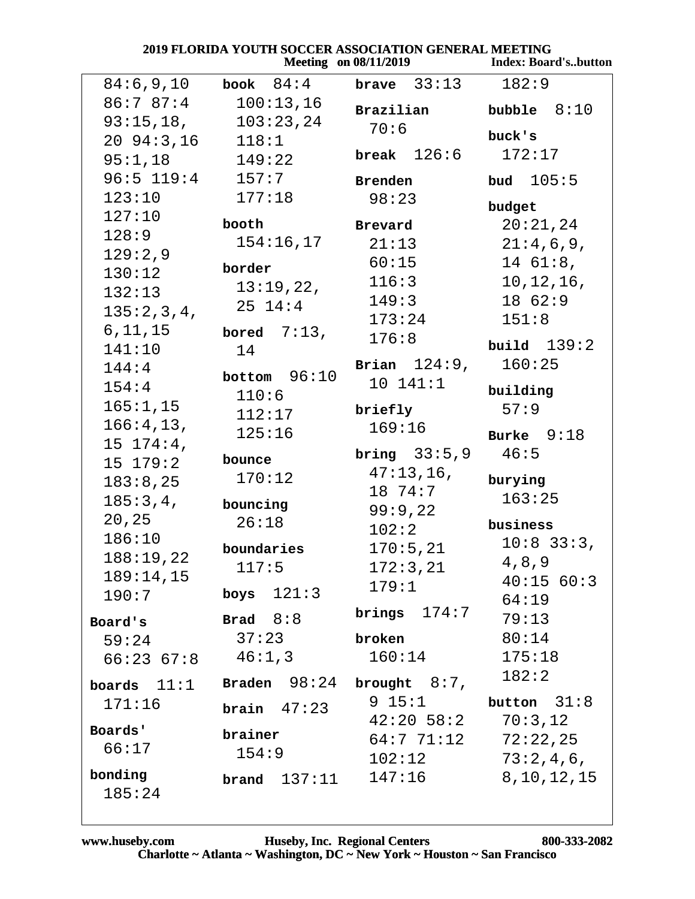84:6,9,10
86:7 87:4
93:15,18,
20 94:3,16
95:1,18
96:5 119:4
123:10
127:10
128:9
129:2,9
130:12
132:13
135:2,3,4,
6,11,15
141:10
144:4
154:4
165:1,15
166:4,13,
15 174:4,
15 179:2
183:8,25
185:3,4,
20,25
186:10
188:19,22
189:14,15
190:7

**Board's**
59:24
66:23 67:8

**boards** 11:1
171:16

**Boards'**
66:17

**bonding**
185:24

**book** 84:4
100:13,16
103:23,24
118:1
149:22
157:7
177:18

**booth**
154:16,17

**border**
13:19,22,
25 14:4

**bored** 7:13,
14

**bottom** 96:10
110:6
112:17
125:16

**bounce**
170:12

**bouncing**
26:18

**boundaries**
117:5

**boys** 121:3

**Brad** 8:8
37:23
46:1,3

**Braden** 98:24

**brain** 47:23

**brainer**
154:9

**brand** 137:11

**brave** 33:13

**Brazilian**
70:6

**break** 126:6

**Brenden**
98:23

**Brevard**
21:13
60:15
116:3
149:3
173:24
176:8

**Brian** 124:9,
10 141:1

**briefly**
169:16

**bring** 33:5,9
47:13,16,
18 74:7
99:9,22
102:2
170:5,21
172:3,21
179:1

**brings** 174:7

**broken**
160:14

**brought** 8:7,
9 15:1
42:20 58:2
64:7 71:12
102:12
147:16

182:9

**bubble** 8:10

**buck's**
172:17

**bud** 105:5

**budget**
20:21,24
21:4,6,9,
14 61:8,
10,12,16,
18 62:9
151:8

**build** 139:2
160:25

**building**
57:9

**Burke** 9:18
46:5

**burying**
163:25

**business**
10:8 33:3,
4,8,9
40:15 60:3
64:19
79:13
80:14
175:18
182:2

**button** 31:8
70:3,12
72:22,25
73:2,4,6,
8,10,12,15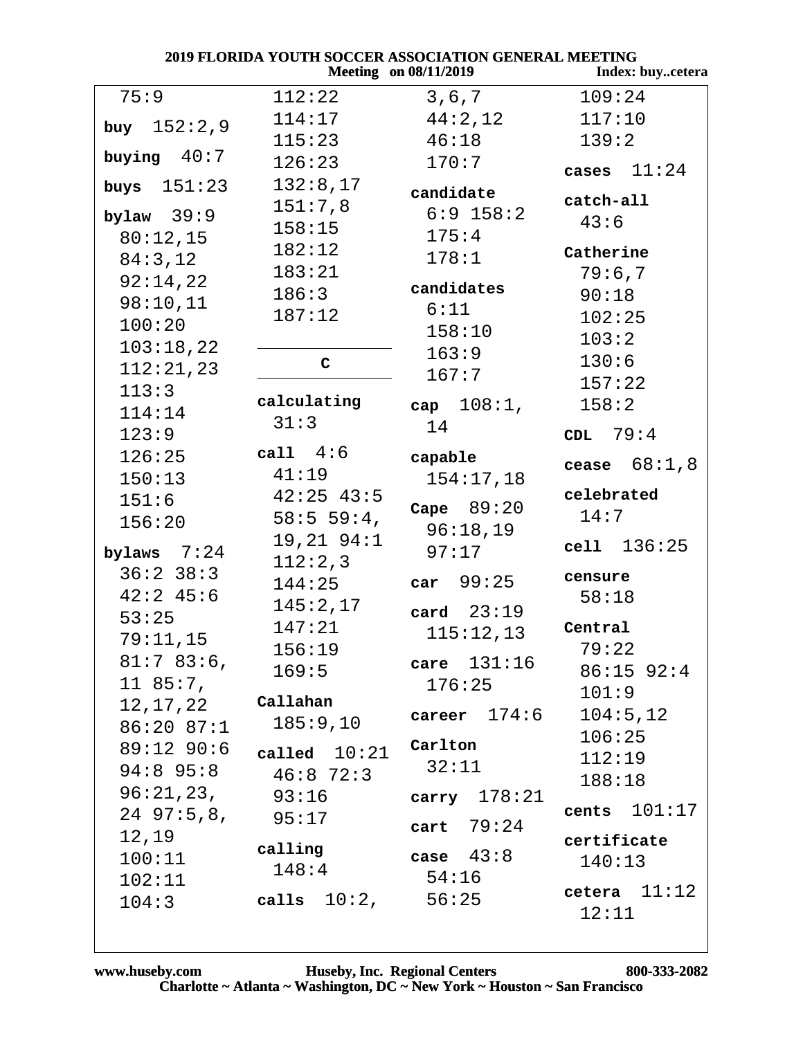75:9

**buy** 152:2,9

**buying** 40:7

**buys** 151:23

**bylaw** 39:9 80:12,15 84:3,12 92:14,22 98:10,11 100:20 103:18,22 112:21,23 113:3 114:14 123:9 126:25 150:13 151:6 156:20

**bylaws** 7:24 36:2 38:3 42:2 45:6 53:25 79:11,15 81:7 83:6, 11 85:7, 12,17,22 86:20 87:1 89:12 90:6 94:8 95:8 96:21,23, 24 97:5,8, 12,19 100:11 102:11 104:3 112:22 114:17 115:23 126:23 132:8,17 151:7,8 158:15 182:12 183:21 186:3 187:12

**C**

**calculating** 31:3

**call** 4:6 41:19 42:25 43:5 58:5 59:4, 19,21 94:1 112:2,3 144:25 145:2,17 147:21 156:19 169:5

**Callahan** 185:9,10

**called** 10:21 46:8 72:3 93:16 95:17

**calling** 148:4

**calls** 10:2, 3,6,7 44:2,12 46:18 170:7

**candidate** 6:9 158:2 175:4 178:1

**candidates** 6:11 158:10 163:9 167:7

**cap** 108:1, 14

**capable** 154:17,18

**Cape** 89:20 96:18,19 97:17

**car** 99:25

**card** 23:19 115:12,13

**care** 131:16 176:25

**career** 174:6

**Carlton** 32:11

**carry** 178:21

**cart** 79:24

**case** 43:8 54:16 56:25 109:24 117:10 139:2

**cases** 11:24

**catch-all** 43:6

**Catherine** 79:6,7 90:18 102:25 103:2 130:6 157:22 158:2

**CDL** 79:4

**cease** 68:1,8

**celebrated** 14:7

**cell** 136:25

**censure** 58:18

**Central** 79:22 86:15 92:4 101:9 104:5,12 106:25 112:19 188:18

**cents** 101:17

**certificate** 140:13

**cetera** 11:12 12:11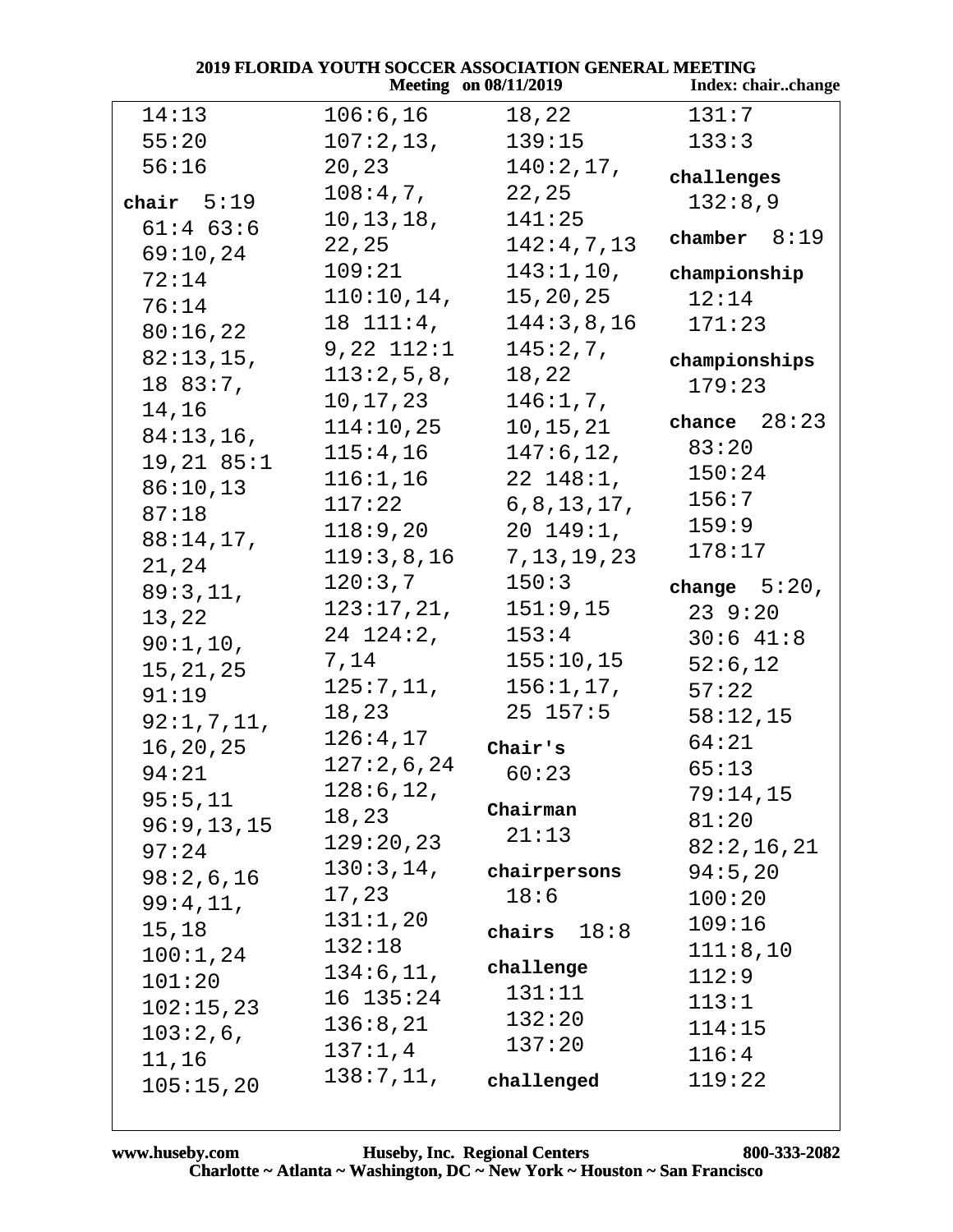14:13
55:20
56:16

**chair** 5:19
61:4 63:6
69:10,24
72:14
76:14
80:16,22
82:13,15,
18 83:7,
14,16
84:13,16,
19,21 85:1
86:10,13
87:18
88:14,17,
21,24
89:3,11,
13,22
90:1,10,
15,21,25
91:19
92:1,7,11,
16,20,25
94:21
95:5,11
96:9,13,15
97:24
98:2,6,16
99:4,11,
15,18
100:1,24
101:20
102:15,23
103:2,6,
11,16
105:15,20
106:6,16
107:2,13,
20,23
108:4,7,
10,13,18,
22,25
109:21
110:10,14,
18 111:4,
9,22 112:1
113:2,5,8,
10,17,23
114:10,25
115:4,16
116:1,16
117:22
118:9,20
119:3,8,16
120:3,7
123:17,21,
24 124:2,
7,14
125:7,11,
18,23
126:4,17
127:2,6,24
128:6,12,
18,23
129:20,23
130:3,14,
17,23
131:1,20
132:18
134:6,11,
16 135:24
136:8,21
137:1,4
138:7,11,
18,22
139:15
140:2,17,
22,25
141:25
142:4,7,13
143:1,10,
15,20,25
144:3,8,16
145:2,7,
18,22
146:1,7,
10,15,21
147:6,12,
22 148:1,
6,8,13,17,
20 149:1,
7,13,19,23
150:3
151:9,15
153:4
155:10,15
156:1,17,
25 157:5

**Chair's**
60:23

**Chairman**
21:13

**chairpersons**
18:6

**chairs** 18:8

**challenge**
131:11
132:20
137:20

**challenged**
131:7
133:3

**challenges**
132:8,9

**chamber** 8:19

**championship**
12:14
171:23

**championships**
179:23

**chance** 28:23
83:20
150:24
156:7
159:9
178:17

**change** 5:20,
23 9:20
30:6 41:8
52:6,12
57:22
58:12,15
64:21
65:13
79:14,15
81:20
82:2,16,21
94:5,20
100:20
109:16
111:8,10
112:9
113:1
114:15
116:4
119:22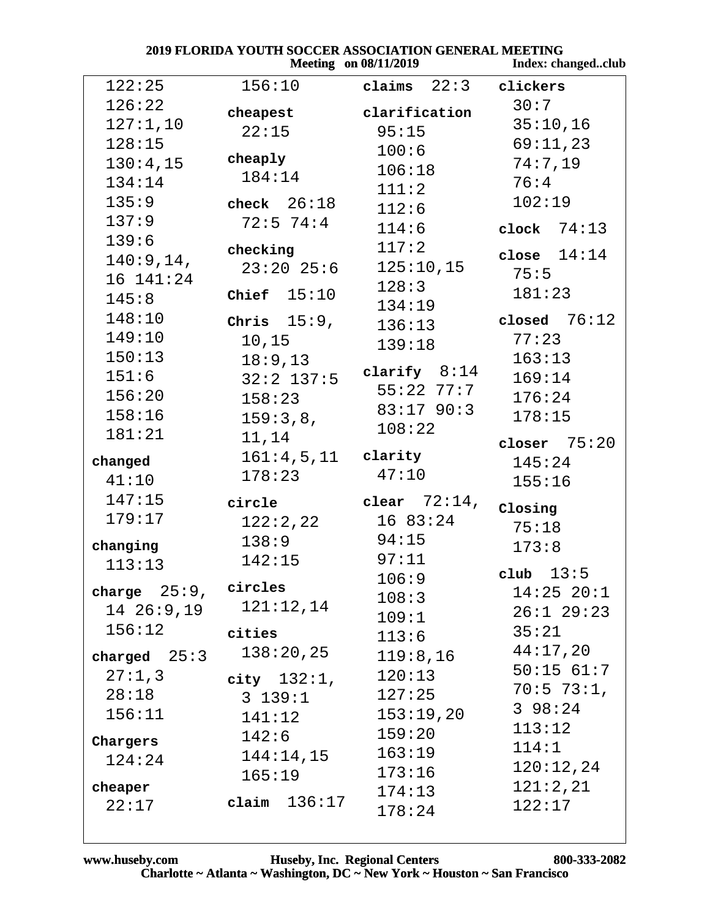122:25
126:22
127:1,10
128:15
130:4,15
134:14
135:9
137:9
139:6
140:9,14,
16 141:24
145:8
148:10
149:10
150:13
151:6
156:20
158:16
181:21

**changed**
41:10
147:15
179:17

**changing**
113:13

**charge** 25:9,
14 26:9,19
156:12

**charged** 25:3
27:1,3
28:18
156:11

**Chargers**
124:24

**cheaper**
22:17

156:10

**cheapest**
22:15

**cheaply**
184:14

**check** 26:18
72:5 74:4

**checking**
23:20 25:6

**Chief** 15:10

**Chris** 15:9,
10,15
18:9,13
32:2 137:5
158:23
159:3,8,
11,14
161:4,5,11
178:23

**circle**
122:2,22
138:9
142:15

**circles**
121:12,14

**cities**
138:20,25

**city** 132:1,
3 139:1
141:12
142:6
144:14,15
165:19

**claim** 136:17

**claims** 22:3

**clarification**
95:15
100:6
106:18
111:2
112:6
114:6
117:2
125:10,15
128:3
134:19
136:13
139:18

**clarify** 8:14
55:22 77:7
83:17 90:3
108:22

**clarity**
47:10

**clear** 72:14,
16 83:24
94:15
97:11
106:9
108:3
109:1
113:6
119:8,16
120:13
127:25
153:19,20
159:20
163:19
173:16
174:13
178:24

**clickers**
30:7
35:10,16
69:11,23
74:7,19
76:4
102:19

**clock** 74:13

**close** 14:14
75:5
181:23

**closed** 76:12
77:23
163:13
169:14
176:24
178:15

**closer** 75:20
145:24
155:16

**Closing**
75:18
173:8

**club** 13:5
14:25 20:1
26:1 29:23
35:21
44:17,20
50:15 61:7
70:5 73:1,
3 98:24
113:12
114:1
120:12,24
121:2,21
122:17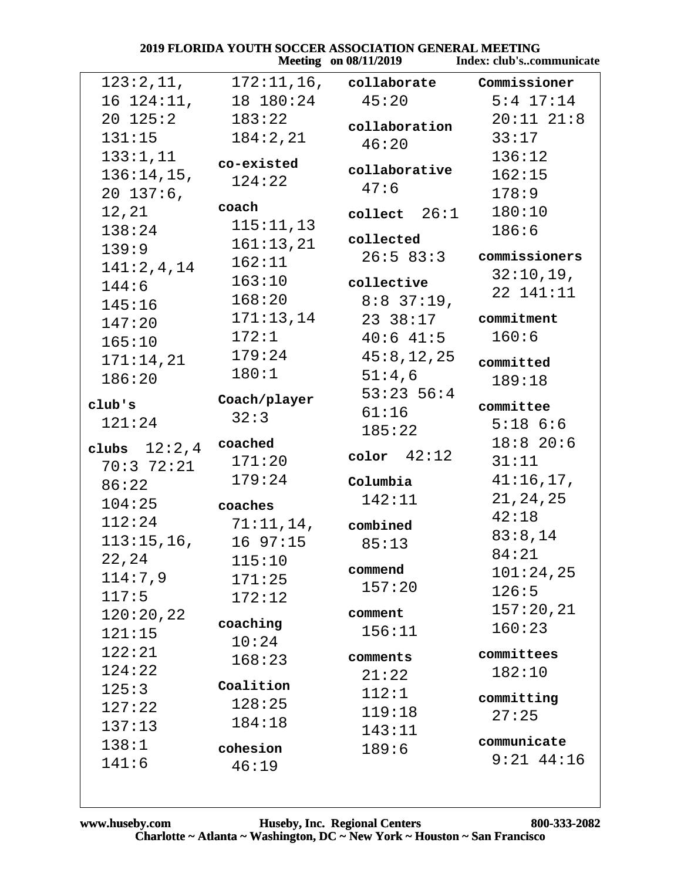123:2,11, 16 124:11, 20 125:2 131:15 133:1,11 136:14,15, 20 137:6, 12,21 138:24 139:9 141:2,4,14 144:6 145:16 147:20 165:10 171:14,21 186:20

**club's** 121:24

**clubs** 12:2,4 70:3 72:21 86:22 104:25 112:24 113:15,16, 22,24 114:7,9 117:5 120:20,22 121:15 122:21 124:22 125:3 127:22 137:13 138:1 141:6

172:11,16, 18 180:24 183:22 184:2,21

**co-existed** 124:22

**coach** 115:11,13 161:13,21 162:11 163:10 168:20 171:13,14 172:1 179:24 180:1

**Coach/player** 32:3

**coached** 171:20 179:24

**coaches** 71:11,14, 16 97:15 115:10 171:25 172:12

**coaching** 10:24 168:23

**Coalition** 128:25 184:18

**cohesion** 46:19

**collaborate** 45:20

**collaboration** 46:20

**collaborative** 47:6

**collect** 26:1

**collected** 26:5 83:3

**collective** 8:8 37:19, 23 38:17 40:6 41:5 45:8,12,25 51:4,6 53:23 56:4 61:16 185:22

**color** 42:12

**Columbia** 142:11

**combined** 85:13

**commend** 157:20

**comment** 156:11

**comments** 21:22 112:1 119:18 143:11 189:6

**Commissioner** 5:4 17:14 20:11 21:8 33:17 136:12 162:15 178:9 180:10 186:6

**commissioners** 32:10,19, 22 141:11

**commitment** 160:6

**committed** 189:18

**committee** 5:18 6:6 18:8 20:6 31:11 41:16,17, 21,24,25 42:18 83:8,14 84:21 101:24,25 126:5 157:20,21 160:23

**committees** 182:10

**committing** 27:25

**communicate** 9:21 44:16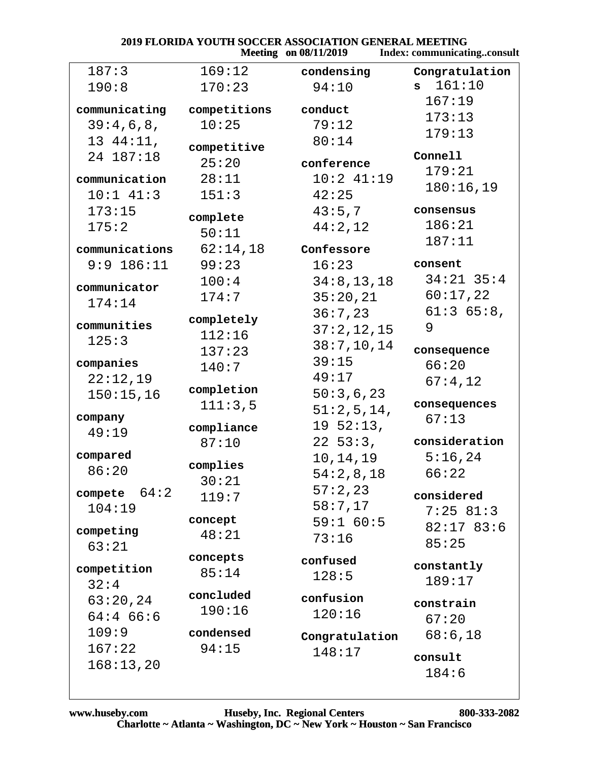187:3
190:8

**communicating** 39:4,6,8, 13 44:11, 24 187:18

**communication** 10:1 41:3 173:15 175:2

**communications** 9:9 186:11

**communicator** 174:14

**communities** 125:3

**companies** 22:12,19 150:15,16

**company** 49:19

**compared** 86:20

**compete** 64:2 104:19

**competing** 63:21

**competition** 32:4 63:20,24 64:4 66:6 109:9 167:22 168:13,20

169:12
170:23

**competitions** 10:25

**competitive** 25:20 28:11 151:3

**complete** 50:11 62:14,18 99:23 100:4 174:7

**completely** 112:16 137:23 140:7

**completion** 111:3,5

**compliance** 87:10

**complies** 30:21 119:7

**concept** 48:21

**concepts** 85:14

**concluded** 190:16

**condensed** 94:15

**condensing** 94:10

**conduct** 79:12 80:14

**conference** 10:2 41:19 42:25 43:5,7 44:2,12

**Confessore** 16:23 34:8,13,18 35:20,21 36:7,23 37:2,12,15 38:7,10,14 39:15 49:17 50:3,6,23 51:2,5,14, 19 52:13, 22 53:3, 10,14,19 54:2,8,18 57:2,23 58:7,17 59:1 60:5 73:16

**confused** 128:5

**confusion** 120:16

**Congratulation** 148:17

**Congratulations** 161:10 167:19 173:13 179:13

**Connell** 179:21 180:16,19

**consensus** 186:21 187:11

**consent** 34:21 35:4 60:17,22 61:3 65:8, 9

**consequence** 66:20 67:4,12

**consequences** 67:13

**consideration** 5:16,24 66:22

**considered** 7:25 81:3 82:17 83:6 85:25

**constantly** 189:17

**constrain** 67:20 68:6,18

**consult** 184:6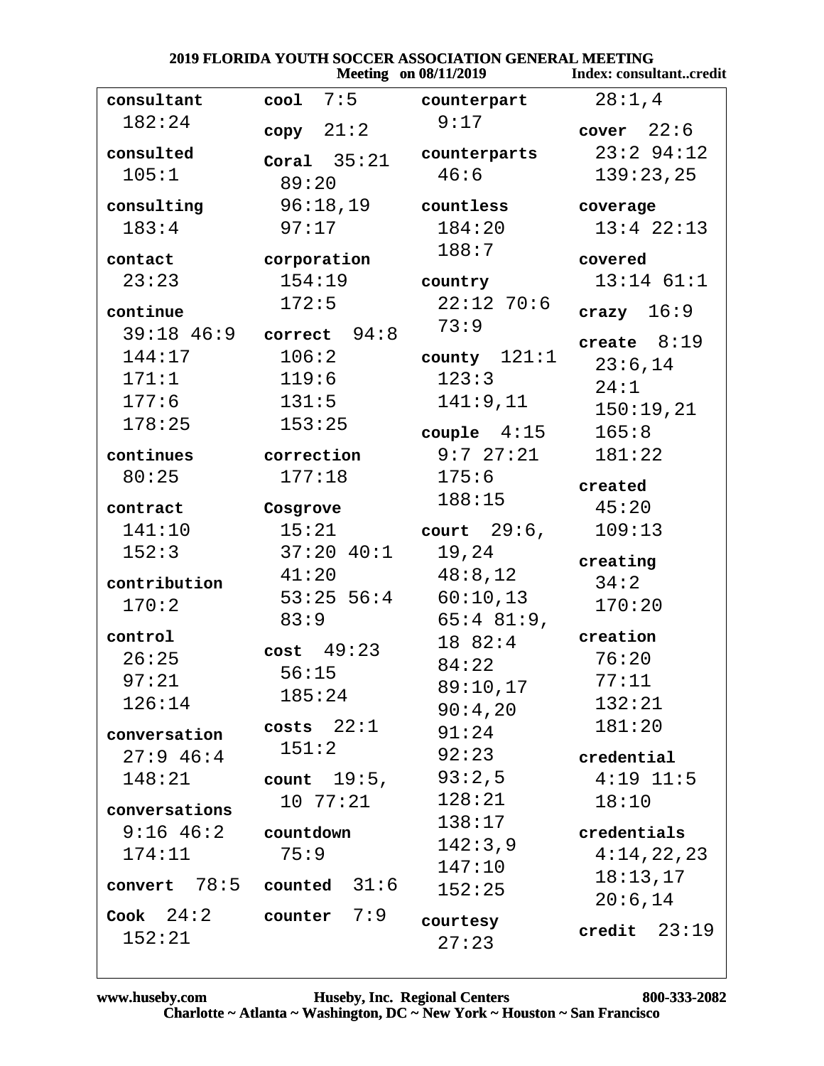**consultant** 182:24

**consulted** 105:1

**consulting** 183:4

**contact** 23:23

**continue** 39:18 46:9 144:17 171:1 177:6 178:25

**continues** 80:25

**contract** 141:10 152:3

**contribution** 170:2

**control** 26:25 97:21 126:14

**conversation** 27:9 46:4 148:21

**conversations** 9:16 46:2 174:11

**convert** 78:5

**Cook** 24:2 152:21

**cool** 7:5

**copy** 21:2

**Coral** 35:21 89:20 96:18,19 97:17

**corporation** 154:19 172:5

**correct** 94:8 106:2 119:6 131:5 153:25

**correction** 177:18

**Cosgrove** 15:21 37:20 40:1 41:20 53:25 56:4 83:9

**cost** 49:23 56:15 185:24

**costs** 22:1 151:2

**count** 19:5, 10 77:21

**countdown** 75:9

**counted** 31:6

**counter** 7:9

**counterpart** 9:17

**counterparts** 46:6

**countless** 184:20 188:7

**country** 22:12 70:6 73:9

**county** 121:1 123:3 141:9,11

**couple** 4:15 9:7 27:21 175:6 188:15

**court** 29:6, 19,24 48:8,12 60:10,13 65:4 81:9, 18 82:4 84:22 89:10,17 90:4,20 91:24 92:23 93:2,5 128:21 138:17 142:3,9 147:10 152:25

**courtesy** 27:23

28:1,4

**cover** 22:6 23:2 94:12 139:23,25

**coverage** 13:4 22:13

**covered** 13:14 61:1

**crazy** 16:9

**create** 8:19 23:6,14 24:1 150:19,21 165:8 181:22

**created** 45:20 109:13

**creating** 34:2 170:20

**creation** 76:20 77:11 132:21 181:20

**credential** 4:19 11:5 18:10

**credentials** 4:14,22,23 18:13,17 20:6,14

**credit** 23:19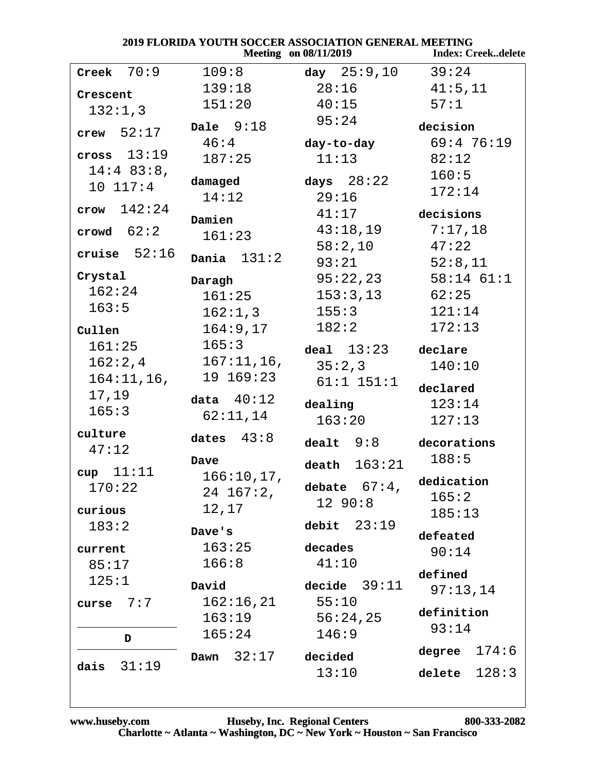**Creek** 70:9

**Crescent** 132:1,3

**crew** 52:17

**cross** 13:19 14:4 83:8, 10 117:4

**crow** 142:24

**crowd** 62:2

**cruise** 52:16

**Crystal** 162:24 163:5

**Cullen** 161:25 162:2,4 164:11,16, 17,19 165:3

**culture** 47:12

**cup** 11:11 170:22

**curious** 183:2

**current** 85:17 125:1

**curse** 7:7

**D**

**dais** 31:19 109:8 139:18 151:20

**Dale** 9:18 46:4 187:25

**damaged** 14:12

**Damien** 161:23

**Dania** 131:2

**Daragh** 161:25 162:1,3 164:9,17 165:3 167:11,16, 19 169:23

**data** 40:12 62:11,14

**dates** 43:8

**Dave** 166:10,17, 24 167:2, 12,17

**Dave's** 163:25 166:8

**David** 162:16,21 163:19 165:24

**Dawn** 32:17

**day** 25:9,10 28:16 40:15 95:24

**day-to-day** 11:13

**days** 28:22 29:16 41:17 43:18,19 58:2,10 93:21 95:22,23 153:3,13 155:3 182:2

**deal** 13:23 35:2,3 61:1 151:1

**dealing** 163:20

**dealt** 9:8

**death** 163:21

**debate** 67:4, 12 90:8

**debit** 23:19

**decades** 41:10

**decide** 39:11 55:10 56:24,25 146:9

**decided** 13:10 39:24 41:5,11 57:1

**decision** 69:4 76:19 82:12 160:5 172:14

**decisions** 7:17,18 47:22 52:8,11 58:14 61:1 62:25 121:14 172:13

**declare** 140:10

**declared** 123:14 127:13

**decorations** 188:5

**dedication** 165:2 185:13

**defeated** 90:14

**defined** 97:13,14

**definition** 93:14

**degree** 174:6

**delete** 128:3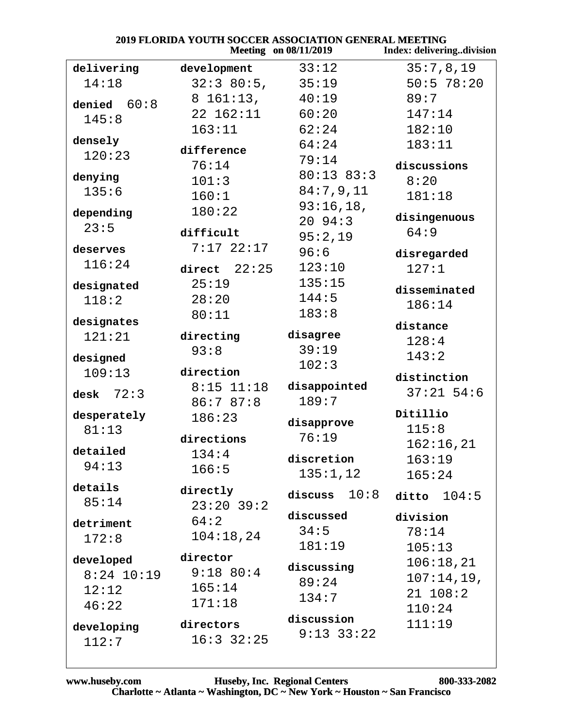delivering
14:18

denied 60:8
145:8

densely
120:23

denying
135:6

depending
23:5

deserves
116:24

designated
118:2

designates
121:21

designed
109:13

desk 72:3

desperately
81:13

detailed
94:13

details
85:14

detriment
172:8

developed
8:24 10:19
12:12
46:22

developing
112:7

development
32:3 80:5,
8 161:13,
22 162:11
163:11

difference
76:14
101:3
160:1
180:22

difficult
7:17 22:17

direct 22:25
25:19
28:20
80:11

directing
93:8

direction
8:15 11:18
86:7 87:8
186:23

directions
134:4
166:5

directly
23:20 39:2
64:2
104:18,24

director
9:18 80:4
165:14
171:18

directors
16:3 32:25
33:12
35:19
40:19
60:20
62:24
64:24
79:14
80:13 83:3
84:7,9,11
93:16,18,
20 94:3
95:2,19
96:6
123:10
135:15
144:5
183:8

disagree
39:19
102:3

disappointed
189:7

disapprove
76:19

discretion
135:1,12

discuss 10:8

discussed
34:5
181:19

discussing
89:24
134:7

discussion
9:13 33:22
35:7,8,19
50:5 78:20
89:7
147:14
182:10
183:11

discussions
8:20
181:18

disingenuous
64:9

disregarded
127:1

disseminated
186:14

distance
128:4
143:2

distinction
37:21 54:6

Ditillio
115:8
162:16,21
163:19
165:24

ditto 104:5

division
78:14
105:13
106:18,21
107:14,19,
21 108:2
110:24
111:19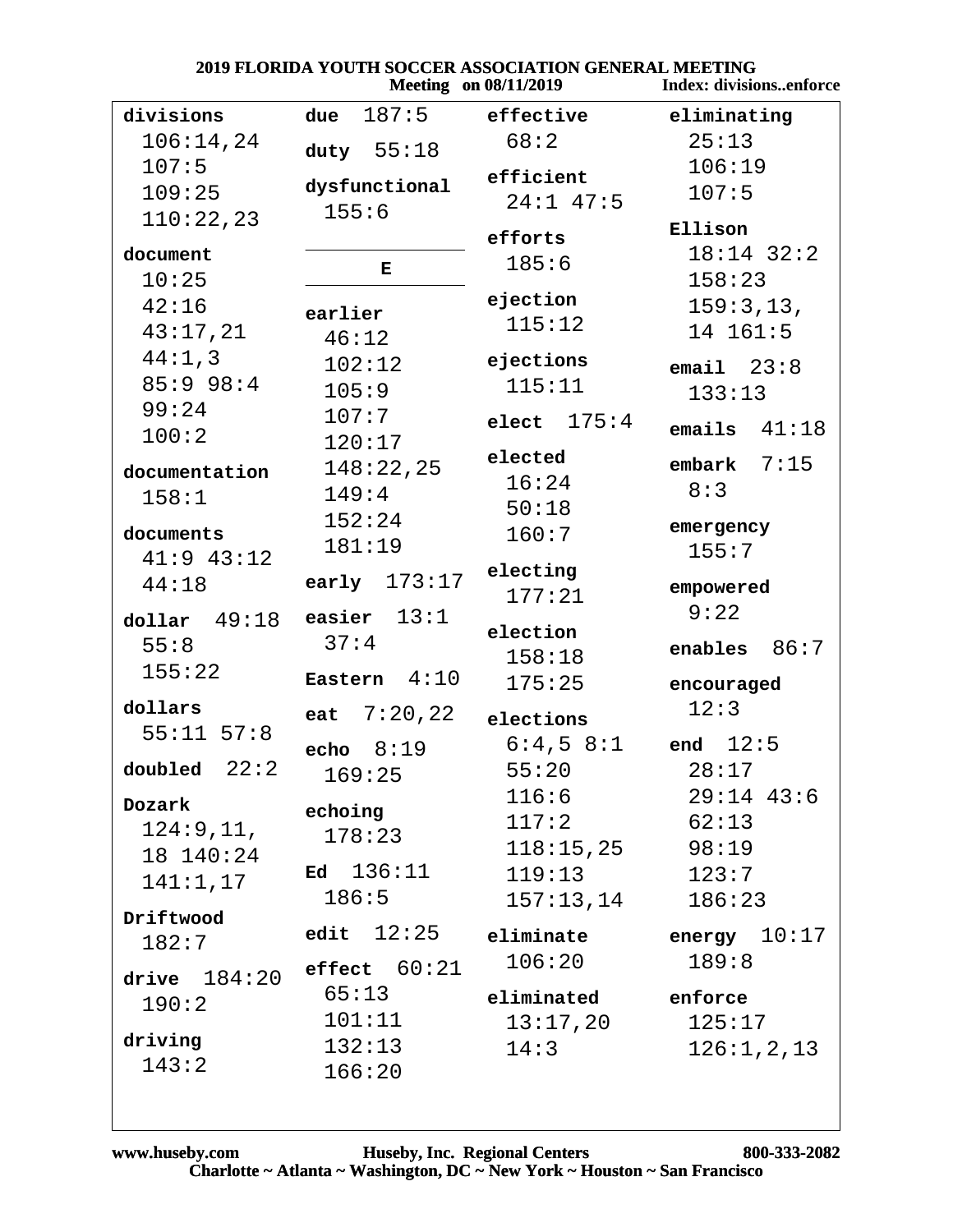**divisions** 106:14,24 107:5 109:25 110:22,23

**document** 10:25 42:16 43:17,21 44:1,3 85:9 98:4 99:24 100:2

**documentation** 158:1

**documents** 41:9 43:12 44:18

**dollar** 49:18 55:8 155:22

**dollars** 55:11 57:8

**doubled** 22:2

**Dozark** 124:9,11, 18 140:24 141:1,17

**Driftwood** 182:7

**drive** 184:20 190:2

**driving** 143:2

**due** 187:5

**duty** 55:18

**dysfunctional** 155:6

## E

**earlier** 46:12 102:12 105:9 107:7 120:17 148:22,25 149:4 152:24 181:19

**early** 173:17

**easier** 13:1 37:4

**Eastern** 4:10

**eat** 7:20,22

**echo** 8:19 169:25

**echoing** 178:23

**Ed** 136:11 186:5

**edit** 12:25

**effect** 60:21 65:13 101:11 132:13 166:20

**effective** 68:2

**efficient** 24:1 47:5

**efforts** 185:6

**ejection** 115:12

**ejections** 115:11

**elect** 175:4

**elected** 16:24 50:18 160:7

**electing** 177:21

**election** 158:18 175:25

**elections** 6:4,5 8:1 55:20 116:6 117:2 118:15,25 119:13 157:13,14

**eliminate** 106:20

**eliminated** 13:17,20 14:3

**eliminating** 25:13 106:19 107:5

**Ellison** 18:14 32:2 158:23 159:3,13, 14 161:5

**email** 23:8 133:13

**emails** 41:18

**embark** 7:15 8:3

**emergency** 155:7

**empowered** 9:22

**enables** 86:7

**encouraged** 12:3

**end** 12:5 28:17 29:14 43:6 62:13 98:19 123:7 186:23

**energy** 10:17 189:8

**enforce** 125:17 126:1,2,13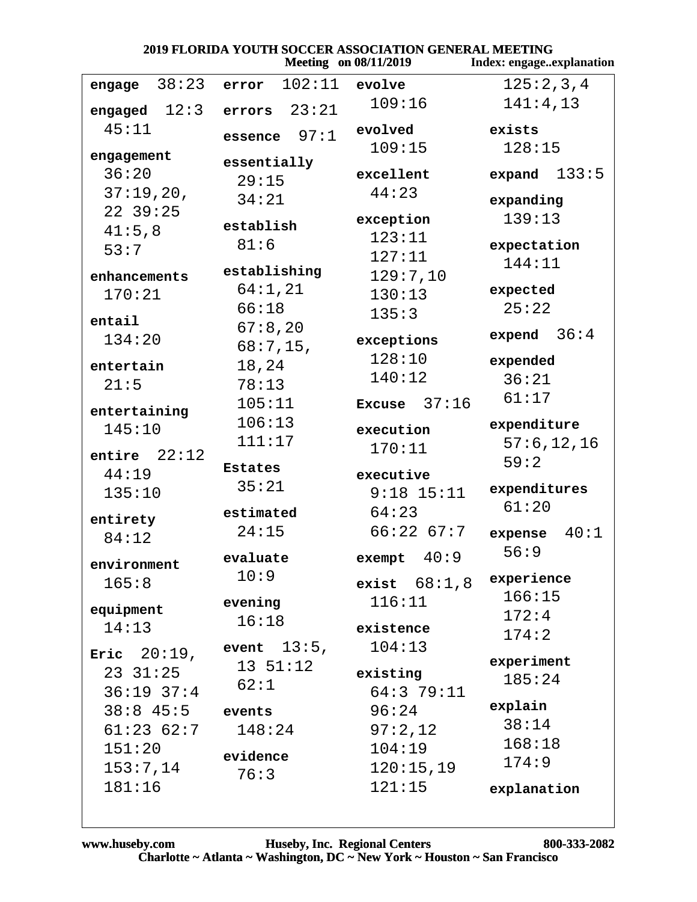**engage** 38:23

**engaged** 12:3 45:11

**engagement** 36:20 37:19,20, 22 39:25 41:5,8 53:7

**enhancements** 170:21

**entail** 134:20

**entertain** 21:5

**entertaining** 145:10

**entire** 22:12 44:19 135:10

**entirety** 84:12

**environment** 165:8

**equipment** 14:13

**Eric** 20:19, 23 31:25 36:19 37:4 38:8 45:5 61:23 62:7 151:20 153:7,14 181:16

**error** 102:11

**errors** 23:21

**essence** 97:1

**essentially** 29:15 34:21

**establish** 81:6

**establishing** 64:1,21 66:18 67:8,20 68:7,15, 18,24 78:13 105:11 106:13 111:17

**Estates** 35:21

**estimated** 24:15

**evaluate** 10:9

**evening** 16:18

**event** 13:5, 13 51:12 62:1

**events** 148:24

**evidence** 76:3

**evolve** 109:16

**evolved** 109:15

**excellent** 44:23

**exception** 123:11 127:11 129:7,10 130:13 135:3

**exceptions** 128:10 140:12

**Excuse** 37:16

**execution** 170:11

**executive** 9:18 15:11 64:23 66:22 67:7

**exempt** 40:9

**exist** 68:1,8 116:11

**existence** 104:13

**existing** 64:3 79:11 96:24 97:2,12 104:19 120:15,19 121:15

125:2,3,4 141:4,13

**exists** 128:15

**expand** 133:5

**expanding** 139:13

**expectation** 144:11

**expected** 25:22

**expend** 36:4

**expended** 36:21 61:17

**expenditure** 57:6,12,16 59:2

**expenditures** 61:20

**expense** 40:1 56:9

**experience** 166:15 172:4 174:2

**experiment** 185:24

**explain** 38:14 168:18 174:9

**explanation**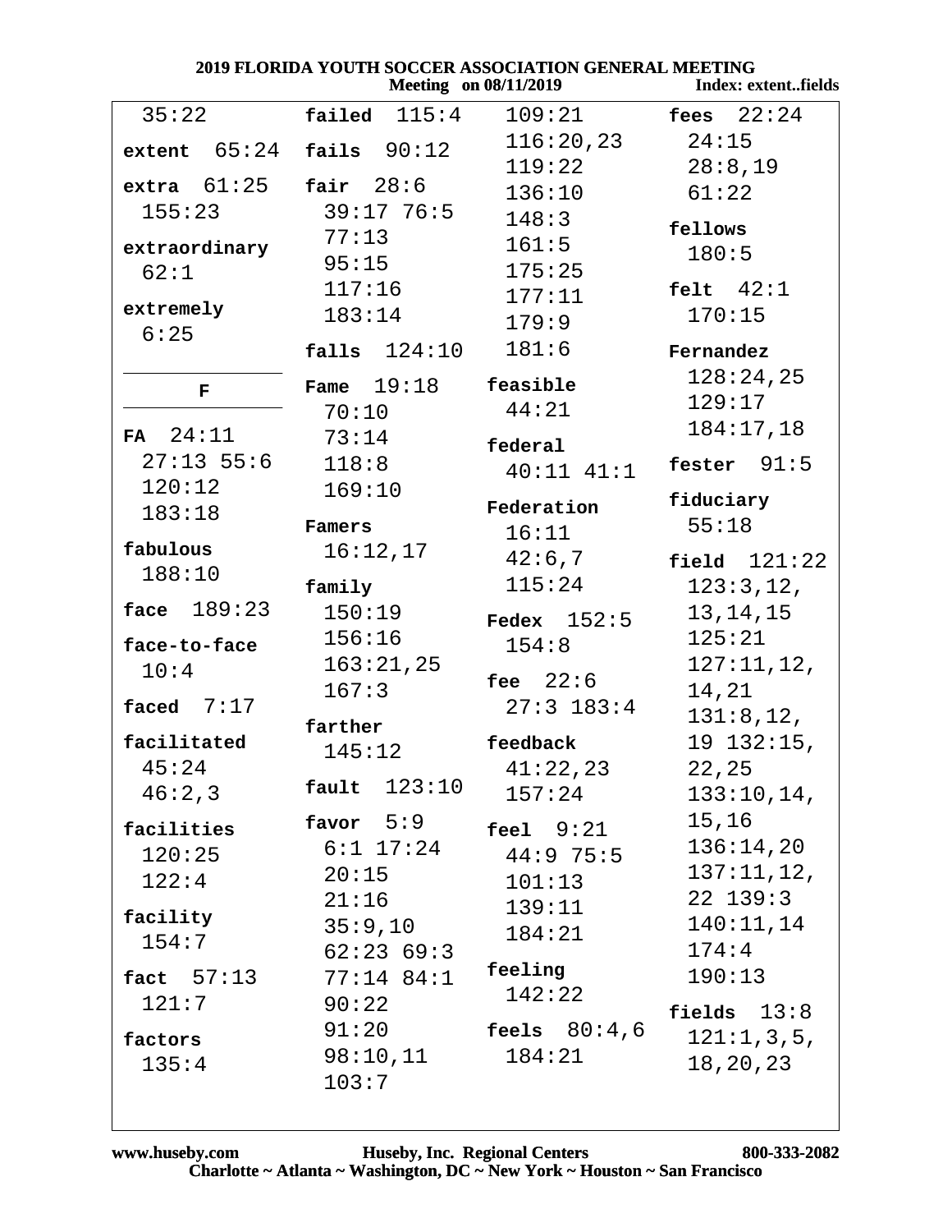35:22

**extent** 65:24

**extra** 61:25 155:23

**extraordinary** 62:1

**extremely** 6:25

## F

**FA** 24:11 27:13 55:6 120:12 183:18

**fabulous** 188:10

**face** 189:23

**face-to-face** 10:4

**faced** 7:17

**facilitated** 45:24 46:2,3

**facilities** 120:25 122:4

**facility** 154:7

**fact** 57:13 121:7

**factors** 135:4

**failed** 115:4

**fails** 90:12

**fair** 28:6 39:17 76:5 77:13 95:15 117:16 183:14

**falls** 124:10

**Fame** 19:18 70:10 73:14 118:8 169:10

**Famers** 16:12,17

**family** 150:19 156:16 163:21,25 167:3

**farther** 145:12

**fault** 123:10

**favor** 5:9 6:1 17:24 20:15 21:16 35:9,10 62:23 69:3 77:14 84:1 90:22 91:20 98:10,11 103:7

109:21 116:20,23 119:22 136:10 148:3 161:5 175:25 177:11 179:9 181:6

**feasible** 44:21

**federal** 40:11 41:1

**Federation** 16:11 42:6,7 115:24

**Fedex** 152:5 154:8

**fee** 22:6 27:3 183:4

**feedback** 41:22,23 157:24

**feel** 9:21 44:9 75:5 101:13 139:11 184:21

**feeling** 142:22

**feels** 80:4,6 184:21

**fees** 22:24 24:15 28:8,19 61:22

**fellows** 180:5

**felt** 42:1 170:15

**Fernandez** 128:24,25 129:17 184:17,18

**fester** 91:5

**fiduciary** 55:18

**field** 121:22 123:3,12, 13,14,15 125:21 127:11,12, 14,21 131:8,12, 19 132:15, 22,25 133:10,14, 15,16 136:14,20 137:11,12, 22 139:3 140:11,14 174:4 190:13

**fields** 13:8 121:1,3,5, 18,20,23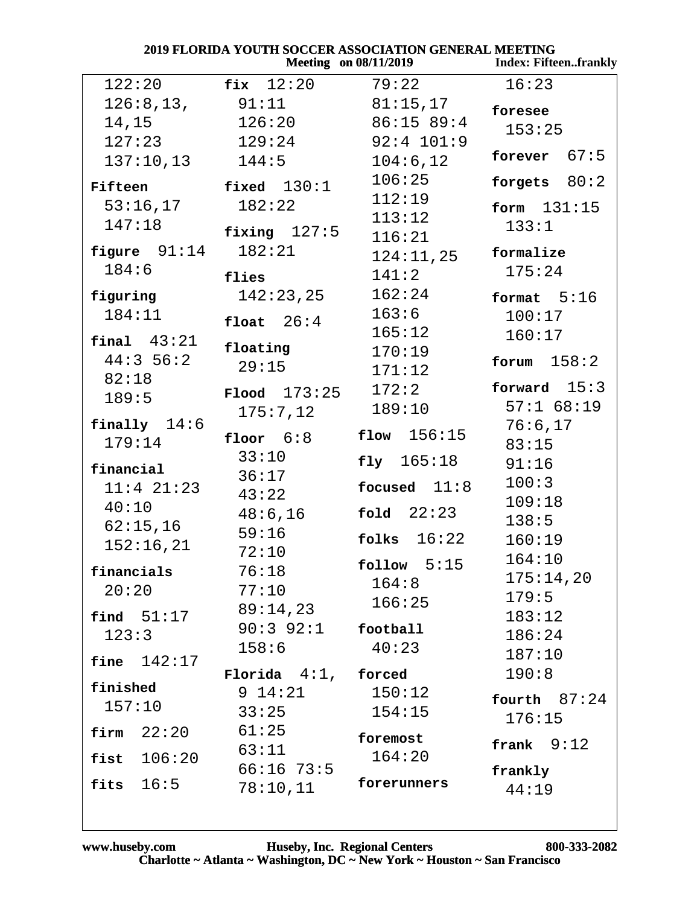122:20
126:8,13,
14,15
127:23
137:10,13

**Fifteen** 53:16,17
147:18

**figure** 91:14
184:6

**figuring**
184:11

**final** 43:21
44:3 56:2
82:18
189:5

**finally** 14:6
179:14

**financial**
11:4 21:23
40:10
62:15,16
152:16,21

**financials**
20:20

**find** 51:17
123:3

**fine** 142:17

**finished**
157:10

**firm** 22:20

**fist** 106:20

**fits** 16:5

**fix** 12:20
91:11
126:20
129:24
144:5

**fixed** 130:1
182:22

**fixing** 127:5
182:21

**flies**
142:23,25

**float** 26:4

**floating**
29:15

**Flood** 173:25
175:7,12

**floor** 6:8
33:10
36:17
43:22
48:6,16
59:16
72:10
76:18
77:10
89:14,23
90:3 92:1
158:6

**Florida** 4:1,
9 14:21
33:25
61:25
63:11
66:16 73:5
78:10,11
79:22
81:15,17
86:15 89:4
92:4 101:9
104:6,12
106:25
112:19
113:12
116:21
124:11,25
141:2
162:24
163:6
165:12
170:19
171:12
172:2
189:10

**flow** 156:15

**fly** 165:18

**focused** 11:8

**fold** 22:23

**folks** 16:22

**follow** 5:15
164:8
166:25

**football**
40:23

**forced**
150:12
154:15

**foremost**
164:20

**forerunners**
16:23

**foresee**
153:25

**forever** 67:5

**forgets** 80:2

**form** 131:15
133:1

**formalize**
175:24

**format** 5:16
100:17
160:17

**forum** 158:2

**forward** 15:3
57:1 68:19
76:6,17
83:15
91:16
100:3
109:18
138:5
160:19
164:10
175:14,20
179:5
183:12
186:24
187:10
190:8

**fourth** 87:24
176:15

**frank** 9:12

**frankly**
44:19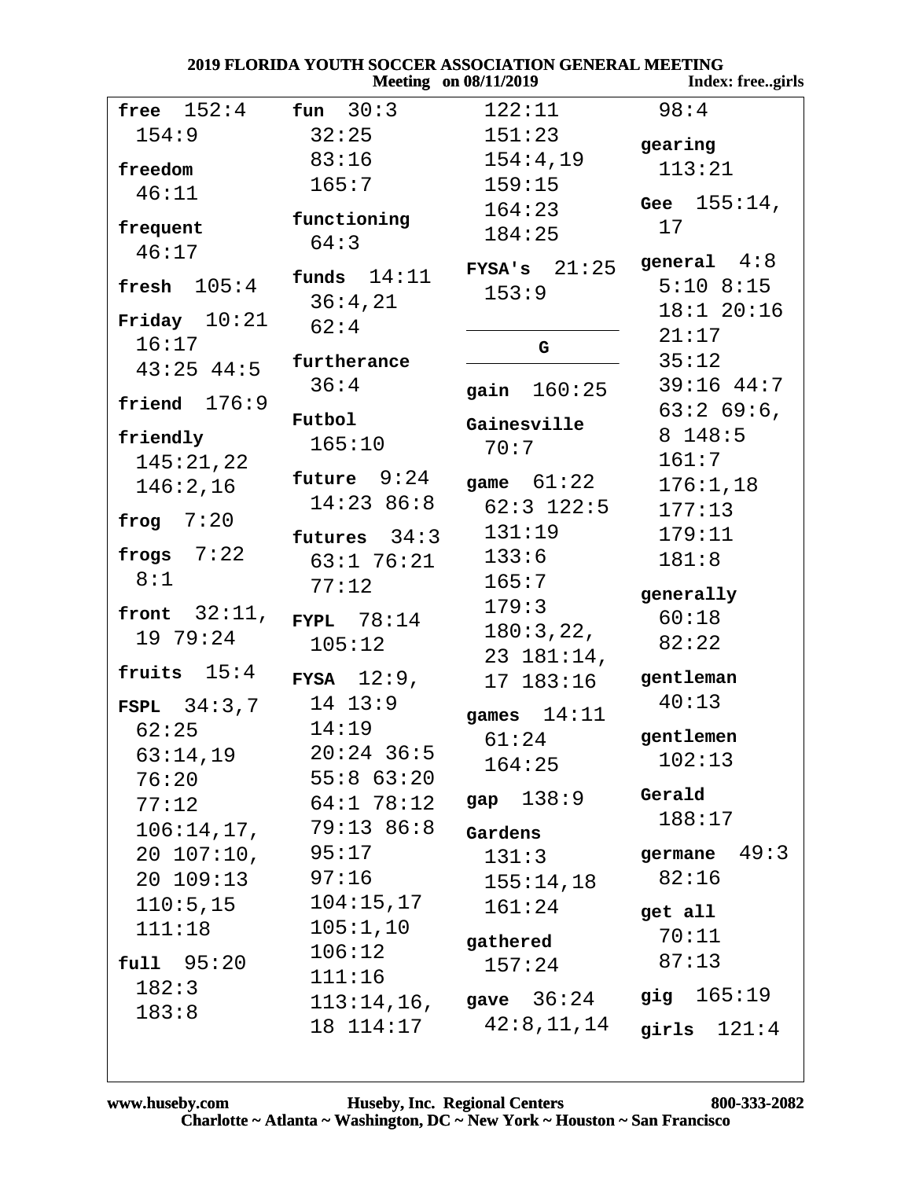**free** 152:4 154:9

**freedom** 46:11

**frequent** 46:17

**fresh** 105:4

**Friday** 10:21 16:17 43:25 44:5

**friend** 176:9

**friendly** 145:21,22 146:2,16

**frog** 7:20

**frogs** 7:22 8:1

**front** 32:11, 19 79:24

**fruits** 15:4

**FSPL** 34:3,7 62:25 63:14,19 76:20 77:12 106:14,17, 20 107:10, 20 109:13 110:5,15 111:18

**full** 95:20 182:3 183:8

**fun** 30:3 32:25 83:16 165:7

**functioning** 64:3

**funds** 14:11 36:4,21 62:4

**furtherance** 36:4

**Futbol** 165:10

**future** 9:24 14:23 86:8

**futures** 34:3 63:1 76:21 77:12

**FYPL** 78:14 105:12

**FYSA** 12:9, 14 13:9 14:19 20:24 36:5 55:8 63:20 64:1 78:12 79:13 86:8 95:17 97:16 104:15,17 105:1,10 106:12 111:16 113:14,16, 18 114:17 122:11 151:23 154:4,19 159:15 164:23 184:25

**FYSA's** 21:25 153:9

## G

**gain** 160:25

**Gainesville** 70:7

**game** 61:22 62:3 122:5 131:19 133:6 165:7 179:3 180:3,22, 23 181:14, 17 183:16

**games** 14:11 61:24 164:25

**gap** 138:9

**Gardens** 131:3 155:14,18 161:24

**gathered** 157:24

**gave** 36:24 42:8,11,14 98:4

**gearing** 113:21

**Gee** 155:14, 17

**general** 4:8 5:10 8:15 18:1 20:16 21:17 35:12 39:16 44:7 63:2 69:6, 8 148:5 161:7 176:1,18 177:13 179:11 181:8

**generally** 60:18 82:22

**gentleman** 40:13

**gentlemen** 102:13

**Gerald** 188:17

**germane** 49:3 82:16

**get all** 70:11 87:13

**gig** 165:19

**girls** 121:4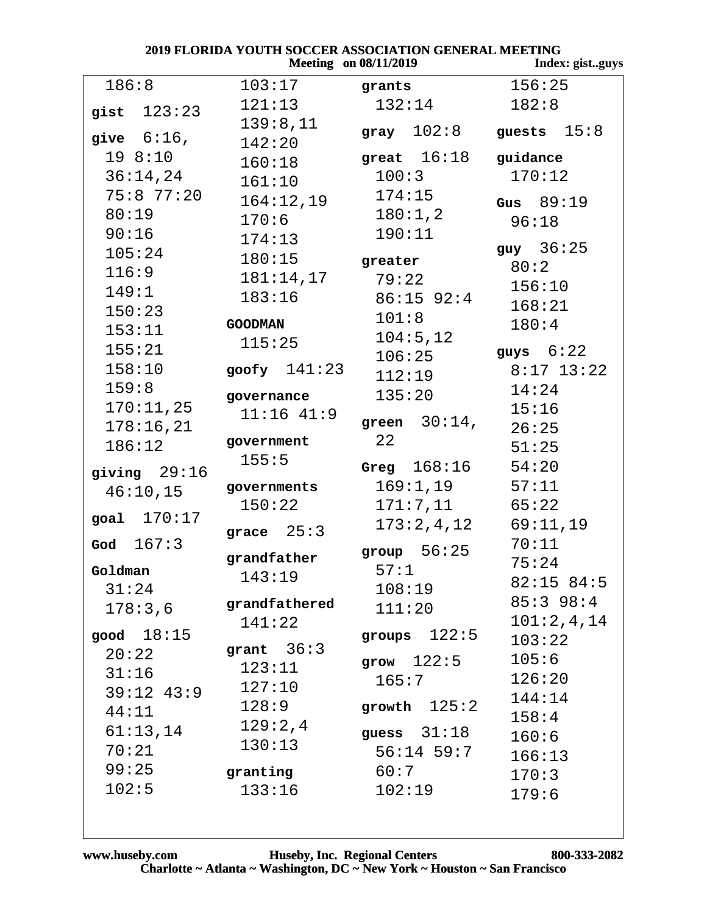186:8

**gist** 123:23

**give** 6:16, 19 8:10 36:14,24 75:8 77:20 80:19 90:16 105:24 116:9 149:1 150:23 153:11 155:21 158:10 159:8 170:11,25 178:16,21 186:12

**giving** 29:16 46:10,15

**goal** 170:17

**God** 167:3

**Goldman** 31:24 178:3,6

**good** 18:15 20:22 31:16 39:12 43:9 44:11 61:13,14 70:21 99:25 102:5 103:17 121:13 139:8,11 142:20 160:18 161:10 164:12,19 170:6 174:13 180:15 181:14,17 183:16

**GOODMAN** 115:25

**goofy** 141:23

**governance** 11:16 41:9

**government** 155:5

**governments** 150:22

**grace** 25:3

**grandfather** 143:19

**grandfathered** 141:22

**grant** 36:3 123:11 127:10 128:9 129:2,4 130:13

**granting** 133:16

**grants** 132:14

**gray** 102:8

**great** 16:18 100:3 174:15 180:1,2 190:11

**greater** 79:22 86:15 92:4 101:8 104:5,12 106:25 112:19 135:20

**green** 30:14, 22

**Greg** 168:16 169:1,19 171:7,11 173:2,4,12

**group** 56:25 57:1 108:19 111:20

**groups** 122:5

**grow** 122:5 165:7

**growth** 125:2

**guess** 31:18 56:14 59:7 60:7 102:19 156:25 182:8

**guests** 15:8

**guidance** 170:12

**Gus** 89:19 96:18

**guy** 36:25 80:2 156:10 168:21 180:4

**guys** 6:22 8:17 13:22 14:24 15:16 26:25 51:25 54:20 57:11 65:22 69:11,19 70:11 75:24 82:15 84:5 85:3 98:4 101:2,4,14 103:22 105:6 126:20 144:14 158:4 160:6 166:13 170:3 179:6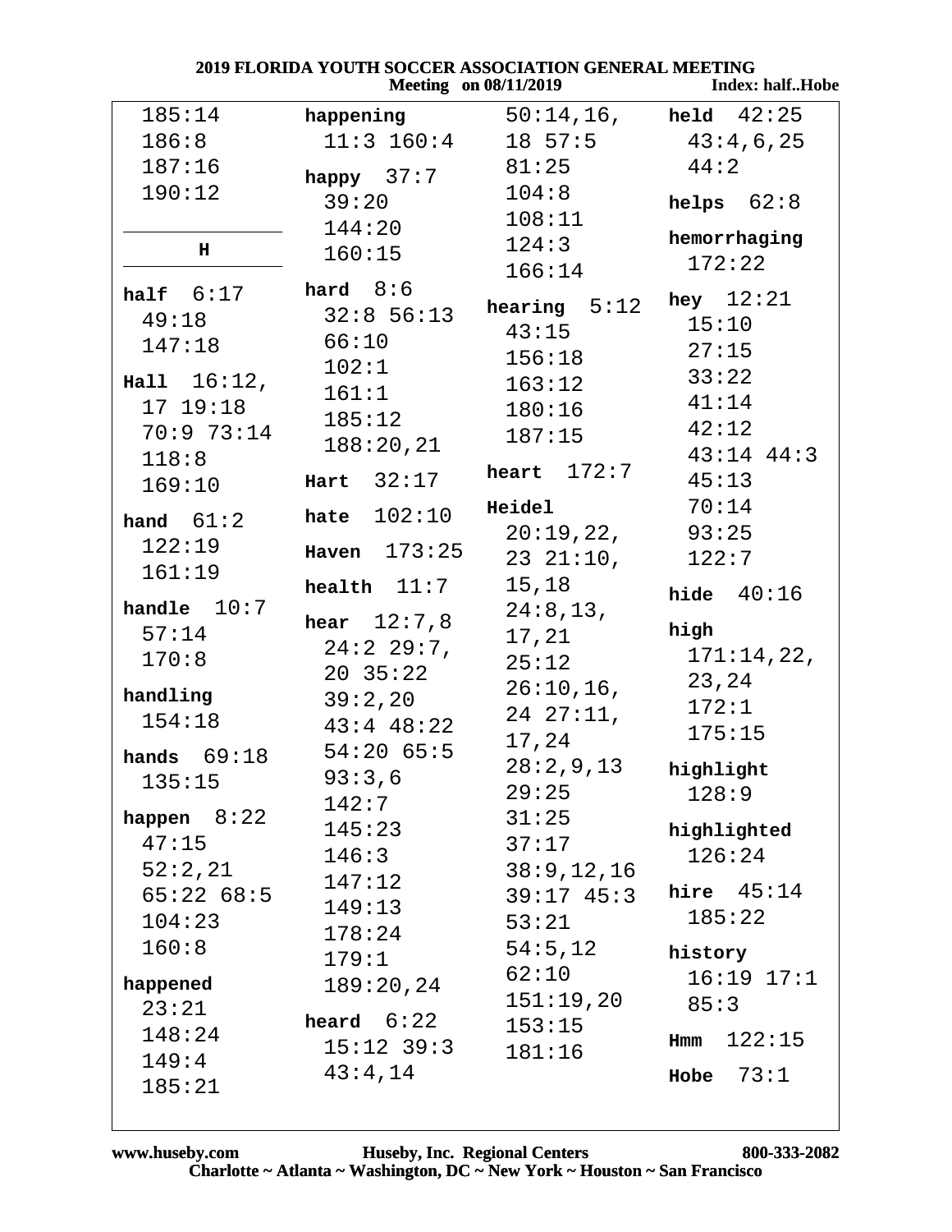185:14
186:8
187:16
190:12

## H

**half** 6:17 49:18 147:18

**Hall** 16:12, 17 19:18 70:9 73:14 118:8 169:10

**hand** 61:2 122:19 161:19

**handle** 10:7 57:14 170:8

**handling** 154:18

**hands** 69:18 135:15

**happen** 8:22 47:15 52:2,21 65:22 68:5 104:23 160:8

**happened** 23:21 148:24 149:4 185:21

**happening** 11:3 160:4

**happy** 37:7 39:20 144:20 160:15

**hard** 8:6 32:8 56:13 66:10 102:1 161:1 185:12 188:20,21

**Hart** 32:17

**hate** 102:10

**Haven** 173:25

**health** 11:7

**hear** 12:7,8 24:2 29:7, 20 35:22 39:2,20 43:4 48:22 54:20 65:5 93:3,6 142:7 145:23 146:3 147:12 149:13 178:24 179:1 189:20,24

**heard** 6:22 15:12 39:3 43:4,14 50:14,16, 18 57:5 81:25 104:8 108:11 124:3 166:14

**hearing** 5:12 43:15 156:18 163:12 180:16 187:15

**heart** 172:7

**Heidel** 20:19,22, 23 21:10, 15,18 24:8,13, 17,21 25:12 26:10,16, 24 27:11, 17,24 28:2,9,13 29:25 31:25 37:17 38:9,12,16 39:17 45:3 53:21 54:5,12 62:10 151:19,20 153:15 181:16

**held** 42:25 43:4,6,25 44:2

**helps** 62:8

**hemorrhaging** 172:22

**hey** 12:21 15:10 27:15 33:22 41:14 42:12 43:14 44:3 45:13 70:14 93:25 122:7

**hide** 40:16

**high** 171:14,22, 23,24 172:1 175:15

**highlight** 128:9

**highlighted** 126:24

**hire** 45:14 185:22

**history** 16:19 17:1 85:3

**Hmm** 122:15

**Hobe** 73:1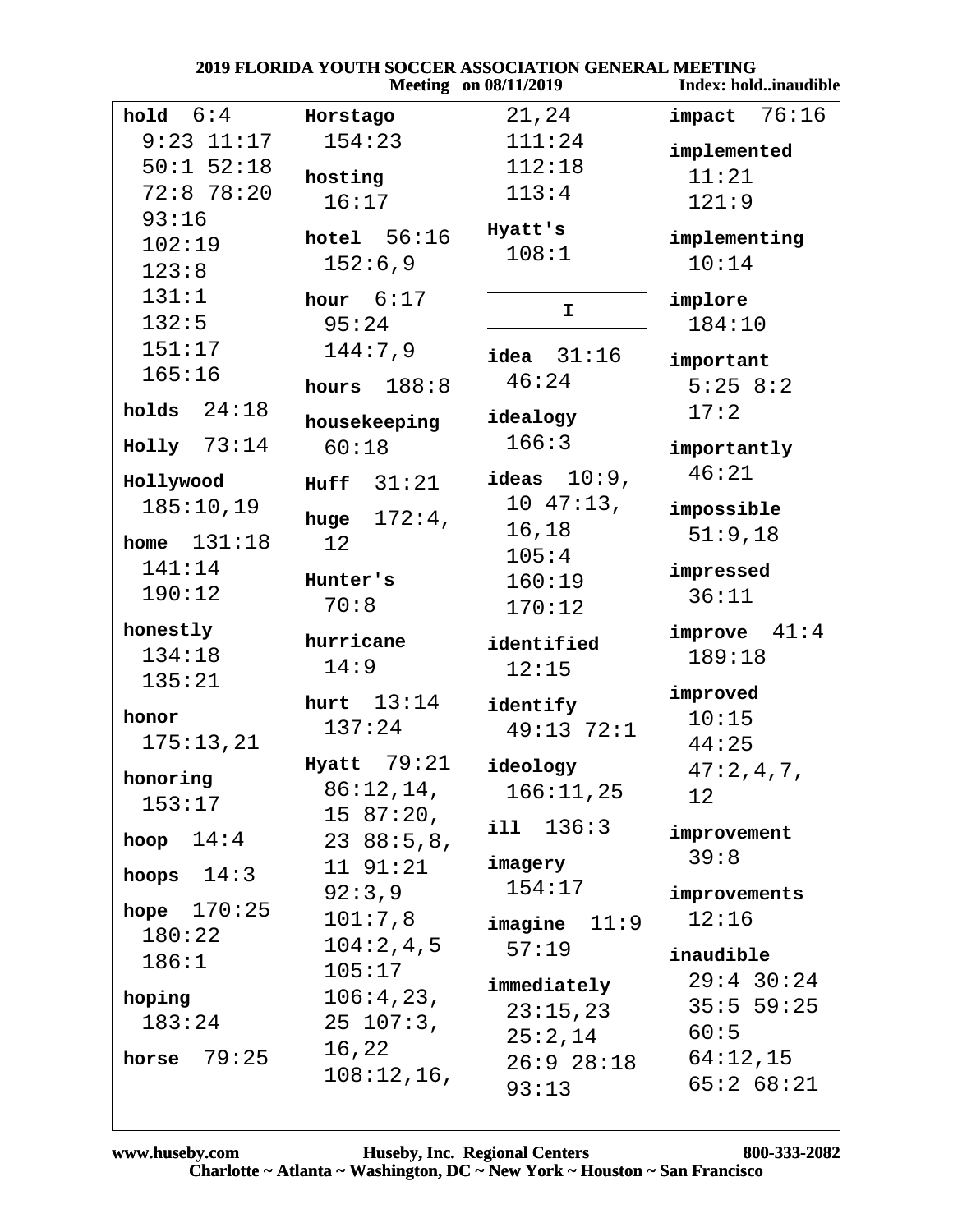**hold** 6:4 9:23 11:17 50:1 52:18 72:8 78:20 93:16 102:19 123:8 131:1 132:5 151:17 165:16

**holds** 24:18

**Holly** 73:14

**Hollywood** 185:10,19

**home** 131:18 141:14 190:12

**honestly** 134:18 135:21

**honor** 175:13,21

**honoring** 153:17

**hoop** 14:4

**hoops** 14:3

**hope** 170:25 180:22 186:1

**hoping** 183:24

**horse** 79:25

**Horstago** 154:23

**hosting** 16:17

**hotel** 56:16 152:6,9

**hour** 6:17 95:24 144:7,9

**hours** 188:8

**housekeeping** 60:18

**Huff** 31:21

**huge** 172:4, 12

**Hunter's** 70:8

**hurricane** 14:9

**hurt** 13:14 137:24

**Hyatt** 79:21 86:12,14, 15 87:20, 23 88:5,8, 11 91:21 92:3,9 101:7,8 104:2,4,5 105:17 106:4,23, 25 107:3, 16,22 108:12,16, 21,24 111:24 112:18 113:4

**Hyatt's** 108:1

## I

**idea** 31:16 46:24

**idealogy** 166:3

**ideas** 10:9, 10 47:13, 16,18 105:4 160:19 170:12

**identified** 12:15

**identify** 49:13 72:1

**ideology** 166:11,25

**ill** 136:3

**imagery** 154:17

**imagine** 11:9 57:19

**immediately** 23:15,23 25:2,14 26:9 28:18 93:13

**impact** 76:16

**implemented** 11:21 121:9

**implementing** 10:14

**implore** 184:10

**important** 5:25 8:2 17:2

**importantly** 46:21

**impossible** 51:9,18

**impressed** 36:11

**improve** 41:4 189:18

**improved** 10:15 44:25 47:2,4,7, 12

**improvement** 39:8

**improvements** 12:16

**inaudible** 29:4 30:24 35:5 59:25 60:5 64:12,15 65:2 68:21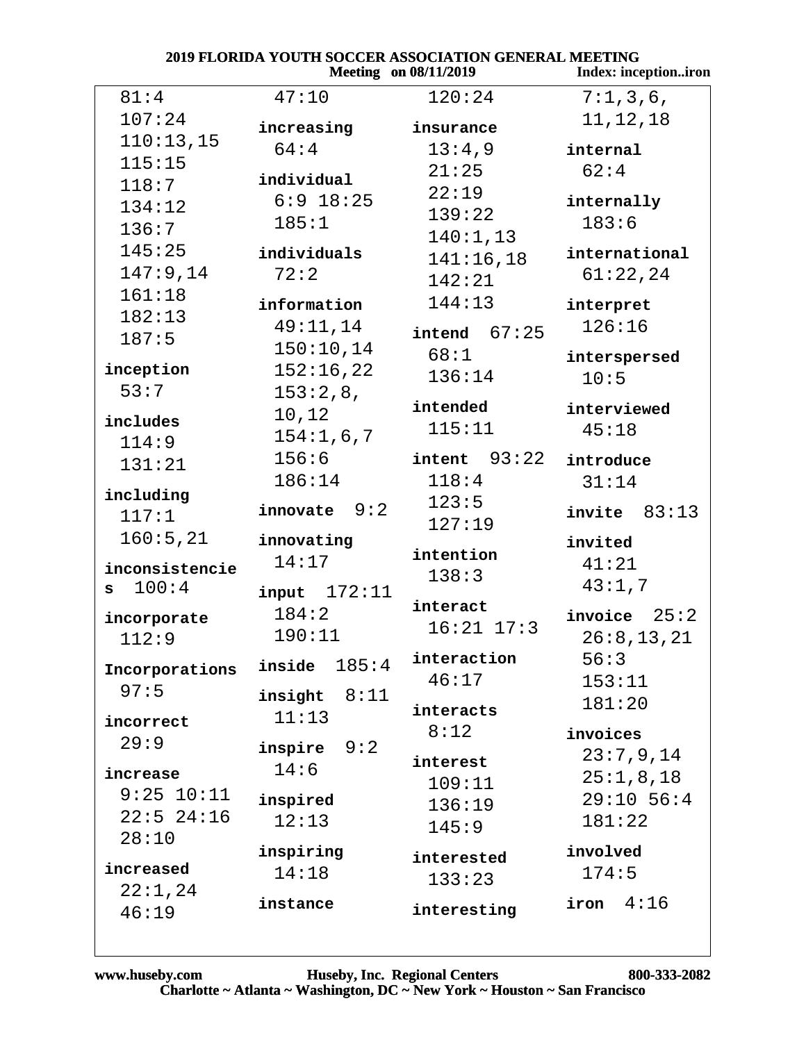81:4
107:24
110:13,15
115:15
118:7
134:12
136:7
145:25
147:9,14
161:18
182:13
187:5

**inception**
53:7

**includes**
114:9
131:21

**including**
117:1
160:5,21

**inconsistencies** 100:4

**incorporate**
112:9

**Incorporations**
97:5

**incorrect**
29:9

**increase**
9:25 10:11
22:5 24:16
28:10

**increased**
22:1,24
46:19

47:10

**increasing**
64:4

**individual**
6:9 18:25
185:1

**individuals**
72:2

**information**
49:11,14
150:10,14
152:16,22
153:2,8,
10,12
154:1,6,7
156:6
186:14

**innovate** 9:2

**innovating**
14:17

**input** 172:11
184:2
190:11

**inside** 185:4

**insight** 8:11
11:13

**inspire** 9:2
14:6

**inspired**
12:13

**inspiring**
14:18

**instance**

120:24

**insurance**
13:4,9
21:25
22:19
139:22
140:1,13
141:16,18
142:21
144:13

**intend** 67:25
68:1
136:14

**intended**
115:11

**intent** 93:22
118:4
123:5
127:19

**intention**
138:3

**interact**
16:21 17:3

**interaction**
46:17

**interacts**
8:12

**interest**
109:11
136:19
145:9

**interested**
133:23

**interesting**

7:1,3,6,
11,12,18

**internal**
62:4

**internally**
183:6

**international**
61:22,24

**interpret**
126:16

**interspersed**
10:5

**interviewed**
45:18

**introduce**
31:14

**invite** 83:13

**invited**
41:21
43:1,7

**invoice** 25:2
26:8,13,21
56:3
153:11
181:20

**invoices**
23:7,9,14
25:1,8,18
29:10 56:4
181:22

**involved**
174:5

**iron** 4:16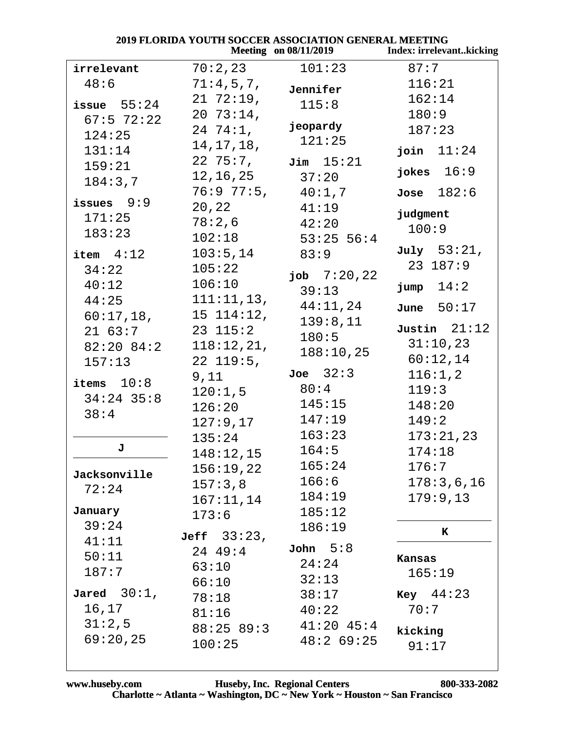**irrelevant** 48:6

**issue** 55:24 67:5 72:22 124:25 131:14 159:21 184:3,7

**issues** 9:9 171:25 183:23

**item** 4:12 34:22 40:12 44:25 60:17,18, 21 63:7 82:20 84:2 157:13

**items** 10:8 34:24 35:8 38:4

**J**

**Jacksonville** 72:24

**January** 39:24 41:11 50:11 187:7

**Jared** 30:1, 16,17 31:2,5 69:20,25 70:2,23 71:4,5,7, 21 72:19, 20 73:14, 24 74:1, 14,17,18, 22 75:7, 12,16,25 76:9 77:5, 20,22 78:2,6 102:18 103:5,14 105:22 106:10 111:11,13, 15 114:12, 23 115:2 118:12,21, 22 119:5, 9,11 120:1,5 126:20 127:9,17 135:24 148:12,15 156:19,22 157:3,8 167:11,14 173:6

**Jeff** 33:23, 24 49:4 63:10 66:10 78:18 81:16 88:25 89:3 100:25 101:23

**Jennifer** 115:8

**jeopardy** 121:25

**Jim** 15:21 37:20 40:1,7 41:19 42:20 53:25 56:4 83:9

**job** 7:20,22 39:13 44:11,24 139:8,11 180:5 188:10,25

**Joe** 32:3 80:4 145:15 147:19 163:23 164:5 165:24 166:6 184:19 185:12 186:19

**John** 5:8 24:24 32:13 38:17 40:22 41:20 45:4 48:2 69:25 87:7 116:21 162:14 180:9 187:23

**join** 11:24

**jokes** 16:9

**Jose** 182:6

**judgment** 100:9

**July** 53:21, 23 187:9

**jump** 14:2

**June** 50:17

**Justin** 21:12 31:10,23 60:12,14 116:1,2 119:3 148:20 149:2 173:21,23 174:18 176:7 178:3,6,16 179:9,13

**K**

**Kansas** 165:19

**Key** 44:23 70:7

**kicking** 91:17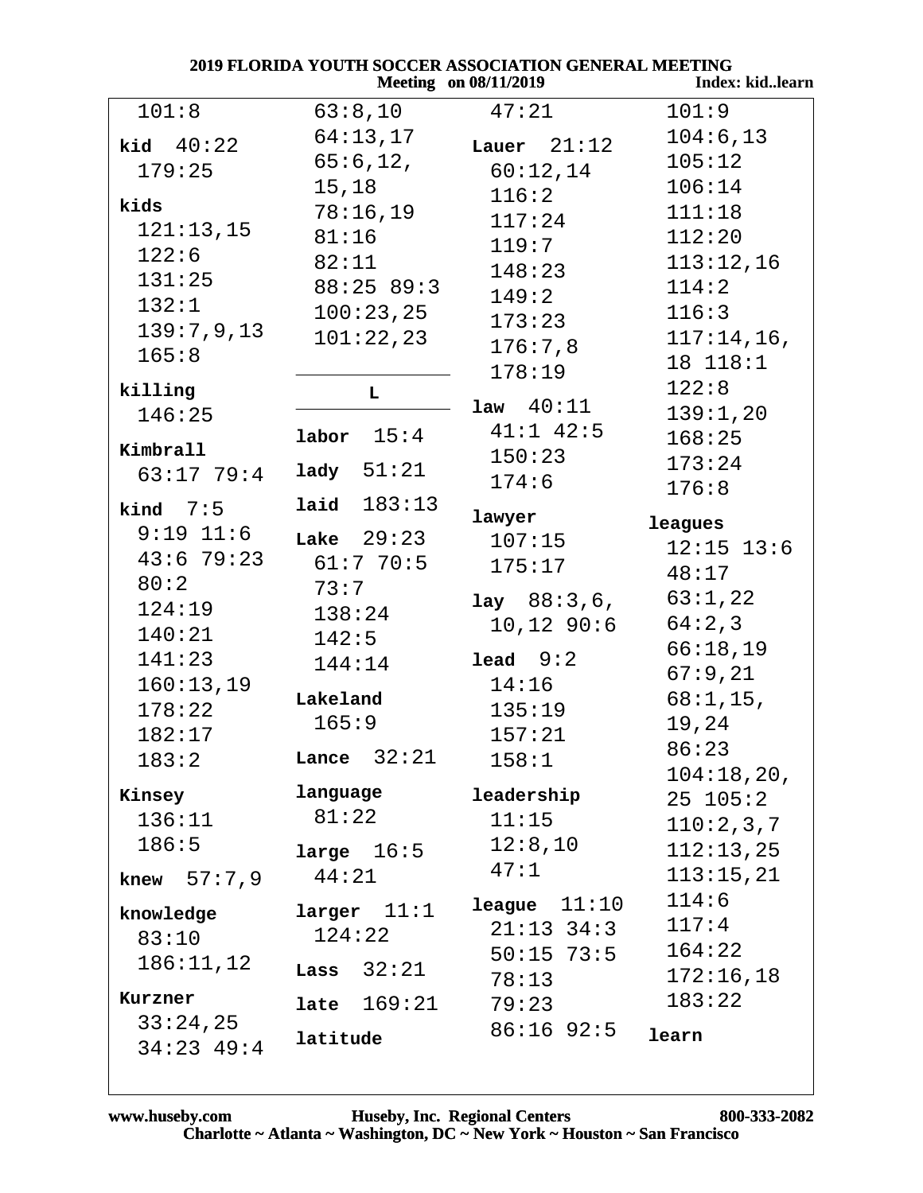101:8

**kid** 40:22 179:25

**kids** 121:13,15 122:6 131:25 132:1 139:7,9,13 165:8

**killing** 146:25

**Kimbrall** 63:17 79:4

**kind** 7:5 9:19 11:6 43:6 79:23 80:2 124:19 140:21 141:23 160:13,19 178:22 182:17 183:2

**Kinsey** 136:11 186:5

**knew** 57:7,9

**knowledge** 83:10 186:11,12

**Kurzner** 33:24,25 34:23 49:4 63:8,10 64:13,17 65:6,12, 15,18 78:16,19 81:16 82:11 88:25 89:3 100:23,25 101:22,23

## L

**labor** 15:4

**lady** 51:21

**laid** 183:13

**Lake** 29:23 61:7 70:5 73:7 138:24 142:5 144:14

**Lakeland** 165:9

**Lance** 32:21

**language** 81:22

**large** 16:5 44:21

**larger** 11:1 124:22

**Lass** 32:21

**late** 169:21

**latitude** 47:21

**Lauer** 21:12 60:12,14 116:2 117:24 119:7 148:23 149:2 173:23 176:7,8 178:19

**law** 40:11 41:1 42:5 150:23 174:6

**lawyer** 107:15 175:17

**lay** 88:3,6, 10,12 90:6

**lead** 9:2 14:16 135:19 157:21 158:1

**leadership** 11:15 12:8,10 47:1

**league** 11:10 21:13 34:3 50:15 73:5 78:13 79:23 86:16 92:5 101:9 104:6,13 105:12 106:14 111:18 112:20 113:12,16 114:2 116:3 117:14,16, 18 118:1 122:8 139:1,20 168:25 173:24 176:8

**leagues** 12:15 13:6 48:17 63:1,22 64:2,3 66:18,19 67:9,21 68:1,15, 19,24 86:23 104:18,20, 25 105:2 110:2,3,7 112:13,25 113:15,21 114:6 117:4 164:22 172:16,18 183:22

**learn**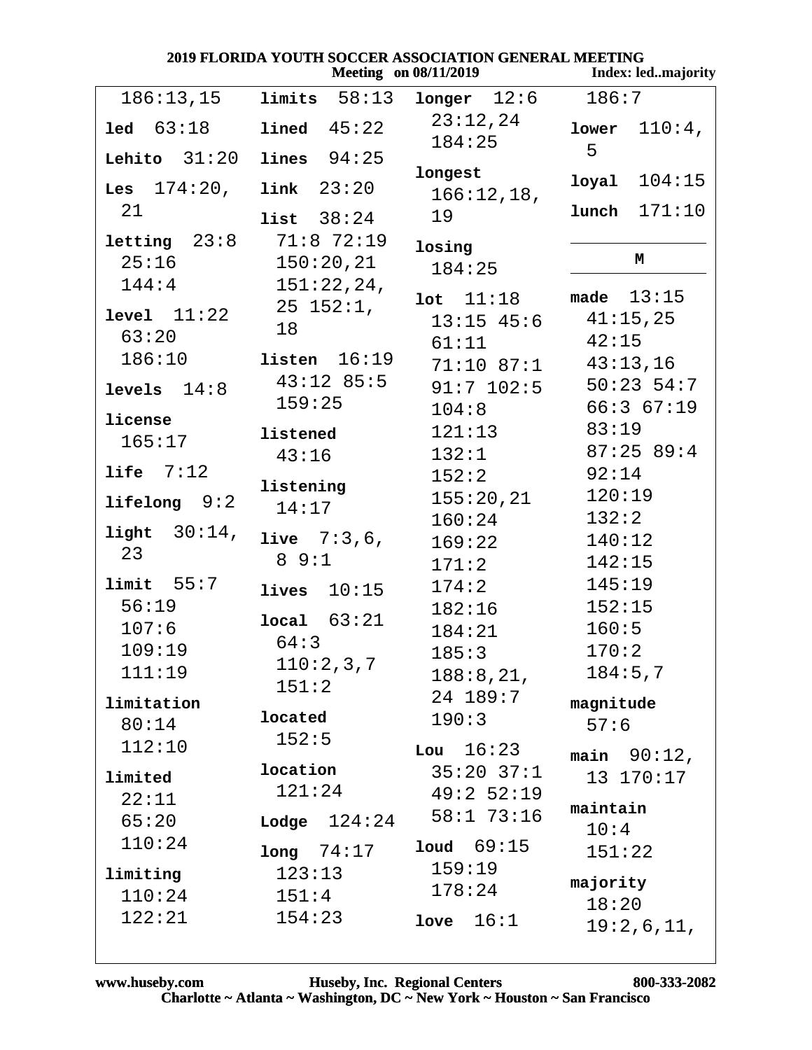186:13,15

**led** 63:18

**Lehito** 31:20

**Les** 174:20, 21

**letting** 23:8 25:16 144:4

**level** 11:22 63:20 186:10

**levels** 14:8

**license** 165:17

**life** 7:12

**lifelong** 9:2

**light** 30:14, 23

**limit** 55:7 56:19 107:6 109:19 111:19

**limitation** 80:14 112:10

**limited** 22:11 65:20 110:24

**limiting** 110:24 122:21

**limits** 58:13

**lined** 45:22

**lines** 94:25

**link** 23:20

**list** 38:24 71:8 72:19 150:20,21 151:22,24, 25 152:1, 18

**listen** 16:19 43:12 85:5 159:25

**listened** 43:16

**listening** 14:17

**live** 7:3,6, 8 9:1

**lives** 10:15

**local** 63:21 64:3 110:2,3,7 151:2

**located** 152:5

**location** 121:24

**Lodge** 124:24

**long** 74:17 123:13 151:4 154:23

**longer** 12:6 23:12,24 184:25

**longest** 166:12,18, 19

**losing** 184:25

**lot** 11:18 13:15 45:6 61:11 71:10 87:1 91:7 102:5 104:8 121:13 132:1 152:2 155:20,21 160:24 169:22 171:2 174:2 182:16 184:21 185:3 188:8,21, 24 189:7 190:3

**Lou** 16:23 35:20 37:1 49:2 52:19 58:1 73:16

**loud** 69:15 159:19 178:24

**love** 16:1

186:7

**lower** 110:4, 5

**loyal** 104:15

**lunch** 171:10

**M**

**made** 13:15 41:15,25 42:15 43:13,16 50:23 54:7 66:3 67:19 83:19 87:25 89:4 92:14 120:19 132:2 140:12 142:15 145:19 152:15 160:5 170:2 184:5,7

**magnitude** 57:6

**main** 90:12, 13 170:17

**maintain** 10:4 151:22

**majority** 18:20 19:2,6,11,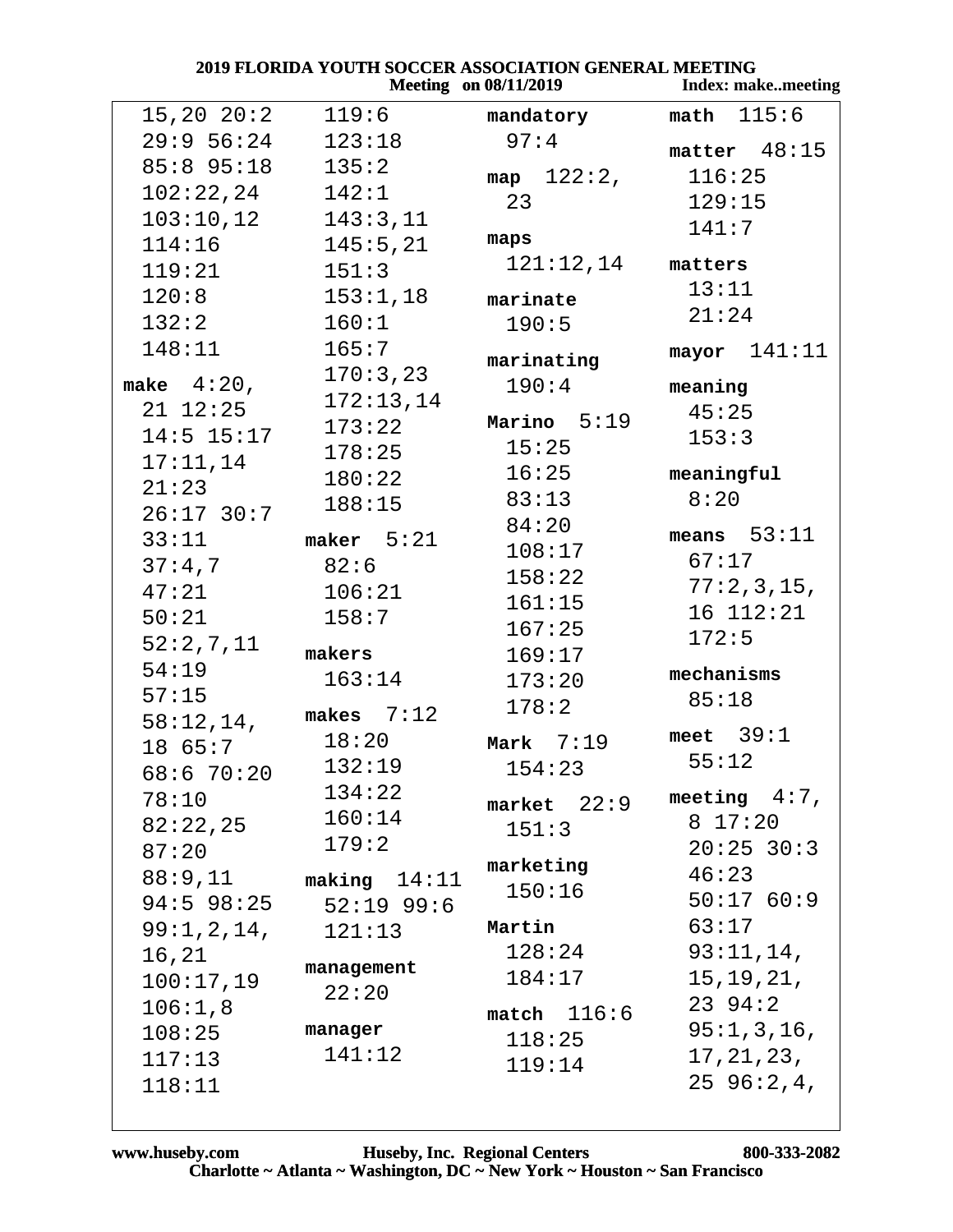15,20 20:2 29:9 56:24 85:8 95:18 102:22,24 103:10,12 114:16 119:21 120:8 132:2 148:11

**make** 4:20, 21 12:25 14:5 15:17 17:11,14 21:23 26:17 30:7 33:11 37:4,7 47:21 50:21 52:2,7,11 54:19 57:15 58:12,14, 18 65:7 68:6 70:20 78:10 82:22,25 87:20 88:9,11 94:5 98:25 99:1,2,14, 16,21 100:17,19 106:1,8 108:25 117:13 118:11 119:6 123:18 135:2 142:1 143:3,11 145:5,21 151:3 153:1,18 160:1 165:7 170:3,23 172:13,14 173:22 178:25 180:22 188:15

**maker** 5:21 82:6 106:21 158:7

**makers** 163:14

**makes** 7:12 18:20 132:19 134:22 160:14 179:2

**making** 14:11 52:19 99:6 121:13

**management** 22:20

**manager** 141:12

**mandatory** 97:4

**map** 122:2, 23

**maps** 121:12,14

**marinate** 190:5

**marinating** 190:4

**Marino** 5:19 15:25 16:25 83:13 84:20 108:17 158:22 161:15 167:25 169:17 173:20 178:2

**Mark** 7:19 154:23

**market** 22:9 151:3

**marketing** 150:16

**Martin** 128:24 184:17

**match** 116:6 118:25 119:14

**math** 115:6

**matter** 48:15 116:25 129:15 141:7

**matters** 13:11 21:24

**mayor** 141:11

**meaning** 45:25 153:3

**meaningful** 8:20

**means** 53:11 67:17 77:2,3,15, 16 112:21 172:5

**mechanisms** 85:18

**meet** 39:1 55:12

**meeting** 4:7, 8 17:20 20:25 30:3 46:23 50:17 60:9 63:17 93:11,14, 15,19,21, 23 94:2 95:1,3,16, 17,21,23, 25 96:2,4,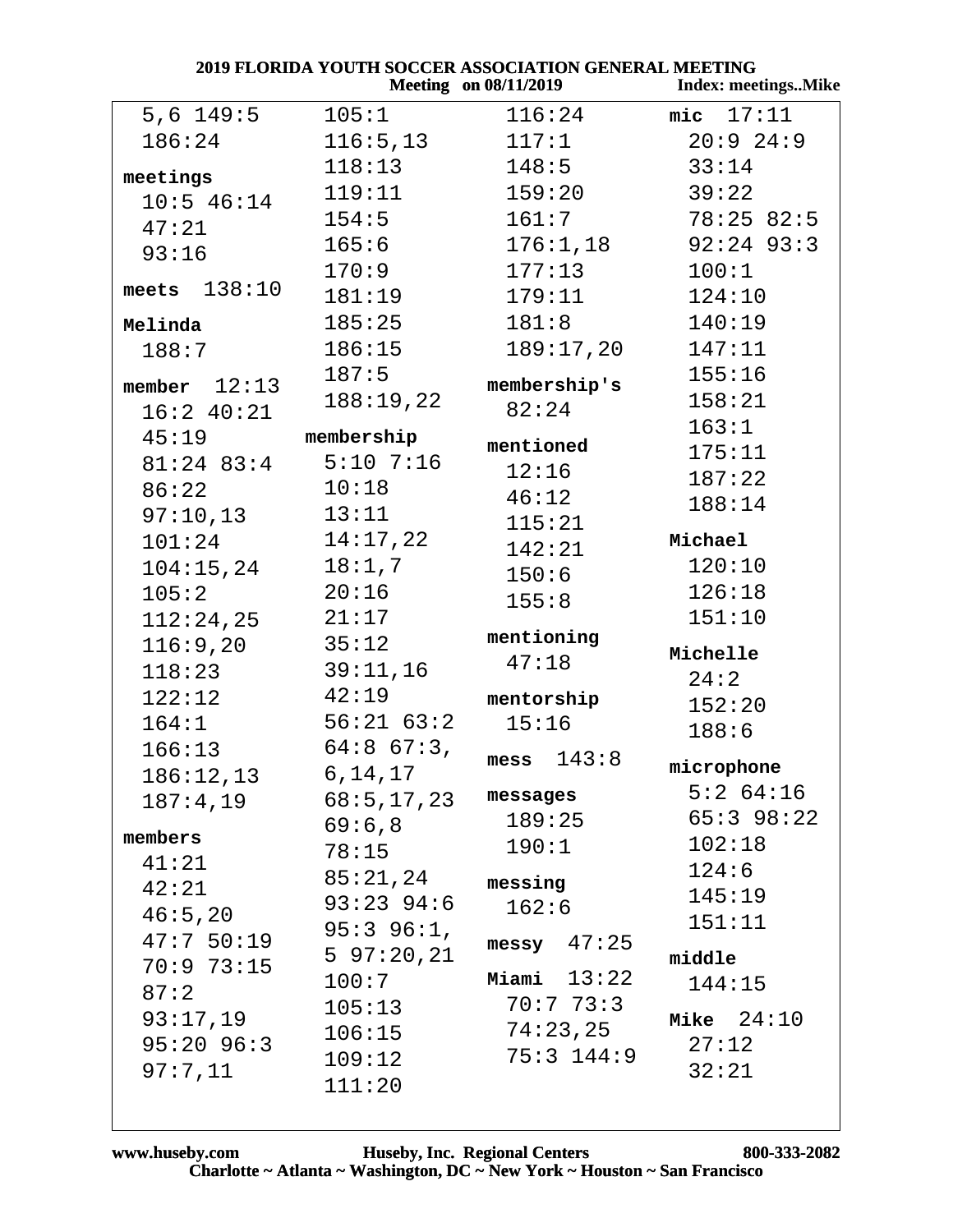5,6 149:5
186:24

**meetings**
10:5 46:14
47:21
93:16

**meets** 138:10

**Melinda**
188:7

**member** 12:13
16:2 40:21
45:19
81:24 83:4
86:22
97:10,13
101:24
104:15,24
105:2
112:24,25
116:9,20
118:23
122:12
164:1
166:13
186:12,13
187:4,19

**members**
41:21
42:21
46:5,20
47:7 50:19
70:9 73:15
87:2
93:17,19
95:20 96:3
97:7,11
105:1
116:5,13
118:13
119:11
154:5
165:6
170:9
181:19
185:25
186:15
187:5
188:19,22

**membership**
5:10 7:16
10:18
13:11
14:17,22
18:1,7
20:16
21:17
35:12
39:11,16
42:19
56:21 63:2
64:8 67:3,
6,14,17
68:5,17,23
69:6,8
78:15
85:21,24
93:23 94:6
95:3 96:1,
5 97:20,21
100:7
105:13
106:15
109:12
111:20
116:24
117:1
148:5
159:20
161:7
176:1,18
177:13
179:11
181:8
189:17,20

**membership's**
82:24

**mentioned**
12:16
46:12
115:21
142:21
150:6
155:8

**mentioning**
47:18

**mentorship**
15:16

**mess** 143:8

**messages**
189:25
190:1

**messing**
162:6

**messy** 47:25

**Miami** 13:22
70:7 73:3
74:23,25
75:3 144:9

**mic** 17:11
20:9 24:9
33:14
39:22
78:25 82:5
92:24 93:3
100:1
124:10
140:19
147:11
155:16
158:21
163:1
175:11
187:22
188:14

**Michael**
120:10
126:18
151:10

**Michelle**
24:2
152:20
188:6

**microphone**
5:2 64:16
65:3 98:22
102:18
124:6
145:19
151:11

**middle**
144:15

**Mike** 24:10
27:12
32:21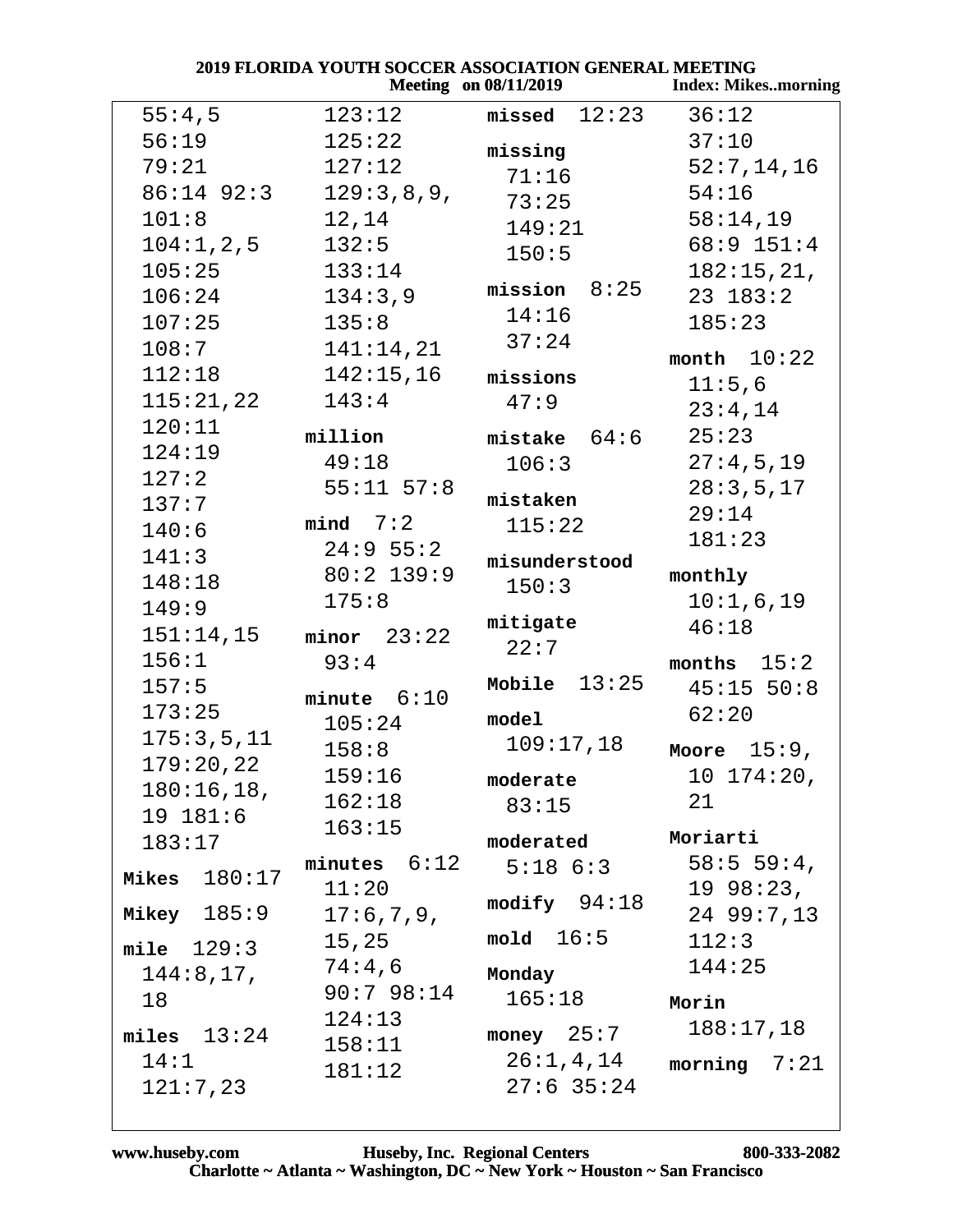55:4,5
56:19
79:21
86:14 92:3
101:8
104:1,2,5
105:25
106:24
107:25
108:7
112:18
115:21,22
120:11
124:19
127:2
137:7
140:6
141:3
148:18
149:9
151:14,15
156:1
157:5
173:25
175:3,5,11
179:20,22
180:16,18,
19 181:6
183:17

**Mikes** 180:17

**Mikey** 185:9

**mile** 129:3
144:8,17,
18

**miles** 13:24
14:1
121:7,23

123:12
125:22
127:12
129:3,8,9,
12,14
132:5
133:14
134:3,9
135:8
141:14,21
142:15,16
143:4

**million**
49:18
55:11 57:8

**mind** 7:2
24:9 55:2
80:2 139:9
175:8

**minor** 23:22
93:4

**minute** 6:10
105:24
158:8
159:16
162:18
163:15

**minutes** 6:12
11:20
17:6,7,9,
15,25
74:4,6
90:7 98:14
124:13
158:11
181:12

**missed** 12:23

**missing**
71:16
73:25
149:21
150:5

**mission** 8:25
14:16
37:24

**missions**
47:9

**mistake** 64:6
106:3

**mistaken**
115:22

**misunderstood**
150:3

**mitigate**
22:7

**Mobile** 13:25

**model**
109:17,18

**moderate**
83:15

**moderated**
5:18 6:3

**modify** 94:18

**mold** 16:5

**Monday**
165:18

**money** 25:7
26:1,4,14
27:6 35:24

36:12
37:10
52:7,14,16
54:16
58:14,19
68:9 151:4
182:15,21,
23 183:2
185:23

**month** 10:22
11:5,6
23:4,14
25:23
27:4,5,19
28:3,5,17
29:14
181:23

**monthly**
10:1,6,19
46:18

**months** 15:2
45:15 50:8
62:20

**Moore** 15:9,
10 174:20,
21

**Moriarti**
58:5 59:4,
19 98:23,
24 99:7,13
112:3
144:25

**Morin**
188:17,18

**morning** 7:21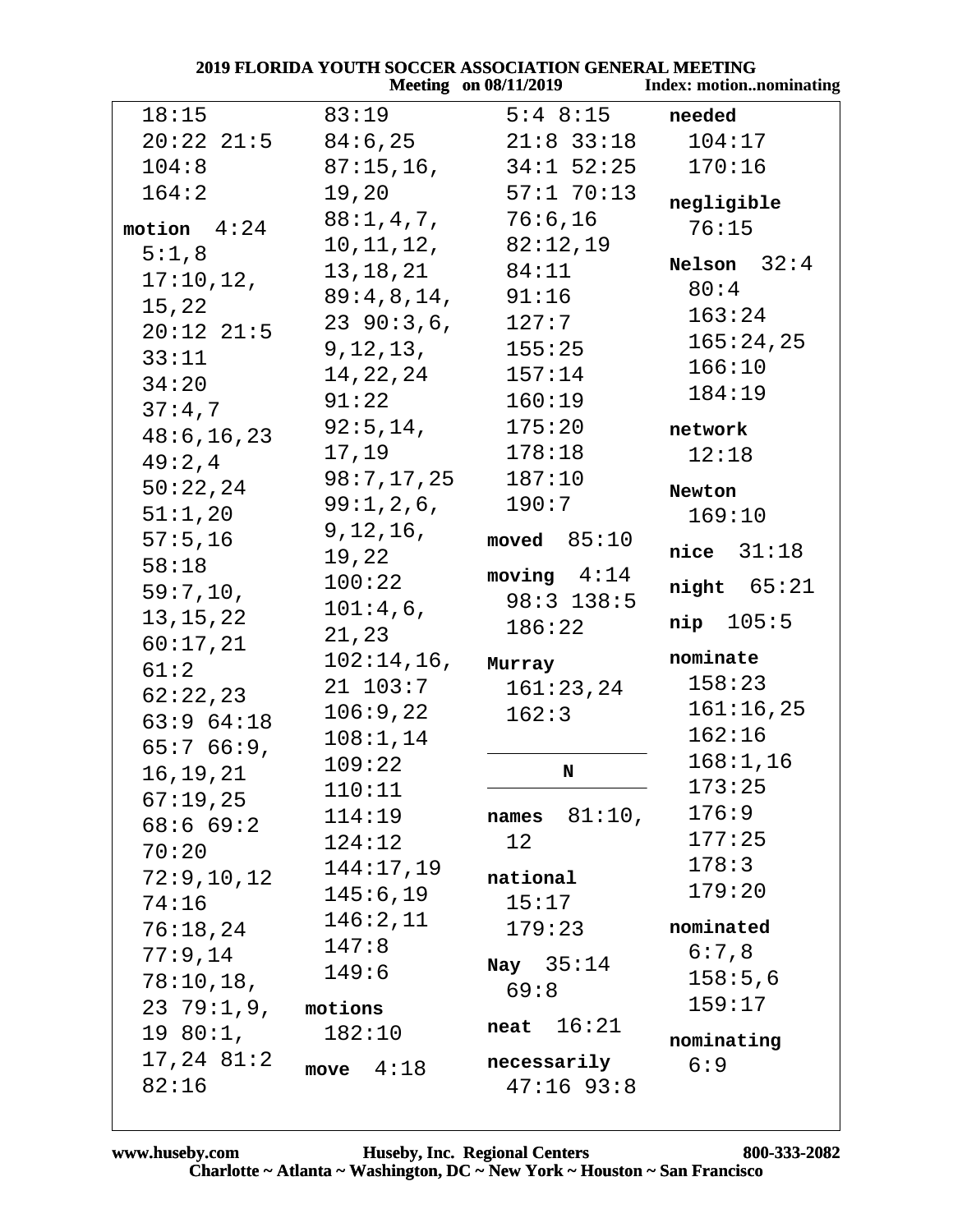18:15
20:22 21:5
104:8
164:2

**motion** 4:24
5:1,8
17:10,12,
15,22
20:12 21:5
33:11
34:20
37:4,7
48:6,16,23
49:2,4
50:22,24
51:1,20
57:5,16
58:18
59:7,10,
13,15,22
60:17,21
61:2
62:22,23
63:9 64:18
65:7 66:9,
16,19,21
67:19,25
68:6 69:2
70:20
72:9,10,12
74:16
76:18,24
77:9,14
78:10,18,
23 79:1,9,
19 80:1,
17,24 81:2
82:16
83:19
84:6,25
87:15,16,
19,20
88:1,4,7,
10,11,12,
13,18,21
89:4,8,14,
23 90:3,6,
9,12,13,
14,22,24
91:22
92:5,14,
17,19
98:7,17,25
99:1,2,6,
9,12,16,
19,22
100:22
101:4,6,
21,23
102:14,16,
21 103:7
106:9,22
108:1,14
109:22
110:11
114:19
124:12
144:17,19
145:6,19
146:2,11
147:8
149:6

**motions**
182:10

**move** 4:18
5:4 8:15
21:8 33:18
34:1 52:25
57:1 70:13
76:6,16
82:12,19
84:11
91:16
127:7
155:25
157:14
160:19
175:20
178:18
187:10
190:7

**moved** 85:10

**moving** 4:14
98:3 138:5
186:22

**Murray**
161:23,24
162:3

**N**

**names** 81:10,
12

**national**
15:17
179:23

**Nay** 35:14
69:8

**neat** 16:21

**necessarily**
47:16 93:8

**needed**
104:17
170:16

**negligible**
76:15

**Nelson** 32:4
80:4
163:24
165:24,25
166:10
184:19

**network**
12:18

**Newton**
169:10

**nice** 31:18

**night** 65:21

**nip** 105:5

**nominate**
158:23
161:16,25
162:16
168:1,16
173:25
176:9
177:25
178:3
179:20

**nominated**
6:7,8
158:5,6
159:17

**nominating**
6:9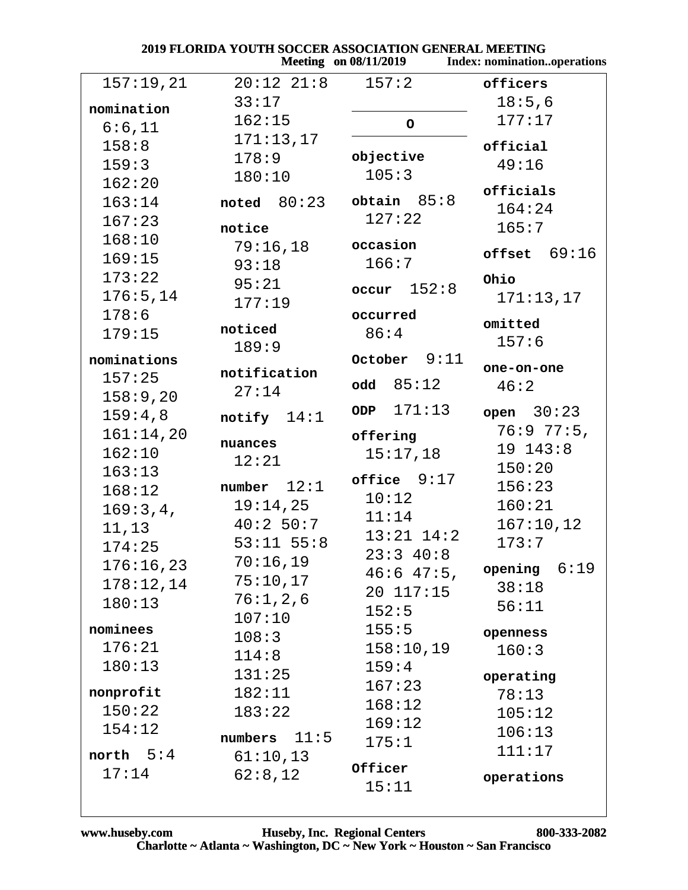157:19,21

**nomination** 6:6,11 158:8 159:3 162:20 163:14 167:23 168:10 169:15 173:22 176:5,14 178:6 179:15

**nominations** 157:25 158:9,20 159:4,8 161:14,20 162:10 163:13 168:12 169:3,4, 11,13 174:25 176:16,23 178:12,14 180:13

**nominees** 176:21 180:13

**nonprofit** 150:22 154:12

**north** 5:4 17:14

20:12 21:8 33:17 162:15 171:13,17 178:9 180:10

**noted** 80:23

**notice** 79:16,18 93:18 95:21 177:19

**noticed** 189:9

**notification** 27:14

**notify** 14:1

**nuances** 12:21

**number** 12:1 19:14,25 40:2 50:7 53:11 55:8 70:16,19 75:10,17 76:1,2,6 107:10 108:3 114:8 131:25 182:11 183:22

**numbers** 11:5 61:10,13 62:8,12

157:2

## O

**objective** 105:3

**obtain** 85:8 127:22

**occasion** 166:7

**occur** 152:8

**occurred** 86:4

**October** 9:11

**odd** 85:12

**ODP** 171:13

**offering** 15:17,18

**office** 9:17 10:12 11:14 13:21 14:2 23:3 40:8 46:6 47:5, 20 117:15 152:5 155:5 158:10,19 159:4 167:23 168:12 169:12 175:1

**Officer** 15:11

**officers** 18:5,6 177:17

**official** 49:16

**officials** 164:24 165:7

**offset** 69:16

**Ohio** 171:13,17

**omitted** 157:6

**one-on-one** 46:2

**open** 30:23 76:9 77:5, 19 143:8 150:20 156:23 160:21 167:10,12 173:7

**opening** 6:19 38:18 56:11

**openness** 160:3

**operating** 78:13 105:12 106:13 111:17

**operations**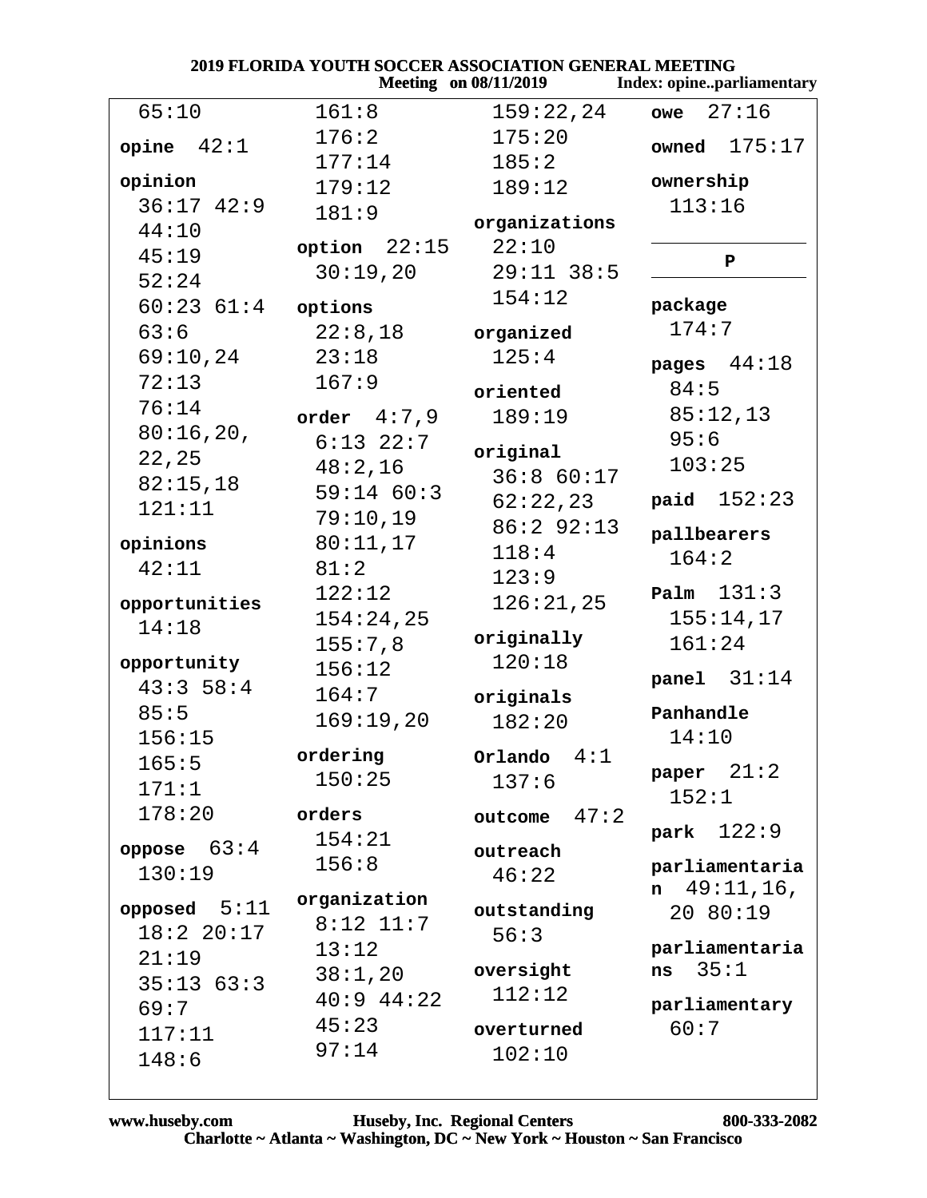65:10

**opine** 42:1

**opinion** 36:17 42:9 44:10 45:19 52:24 60:23 61:4 63:6 69:10,24 72:13 76:14 80:16,20, 22,25 82:15,18 121:11

**opinions** 42:11

**opportunities** 14:18

**opportunity** 43:3 58:4 85:5 156:15 165:5 171:1 178:20

**oppose** 63:4 130:19

**opposed** 5:11 18:2 20:17 21:19 35:13 63:3 69:7 117:11 148:6

161:8 176:2 177:14 179:12 181:9

**option** 22:15 30:19,20

**options** 22:8,18 23:18 167:9

**order** 4:7,9 6:13 22:7 48:2,16 59:14 60:3 79:10,19 80:11,17 81:2 122:12 154:24,25 155:7,8 156:12 164:7 169:19,20

**ordering** 150:25

**orders** 154:21 156:8

**organization** 8:12 11:7 13:12 38:1,20 40:9 44:22 45:23 97:14

159:22,24 175:20 185:2 189:12

**organizations** 22:10 29:11 38:5 154:12

**organized** 125:4

**oriented** 189:19

**original** 36:8 60:17 62:22,23 86:2 92:13 118:4 123:9 126:21,25

**originally** 120:18

**originals** 182:20

**Orlando** 4:1 137:6

**outcome** 47:2

**outreach** 46:22

**outstanding** 56:3

**oversight** 112:12

**overturned** 102:10

**owe** 27:16

**owned** 175:17

**ownership** 113:16

**P**

**package** 174:7

**pages** 44:18 84:5 85:12,13 95:6 103:25

**paid** 152:23

**pallbearers** 164:2

**Palm** 131:3 155:14,17 161:24

**panel** 31:14

**Panhandle** 14:10

**paper** 21:2 152:1

**park** 122:9

**parliamentarian** 49:11,16, 20 80:19

**parliamentarians** 35:1

**parliamentary** 60:7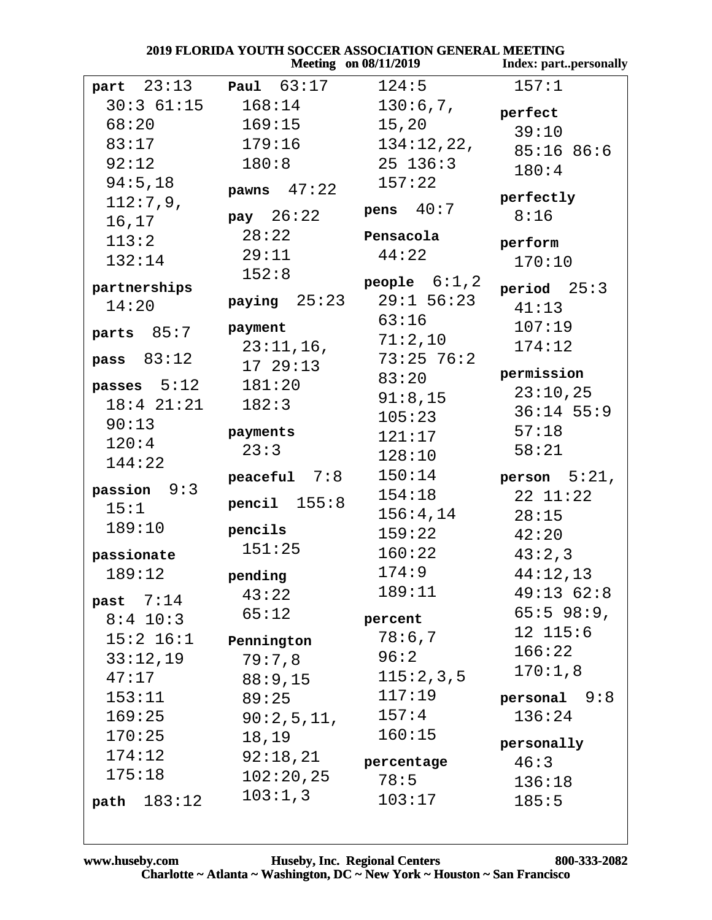**part** 23:13 30:3 61:15 68:20 83:17 92:12 94:5,18 112:7,9, 16,17 113:2 132:14

**partnerships** 14:20

**parts** 85:7

**pass** 83:12

**passes** 5:12 18:4 21:21 90:13 120:4 144:22

**passion** 9:3 15:1 189:10

**passionate** 189:12

**past** 7:14 8:4 10:3 15:2 16:1 33:12,19 47:17 153:11 169:25 170:25 174:12 175:18

**path** 183:12

**Paul** 63:17 168:14 169:15 179:16 180:8

**pawns** 47:22

**pay** 26:22 28:22 29:11 152:8

**paying** 25:23

**payment** 23:11,16, 17 29:13 181:20 182:3

**payments** 23:3

**peaceful** 7:8

**pencil** 155:8

**pencils** 151:25

**pending** 43:22 65:12

**Pennington** 79:7,8 88:9,15 89:25 90:2,5,11, 18,19 92:18,21 102:20,25 103:1,3 124:5 130:6,7, 15,20 134:12,22, 25 136:3 157:22

**pens** 40:7

**Pensacola** 44:22

**people** 6:1,2 29:1 56:23 63:16 71:2,10 73:25 76:2 83:20 91:8,15 105:23 121:17 128:10 150:14 154:18 156:4,14 159:22 160:22 174:9 189:11

**percent** 78:6,7 96:2 115:2,3,5 117:19 157:4 160:15

**percentage** 78:5 103:17 157:1

**perfect** 39:10 85:16 86:6 180:4

**perfectly** 8:16

**perform** 170:10

**period** 25:3 41:13 107:19 174:12

**permission** 23:10,25 36:14 55:9 57:18 58:21

**person** 5:21, 22 11:22 28:15 42:20 43:2,3 44:12,13 49:13 62:8 65:5 98:9, 12 115:6 166:22 170:1,8

**personal** 9:8 136:24

**personally** 46:3 136:18 185:5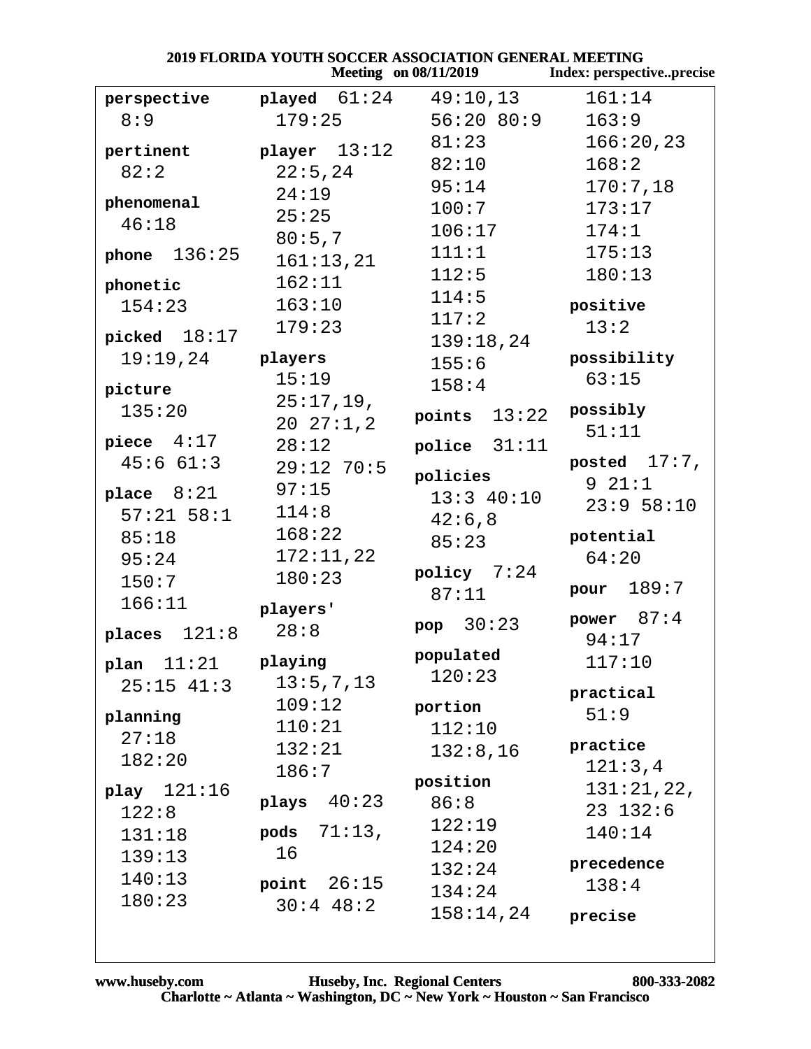**perspective** 8:9

**pertinent** 82:2

**phenomenal** 46:18

**phone** 136:25

**phonetic** 154:23

**picked** 18:17 19:19,24

**picture** 135:20

**piece** 4:17 45:6 61:3

**place** 8:21 57:21 58:1 85:18 95:24 150:7 166:11

**places** 121:8

**plan** 11:21 25:15 41:3

**planning** 27:18 182:20

**play** 121:16 122:8 131:18 139:13 140:13 180:23

**played** 61:24 179:25

**player** 13:12 22:5,24 24:19 25:25 80:5,7 161:13,21 162:11 163:10 179:23

**players** 15:19 25:17,19, 20 27:1,2 28:12 29:12 70:5 97:15 114:8 168:22 172:11,22 180:23

**players'** 28:8

**playing** 13:5,7,13 109:12 110:21 132:21 186:7

**plays** 40:23

**pods** 71:13, 16

**point** 26:15 30:4 48:2 49:10,13 56:20 80:9 81:23 82:10 95:14 100:7 106:17 111:1 112:5 114:5 117:2 139:18,24 155:6 158:4

**points** 13:22

**police** 31:11

**policies** 13:3 40:10 42:6,8 85:23

**policy** 7:24 87:11

**pop** 30:23

**populated** 120:23

**portion** 112:10 132:8,16

**position** 86:8 122:19 124:20 132:24 134:24 158:14,24 161:14 163:9 166:20,23 168:2 170:7,18 173:17 174:1 175:13 180:13

**positive** 13:2

**possibility** 63:15

**possibly** 51:11

**posted** 17:7, 9 21:1 23:9 58:10

**potential** 64:20

**pour** 189:7

**power** 87:4 94:17 117:10

**practical** 51:9

**practice** 121:3,4 131:21,22, 23 132:6 140:14

**precedence** 138:4

**precise**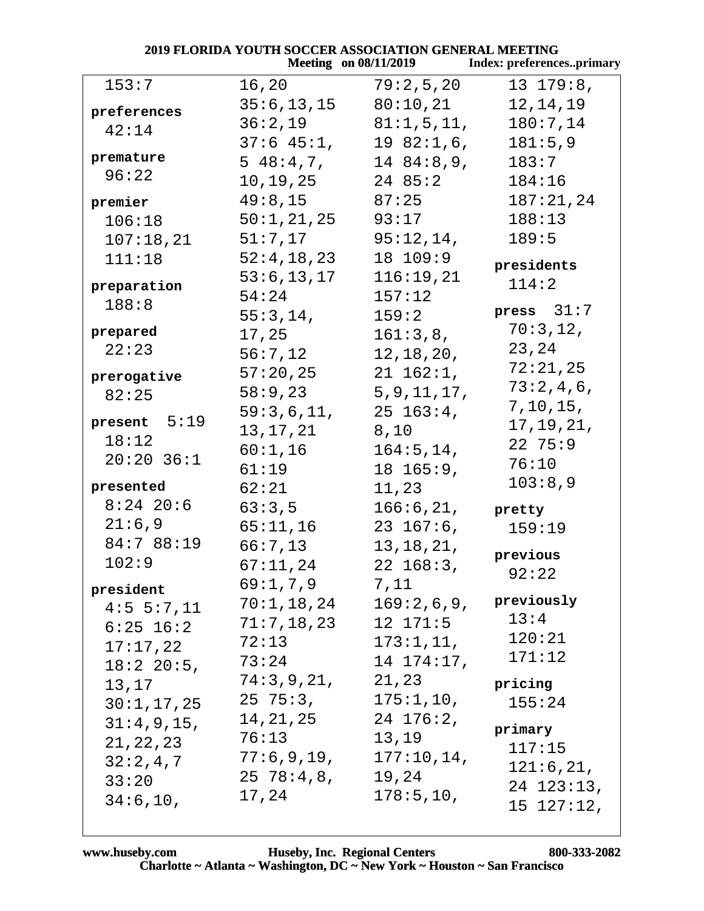153:7

**preferences**
42:14

**premature**
96:22

**premier**
106:18
107:18,21
111:18

**preparation**
188:8

**prepared**
22:23

**prerogative**
82:25

**present** 5:19
18:12
20:20 36:1

**presented**
8:24 20:6
21:6,9
84:7 88:19
102:9

**president**
4:5 5:7,11
6:25 16:2
17:17,22
18:2 20:5,
13,17
30:1,17,25
31:4,9,15,
21,22,23
32:2,4,7
33:20
34:6,10,
16,20
35:6,13,15
36:2,19
37:6 45:1,
5 48:4,7,
10,19,25
49:8,15
50:1,21,25
51:7,17
52:4,18,23
53:6,13,17
54:24
55:3,14,
17,25
56:7,12
57:20,25
58:9,23
59:3,6,11,
13,17,21
60:1,16
61:19
62:21
63:3,5
65:11,16
66:7,13
67:11,24
69:1,7,9
70:1,18,24
71:7,18,23
72:13
73:24
74:3,9,21,
25 75:3,
14,21,25
76:13
77:6,9,19,
25 78:4,8,
17,24
79:2,5,20
80:10,21
81:1,5,11,
19 82:1,6,
14 84:8,9,
24 85:2
87:25
93:17
95:12,14,
18 109:9
116:19,21
157:12
159:2
161:3,8,
12,18,20,
21 162:1,
5,9,11,17,
25 163:4,
8,10
164:5,14,
18 165:9,
11,23
166:6,21,
23 167:6,
13,18,21,
22 168:3,
7,11
169:2,6,9,
12 171:5
173:1,11,
14 174:17,
21,23
175:1,10,
24 176:2,
13,19
177:10,14,
19,24
178:5,10,
13 179:8,
12,14,19
180:7,14
181:5,9
183:7
184:16
187:21,24
188:13
189:5

**presidents**
114:2

**press** 31:7
70:3,12,
23,24
72:21,25
73:2,4,6,
7,10,15,
17,19,21,
22 75:9
76:10
103:8,9

**pretty**
159:19

**previous**
92:22

**previously**
13:4
120:21
171:12

**pricing**
155:24

**primary**
117:15
121:6,21,
24 123:13,
15 127:12,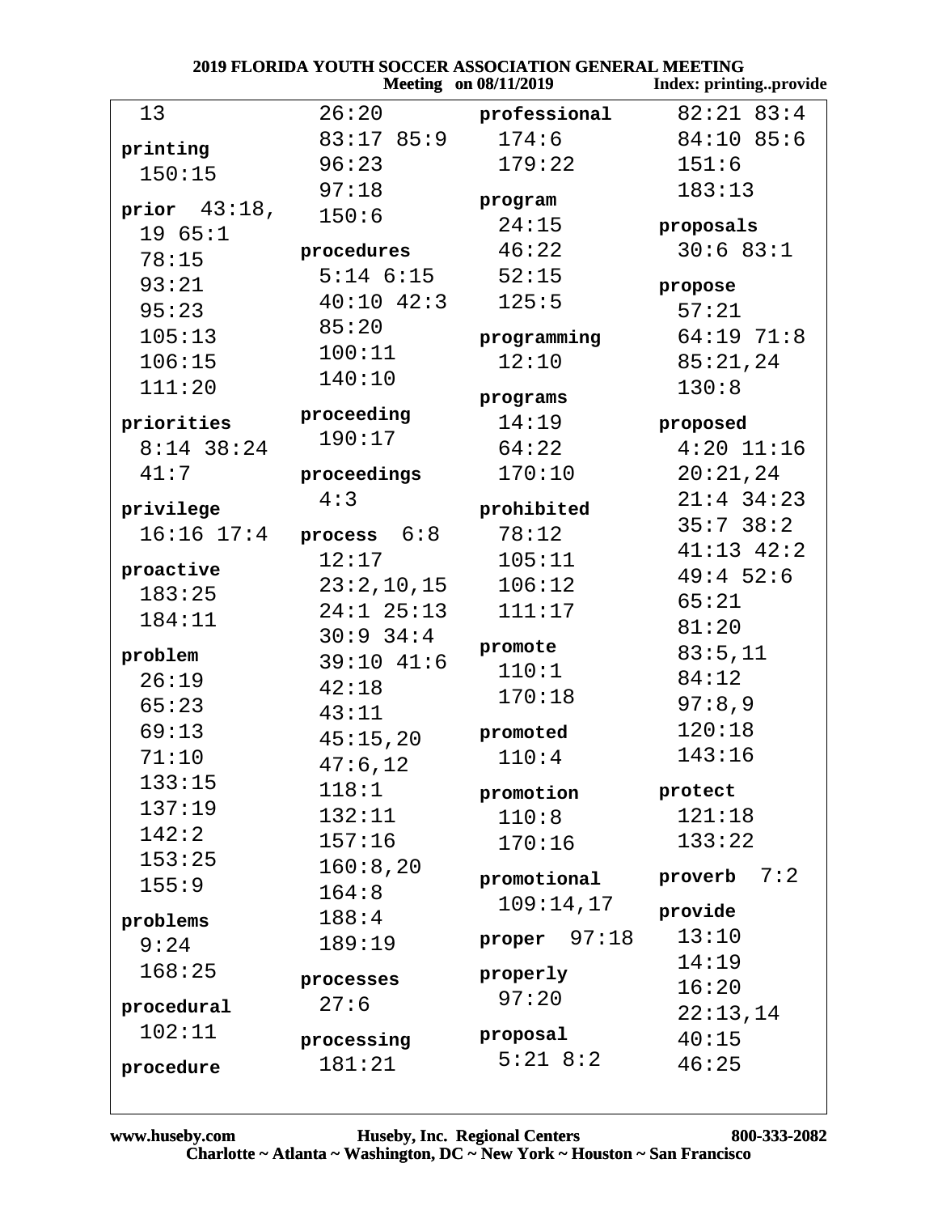13

**printing**
150:15

**prior** 43:18, 19 65:1 78:15 93:21 95:23 105:13 106:15 111:20

**priorities**
8:14 38:24 41:7

**privilege**
16:16 17:4

**proactive**
183:25 184:11

**problem**
26:19 65:23 69:13 71:10 133:15 137:19 142:2 153:25 155:9

**problems**
9:24 168:25

**procedural**
102:11

**procedure**
26:20 83:17 85:9 96:23 97:18 150:6

**procedures**
5:14 6:15 40:10 42:3 85:20 100:11 140:10

**proceeding**
190:17

**proceedings**
4:3

**process** 6:8 12:17 23:2,10,15 24:1 25:13 30:9 34:4 39:10 41:6 42:18 43:11 45:15,20 47:6,12 118:1 132:11 157:16 160:8,20 164:8 188:4 189:19

**processes**
27:6

**processing**
181:21

**professional**
174:6 179:22

**program**
24:15 46:22 52:15 125:5

**programming**
12:10

**programs**
14:19 64:22 170:10

**prohibited**
78:12 105:11 106:12 111:17

**promote**
110:1 170:18

**promoted**
110:4

**promotion**
110:8 170:16

**promotional**
109:14,17

**proper** 97:18

**properly**
97:20

**proposal**
5:21 8:2 82:21 83:4 84:10 85:6 151:6 183:13

**proposals**
30:6 83:1

**propose**
57:21 64:19 71:8 85:21,24 130:8

**proposed**
4:20 11:16 20:21,24 21:4 34:23 35:7 38:2 41:13 42:2 49:4 52:6 65:21 81:20 83:5,11 84:12 97:8,9 120:18 143:16

**protect**
121:18 133:22

**proverb** 7:2

**provide**
13:10 14:19 16:20 22:13,14 40:15 46:25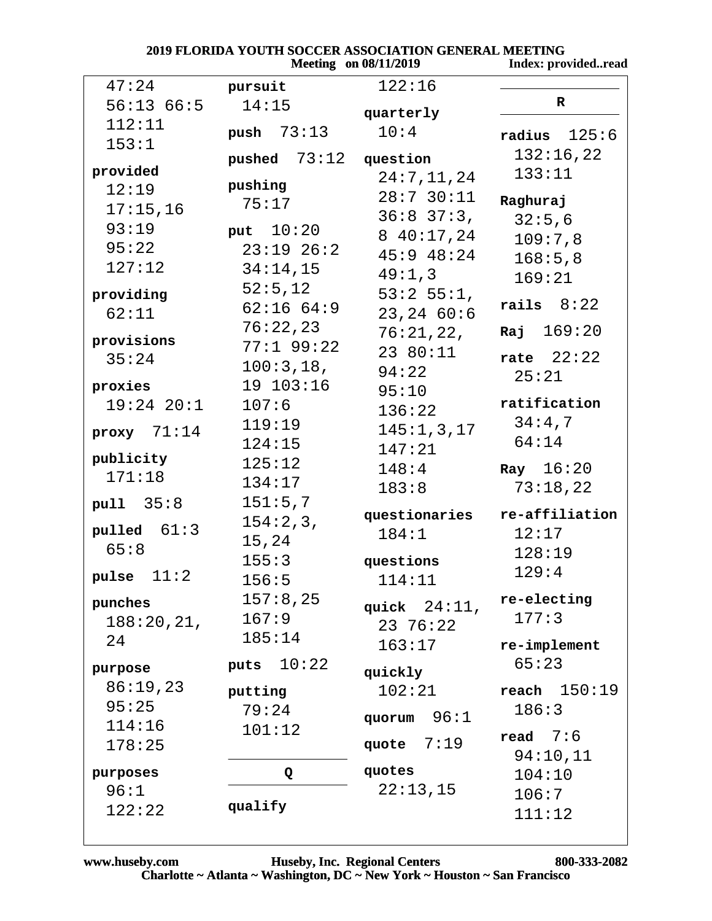47:24 56:13 66:5 112:11 153:1

**provided** 12:19 17:15,16 93:19 95:22 127:12

**providing** 62:11

**provisions** 35:24

**proxies** 19:24 20:1

**proxy** 71:14

**publicity** 171:18

**pull** 35:8

**pulled** 61:3 65:8

**pulse** 11:2

**punches** 188:20,21, 24

**purpose** 86:19,23 95:25 114:16 178:25

**purposes** 96:1 122:22

**pursuit** 14:15

**push** 73:13

**pushed** 73:12

**pushing** 75:17

**put** 10:20 23:19 26:2 34:14,15 52:5,12 62:16 64:9 76:22,23 77:1 99:22 100:3,18, 19 103:16 107:6 119:19 124:15 125:12 134:17 151:5,7 154:2,3, 15,24 155:3 156:5 157:8,25 167:9 185:14

**puts** 10:22

**putting** 79:24 101:12

**Q**

**qualify** 122:16

**quarterly** 10:4

**question** 24:7,11,24 28:7 30:11 36:8 37:3, 8 40:17,24 45:9 48:24 49:1,3 53:2 55:1, 23,24 60:6 76:21,22, 23 80:11 94:22 95:10 136:22 145:1,3,17 147:21 148:4 183:8

**questionaries** 184:1

**questions** 114:11

**quick** 24:11, 23 76:22 163:17

**quickly** 102:21

**quorum** 96:1

**quote** 7:19

**quotes** 22:13,15

**R**

**radius** 125:6 132:16,22 133:11

**Raghuraj** 32:5,6 109:7,8 168:5,8 169:21

**rails** 8:22

**Raj** 169:20

**rate** 22:22 25:21

**ratification** 34:4,7 64:14

**Ray** 16:20 73:18,22

**re-affiliation** 12:17 128:19 129:4

**re-electing** 177:3

**re-implement** 65:23

**reach** 150:19 186:3

**read** 7:6 94:10,11 104:10 106:7 111:12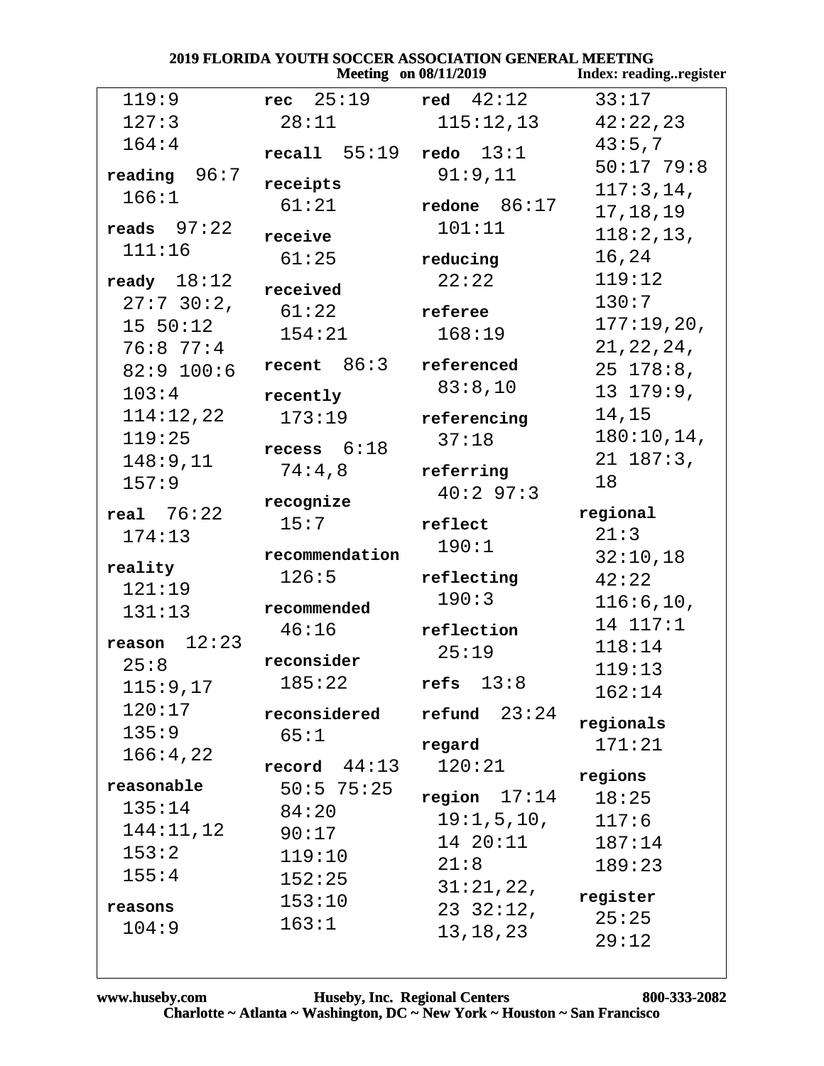119:9
127:3
164:4

**reading** 96:7
166:1

**reads** 97:22
111:16

**ready** 18:12
27:7 30:2,
15 50:12
76:8 77:4
82:9 100:6
103:4
114:12,22
119:25
148:9,11
157:9

**real** 76:22
174:13

**reality**
121:19
131:13

**reason** 12:23
25:8
115:9,17
120:17
135:9
166:4,22

**reasonable**
135:14
144:11,12
153:2
155:4

**reasons**
104:9

**rec** 25:19
28:11

**recall** 55:19

**receipts**
61:21

**receive**
61:25

**received**
61:22
154:21

**recent** 86:3

**recently**
173:19

**recess** 6:18
74:4,8

**recognize**
15:7

**recommendation**
126:5

**recommended**
46:16

**reconsider**
185:22

**reconsidered**
65:1

**record** 44:13
50:5 75:25
84:20
90:17
119:10
152:25
153:10
163:1

**red** 42:12
115:12,13

**redo** 13:1
91:9,11

**redone** 86:17
101:11

**reducing**
22:22

**referee**
168:19

**referenced**
83:8,10

**referencing**
37:18

**referring**
40:2 97:3

**reflect**
190:1

**reflecting**
190:3

**reflection**
25:19

**refs** 13:8

**refund** 23:24

**regard**
120:21

**region** 17:14
19:1,5,10,
14 20:11
21:8
31:21,22,
23 32:12,
13,18,23
33:17
42:22,23
43:5,7
50:17 79:8
117:3,14,
17,18,19
118:2,13,
16,24
119:12
130:7
177:19,20,
21,22,24,
25 178:8,
13 179:9,
14,15
180:10,14,
21 187:3,
18

**regional**
21:3
32:10,18
42:22
116:6,10,
14 117:1
118:14
119:13
162:14

**regionals**
171:21

**regions**
18:25
117:6
187:14
189:23

**register**
25:25
29:12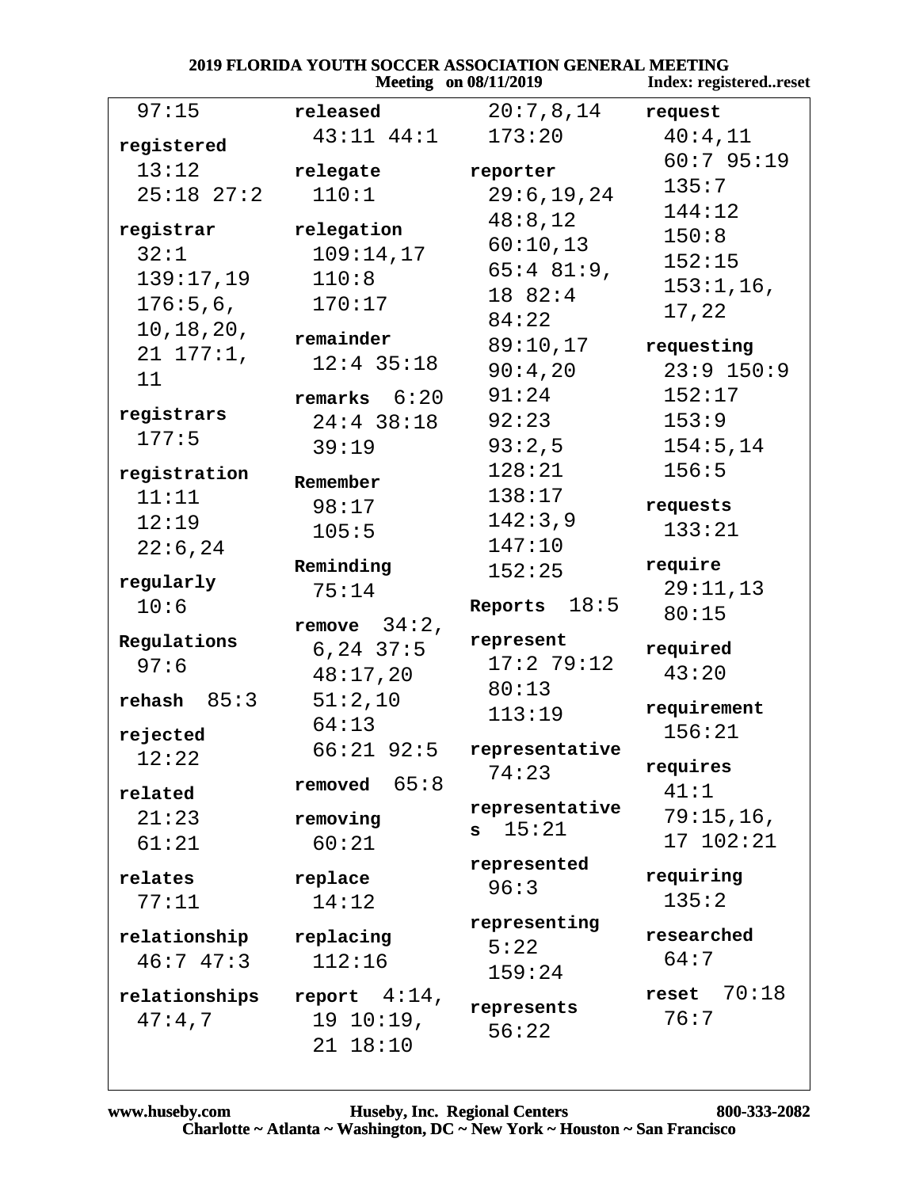97:15

**registered** 13:12 25:18 27:2

**registrar** 32:1 139:17,19 176:5,6, 10,18,20, 21 177:1, 11

**registrars** 177:5

**registration** 11:11 12:19 22:6,24

**regularly** 10:6

**Regulations** 97:6

**rehash** 85:3

**rejected** 12:22

**related** 21:23 61:21

**relates** 77:11

**relationship** 46:7 47:3

**relationships** 47:4,7

**released** 43:11 44:1

**relegate** 110:1

**relegation** 109:14,17 110:8 170:17

**remainder** 12:4 35:18

**remarks** 6:20 24:4 38:18 39:19

**Remember** 98:17 105:5

**Reminding** 75:14

**remove** 34:2, 6,24 37:5 48:17,20 51:2,10 64:13 66:21 92:5

**removed** 65:8

**removing** 60:21

**replace** 14:12

**replacing** 112:16

**report** 4:14, 19 10:19, 21 18:10 20:7,8,14 173:20

**reporter** 29:6,19,24 48:8,12 60:10,13 65:4 81:9, 18 82:4 84:22 89:10,17 90:4,20 91:24 92:23 93:2,5 128:21 138:17 142:3,9 147:10 152:25

**Reports** 18:5

**represent** 17:2 79:12 80:13 113:19

**representative** 74:23

**representatives** 15:21

**represented** 96:3

**representing** 5:22 159:24

**represents** 56:22

**request** 40:4,11 60:7 95:19 135:7 144:12 150:8 152:15 153:1,16, 17,22

**requesting** 23:9 150:9 152:17 153:9 154:5,14 156:5

**requests** 133:21

**require** 29:11,13 80:15

**required** 43:20

**requirement** 156:21

**requires** 41:1 79:15,16, 17 102:21

**requiring** 135:2

**researched** 64:7

**reset** 70:18 76:7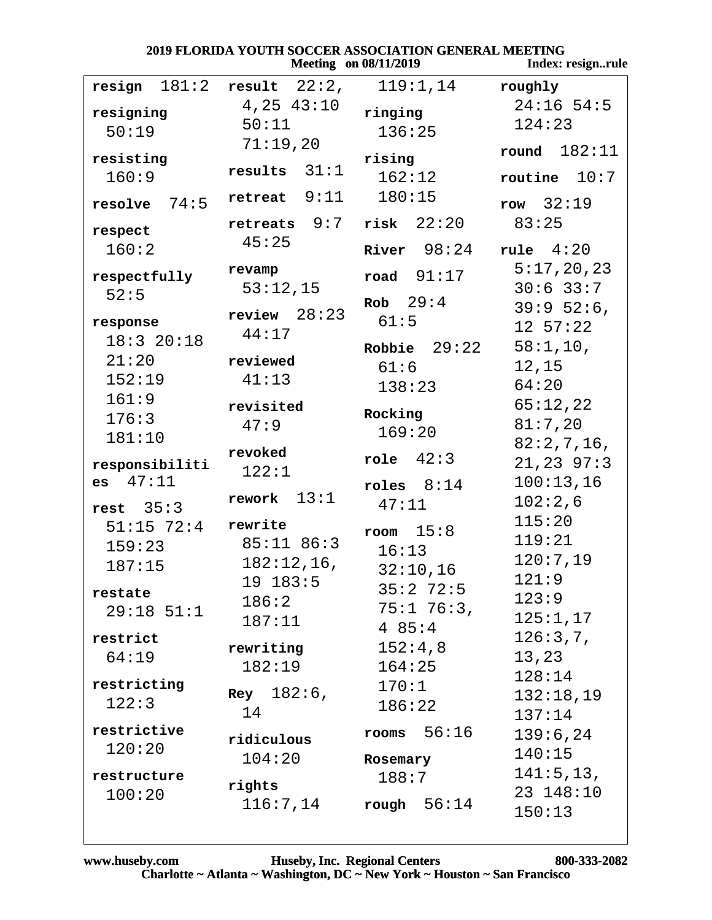**resign** 181:2

**resigning** 50:19

**resisting** 160:9

**resolve** 74:5

**respect** 160:2

**respectfully** 52:5

**response** 18:3 20:18 21:20 152:19 161:9 176:3 181:10

**responsibilities** 47:11

**rest** 35:3 51:15 72:4 159:23 187:15

**restate** 29:18 51:1

**restrict** 64:19

**restricting** 122:3

**restrictive** 120:20

**restructure** 100:20

**result** 22:2, 4,25 43:10 50:11 71:19,20

**results** 31:1

**retreat** 9:11

**retreats** 9:7 45:25

**revamp** 53:12,15

**review** 28:23 44:17

**reviewed** 41:13

**revisited** 47:9

**revoked** 122:1

**rework** 13:1

**rewrite** 85:11 86:3 182:12,16, 19 183:5 186:2 187:11

**rewriting** 182:19

**Rey** 182:6, 14

**ridiculous** 104:20

**rights** 116:7,14 119:1,14

**ringing** 136:25

**rising** 162:12 180:15

**risk** 22:20

**River** 98:24

**road** 91:17

**Rob** 29:4 61:5

**Robbie** 29:22 61:6 138:23

**Rocking** 169:20

**role** 42:3

**roles** 8:14 47:11

**room** 15:8 16:13 32:10,16 35:2 72:5 75:1 76:3, 4 85:4 152:4,8 164:25 170:1 186:22

**rooms** 56:16

**Rosemary** 188:7

**rough** 56:14

**roughly** 24:16 54:5 124:23

**round** 182:11

**routine** 10:7

**row** 32:19 83:25

**rule** 4:20 5:17,20,23 30:6 33:7 39:9 52:6, 12 57:22 58:1,10, 12,15 64:20 65:12,22 81:7,20 82:2,7,16, 21,23 97:3 100:13,16 102:2,6 115:20 119:21 120:7,19 121:9 123:9 125:1,17 126:3,7, 13,23 128:14 132:18,19 137:14 139:6,24 140:15 141:5,13, 23 148:10 150:13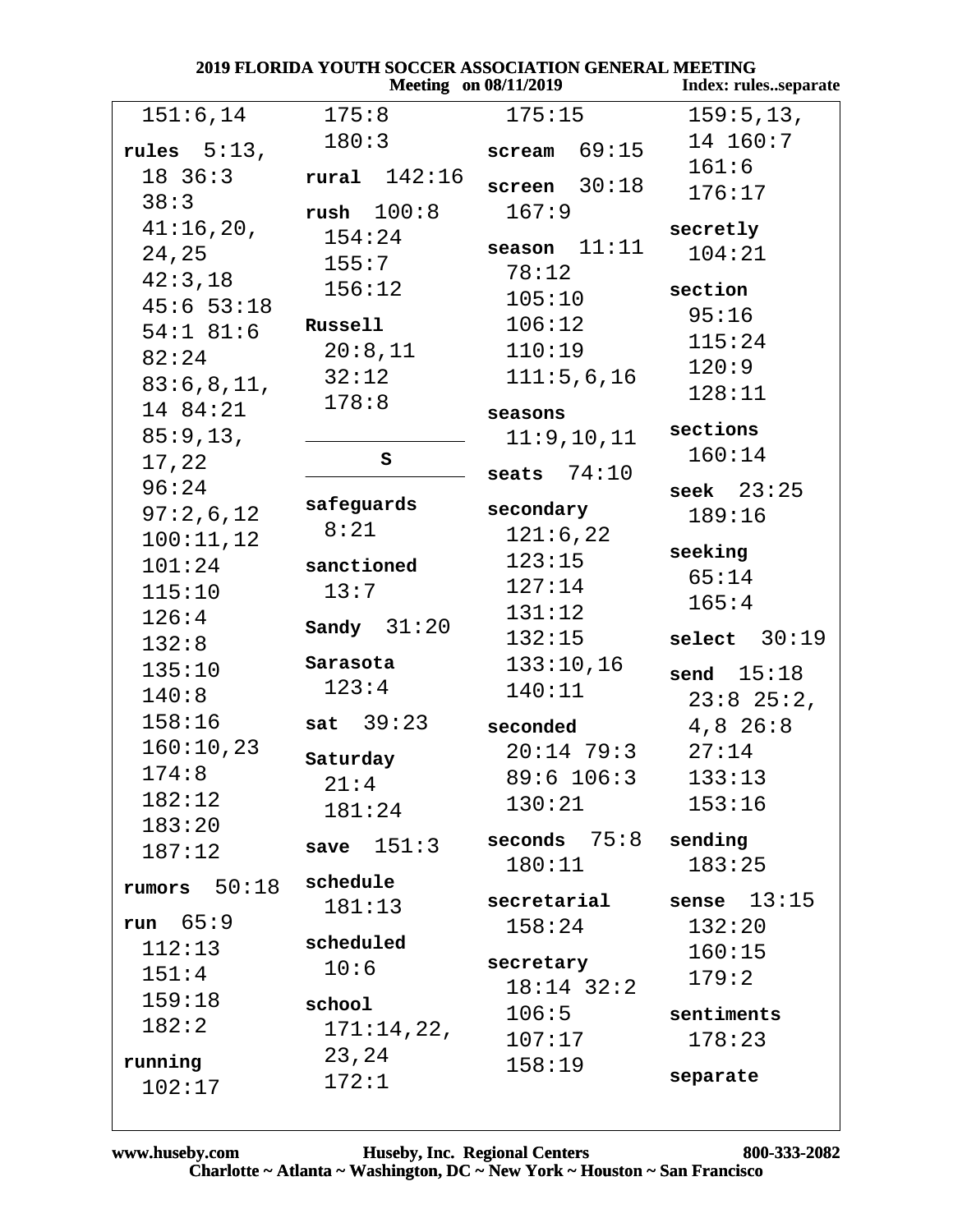151:6,14

**rules** 5:13, 18 36:3 38:3 41:16,20, 24,25 42:3,18 45:6 53:18 54:1 81:6 82:24 83:6,8,11, 14 84:21 85:9,13, 17,22 96:24 97:2,6,12 100:11,12 101:24 115:10 126:4 132:8 135:10 140:8 158:16 160:10,23 174:8 182:12 183:20 187:12

**rumors** 50:18

**run** 65:9 112:13 151:4 159:18 182:2

**running** 102:17

175:8 180:3

**rural** 142:16

**rush** 100:8 154:24 155:7 156:12

**Russell** 20:8,11 32:12 178:8

## S

**safeguards** 8:21

**sanctioned** 13:7

**Sandy** 31:20

**Sarasota** 123:4

**sat** 39:23

**Saturday** 21:4 181:24

**save** 151:3

**schedule** 181:13

**scheduled** 10:6

**school** 171:14,22, 23,24 172:1

175:15

**scream** 69:15

**screen** 30:18 167:9

**season** 11:11 78:12 105:10 106:12 110:19 111:5,6,16

**seasons** 11:9,10,11

**seats** 74:10

**secondary** 121:6,22 123:15 127:14 131:12 132:15 133:10,16 140:11

**seconded** 20:14 79:3 89:6 106:3 130:21

**seconds** 75:8 180:11

**secretarial** 158:24

**secretary** 18:14 32:2 106:5 107:17 158:19

159:5,13, 14 160:7 161:6 176:17

**secretly** 104:21

**section** 95:16 115:24 120:9 128:11

**sections** 160:14

**seek** 23:25 189:16

**seeking** 65:14 165:4

**select** 30:19

**send** 15:18 23:8 25:2, 4,8 26:8 27:14 133:13 153:16

**sending** 183:25

**sense** 13:15 132:20 160:15 179:2

**sentiments** 178:23

**separate**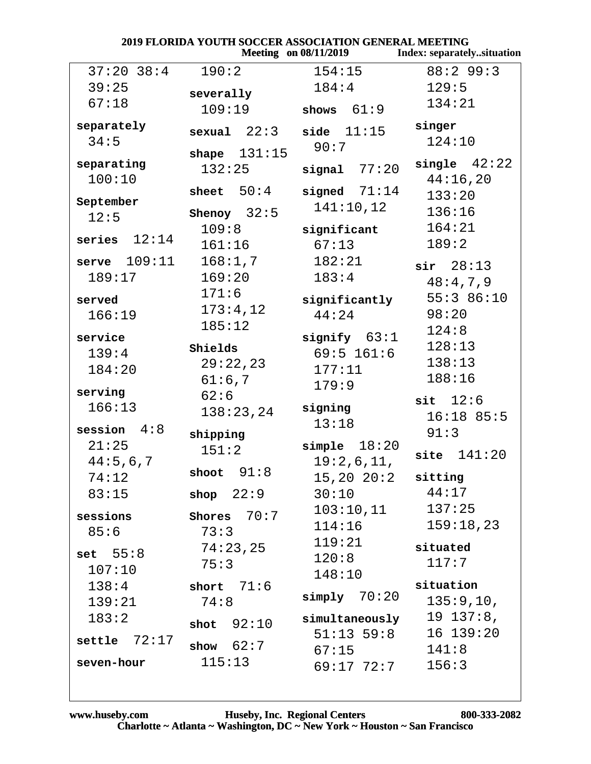37:20 38:4
39:25
67:18

**separately**
34:5

**separating**
100:10

**September**
12:5

**series** 12:14

**serve** 109:11
189:17

**served**
166:19

**service**
139:4
184:20

**serving**
166:13

**session** 4:8
21:25
44:5,6,7
74:12
83:15

**sessions**
85:6

**set** 55:8
107:10
138:4
139:21
183:2

**settle** 72:17

**seven-hour**
190:2

**severally**
109:19

**sexual** 22:3

**shape** 131:15
132:25

**sheet** 50:4

**Shenoy** 32:5
109:8
161:16
168:1,7
169:20
171:6
173:4,12
185:12

**Shields**
29:22,23
61:6,7
62:6
138:23,24

**shipping**
151:2

**shoot** 91:8

**shop** 22:9

**Shores** 70:7
73:3
74:23,25
75:3

**short** 71:6
74:8

**shot** 92:10

**show** 62:7
115:13
154:15
184:4

**shows** 61:9

**side** 11:15
90:7

**signal** 77:20

**signed** 71:14
141:10,12

**significant**
67:13
182:21
183:4

**significantly**
44:24

**signify** 63:1
69:5 161:6
177:11
179:9

**signing**
13:18

**simple** 18:20
19:2,6,11,
15,20 20:2
30:10
103:10,11
114:16
119:21
120:8
148:10

**simply** 70:20

**simultaneously**
51:13 59:8
67:15
69:17 72:7
88:2 99:3
129:5
134:21

**singer**
124:10

**single** 42:22
44:16,20
133:20
136:16
164:21
189:2

**sir** 28:13
48:4,7,9
55:3 86:10
98:20
124:8
128:13
138:13
188:16

**sit** 12:6
16:18 85:5
91:3

**site** 141:20

**sitting**
44:17
137:25
159:18,23

**situated**
117:7

**situation**
135:9,10,
19 137:8,
16 139:20
141:8
156:3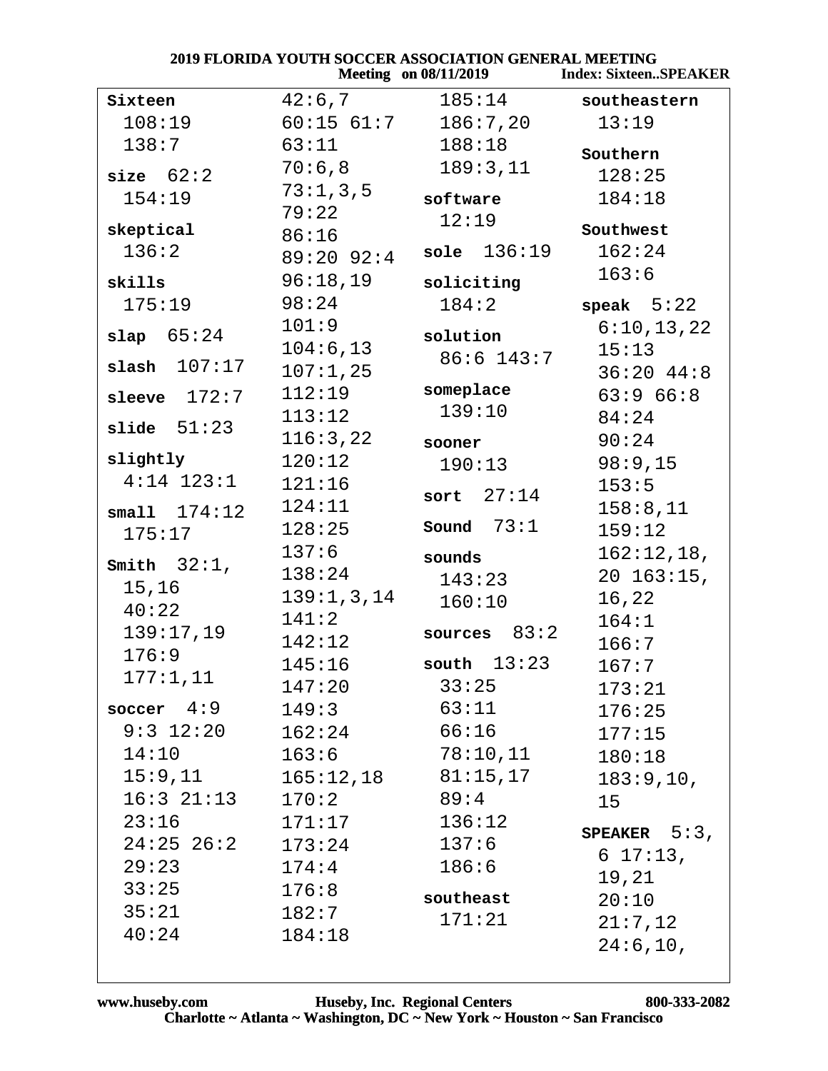**Sixteen** 108:19 138:7

**size** 62:2 154:19

**skeptical** 136:2

**skills** 175:19

**slap** 65:24

**slash** 107:17

**sleeve** 172:7

**slide** 51:23

**slightly** 4:14 123:1

**small** 174:12 175:17

**Smith** 32:1, 15,16 40:22 139:17,19 176:9 177:1,11

**soccer** 4:9 9:3 12:20 14:10 15:9,11 16:3 21:13 23:16 24:25 26:2 29:23 33:25 35:21 40:24 42:6,7 60:15 61:7 63:11 70:6,8 73:1,3,5 79:22 86:16 89:20 92:4 96:18,19 98:24 101:9 104:6,13 107:1,25 112:19 113:12 116:3,22 120:12 121:16 124:11 128:25 137:6 138:24 139:1,3,14 141:2 142:12 145:16 147:20 149:3 162:24 163:6 165:12,18 170:2 171:17 173:24 174:4 176:8 182:7 184:18 185:14 186:7,20 188:18 189:3,11

**software** 12:19

**sole** 136:19

**soliciting** 184:2

**solution** 86:6 143:7

**someplace** 139:10

**sooner** 190:13

**sort** 27:14

**Sound** 73:1

**sounds** 143:23 160:10

**sources** 83:2

**south** 13:23 33:25 63:11 66:16 78:10,11 81:15,17 89:4 136:12 137:6 186:6

**southeast** 171:21

**southeastern** 13:19

**Southern** 128:25 184:18

**Southwest** 162:24 163:6

**speak** 5:22 6:10,13,22 15:13 36:20 44:8 63:9 66:8 84:24 90:24 98:9,15 153:5 158:8,11 159:12 162:12,18, 20 163:15, 16,22 164:1 166:7 167:7 173:21 176:25 177:15 180:18 183:9,10, 15

**SPEAKER** 5:3, 6 17:13, 19,21 20:10 21:7,12 24:6,10,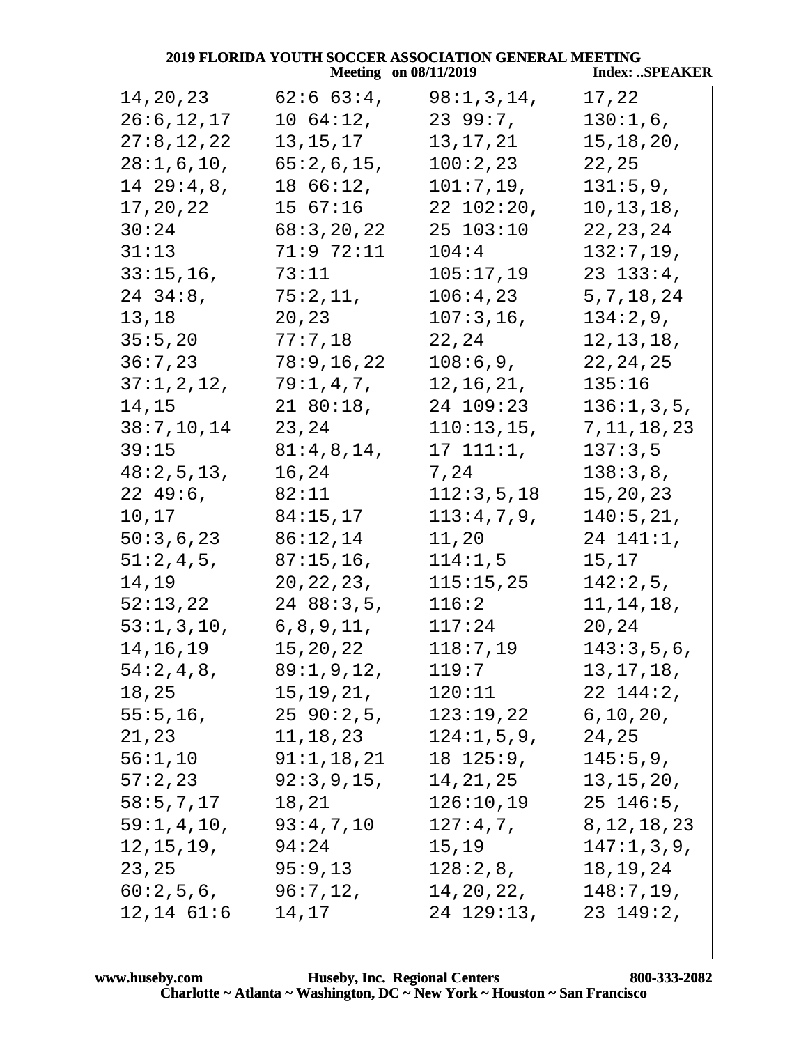14,20,23
26:6,12,17
27:8,12,22
28:1,6,10,
14 29:4,8,
17,20,22
30:24
31:13
33:15,16,
24 34:8,
13,18
35:5,20
36:7,23
37:1,2,12,
14,15
38:7,10,14
39:15
48:2,5,13,
22 49:6,
10,17
50:3,6,23
51:2,4,5,
14,19
52:13,22
53:1,3,10,
14,16,19
54:2,4,8,
18,25
55:5,16,
21,23
56:1,10
57:2,23
58:5,7,17
59:1,4,10,
12,15,19,
23,25
60:2,5,6,
12,14 61:6

62:6 63:4,
10 64:12,
13,15,17
65:2,6,15,
18 66:12,
15 67:16
68:3,20,22
71:9 72:11
73:11
75:2,11,
20,23
77:7,18
78:9,16,22
79:1,4,7,
21 80:18,
23,24
81:4,8,14,
16,24
82:11
84:15,17
86:12,14
87:15,16,
20,22,23,
24 88:3,5,
6,8,9,11,
15,20,22
89:1,9,12,
15,19,21,
25 90:2,5,
11,18,23
91:1,18,21
92:3,9,15,
18,21
93:4,7,10
94:24
95:9,13
96:7,12,
14,17

98:1,3,14,
23 99:7,
13,17,21
100:2,23
101:7,19,
22 102:20,
25 103:10
104:4
105:17,19
106:4,23
107:3,16,
22,24
108:6,9,
12,16,21,
24 109:23
110:13,15,
17 111:1,
7,24
112:3,5,18
113:4,7,9,
11,20
114:1,5
115:15,25
116:2
117:24
118:7,19
119:7
120:11
123:19,22
124:1,5,9,
18 125:9,
14,21,25
126:10,19
127:4,7,
15,19
128:2,8,
14,20,22,
24 129:13,

17,22
130:1,6,
15,18,20,
22,25
131:5,9,
10,13,18,
22,23,24
132:7,19,
23 133:4,
5,7,18,24
134:2,9,
12,13,18,
22,24,25
135:16
136:1,3,5,
7,11,18,23
137:3,5
138:3,8,
15,20,23
140:5,21,
24 141:1,
15,17
142:2,5,
11,14,18,
20,24
143:3,5,6,
13,17,18,
22 144:2,
6,10,20,
24,25
145:5,9,
13,15,20,
25 146:5,
8,12,18,23
147:1,3,9,
18,19,24
148:7,19,
23 149:2,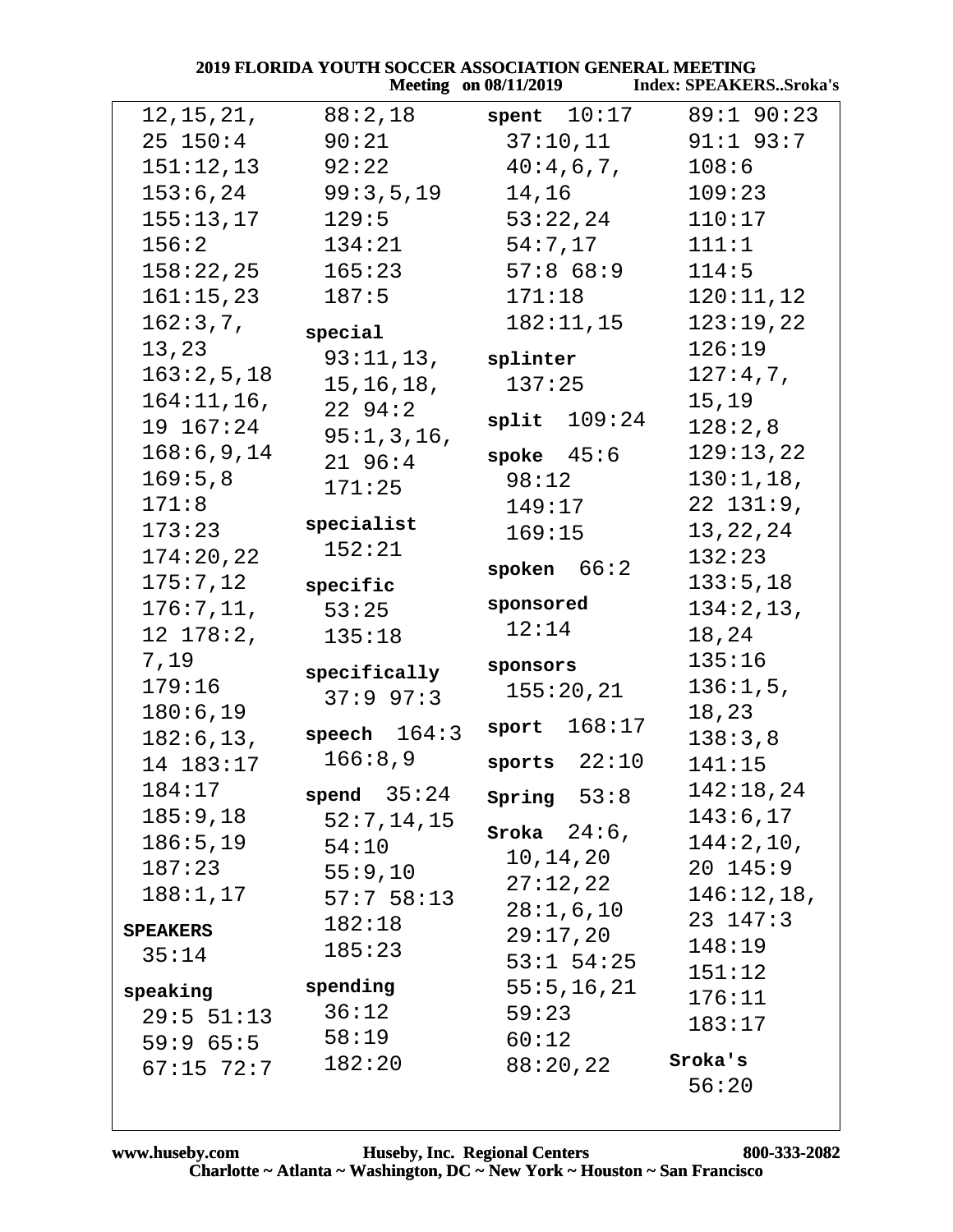12,15,21, 25 150:4 151:12,13 153:6,24 155:13,17 156:2 158:22,25 161:15,23 162:3,7, 13,23 163:2,5,18 164:11,16, 19 167:24 168:6,9,14 169:5,8 171:8 173:23 174:20,22 175:7,12 176:7,11, 12 178:2, 7,19 179:16 180:6,19 182:6,13, 14 183:17 184:17 185:9,18 186:5,19 187:23 188:1,17

**SPEAKERS** 35:14

**speaking** 29:5 51:13 59:9 65:5 67:15 72:7 88:2,18 90:21 92:22 99:3,5,19 129:5 134:21 165:23 187:5

**special** 93:11,13, 15,16,18, 22 94:2 95:1,3,16, 21 96:4 171:25

**specialist** 152:21

**specific** 53:25 135:18

**specifically** 37:9 97:3

**speech** 164:3 166:8,9

**spend** 35:24 52:7,14,15 54:10 55:9,10 57:7 58:13 182:18 185:23

**spending** 36:12 58:19 182:20

**spent** 10:17 37:10,11 40:4,6,7, 14,16 53:22,24 54:7,17 57:8 68:9 171:18 182:11,15

**splinter** 137:25

**split** 109:24

**spoke** 45:6 98:12 149:17 169:15

**spoken** 66:2

**sponsored** 12:14

**sponsors** 155:20,21

**sport** 168:17

**sports** 22:10

**Spring** 53:8

**Sroka** 24:6, 10,14,20 27:12,22 28:1,6,10 29:17,20 53:1 54:25 55:5,16,21 59:23 60:12 88:20,22 89:1 90:23 91:1 93:7 108:6 109:23 110:17 111:1 114:5 120:11,12 123:19,22 126:19 127:4,7, 15,19 128:2,8 129:13,22 130:1,18, 22 131:9, 13,22,24 132:23 133:5,18 134:2,13, 18,24 135:16 136:1,5, 18,23 138:3,8 141:15 142:18,24 143:6,17 144:2,10, 20 145:9 146:12,18, 23 147:3 148:19 151:12 176:11 183:17

**Sroka's** 56:20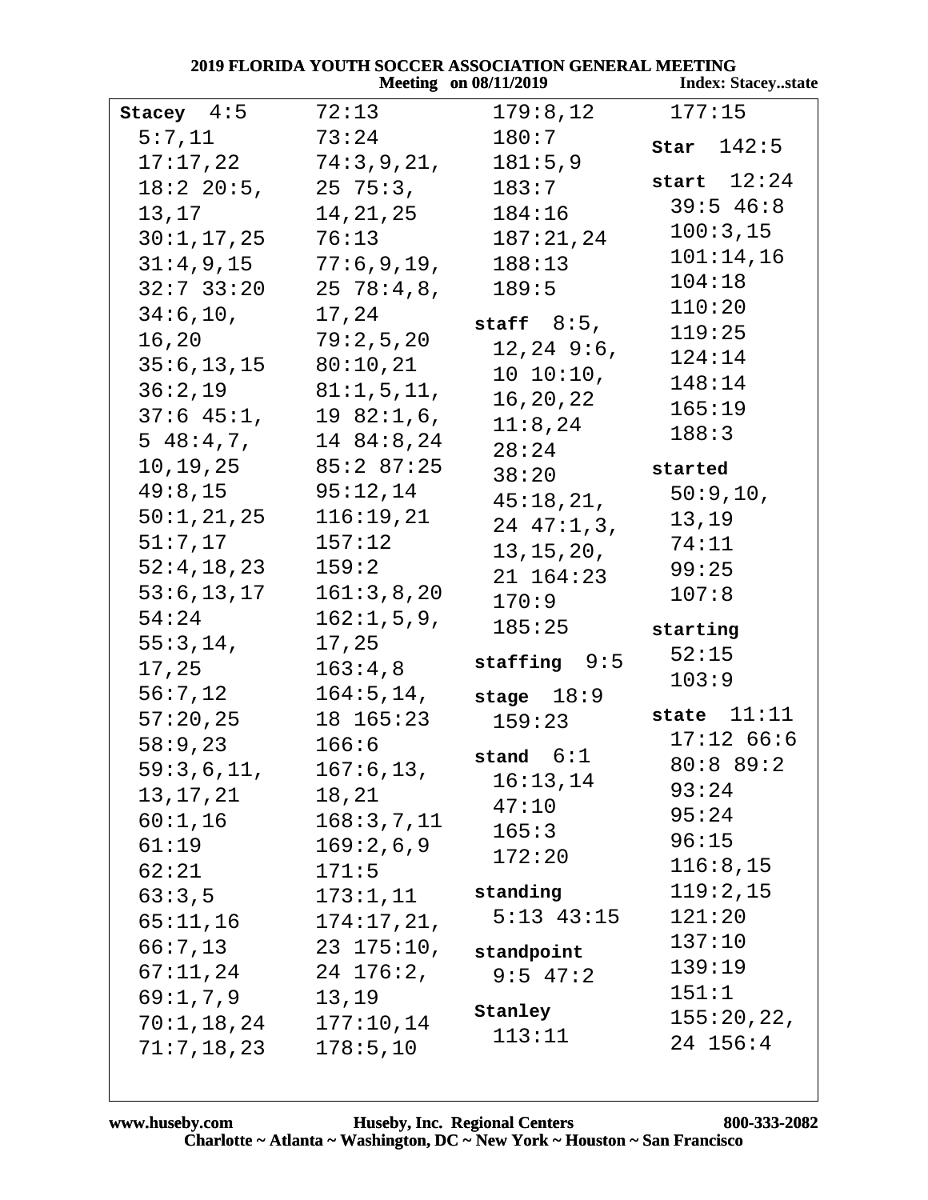**Stacey** 4:5 5:7,11 17:17,22 18:2 20:5, 13,17 30:1,17,25 31:4,9,15 32:7 33:20 34:6,10, 16,20 35:6,13,15 36:2,19 37:6 45:1, 5 48:4,7, 10,19,25 49:8,15 50:1,21,25 51:7,17 52:4,18,23 53:6,13,17 54:24 55:3,14, 17,25 56:7,12 57:20,25 58:9,23 59:3,6,11, 13,17,21 60:1,16 61:19 62:21 63:3,5 65:11,16 66:7,13 67:11,24 69:1,7,9 70:1,18,24 71:7,18,23 72:13 73:24 74:3,9,21, 25 75:3, 14,21,25 76:13 77:6,9,19, 25 78:4,8, 17,24 79:2,5,20 80:10,21 81:1,5,11, 19 82:1,6, 14 84:8,24 85:2 87:25 95:12,14 116:19,21 157:12 159:2 161:3,8,20 162:1,5,9, 17,25 163:4,8 164:5,14, 18 165:23 166:6 167:6,13, 18,21 168:3,7,11 169:2,6,9 171:5 173:1,11 174:17,21, 23 175:10, 24 176:2, 13,19 177:10,14 178:5,10 179:8,12 180:7 181:5,9 183:7 184:16 187:21,24 188:13 189:5

**staff** 8:5, 12,24 9:6, 10 10:10, 16,20,22 11:8,24 28:24 38:20 45:18,21, 24 47:1,3, 13,15,20, 21 164:23 170:9 185:25

**staffing** 9:5

**stage** 18:9 159:23

**stand** 6:1 16:13,14 47:10 165:3 172:20

**standing** 5:13 43:15

**standpoint** 9:5 47:2

**Stanley** 113:11 177:15

**Star** 142:5

**start** 12:24 39:5 46:8 100:3,15 101:14,16 104:18 110:20 119:25 124:14 148:14 165:19 188:3

**started** 50:9,10, 13,19 74:11 99:25 107:8

**starting** 52:15 103:9

**state** 11:11 17:12 66:6 80:8 89:2 93:24 95:24 96:15 116:8,15 119:2,15 121:20 137:10 139:19 151:1 155:20,22, 24 156:4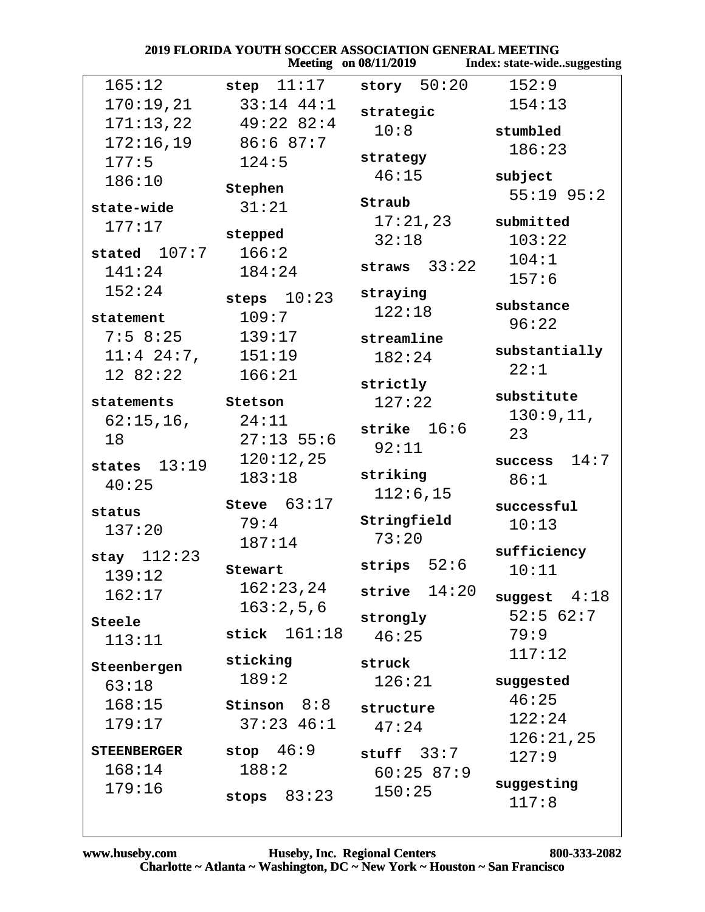165:12
170:19,21
171:13,22
172:16,19
177:5
186:10

**state-wide** 177:17

**stated** 107:7 141:24 152:24

**statement** 7:5 8:25 11:4 24:7, 12 82:22

**statements** 62:15,16, 18

**states** 13:19 40:25

**status** 137:20

**stay** 112:23 139:12 162:17

**Steele** 113:11

**Steenbergen** 63:18 168:15 179:17

**STEENBERGER** 168:14 179:16

**step** 11:17 33:14 44:1 49:22 82:4 86:6 87:7 124:5

**Stephen** 31:21

**stepped** 166:2 184:24

**steps** 10:23 109:7 139:17 151:19 166:21

**Stetson** 24:11 27:13 55:6 120:12,25 183:18

**Steve** 63:17 79:4 187:14

**Stewart** 162:23,24 163:2,5,6

**stick** 161:18

**sticking** 189:2

**Stinson** 8:8 37:23 46:1

**stop** 46:9 188:2

**stops** 83:23

**story** 50:20

**strategic** 10:8

**strategy** 46:15

**Straub** 17:21,23 32:18

**straws** 33:22

**straying** 122:18

**streamline** 182:24

**strictly** 127:22

**strike** 16:6 92:11

**striking** 112:6,15

**Stringfield** 73:20

**strips** 52:6

**strive** 14:20

**strongly** 46:25

**struck** 126:21

**structure** 47:24

**stuff** 33:7 60:25 87:9 150:25

152:9
154:13

**stumbled** 186:23

**subject** 55:19 95:2

**submitted** 103:22 104:1 157:6

**substance** 96:22

**substantially** 22:1

**substitute** 130:9,11, 23

**success** 14:7 86:1

**successful** 10:13

**sufficiency** 10:11

**suggest** 4:18 52:5 62:7 79:9 117:12

**suggested** 46:25 122:24 126:21,25 127:9

**suggesting** 117:8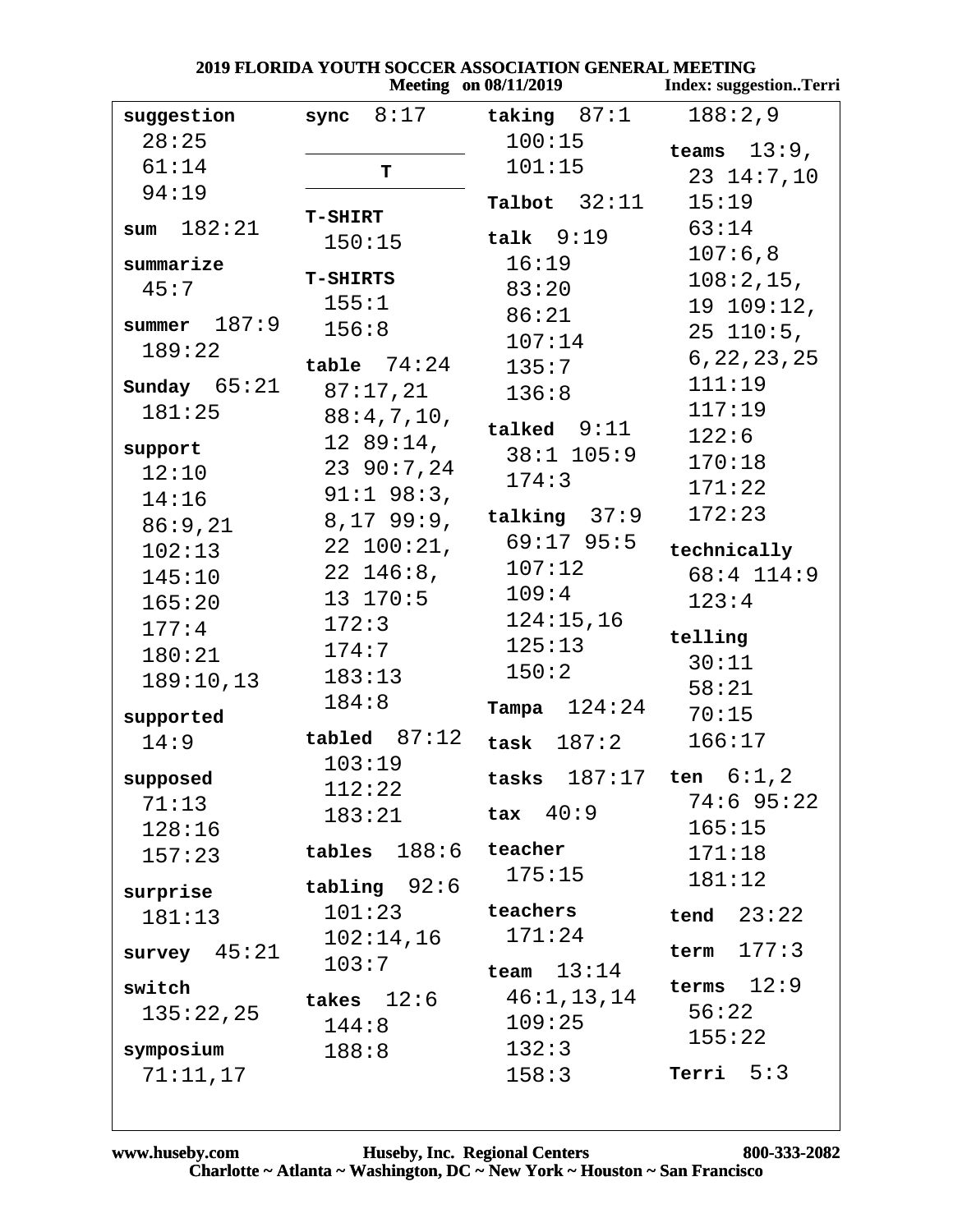**suggestion** 28:25 61:14 94:19

**sum** 182:21

**summarize** 45:7

**summer** 187:9 189:22

**Sunday** 65:21 181:25

**support** 12:10 14:16 86:9,21 102:13 145:10 165:20 177:4 180:21 189:10,13

**supported** 14:9

**supposed** 71:13 128:16 157:23

**surprise** 181:13

**survey** 45:21

**switch** 135:22,25

**symposium** 71:11,17

**sync** 8:17

## T

**T-SHIRT** 150:15

**T-SHIRTS** 155:1 156:8

**table** 74:24 87:17,21 88:4,7,10, 12 89:14, 23 90:7,24 91:1 98:3, 8,17 99:9, 22 100:21, 22 146:8, 13 170:5 172:3 174:7 183:13 184:8

**tabled** 87:12 103:19 112:22 183:21

**tables** 188:6

**tabling** 92:6 101:23 102:14,16 103:7

**takes** 12:6 144:8 188:8

**taking** 87:1 100:15 101:15

**Talbot** 32:11

**talk** 9:19 16:19 83:20 86:21 107:14 135:7 136:8

**talked** 9:11 38:1 105:9 174:3

**talking** 37:9 69:17 95:5 107:12 109:4 124:15,16 125:13 150:2

**Tampa** 124:24

**task** 187:2

**tasks** 187:17

**tax** 40:9

**teacher** 175:15

**teachers** 171:24

**team** 13:14 46:1,13,14 109:25 132:3 158:3 188:2,9

**teams** 13:9, 23 14:7,10 15:19 63:14 107:6,8 108:2,15, 19 109:12, 25 110:5, 6,22,23,25 111:19 117:19 122:6 170:18 171:22 172:23

**technically** 68:4 114:9 123:4

**telling** 30:11 58:21 70:15 166:17

**ten** 6:1,2 74:6 95:22 165:15 171:18 181:12

**tend** 23:22

**term** 177:3

**terms** 12:9 56:22 155:22

**Terri** 5:3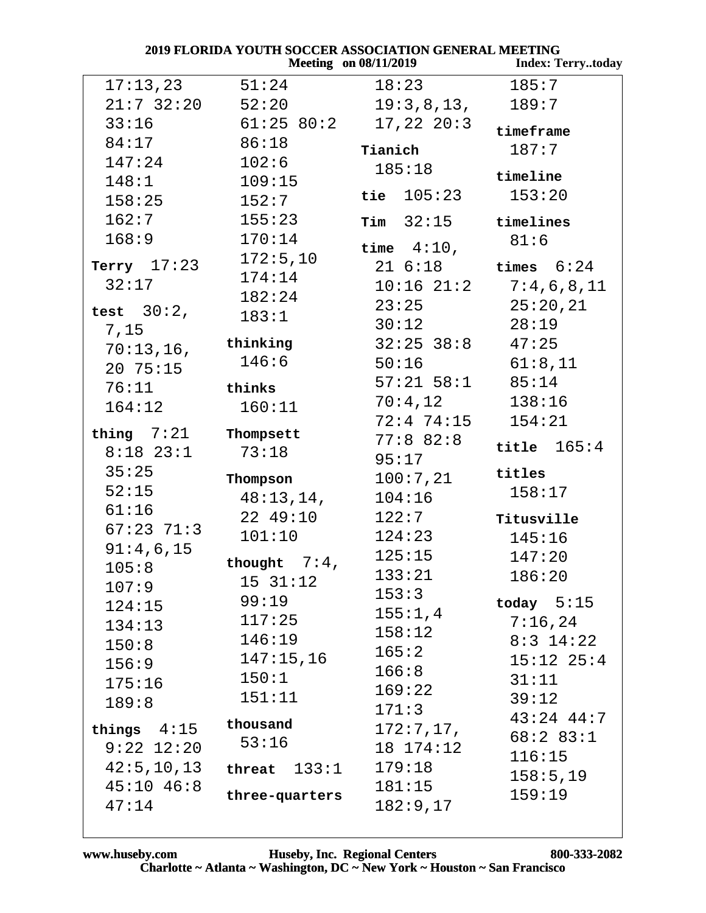17:13,23 21:7 32:20 33:16 84:17 147:24 148:1 158:25 162:7 168:9

**Terry** 17:23 32:17

**test** 30:2, 7,15 70:13,16, 20 75:15 76:11 164:12

**thing** 7:21 8:18 23:1 35:25 52:15 61:16 67:23 71:3 91:4,6,15 105:8 107:9 124:15 134:13 150:8 156:9 175:16 189:8

**things** 4:15 9:22 12:20 42:5,10,13 45:10 46:8 47:14

51:24 52:20 61:25 80:2 86:18 102:6 109:15 152:7 155:23 170:14 172:5,10 174:14 182:24 183:1

**thinking** 146:6

**thinks** 160:11

**Thompsett** 73:18

**Thompson** 48:13,14, 22 49:10 101:10

**thought** 7:4, 15 31:12 99:19 117:25 146:19 147:15,16 150:1 151:11

**thousand** 53:16

**threat** 133:1

**three-quarters** 18:23 19:3,8,13, 17,22 20:3

**Tianich** 185:18

**tie** 105:23

**Tim** 32:15

**time** 4:10, 21 6:18 10:16 21:2 23:25 30:12 32:25 38:8 50:16 57:21 58:1 70:4,12 72:4 74:15 77:8 82:8 95:17 100:7,21 104:16 122:7 124:23 125:15 133:21 153:3 155:1,4 158:12 165:2 166:8 169:22 171:3 172:7,17, 18 174:12 179:18 181:15 182:9,17

185:7 189:7

**timeframe** 187:7

**timeline** 153:20

**timelines** 81:6

**times** 6:24 7:4,6,8,11 25:20,21 28:19 47:25 61:8,11 85:14 138:16 154:21

**title** 165:4

**titles** 158:17

**Titusville** 145:16 147:20 186:20

**today** 5:15 7:16,24 8:3 14:22 15:12 25:4 31:11 39:12 43:24 44:7 68:2 83:1 116:15 158:5,19 159:19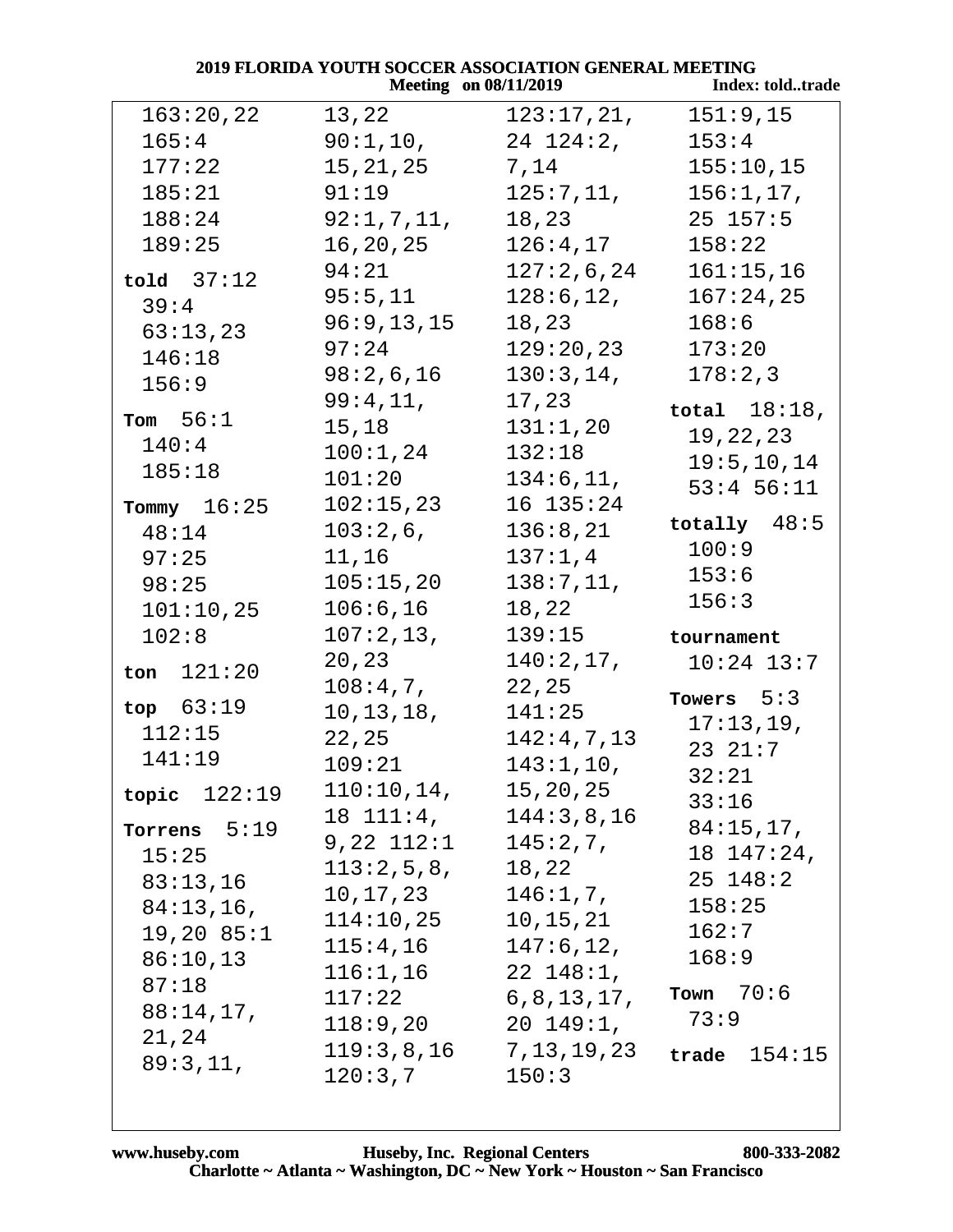163:20,22
165:4
177:22
185:21
188:24
189:25

**told** 37:12
39:4
63:13,23
146:18
156:9

**Tom** 56:1
140:4
185:18

**Tommy** 16:25
48:14
97:25
98:25
101:10,25
102:8

**ton** 121:20

**top** 63:19
112:15
141:19

**topic** 122:19

**Torrens** 5:19
15:25
83:13,16
84:13,16,
19,20 85:1
86:10,13
87:18
88:14,17,
21,24
89:3,11,
13,22
90:1,10,
15,21,25
91:19
92:1,7,11,
16,20,25
94:21
95:5,11
96:9,13,15
97:24
98:2,6,16
99:4,11,
15,18
100:1,24
101:20
102:15,23
103:2,6,
11,16
105:15,20
106:6,16
107:2,13,
20,23
108:4,7,
10,13,18,
22,25
109:21
110:10,14,
18 111:4,
9,22 112:1
113:2,5,8,
10,17,23
114:10,25
115:4,16
116:1,16
117:22
118:9,20
119:3,8,16
120:3,7
123:17,21,
24 124:2,
7,14
125:7,11,
18,23
126:4,17
127:2,6,24
128:6,12,
18,23
129:20,23
130:3,14,
17,23
131:1,20
132:18
134:6,11,
16 135:24
136:8,21
137:1,4
138:7,11,
18,22
139:15
140:2,17,
22,25
141:25
142:4,7,13
143:1,10,
15,20,25
144:3,8,16
145:2,7,
18,22
146:1,7,
10,15,21
147:6,12,
22 148:1,
6,8,13,17,
20 149:1,
7,13,19,23
150:3
151:9,15
153:4
155:10,15
156:1,17,
25 157:5
158:22
161:15,16
167:24,25
168:6
173:20
178:2,3

**total** 18:18,
19,22,23
19:5,10,14
53:4 56:11

**totally** 48:5
100:9
153:6
156:3

**tournament**
10:24 13:7

**Towers** 5:3
17:13,19,
23 21:7
32:21
33:16
84:15,17,
18 147:24,
25 148:2
158:25
162:7
168:9

**Town** 70:6
73:9

**trade** 154:15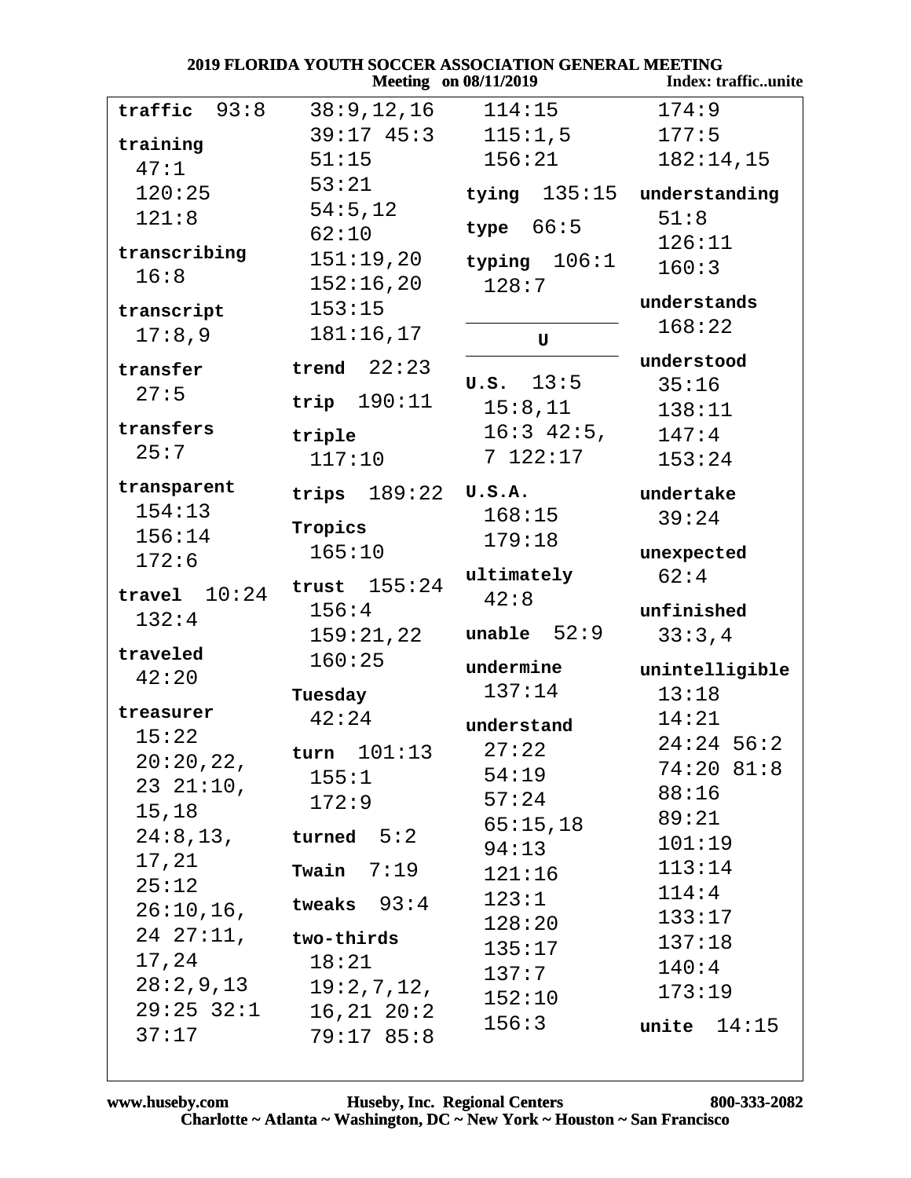**traffic** 93:8

**training** 47:1 120:25 121:8

**transcribing** 16:8

**transcript** 17:8,9

**transfer** 27:5

**transfers** 25:7

**transparent** 154:13 156:14 172:6

**travel** 10:24 132:4

**traveled** 42:20

**treasurer** 15:22 20:20,22, 23 21:10, 15,18 24:8,13, 17,21 25:12 26:10,16, 24 27:11, 17,24 28:2,9,13 29:25 32:1 37:17 38:9,12,16 39:17 45:3 51:15 53:21 54:5,12 62:10 151:19,20 152:16,20 153:15 181:16,17

**trend** 22:23

**trip** 190:11

**triple** 117:10

**trips** 189:22

**Tropics** 165:10

**trust** 155:24 156:4 159:21,22 160:25

**Tuesday** 42:24

**turn** 101:13 155:1 172:9

**turned** 5:2

**Twain** 7:19

**tweaks** 93:4

**two-thirds** 18:21 19:2,7,12, 16,21 20:2 79:17 85:8 114:15 115:1,5 156:21

**tying** 135:15

**type** 66:5

**typing** 106:1 128:7

**U**

**U.S.** 13:5 15:8,11 16:3 42:5, 7 122:17

**U.S.A.** 168:15 179:18

**ultimately** 42:8

**unable** 52:9

**undermine** 137:14

**understand** 27:22 54:19 57:24 65:15,18 94:13 121:16 123:1 128:20 135:17 137:7 152:10 156:3 174:9 177:5 182:14,15

**understanding** 51:8 126:11 160:3

**understands** 168:22

**understood** 35:16 138:11 147:4 153:24

**undertake** 39:24

**unexpected** 62:4

**unfinished** 33:3,4

**unintelligible** 13:18 14:21 24:24 56:2 74:20 81:8 88:16 89:21 101:19 113:14 114:4 133:17 137:18 140:4 173:19

**unite** 14:15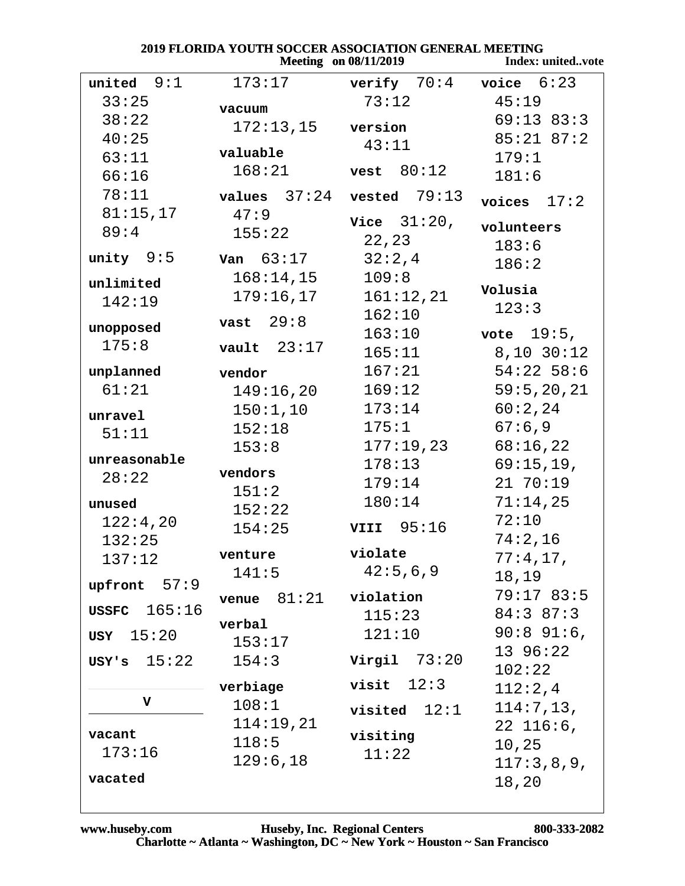**united** 9:1 33:25 38:22 40:25 63:11 66:16 78:11 81:15,17 89:4

**unity** 9:5

**unlimited** 142:19

**unopposed** 175:8

**unplanned** 61:21

**unravel** 51:11

**unreasonable** 28:22

**unused** 122:4,20 132:25 137:12

**upfront** 57:9

**USSFC** 165:16

**USY** 15:20

**USY's** 15:22

## V

**vacant** 173:16

**vacated** 173:17

**vacuum** 172:13,15

**valuable** 168:21

**values** 37:24 47:9 155:22

**Van** 63:17 168:14,15 179:16,17

**vast** 29:8

**vault** 23:17

**vendor** 149:16,20 150:1,10 152:18 153:8

**vendors** 151:2 152:22 154:25

**venture** 141:5

**venue** 81:21

**verbal** 153:17 154:3

**verbiage** 108:1 114:19,21 118:5 129:6,18

**verify** 70:4 73:12

**version** 43:11

**vest** 80:12

**vested** 79:13

**Vice** 31:20, 22,23 32:2,4 109:8 161:12,21 162:10 163:10 165:11 167:21 169:12 173:14 175:1 177:19,23 178:13 179:14 180:14

**VIII** 95:16

**violate** 42:5,6,9

**violation** 115:23 121:10

**Virgil** 73:20

**visit** 12:3

**visited** 12:1

**visiting** 11:22

**voice** 6:23 45:19 69:13 83:3 85:21 87:2 179:1 181:6

**voices** 17:2

**volunteers** 183:6 186:2

**Volusia** 123:3

**vote** 19:5, 8,10 30:12 54:22 58:6 59:5,20,21 60:2,24 67:6,9 68:16,22 69:15,19, 21 70:19 71:14,25 72:10 74:2,16 77:4,17, 18,19 79:17 83:5 84:3 87:3 90:8 91:6, 13 96:22 102:22 112:2,4 114:7,13, 22 116:6, 10,25 117:3,8,9, 18,20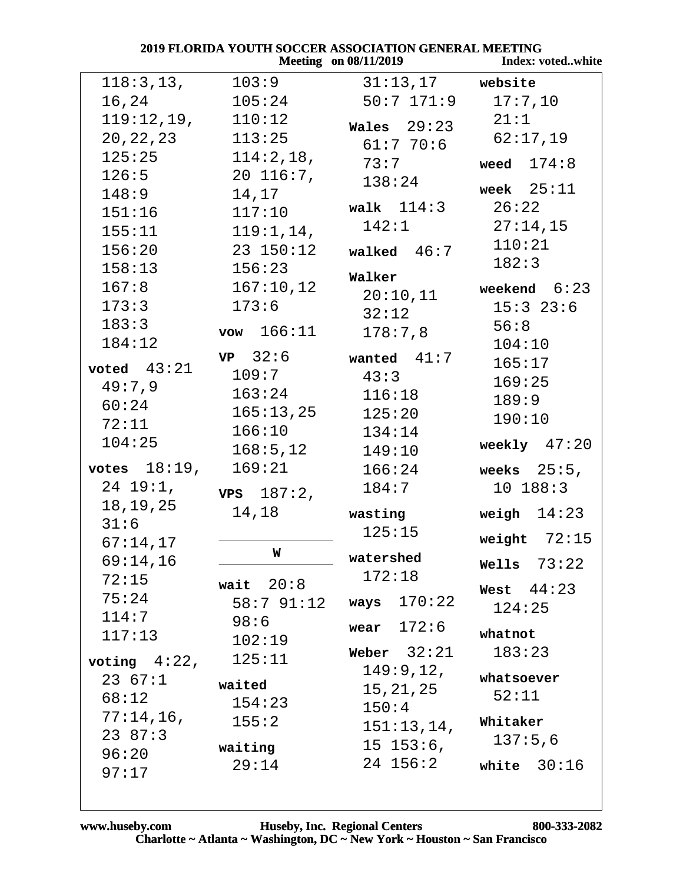118:3,13, 16,24
119:12,19, 20,22,23
125:25
126:5
148:9
151:16
155:11
156:20
158:13
167:8
173:3
183:3
184:12

**voted** 43:21 49:7,9 60:24 72:11 104:25

**votes** 18:19, 24 19:1, 18,19,25 31:6 67:14,17 69:14,16 72:15 75:24 114:7 117:13

**voting** 4:22, 23 67:1 68:12 77:14,16, 23 87:3 96:20 97:17

103:9
105:24
110:12
113:25
114:2,18, 20 116:7, 14,17
117:10
119:1,14, 23 150:12
156:23
167:10,12
173:6

**vow** 166:11

**VP** 32:6 109:7 163:24 165:13,25 166:10 168:5,12 169:21

**VPS** 187:2, 14,18

## W

**wait** 20:8 58:7 91:12 98:6 102:19 125:11

**waited** 154:23 155:2

**waiting** 29:14

31:13,17 50:7 171:9

**Wales** 29:23 61:7 70:6 73:7 138:24

**walk** 114:3 142:1

**walked** 46:7

**Walker** 20:10,11 32:12 178:7,8

**wanted** 41:7 43:3 116:18 125:20 134:14 149:10 166:24 184:7

**wasting** 125:15

**watershed** 172:18

**ways** 170:22

**wear** 172:6

**Weber** 32:21 149:9,12, 15,21,25 150:4 151:13,14, 15 153:6, 24 156:2

**website** 17:7,10 21:1 62:17,19

**weed** 174:8

**week** 25:11 26:22 27:14,15 110:21 182:3

**weekend** 6:23 15:3 23:6 56:8 104:10 165:17 169:25 189:9 190:10

**weekly** 47:20

**weeks** 25:5, 10 188:3

**weigh** 14:23

**weight** 72:15

**Wells** 73:22

**West** 44:23 124:25

**whatnot** 183:23

**whatsoever** 52:11

**Whitaker** 137:5,6

**white** 30:16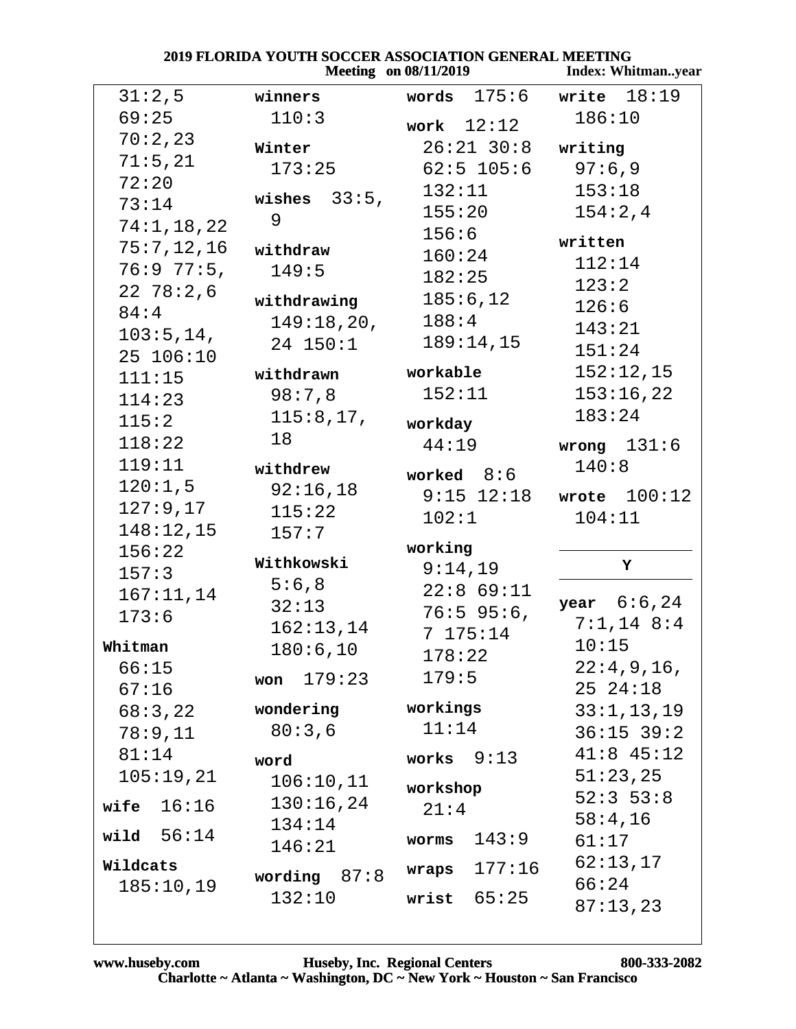31:2,5 69:25 70:2,23 71:5,21 72:20 73:14 74:1,18,22 75:7,12,16 76:9 77:5, 22 78:2,6 84:4 103:5,14, 25 106:10 111:15 114:23 115:2 118:22 119:11 120:1,5 127:9,17 148:12,15 156:22 157:3 167:11,14 173:6

**Whitman** 66:15 67:16 68:3,22 78:9,11 81:14 105:19,21

**wife** 16:16

**wild** 56:14

**Wildcats** 185:10,19

**winners** 110:3

**Winter** 173:25

**wishes** 33:5, 9

**withdraw** 149:5

**withdrawing** 149:18,20, 24 150:1

**withdrawn** 98:7,8 115:8,17, 18

**withdrew** 92:16,18 115:22 157:7

**Withkowski** 5:6,8 32:13 162:13,14 180:6,10

**won** 179:23

**wondering** 80:3,6

**word** 106:10,11 130:16,24 134:14 146:21

**wording** 87:8 132:10

**words** 175:6

**work** 12:12 26:21 30:8 62:5 105:6 132:11 155:20 156:6 160:24 182:25 185:6,12 188:4 189:14,15

**workable** 152:11

**workday** 44:19

**worked** 8:6 9:15 12:18 102:1

**working** 9:14,19 22:8 69:11 76:5 95:6, 7 175:14 178:22 179:5

**workings** 11:14

**works** 9:13

**workshop** 21:4

**worms** 143:9

**wraps** 177:16

**wrist** 65:25

**write** 18:19 186:10

**writing** 97:6,9 153:18 154:2,4

**written** 112:14 123:2 126:6 143:21 151:24 152:12,15 153:16,22 183:24

**wrong** 131:6 140:8

**wrote** 100:12 104:11

## Y

**year** 6:6,24 7:1,14 8:4 10:15 22:4,9,16, 25 24:18 33:1,13,19 36:15 39:2 41:8 45:12 51:23,25 52:3 53:8 58:4,16 61:17 62:13,17 66:24 87:13,23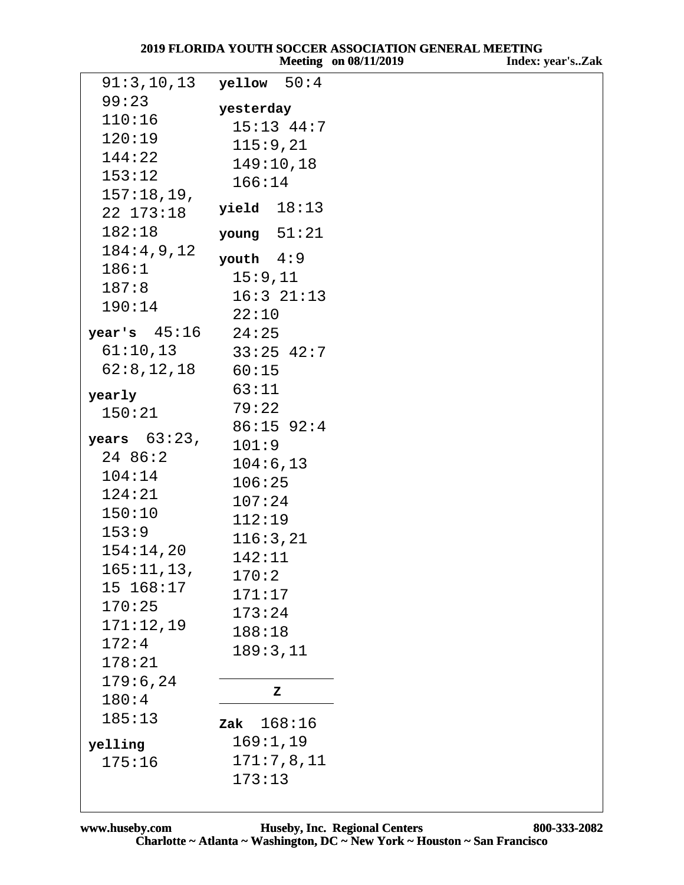91:3,10,13
99:23
110:16
120:19
144:22
153:12
157:18,19,
22 173:18
182:18
184:4,9,12
186:1
187:8
190:14

**year's** 45:16
61:10,13
62:8,12,18

**yearly**
150:21

**years** 63:23,
24 86:2
104:14
124:21
150:10
153:9
154:14,20
165:11,13,
15 168:17
170:25
171:12,19
172:4
178:21
179:6,24
180:4
185:13

**yelling**
175:16

**yellow** 50:4

**yesterday**
15:13 44:7
115:9,21
149:10,18
166:14

**yield** 18:13

**young** 51:21

**youth** 4:9
15:9,11
16:3 21:13
22:10
24:25
33:25 42:7
60:15
63:11
79:22
86:15 92:4
101:9
104:6,13
106:25
107:24
112:19
116:3,21
142:11
170:2
171:17
173:24
188:18
189:3,11

## Z

**Zak** 168:16
169:1,19
171:7,8,11
173:13